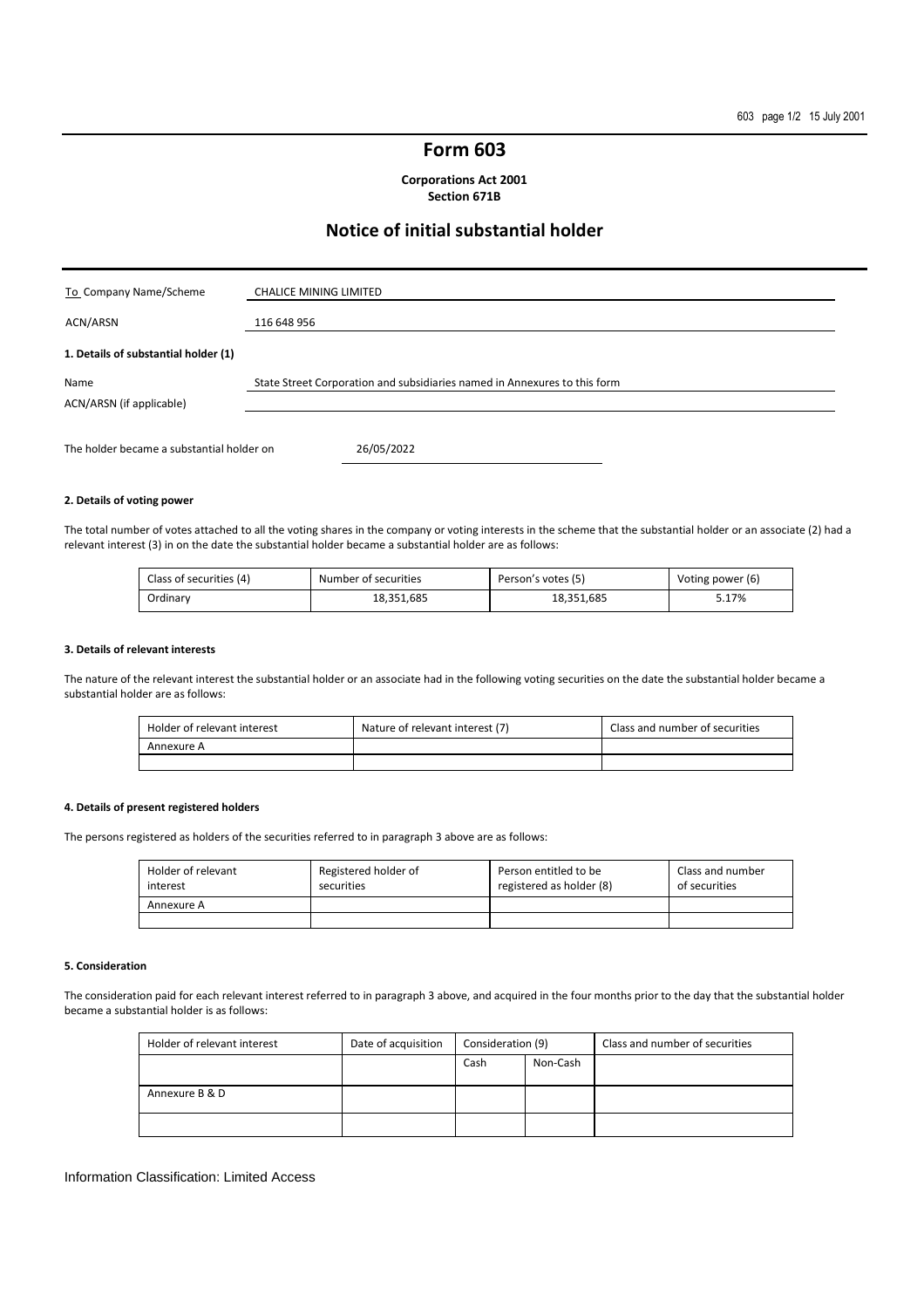# Form 603

**Corporations Act 2001**
**Section 671B**

## Notice of initial substantial holder

| | |
|---|---|
| To Company Name/Scheme | CHALICE MINING LIMITED |
| ACN/ARSN | 116 648 956 |

**1. Details of substantial holder (1)**

| | |
|---|---|
| Name | State Street Corporation and subsidiaries named in Annexures to this form |
| ACN/ARSN (if applicable) | |

The holder became a substantial holder on 26/05/2022

**2. Details of voting power**

The total number of votes attached to all the voting shares in the company or voting interests in the scheme that the substantial holder or an associate (2) had a relevant interest (3) in on the date the substantial holder became a substantial holder are as follows:

| Class of securities (4) | Number of securities | Person's votes (5) | Voting power (6) |
|---|---|---|---|
| Ordinary | 18,351,685 | 18,351,685 | 5.17% |

**3. Details of relevant interests**

The nature of the relevant interest the substantial holder or an associate had in the following voting securities on the date the substantial holder became a substantial holder are as follows:

| Holder of relevant interest | Nature of relevant interest (7) | Class and number of securities |
|---|---|---|
| Annexure A | | |
| | | |

**4. Details of present registered holders**

The persons registered as holders of the securities referred to in paragraph 3 above are as follows:

| Holder of relevant interest | Registered holder of securities | Person entitled to be registered as holder (8) | Class and number of securities |
|---|---|---|---|
| Annexure A | | | |
| | | | |

**5. Consideration**

The consideration paid for each relevant interest referred to in paragraph 3 above, and acquired in the four months prior to the day that the substantial holder became a substantial holder is as follows:

| Holder of relevant interest | Date of acquisition | Consideration (9) | | Class and number of securities |
|---|---|---|---|---|
| | | Cash | Non-Cash | |
| Annexure B & D | | | | |
| | | | | |

Information Classification: Limited Access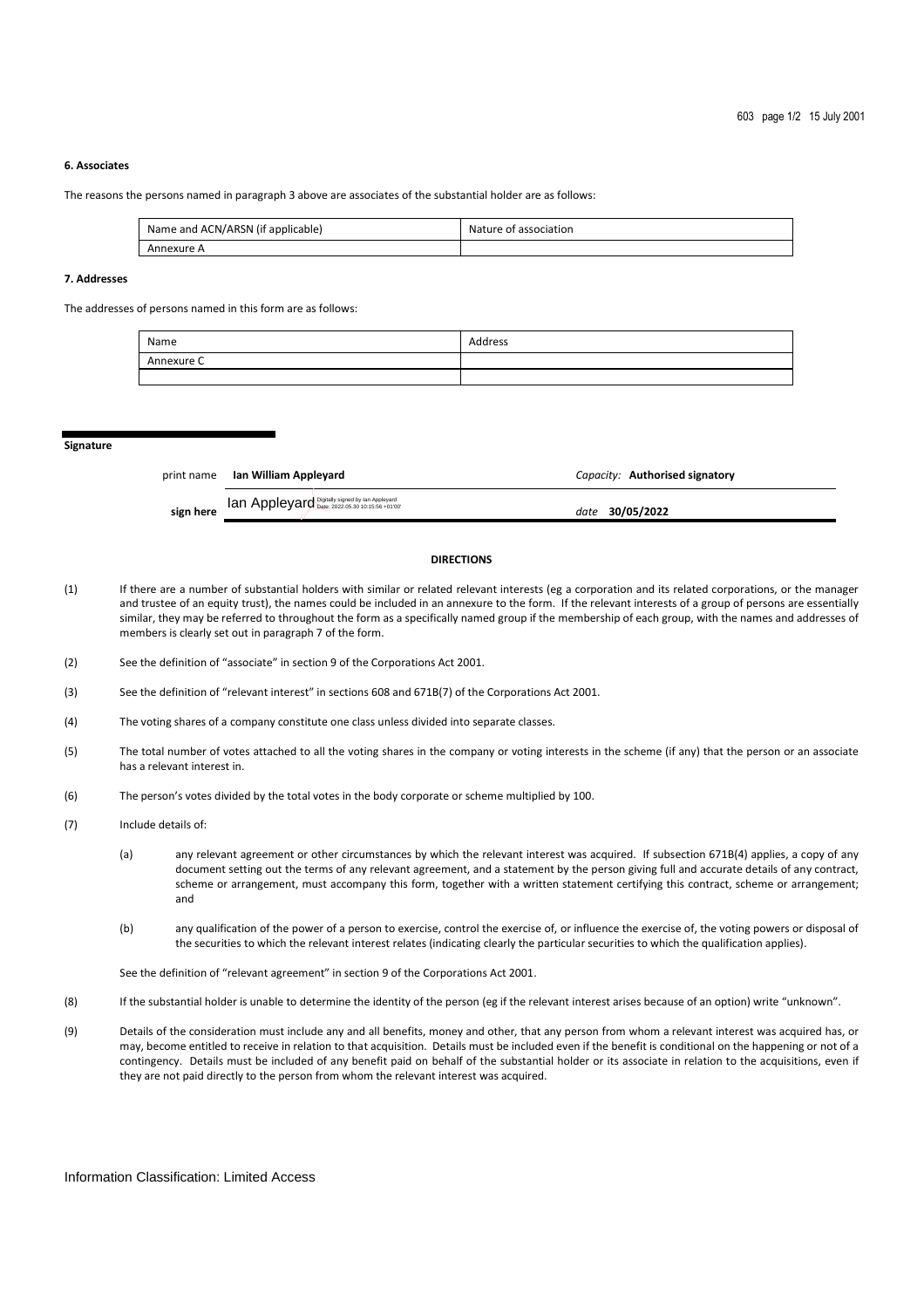### 6. Associates

The reasons the persons named in paragraph 3 above are associates of the substantial holder are as follows:

| Name and ACN/ARSN (if applicable) | Nature of association |
|---|---|
| Annexure A | |

### 7. Addresses

The addresses of persons named in this form are as follows:

| Name | Address |
|---|---|
| Annexure C | |
| | |

### Signature

print name **Ian William Appleyard** *Capacity:* **Authorised signatory**

sign here Ian Appleyard Digitally signed by Ian Appleyard Date: 2022.05.30 10:15:56 +01'00' *date* **30/05/2022**

**DIRECTIONS**

(1) If there are a number of substantial holders with similar or related relevant interests (eg a corporation and its related corporations, or the manager and trustee of an equity trust), the names could be included in an annexure to the form. If the relevant interests of a group of persons are essentially similar, they may be referred to throughout the form as a specifically named group if the membership of each group, with the names and addresses of members is clearly set out in paragraph 7 of the form.

(2) See the definition of "associate" in section 9 of the Corporations Act 2001.

(3) See the definition of "relevant interest" in sections 608 and 671B(7) of the Corporations Act 2001.

(4) The voting shares of a company constitute one class unless divided into separate classes.

(5) The total number of votes attached to all the voting shares in the company or voting interests in the scheme (if any) that the person or an associate has a relevant interest in.

(6) The person's votes divided by the total votes in the body corporate or scheme multiplied by 100.

(7) Include details of:

(a) any relevant agreement or other circumstances by which the relevant interest was acquired. If subsection 671B(4) applies, a copy of any document setting out the terms of any relevant agreement, and a statement by the person giving full and accurate details of any contract, scheme or arrangement, must accompany this form, together with a written statement certifying this contract, scheme or arrangement; and

(b) any qualification of the power of a person to exercise, control the exercise of, or influence the exercise of, the voting powers or disposal of the securities to which the relevant interest relates (indicating clearly the particular securities to which the qualification applies).

See the definition of "relevant agreement" in section 9 of the Corporations Act 2001.

(8) If the substantial holder is unable to determine the identity of the person (eg if the relevant interest arises because of an option) write "unknown".

(9) Details of the consideration must include any and all benefits, money and other, that any person from whom a relevant interest was acquired has, or may, become entitled to receive in relation to that acquisition. Details must be included even if the benefit is conditional on the happening or not of a contingency. Details must be included of any benefit paid on behalf of the substantial holder or its associate in relation to the acquisitions, even if they are not paid directly to the person from whom the relevant interest was acquired.

Information Classification: Limited Access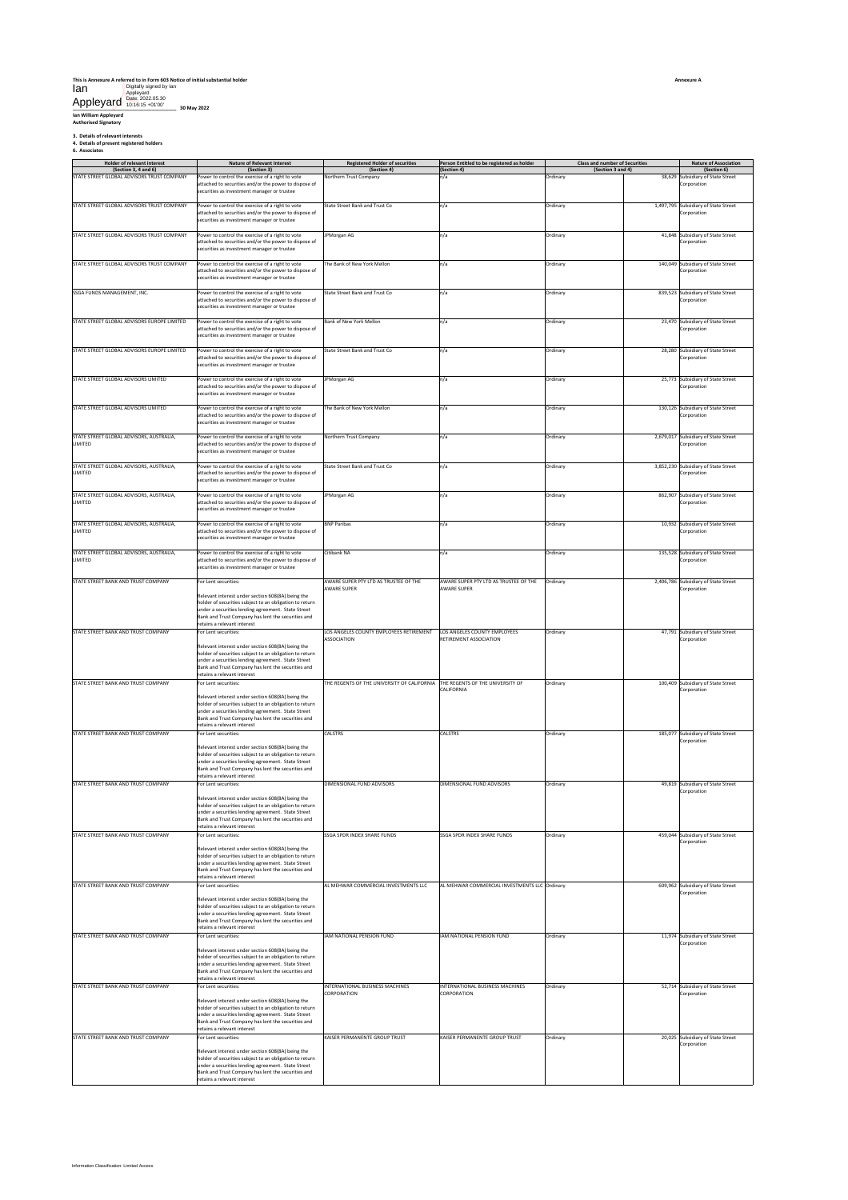This is Annexure A referred to in Form 603 Notice of initial substantial holder

**Annexure A**

Ian Appleyard
Digitally signed by Ian Appleyard
Date: 2022.05.30 10:16:15 +01'00'

**30 May 2022**

**Ian William Appleyard**
**Authorised Signatory**

**3. Details of relevant interests**
**4. Details of present registered holders**
**6. Associates**

| Holder of relevant interest (Section 3, 4 and 6) | Nature of Relevant Interest (Section 3) | Registered Holder of securities (Section 4) | Person Entitled to be registered as holder (Section 4) | Class and number of Securities (Section 3 and 4) | | Nature of Association (Section 6) |
|---|---|---|---|---|---|---|
| STATE STREET GLOBAL ADVISORS TRUST COMPANY | Power to control the exercise of a right to vote attached to securities and/or the power to dispose of securities as investment manager or trustee | Northern Trust Company | n/a | Ordinary | 38,629 | Subsidiary of State Street Corporation |
| STATE STREET GLOBAL ADVISORS TRUST COMPANY | Power to control the exercise of a right to vote attached to securities and/or the power to dispose of securities as investment manager or trustee | State Street Bank and Trust Co | n/a | Ordinary | 1,497,795 | Subsidiary of State Street Corporation |
| STATE STREET GLOBAL ADVISORS TRUST COMPANY | Power to control the exercise of a right to vote attached to securities and/or the power to dispose of securities as investment manager or trustee | JPMorgan AG | n/a | Ordinary | 41,848 | Subsidiary of State Street Corporation |
| STATE STREET GLOBAL ADVISORS TRUST COMPANY | Power to control the exercise of a right to vote attached to securities and/or the power to dispose of securities as investment manager or trustee | The Bank of New York Mellon | n/a | Ordinary | 140,049 | Subsidiary of State Street Corporation |
| SSGA FUNDS MANAGEMENT, INC. | Power to control the exercise of a right to vote attached to securities and/or the power to dispose of securities as investment manager or trustee | State Street Bank and Trust Co | n/a | Ordinary | 839,523 | Subsidiary of State Street Corporation |
| STATE STREET GLOBAL ADVISORS EUROPE LIMITED | Power to control the exercise of a right to vote attached to securities and/or the power to dispose of securities as investment manager or trustee | Bank of New York Mellon | n/a | Ordinary | 23,470 | Subsidiary of State Street Corporation |
| STATE STREET GLOBAL ADVISORS EUROPE LIMITED | Power to control the exercise of a right to vote attached to securities and/or the power to dispose of securities as investment manager or trustee | State Street Bank and Trust Co | n/a | Ordinary | 28,280 | Subsidiary of State Street Corporation |
| STATE STREET GLOBAL ADVISORS LIMITED | Power to control the exercise of a right to vote attached to securities and/or the power to dispose of securities as investment manager or trustee | JPMorgan AG | n/a | Ordinary | 25,773 | Subsidiary of State Street Corporation |
| STATE STREET GLOBAL ADVISORS LIMITED | Power to control the exercise of a right to vote attached to securities and/or the power to dispose of securities as investment manager or trustee | The Bank of New York Mellon | n/a | Ordinary | 130,126 | Subsidiary of State Street Corporation |
| STATE STREET GLOBAL ADVISORS, AUSTRALIA, LIMITED | Power to control the exercise of a right to vote attached to securities and/or the power to dispose of securities as investment manager or trustee | Northern Trust Company | n/a | Ordinary | 2,679,017 | Subsidiary of State Street Corporation |
| STATE STREET GLOBAL ADVISORS, AUSTRALIA, LIMITED | Power to control the exercise of a right to vote attached to securities and/or the power to dispose of securities as investment manager or trustee | State Street Bank and Trust Co | n/a | Ordinary | 3,852,230 | Subsidiary of State Street Corporation |
| STATE STREET GLOBAL ADVISORS, AUSTRALIA, LIMITED | Power to control the exercise of a right to vote attached to securities and/or the power to dispose of securities as investment manager or trustee | JPMorgan AG | n/a | Ordinary | 862,907 | Subsidiary of State Street Corporation |
| STATE STREET GLOBAL ADVISORS, AUSTRALIA, LIMITED | Power to control the exercise of a right to vote attached to securities and/or the power to dispose of securities as investment manager or trustee | BNP Paribas | n/a | Ordinary | 10,932 | Subsidiary of State Street Corporation |
| STATE STREET GLOBAL ADVISORS, AUSTRALIA, LIMITED | Power to control the exercise of a right to vote attached to securities and/or the power to dispose of securities as investment manager or trustee | Citibank NA | n/a | Ordinary | 135,528 | Subsidiary of State Street Corporation |
| STATE STREET BANK AND TRUST COMPANY | For Lent securities: Relevant interest under section 608(8A) being the holder of securities subject to an obligation to return under a securities lending agreement. State Street Bank and Trust Company has lent the securities and retains a relevant interest | AWARE SUPER PTY LTD AS TRUSTEE OF THE AWARE SUPER | AWARE SUPER PTY LTD AS TRUSTEE OF THE AWARE SUPER | Ordinary | 2,406,786 | Subsidiary of State Street Corporation |
| STATE STREET BANK AND TRUST COMPANY | For Lent securities: Relevant interest under section 608(8A) being the holder of securities subject to an obligation to return under a securities lending agreement. State Street Bank and Trust Company has lent the securities and retains a relevant interest | LOS ANGELES COUNTY EMPLOYEES RETIREMENT ASSOCIATION | LOS ANGELES COUNTY EMPLOYEES RETIREMENT ASSOCIATION | Ordinary | 47,791 | Subsidiary of State Street Corporation |
| STATE STREET BANK AND TRUST COMPANY | For Lent securities: Relevant interest under section 608(8A) being the holder of securities subject to an obligation to return under a securities lending agreement. State Street Bank and Trust Company has lent the securities and retains a relevant interest | THE REGENTS OF THE UNIVERSITY OF CALIFORNIA | THE REGENTS OF THE UNIVERSITY OF CALIFORNIA | Ordinary | 100,409 | Subsidiary of State Street Corporation |
| STATE STREET BANK AND TRUST COMPANY | For Lent securities: Relevant interest under section 608(8A) being the holder of securities subject to an obligation to return under a securities lending agreement. State Street Bank and Trust Company has lent the securities and retains a relevant interest | CALSTRS | CALSTRS | Ordinary | 185,077 | Subsidiary of State Street Corporation |
| STATE STREET BANK AND TRUST COMPANY | For Lent securities: Relevant interest under section 608(8A) being the holder of securities subject to an obligation to return under a securities lending agreement. State Street Bank and Trust Company has lent the securities and retains a relevant interest | DIMENSIONAL FUND ADVISORS | DIMENSIONAL FUND ADVISORS | Ordinary | 49,819 | Subsidiary of State Street Corporation |
| STATE STREET BANK AND TRUST COMPANY | For Lent securities: Relevant interest under section 608(8A) being the holder of securities subject to an obligation to return under a securities lending agreement. State Street Bank and Trust Company has lent the securities and retains a relevant interest | SSGA SPDR INDEX SHARE FUNDS | SSGA SPDR INDEX SHARE FUNDS | Ordinary | 459,044 | Subsidiary of State Street Corporation |
| STATE STREET BANK AND TRUST COMPANY | For Lent securities: Relevant interest under section 608(8A) being the holder of securities subject to an obligation to return under a securities lending agreement. State Street Bank and Trust Company has lent the securities and retains a relevant interest | AL MEHWAR COMMERCIAL INVESTMENTS LLC | AL MEHWAR COMMERCIAL INVESTMENTS LLC | Ordinary | 609,962 | Subsidiary of State Street Corporation |
| STATE STREET BANK AND TRUST COMPANY | For Lent securities: Relevant interest under section 608(8A) being the holder of securities subject to an obligation to return under a securities lending agreement. State Street Bank and Trust Company has lent the securities and retains a relevant interest | IAM NATIONAL PENSION FUND | IAM NATIONAL PENSION FUND | Ordinary | 11,974 | Subsidiary of State Street Corporation |
| STATE STREET BANK AND TRUST COMPANY | For Lent securities: Relevant interest under section 608(8A) being the holder of securities subject to an obligation to return under a securities lending agreement. State Street Bank and Trust Company has lent the securities and retains a relevant interest | INTERNATIONAL BUSINESS MACHINES CORPORATION | INTERNATIONAL BUSINESS MACHINES CORPORATION | Ordinary | 52,714 | Subsidiary of State Street Corporation |
| STATE STREET BANK AND TRUST COMPANY | For Lent securities: Relevant interest under section 608(8A) being the holder of securities subject to an obligation to return under a securities lending agreement. State Street Bank and Trust Company has lent the securities and retains a relevant interest | KAISER PERMANENTE GROUP TRUST | KAISER PERMANENTE GROUP TRUST | Ordinary | 20,025 | Subsidiary of State Street Corporation |

Information Classification: Limited Access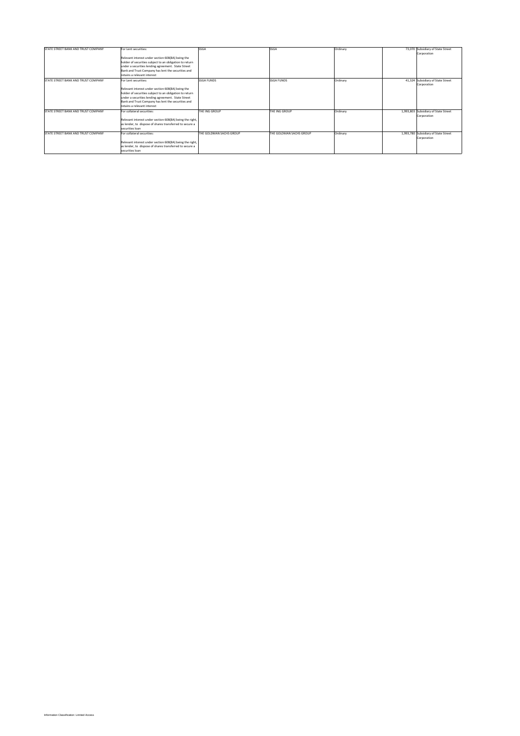| | | | | | | |
|---|---|---|---|---|---|---|
| STATE STREET BANK AND TRUST COMPANY | For Lent securities:<br><br>Relevant interest under section 608(8A) being the holder of securities subject to an obligation to return under a securities lending agreement. State Street Bank and Trust Company has lent the securities and retains a relevant interest | SSGA | SSGA | Ordinary | 73,070 | Subsidiary of State Street Corporation |
| STATE STREET BANK AND TRUST COMPANY | For Lent securities:<br><br>Relevant interest under section 608(8A) being the holder of securities subject to an obligation to return under a securities lending agreement. State Street Bank and Trust Company has lent the securities and retains a relevant interest | SSGA FUNDS | SSGA FUNDS | Ordinary | 41,324 | Subsidiary of State Street Corporation |
| STATE STREET BANK AND TRUST COMPANY | For collateral securities:<br><br>Relevant interest under section 608(8A) being the right, as lender, to dispose of shares transferred to secure a securities loan | THE ING GROUP | THE ING GROUP | Ordinary | 1,993,803 | Subsidiary of State Street Corporation |
| STATE STREET BANK AND TRUST COMPANY | For collateral securities:<br><br>Relevant interest under section 608(8A) being the right, as lender, to dispose of shares transferred to secure a securities loan | THE GOLDMAN SACHS GROUP | THE GOLDMAN SACHS GROUP | Ordinary | 1,993,780 | Subsidiary of State Street Corporation |

Information Classification: Limited Access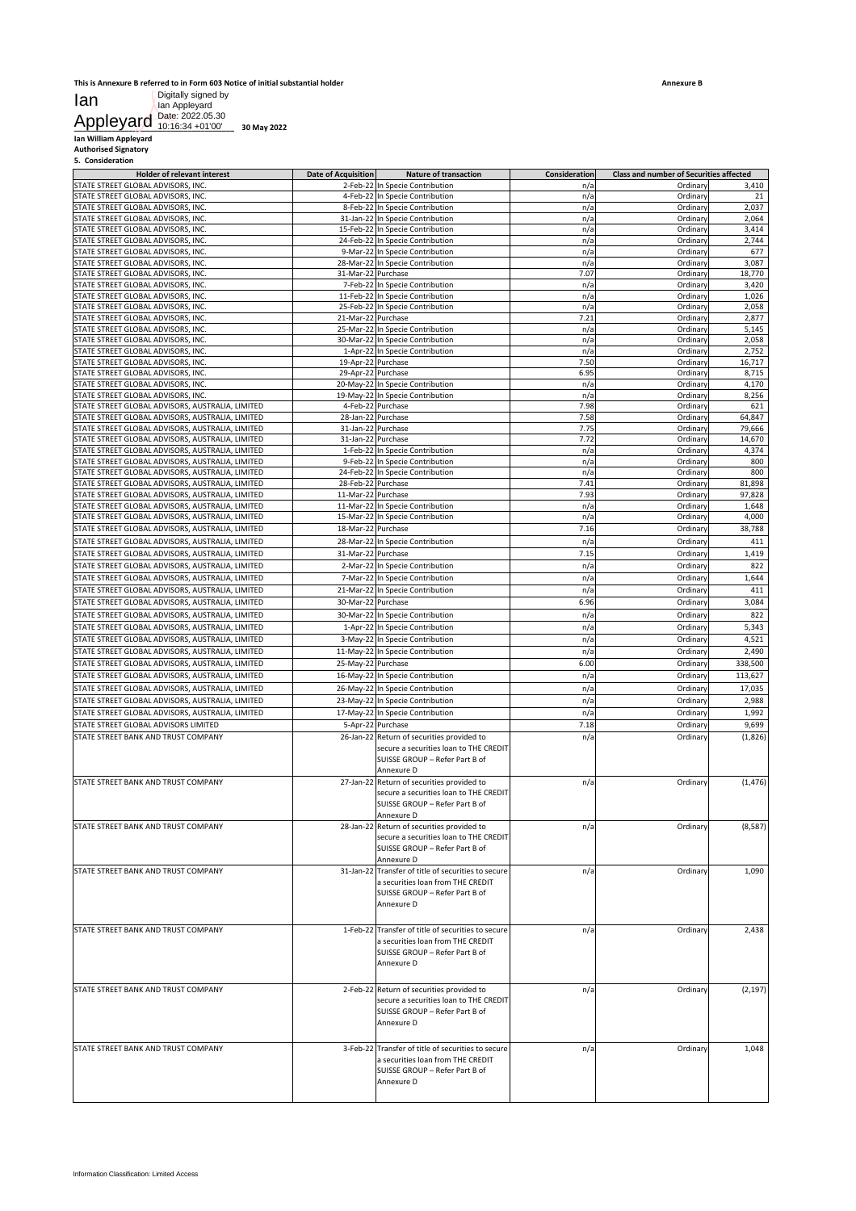**This is Annexure B referred to in Form 603 Notice of initial substantial holder** **Annexure B**

Ian Appleyard — Digitally signed by Ian Appleyard Date: 2022.05.30 10:16:34 +01'00' **30 May 2022**

**Ian William Appleyard**
**Authorised Signatory**

**5. Consideration**

| Holder of relevant interest | Date of Acquisition | Nature of transaction | Consideration | Class and number of Securities affected | |
|---|---|---|---|---|---|
| STATE STREET GLOBAL ADVISORS, INC. | 2-Feb-22 | In Specie Contribution | n/a | Ordinary | 3,410 |
| STATE STREET GLOBAL ADVISORS, INC. | 4-Feb-22 | In Specie Contribution | n/a | Ordinary | 21 |
| STATE STREET GLOBAL ADVISORS, INC. | 8-Feb-22 | In Specie Contribution | n/a | Ordinary | 2,037 |
| STATE STREET GLOBAL ADVISORS, INC. | 31-Jan-22 | In Specie Contribution | n/a | Ordinary | 2,064 |
| STATE STREET GLOBAL ADVISORS, INC. | 15-Feb-22 | In Specie Contribution | n/a | Ordinary | 3,414 |
| STATE STREET GLOBAL ADVISORS, INC. | 24-Feb-22 | In Specie Contribution | n/a | Ordinary | 2,744 |
| STATE STREET GLOBAL ADVISORS, INC. | 9-Mar-22 | In Specie Contribution | n/a | Ordinary | 677 |
| STATE STREET GLOBAL ADVISORS, INC. | 28-Mar-22 | In Specie Contribution | n/a | Ordinary | 3,087 |
| STATE STREET GLOBAL ADVISORS, INC. | 31-Mar-22 | Purchase | 7.07 | Ordinary | 18,770 |
| STATE STREET GLOBAL ADVISORS, INC. | 7-Feb-22 | In Specie Contribution | n/a | Ordinary | 3,420 |
| STATE STREET GLOBAL ADVISORS, INC. | 11-Feb-22 | In Specie Contribution | n/a | Ordinary | 1,026 |
| STATE STREET GLOBAL ADVISORS, INC. | 25-Feb-22 | In Specie Contribution | n/a | Ordinary | 2,058 |
| STATE STREET GLOBAL ADVISORS, INC. | 21-Mar-22 | Purchase | 7.21 | Ordinary | 2,877 |
| STATE STREET GLOBAL ADVISORS, INC. | 25-Mar-22 | In Specie Contribution | n/a | Ordinary | 5,145 |
| STATE STREET GLOBAL ADVISORS, INC. | 30-Mar-22 | In Specie Contribution | n/a | Ordinary | 2,058 |
| STATE STREET GLOBAL ADVISORS, INC. | 1-Apr-22 | In Specie Contribution | n/a | Ordinary | 2,752 |
| STATE STREET GLOBAL ADVISORS, INC. | 19-Apr-22 | Purchase | 7.50 | Ordinary | 16,717 |
| STATE STREET GLOBAL ADVISORS, INC. | 29-Apr-22 | Purchase | 6.95 | Ordinary | 8,715 |
| STATE STREET GLOBAL ADVISORS, INC. | 20-May-22 | In Specie Contribution | n/a | Ordinary | 4,170 |
| STATE STREET GLOBAL ADVISORS, INC. | 19-May-22 | In Specie Contribution | n/a | Ordinary | 8,256 |
| STATE STREET GLOBAL ADVISORS, AUSTRALIA, LIMITED | 4-Feb-22 | Purchase | 7.98 | Ordinary | 621 |
| STATE STREET GLOBAL ADVISORS, AUSTRALIA, LIMITED | 28-Jan-22 | Purchase | 7.58 | Ordinary | 64,847 |
| STATE STREET GLOBAL ADVISORS, AUSTRALIA, LIMITED | 31-Jan-22 | Purchase | 7.75 | Ordinary | 79,666 |
| STATE STREET GLOBAL ADVISORS, AUSTRALIA, LIMITED | 31-Jan-22 | Purchase | 7.72 | Ordinary | 14,670 |
| STATE STREET GLOBAL ADVISORS, AUSTRALIA, LIMITED | 1-Feb-22 | In Specie Contribution | n/a | Ordinary | 4,374 |
| STATE STREET GLOBAL ADVISORS, AUSTRALIA, LIMITED | 9-Feb-22 | In Specie Contribution | n/a | Ordinary | 800 |
| STATE STREET GLOBAL ADVISORS, AUSTRALIA, LIMITED | 24-Feb-22 | In Specie Contribution | n/a | Ordinary | 800 |
| STATE STREET GLOBAL ADVISORS, AUSTRALIA, LIMITED | 28-Feb-22 | Purchase | 7.41 | Ordinary | 81,898 |
| STATE STREET GLOBAL ADVISORS, AUSTRALIA, LIMITED | 11-Mar-22 | Purchase | 7.93 | Ordinary | 97,828 |
| STATE STREET GLOBAL ADVISORS, AUSTRALIA, LIMITED | 11-Mar-22 | In Specie Contribution | n/a | Ordinary | 1,648 |
| STATE STREET GLOBAL ADVISORS, AUSTRALIA, LIMITED | 15-Mar-22 | In Specie Contribution | n/a | Ordinary | 4,000 |
| STATE STREET GLOBAL ADVISORS, AUSTRALIA, LIMITED | 18-Mar-22 | Purchase | 7.16 | Ordinary | 38,788 |
| STATE STREET GLOBAL ADVISORS, AUSTRALIA, LIMITED | 28-Mar-22 | In Specie Contribution | n/a | Ordinary | 411 |
| STATE STREET GLOBAL ADVISORS, AUSTRALIA, LIMITED | 31-Mar-22 | Purchase | 7.15 | Ordinary | 1,419 |
| STATE STREET GLOBAL ADVISORS, AUSTRALIA, LIMITED | 2-Mar-22 | In Specie Contribution | n/a | Ordinary | 822 |
| STATE STREET GLOBAL ADVISORS, AUSTRALIA, LIMITED | 7-Mar-22 | In Specie Contribution | n/a | Ordinary | 1,644 |
| STATE STREET GLOBAL ADVISORS, AUSTRALIA, LIMITED | 21-Mar-22 | In Specie Contribution | n/a | Ordinary | 411 |
| STATE STREET GLOBAL ADVISORS, AUSTRALIA, LIMITED | 30-Mar-22 | Purchase | 6.96 | Ordinary | 3,084 |
| STATE STREET GLOBAL ADVISORS, AUSTRALIA, LIMITED | 30-Mar-22 | In Specie Contribution | n/a | Ordinary | 822 |
| STATE STREET GLOBAL ADVISORS, AUSTRALIA, LIMITED | 1-Apr-22 | In Specie Contribution | n/a | Ordinary | 5,343 |
| STATE STREET GLOBAL ADVISORS, AUSTRALIA, LIMITED | 3-May-22 | In Specie Contribution | n/a | Ordinary | 4,521 |
| STATE STREET GLOBAL ADVISORS, AUSTRALIA, LIMITED | 11-May-22 | In Specie Contribution | n/a | Ordinary | 2,490 |
| STATE STREET GLOBAL ADVISORS, AUSTRALIA, LIMITED | 25-May-22 | Purchase | 6.00 | Ordinary | 338,500 |
| STATE STREET GLOBAL ADVISORS, AUSTRALIA, LIMITED | 16-May-22 | In Specie Contribution | n/a | Ordinary | 113,627 |
| STATE STREET GLOBAL ADVISORS, AUSTRALIA, LIMITED | 26-May-22 | In Specie Contribution | n/a | Ordinary | 17,035 |
| STATE STREET GLOBAL ADVISORS, AUSTRALIA, LIMITED | 23-May-22 | In Specie Contribution | n/a | Ordinary | 2,988 |
| STATE STREET GLOBAL ADVISORS, AUSTRALIA, LIMITED | 17-May-22 | In Specie Contribution | n/a | Ordinary | 1,992 |
| STATE STREET GLOBAL ADVISORS LIMITED | 5-Apr-22 | Purchase | 7.18 | Ordinary | 9,699 |
| STATE STREET BANK AND TRUST COMPANY | 26-Jan-22 | Return of securities provided to secure a securities loan to THE CREDIT SUISSE GROUP – Refer Part B of Annexure D | n/a | Ordinary | (1,826) |
| STATE STREET BANK AND TRUST COMPANY | 27-Jan-22 | Return of securities provided to secure a securities loan to THE CREDIT SUISSE GROUP – Refer Part B of Annexure D | n/a | Ordinary | (1,476) |
| STATE STREET BANK AND TRUST COMPANY | 28-Jan-22 | Return of securities provided to secure a securities loan to THE CREDIT SUISSE GROUP – Refer Part B of Annexure D | n/a | Ordinary | (8,587) |
| STATE STREET BANK AND TRUST COMPANY | 31-Jan-22 | Transfer of title of securities to secure a securities loan from THE CREDIT SUISSE GROUP – Refer Part B of Annexure D | n/a | Ordinary | 1,090 |
| STATE STREET BANK AND TRUST COMPANY | 1-Feb-22 | Transfer of title of securities to secure a securities loan from THE CREDIT SUISSE GROUP – Refer Part B of Annexure D | n/a | Ordinary | 2,438 |
| STATE STREET BANK AND TRUST COMPANY | 2-Feb-22 | Return of securities provided to secure a securities loan to THE CREDIT SUISSE GROUP – Refer Part B of Annexure D | n/a | Ordinary | (2,197) |
| STATE STREET BANK AND TRUST COMPANY | 3-Feb-22 | Transfer of title of securities to secure a securities loan from THE CREDIT SUISSE GROUP – Refer Part B of Annexure D | n/a | Ordinary | 1,048 |

Information Classification: Limited Access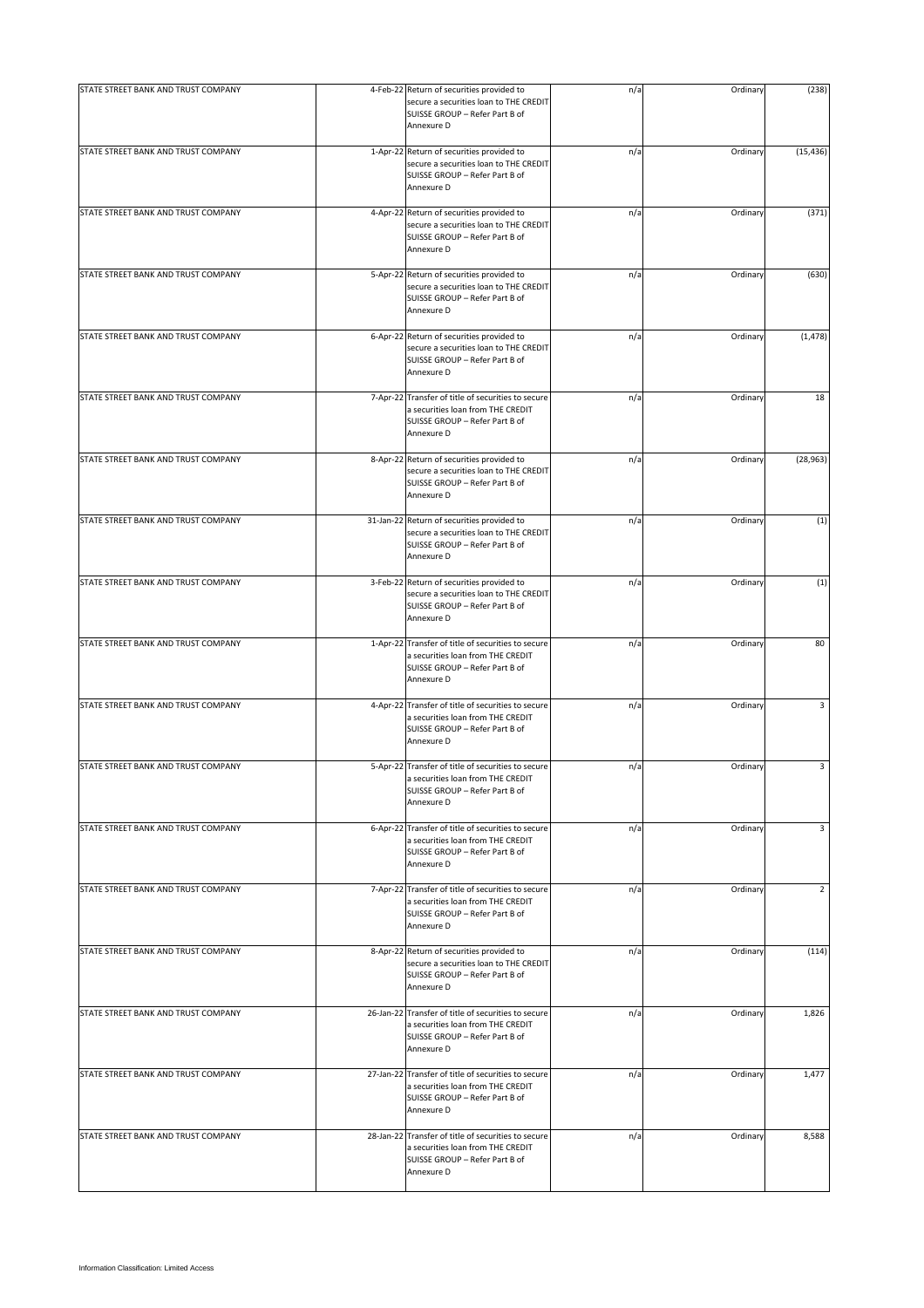| | | | | | |
|---|---|---|---|---|---|
| STATE STREET BANK AND TRUST COMPANY | 4-Feb-22 | Return of securities provided to secure a securities loan to THE CREDIT SUISSE GROUP – Refer Part B of Annexure D | n/a | Ordinary | (238) |
| STATE STREET BANK AND TRUST COMPANY | 1-Apr-22 | Return of securities provided to secure a securities loan to THE CREDIT SUISSE GROUP – Refer Part B of Annexure D | n/a | Ordinary | (15,436) |
| STATE STREET BANK AND TRUST COMPANY | 4-Apr-22 | Return of securities provided to secure a securities loan to THE CREDIT SUISSE GROUP – Refer Part B of Annexure D | n/a | Ordinary | (371) |
| STATE STREET BANK AND TRUST COMPANY | 5-Apr-22 | Return of securities provided to secure a securities loan to THE CREDIT SUISSE GROUP – Refer Part B of Annexure D | n/a | Ordinary | (630) |
| STATE STREET BANK AND TRUST COMPANY | 6-Apr-22 | Return of securities provided to secure a securities loan to THE CREDIT SUISSE GROUP – Refer Part B of Annexure D | n/a | Ordinary | (1,478) |
| STATE STREET BANK AND TRUST COMPANY | 7-Apr-22 | Transfer of title of securities to secure a securities loan from THE CREDIT SUISSE GROUP – Refer Part B of Annexure D | n/a | Ordinary | 18 |
| STATE STREET BANK AND TRUST COMPANY | 8-Apr-22 | Return of securities provided to secure a securities loan to THE CREDIT SUISSE GROUP – Refer Part B of Annexure D | n/a | Ordinary | (28,963) |
| STATE STREET BANK AND TRUST COMPANY | 31-Jan-22 | Return of securities provided to secure a securities loan to THE CREDIT SUISSE GROUP – Refer Part B of Annexure D | n/a | Ordinary | (1) |
| STATE STREET BANK AND TRUST COMPANY | 3-Feb-22 | Return of securities provided to secure a securities loan to THE CREDIT SUISSE GROUP – Refer Part B of Annexure D | n/a | Ordinary | (1) |
| STATE STREET BANK AND TRUST COMPANY | 1-Apr-22 | Transfer of title of securities to secure a securities loan from THE CREDIT SUISSE GROUP – Refer Part B of Annexure D | n/a | Ordinary | 80 |
| STATE STREET BANK AND TRUST COMPANY | 4-Apr-22 | Transfer of title of securities to secure a securities loan from THE CREDIT SUISSE GROUP – Refer Part B of Annexure D | n/a | Ordinary | 3 |
| STATE STREET BANK AND TRUST COMPANY | 5-Apr-22 | Transfer of title of securities to secure a securities loan from THE CREDIT SUISSE GROUP – Refer Part B of Annexure D | n/a | Ordinary | 3 |
| STATE STREET BANK AND TRUST COMPANY | 6-Apr-22 | Transfer of title of securities to secure a securities loan from THE CREDIT SUISSE GROUP – Refer Part B of Annexure D | n/a | Ordinary | 3 |
| STATE STREET BANK AND TRUST COMPANY | 7-Apr-22 | Transfer of title of securities to secure a securities loan from THE CREDIT SUISSE GROUP – Refer Part B of Annexure D | n/a | Ordinary | 2 |
| STATE STREET BANK AND TRUST COMPANY | 8-Apr-22 | Return of securities provided to secure a securities loan to THE CREDIT SUISSE GROUP – Refer Part B of Annexure D | n/a | Ordinary | (114) |
| STATE STREET BANK AND TRUST COMPANY | 26-Jan-22 | Transfer of title of securities to secure a securities loan from THE CREDIT SUISSE GROUP – Refer Part B of Annexure D | n/a | Ordinary | 1,826 |
| STATE STREET BANK AND TRUST COMPANY | 27-Jan-22 | Transfer of title of securities to secure a securities loan from THE CREDIT SUISSE GROUP – Refer Part B of Annexure D | n/a | Ordinary | 1,477 |
| STATE STREET BANK AND TRUST COMPANY | 28-Jan-22 | Transfer of title of securities to secure a securities loan from THE CREDIT SUISSE GROUP – Refer Part B of Annexure D | n/a | Ordinary | 8,588 |

Information Classification: Limited Access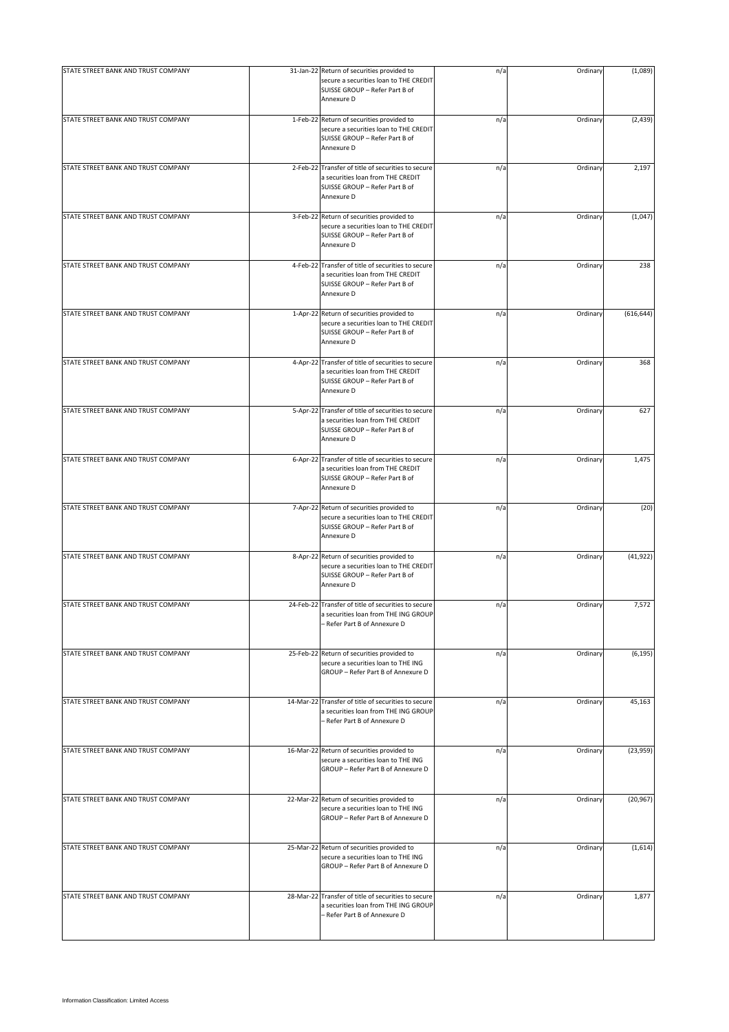| | | | | | |
|---|---|---|---|---|---|
| STATE STREET BANK AND TRUST COMPANY | 31-Jan-22 | Return of securities provided to secure a securities loan to THE CREDIT SUISSE GROUP – Refer Part B of Annexure D | n/a | Ordinary | (1,089) |
| STATE STREET BANK AND TRUST COMPANY | 1-Feb-22 | Return of securities provided to secure a securities loan to THE CREDIT SUISSE GROUP – Refer Part B of Annexure D | n/a | Ordinary | (2,439) |
| STATE STREET BANK AND TRUST COMPANY | 2-Feb-22 | Transfer of title of securities to secure a securities loan from THE CREDIT SUISSE GROUP – Refer Part B of Annexure D | n/a | Ordinary | 2,197 |
| STATE STREET BANK AND TRUST COMPANY | 3-Feb-22 | Return of securities provided to secure a securities loan to THE CREDIT SUISSE GROUP – Refer Part B of Annexure D | n/a | Ordinary | (1,047) |
| STATE STREET BANK AND TRUST COMPANY | 4-Feb-22 | Transfer of title of securities to secure a securities loan from THE CREDIT SUISSE GROUP – Refer Part B of Annexure D | n/a | Ordinary | 238 |
| STATE STREET BANK AND TRUST COMPANY | 1-Apr-22 | Return of securities provided to secure a securities loan to THE CREDIT SUISSE GROUP – Refer Part B of Annexure D | n/a | Ordinary | (616,644) |
| STATE STREET BANK AND TRUST COMPANY | 4-Apr-22 | Transfer of title of securities to secure a securities loan from THE CREDIT SUISSE GROUP – Refer Part B of Annexure D | n/a | Ordinary | 368 |
| STATE STREET BANK AND TRUST COMPANY | 5-Apr-22 | Transfer of title of securities to secure a securities loan from THE CREDIT SUISSE GROUP – Refer Part B of Annexure D | n/a | Ordinary | 627 |
| STATE STREET BANK AND TRUST COMPANY | 6-Apr-22 | Transfer of title of securities to secure a securities loan from THE CREDIT SUISSE GROUP – Refer Part B of Annexure D | n/a | Ordinary | 1,475 |
| STATE STREET BANK AND TRUST COMPANY | 7-Apr-22 | Return of securities provided to secure a securities loan to THE CREDIT SUISSE GROUP – Refer Part B of Annexure D | n/a | Ordinary | (20) |
| STATE STREET BANK AND TRUST COMPANY | 8-Apr-22 | Return of securities provided to secure a securities loan to THE CREDIT SUISSE GROUP – Refer Part B of Annexure D | n/a | Ordinary | (41,922) |
| STATE STREET BANK AND TRUST COMPANY | 24-Feb-22 | Transfer of title of securities to secure a securities loan from THE ING GROUP – Refer Part B of Annexure D | n/a | Ordinary | 7,572 |
| STATE STREET BANK AND TRUST COMPANY | 25-Feb-22 | Return of securities provided to secure a securities loan to THE ING GROUP – Refer Part B of Annexure D | n/a | Ordinary | (6,195) |
| STATE STREET BANK AND TRUST COMPANY | 14-Mar-22 | Transfer of title of securities to secure a securities loan from THE ING GROUP – Refer Part B of Annexure D | n/a | Ordinary | 45,163 |
| STATE STREET BANK AND TRUST COMPANY | 16-Mar-22 | Return of securities provided to secure a securities loan to THE ING GROUP – Refer Part B of Annexure D | n/a | Ordinary | (23,959) |
| STATE STREET BANK AND TRUST COMPANY | 22-Mar-22 | Return of securities provided to secure a securities loan to THE ING GROUP – Refer Part B of Annexure D | n/a | Ordinary | (20,967) |
| STATE STREET BANK AND TRUST COMPANY | 25-Mar-22 | Return of securities provided to secure a securities loan to THE ING GROUP – Refer Part B of Annexure D | n/a | Ordinary | (1,614) |
| STATE STREET BANK AND TRUST COMPANY | 28-Mar-22 | Transfer of title of securities to secure a securities loan from THE ING GROUP – Refer Part B of Annexure D | n/a | Ordinary | 1,877 |

Information Classification: Limited Access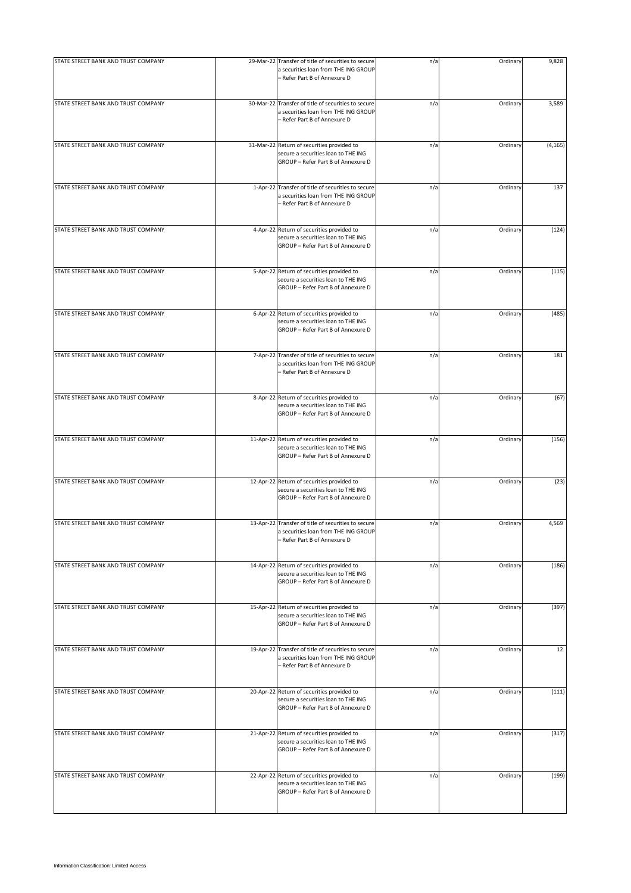| | | | | | |
|---|---|---|---|---|---|
| STATE STREET BANK AND TRUST COMPANY | 29-Mar-22 | Transfer of title of securities to secure a securities loan from THE ING GROUP – Refer Part B of Annexure D | n/a | Ordinary | 9,828 |
| STATE STREET BANK AND TRUST COMPANY | 30-Mar-22 | Transfer of title of securities to secure a securities loan from THE ING GROUP – Refer Part B of Annexure D | n/a | Ordinary | 3,589 |
| STATE STREET BANK AND TRUST COMPANY | 31-Mar-22 | Return of securities provided to secure a securities loan to THE ING GROUP – Refer Part B of Annexure D | n/a | Ordinary | (4,165) |
| STATE STREET BANK AND TRUST COMPANY | 1-Apr-22 | Transfer of title of securities to secure a securities loan from THE ING GROUP – Refer Part B of Annexure D | n/a | Ordinary | 137 |
| STATE STREET BANK AND TRUST COMPANY | 4-Apr-22 | Return of securities provided to secure a securities loan to THE ING GROUP – Refer Part B of Annexure D | n/a | Ordinary | (124) |
| STATE STREET BANK AND TRUST COMPANY | 5-Apr-22 | Return of securities provided to secure a securities loan to THE ING GROUP – Refer Part B of Annexure D | n/a | Ordinary | (115) |
| STATE STREET BANK AND TRUST COMPANY | 6-Apr-22 | Return of securities provided to secure a securities loan to THE ING GROUP – Refer Part B of Annexure D | n/a | Ordinary | (485) |
| STATE STREET BANK AND TRUST COMPANY | 7-Apr-22 | Transfer of title of securities to secure a securities loan from THE ING GROUP – Refer Part B of Annexure D | n/a | Ordinary | 181 |
| STATE STREET BANK AND TRUST COMPANY | 8-Apr-22 | Return of securities provided to secure a securities loan to THE ING GROUP – Refer Part B of Annexure D | n/a | Ordinary | (67) |
| STATE STREET BANK AND TRUST COMPANY | 11-Apr-22 | Return of securities provided to secure a securities loan to THE ING GROUP – Refer Part B of Annexure D | n/a | Ordinary | (156) |
| STATE STREET BANK AND TRUST COMPANY | 12-Apr-22 | Return of securities provided to secure a securities loan to THE ING GROUP – Refer Part B of Annexure D | n/a | Ordinary | (23) |
| STATE STREET BANK AND TRUST COMPANY | 13-Apr-22 | Transfer of title of securities to secure a securities loan from THE ING GROUP – Refer Part B of Annexure D | n/a | Ordinary | 4,569 |
| STATE STREET BANK AND TRUST COMPANY | 14-Apr-22 | Return of securities provided to secure a securities loan to THE ING GROUP – Refer Part B of Annexure D | n/a | Ordinary | (186) |
| STATE STREET BANK AND TRUST COMPANY | 15-Apr-22 | Return of securities provided to secure a securities loan to THE ING GROUP – Refer Part B of Annexure D | n/a | Ordinary | (397) |
| STATE STREET BANK AND TRUST COMPANY | 19-Apr-22 | Transfer of title of securities to secure a securities loan from THE ING GROUP – Refer Part B of Annexure D | n/a | Ordinary | 12 |
| STATE STREET BANK AND TRUST COMPANY | 20-Apr-22 | Return of securities provided to secure a securities loan to THE ING GROUP – Refer Part B of Annexure D | n/a | Ordinary | (111) |
| STATE STREET BANK AND TRUST COMPANY | 21-Apr-22 | Return of securities provided to secure a securities loan to THE ING GROUP – Refer Part B of Annexure D | n/a | Ordinary | (317) |
| STATE STREET BANK AND TRUST COMPANY | 22-Apr-22 | Return of securities provided to secure a securities loan to THE ING GROUP – Refer Part B of Annexure D | n/a | Ordinary | (199) |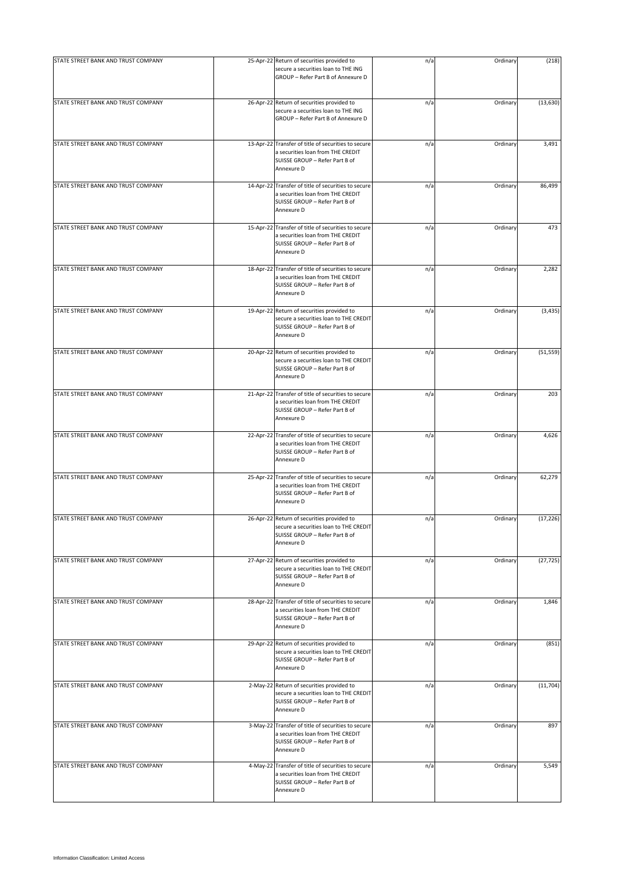| STATE STREET BANK AND TRUST COMPANY | 25-Apr-22 | Return of securities provided to secure a securities loan to THE ING GROUP – Refer Part B of Annexure D | n/a | Ordinary | (218) |
|---|---|---|---|---|---|
| STATE STREET BANK AND TRUST COMPANY | 26-Apr-22 | Return of securities provided to secure a securities loan to THE ING GROUP – Refer Part B of Annexure D | n/a | Ordinary | (13,630) |
| STATE STREET BANK AND TRUST COMPANY | 13-Apr-22 | Transfer of title of securities to secure a securities loan from THE CREDIT SUISSE GROUP – Refer Part B of Annexure D | n/a | Ordinary | 3,491 |
| STATE STREET BANK AND TRUST COMPANY | 14-Apr-22 | Transfer of title of securities to secure a securities loan from THE CREDIT SUISSE GROUP – Refer Part B of Annexure D | n/a | Ordinary | 86,499 |
| STATE STREET BANK AND TRUST COMPANY | 15-Apr-22 | Transfer of title of securities to secure a securities loan from THE CREDIT SUISSE GROUP – Refer Part B of Annexure D | n/a | Ordinary | 473 |
| STATE STREET BANK AND TRUST COMPANY | 18-Apr-22 | Transfer of title of securities to secure a securities loan from THE CREDIT SUISSE GROUP – Refer Part B of Annexure D | n/a | Ordinary | 2,282 |
| STATE STREET BANK AND TRUST COMPANY | 19-Apr-22 | Return of securities provided to secure a securities loan to THE CREDIT SUISSE GROUP – Refer Part B of Annexure D | n/a | Ordinary | (3,435) |
| STATE STREET BANK AND TRUST COMPANY | 20-Apr-22 | Return of securities provided to secure a securities loan to THE CREDIT SUISSE GROUP – Refer Part B of Annexure D | n/a | Ordinary | (51,559) |
| STATE STREET BANK AND TRUST COMPANY | 21-Apr-22 | Transfer of title of securities to secure a securities loan from THE CREDIT SUISSE GROUP – Refer Part B of Annexure D | n/a | Ordinary | 203 |
| STATE STREET BANK AND TRUST COMPANY | 22-Apr-22 | Transfer of title of securities to secure a securities loan from THE CREDIT SUISSE GROUP – Refer Part B of Annexure D | n/a | Ordinary | 4,626 |
| STATE STREET BANK AND TRUST COMPANY | 25-Apr-22 | Transfer of title of securities to secure a securities loan from THE CREDIT SUISSE GROUP – Refer Part B of Annexure D | n/a | Ordinary | 62,279 |
| STATE STREET BANK AND TRUST COMPANY | 26-Apr-22 | Return of securities provided to secure a securities loan to THE CREDIT SUISSE GROUP – Refer Part B of Annexure D | n/a | Ordinary | (17,226) |
| STATE STREET BANK AND TRUST COMPANY | 27-Apr-22 | Return of securities provided to secure a securities loan to THE CREDIT SUISSE GROUP – Refer Part B of Annexure D | n/a | Ordinary | (27,725) |
| STATE STREET BANK AND TRUST COMPANY | 28-Apr-22 | Transfer of title of securities to secure a securities loan from THE CREDIT SUISSE GROUP – Refer Part B of Annexure D | n/a | Ordinary | 1,846 |
| STATE STREET BANK AND TRUST COMPANY | 29-Apr-22 | Return of securities provided to secure a securities loan to THE CREDIT SUISSE GROUP – Refer Part B of Annexure D | n/a | Ordinary | (851) |
| STATE STREET BANK AND TRUST COMPANY | 2-May-22 | Return of securities provided to secure a securities loan to THE CREDIT SUISSE GROUP – Refer Part B of Annexure D | n/a | Ordinary | (11,704) |
| STATE STREET BANK AND TRUST COMPANY | 3-May-22 | Transfer of title of securities to secure a securities loan from THE CREDIT SUISSE GROUP – Refer Part B of Annexure D | n/a | Ordinary | 897 |
| STATE STREET BANK AND TRUST COMPANY | 4-May-22 | Transfer of title of securities to secure a securities loan from THE CREDIT SUISSE GROUP – Refer Part B of Annexure D | n/a | Ordinary | 5,549 |

Information Classification: Limited Access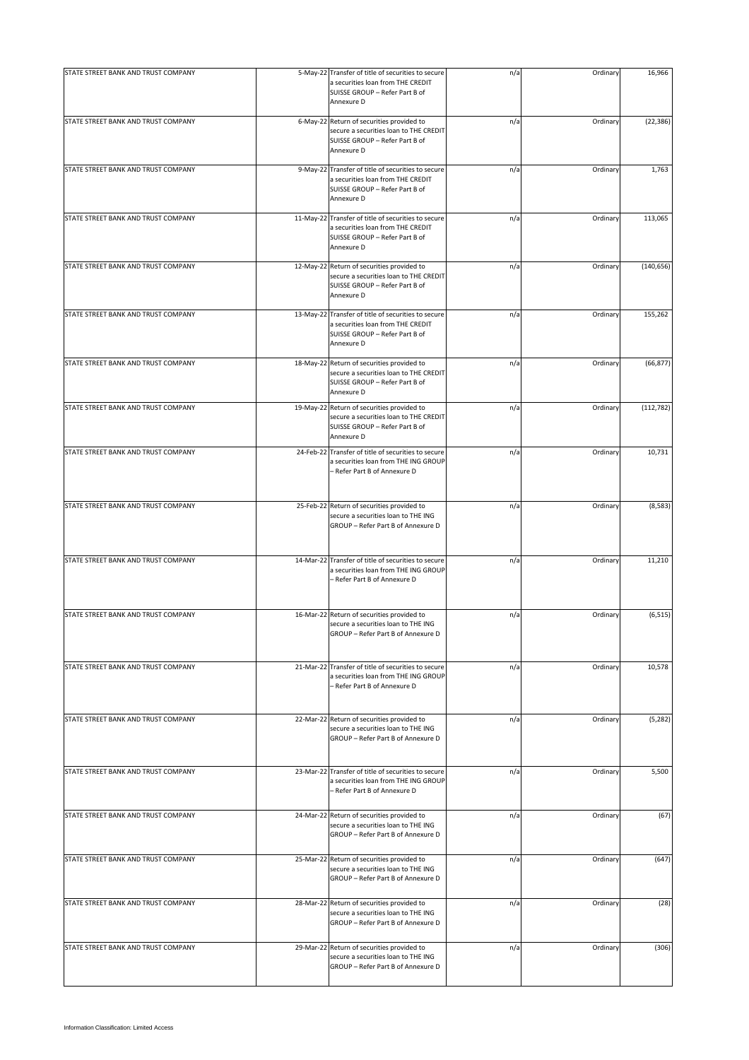| | | | | | |
|---|---|---|---|---|---|
| STATE STREET BANK AND TRUST COMPANY | 5-May-22 | Transfer of title of securities to secure a securities loan from THE CREDIT SUISSE GROUP – Refer Part B of Annexure D | n/a | Ordinary | 16,966 |
| STATE STREET BANK AND TRUST COMPANY | 6-May-22 | Return of securities provided to secure a securities loan to THE CREDIT SUISSE GROUP – Refer Part B of Annexure D | n/a | Ordinary | (22,386) |
| STATE STREET BANK AND TRUST COMPANY | 9-May-22 | Transfer of title of securities to secure a securities loan from THE CREDIT SUISSE GROUP – Refer Part B of Annexure D | n/a | Ordinary | 1,763 |
| STATE STREET BANK AND TRUST COMPANY | 11-May-22 | Transfer of title of securities to secure a securities loan from THE CREDIT SUISSE GROUP – Refer Part B of Annexure D | n/a | Ordinary | 113,065 |
| STATE STREET BANK AND TRUST COMPANY | 12-May-22 | Return of securities provided to secure a securities loan to THE CREDIT SUISSE GROUP – Refer Part B of Annexure D | n/a | Ordinary | (140,656) |
| STATE STREET BANK AND TRUST COMPANY | 13-May-22 | Transfer of title of securities to secure a securities loan from THE CREDIT SUISSE GROUP – Refer Part B of Annexure D | n/a | Ordinary | 155,262 |
| STATE STREET BANK AND TRUST COMPANY | 18-May-22 | Return of securities provided to secure a securities loan to THE CREDIT SUISSE GROUP – Refer Part B of Annexure D | n/a | Ordinary | (66,877) |
| STATE STREET BANK AND TRUST COMPANY | 19-May-22 | Return of securities provided to secure a securities loan to THE CREDIT SUISSE GROUP – Refer Part B of Annexure D | n/a | Ordinary | (112,782) |
| STATE STREET BANK AND TRUST COMPANY | 24-Feb-22 | Transfer of title of securities to secure a securities loan from THE ING GROUP – Refer Part B of Annexure D | n/a | Ordinary | 10,731 |
| STATE STREET BANK AND TRUST COMPANY | 25-Feb-22 | Return of securities provided to secure a securities loan to THE ING GROUP – Refer Part B of Annexure D | n/a | Ordinary | (8,583) |
| STATE STREET BANK AND TRUST COMPANY | 14-Mar-22 | Transfer of title of securities to secure a securities loan from THE ING GROUP – Refer Part B of Annexure D | n/a | Ordinary | 11,210 |
| STATE STREET BANK AND TRUST COMPANY | 16-Mar-22 | Return of securities provided to secure a securities loan to THE ING GROUP – Refer Part B of Annexure D | n/a | Ordinary | (6,515) |
| STATE STREET BANK AND TRUST COMPANY | 21-Mar-22 | Transfer of title of securities to secure a securities loan from THE ING GROUP – Refer Part B of Annexure D | n/a | Ordinary | 10,578 |
| STATE STREET BANK AND TRUST COMPANY | 22-Mar-22 | Return of securities provided to secure a securities loan to THE ING GROUP – Refer Part B of Annexure D | n/a | Ordinary | (5,282) |
| STATE STREET BANK AND TRUST COMPANY | 23-Mar-22 | Transfer of title of securities to secure a securities loan from THE ING GROUP – Refer Part B of Annexure D | n/a | Ordinary | 5,500 |
| STATE STREET BANK AND TRUST COMPANY | 24-Mar-22 | Return of securities provided to secure a securities loan to THE ING GROUP – Refer Part B of Annexure D | n/a | Ordinary | (67) |
| STATE STREET BANK AND TRUST COMPANY | 25-Mar-22 | Return of securities provided to secure a securities loan to THE ING GROUP – Refer Part B of Annexure D | n/a | Ordinary | (647) |
| STATE STREET BANK AND TRUST COMPANY | 28-Mar-22 | Return of securities provided to secure a securities loan to THE ING GROUP – Refer Part B of Annexure D | n/a | Ordinary | (28) |
| STATE STREET BANK AND TRUST COMPANY | 29-Mar-22 | Return of securities provided to secure a securities loan to THE ING GROUP – Refer Part B of Annexure D | n/a | Ordinary | (306) |

Information Classification: Limited Access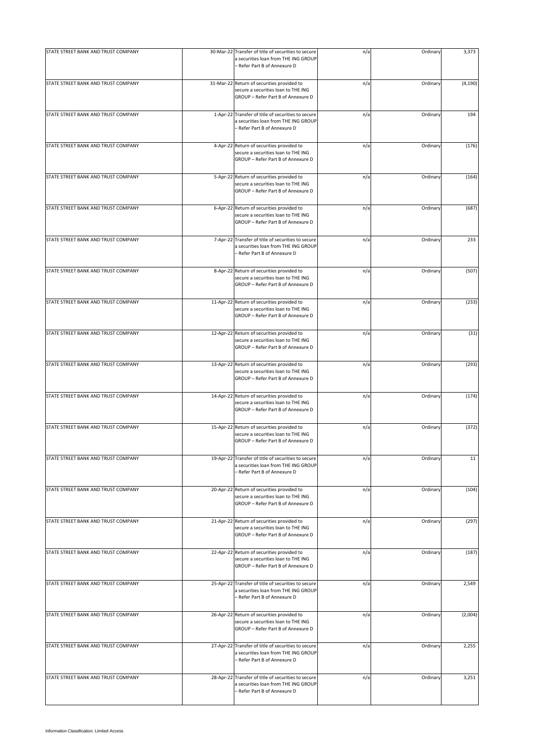| | | | | | |
|---|---|---|---|---|---|
| STATE STREET BANK AND TRUST COMPANY | 30-Mar-22 | Transfer of title of securities to secure a securities loan from THE ING GROUP – Refer Part B of Annexure D | n/a | Ordinary | 3,373 |
| STATE STREET BANK AND TRUST COMPANY | 31-Mar-22 | Return of securities provided to secure a securities loan to THE ING GROUP – Refer Part B of Annexure D | n/a | Ordinary | (4,190) |
| STATE STREET BANK AND TRUST COMPANY | 1-Apr-22 | Transfer of title of securities to secure a securities loan from THE ING GROUP – Refer Part B of Annexure D | n/a | Ordinary | 194 |
| STATE STREET BANK AND TRUST COMPANY | 4-Apr-22 | Return of securities provided to secure a securities loan to THE ING GROUP – Refer Part B of Annexure D | n/a | Ordinary | (176) |
| STATE STREET BANK AND TRUST COMPANY | 5-Apr-22 | Return of securities provided to secure a securities loan to THE ING GROUP – Refer Part B of Annexure D | n/a | Ordinary | (164) |
| STATE STREET BANK AND TRUST COMPANY | 6-Apr-22 | Return of securities provided to secure a securities loan to THE ING GROUP – Refer Part B of Annexure D | n/a | Ordinary | (687) |
| STATE STREET BANK AND TRUST COMPANY | 7-Apr-22 | Transfer of title of securities to secure a securities loan from THE ING GROUP – Refer Part B of Annexure D | n/a | Ordinary | 233 |
| STATE STREET BANK AND TRUST COMPANY | 8-Apr-22 | Return of securities provided to secure a securities loan to THE ING GROUP – Refer Part B of Annexure D | n/a | Ordinary | (507) |
| STATE STREET BANK AND TRUST COMPANY | 11-Apr-22 | Return of securities provided to secure a securities loan to THE ING GROUP – Refer Part B of Annexure D | n/a | Ordinary | (233) |
| STATE STREET BANK AND TRUST COMPANY | 12-Apr-22 | Return of securities provided to secure a securities loan to THE ING GROUP – Refer Part B of Annexure D | n/a | Ordinary | (31) |
| STATE STREET BANK AND TRUST COMPANY | 13-Apr-22 | Return of securities provided to secure a securities loan to THE ING GROUP – Refer Part B of Annexure D | n/a | Ordinary | (293) |
| STATE STREET BANK AND TRUST COMPANY | 14-Apr-22 | Return of securities provided to secure a securities loan to THE ING GROUP – Refer Part B of Annexure D | n/a | Ordinary | (174) |
| STATE STREET BANK AND TRUST COMPANY | 15-Apr-22 | Return of securities provided to secure a securities loan to THE ING GROUP – Refer Part B of Annexure D | n/a | Ordinary | (372) |
| STATE STREET BANK AND TRUST COMPANY | 19-Apr-22 | Transfer of title of securities to secure a securities loan from THE ING GROUP – Refer Part B of Annexure D | n/a | Ordinary | 11 |
| STATE STREET BANK AND TRUST COMPANY | 20-Apr-22 | Return of securities provided to secure a securities loan to THE ING GROUP – Refer Part B of Annexure D | n/a | Ordinary | (104) |
| STATE STREET BANK AND TRUST COMPANY | 21-Apr-22 | Return of securities provided to secure a securities loan to THE ING GROUP – Refer Part B of Annexure D | n/a | Ordinary | (297) |
| STATE STREET BANK AND TRUST COMPANY | 22-Apr-22 | Return of securities provided to secure a securities loan to THE ING GROUP – Refer Part B of Annexure D | n/a | Ordinary | (187) |
| STATE STREET BANK AND TRUST COMPANY | 25-Apr-22 | Transfer of title of securities to secure a securities loan from THE ING GROUP – Refer Part B of Annexure D | n/a | Ordinary | 2,549 |
| STATE STREET BANK AND TRUST COMPANY | 26-Apr-22 | Return of securities provided to secure a securities loan to THE ING GROUP – Refer Part B of Annexure D | n/a | Ordinary | (2,004) |
| STATE STREET BANK AND TRUST COMPANY | 27-Apr-22 | Transfer of title of securities to secure a securities loan from THE ING GROUP – Refer Part B of Annexure D | n/a | Ordinary | 2,255 |
| STATE STREET BANK AND TRUST COMPANY | 28-Apr-22 | Transfer of title of securities to secure a securities loan from THE ING GROUP – Refer Part B of Annexure D | n/a | Ordinary | 3,251 |

Information Classification: Limited Access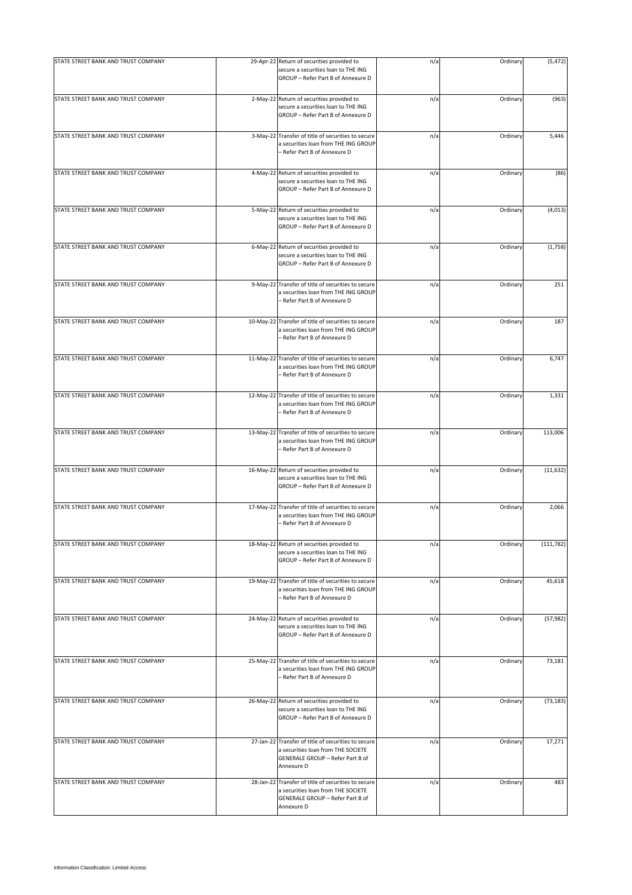| STATE STREET BANK AND TRUST COMPANY | 29-Apr-22 | Return of securities provided to secure a securities loan to THE ING GROUP – Refer Part B of Annexure D | n/a | Ordinary | (5,472) |
|---|---|---|---|---|---|
| STATE STREET BANK AND TRUST COMPANY | 2-May-22 | Return of securities provided to secure a securities loan to THE ING GROUP – Refer Part B of Annexure D | n/a | Ordinary | (963) |
| STATE STREET BANK AND TRUST COMPANY | 3-May-22 | Transfer of title of securities to secure a securities loan from THE ING GROUP – Refer Part B of Annexure D | n/a | Ordinary | 5,446 |
| STATE STREET BANK AND TRUST COMPANY | 4-May-22 | Return of securities provided to secure a securities loan to THE ING GROUP – Refer Part B of Annexure D | n/a | Ordinary | (86) |
| STATE STREET BANK AND TRUST COMPANY | 5-May-22 | Return of securities provided to secure a securities loan to THE ING GROUP – Refer Part B of Annexure D | n/a | Ordinary | (4,013) |
| STATE STREET BANK AND TRUST COMPANY | 6-May-22 | Return of securities provided to secure a securities loan to THE ING GROUP – Refer Part B of Annexure D | n/a | Ordinary | (1,758) |
| STATE STREET BANK AND TRUST COMPANY | 9-May-22 | Transfer of title of securities to secure a securities loan from THE ING GROUP – Refer Part B of Annexure D | n/a | Ordinary | 251 |
| STATE STREET BANK AND TRUST COMPANY | 10-May-22 | Transfer of title of securities to secure a securities loan from THE ING GROUP – Refer Part B of Annexure D | n/a | Ordinary | 187 |
| STATE STREET BANK AND TRUST COMPANY | 11-May-22 | Transfer of title of securities to secure a securities loan from THE ING GROUP – Refer Part B of Annexure D | n/a | Ordinary | 6,747 |
| STATE STREET BANK AND TRUST COMPANY | 12-May-22 | Transfer of title of securities to secure a securities loan from THE ING GROUP – Refer Part B of Annexure D | n/a | Ordinary | 1,331 |
| STATE STREET BANK AND TRUST COMPANY | 13-May-22 | Transfer of title of securities to secure a securities loan from THE ING GROUP – Refer Part B of Annexure D | n/a | Ordinary | 113,006 |
| STATE STREET BANK AND TRUST COMPANY | 16-May-22 | Return of securities provided to secure a securities loan to THE ING GROUP – Refer Part B of Annexure D | n/a | Ordinary | (11,632) |
| STATE STREET BANK AND TRUST COMPANY | 17-May-22 | Transfer of title of securities to secure a securities loan from THE ING GROUP – Refer Part B of Annexure D | n/a | Ordinary | 2,066 |
| STATE STREET BANK AND TRUST COMPANY | 18-May-22 | Return of securities provided to secure a securities loan to THE ING GROUP – Refer Part B of Annexure D | n/a | Ordinary | (111,782) |
| STATE STREET BANK AND TRUST COMPANY | 19-May-22 | Transfer of title of securities to secure a securities loan from THE ING GROUP – Refer Part B of Annexure D | n/a | Ordinary | 45,618 |
| STATE STREET BANK AND TRUST COMPANY | 24-May-22 | Return of securities provided to secure a securities loan to THE ING GROUP – Refer Part B of Annexure D | n/a | Ordinary | (57,982) |
| STATE STREET BANK AND TRUST COMPANY | 25-May-22 | Transfer of title of securities to secure a securities loan from THE ING GROUP – Refer Part B of Annexure D | n/a | Ordinary | 73,181 |
| STATE STREET BANK AND TRUST COMPANY | 26-May-22 | Return of securities provided to secure a securities loan to THE ING GROUP – Refer Part B of Annexure D | n/a | Ordinary | (73,183) |
| STATE STREET BANK AND TRUST COMPANY | 27-Jan-22 | Transfer of title of securities to secure a securities loan from THE SOCIETE GENERALE GROUP – Refer Part B of Annexure D | n/a | Ordinary | 17,271 |
| STATE STREET BANK AND TRUST COMPANY | 28-Jan-22 | Transfer of title of securities to secure a securities loan from THE SOCIETE GENERALE GROUP – Refer Part B of Annexure D | n/a | Ordinary | 483 |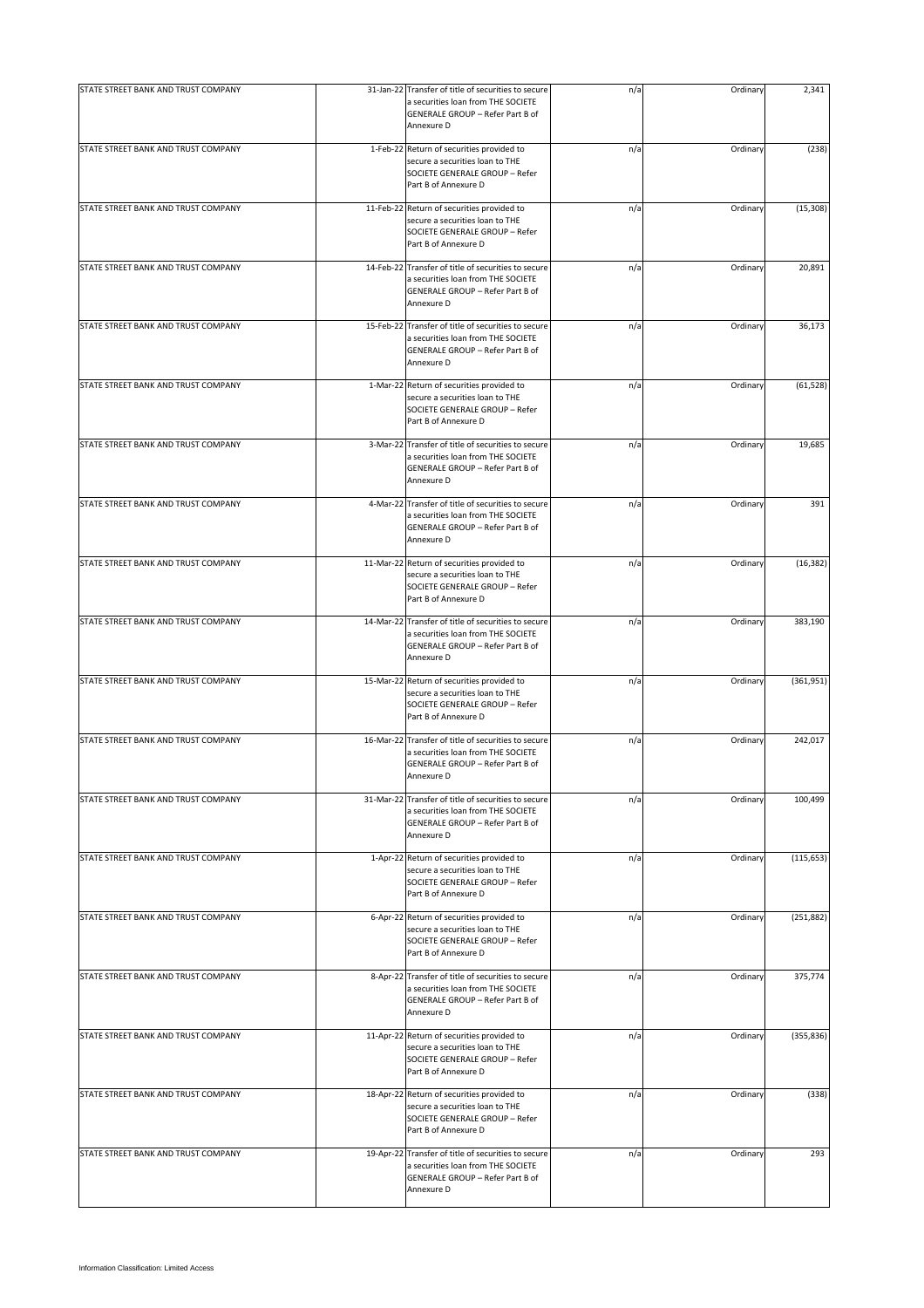| | | | | | |
|---|---|---|---|---|---|
| STATE STREET BANK AND TRUST COMPANY | 31-Jan-22 | Transfer of title of securities to secure a securities loan from THE SOCIETE GENERALE GROUP – Refer Part B of Annexure D | n/a | Ordinary | 2,341 |
| STATE STREET BANK AND TRUST COMPANY | 1-Feb-22 | Return of securities provided to secure a securities loan to THE SOCIETE GENERALE GROUP – Refer Part B of Annexure D | n/a | Ordinary | (238) |
| STATE STREET BANK AND TRUST COMPANY | 11-Feb-22 | Return of securities provided to secure a securities loan to THE SOCIETE GENERALE GROUP – Refer Part B of Annexure D | n/a | Ordinary | (15,308) |
| STATE STREET BANK AND TRUST COMPANY | 14-Feb-22 | Transfer of title of securities to secure a securities loan from THE SOCIETE GENERALE GROUP – Refer Part B of Annexure D | n/a | Ordinary | 20,891 |
| STATE STREET BANK AND TRUST COMPANY | 15-Feb-22 | Transfer of title of securities to secure a securities loan from THE SOCIETE GENERALE GROUP – Refer Part B of Annexure D | n/a | Ordinary | 36,173 |
| STATE STREET BANK AND TRUST COMPANY | 1-Mar-22 | Return of securities provided to secure a securities loan to THE SOCIETE GENERALE GROUP – Refer Part B of Annexure D | n/a | Ordinary | (61,528) |
| STATE STREET BANK AND TRUST COMPANY | 3-Mar-22 | Transfer of title of securities to secure a securities loan from THE SOCIETE GENERALE GROUP – Refer Part B of Annexure D | n/a | Ordinary | 19,685 |
| STATE STREET BANK AND TRUST COMPANY | 4-Mar-22 | Transfer of title of securities to secure a securities loan from THE SOCIETE GENERALE GROUP – Refer Part B of Annexure D | n/a | Ordinary | 391 |
| STATE STREET BANK AND TRUST COMPANY | 11-Mar-22 | Return of securities provided to secure a securities loan to THE SOCIETE GENERALE GROUP – Refer Part B of Annexure D | n/a | Ordinary | (16,382) |
| STATE STREET BANK AND TRUST COMPANY | 14-Mar-22 | Transfer of title of securities to secure a securities loan from THE SOCIETE GENERALE GROUP – Refer Part B of Annexure D | n/a | Ordinary | 383,190 |
| STATE STREET BANK AND TRUST COMPANY | 15-Mar-22 | Return of securities provided to secure a securities loan to THE SOCIETE GENERALE GROUP – Refer Part B of Annexure D | n/a | Ordinary | (361,951) |
| STATE STREET BANK AND TRUST COMPANY | 16-Mar-22 | Transfer of title of securities to secure a securities loan from THE SOCIETE GENERALE GROUP – Refer Part B of Annexure D | n/a | Ordinary | 242,017 |
| STATE STREET BANK AND TRUST COMPANY | 31-Mar-22 | Transfer of title of securities to secure a securities loan from THE SOCIETE GENERALE GROUP – Refer Part B of Annexure D | n/a | Ordinary | 100,499 |
| STATE STREET BANK AND TRUST COMPANY | 1-Apr-22 | Return of securities provided to secure a securities loan to THE SOCIETE GENERALE GROUP – Refer Part B of Annexure D | n/a | Ordinary | (115,653) |
| STATE STREET BANK AND TRUST COMPANY | 6-Apr-22 | Return of securities provided to secure a securities loan to THE SOCIETE GENERALE GROUP – Refer Part B of Annexure D | n/a | Ordinary | (251,882) |
| STATE STREET BANK AND TRUST COMPANY | 8-Apr-22 | Transfer of title of securities to secure a securities loan from THE SOCIETE GENERALE GROUP – Refer Part B of Annexure D | n/a | Ordinary | 375,774 |
| STATE STREET BANK AND TRUST COMPANY | 11-Apr-22 | Return of securities provided to secure a securities loan to THE SOCIETE GENERALE GROUP – Refer Part B of Annexure D | n/a | Ordinary | (355,836) |
| STATE STREET BANK AND TRUST COMPANY | 18-Apr-22 | Return of securities provided to secure a securities loan to THE SOCIETE GENERALE GROUP – Refer Part B of Annexure D | n/a | Ordinary | (338) |
| STATE STREET BANK AND TRUST COMPANY | 19-Apr-22 | Transfer of title of securities to secure a securities loan from THE SOCIETE GENERALE GROUP – Refer Part B of Annexure D | n/a | Ordinary | 293 |

Information Classification: Limited Access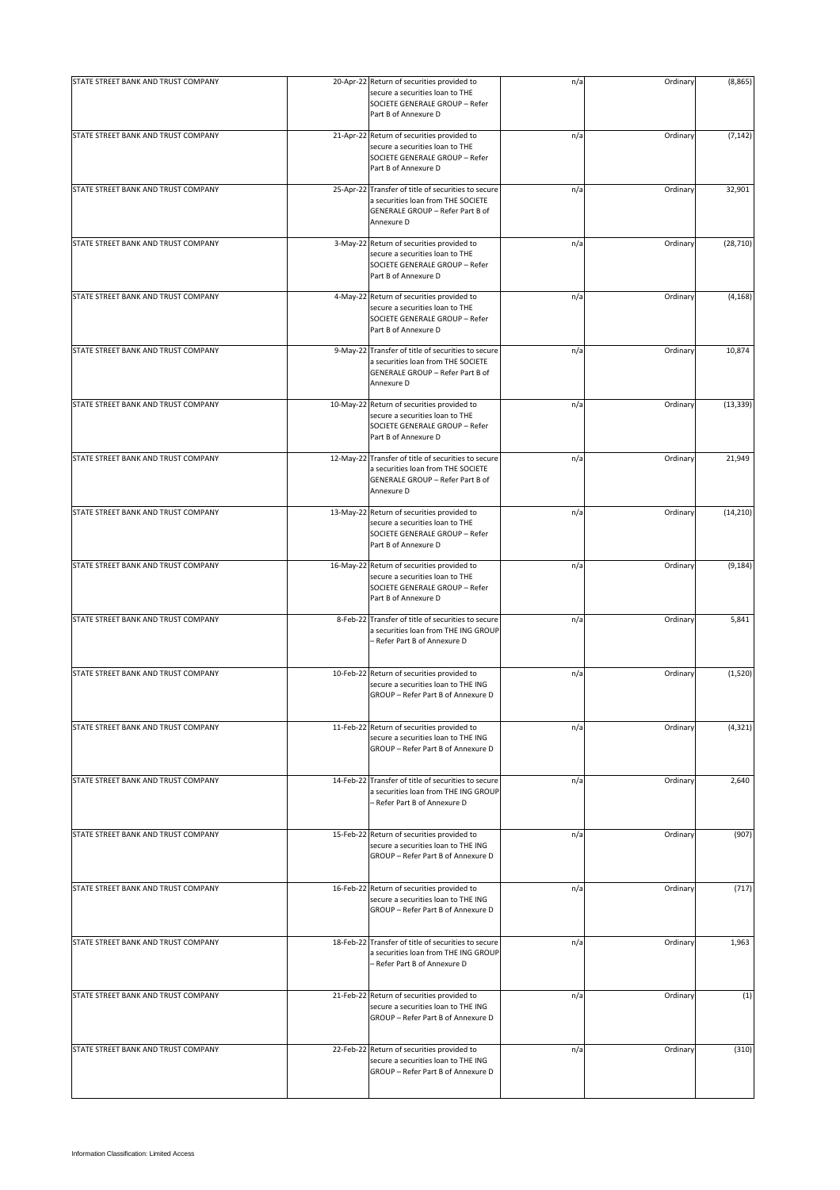| | | | | | |
|---|---|---|---|---|---|
| STATE STREET BANK AND TRUST COMPANY | 20-Apr-22 | Return of securities provided to secure a securities loan to THE SOCIETE GENERALE GROUP – Refer Part B of Annexure D | n/a | Ordinary | (8,865) |
| STATE STREET BANK AND TRUST COMPANY | 21-Apr-22 | Return of securities provided to secure a securities loan to THE SOCIETE GENERALE GROUP – Refer Part B of Annexure D | n/a | Ordinary | (7,142) |
| STATE STREET BANK AND TRUST COMPANY | 25-Apr-22 | Transfer of title of securities to secure a securities loan from THE SOCIETE GENERALE GROUP – Refer Part B of Annexure D | n/a | Ordinary | 32,901 |
| STATE STREET BANK AND TRUST COMPANY | 3-May-22 | Return of securities provided to secure a securities loan to THE SOCIETE GENERALE GROUP – Refer Part B of Annexure D | n/a | Ordinary | (28,710) |
| STATE STREET BANK AND TRUST COMPANY | 4-May-22 | Return of securities provided to secure a securities loan to THE SOCIETE GENERALE GROUP – Refer Part B of Annexure D | n/a | Ordinary | (4,168) |
| STATE STREET BANK AND TRUST COMPANY | 9-May-22 | Transfer of title of securities to secure a securities loan from THE SOCIETE GENERALE GROUP – Refer Part B of Annexure D | n/a | Ordinary | 10,874 |
| STATE STREET BANK AND TRUST COMPANY | 10-May-22 | Return of securities provided to secure a securities loan to THE SOCIETE GENERALE GROUP – Refer Part B of Annexure D | n/a | Ordinary | (13,339) |
| STATE STREET BANK AND TRUST COMPANY | 12-May-22 | Transfer of title of securities to secure a securities loan from THE SOCIETE GENERALE GROUP – Refer Part B of Annexure D | n/a | Ordinary | 21,949 |
| STATE STREET BANK AND TRUST COMPANY | 13-May-22 | Return of securities provided to secure a securities loan to THE SOCIETE GENERALE GROUP – Refer Part B of Annexure D | n/a | Ordinary | (14,210) |
| STATE STREET BANK AND TRUST COMPANY | 16-May-22 | Return of securities provided to secure a securities loan to THE SOCIETE GENERALE GROUP – Refer Part B of Annexure D | n/a | Ordinary | (9,184) |
| STATE STREET BANK AND TRUST COMPANY | 8-Feb-22 | Transfer of title of securities to secure a securities loan from THE ING GROUP – Refer Part B of Annexure D | n/a | Ordinary | 5,841 |
| STATE STREET BANK AND TRUST COMPANY | 10-Feb-22 | Return of securities provided to secure a securities loan to THE ING GROUP – Refer Part B of Annexure D | n/a | Ordinary | (1,520) |
| STATE STREET BANK AND TRUST COMPANY | 11-Feb-22 | Return of securities provided to secure a securities loan to THE ING GROUP – Refer Part B of Annexure D | n/a | Ordinary | (4,321) |
| STATE STREET BANK AND TRUST COMPANY | 14-Feb-22 | Transfer of title of securities to secure a securities loan from THE ING GROUP – Refer Part B of Annexure D | n/a | Ordinary | 2,640 |
| STATE STREET BANK AND TRUST COMPANY | 15-Feb-22 | Return of securities provided to secure a securities loan to THE ING GROUP – Refer Part B of Annexure D | n/a | Ordinary | (907) |
| STATE STREET BANK AND TRUST COMPANY | 16-Feb-22 | Return of securities provided to secure a securities loan to THE ING GROUP – Refer Part B of Annexure D | n/a | Ordinary | (717) |
| STATE STREET BANK AND TRUST COMPANY | 18-Feb-22 | Transfer of title of securities to secure a securities loan from THE ING GROUP – Refer Part B of Annexure D | n/a | Ordinary | 1,963 |
| STATE STREET BANK AND TRUST COMPANY | 21-Feb-22 | Return of securities provided to secure a securities loan to THE ING GROUP – Refer Part B of Annexure D | n/a | Ordinary | (1) |
| STATE STREET BANK AND TRUST COMPANY | 22-Feb-22 | Return of securities provided to secure a securities loan to THE ING GROUP – Refer Part B of Annexure D | n/a | Ordinary | (310) |

Information Classification: Limited Access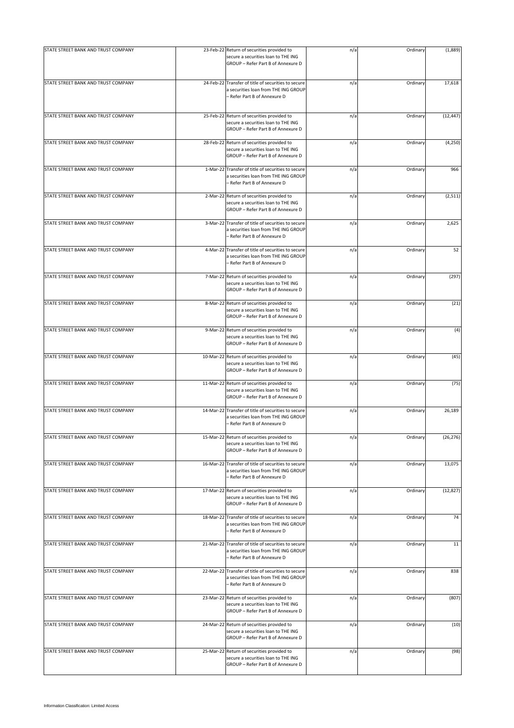| | | | | | |
|---|---|---|---|---|---|
| STATE STREET BANK AND TRUST COMPANY | 23-Feb-22 | Return of securities provided to secure a securities loan to THE ING GROUP – Refer Part B of Annexure D | n/a | Ordinary | (1,889) |
| STATE STREET BANK AND TRUST COMPANY | 24-Feb-22 | Transfer of title of securities to secure a securities loan from THE ING GROUP – Refer Part B of Annexure D | n/a | Ordinary | 17,618 |
| STATE STREET BANK AND TRUST COMPANY | 25-Feb-22 | Return of securities provided to secure a securities loan to THE ING GROUP – Refer Part B of Annexure D | n/a | Ordinary | (12,447) |
| STATE STREET BANK AND TRUST COMPANY | 28-Feb-22 | Return of securities provided to secure a securities loan to THE ING GROUP – Refer Part B of Annexure D | n/a | Ordinary | (4,250) |
| STATE STREET BANK AND TRUST COMPANY | 1-Mar-22 | Transfer of title of securities to secure a securities loan from THE ING GROUP – Refer Part B of Annexure D | n/a | Ordinary | 966 |
| STATE STREET BANK AND TRUST COMPANY | 2-Mar-22 | Return of securities provided to secure a securities loan to THE ING GROUP – Refer Part B of Annexure D | n/a | Ordinary | (2,511) |
| STATE STREET BANK AND TRUST COMPANY | 3-Mar-22 | Transfer of title of securities to secure a securities loan from THE ING GROUP – Refer Part B of Annexure D | n/a | Ordinary | 2,625 |
| STATE STREET BANK AND TRUST COMPANY | 4-Mar-22 | Transfer of title of securities to secure a securities loan from THE ING GROUP – Refer Part B of Annexure D | n/a | Ordinary | 52 |
| STATE STREET BANK AND TRUST COMPANY | 7-Mar-22 | Return of securities provided to secure a securities loan to THE ING GROUP – Refer Part B of Annexure D | n/a | Ordinary | (297) |
| STATE STREET BANK AND TRUST COMPANY | 8-Mar-22 | Return of securities provided to secure a securities loan to THE ING GROUP – Refer Part B of Annexure D | n/a | Ordinary | (21) |
| STATE STREET BANK AND TRUST COMPANY | 9-Mar-22 | Return of securities provided to secure a securities loan to THE ING GROUP – Refer Part B of Annexure D | n/a | Ordinary | (4) |
| STATE STREET BANK AND TRUST COMPANY | 10-Mar-22 | Return of securities provided to secure a securities loan to THE ING GROUP – Refer Part B of Annexure D | n/a | Ordinary | (45) |
| STATE STREET BANK AND TRUST COMPANY | 11-Mar-22 | Return of securities provided to secure a securities loan to THE ING GROUP – Refer Part B of Annexure D | n/a | Ordinary | (75) |
| STATE STREET BANK AND TRUST COMPANY | 14-Mar-22 | Transfer of title of securities to secure a securities loan from THE ING GROUP – Refer Part B of Annexure D | n/a | Ordinary | 26,189 |
| STATE STREET BANK AND TRUST COMPANY | 15-Mar-22 | Return of securities provided to secure a securities loan to THE ING GROUP – Refer Part B of Annexure D | n/a | Ordinary | (26,276) |
| STATE STREET BANK AND TRUST COMPANY | 16-Mar-22 | Transfer of title of securities to secure a securities loan from THE ING GROUP – Refer Part B of Annexure D | n/a | Ordinary | 13,075 |
| STATE STREET BANK AND TRUST COMPANY | 17-Mar-22 | Return of securities provided to secure a securities loan to THE ING GROUP – Refer Part B of Annexure D | n/a | Ordinary | (12,827) |
| STATE STREET BANK AND TRUST COMPANY | 18-Mar-22 | Transfer of title of securities to secure a securities loan from THE ING GROUP – Refer Part B of Annexure D | n/a | Ordinary | 74 |
| STATE STREET BANK AND TRUST COMPANY | 21-Mar-22 | Transfer of title of securities to secure a securities loan from THE ING GROUP – Refer Part B of Annexure D | n/a | Ordinary | 11 |
| STATE STREET BANK AND TRUST COMPANY | 22-Mar-22 | Transfer of title of securities to secure a securities loan from THE ING GROUP – Refer Part B of Annexure D | n/a | Ordinary | 838 |
| STATE STREET BANK AND TRUST COMPANY | 23-Mar-22 | Return of securities provided to secure a securities loan to THE ING GROUP – Refer Part B of Annexure D | n/a | Ordinary | (807) |
| STATE STREET BANK AND TRUST COMPANY | 24-Mar-22 | Return of securities provided to secure a securities loan to THE ING GROUP – Refer Part B of Annexure D | n/a | Ordinary | (10) |
| STATE STREET BANK AND TRUST COMPANY | 25-Mar-22 | Return of securities provided to secure a securities loan to THE ING GROUP – Refer Part B of Annexure D | n/a | Ordinary | (98) |

Information Classification: Limited Access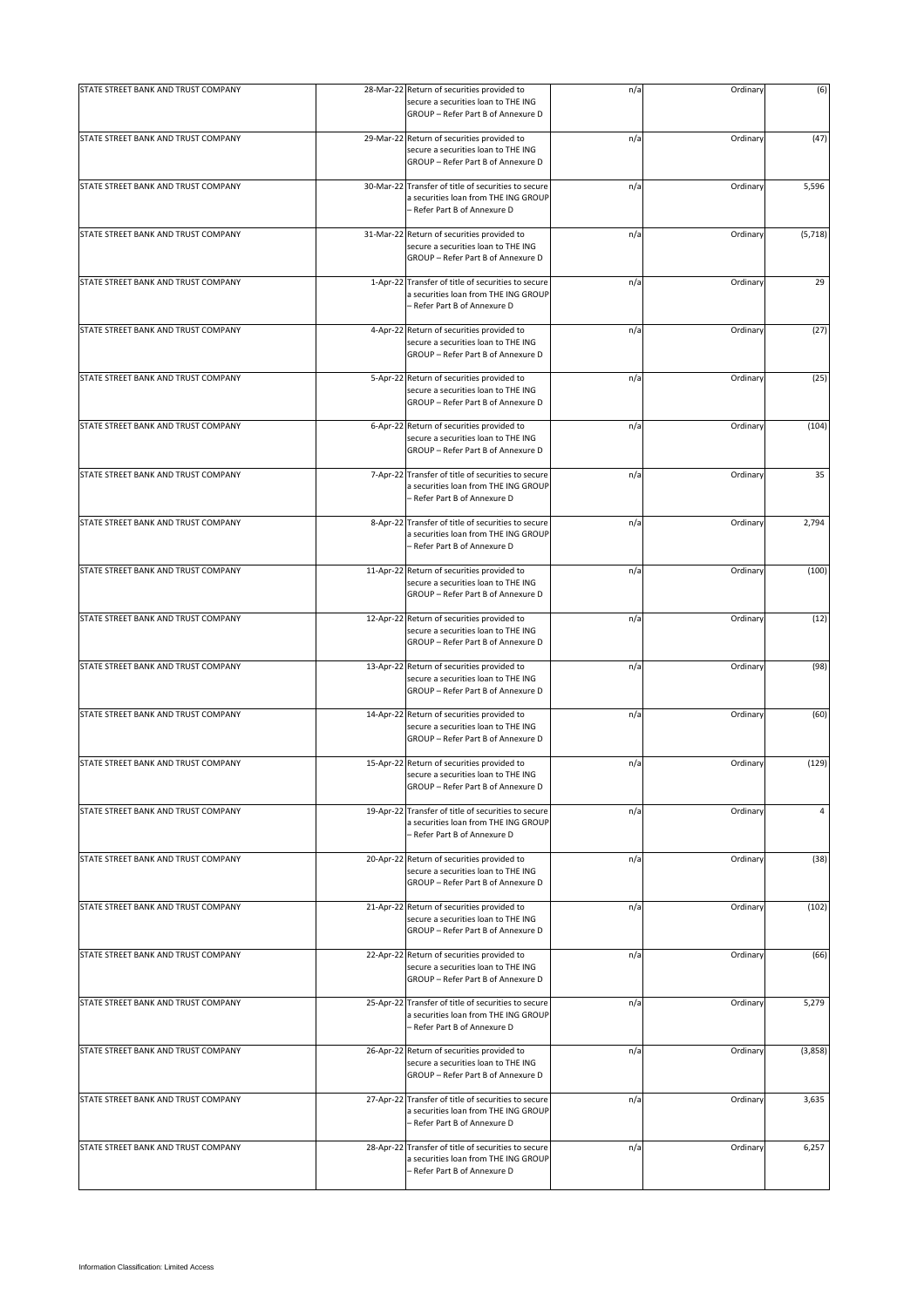| | | | | | |
|---|---|---|---|---|---|
| STATE STREET BANK AND TRUST COMPANY | 28-Mar-22 | Return of securities provided to secure a securities loan to THE ING GROUP – Refer Part B of Annexure D | n/a | Ordinary | (6) |
| STATE STREET BANK AND TRUST COMPANY | 29-Mar-22 | Return of securities provided to secure a securities loan to THE ING GROUP – Refer Part B of Annexure D | n/a | Ordinary | (47) |
| STATE STREET BANK AND TRUST COMPANY | 30-Mar-22 | Transfer of title of securities to secure a securities loan from THE ING GROUP – Refer Part B of Annexure D | n/a | Ordinary | 5,596 |
| STATE STREET BANK AND TRUST COMPANY | 31-Mar-22 | Return of securities provided to secure a securities loan to THE ING GROUP – Refer Part B of Annexure D | n/a | Ordinary | (5,718) |
| STATE STREET BANK AND TRUST COMPANY | 1-Apr-22 | Transfer of title of securities to secure a securities loan from THE ING GROUP – Refer Part B of Annexure D | n/a | Ordinary | 29 |
| STATE STREET BANK AND TRUST COMPANY | 4-Apr-22 | Return of securities provided to secure a securities loan to THE ING GROUP – Refer Part B of Annexure D | n/a | Ordinary | (27) |
| STATE STREET BANK AND TRUST COMPANY | 5-Apr-22 | Return of securities provided to secure a securities loan to THE ING GROUP – Refer Part B of Annexure D | n/a | Ordinary | (25) |
| STATE STREET BANK AND TRUST COMPANY | 6-Apr-22 | Return of securities provided to secure a securities loan to THE ING GROUP – Refer Part B of Annexure D | n/a | Ordinary | (104) |
| STATE STREET BANK AND TRUST COMPANY | 7-Apr-22 | Transfer of title of securities to secure a securities loan from THE ING GROUP – Refer Part B of Annexure D | n/a | Ordinary | 35 |
| STATE STREET BANK AND TRUST COMPANY | 8-Apr-22 | Transfer of title of securities to secure a securities loan from THE ING GROUP – Refer Part B of Annexure D | n/a | Ordinary | 2,794 |
| STATE STREET BANK AND TRUST COMPANY | 11-Apr-22 | Return of securities provided to secure a securities loan to THE ING GROUP – Refer Part B of Annexure D | n/a | Ordinary | (100) |
| STATE STREET BANK AND TRUST COMPANY | 12-Apr-22 | Return of securities provided to secure a securities loan to THE ING GROUP – Refer Part B of Annexure D | n/a | Ordinary | (12) |
| STATE STREET BANK AND TRUST COMPANY | 13-Apr-22 | Return of securities provided to secure a securities loan to THE ING GROUP – Refer Part B of Annexure D | n/a | Ordinary | (98) |
| STATE STREET BANK AND TRUST COMPANY | 14-Apr-22 | Return of securities provided to secure a securities loan to THE ING GROUP – Refer Part B of Annexure D | n/a | Ordinary | (60) |
| STATE STREET BANK AND TRUST COMPANY | 15-Apr-22 | Return of securities provided to secure a securities loan to THE ING GROUP – Refer Part B of Annexure D | n/a | Ordinary | (129) |
| STATE STREET BANK AND TRUST COMPANY | 19-Apr-22 | Transfer of title of securities to secure a securities loan from THE ING GROUP – Refer Part B of Annexure D | n/a | Ordinary | 4 |
| STATE STREET BANK AND TRUST COMPANY | 20-Apr-22 | Return of securities provided to secure a securities loan to THE ING GROUP – Refer Part B of Annexure D | n/a | Ordinary | (38) |
| STATE STREET BANK AND TRUST COMPANY | 21-Apr-22 | Return of securities provided to secure a securities loan to THE ING GROUP – Refer Part B of Annexure D | n/a | Ordinary | (102) |
| STATE STREET BANK AND TRUST COMPANY | 22-Apr-22 | Return of securities provided to secure a securities loan to THE ING GROUP – Refer Part B of Annexure D | n/a | Ordinary | (66) |
| STATE STREET BANK AND TRUST COMPANY | 25-Apr-22 | Transfer of title of securities to secure a securities loan from THE ING GROUP – Refer Part B of Annexure D | n/a | Ordinary | 5,279 |
| STATE STREET BANK AND TRUST COMPANY | 26-Apr-22 | Return of securities provided to secure a securities loan to THE ING GROUP – Refer Part B of Annexure D | n/a | Ordinary | (3,858) |
| STATE STREET BANK AND TRUST COMPANY | 27-Apr-22 | Transfer of title of securities to secure a securities loan from THE ING GROUP – Refer Part B of Annexure D | n/a | Ordinary | 3,635 |
| STATE STREET BANK AND TRUST COMPANY | 28-Apr-22 | Transfer of title of securities to secure a securities loan from THE ING GROUP – Refer Part B of Annexure D | n/a | Ordinary | 6,257 |

Information Classification: Limited Access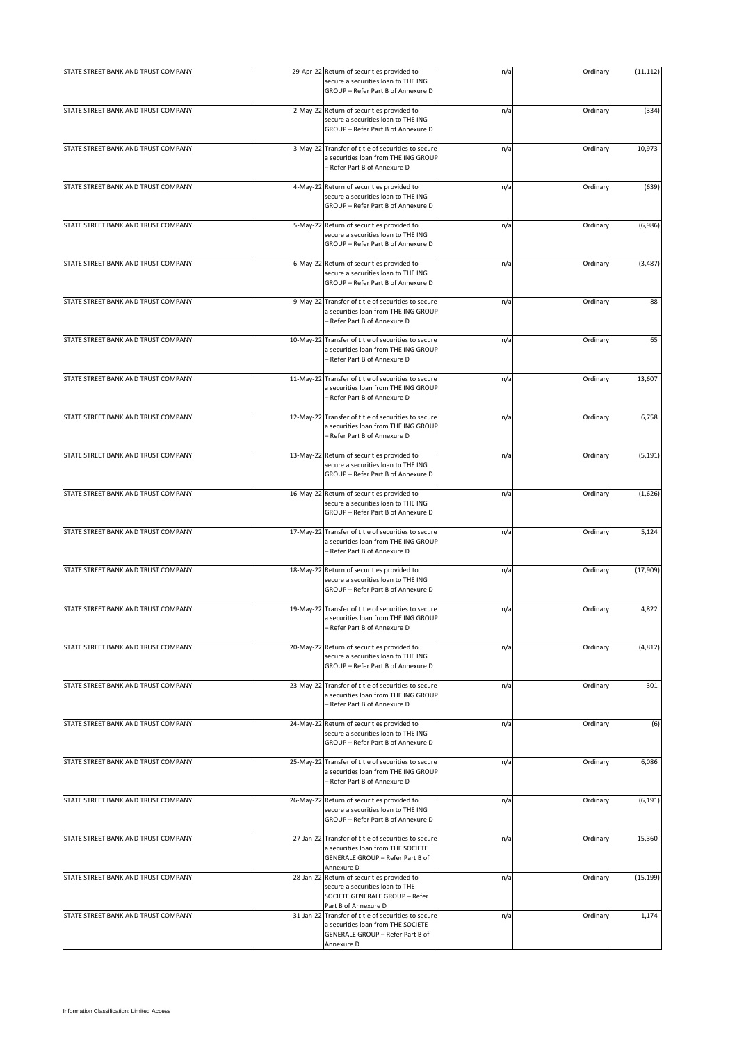| | | | | | |
|---|---|---|---|---|---|
| STATE STREET BANK AND TRUST COMPANY | 29-Apr-22 | Return of securities provided to secure a securities loan to THE ING GROUP – Refer Part B of Annexure D | n/a | Ordinary | (11,112) |
| STATE STREET BANK AND TRUST COMPANY | 2-May-22 | Return of securities provided to secure a securities loan to THE ING GROUP – Refer Part B of Annexure D | n/a | Ordinary | (334) |
| STATE STREET BANK AND TRUST COMPANY | 3-May-22 | Transfer of title of securities to secure a securities loan from THE ING GROUP – Refer Part B of Annexure D | n/a | Ordinary | 10,973 |
| STATE STREET BANK AND TRUST COMPANY | 4-May-22 | Return of securities provided to secure a securities loan to THE ING GROUP – Refer Part B of Annexure D | n/a | Ordinary | (639) |
| STATE STREET BANK AND TRUST COMPANY | 5-May-22 | Return of securities provided to secure a securities loan to THE ING GROUP – Refer Part B of Annexure D | n/a | Ordinary | (6,986) |
| STATE STREET BANK AND TRUST COMPANY | 6-May-22 | Return of securities provided to secure a securities loan to THE ING GROUP – Refer Part B of Annexure D | n/a | Ordinary | (3,487) |
| STATE STREET BANK AND TRUST COMPANY | 9-May-22 | Transfer of title of securities to secure a securities loan from THE ING GROUP – Refer Part B of Annexure D | n/a | Ordinary | 88 |
| STATE STREET BANK AND TRUST COMPANY | 10-May-22 | Transfer of title of securities to secure a securities loan from THE ING GROUP – Refer Part B of Annexure D | n/a | Ordinary | 65 |
| STATE STREET BANK AND TRUST COMPANY | 11-May-22 | Transfer of title of securities to secure a securities loan from THE ING GROUP – Refer Part B of Annexure D | n/a | Ordinary | 13,607 |
| STATE STREET BANK AND TRUST COMPANY | 12-May-22 | Transfer of title of securities to secure a securities loan from THE ING GROUP – Refer Part B of Annexure D | n/a | Ordinary | 6,758 |
| STATE STREET BANK AND TRUST COMPANY | 13-May-22 | Return of securities provided to secure a securities loan to THE ING GROUP – Refer Part B of Annexure D | n/a | Ordinary | (5,191) |
| STATE STREET BANK AND TRUST COMPANY | 16-May-22 | Return of securities provided to secure a securities loan to THE ING GROUP – Refer Part B of Annexure D | n/a | Ordinary | (1,626) |
| STATE STREET BANK AND TRUST COMPANY | 17-May-22 | Transfer of title of securities to secure a securities loan from THE ING GROUP – Refer Part B of Annexure D | n/a | Ordinary | 5,124 |
| STATE STREET BANK AND TRUST COMPANY | 18-May-22 | Return of securities provided to secure a securities loan to THE ING GROUP – Refer Part B of Annexure D | n/a | Ordinary | (17,909) |
| STATE STREET BANK AND TRUST COMPANY | 19-May-22 | Transfer of title of securities to secure a securities loan from THE ING GROUP – Refer Part B of Annexure D | n/a | Ordinary | 4,822 |
| STATE STREET BANK AND TRUST COMPANY | 20-May-22 | Return of securities provided to secure a securities loan to THE ING GROUP – Refer Part B of Annexure D | n/a | Ordinary | (4,812) |
| STATE STREET BANK AND TRUST COMPANY | 23-May-22 | Transfer of title of securities to secure a securities loan from THE ING GROUP – Refer Part B of Annexure D | n/a | Ordinary | 301 |
| STATE STREET BANK AND TRUST COMPANY | 24-May-22 | Return of securities provided to secure a securities loan to THE ING GROUP – Refer Part B of Annexure D | n/a | Ordinary | (6) |
| STATE STREET BANK AND TRUST COMPANY | 25-May-22 | Transfer of title of securities to secure a securities loan from THE ING GROUP – Refer Part B of Annexure D | n/a | Ordinary | 6,086 |
| STATE STREET BANK AND TRUST COMPANY | 26-May-22 | Return of securities provided to secure a securities loan to THE ING GROUP – Refer Part B of Annexure D | n/a | Ordinary | (6,191) |
| STATE STREET BANK AND TRUST COMPANY | 27-Jan-22 | Transfer of title of securities to secure a securities loan from THE SOCIETE GENERALE GROUP – Refer Part B of Annexure D | n/a | Ordinary | 15,360 |
| STATE STREET BANK AND TRUST COMPANY | 28-Jan-22 | Return of securities provided to secure a securities loan to THE SOCIETE GENERALE GROUP – Refer Part B of Annexure D | n/a | Ordinary | (15,199) |
| STATE STREET BANK AND TRUST COMPANY | 31-Jan-22 | Transfer of title of securities to secure a securities loan from THE SOCIETE GENERALE GROUP – Refer Part B of Annexure D | n/a | Ordinary | 1,174 |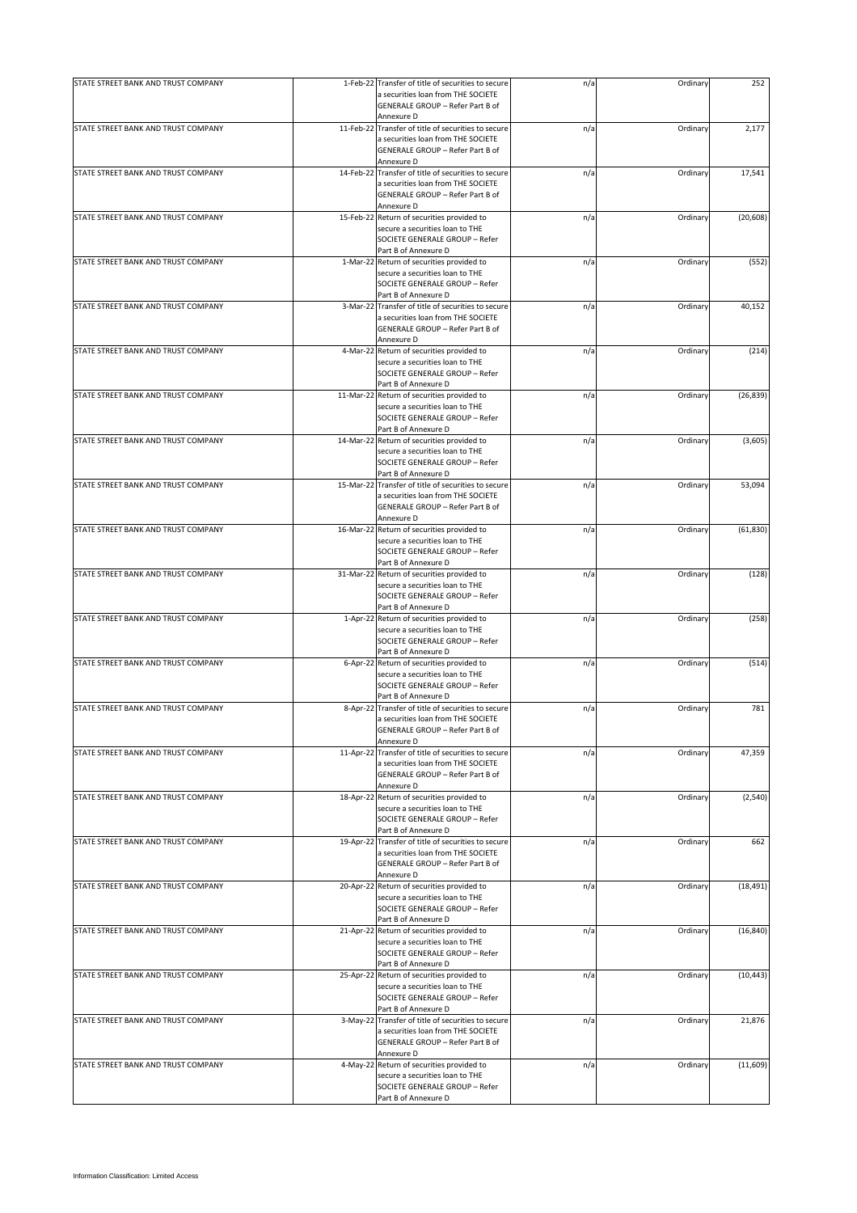| | | | | | |
|---|---|---|---|---|---|
| STATE STREET BANK AND TRUST COMPANY | 1-Feb-22 | Transfer of title of securities to secure a securities loan from THE SOCIETE GENERALE GROUP – Refer Part B of Annexure D | n/a | Ordinary | 252 |
| STATE STREET BANK AND TRUST COMPANY | 11-Feb-22 | Transfer of title of securities to secure a securities loan from THE SOCIETE GENERALE GROUP – Refer Part B of Annexure D | n/a | Ordinary | 2,177 |
| STATE STREET BANK AND TRUST COMPANY | 14-Feb-22 | Transfer of title of securities to secure a securities loan from THE SOCIETE GENERALE GROUP – Refer Part B of Annexure D | n/a | Ordinary | 17,541 |
| STATE STREET BANK AND TRUST COMPANY | 15-Feb-22 | Return of securities provided to secure a securities loan to THE SOCIETE GENERALE GROUP – Refer Part B of Annexure D | n/a | Ordinary | (20,608) |
| STATE STREET BANK AND TRUST COMPANY | 1-Mar-22 | Return of securities provided to secure a securities loan to THE SOCIETE GENERALE GROUP – Refer Part B of Annexure D | n/a | Ordinary | (552) |
| STATE STREET BANK AND TRUST COMPANY | 3-Mar-22 | Transfer of title of securities to secure a securities loan from THE SOCIETE GENERALE GROUP – Refer Part B of Annexure D | n/a | Ordinary | 40,152 |
| STATE STREET BANK AND TRUST COMPANY | 4-Mar-22 | Return of securities provided to secure a securities loan to THE SOCIETE GENERALE GROUP – Refer Part B of Annexure D | n/a | Ordinary | (214) |
| STATE STREET BANK AND TRUST COMPANY | 11-Mar-22 | Return of securities provided to secure a securities loan to THE SOCIETE GENERALE GROUP – Refer Part B of Annexure D | n/a | Ordinary | (26,839) |
| STATE STREET BANK AND TRUST COMPANY | 14-Mar-22 | Return of securities provided to secure a securities loan to THE SOCIETE GENERALE GROUP – Refer Part B of Annexure D | n/a | Ordinary | (3,605) |
| STATE STREET BANK AND TRUST COMPANY | 15-Mar-22 | Transfer of title of securities to secure a securities loan from THE SOCIETE GENERALE GROUP – Refer Part B of Annexure D | n/a | Ordinary | 53,094 |
| STATE STREET BANK AND TRUST COMPANY | 16-Mar-22 | Return of securities provided to secure a securities loan to THE SOCIETE GENERALE GROUP – Refer Part B of Annexure D | n/a | Ordinary | (61,830) |
| STATE STREET BANK AND TRUST COMPANY | 31-Mar-22 | Return of securities provided to secure a securities loan to THE SOCIETE GENERALE GROUP – Refer Part B of Annexure D | n/a | Ordinary | (128) |
| STATE STREET BANK AND TRUST COMPANY | 1-Apr-22 | Return of securities provided to secure a securities loan to THE SOCIETE GENERALE GROUP – Refer Part B of Annexure D | n/a | Ordinary | (258) |
| STATE STREET BANK AND TRUST COMPANY | 6-Apr-22 | Return of securities provided to secure a securities loan to THE SOCIETE GENERALE GROUP – Refer Part B of Annexure D | n/a | Ordinary | (514) |
| STATE STREET BANK AND TRUST COMPANY | 8-Apr-22 | Transfer of title of securities to secure a securities loan from THE SOCIETE GENERALE GROUP – Refer Part B of Annexure D | n/a | Ordinary | 781 |
| STATE STREET BANK AND TRUST COMPANY | 11-Apr-22 | Transfer of title of securities to secure a securities loan from THE SOCIETE GENERALE GROUP – Refer Part B of Annexure D | n/a | Ordinary | 47,359 |
| STATE STREET BANK AND TRUST COMPANY | 18-Apr-22 | Return of securities provided to secure a securities loan to THE SOCIETE GENERALE GROUP – Refer Part B of Annexure D | n/a | Ordinary | (2,540) |
| STATE STREET BANK AND TRUST COMPANY | 19-Apr-22 | Transfer of title of securities to secure a securities loan from THE SOCIETE GENERALE GROUP – Refer Part B of Annexure D | n/a | Ordinary | 662 |
| STATE STREET BANK AND TRUST COMPANY | 20-Apr-22 | Return of securities provided to secure a securities loan to THE SOCIETE GENERALE GROUP – Refer Part B of Annexure D | n/a | Ordinary | (18,491) |
| STATE STREET BANK AND TRUST COMPANY | 21-Apr-22 | Return of securities provided to secure a securities loan to THE SOCIETE GENERALE GROUP – Refer Part B of Annexure D | n/a | Ordinary | (16,840) |
| STATE STREET BANK AND TRUST COMPANY | 25-Apr-22 | Return of securities provided to secure a securities loan to THE SOCIETE GENERALE GROUP – Refer Part B of Annexure D | n/a | Ordinary | (10,443) |
| STATE STREET BANK AND TRUST COMPANY | 3-May-22 | Transfer of title of securities to secure a securities loan from THE SOCIETE GENERALE GROUP – Refer Part B of Annexure D | n/a | Ordinary | 21,876 |
| STATE STREET BANK AND TRUST COMPANY | 4-May-22 | Return of securities provided to secure a securities loan to THE SOCIETE GENERALE GROUP – Refer Part B of Annexure D | n/a | Ordinary | (11,609) |

Information Classification: Limited Access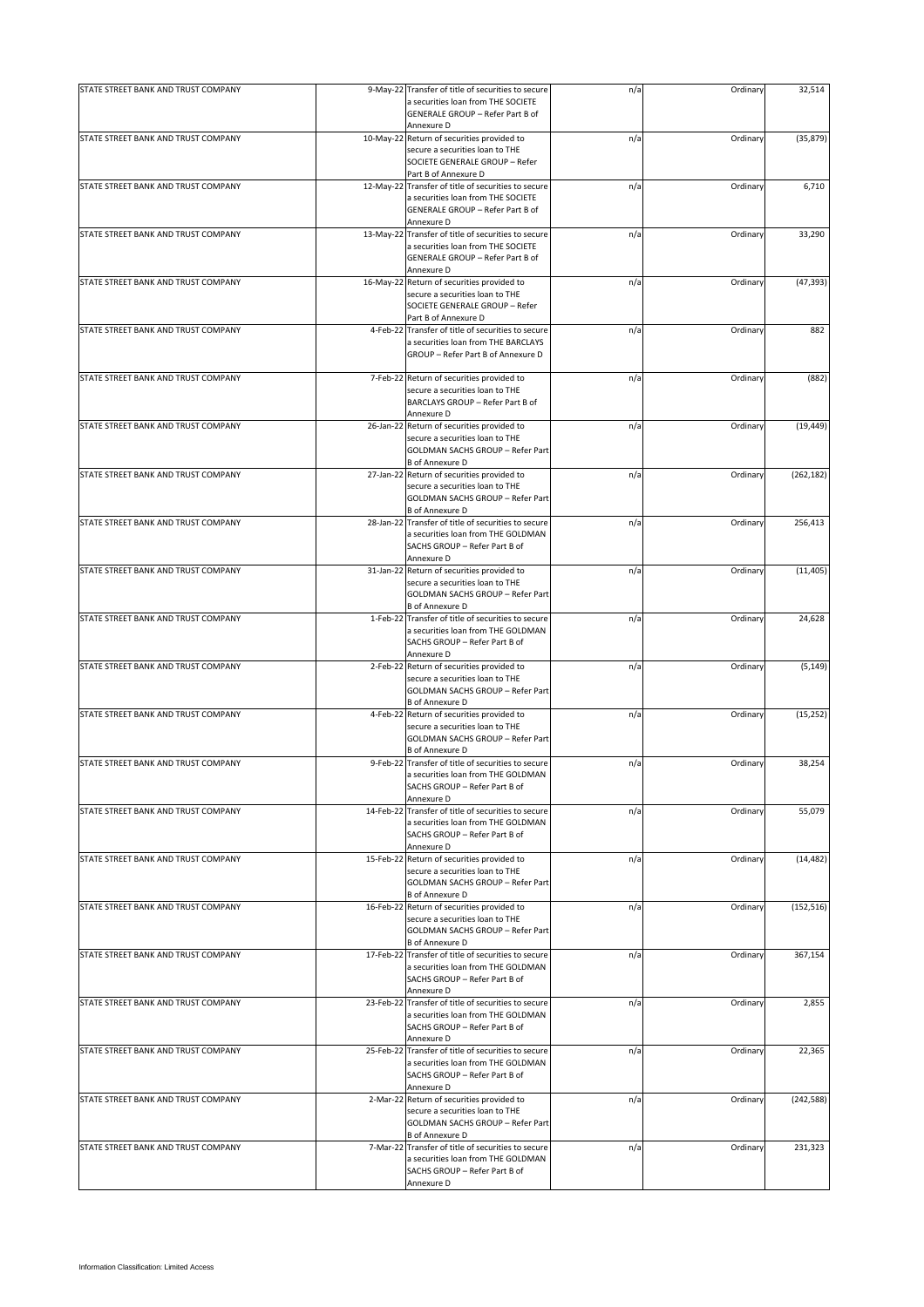| | | | | | |
|---|---|---|---|---|---|
| STATE STREET BANK AND TRUST COMPANY | 9-May-22 | Transfer of title of securities to secure a securities loan from THE SOCIETE GENERALE GROUP – Refer Part B of Annexure D | n/a | Ordinary | 32,514 |
| STATE STREET BANK AND TRUST COMPANY | 10-May-22 | Return of securities provided to secure a securities loan to THE SOCIETE GENERALE GROUP – Refer Part B of Annexure D | n/a | Ordinary | (35,879) |
| STATE STREET BANK AND TRUST COMPANY | 12-May-22 | Transfer of title of securities to secure a securities loan from THE SOCIETE GENERALE GROUP – Refer Part B of Annexure D | n/a | Ordinary | 6,710 |
| STATE STREET BANK AND TRUST COMPANY | 13-May-22 | Transfer of title of securities to secure a securities loan from THE SOCIETE GENERALE GROUP – Refer Part B of Annexure D | n/a | Ordinary | 33,290 |
| STATE STREET BANK AND TRUST COMPANY | 16-May-22 | Return of securities provided to secure a securities loan to THE SOCIETE GENERALE GROUP – Refer Part B of Annexure D | n/a | Ordinary | (47,393) |
| STATE STREET BANK AND TRUST COMPANY | 4-Feb-22 | Transfer of title of securities to secure a securities loan from THE BARCLAYS GROUP – Refer Part B of Annexure D | n/a | Ordinary | 882 |
| STATE STREET BANK AND TRUST COMPANY | 7-Feb-22 | Return of securities provided to secure a securities loan to THE BARCLAYS GROUP – Refer Part B of Annexure D | n/a | Ordinary | (882) |
| STATE STREET BANK AND TRUST COMPANY | 26-Jan-22 | Return of securities provided to secure a securities loan to THE GOLDMAN SACHS GROUP – Refer Part B of Annexure D | n/a | Ordinary | (19,449) |
| STATE STREET BANK AND TRUST COMPANY | 27-Jan-22 | Return of securities provided to secure a securities loan to THE GOLDMAN SACHS GROUP – Refer Part B of Annexure D | n/a | Ordinary | (262,182) |
| STATE STREET BANK AND TRUST COMPANY | 28-Jan-22 | Transfer of title of securities to secure a securities loan from THE GOLDMAN SACHS GROUP – Refer Part B of Annexure D | n/a | Ordinary | 256,413 |
| STATE STREET BANK AND TRUST COMPANY | 31-Jan-22 | Return of securities provided to secure a securities loan to THE GOLDMAN SACHS GROUP – Refer Part B of Annexure D | n/a | Ordinary | (11,405) |
| STATE STREET BANK AND TRUST COMPANY | 1-Feb-22 | Transfer of title of securities to secure a securities loan from THE GOLDMAN SACHS GROUP – Refer Part B of Annexure D | n/a | Ordinary | 24,628 |
| STATE STREET BANK AND TRUST COMPANY | 2-Feb-22 | Return of securities provided to secure a securities loan to THE GOLDMAN SACHS GROUP – Refer Part B of Annexure D | n/a | Ordinary | (5,149) |
| STATE STREET BANK AND TRUST COMPANY | 4-Feb-22 | Return of securities provided to secure a securities loan to THE GOLDMAN SACHS GROUP – Refer Part B of Annexure D | n/a | Ordinary | (15,252) |
| STATE STREET BANK AND TRUST COMPANY | 9-Feb-22 | Transfer of title of securities to secure a securities loan from THE GOLDMAN SACHS GROUP – Refer Part B of Annexure D | n/a | Ordinary | 38,254 |
| STATE STREET BANK AND TRUST COMPANY | 14-Feb-22 | Transfer of title of securities to secure a securities loan from THE GOLDMAN SACHS GROUP – Refer Part B of Annexure D | n/a | Ordinary | 55,079 |
| STATE STREET BANK AND TRUST COMPANY | 15-Feb-22 | Return of securities provided to secure a securities loan to THE GOLDMAN SACHS GROUP – Refer Part B of Annexure D | n/a | Ordinary | (14,482) |
| STATE STREET BANK AND TRUST COMPANY | 16-Feb-22 | Return of securities provided to secure a securities loan to THE GOLDMAN SACHS GROUP – Refer Part B of Annexure D | n/a | Ordinary | (152,516) |
| STATE STREET BANK AND TRUST COMPANY | 17-Feb-22 | Transfer of title of securities to secure a securities loan from THE GOLDMAN SACHS GROUP – Refer Part B of Annexure D | n/a | Ordinary | 367,154 |
| STATE STREET BANK AND TRUST COMPANY | 23-Feb-22 | Transfer of title of securities to secure a securities loan from THE GOLDMAN SACHS GROUP – Refer Part B of Annexure D | n/a | Ordinary | 2,855 |
| STATE STREET BANK AND TRUST COMPANY | 25-Feb-22 | Transfer of title of securities to secure a securities loan from THE GOLDMAN SACHS GROUP – Refer Part B of Annexure D | n/a | Ordinary | 22,365 |
| STATE STREET BANK AND TRUST COMPANY | 2-Mar-22 | Return of securities provided to secure a securities loan to THE GOLDMAN SACHS GROUP – Refer Part B of Annexure D | n/a | Ordinary | (242,588) |
| STATE STREET BANK AND TRUST COMPANY | 7-Mar-22 | Transfer of title of securities to secure a securities loan from THE GOLDMAN SACHS GROUP – Refer Part B of Annexure D | n/a | Ordinary | 231,323 |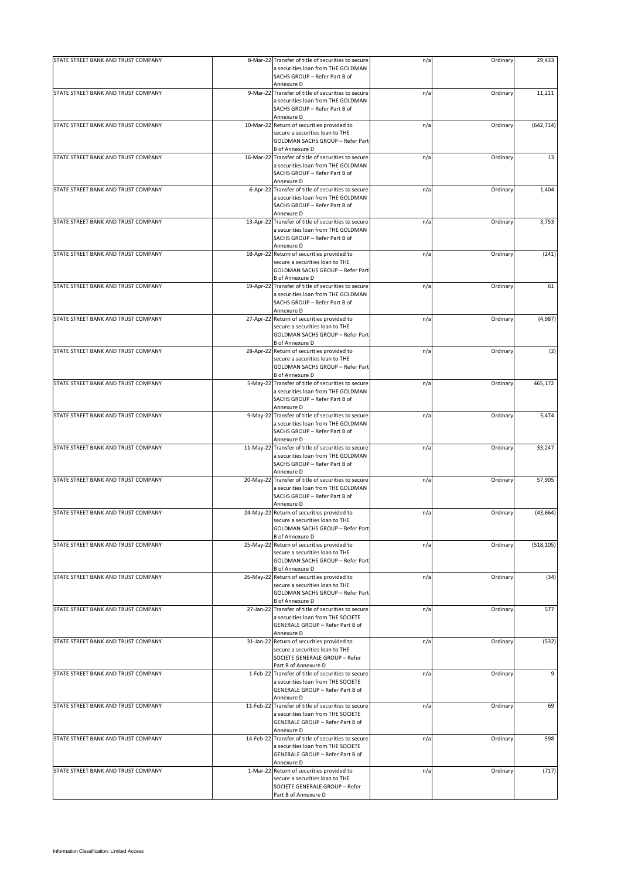| | | | | | |
|---|---|---|---|---|---|
| STATE STREET BANK AND TRUST COMPANY | 8-Mar-22 | Transfer of title of securities to secure a securities loan from THE GOLDMAN SACHS GROUP – Refer Part B of Annexure D | n/a | Ordinary | 29,433 |
| STATE STREET BANK AND TRUST COMPANY | 9-Mar-22 | Transfer of title of securities to secure a securities loan from THE GOLDMAN SACHS GROUP – Refer Part B of Annexure D | n/a | Ordinary | 11,211 |
| STATE STREET BANK AND TRUST COMPANY | 10-Mar-22 | Return of securities provided to secure a securities loan to THE GOLDMAN SACHS GROUP – Refer Part B of Annexure D | n/a | Ordinary | (642,714) |
| STATE STREET BANK AND TRUST COMPANY | 16-Mar-22 | Transfer of title of securities to secure a securities loan from THE GOLDMAN SACHS GROUP – Refer Part B of Annexure D | n/a | Ordinary | 13 |
| STATE STREET BANK AND TRUST COMPANY | 6-Apr-22 | Transfer of title of securities to secure a securities loan from THE GOLDMAN SACHS GROUP – Refer Part B of Annexure D | n/a | Ordinary | 1,404 |
| STATE STREET BANK AND TRUST COMPANY | 13-Apr-22 | Transfer of title of securities to secure a securities loan from THE GOLDMAN SACHS GROUP – Refer Part B of Annexure D | n/a | Ordinary | 3,753 |
| STATE STREET BANK AND TRUST COMPANY | 18-Apr-22 | Return of securities provided to secure a securities loan to THE GOLDMAN SACHS GROUP – Refer Part B of Annexure D | n/a | Ordinary | (241) |
| STATE STREET BANK AND TRUST COMPANY | 19-Apr-22 | Transfer of title of securities to secure a securities loan from THE GOLDMAN SACHS GROUP – Refer Part B of Annexure D | n/a | Ordinary | 61 |
| STATE STREET BANK AND TRUST COMPANY | 27-Apr-22 | Return of securities provided to secure a securities loan to THE GOLDMAN SACHS GROUP – Refer Part B of Annexure D | n/a | Ordinary | (4,987) |
| STATE STREET BANK AND TRUST COMPANY | 28-Apr-22 | Return of securities provided to secure a securities loan to THE GOLDMAN SACHS GROUP – Refer Part B of Annexure D | n/a | Ordinary | (2) |
| STATE STREET BANK AND TRUST COMPANY | 5-May-22 | Transfer of title of securities to secure a securities loan from THE GOLDMAN SACHS GROUP – Refer Part B of Annexure D | n/a | Ordinary | 465,172 |
| STATE STREET BANK AND TRUST COMPANY | 9-May-22 | Transfer of title of securities to secure a securities loan from THE GOLDMAN SACHS GROUP – Refer Part B of Annexure D | n/a | Ordinary | 5,474 |
| STATE STREET BANK AND TRUST COMPANY | 11-May-22 | Transfer of title of securities to secure a securities loan from THE GOLDMAN SACHS GROUP – Refer Part B of Annexure D | n/a | Ordinary | 33,247 |
| STATE STREET BANK AND TRUST COMPANY | 20-May-22 | Transfer of title of securities to secure a securities loan from THE GOLDMAN SACHS GROUP – Refer Part B of Annexure D | n/a | Ordinary | 57,905 |
| STATE STREET BANK AND TRUST COMPANY | 24-May-22 | Return of securities provided to secure a securities loan to THE GOLDMAN SACHS GROUP – Refer Part B of Annexure D | n/a | Ordinary | (43,664) |
| STATE STREET BANK AND TRUST COMPANY | 25-May-22 | Return of securities provided to secure a securities loan to THE GOLDMAN SACHS GROUP – Refer Part B of Annexure D | n/a | Ordinary | (518,105) |
| STATE STREET BANK AND TRUST COMPANY | 26-May-22 | Return of securities provided to secure a securities loan to THE GOLDMAN SACHS GROUP – Refer Part B of Annexure D | n/a | Ordinary | (34) |
| STATE STREET BANK AND TRUST COMPANY | 27-Jan-22 | Transfer of title of securities to secure a securities loan from THE SOCIETE GENERALE GROUP – Refer Part B of Annexure D | n/a | Ordinary | 577 |
| STATE STREET BANK AND TRUST COMPANY | 31-Jan-22 | Return of securities provided to secure a securities loan to THE SOCIETE GENERALE GROUP – Refer Part B of Annexure D | n/a | Ordinary | (532) |
| STATE STREET BANK AND TRUST COMPANY | 1-Feb-22 | Transfer of title of securities to secure a securities loan from THE SOCIETE GENERALE GROUP – Refer Part B of Annexure D | n/a | Ordinary | 9 |
| STATE STREET BANK AND TRUST COMPANY | 11-Feb-22 | Transfer of title of securities to secure a securities loan from THE SOCIETE GENERALE GROUP – Refer Part B of Annexure D | n/a | Ordinary | 69 |
| STATE STREET BANK AND TRUST COMPANY | 14-Feb-22 | Transfer of title of securities to secure a securities loan from THE SOCIETE GENERALE GROUP – Refer Part B of Annexure D | n/a | Ordinary | 598 |
| STATE STREET BANK AND TRUST COMPANY | 1-Mar-22 | Return of securities provided to secure a securities loan to THE SOCIETE GENERALE GROUP – Refer Part B of Annexure D | n/a | Ordinary | (717) |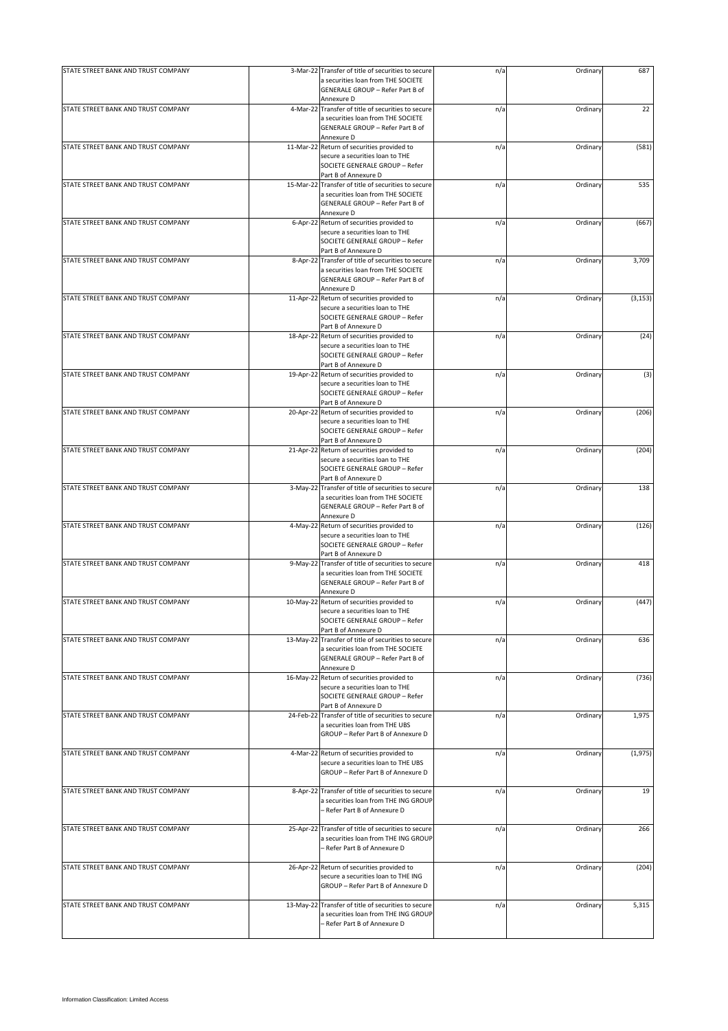| | | | | | |
|---|---|---|---|---|---|
| STATE STREET BANK AND TRUST COMPANY | 3-Mar-22 | Transfer of title of securities to secure a securities loan from THE SOCIETE GENERALE GROUP – Refer Part B of Annexure D | n/a | Ordinary | 687 |
| STATE STREET BANK AND TRUST COMPANY | 4-Mar-22 | Transfer of title of securities to secure a securities loan from THE SOCIETE GENERALE GROUP – Refer Part B of Annexure D | n/a | Ordinary | 22 |
| STATE STREET BANK AND TRUST COMPANY | 11-Mar-22 | Return of securities provided to secure a securities loan to THE SOCIETE GENERALE GROUP – Refer Part B of Annexure D | n/a | Ordinary | (581) |
| STATE STREET BANK AND TRUST COMPANY | 15-Mar-22 | Transfer of title of securities to secure a securities loan from THE SOCIETE GENERALE GROUP – Refer Part B of Annexure D | n/a | Ordinary | 535 |
| STATE STREET BANK AND TRUST COMPANY | 6-Apr-22 | Return of securities provided to secure a securities loan to THE SOCIETE GENERALE GROUP – Refer Part B of Annexure D | n/a | Ordinary | (667) |
| STATE STREET BANK AND TRUST COMPANY | 8-Apr-22 | Transfer of title of securities to secure a securities loan from THE SOCIETE GENERALE GROUP – Refer Part B of Annexure D | n/a | Ordinary | 3,709 |
| STATE STREET BANK AND TRUST COMPANY | 11-Apr-22 | Return of securities provided to secure a securities loan to THE SOCIETE GENERALE GROUP – Refer Part B of Annexure D | n/a | Ordinary | (3,153) |
| STATE STREET BANK AND TRUST COMPANY | 18-Apr-22 | Return of securities provided to secure a securities loan to THE SOCIETE GENERALE GROUP – Refer Part B of Annexure D | n/a | Ordinary | (24) |
| STATE STREET BANK AND TRUST COMPANY | 19-Apr-22 | Return of securities provided to secure a securities loan to THE SOCIETE GENERALE GROUP – Refer Part B of Annexure D | n/a | Ordinary | (3) |
| STATE STREET BANK AND TRUST COMPANY | 20-Apr-22 | Return of securities provided to secure a securities loan to THE SOCIETE GENERALE GROUP – Refer Part B of Annexure D | n/a | Ordinary | (206) |
| STATE STREET BANK AND TRUST COMPANY | 21-Apr-22 | Return of securities provided to secure a securities loan to THE SOCIETE GENERALE GROUP – Refer Part B of Annexure D | n/a | Ordinary | (204) |
| STATE STREET BANK AND TRUST COMPANY | 3-May-22 | Transfer of title of securities to secure a securities loan from THE SOCIETE GENERALE GROUP – Refer Part B of Annexure D | n/a | Ordinary | 138 |
| STATE STREET BANK AND TRUST COMPANY | 4-May-22 | Return of securities provided to secure a securities loan to THE SOCIETE GENERALE GROUP – Refer Part B of Annexure D | n/a | Ordinary | (126) |
| STATE STREET BANK AND TRUST COMPANY | 9-May-22 | Transfer of title of securities to secure a securities loan from THE SOCIETE GENERALE GROUP – Refer Part B of Annexure D | n/a | Ordinary | 418 |
| STATE STREET BANK AND TRUST COMPANY | 10-May-22 | Return of securities provided to secure a securities loan to THE SOCIETE GENERALE GROUP – Refer Part B of Annexure D | n/a | Ordinary | (447) |
| STATE STREET BANK AND TRUST COMPANY | 13-May-22 | Transfer of title of securities to secure a securities loan from THE SOCIETE GENERALE GROUP – Refer Part B of Annexure D | n/a | Ordinary | 636 |
| STATE STREET BANK AND TRUST COMPANY | 16-May-22 | Return of securities provided to secure a securities loan to THE SOCIETE GENERALE GROUP – Refer Part B of Annexure D | n/a | Ordinary | (736) |
| STATE STREET BANK AND TRUST COMPANY | 24-Feb-22 | Transfer of title of securities to secure a securities loan from THE UBS GROUP – Refer Part B of Annexure D | n/a | Ordinary | 1,975 |
| STATE STREET BANK AND TRUST COMPANY | 4-Mar-22 | Return of securities provided to secure a securities loan to THE UBS GROUP – Refer Part B of Annexure D | n/a | Ordinary | (1,975) |
| STATE STREET BANK AND TRUST COMPANY | 8-Apr-22 | Transfer of title of securities to secure a securities loan from THE ING GROUP – Refer Part B of Annexure D | n/a | Ordinary | 19 |
| STATE STREET BANK AND TRUST COMPANY | 25-Apr-22 | Transfer of title of securities to secure a securities loan from THE ING GROUP – Refer Part B of Annexure D | n/a | Ordinary | 266 |
| STATE STREET BANK AND TRUST COMPANY | 26-Apr-22 | Return of securities provided to secure a securities loan to THE ING GROUP – Refer Part B of Annexure D | n/a | Ordinary | (204) |
| STATE STREET BANK AND TRUST COMPANY | 13-May-22 | Transfer of title of securities to secure a securities loan from THE ING GROUP – Refer Part B of Annexure D | n/a | Ordinary | 5,315 |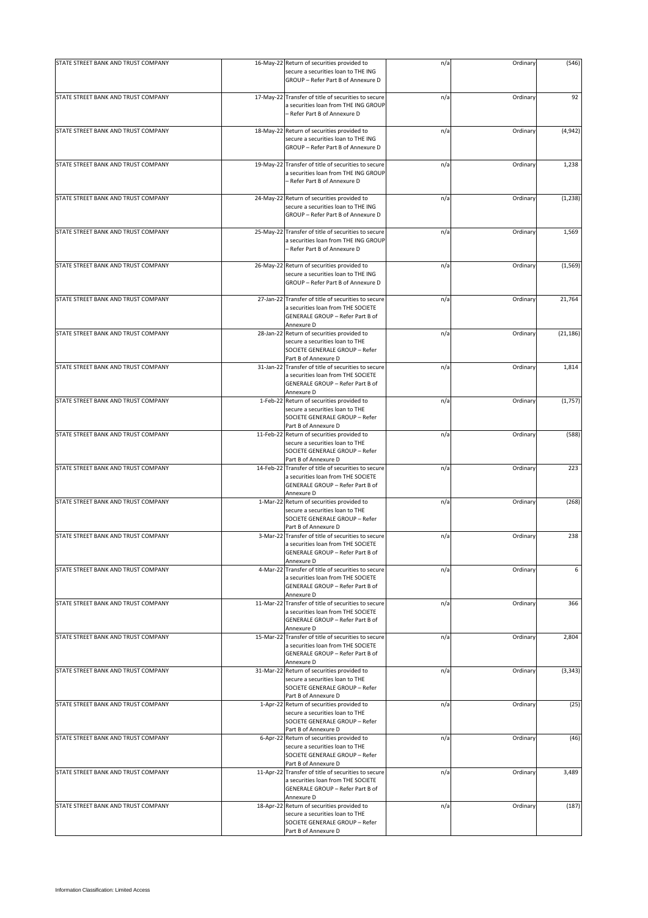| | | | | | |
|---|---|---|---|---|---|
| STATE STREET BANK AND TRUST COMPANY | 16-May-22 | Return of securities provided to secure a securities loan to THE ING GROUP – Refer Part B of Annexure D | n/a | Ordinary | (546) |
| STATE STREET BANK AND TRUST COMPANY | 17-May-22 | Transfer of title of securities to secure a securities loan from THE ING GROUP – Refer Part B of Annexure D | n/a | Ordinary | 92 |
| STATE STREET BANK AND TRUST COMPANY | 18-May-22 | Return of securities provided to secure a securities loan to THE ING GROUP – Refer Part B of Annexure D | n/a | Ordinary | (4,942) |
| STATE STREET BANK AND TRUST COMPANY | 19-May-22 | Transfer of title of securities to secure a securities loan from THE ING GROUP – Refer Part B of Annexure D | n/a | Ordinary | 1,238 |
| STATE STREET BANK AND TRUST COMPANY | 24-May-22 | Return of securities provided to secure a securities loan to THE ING GROUP – Refer Part B of Annexure D | n/a | Ordinary | (1,238) |
| STATE STREET BANK AND TRUST COMPANY | 25-May-22 | Transfer of title of securities to secure a securities loan from THE ING GROUP – Refer Part B of Annexure D | n/a | Ordinary | 1,569 |
| STATE STREET BANK AND TRUST COMPANY | 26-May-22 | Return of securities provided to secure a securities loan to THE ING GROUP – Refer Part B of Annexure D | n/a | Ordinary | (1,569) |
| STATE STREET BANK AND TRUST COMPANY | 27-Jan-22 | Transfer of title of securities to secure a securities loan from THE SOCIETE GENERALE GROUP – Refer Part B of Annexure D | n/a | Ordinary | 21,764 |
| STATE STREET BANK AND TRUST COMPANY | 28-Jan-22 | Return of securities provided to secure a securities loan to THE SOCIETE GENERALE GROUP – Refer Part B of Annexure D | n/a | Ordinary | (21,186) |
| STATE STREET BANK AND TRUST COMPANY | 31-Jan-22 | Transfer of title of securities to secure a securities loan from THE SOCIETE GENERALE GROUP – Refer Part B of Annexure D | n/a | Ordinary | 1,814 |
| STATE STREET BANK AND TRUST COMPANY | 1-Feb-22 | Return of securities provided to secure a securities loan to THE SOCIETE GENERALE GROUP – Refer Part B of Annexure D | n/a | Ordinary | (1,757) |
| STATE STREET BANK AND TRUST COMPANY | 11-Feb-22 | Return of securities provided to secure a securities loan to THE SOCIETE GENERALE GROUP – Refer Part B of Annexure D | n/a | Ordinary | (588) |
| STATE STREET BANK AND TRUST COMPANY | 14-Feb-22 | Transfer of title of securities to secure a securities loan from THE SOCIETE GENERALE GROUP – Refer Part B of Annexure D | n/a | Ordinary | 223 |
| STATE STREET BANK AND TRUST COMPANY | 1-Mar-22 | Return of securities provided to secure a securities loan to THE SOCIETE GENERALE GROUP – Refer Part B of Annexure D | n/a | Ordinary | (268) |
| STATE STREET BANK AND TRUST COMPANY | 3-Mar-22 | Transfer of title of securities to secure a securities loan from THE SOCIETE GENERALE GROUP – Refer Part B of Annexure D | n/a | Ordinary | 238 |
| STATE STREET BANK AND TRUST COMPANY | 4-Mar-22 | Transfer of title of securities to secure a securities loan from THE SOCIETE GENERALE GROUP – Refer Part B of Annexure D | n/a | Ordinary | 6 |
| STATE STREET BANK AND TRUST COMPANY | 11-Mar-22 | Transfer of title of securities to secure a securities loan from THE SOCIETE GENERALE GROUP – Refer Part B of Annexure D | n/a | Ordinary | 366 |
| STATE STREET BANK AND TRUST COMPANY | 15-Mar-22 | Transfer of title of securities to secure a securities loan from THE SOCIETE GENERALE GROUP – Refer Part B of Annexure D | n/a | Ordinary | 2,804 |
| STATE STREET BANK AND TRUST COMPANY | 31-Mar-22 | Return of securities provided to secure a securities loan to THE SOCIETE GENERALE GROUP – Refer Part B of Annexure D | n/a | Ordinary | (3,343) |
| STATE STREET BANK AND TRUST COMPANY | 1-Apr-22 | Return of securities provided to secure a securities loan to THE SOCIETE GENERALE GROUP – Refer Part B of Annexure D | n/a | Ordinary | (25) |
| STATE STREET BANK AND TRUST COMPANY | 6-Apr-22 | Return of securities provided to secure a securities loan to THE SOCIETE GENERALE GROUP – Refer Part B of Annexure D | n/a | Ordinary | (46) |
| STATE STREET BANK AND TRUST COMPANY | 11-Apr-22 | Transfer of title of securities to secure a securities loan from THE SOCIETE GENERALE GROUP – Refer Part B of Annexure D | n/a | Ordinary | 3,489 |
| STATE STREET BANK AND TRUST COMPANY | 18-Apr-22 | Return of securities provided to secure a securities loan to THE SOCIETE GENERALE GROUP – Refer Part B of Annexure D | n/a | Ordinary | (187) |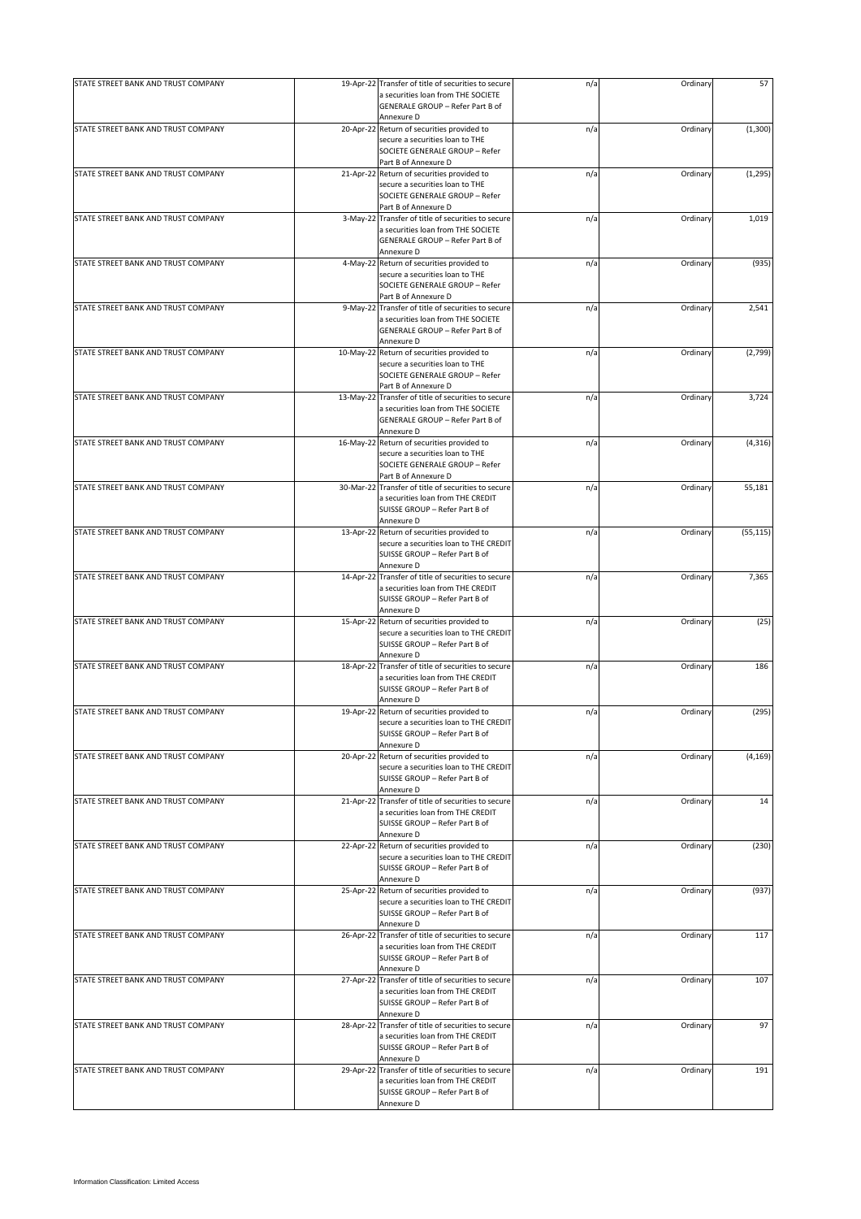| | | | | | |
|---|---|---|---|---|---|
| STATE STREET BANK AND TRUST COMPANY | 19-Apr-22 | Transfer of title of securities to secure a securities loan from THE SOCIETE GENERALE GROUP – Refer Part B of Annexure D | n/a | Ordinary | 57 |
| STATE STREET BANK AND TRUST COMPANY | 20-Apr-22 | Return of securities provided to secure a securities loan to THE SOCIETE GENERALE GROUP – Refer Part B of Annexure D | n/a | Ordinary | (1,300) |
| STATE STREET BANK AND TRUST COMPANY | 21-Apr-22 | Return of securities provided to secure a securities loan to THE SOCIETE GENERALE GROUP – Refer Part B of Annexure D | n/a | Ordinary | (1,295) |
| STATE STREET BANK AND TRUST COMPANY | 3-May-22 | Transfer of title of securities to secure a securities loan from THE SOCIETE GENERALE GROUP – Refer Part B of Annexure D | n/a | Ordinary | 1,019 |
| STATE STREET BANK AND TRUST COMPANY | 4-May-22 | Return of securities provided to secure a securities loan to THE SOCIETE GENERALE GROUP – Refer Part B of Annexure D | n/a | Ordinary | (935) |
| STATE STREET BANK AND TRUST COMPANY | 9-May-22 | Transfer of title of securities to secure a securities loan from THE SOCIETE GENERALE GROUP – Refer Part B of Annexure D | n/a | Ordinary | 2,541 |
| STATE STREET BANK AND TRUST COMPANY | 10-May-22 | Return of securities provided to secure a securities loan to THE SOCIETE GENERALE GROUP – Refer Part B of Annexure D | n/a | Ordinary | (2,799) |
| STATE STREET BANK AND TRUST COMPANY | 13-May-22 | Transfer of title of securities to secure a securities loan from THE SOCIETE GENERALE GROUP – Refer Part B of Annexure D | n/a | Ordinary | 3,724 |
| STATE STREET BANK AND TRUST COMPANY | 16-May-22 | Return of securities provided to secure a securities loan to THE SOCIETE GENERALE GROUP – Refer Part B of Annexure D | n/a | Ordinary | (4,316) |
| STATE STREET BANK AND TRUST COMPANY | 30-Mar-22 | Transfer of title of securities to secure a securities loan from THE CREDIT SUISSE GROUP – Refer Part B of Annexure D | n/a | Ordinary | 55,181 |
| STATE STREET BANK AND TRUST COMPANY | 13-Apr-22 | Return of securities provided to secure a securities loan to THE CREDIT SUISSE GROUP – Refer Part B of Annexure D | n/a | Ordinary | (55,115) |
| STATE STREET BANK AND TRUST COMPANY | 14-Apr-22 | Transfer of title of securities to secure a securities loan from THE CREDIT SUISSE GROUP – Refer Part B of Annexure D | n/a | Ordinary | 7,365 |
| STATE STREET BANK AND TRUST COMPANY | 15-Apr-22 | Return of securities provided to secure a securities loan to THE CREDIT SUISSE GROUP – Refer Part B of Annexure D | n/a | Ordinary | (25) |
| STATE STREET BANK AND TRUST COMPANY | 18-Apr-22 | Transfer of title of securities to secure a securities loan from THE CREDIT SUISSE GROUP – Refer Part B of Annexure D | n/a | Ordinary | 186 |
| STATE STREET BANK AND TRUST COMPANY | 19-Apr-22 | Return of securities provided to secure a securities loan to THE CREDIT SUISSE GROUP – Refer Part B of Annexure D | n/a | Ordinary | (295) |
| STATE STREET BANK AND TRUST COMPANY | 20-Apr-22 | Return of securities provided to secure a securities loan to THE CREDIT SUISSE GROUP – Refer Part B of Annexure D | n/a | Ordinary | (4,169) |
| STATE STREET BANK AND TRUST COMPANY | 21-Apr-22 | Transfer of title of securities to secure a securities loan from THE CREDIT SUISSE GROUP – Refer Part B of Annexure D | n/a | Ordinary | 14 |
| STATE STREET BANK AND TRUST COMPANY | 22-Apr-22 | Return of securities provided to secure a securities loan to THE CREDIT SUISSE GROUP – Refer Part B of Annexure D | n/a | Ordinary | (230) |
| STATE STREET BANK AND TRUST COMPANY | 25-Apr-22 | Return of securities provided to secure a securities loan to THE CREDIT SUISSE GROUP – Refer Part B of Annexure D | n/a | Ordinary | (937) |
| STATE STREET BANK AND TRUST COMPANY | 26-Apr-22 | Transfer of title of securities to secure a securities loan from THE CREDIT SUISSE GROUP – Refer Part B of Annexure D | n/a | Ordinary | 117 |
| STATE STREET BANK AND TRUST COMPANY | 27-Apr-22 | Transfer of title of securities to secure a securities loan from THE CREDIT SUISSE GROUP – Refer Part B of Annexure D | n/a | Ordinary | 107 |
| STATE STREET BANK AND TRUST COMPANY | 28-Apr-22 | Transfer of title of securities to secure a securities loan from THE CREDIT SUISSE GROUP – Refer Part B of Annexure D | n/a | Ordinary | 97 |
| STATE STREET BANK AND TRUST COMPANY | 29-Apr-22 | Transfer of title of securities to secure a securities loan from THE CREDIT SUISSE GROUP – Refer Part B of Annexure D | n/a | Ordinary | 191 |

Information Classification: Limited Access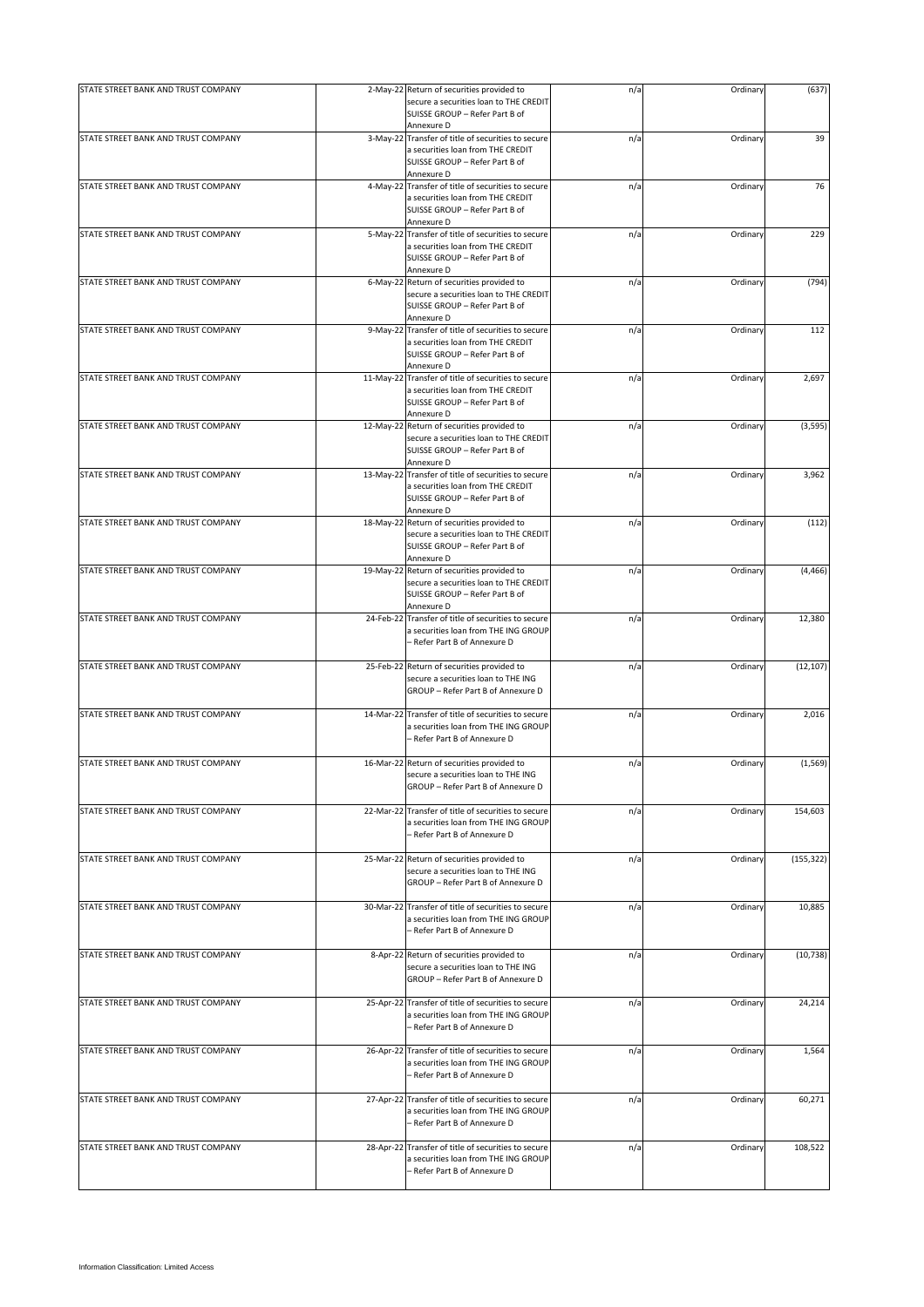| STATE STREET BANK AND TRUST COMPANY | 2-May-22 | Return of securities provided to secure a securities loan to THE CREDIT SUISSE GROUP – Refer Part B of Annexure D | n/a | Ordinary | (637) |
|---|---|---|---|---|---|
| STATE STREET BANK AND TRUST COMPANY | 3-May-22 | Transfer of title of securities to secure a securities loan from THE CREDIT SUISSE GROUP – Refer Part B of Annexure D | n/a | Ordinary | 39 |
| STATE STREET BANK AND TRUST COMPANY | 4-May-22 | Transfer of title of securities to secure a securities loan from THE CREDIT SUISSE GROUP – Refer Part B of Annexure D | n/a | Ordinary | 76 |
| STATE STREET BANK AND TRUST COMPANY | 5-May-22 | Transfer of title of securities to secure a securities loan from THE CREDIT SUISSE GROUP – Refer Part B of Annexure D | n/a | Ordinary | 229 |
| STATE STREET BANK AND TRUST COMPANY | 6-May-22 | Return of securities provided to secure a securities loan to THE CREDIT SUISSE GROUP – Refer Part B of Annexure D | n/a | Ordinary | (794) |
| STATE STREET BANK AND TRUST COMPANY | 9-May-22 | Transfer of title of securities to secure a securities loan from THE CREDIT SUISSE GROUP – Refer Part B of Annexure D | n/a | Ordinary | 112 |
| STATE STREET BANK AND TRUST COMPANY | 11-May-22 | Transfer of title of securities to secure a securities loan from THE CREDIT SUISSE GROUP – Refer Part B of Annexure D | n/a | Ordinary | 2,697 |
| STATE STREET BANK AND TRUST COMPANY | 12-May-22 | Return of securities provided to secure a securities loan to THE CREDIT SUISSE GROUP – Refer Part B of Annexure D | n/a | Ordinary | (3,595) |
| STATE STREET BANK AND TRUST COMPANY | 13-May-22 | Transfer of title of securities to secure a securities loan from THE CREDIT SUISSE GROUP – Refer Part B of Annexure D | n/a | Ordinary | 3,962 |
| STATE STREET BANK AND TRUST COMPANY | 18-May-22 | Return of securities provided to secure a securities loan to THE CREDIT SUISSE GROUP – Refer Part B of Annexure D | n/a | Ordinary | (112) |
| STATE STREET BANK AND TRUST COMPANY | 19-May-22 | Return of securities provided to secure a securities loan to THE CREDIT SUISSE GROUP – Refer Part B of Annexure D | n/a | Ordinary | (4,466) |
| STATE STREET BANK AND TRUST COMPANY | 24-Feb-22 | Transfer of title of securities to secure a securities loan from THE ING GROUP – Refer Part B of Annexure D | n/a | Ordinary | 12,380 |
| STATE STREET BANK AND TRUST COMPANY | 25-Feb-22 | Return of securities provided to secure a securities loan to THE ING GROUP – Refer Part B of Annexure D | n/a | Ordinary | (12,107) |
| STATE STREET BANK AND TRUST COMPANY | 14-Mar-22 | Transfer of title of securities to secure a securities loan from THE ING GROUP – Refer Part B of Annexure D | n/a | Ordinary | 2,016 |
| STATE STREET BANK AND TRUST COMPANY | 16-Mar-22 | Return of securities provided to secure a securities loan to THE ING GROUP – Refer Part B of Annexure D | n/a | Ordinary | (1,569) |
| STATE STREET BANK AND TRUST COMPANY | 22-Mar-22 | Transfer of title of securities to secure a securities loan from THE ING GROUP – Refer Part B of Annexure D | n/a | Ordinary | 154,603 |
| STATE STREET BANK AND TRUST COMPANY | 25-Mar-22 | Return of securities provided to secure a securities loan to THE ING GROUP – Refer Part B of Annexure D | n/a | Ordinary | (155,322) |
| STATE STREET BANK AND TRUST COMPANY | 30-Mar-22 | Transfer of title of securities to secure a securities loan from THE ING GROUP – Refer Part B of Annexure D | n/a | Ordinary | 10,885 |
| STATE STREET BANK AND TRUST COMPANY | 8-Apr-22 | Return of securities provided to secure a securities loan to THE ING GROUP – Refer Part B of Annexure D | n/a | Ordinary | (10,738) |
| STATE STREET BANK AND TRUST COMPANY | 25-Apr-22 | Transfer of title of securities to secure a securities loan from THE ING GROUP – Refer Part B of Annexure D | n/a | Ordinary | 24,214 |
| STATE STREET BANK AND TRUST COMPANY | 26-Apr-22 | Transfer of title of securities to secure a securities loan from THE ING GROUP – Refer Part B of Annexure D | n/a | Ordinary | 1,564 |
| STATE STREET BANK AND TRUST COMPANY | 27-Apr-22 | Transfer of title of securities to secure a securities loan from THE ING GROUP – Refer Part B of Annexure D | n/a | Ordinary | 60,271 |
| STATE STREET BANK AND TRUST COMPANY | 28-Apr-22 | Transfer of title of securities to secure a securities loan from THE ING GROUP – Refer Part B of Annexure D | n/a | Ordinary | 108,522 |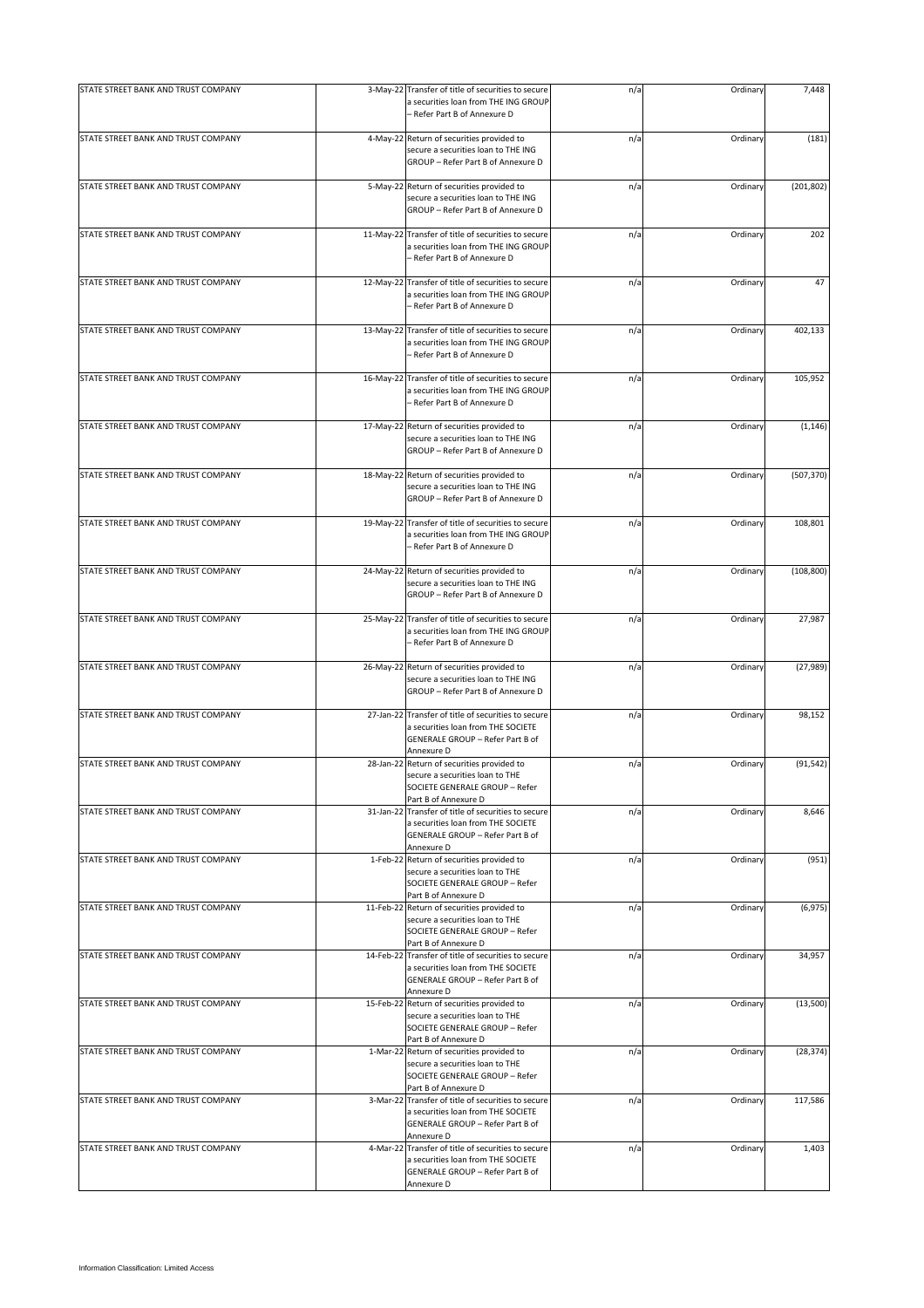| | | | | | |
|---|---|---|---|---|---|
| STATE STREET BANK AND TRUST COMPANY | 3-May-22 | Transfer of title of securities to secure a securities loan from THE ING GROUP – Refer Part B of Annexure D | n/a | Ordinary | 7,448 |
| STATE STREET BANK AND TRUST COMPANY | 4-May-22 | Return of securities provided to secure a securities loan to THE ING GROUP – Refer Part B of Annexure D | n/a | Ordinary | (181) |
| STATE STREET BANK AND TRUST COMPANY | 5-May-22 | Return of securities provided to secure a securities loan to THE ING GROUP – Refer Part B of Annexure D | n/a | Ordinary | (201,802) |
| STATE STREET BANK AND TRUST COMPANY | 11-May-22 | Transfer of title of securities to secure a securities loan from THE ING GROUP – Refer Part B of Annexure D | n/a | Ordinary | 202 |
| STATE STREET BANK AND TRUST COMPANY | 12-May-22 | Transfer of title of securities to secure a securities loan from THE ING GROUP – Refer Part B of Annexure D | n/a | Ordinary | 47 |
| STATE STREET BANK AND TRUST COMPANY | 13-May-22 | Transfer of title of securities to secure a securities loan from THE ING GROUP – Refer Part B of Annexure D | n/a | Ordinary | 402,133 |
| STATE STREET BANK AND TRUST COMPANY | 16-May-22 | Transfer of title of securities to secure a securities loan from THE ING GROUP – Refer Part B of Annexure D | n/a | Ordinary | 105,952 |
| STATE STREET BANK AND TRUST COMPANY | 17-May-22 | Return of securities provided to secure a securities loan to THE ING GROUP – Refer Part B of Annexure D | n/a | Ordinary | (1,146) |
| STATE STREET BANK AND TRUST COMPANY | 18-May-22 | Return of securities provided to secure a securities loan to THE ING GROUP – Refer Part B of Annexure D | n/a | Ordinary | (507,370) |
| STATE STREET BANK AND TRUST COMPANY | 19-May-22 | Transfer of title of securities to secure a securities loan from THE ING GROUP – Refer Part B of Annexure D | n/a | Ordinary | 108,801 |
| STATE STREET BANK AND TRUST COMPANY | 24-May-22 | Return of securities provided to secure a securities loan to THE ING GROUP – Refer Part B of Annexure D | n/a | Ordinary | (108,800) |
| STATE STREET BANK AND TRUST COMPANY | 25-May-22 | Transfer of title of securities to secure a securities loan from THE ING GROUP – Refer Part B of Annexure D | n/a | Ordinary | 27,987 |
| STATE STREET BANK AND TRUST COMPANY | 26-May-22 | Return of securities provided to secure a securities loan to THE ING GROUP – Refer Part B of Annexure D | n/a | Ordinary | (27,989) |
| STATE STREET BANK AND TRUST COMPANY | 27-Jan-22 | Transfer of title of securities to secure a securities loan from THE SOCIETE GENERALE GROUP – Refer Part B of Annexure D | n/a | Ordinary | 98,152 |
| STATE STREET BANK AND TRUST COMPANY | 28-Jan-22 | Return of securities provided to secure a securities loan to THE SOCIETE GENERALE GROUP – Refer Part B of Annexure D | n/a | Ordinary | (91,542) |
| STATE STREET BANK AND TRUST COMPANY | 31-Jan-22 | Transfer of title of securities to secure a securities loan from THE SOCIETE GENERALE GROUP – Refer Part B of Annexure D | n/a | Ordinary | 8,646 |
| STATE STREET BANK AND TRUST COMPANY | 1-Feb-22 | Return of securities provided to secure a securities loan to THE SOCIETE GENERALE GROUP – Refer Part B of Annexure D | n/a | Ordinary | (951) |
| STATE STREET BANK AND TRUST COMPANY | 11-Feb-22 | Return of securities provided to secure a securities loan to THE SOCIETE GENERALE GROUP – Refer Part B of Annexure D | n/a | Ordinary | (6,975) |
| STATE STREET BANK AND TRUST COMPANY | 14-Feb-22 | Transfer of title of securities to secure a securities loan from THE SOCIETE GENERALE GROUP – Refer Part B of Annexure D | n/a | Ordinary | 34,957 |
| STATE STREET BANK AND TRUST COMPANY | 15-Feb-22 | Return of securities provided to secure a securities loan to THE SOCIETE GENERALE GROUP – Refer Part B of Annexure D | n/a | Ordinary | (13,500) |
| STATE STREET BANK AND TRUST COMPANY | 1-Mar-22 | Return of securities provided to secure a securities loan to THE SOCIETE GENERALE GROUP – Refer Part B of Annexure D | n/a | Ordinary | (28,374) |
| STATE STREET BANK AND TRUST COMPANY | 3-Mar-22 | Transfer of title of securities to secure a securities loan from THE SOCIETE GENERALE GROUP – Refer Part B of Annexure D | n/a | Ordinary | 117,586 |
| STATE STREET BANK AND TRUST COMPANY | 4-Mar-22 | Transfer of title of securities to secure a securities loan from THE SOCIETE GENERALE GROUP – Refer Part B of Annexure D | n/a | Ordinary | 1,403 |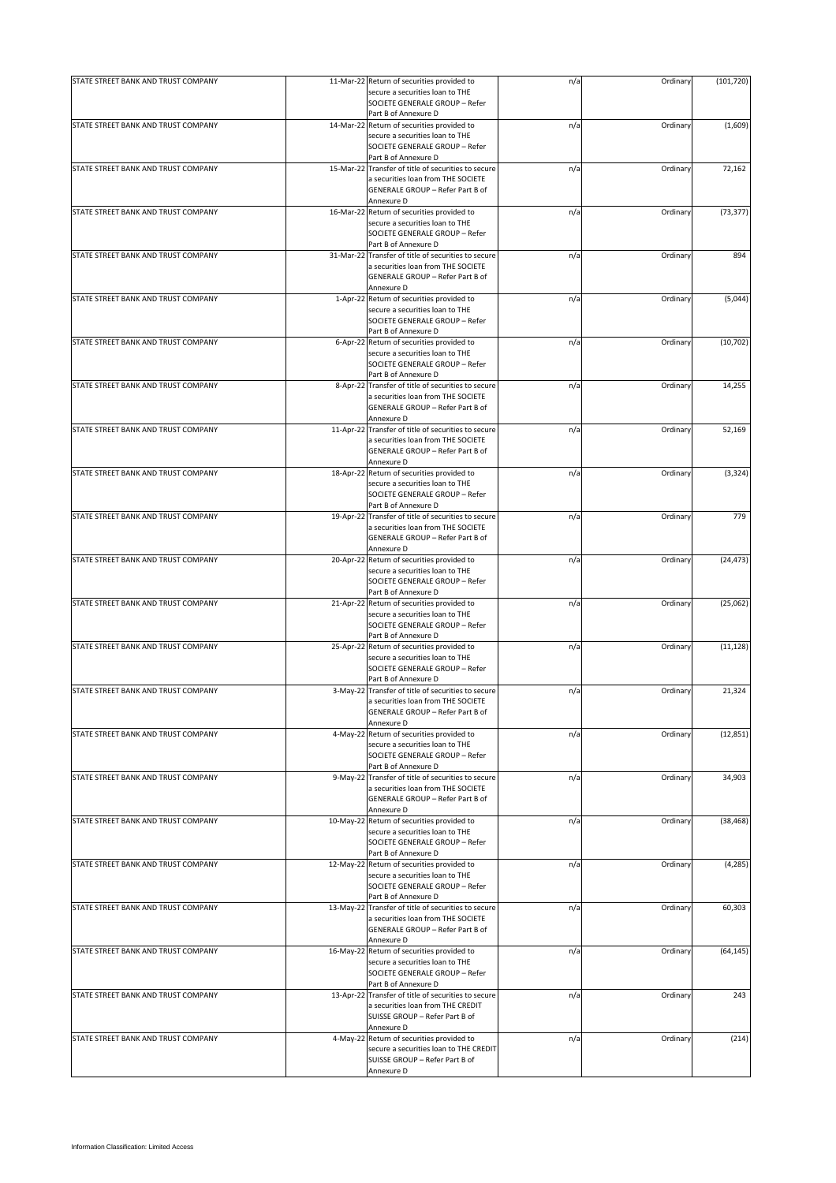| | | | | | |
|---|---|---|---|---|---|
| STATE STREET BANK AND TRUST COMPANY | 11-Mar-22 | Return of securities provided to secure a securities loan to THE SOCIETE GENERALE GROUP – Refer Part B of Annexure D | n/a | Ordinary | (101,720) |
| STATE STREET BANK AND TRUST COMPANY | 14-Mar-22 | Return of securities provided to secure a securities loan to THE SOCIETE GENERALE GROUP – Refer Part B of Annexure D | n/a | Ordinary | (1,609) |
| STATE STREET BANK AND TRUST COMPANY | 15-Mar-22 | Transfer of title of securities to secure a securities loan from THE SOCIETE GENERALE GROUP – Refer Part B of Annexure D | n/a | Ordinary | 72,162 |
| STATE STREET BANK AND TRUST COMPANY | 16-Mar-22 | Return of securities provided to secure a securities loan to THE SOCIETE GENERALE GROUP – Refer Part B of Annexure D | n/a | Ordinary | (73,377) |
| STATE STREET BANK AND TRUST COMPANY | 31-Mar-22 | Transfer of title of securities to secure a securities loan from THE SOCIETE GENERALE GROUP – Refer Part B of Annexure D | n/a | Ordinary | 894 |
| STATE STREET BANK AND TRUST COMPANY | 1-Apr-22 | Return of securities provided to secure a securities loan to THE SOCIETE GENERALE GROUP – Refer Part B of Annexure D | n/a | Ordinary | (5,044) |
| STATE STREET BANK AND TRUST COMPANY | 6-Apr-22 | Return of securities provided to secure a securities loan to THE SOCIETE GENERALE GROUP – Refer Part B of Annexure D | n/a | Ordinary | (10,702) |
| STATE STREET BANK AND TRUST COMPANY | 8-Apr-22 | Transfer of title of securities to secure a securities loan from THE SOCIETE GENERALE GROUP – Refer Part B of Annexure D | n/a | Ordinary | 14,255 |
| STATE STREET BANK AND TRUST COMPANY | 11-Apr-22 | Transfer of title of securities to secure a securities loan from THE SOCIETE GENERALE GROUP – Refer Part B of Annexure D | n/a | Ordinary | 52,169 |
| STATE STREET BANK AND TRUST COMPANY | 18-Apr-22 | Return of securities provided to secure a securities loan to THE SOCIETE GENERALE GROUP – Refer Part B of Annexure D | n/a | Ordinary | (3,324) |
| STATE STREET BANK AND TRUST COMPANY | 19-Apr-22 | Transfer of title of securities to secure a securities loan from THE SOCIETE GENERALE GROUP – Refer Part B of Annexure D | n/a | Ordinary | 779 |
| STATE STREET BANK AND TRUST COMPANY | 20-Apr-22 | Return of securities provided to secure a securities loan to THE SOCIETE GENERALE GROUP – Refer Part B of Annexure D | n/a | Ordinary | (24,473) |
| STATE STREET BANK AND TRUST COMPANY | 21-Apr-22 | Return of securities provided to secure a securities loan to THE SOCIETE GENERALE GROUP – Refer Part B of Annexure D | n/a | Ordinary | (25,062) |
| STATE STREET BANK AND TRUST COMPANY | 25-Apr-22 | Return of securities provided to secure a securities loan to THE SOCIETE GENERALE GROUP – Refer Part B of Annexure D | n/a | Ordinary | (11,128) |
| STATE STREET BANK AND TRUST COMPANY | 3-May-22 | Transfer of title of securities to secure a securities loan from THE SOCIETE GENERALE GROUP – Refer Part B of Annexure D | n/a | Ordinary | 21,324 |
| STATE STREET BANK AND TRUST COMPANY | 4-May-22 | Return of securities provided to secure a securities loan to THE SOCIETE GENERALE GROUP – Refer Part B of Annexure D | n/a | Ordinary | (12,851) |
| STATE STREET BANK AND TRUST COMPANY | 9-May-22 | Transfer of title of securities to secure a securities loan from THE SOCIETE GENERALE GROUP – Refer Part B of Annexure D | n/a | Ordinary | 34,903 |
| STATE STREET BANK AND TRUST COMPANY | 10-May-22 | Return of securities provided to secure a securities loan to THE SOCIETE GENERALE GROUP – Refer Part B of Annexure D | n/a | Ordinary | (38,468) |
| STATE STREET BANK AND TRUST COMPANY | 12-May-22 | Return of securities provided to secure a securities loan to THE SOCIETE GENERALE GROUP – Refer Part B of Annexure D | n/a | Ordinary | (4,285) |
| STATE STREET BANK AND TRUST COMPANY | 13-May-22 | Transfer of title of securities to secure a securities loan from THE SOCIETE GENERALE GROUP – Refer Part B of Annexure D | n/a | Ordinary | 60,303 |
| STATE STREET BANK AND TRUST COMPANY | 16-May-22 | Return of securities provided to secure a securities loan to THE SOCIETE GENERALE GROUP – Refer Part B of Annexure D | n/a | Ordinary | (64,145) |
| STATE STREET BANK AND TRUST COMPANY | 13-Apr-22 | Transfer of title of securities to secure a securities loan from THE CREDIT SUISSE GROUP – Refer Part B of Annexure D | n/a | Ordinary | 243 |
| STATE STREET BANK AND TRUST COMPANY | 4-May-22 | Return of securities provided to secure a securities loan to THE CREDIT SUISSE GROUP – Refer Part B of Annexure D | n/a | Ordinary | (214) |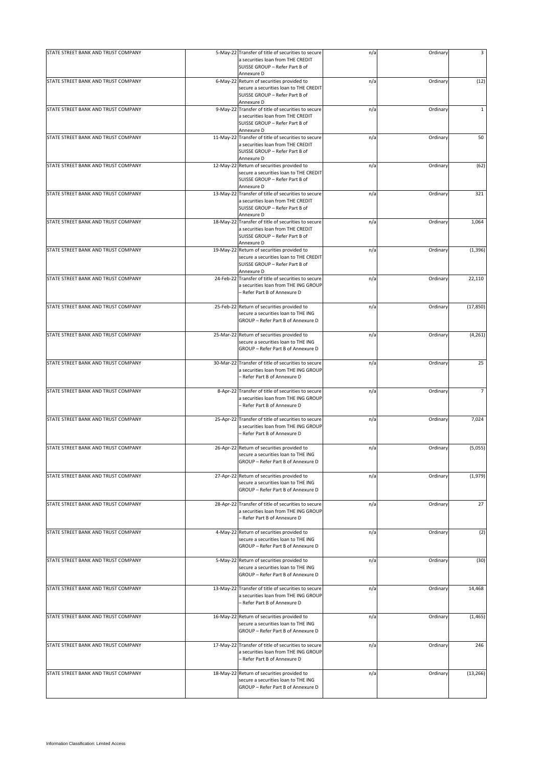| | | | | | |
|---|---|---|---|---|---|
| STATE STREET BANK AND TRUST COMPANY | 5-May-22 | Transfer of title of securities to secure a securities loan from THE CREDIT SUISSE GROUP – Refer Part B of Annexure D | n/a | Ordinary | 3 |
| STATE STREET BANK AND TRUST COMPANY | 6-May-22 | Return of securities provided to secure a securities loan to THE CREDIT SUISSE GROUP – Refer Part B of Annexure D | n/a | Ordinary | (12) |
| STATE STREET BANK AND TRUST COMPANY | 9-May-22 | Transfer of title of securities to secure a securities loan from THE CREDIT SUISSE GROUP – Refer Part B of Annexure D | n/a | Ordinary | 1 |
| STATE STREET BANK AND TRUST COMPANY | 11-May-22 | Transfer of title of securities to secure a securities loan from THE CREDIT SUISSE GROUP – Refer Part B of Annexure D | n/a | Ordinary | 50 |
| STATE STREET BANK AND TRUST COMPANY | 12-May-22 | Return of securities provided to secure a securities loan to THE CREDIT SUISSE GROUP – Refer Part B of Annexure D | n/a | Ordinary | (62) |
| STATE STREET BANK AND TRUST COMPANY | 13-May-22 | Transfer of title of securities to secure a securities loan from THE CREDIT SUISSE GROUP – Refer Part B of Annexure D | n/a | Ordinary | 321 |
| STATE STREET BANK AND TRUST COMPANY | 18-May-22 | Transfer of title of securities to secure a securities loan from THE CREDIT SUISSE GROUP – Refer Part B of Annexure D | n/a | Ordinary | 1,064 |
| STATE STREET BANK AND TRUST COMPANY | 19-May-22 | Return of securities provided to secure a securities loan to THE CREDIT SUISSE GROUP – Refer Part B of Annexure D | n/a | Ordinary | (1,396) |
| STATE STREET BANK AND TRUST COMPANY | 24-Feb-22 | Transfer of title of securities to secure a securities loan from THE ING GROUP – Refer Part B of Annexure D | n/a | Ordinary | 22,110 |
| STATE STREET BANK AND TRUST COMPANY | 25-Feb-22 | Return of securities provided to secure a securities loan to THE ING GROUP – Refer Part B of Annexure D | n/a | Ordinary | (17,850) |
| STATE STREET BANK AND TRUST COMPANY | 25-Mar-22 | Return of securities provided to secure a securities loan to THE ING GROUP – Refer Part B of Annexure D | n/a | Ordinary | (4,261) |
| STATE STREET BANK AND TRUST COMPANY | 30-Mar-22 | Transfer of title of securities to secure a securities loan from THE ING GROUP – Refer Part B of Annexure D | n/a | Ordinary | 25 |
| STATE STREET BANK AND TRUST COMPANY | 8-Apr-22 | Transfer of title of securities to secure a securities loan from THE ING GROUP – Refer Part B of Annexure D | n/a | Ordinary | 7 |
| STATE STREET BANK AND TRUST COMPANY | 25-Apr-22 | Transfer of title of securities to secure a securities loan from THE ING GROUP – Refer Part B of Annexure D | n/a | Ordinary | 7,024 |
| STATE STREET BANK AND TRUST COMPANY | 26-Apr-22 | Return of securities provided to secure a securities loan to THE ING GROUP – Refer Part B of Annexure D | n/a | Ordinary | (5,055) |
| STATE STREET BANK AND TRUST COMPANY | 27-Apr-22 | Return of securities provided to secure a securities loan to THE ING GROUP – Refer Part B of Annexure D | n/a | Ordinary | (1,979) |
| STATE STREET BANK AND TRUST COMPANY | 28-Apr-22 | Transfer of title of securities to secure a securities loan from THE ING GROUP – Refer Part B of Annexure D | n/a | Ordinary | 27 |
| STATE STREET BANK AND TRUST COMPANY | 4-May-22 | Return of securities provided to secure a securities loan to THE ING GROUP – Refer Part B of Annexure D | n/a | Ordinary | (2) |
| STATE STREET BANK AND TRUST COMPANY | 5-May-22 | Return of securities provided to secure a securities loan to THE ING GROUP – Refer Part B of Annexure D | n/a | Ordinary | (30) |
| STATE STREET BANK AND TRUST COMPANY | 13-May-22 | Transfer of title of securities to secure a securities loan from THE ING GROUP – Refer Part B of Annexure D | n/a | Ordinary | 14,468 |
| STATE STREET BANK AND TRUST COMPANY | 16-May-22 | Return of securities provided to secure a securities loan to THE ING GROUP – Refer Part B of Annexure D | n/a | Ordinary | (1,465) |
| STATE STREET BANK AND TRUST COMPANY | 17-May-22 | Transfer of title of securities to secure a securities loan from THE ING GROUP – Refer Part B of Annexure D | n/a | Ordinary | 246 |
| STATE STREET BANK AND TRUST COMPANY | 18-May-22 | Return of securities provided to secure a securities loan to THE ING GROUP – Refer Part B of Annexure D | n/a | Ordinary | (13,266) |

Information Classification: Limited Access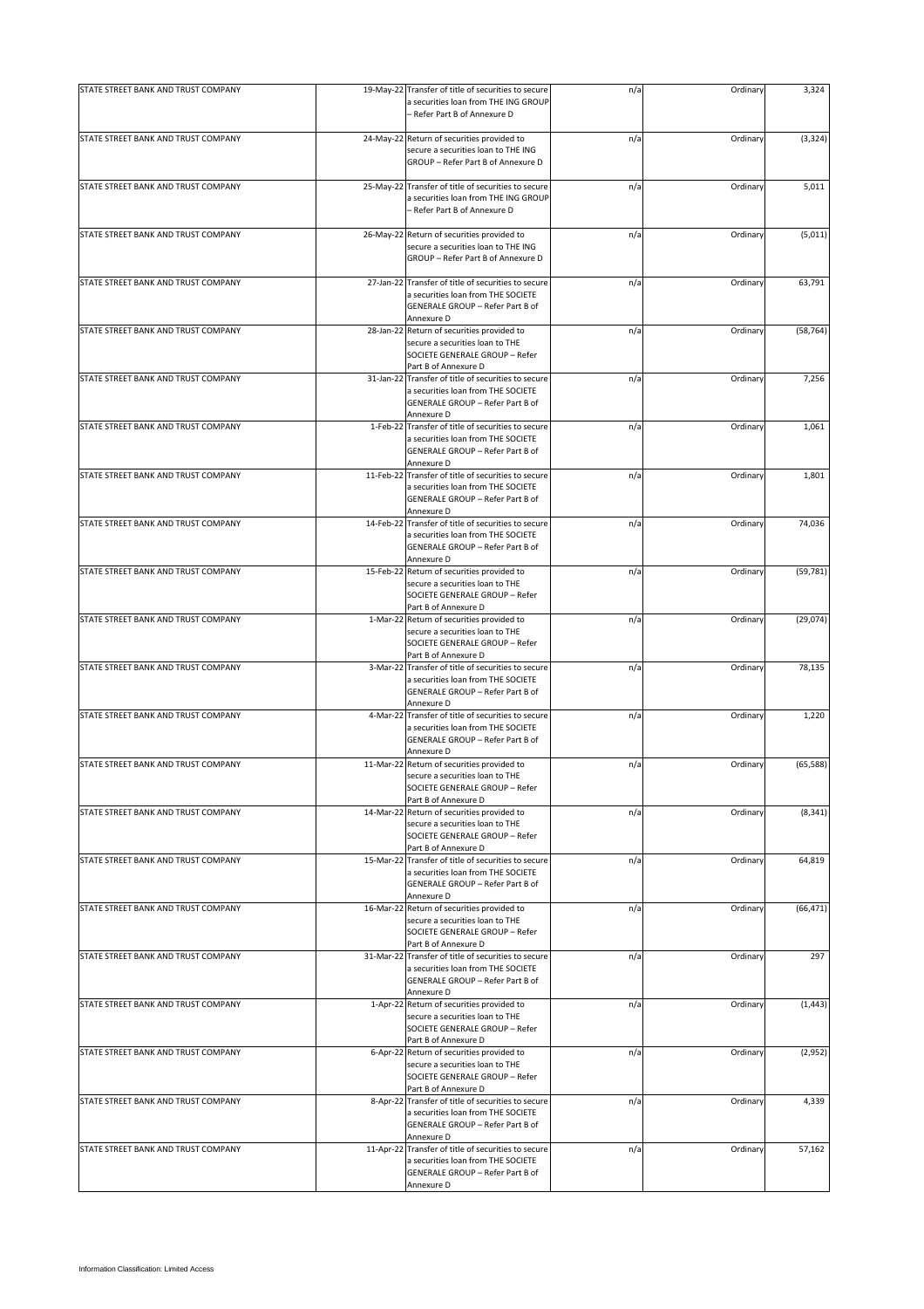| | | | | | |
|---|---|---|---|---|---|
| STATE STREET BANK AND TRUST COMPANY | 19-May-22 | Transfer of title of securities to secure a securities loan from THE ING GROUP – Refer Part B of Annexure D | n/a | Ordinary | 3,324 |
| STATE STREET BANK AND TRUST COMPANY | 24-May-22 | Return of securities provided to secure a securities loan to THE ING GROUP – Refer Part B of Annexure D | n/a | Ordinary | (3,324) |
| STATE STREET BANK AND TRUST COMPANY | 25-May-22 | Transfer of title of securities to secure a securities loan from THE ING GROUP – Refer Part B of Annexure D | n/a | Ordinary | 5,011 |
| STATE STREET BANK AND TRUST COMPANY | 26-May-22 | Return of securities provided to secure a securities loan to THE ING GROUP – Refer Part B of Annexure D | n/a | Ordinary | (5,011) |
| STATE STREET BANK AND TRUST COMPANY | 27-Jan-22 | Transfer of title of securities to secure a securities loan from THE SOCIETE GENERALE GROUP – Refer Part B of Annexure D | n/a | Ordinary | 63,791 |
| STATE STREET BANK AND TRUST COMPANY | 28-Jan-22 | Return of securities provided to secure a securities loan to THE SOCIETE GENERALE GROUP – Refer Part B of Annexure D | n/a | Ordinary | (58,764) |
| STATE STREET BANK AND TRUST COMPANY | 31-Jan-22 | Transfer of title of securities to secure a securities loan from THE SOCIETE GENERALE GROUP – Refer Part B of Annexure D | n/a | Ordinary | 7,256 |
| STATE STREET BANK AND TRUST COMPANY | 1-Feb-22 | Transfer of title of securities to secure a securities loan from THE SOCIETE GENERALE GROUP – Refer Part B of Annexure D | n/a | Ordinary | 1,061 |
| STATE STREET BANK AND TRUST COMPANY | 11-Feb-22 | Transfer of title of securities to secure a securities loan from THE SOCIETE GENERALE GROUP – Refer Part B of Annexure D | n/a | Ordinary | 1,801 |
| STATE STREET BANK AND TRUST COMPANY | 14-Feb-22 | Transfer of title of securities to secure a securities loan from THE SOCIETE GENERALE GROUP – Refer Part B of Annexure D | n/a | Ordinary | 74,036 |
| STATE STREET BANK AND TRUST COMPANY | 15-Feb-22 | Return of securities provided to secure a securities loan to THE SOCIETE GENERALE GROUP – Refer Part B of Annexure D | n/a | Ordinary | (59,781) |
| STATE STREET BANK AND TRUST COMPANY | 1-Mar-22 | Return of securities provided to secure a securities loan to THE SOCIETE GENERALE GROUP – Refer Part B of Annexure D | n/a | Ordinary | (29,074) |
| STATE STREET BANK AND TRUST COMPANY | 3-Mar-22 | Transfer of title of securities to secure a securities loan from THE SOCIETE GENERALE GROUP – Refer Part B of Annexure D | n/a | Ordinary | 78,135 |
| STATE STREET BANK AND TRUST COMPANY | 4-Mar-22 | Transfer of title of securities to secure a securities loan from THE SOCIETE GENERALE GROUP – Refer Part B of Annexure D | n/a | Ordinary | 1,220 |
| STATE STREET BANK AND TRUST COMPANY | 11-Mar-22 | Return of securities provided to secure a securities loan to THE SOCIETE GENERALE GROUP – Refer Part B of Annexure D | n/a | Ordinary | (65,588) |
| STATE STREET BANK AND TRUST COMPANY | 14-Mar-22 | Return of securities provided to secure a securities loan to THE SOCIETE GENERALE GROUP – Refer Part B of Annexure D | n/a | Ordinary | (8,341) |
| STATE STREET BANK AND TRUST COMPANY | 15-Mar-22 | Transfer of title of securities to secure a securities loan from THE SOCIETE GENERALE GROUP – Refer Part B of Annexure D | n/a | Ordinary | 64,819 |
| STATE STREET BANK AND TRUST COMPANY | 16-Mar-22 | Return of securities provided to secure a securities loan to THE SOCIETE GENERALE GROUP – Refer Part B of Annexure D | n/a | Ordinary | (66,471) |
| STATE STREET BANK AND TRUST COMPANY | 31-Mar-22 | Transfer of title of securities to secure a securities loan from THE SOCIETE GENERALE GROUP – Refer Part B of Annexure D | n/a | Ordinary | 297 |
| STATE STREET BANK AND TRUST COMPANY | 1-Apr-22 | Return of securities provided to secure a securities loan to THE SOCIETE GENERALE GROUP – Refer Part B of Annexure D | n/a | Ordinary | (1,443) |
| STATE STREET BANK AND TRUST COMPANY | 6-Apr-22 | Return of securities provided to secure a securities loan to THE SOCIETE GENERALE GROUP – Refer Part B of Annexure D | n/a | Ordinary | (2,952) |
| STATE STREET BANK AND TRUST COMPANY | 8-Apr-22 | Transfer of title of securities to secure a securities loan from THE SOCIETE GENERALE GROUP – Refer Part B of Annexure D | n/a | Ordinary | 4,339 |
| STATE STREET BANK AND TRUST COMPANY | 11-Apr-22 | Transfer of title of securities to secure a securities loan from THE SOCIETE GENERALE GROUP – Refer Part B of Annexure D | n/a | Ordinary | 57,162 |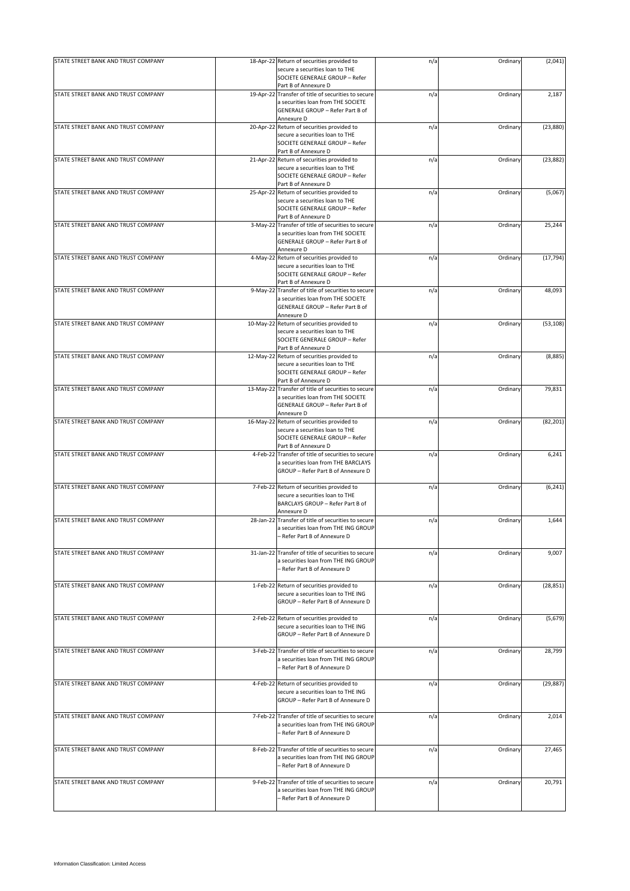| | | | | | |
|---|---|---|---|---|---|
| STATE STREET BANK AND TRUST COMPANY | 18-Apr-22 | Return of securities provided to secure a securities loan to THE SOCIETE GENERALE GROUP – Refer Part B of Annexure D | n/a | Ordinary | (2,041) |
| STATE STREET BANK AND TRUST COMPANY | 19-Apr-22 | Transfer of title of securities to secure a securities loan from THE SOCIETE GENERALE GROUP – Refer Part B of Annexure D | n/a | Ordinary | 2,187 |
| STATE STREET BANK AND TRUST COMPANY | 20-Apr-22 | Return of securities provided to secure a securities loan to THE SOCIETE GENERALE GROUP – Refer Part B of Annexure D | n/a | Ordinary | (23,880) |
| STATE STREET BANK AND TRUST COMPANY | 21-Apr-22 | Return of securities provided to secure a securities loan to THE SOCIETE GENERALE GROUP – Refer Part B of Annexure D | n/a | Ordinary | (23,882) |
| STATE STREET BANK AND TRUST COMPANY | 25-Apr-22 | Return of securities provided to secure a securities loan to THE SOCIETE GENERALE GROUP – Refer Part B of Annexure D | n/a | Ordinary | (5,067) |
| STATE STREET BANK AND TRUST COMPANY | 3-May-22 | Transfer of title of securities to secure a securities loan from THE SOCIETE GENERALE GROUP – Refer Part B of Annexure D | n/a | Ordinary | 25,244 |
| STATE STREET BANK AND TRUST COMPANY | 4-May-22 | Return of securities provided to secure a securities loan to THE SOCIETE GENERALE GROUP – Refer Part B of Annexure D | n/a | Ordinary | (17,794) |
| STATE STREET BANK AND TRUST COMPANY | 9-May-22 | Transfer of title of securities to secure a securities loan from THE SOCIETE GENERALE GROUP – Refer Part B of Annexure D | n/a | Ordinary | 48,093 |
| STATE STREET BANK AND TRUST COMPANY | 10-May-22 | Return of securities provided to secure a securities loan to THE SOCIETE GENERALE GROUP – Refer Part B of Annexure D | n/a | Ordinary | (53,108) |
| STATE STREET BANK AND TRUST COMPANY | 12-May-22 | Return of securities provided to secure a securities loan to THE SOCIETE GENERALE GROUP – Refer Part B of Annexure D | n/a | Ordinary | (8,885) |
| STATE STREET BANK AND TRUST COMPANY | 13-May-22 | Transfer of title of securities to secure a securities loan from THE SOCIETE GENERALE GROUP – Refer Part B of Annexure D | n/a | Ordinary | 79,831 |
| STATE STREET BANK AND TRUST COMPANY | 16-May-22 | Return of securities provided to secure a securities loan to THE SOCIETE GENERALE GROUP – Refer Part B of Annexure D | n/a | Ordinary | (82,201) |
| STATE STREET BANK AND TRUST COMPANY | 4-Feb-22 | Transfer of title of securities to secure a securities loan from THE BARCLAYS GROUP – Refer Part B of Annexure D | n/a | Ordinary | 6,241 |
| STATE STREET BANK AND TRUST COMPANY | 7-Feb-22 | Return of securities provided to secure a securities loan to THE BARCLAYS GROUP – Refer Part B of Annexure D | n/a | Ordinary | (6,241) |
| STATE STREET BANK AND TRUST COMPANY | 28-Jan-22 | Transfer of title of securities to secure a securities loan from THE ING GROUP – Refer Part B of Annexure D | n/a | Ordinary | 1,644 |
| STATE STREET BANK AND TRUST COMPANY | 31-Jan-22 | Transfer of title of securities to secure a securities loan from THE ING GROUP – Refer Part B of Annexure D | n/a | Ordinary | 9,007 |
| STATE STREET BANK AND TRUST COMPANY | 1-Feb-22 | Return of securities provided to secure a securities loan to THE ING GROUP – Refer Part B of Annexure D | n/a | Ordinary | (28,851) |
| STATE STREET BANK AND TRUST COMPANY | 2-Feb-22 | Return of securities provided to secure a securities loan to THE ING GROUP – Refer Part B of Annexure D | n/a | Ordinary | (5,679) |
| STATE STREET BANK AND TRUST COMPANY | 3-Feb-22 | Transfer of title of securities to secure a securities loan from THE ING GROUP – Refer Part B of Annexure D | n/a | Ordinary | 28,799 |
| STATE STREET BANK AND TRUST COMPANY | 4-Feb-22 | Return of securities provided to secure a securities loan to THE ING GROUP – Refer Part B of Annexure D | n/a | Ordinary | (29,887) |
| STATE STREET BANK AND TRUST COMPANY | 7-Feb-22 | Transfer of title of securities to secure a securities loan from THE ING GROUP – Refer Part B of Annexure D | n/a | Ordinary | 2,014 |
| STATE STREET BANK AND TRUST COMPANY | 8-Feb-22 | Transfer of title of securities to secure a securities loan from THE ING GROUP – Refer Part B of Annexure D | n/a | Ordinary | 27,465 |
| STATE STREET BANK AND TRUST COMPANY | 9-Feb-22 | Transfer of title of securities to secure a securities loan from THE ING GROUP – Refer Part B of Annexure D | n/a | Ordinary | 20,791 |

Information Classification: Limited Access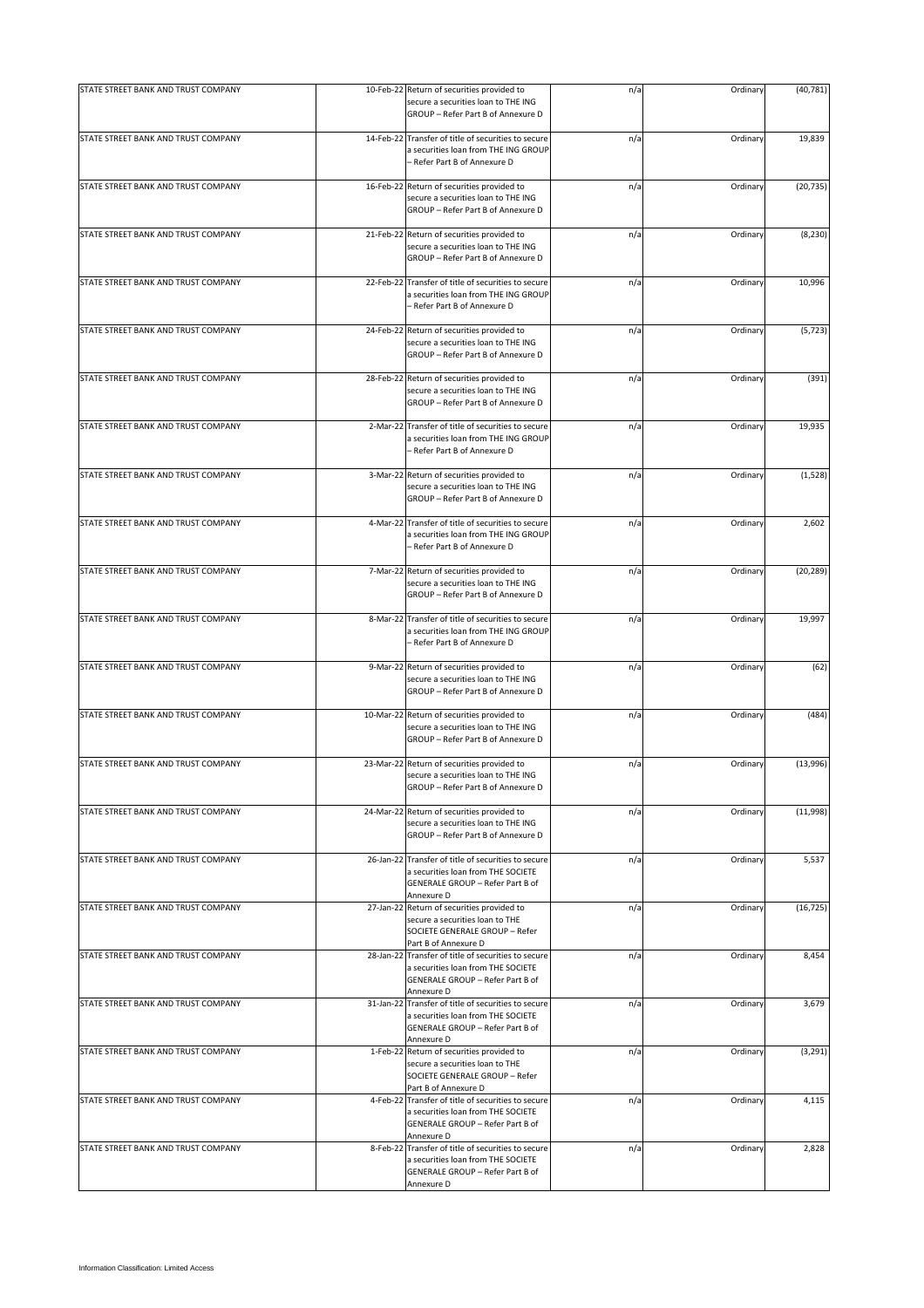| | | | | | |
|---|---|---|---|---|---|
| STATE STREET BANK AND TRUST COMPANY | 10-Feb-22 | Return of securities provided to secure a securities loan to THE ING GROUP – Refer Part B of Annexure D | n/a | Ordinary | (40,781) |
| STATE STREET BANK AND TRUST COMPANY | 14-Feb-22 | Transfer of title of securities to secure a securities loan from THE ING GROUP – Refer Part B of Annexure D | n/a | Ordinary | 19,839 |
| STATE STREET BANK AND TRUST COMPANY | 16-Feb-22 | Return of securities provided to secure a securities loan to THE ING GROUP – Refer Part B of Annexure D | n/a | Ordinary | (20,735) |
| STATE STREET BANK AND TRUST COMPANY | 21-Feb-22 | Return of securities provided to secure a securities loan to THE ING GROUP – Refer Part B of Annexure D | n/a | Ordinary | (8,230) |
| STATE STREET BANK AND TRUST COMPANY | 22-Feb-22 | Transfer of title of securities to secure a securities loan from THE ING GROUP – Refer Part B of Annexure D | n/a | Ordinary | 10,996 |
| STATE STREET BANK AND TRUST COMPANY | 24-Feb-22 | Return of securities provided to secure a securities loan to THE ING GROUP – Refer Part B of Annexure D | n/a | Ordinary | (5,723) |
| STATE STREET BANK AND TRUST COMPANY | 28-Feb-22 | Return of securities provided to secure a securities loan to THE ING GROUP – Refer Part B of Annexure D | n/a | Ordinary | (391) |
| STATE STREET BANK AND TRUST COMPANY | 2-Mar-22 | Transfer of title of securities to secure a securities loan from THE ING GROUP – Refer Part B of Annexure D | n/a | Ordinary | 19,935 |
| STATE STREET BANK AND TRUST COMPANY | 3-Mar-22 | Return of securities provided to secure a securities loan to THE ING GROUP – Refer Part B of Annexure D | n/a | Ordinary | (1,528) |
| STATE STREET BANK AND TRUST COMPANY | 4-Mar-22 | Transfer of title of securities to secure a securities loan from THE ING GROUP – Refer Part B of Annexure D | n/a | Ordinary | 2,602 |
| STATE STREET BANK AND TRUST COMPANY | 7-Mar-22 | Return of securities provided to secure a securities loan to THE ING GROUP – Refer Part B of Annexure D | n/a | Ordinary | (20,289) |
| STATE STREET BANK AND TRUST COMPANY | 8-Mar-22 | Transfer of title of securities to secure a securities loan from THE ING GROUP – Refer Part B of Annexure D | n/a | Ordinary | 19,997 |
| STATE STREET BANK AND TRUST COMPANY | 9-Mar-22 | Return of securities provided to secure a securities loan to THE ING GROUP – Refer Part B of Annexure D | n/a | Ordinary | (62) |
| STATE STREET BANK AND TRUST COMPANY | 10-Mar-22 | Return of securities provided to secure a securities loan to THE ING GROUP – Refer Part B of Annexure D | n/a | Ordinary | (484) |
| STATE STREET BANK AND TRUST COMPANY | 23-Mar-22 | Return of securities provided to secure a securities loan to THE ING GROUP – Refer Part B of Annexure D | n/a | Ordinary | (13,996) |
| STATE STREET BANK AND TRUST COMPANY | 24-Mar-22 | Return of securities provided to secure a securities loan to THE ING GROUP – Refer Part B of Annexure D | n/a | Ordinary | (11,998) |
| STATE STREET BANK AND TRUST COMPANY | 26-Jan-22 | Transfer of title of securities to secure a securities loan from THE SOCIETE GENERALE GROUP – Refer Part B of Annexure D | n/a | Ordinary | 5,537 |
| STATE STREET BANK AND TRUST COMPANY | 27-Jan-22 | Return of securities provided to secure a securities loan to THE SOCIETE GENERALE GROUP – Refer Part B of Annexure D | n/a | Ordinary | (16,725) |
| STATE STREET BANK AND TRUST COMPANY | 28-Jan-22 | Transfer of title of securities to secure a securities loan from THE SOCIETE GENERALE GROUP – Refer Part B of Annexure D | n/a | Ordinary | 8,454 |
| STATE STREET BANK AND TRUST COMPANY | 31-Jan-22 | Transfer of title of securities to secure a securities loan from THE SOCIETE GENERALE GROUP – Refer Part B of Annexure D | n/a | Ordinary | 3,679 |
| STATE STREET BANK AND TRUST COMPANY | 1-Feb-22 | Return of securities provided to secure a securities loan to THE SOCIETE GENERALE GROUP – Refer Part B of Annexure D | n/a | Ordinary | (3,291) |
| STATE STREET BANK AND TRUST COMPANY | 4-Feb-22 | Transfer of title of securities to secure a securities loan from THE SOCIETE GENERALE GROUP – Refer Part B of Annexure D | n/a | Ordinary | 4,115 |
| STATE STREET BANK AND TRUST COMPANY | 8-Feb-22 | Transfer of title of securities to secure a securities loan from THE SOCIETE GENERALE GROUP – Refer Part B of Annexure D | n/a | Ordinary | 2,828 |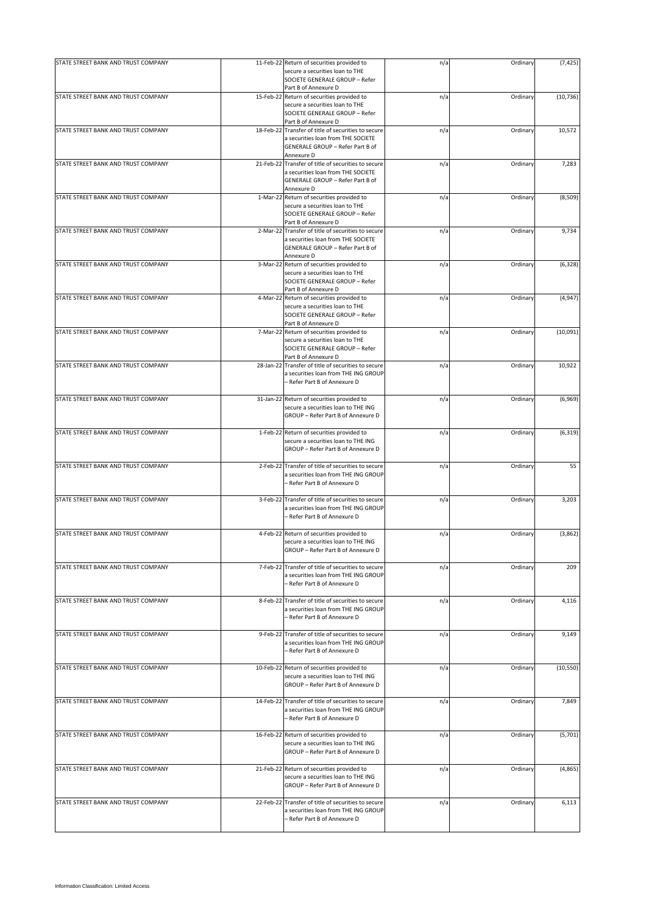| | | | | | |
|---|---|---|---|---|---|
| STATE STREET BANK AND TRUST COMPANY | 11-Feb-22 | Return of securities provided to secure a securities loan to THE SOCIETE GENERALE GROUP – Refer Part B of Annexure D | n/a | Ordinary | (7,425) |
| STATE STREET BANK AND TRUST COMPANY | 15-Feb-22 | Return of securities provided to secure a securities loan to THE SOCIETE GENERALE GROUP – Refer Part B of Annexure D | n/a | Ordinary | (10,736) |
| STATE STREET BANK AND TRUST COMPANY | 18-Feb-22 | Transfer of title of securities to secure a securities loan from THE SOCIETE GENERALE GROUP – Refer Part B of Annexure D | n/a | Ordinary | 10,572 |
| STATE STREET BANK AND TRUST COMPANY | 21-Feb-22 | Transfer of title of securities to secure a securities loan from THE SOCIETE GENERALE GROUP – Refer Part B of Annexure D | n/a | Ordinary | 7,283 |
| STATE STREET BANK AND TRUST COMPANY | 1-Mar-22 | Return of securities provided to secure a securities loan to THE SOCIETE GENERALE GROUP – Refer Part B of Annexure D | n/a | Ordinary | (8,509) |
| STATE STREET BANK AND TRUST COMPANY | 2-Mar-22 | Transfer of title of securities to secure a securities loan from THE SOCIETE GENERALE GROUP – Refer Part B of Annexure D | n/a | Ordinary | 9,734 |
| STATE STREET BANK AND TRUST COMPANY | 3-Mar-22 | Return of securities provided to secure a securities loan to THE SOCIETE GENERALE GROUP – Refer Part B of Annexure D | n/a | Ordinary | (6,328) |
| STATE STREET BANK AND TRUST COMPANY | 4-Mar-22 | Return of securities provided to secure a securities loan to THE SOCIETE GENERALE GROUP – Refer Part B of Annexure D | n/a | Ordinary | (4,947) |
| STATE STREET BANK AND TRUST COMPANY | 7-Mar-22 | Return of securities provided to secure a securities loan to THE SOCIETE GENERALE GROUP – Refer Part B of Annexure D | n/a | Ordinary | (10,091) |
| STATE STREET BANK AND TRUST COMPANY | 28-Jan-22 | Transfer of title of securities to secure a securities loan from THE ING GROUP – Refer Part B of Annexure D | n/a | Ordinary | 10,922 |
| STATE STREET BANK AND TRUST COMPANY | 31-Jan-22 | Return of securities provided to secure a securities loan to THE ING GROUP – Refer Part B of Annexure D | n/a | Ordinary | (6,969) |
| STATE STREET BANK AND TRUST COMPANY | 1-Feb-22 | Return of securities provided to secure a securities loan to THE ING GROUP – Refer Part B of Annexure D | n/a | Ordinary | (6,319) |
| STATE STREET BANK AND TRUST COMPANY | 2-Feb-22 | Transfer of title of securities to secure a securities loan from THE ING GROUP – Refer Part B of Annexure D | n/a | Ordinary | 55 |
| STATE STREET BANK AND TRUST COMPANY | 3-Feb-22 | Transfer of title of securities to secure a securities loan from THE ING GROUP – Refer Part B of Annexure D | n/a | Ordinary | 3,203 |
| STATE STREET BANK AND TRUST COMPANY | 4-Feb-22 | Return of securities provided to secure a securities loan to THE ING GROUP – Refer Part B of Annexure D | n/a | Ordinary | (3,862) |
| STATE STREET BANK AND TRUST COMPANY | 7-Feb-22 | Transfer of title of securities to secure a securities loan from THE ING GROUP – Refer Part B of Annexure D | n/a | Ordinary | 209 |
| STATE STREET BANK AND TRUST COMPANY | 8-Feb-22 | Transfer of title of securities to secure a securities loan from THE ING GROUP – Refer Part B of Annexure D | n/a | Ordinary | 4,116 |
| STATE STREET BANK AND TRUST COMPANY | 9-Feb-22 | Transfer of title of securities to secure a securities loan from THE ING GROUP – Refer Part B of Annexure D | n/a | Ordinary | 9,149 |
| STATE STREET BANK AND TRUST COMPANY | 10-Feb-22 | Return of securities provided to secure a securities loan to THE ING GROUP – Refer Part B of Annexure D | n/a | Ordinary | (10,550) |
| STATE STREET BANK AND TRUST COMPANY | 14-Feb-22 | Transfer of title of securities to secure a securities loan from THE ING GROUP – Refer Part B of Annexure D | n/a | Ordinary | 7,849 |
| STATE STREET BANK AND TRUST COMPANY | 16-Feb-22 | Return of securities provided to secure a securities loan to THE ING GROUP – Refer Part B of Annexure D | n/a | Ordinary | (5,701) |
| STATE STREET BANK AND TRUST COMPANY | 21-Feb-22 | Return of securities provided to secure a securities loan to THE ING GROUP – Refer Part B of Annexure D | n/a | Ordinary | (4,865) |
| STATE STREET BANK AND TRUST COMPANY | 22-Feb-22 | Transfer of title of securities to secure a securities loan from THE ING GROUP – Refer Part B of Annexure D | n/a | Ordinary | 6,113 |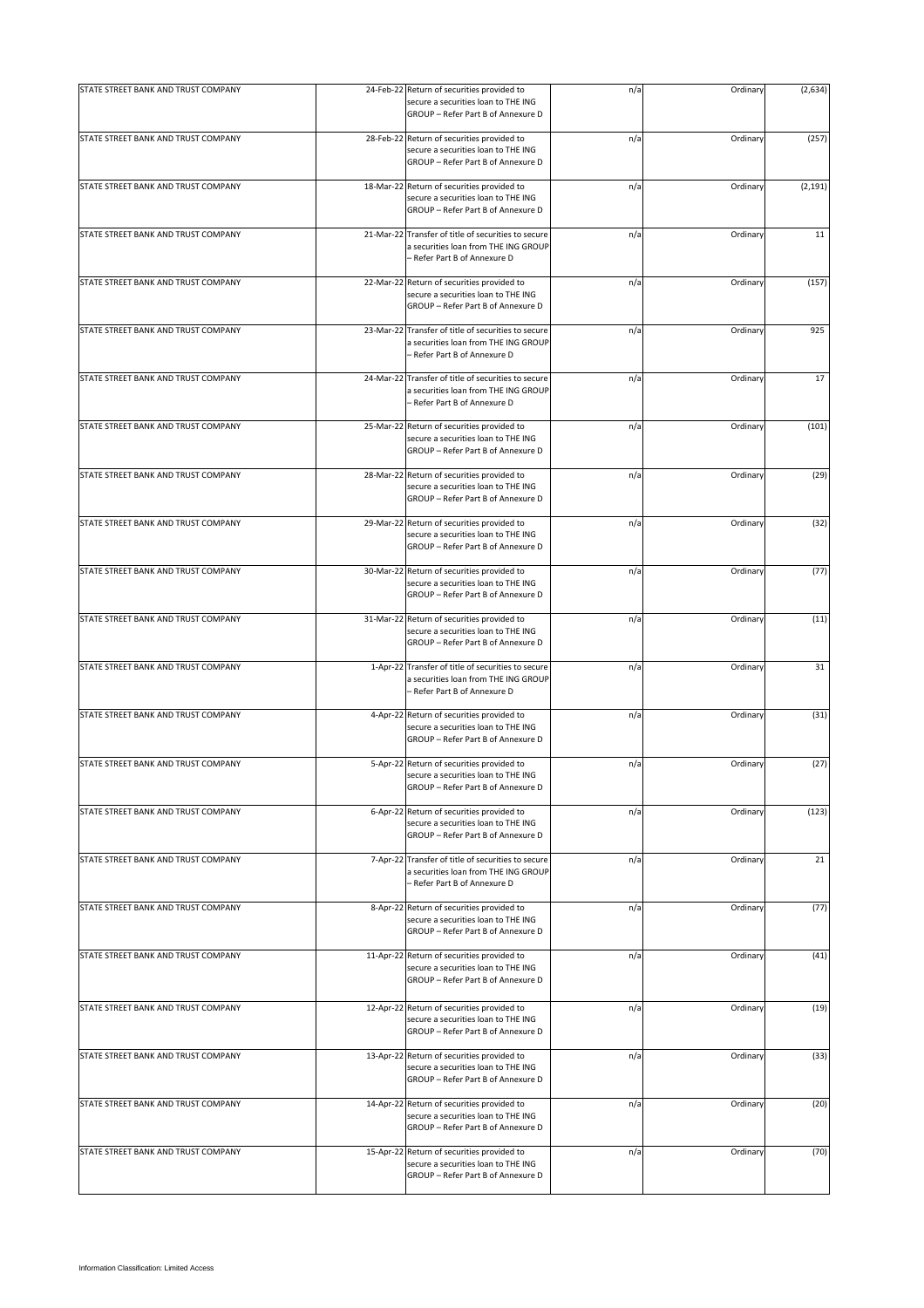| | | | | | |
|---|---|---|---|---|---|
| STATE STREET BANK AND TRUST COMPANY | 24-Feb-22 | Return of securities provided to secure a securities loan to THE ING GROUP – Refer Part B of Annexure D | n/a | Ordinary | (2,634) |
| STATE STREET BANK AND TRUST COMPANY | 28-Feb-22 | Return of securities provided to secure a securities loan to THE ING GROUP – Refer Part B of Annexure D | n/a | Ordinary | (257) |
| STATE STREET BANK AND TRUST COMPANY | 18-Mar-22 | Return of securities provided to secure a securities loan to THE ING GROUP – Refer Part B of Annexure D | n/a | Ordinary | (2,191) |
| STATE STREET BANK AND TRUST COMPANY | 21-Mar-22 | Transfer of title of securities to secure a securities loan from THE ING GROUP – Refer Part B of Annexure D | n/a | Ordinary | 11 |
| STATE STREET BANK AND TRUST COMPANY | 22-Mar-22 | Return of securities provided to secure a securities loan to THE ING GROUP – Refer Part B of Annexure D | n/a | Ordinary | (157) |
| STATE STREET BANK AND TRUST COMPANY | 23-Mar-22 | Transfer of title of securities to secure a securities loan from THE ING GROUP – Refer Part B of Annexure D | n/a | Ordinary | 925 |
| STATE STREET BANK AND TRUST COMPANY | 24-Mar-22 | Transfer of title of securities to secure a securities loan from THE ING GROUP – Refer Part B of Annexure D | n/a | Ordinary | 17 |
| STATE STREET BANK AND TRUST COMPANY | 25-Mar-22 | Return of securities provided to secure a securities loan to THE ING GROUP – Refer Part B of Annexure D | n/a | Ordinary | (101) |
| STATE STREET BANK AND TRUST COMPANY | 28-Mar-22 | Return of securities provided to secure a securities loan to THE ING GROUP – Refer Part B of Annexure D | n/a | Ordinary | (29) |
| STATE STREET BANK AND TRUST COMPANY | 29-Mar-22 | Return of securities provided to secure a securities loan to THE ING GROUP – Refer Part B of Annexure D | n/a | Ordinary | (32) |
| STATE STREET BANK AND TRUST COMPANY | 30-Mar-22 | Return of securities provided to secure a securities loan to THE ING GROUP – Refer Part B of Annexure D | n/a | Ordinary | (77) |
| STATE STREET BANK AND TRUST COMPANY | 31-Mar-22 | Return of securities provided to secure a securities loan to THE ING GROUP – Refer Part B of Annexure D | n/a | Ordinary | (11) |
| STATE STREET BANK AND TRUST COMPANY | 1-Apr-22 | Transfer of title of securities to secure a securities loan from THE ING GROUP – Refer Part B of Annexure D | n/a | Ordinary | 31 |
| STATE STREET BANK AND TRUST COMPANY | 4-Apr-22 | Return of securities provided to secure a securities loan to THE ING GROUP – Refer Part B of Annexure D | n/a | Ordinary | (31) |
| STATE STREET BANK AND TRUST COMPANY | 5-Apr-22 | Return of securities provided to secure a securities loan to THE ING GROUP – Refer Part B of Annexure D | n/a | Ordinary | (27) |
| STATE STREET BANK AND TRUST COMPANY | 6-Apr-22 | Return of securities provided to secure a securities loan to THE ING GROUP – Refer Part B of Annexure D | n/a | Ordinary | (123) |
| STATE STREET BANK AND TRUST COMPANY | 7-Apr-22 | Transfer of title of securities to secure a securities loan from THE ING GROUP – Refer Part B of Annexure D | n/a | Ordinary | 21 |
| STATE STREET BANK AND TRUST COMPANY | 8-Apr-22 | Return of securities provided to secure a securities loan to THE ING GROUP – Refer Part B of Annexure D | n/a | Ordinary | (77) |
| STATE STREET BANK AND TRUST COMPANY | 11-Apr-22 | Return of securities provided to secure a securities loan to THE ING GROUP – Refer Part B of Annexure D | n/a | Ordinary | (41) |
| STATE STREET BANK AND TRUST COMPANY | 12-Apr-22 | Return of securities provided to secure a securities loan to THE ING GROUP – Refer Part B of Annexure D | n/a | Ordinary | (19) |
| STATE STREET BANK AND TRUST COMPANY | 13-Apr-22 | Return of securities provided to secure a securities loan to THE ING GROUP – Refer Part B of Annexure D | n/a | Ordinary | (33) |
| STATE STREET BANK AND TRUST COMPANY | 14-Apr-22 | Return of securities provided to secure a securities loan to THE ING GROUP – Refer Part B of Annexure D | n/a | Ordinary | (20) |
| STATE STREET BANK AND TRUST COMPANY | 15-Apr-22 | Return of securities provided to secure a securities loan to THE ING GROUP – Refer Part B of Annexure D | n/a | Ordinary | (70) |

Information Classification: Limited Access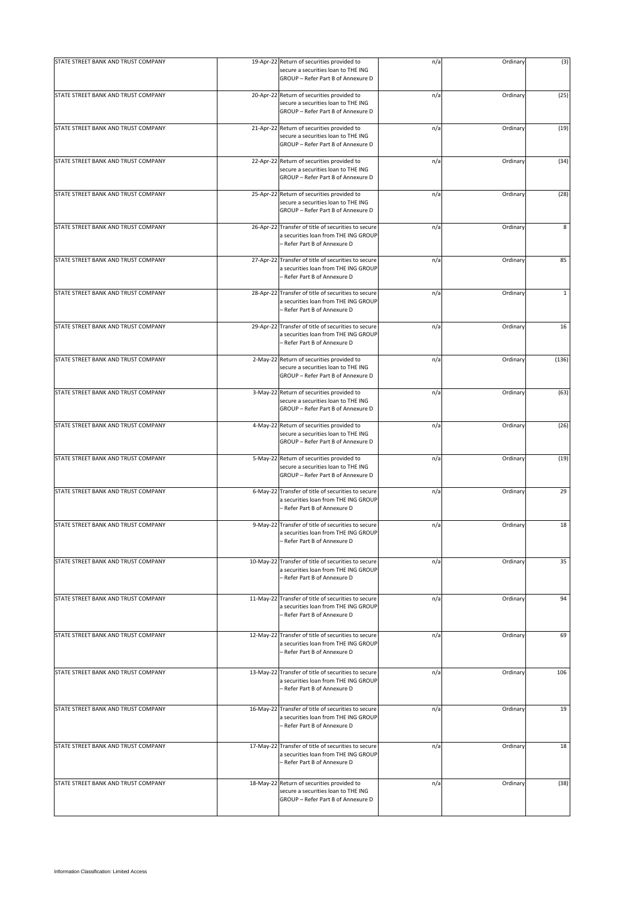| | | | | | |
|---|---|---|---|---|---|
| STATE STREET BANK AND TRUST COMPANY | 19-Apr-22 | Return of securities provided to secure a securities loan to THE ING GROUP – Refer Part B of Annexure D | n/a | Ordinary | (3) |
| STATE STREET BANK AND TRUST COMPANY | 20-Apr-22 | Return of securities provided to secure a securities loan to THE ING GROUP – Refer Part B of Annexure D | n/a | Ordinary | (25) |
| STATE STREET BANK AND TRUST COMPANY | 21-Apr-22 | Return of securities provided to secure a securities loan to THE ING GROUP – Refer Part B of Annexure D | n/a | Ordinary | (19) |
| STATE STREET BANK AND TRUST COMPANY | 22-Apr-22 | Return of securities provided to secure a securities loan to THE ING GROUP – Refer Part B of Annexure D | n/a | Ordinary | (34) |
| STATE STREET BANK AND TRUST COMPANY | 25-Apr-22 | Return of securities provided to secure a securities loan to THE ING GROUP – Refer Part B of Annexure D | n/a | Ordinary | (28) |
| STATE STREET BANK AND TRUST COMPANY | 26-Apr-22 | Transfer of title of securities to secure a securities loan from THE ING GROUP – Refer Part B of Annexure D | n/a | Ordinary | 8 |
| STATE STREET BANK AND TRUST COMPANY | 27-Apr-22 | Transfer of title of securities to secure a securities loan from THE ING GROUP – Refer Part B of Annexure D | n/a | Ordinary | 85 |
| STATE STREET BANK AND TRUST COMPANY | 28-Apr-22 | Transfer of title of securities to secure a securities loan from THE ING GROUP – Refer Part B of Annexure D | n/a | Ordinary | 1 |
| STATE STREET BANK AND TRUST COMPANY | 29-Apr-22 | Transfer of title of securities to secure a securities loan from THE ING GROUP – Refer Part B of Annexure D | n/a | Ordinary | 16 |
| STATE STREET BANK AND TRUST COMPANY | 2-May-22 | Return of securities provided to secure a securities loan to THE ING GROUP – Refer Part B of Annexure D | n/a | Ordinary | (136) |
| STATE STREET BANK AND TRUST COMPANY | 3-May-22 | Return of securities provided to secure a securities loan to THE ING GROUP – Refer Part B of Annexure D | n/a | Ordinary | (63) |
| STATE STREET BANK AND TRUST COMPANY | 4-May-22 | Return of securities provided to secure a securities loan to THE ING GROUP – Refer Part B of Annexure D | n/a | Ordinary | (26) |
| STATE STREET BANK AND TRUST COMPANY | 5-May-22 | Return of securities provided to secure a securities loan to THE ING GROUP – Refer Part B of Annexure D | n/a | Ordinary | (19) |
| STATE STREET BANK AND TRUST COMPANY | 6-May-22 | Transfer of title of securities to secure a securities loan from THE ING GROUP – Refer Part B of Annexure D | n/a | Ordinary | 29 |
| STATE STREET BANK AND TRUST COMPANY | 9-May-22 | Transfer of title of securities to secure a securities loan from THE ING GROUP – Refer Part B of Annexure D | n/a | Ordinary | 18 |
| STATE STREET BANK AND TRUST COMPANY | 10-May-22 | Transfer of title of securities to secure a securities loan from THE ING GROUP – Refer Part B of Annexure D | n/a | Ordinary | 35 |
| STATE STREET BANK AND TRUST COMPANY | 11-May-22 | Transfer of title of securities to secure a securities loan from THE ING GROUP – Refer Part B of Annexure D | n/a | Ordinary | 94 |
| STATE STREET BANK AND TRUST COMPANY | 12-May-22 | Transfer of title of securities to secure a securities loan from THE ING GROUP – Refer Part B of Annexure D | n/a | Ordinary | 69 |
| STATE STREET BANK AND TRUST COMPANY | 13-May-22 | Transfer of title of securities to secure a securities loan from THE ING GROUP – Refer Part B of Annexure D | n/a | Ordinary | 106 |
| STATE STREET BANK AND TRUST COMPANY | 16-May-22 | Transfer of title of securities to secure a securities loan from THE ING GROUP – Refer Part B of Annexure D | n/a | Ordinary | 19 |
| STATE STREET BANK AND TRUST COMPANY | 17-May-22 | Transfer of title of securities to secure a securities loan from THE ING GROUP – Refer Part B of Annexure D | n/a | Ordinary | 18 |
| STATE STREET BANK AND TRUST COMPANY | 18-May-22 | Return of securities provided to secure a securities loan to THE ING GROUP – Refer Part B of Annexure D | n/a | Ordinary | (38) |

Information Classification: Limited Access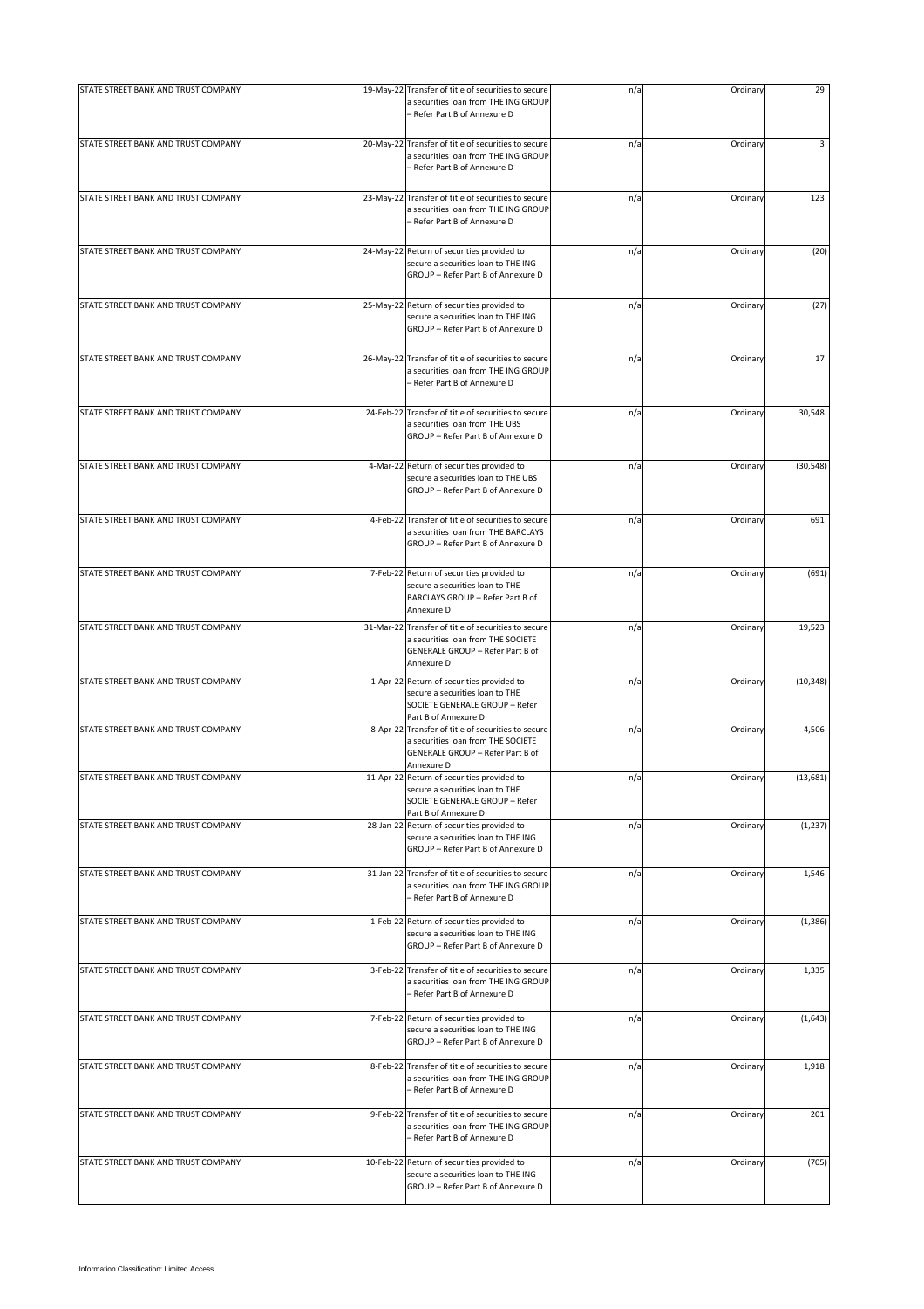| | | | | | |
|---|---|---|---|---|---|
| STATE STREET BANK AND TRUST COMPANY | 19-May-22 | Transfer of title of securities to secure a securities loan from THE ING GROUP – Refer Part B of Annexure D | n/a | Ordinary | 29 |
| STATE STREET BANK AND TRUST COMPANY | 20-May-22 | Transfer of title of securities to secure a securities loan from THE ING GROUP – Refer Part B of Annexure D | n/a | Ordinary | 3 |
| STATE STREET BANK AND TRUST COMPANY | 23-May-22 | Transfer of title of securities to secure a securities loan from THE ING GROUP – Refer Part B of Annexure D | n/a | Ordinary | 123 |
| STATE STREET BANK AND TRUST COMPANY | 24-May-22 | Return of securities provided to secure a securities loan to THE ING GROUP – Refer Part B of Annexure D | n/a | Ordinary | (20) |
| STATE STREET BANK AND TRUST COMPANY | 25-May-22 | Return of securities provided to secure a securities loan to THE ING GROUP – Refer Part B of Annexure D | n/a | Ordinary | (27) |
| STATE STREET BANK AND TRUST COMPANY | 26-May-22 | Transfer of title of securities to secure a securities loan from THE ING GROUP – Refer Part B of Annexure D | n/a | Ordinary | 17 |
| STATE STREET BANK AND TRUST COMPANY | 24-Feb-22 | Transfer of title of securities to secure a securities loan from THE UBS GROUP – Refer Part B of Annexure D | n/a | Ordinary | 30,548 |
| STATE STREET BANK AND TRUST COMPANY | 4-Mar-22 | Return of securities provided to secure a securities loan to THE UBS GROUP – Refer Part B of Annexure D | n/a | Ordinary | (30,548) |
| STATE STREET BANK AND TRUST COMPANY | 4-Feb-22 | Transfer of title of securities to secure a securities loan from THE BARCLAYS GROUP – Refer Part B of Annexure D | n/a | Ordinary | 691 |
| STATE STREET BANK AND TRUST COMPANY | 7-Feb-22 | Return of securities provided to secure a securities loan to THE BARCLAYS GROUP – Refer Part B of Annexure D | n/a | Ordinary | (691) |
| STATE STREET BANK AND TRUST COMPANY | 31-Mar-22 | Transfer of title of securities to secure a securities loan from THE SOCIETE GENERALE GROUP – Refer Part B of Annexure D | n/a | Ordinary | 19,523 |
| STATE STREET BANK AND TRUST COMPANY | 1-Apr-22 | Return of securities provided to secure a securities loan to THE SOCIETE GENERALE GROUP – Refer Part B of Annexure D | n/a | Ordinary | (10,348) |
| STATE STREET BANK AND TRUST COMPANY | 8-Apr-22 | Transfer of title of securities to secure a securities loan from THE SOCIETE GENERALE GROUP – Refer Part B of Annexure D | n/a | Ordinary | 4,506 |
| STATE STREET BANK AND TRUST COMPANY | 11-Apr-22 | Return of securities provided to secure a securities loan to THE SOCIETE GENERALE GROUP – Refer Part B of Annexure D | n/a | Ordinary | (13,681) |
| STATE STREET BANK AND TRUST COMPANY | 28-Jan-22 | Return of securities provided to secure a securities loan to THE ING GROUP – Refer Part B of Annexure D | n/a | Ordinary | (1,237) |
| STATE STREET BANK AND TRUST COMPANY | 31-Jan-22 | Transfer of title of securities to secure a securities loan from THE ING GROUP – Refer Part B of Annexure D | n/a | Ordinary | 1,546 |
| STATE STREET BANK AND TRUST COMPANY | 1-Feb-22 | Return of securities provided to secure a securities loan to THE ING GROUP – Refer Part B of Annexure D | n/a | Ordinary | (1,386) |
| STATE STREET BANK AND TRUST COMPANY | 3-Feb-22 | Transfer of title of securities to secure a securities loan from THE ING GROUP – Refer Part B of Annexure D | n/a | Ordinary | 1,335 |
| STATE STREET BANK AND TRUST COMPANY | 7-Feb-22 | Return of securities provided to secure a securities loan to THE ING GROUP – Refer Part B of Annexure D | n/a | Ordinary | (1,643) |
| STATE STREET BANK AND TRUST COMPANY | 8-Feb-22 | Transfer of title of securities to secure a securities loan from THE ING GROUP – Refer Part B of Annexure D | n/a | Ordinary | 1,918 |
| STATE STREET BANK AND TRUST COMPANY | 9-Feb-22 | Transfer of title of securities to secure a securities loan from THE ING GROUP – Refer Part B of Annexure D | n/a | Ordinary | 201 |
| STATE STREET BANK AND TRUST COMPANY | 10-Feb-22 | Return of securities provided to secure a securities loan to THE ING GROUP – Refer Part B of Annexure D | n/a | Ordinary | (705) |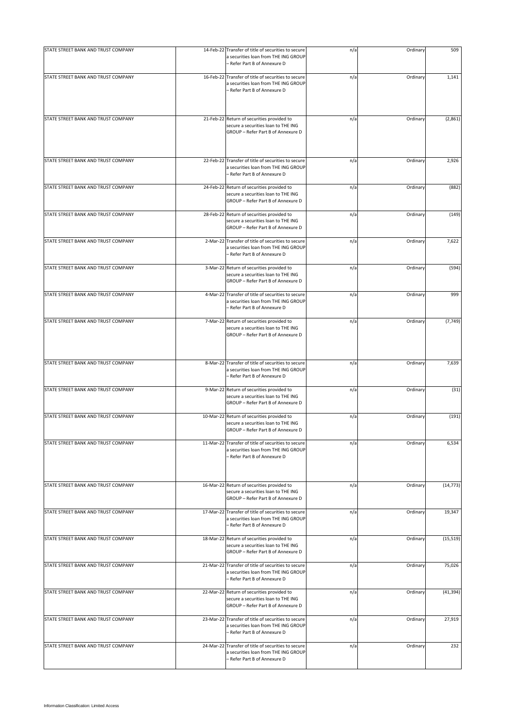| | | | | | |
|---|---|---|---|---|---|
| STATE STREET BANK AND TRUST COMPANY | 14-Feb-22 | Transfer of title of securities to secure a securities loan from THE ING GROUP – Refer Part B of Annexure D | n/a | Ordinary | 509 |
| STATE STREET BANK AND TRUST COMPANY | 16-Feb-22 | Transfer of title of securities to secure a securities loan from THE ING GROUP – Refer Part B of Annexure D | n/a | Ordinary | 1,141 |
| STATE STREET BANK AND TRUST COMPANY | 21-Feb-22 | Return of securities provided to secure a securities loan to THE ING GROUP – Refer Part B of Annexure D | n/a | Ordinary | (2,861) |
| STATE STREET BANK AND TRUST COMPANY | 22-Feb-22 | Transfer of title of securities to secure a securities loan from THE ING GROUP – Refer Part B of Annexure D | n/a | Ordinary | 2,926 |
| STATE STREET BANK AND TRUST COMPANY | 24-Feb-22 | Return of securities provided to secure a securities loan to THE ING GROUP – Refer Part B of Annexure D | n/a | Ordinary | (882) |
| STATE STREET BANK AND TRUST COMPANY | 28-Feb-22 | Return of securities provided to secure a securities loan to THE ING GROUP – Refer Part B of Annexure D | n/a | Ordinary | (149) |
| STATE STREET BANK AND TRUST COMPANY | 2-Mar-22 | Transfer of title of securities to secure a securities loan from THE ING GROUP – Refer Part B of Annexure D | n/a | Ordinary | 7,622 |
| STATE STREET BANK AND TRUST COMPANY | 3-Mar-22 | Return of securities provided to secure a securities loan to THE ING GROUP – Refer Part B of Annexure D | n/a | Ordinary | (594) |
| STATE STREET BANK AND TRUST COMPANY | 4-Mar-22 | Transfer of title of securities to secure a securities loan from THE ING GROUP – Refer Part B of Annexure D | n/a | Ordinary | 999 |
| STATE STREET BANK AND TRUST COMPANY | 7-Mar-22 | Return of securities provided to secure a securities loan to THE ING GROUP – Refer Part B of Annexure D | n/a | Ordinary | (7,749) |
| STATE STREET BANK AND TRUST COMPANY | 8-Mar-22 | Transfer of title of securities to secure a securities loan from THE ING GROUP – Refer Part B of Annexure D | n/a | Ordinary | 7,639 |
| STATE STREET BANK AND TRUST COMPANY | 9-Mar-22 | Return of securities provided to secure a securities loan to THE ING GROUP – Refer Part B of Annexure D | n/a | Ordinary | (31) |
| STATE STREET BANK AND TRUST COMPANY | 10-Mar-22 | Return of securities provided to secure a securities loan to THE ING GROUP – Refer Part B of Annexure D | n/a | Ordinary | (191) |
| STATE STREET BANK AND TRUST COMPANY | 11-Mar-22 | Transfer of title of securities to secure a securities loan from THE ING GROUP – Refer Part B of Annexure D | n/a | Ordinary | 6,534 |
| STATE STREET BANK AND TRUST COMPANY | 16-Mar-22 | Return of securities provided to secure a securities loan to THE ING GROUP – Refer Part B of Annexure D | n/a | Ordinary | (14,773) |
| STATE STREET BANK AND TRUST COMPANY | 17-Mar-22 | Transfer of title of securities to secure a securities loan from THE ING GROUP – Refer Part B of Annexure D | n/a | Ordinary | 19,347 |
| STATE STREET BANK AND TRUST COMPANY | 18-Mar-22 | Return of securities provided to secure a securities loan to THE ING GROUP – Refer Part B of Annexure D | n/a | Ordinary | (15,519) |
| STATE STREET BANK AND TRUST COMPANY | 21-Mar-22 | Transfer of title of securities to secure a securities loan from THE ING GROUP – Refer Part B of Annexure D | n/a | Ordinary | 75,026 |
| STATE STREET BANK AND TRUST COMPANY | 22-Mar-22 | Return of securities provided to secure a securities loan to THE ING GROUP – Refer Part B of Annexure D | n/a | Ordinary | (41,394) |
| STATE STREET BANK AND TRUST COMPANY | 23-Mar-22 | Transfer of title of securities to secure a securities loan from THE ING GROUP – Refer Part B of Annexure D | n/a | Ordinary | 27,919 |
| STATE STREET BANK AND TRUST COMPANY | 24-Mar-22 | Transfer of title of securities to secure a securities loan from THE ING GROUP – Refer Part B of Annexure D | n/a | Ordinary | 232 |

Information Classification: Limited Access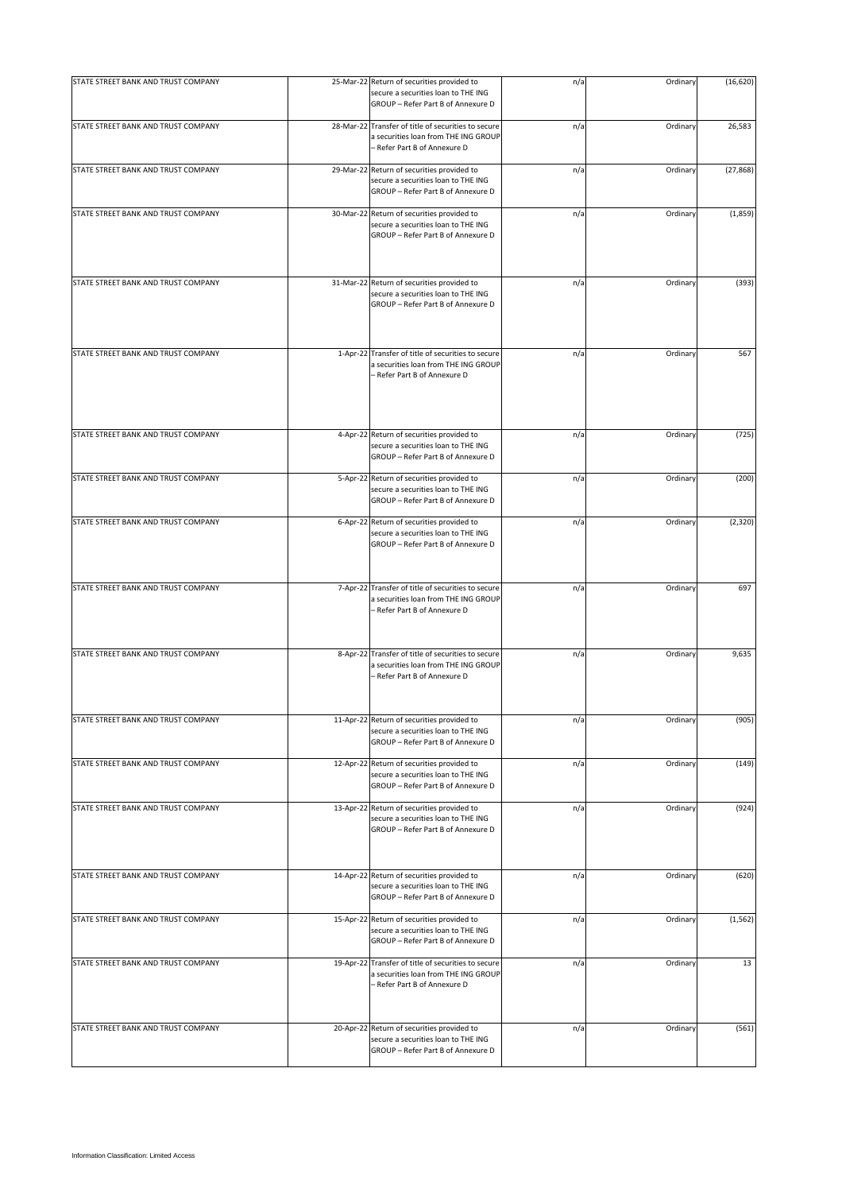| STATE STREET BANK AND TRUST COMPANY | 25-Mar-22 | Return of securities provided to secure a securities loan to THE ING GROUP – Refer Part B of Annexure D | n/a | Ordinary | (16,620) |
|---|---|---|---|---|---|
| STATE STREET BANK AND TRUST COMPANY | 28-Mar-22 | Transfer of title of securities to secure a securities loan from THE ING GROUP – Refer Part B of Annexure D | n/a | Ordinary | 26,583 |
| STATE STREET BANK AND TRUST COMPANY | 29-Mar-22 | Return of securities provided to secure a securities loan to THE ING GROUP – Refer Part B of Annexure D | n/a | Ordinary | (27,868) |
| STATE STREET BANK AND TRUST COMPANY | 30-Mar-22 | Return of securities provided to secure a securities loan to THE ING GROUP – Refer Part B of Annexure D | n/a | Ordinary | (1,859) |
| STATE STREET BANK AND TRUST COMPANY | 31-Mar-22 | Return of securities provided to secure a securities loan to THE ING GROUP – Refer Part B of Annexure D | n/a | Ordinary | (393) |
| STATE STREET BANK AND TRUST COMPANY | 1-Apr-22 | Transfer of title of securities to secure a securities loan from THE ING GROUP – Refer Part B of Annexure D | n/a | Ordinary | 567 |
| STATE STREET BANK AND TRUST COMPANY | 4-Apr-22 | Return of securities provided to secure a securities loan to THE ING GROUP – Refer Part B of Annexure D | n/a | Ordinary | (725) |
| STATE STREET BANK AND TRUST COMPANY | 5-Apr-22 | Return of securities provided to secure a securities loan to THE ING GROUP – Refer Part B of Annexure D | n/a | Ordinary | (200) |
| STATE STREET BANK AND TRUST COMPANY | 6-Apr-22 | Return of securities provided to secure a securities loan to THE ING GROUP – Refer Part B of Annexure D | n/a | Ordinary | (2,320) |
| STATE STREET BANK AND TRUST COMPANY | 7-Apr-22 | Transfer of title of securities to secure a securities loan from THE ING GROUP – Refer Part B of Annexure D | n/a | Ordinary | 697 |
| STATE STREET BANK AND TRUST COMPANY | 8-Apr-22 | Transfer of title of securities to secure a securities loan from THE ING GROUP – Refer Part B of Annexure D | n/a | Ordinary | 9,635 |
| STATE STREET BANK AND TRUST COMPANY | 11-Apr-22 | Return of securities provided to secure a securities loan to THE ING GROUP – Refer Part B of Annexure D | n/a | Ordinary | (905) |
| STATE STREET BANK AND TRUST COMPANY | 12-Apr-22 | Return of securities provided to secure a securities loan to THE ING GROUP – Refer Part B of Annexure D | n/a | Ordinary | (149) |
| STATE STREET BANK AND TRUST COMPANY | 13-Apr-22 | Return of securities provided to secure a securities loan to THE ING GROUP – Refer Part B of Annexure D | n/a | Ordinary | (924) |
| STATE STREET BANK AND TRUST COMPANY | 14-Apr-22 | Return of securities provided to secure a securities loan to THE ING GROUP – Refer Part B of Annexure D | n/a | Ordinary | (620) |
| STATE STREET BANK AND TRUST COMPANY | 15-Apr-22 | Return of securities provided to secure a securities loan to THE ING GROUP – Refer Part B of Annexure D | n/a | Ordinary | (1,562) |
| STATE STREET BANK AND TRUST COMPANY | 19-Apr-22 | Transfer of title of securities to secure a securities loan from THE ING GROUP – Refer Part B of Annexure D | n/a | Ordinary | 13 |
| STATE STREET BANK AND TRUST COMPANY | 20-Apr-22 | Return of securities provided to secure a securities loan to THE ING GROUP – Refer Part B of Annexure D | n/a | Ordinary | (561) |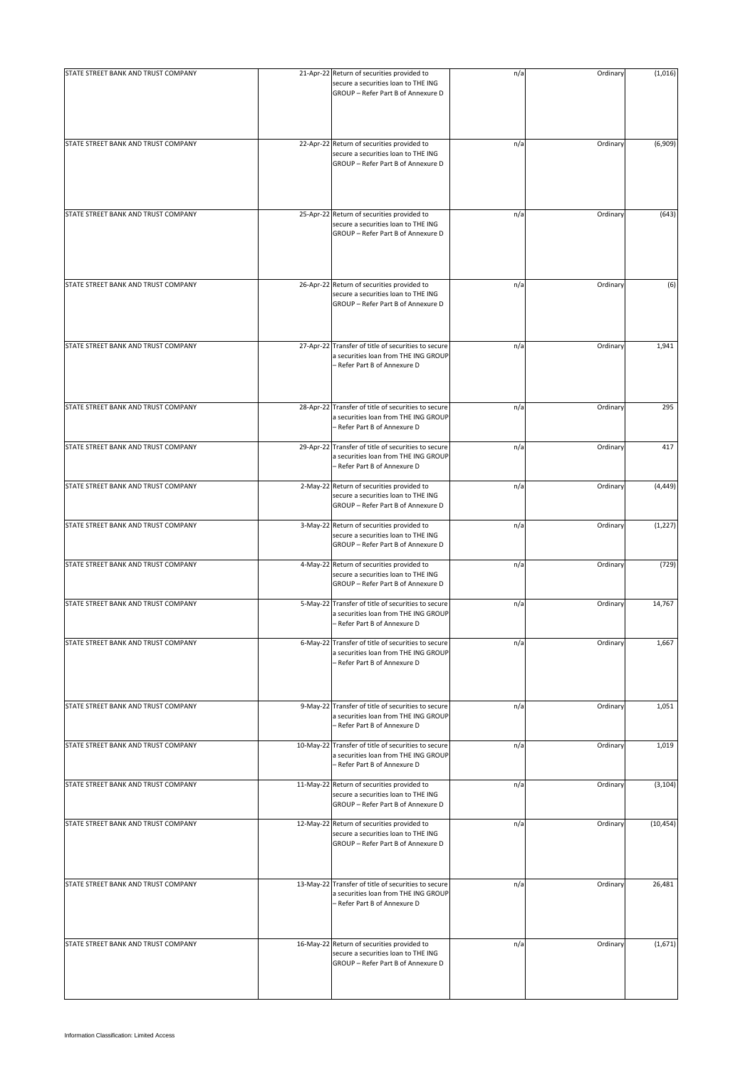| | | | | | |
|---|---|---|---|---|---|
| STATE STREET BANK AND TRUST COMPANY | 21-Apr-22 | Return of securities provided to secure a securities loan to THE ING GROUP – Refer Part B of Annexure D | n/a | Ordinary | (1,016) |
| STATE STREET BANK AND TRUST COMPANY | 22-Apr-22 | Return of securities provided to secure a securities loan to THE ING GROUP – Refer Part B of Annexure D | n/a | Ordinary | (6,909) |
| STATE STREET BANK AND TRUST COMPANY | 25-Apr-22 | Return of securities provided to secure a securities loan to THE ING GROUP – Refer Part B of Annexure D | n/a | Ordinary | (643) |
| STATE STREET BANK AND TRUST COMPANY | 26-Apr-22 | Return of securities provided to secure a securities loan to THE ING GROUP – Refer Part B of Annexure D | n/a | Ordinary | (6) |
| STATE STREET BANK AND TRUST COMPANY | 27-Apr-22 | Transfer of title of securities to secure a securities loan from THE ING GROUP – Refer Part B of Annexure D | n/a | Ordinary | 1,941 |
| STATE STREET BANK AND TRUST COMPANY | 28-Apr-22 | Transfer of title of securities to secure a securities loan from THE ING GROUP – Refer Part B of Annexure D | n/a | Ordinary | 295 |
| STATE STREET BANK AND TRUST COMPANY | 29-Apr-22 | Transfer of title of securities to secure a securities loan from THE ING GROUP – Refer Part B of Annexure D | n/a | Ordinary | 417 |
| STATE STREET BANK AND TRUST COMPANY | 2-May-22 | Return of securities provided to secure a securities loan to THE ING GROUP – Refer Part B of Annexure D | n/a | Ordinary | (4,449) |
| STATE STREET BANK AND TRUST COMPANY | 3-May-22 | Return of securities provided to secure a securities loan to THE ING GROUP – Refer Part B of Annexure D | n/a | Ordinary | (1,227) |
| STATE STREET BANK AND TRUST COMPANY | 4-May-22 | Return of securities provided to secure a securities loan to THE ING GROUP – Refer Part B of Annexure D | n/a | Ordinary | (729) |
| STATE STREET BANK AND TRUST COMPANY | 5-May-22 | Transfer of title of securities to secure a securities loan from THE ING GROUP – Refer Part B of Annexure D | n/a | Ordinary | 14,767 |
| STATE STREET BANK AND TRUST COMPANY | 6-May-22 | Transfer of title of securities to secure a securities loan from THE ING GROUP – Refer Part B of Annexure D | n/a | Ordinary | 1,667 |
| STATE STREET BANK AND TRUST COMPANY | 9-May-22 | Transfer of title of securities to secure a securities loan from THE ING GROUP – Refer Part B of Annexure D | n/a | Ordinary | 1,051 |
| STATE STREET BANK AND TRUST COMPANY | 10-May-22 | Transfer of title of securities to secure a securities loan from THE ING GROUP – Refer Part B of Annexure D | n/a | Ordinary | 1,019 |
| STATE STREET BANK AND TRUST COMPANY | 11-May-22 | Return of securities provided to secure a securities loan to THE ING GROUP – Refer Part B of Annexure D | n/a | Ordinary | (3,104) |
| STATE STREET BANK AND TRUST COMPANY | 12-May-22 | Return of securities provided to secure a securities loan to THE ING GROUP – Refer Part B of Annexure D | n/a | Ordinary | (10,454) |
| STATE STREET BANK AND TRUST COMPANY | 13-May-22 | Transfer of title of securities to secure a securities loan from THE ING GROUP – Refer Part B of Annexure D | n/a | Ordinary | 26,481 |
| STATE STREET BANK AND TRUST COMPANY | 16-May-22 | Return of securities provided to secure a securities loan to THE ING GROUP – Refer Part B of Annexure D | n/a | Ordinary | (1,671) |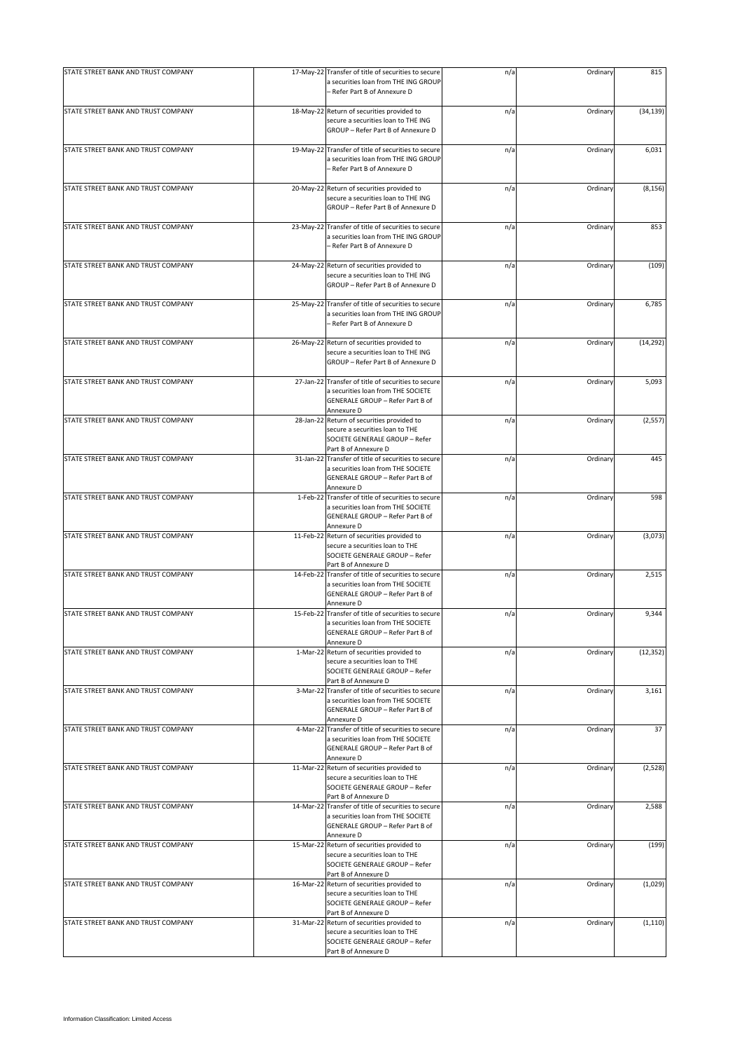| | | | | | |
|---|---|---|---|---|---|
| STATE STREET BANK AND TRUST COMPANY | 17-May-22 | Transfer of title of securities to secure a securities loan from THE ING GROUP – Refer Part B of Annexure D | n/a | Ordinary | 815 |
| STATE STREET BANK AND TRUST COMPANY | 18-May-22 | Return of securities provided to secure a securities loan to THE ING GROUP – Refer Part B of Annexure D | n/a | Ordinary | (34,139) |
| STATE STREET BANK AND TRUST COMPANY | 19-May-22 | Transfer of title of securities to secure a securities loan from THE ING GROUP – Refer Part B of Annexure D | n/a | Ordinary | 6,031 |
| STATE STREET BANK AND TRUST COMPANY | 20-May-22 | Return of securities provided to secure a securities loan to THE ING GROUP – Refer Part B of Annexure D | n/a | Ordinary | (8,156) |
| STATE STREET BANK AND TRUST COMPANY | 23-May-22 | Transfer of title of securities to secure a securities loan from THE ING GROUP – Refer Part B of Annexure D | n/a | Ordinary | 853 |
| STATE STREET BANK AND TRUST COMPANY | 24-May-22 | Return of securities provided to secure a securities loan to THE ING GROUP – Refer Part B of Annexure D | n/a | Ordinary | (109) |
| STATE STREET BANK AND TRUST COMPANY | 25-May-22 | Transfer of title of securities to secure a securities loan from THE ING GROUP – Refer Part B of Annexure D | n/a | Ordinary | 6,785 |
| STATE STREET BANK AND TRUST COMPANY | 26-May-22 | Return of securities provided to secure a securities loan to THE ING GROUP – Refer Part B of Annexure D | n/a | Ordinary | (14,292) |
| STATE STREET BANK AND TRUST COMPANY | 27-Jan-22 | Transfer of title of securities to secure a securities loan from THE SOCIETE GENERALE GROUP – Refer Part B of Annexure D | n/a | Ordinary | 5,093 |
| STATE STREET BANK AND TRUST COMPANY | 28-Jan-22 | Return of securities provided to secure a securities loan to THE SOCIETE GENERALE GROUP – Refer Part B of Annexure D | n/a | Ordinary | (2,557) |
| STATE STREET BANK AND TRUST COMPANY | 31-Jan-22 | Transfer of title of securities to secure a securities loan from THE SOCIETE GENERALE GROUP – Refer Part B of Annexure D | n/a | Ordinary | 445 |
| STATE STREET BANK AND TRUST COMPANY | 1-Feb-22 | Transfer of title of securities to secure a securities loan from THE SOCIETE GENERALE GROUP – Refer Part B of Annexure D | n/a | Ordinary | 598 |
| STATE STREET BANK AND TRUST COMPANY | 11-Feb-22 | Return of securities provided to secure a securities loan to THE SOCIETE GENERALE GROUP – Refer Part B of Annexure D | n/a | Ordinary | (3,073) |
| STATE STREET BANK AND TRUST COMPANY | 14-Feb-22 | Transfer of title of securities to secure a securities loan from THE SOCIETE GENERALE GROUP – Refer Part B of Annexure D | n/a | Ordinary | 2,515 |
| STATE STREET BANK AND TRUST COMPANY | 15-Feb-22 | Transfer of title of securities to secure a securities loan from THE SOCIETE GENERALE GROUP – Refer Part B of Annexure D | n/a | Ordinary | 9,344 |
| STATE STREET BANK AND TRUST COMPANY | 1-Mar-22 | Return of securities provided to secure a securities loan to THE SOCIETE GENERALE GROUP – Refer Part B of Annexure D | n/a | Ordinary | (12,352) |
| STATE STREET BANK AND TRUST COMPANY | 3-Mar-22 | Transfer of title of securities to secure a securities loan from THE SOCIETE GENERALE GROUP – Refer Part B of Annexure D | n/a | Ordinary | 3,161 |
| STATE STREET BANK AND TRUST COMPANY | 4-Mar-22 | Transfer of title of securities to secure a securities loan from THE SOCIETE GENERALE GROUP – Refer Part B of Annexure D | n/a | Ordinary | 37 |
| STATE STREET BANK AND TRUST COMPANY | 11-Mar-22 | Return of securities provided to secure a securities loan to THE SOCIETE GENERALE GROUP – Refer Part B of Annexure D | n/a | Ordinary | (2,528) |
| STATE STREET BANK AND TRUST COMPANY | 14-Mar-22 | Transfer of title of securities to secure a securities loan from THE SOCIETE GENERALE GROUP – Refer Part B of Annexure D | n/a | Ordinary | 2,588 |
| STATE STREET BANK AND TRUST COMPANY | 15-Mar-22 | Return of securities provided to secure a securities loan to THE SOCIETE GENERALE GROUP – Refer Part B of Annexure D | n/a | Ordinary | (199) |
| STATE STREET BANK AND TRUST COMPANY | 16-Mar-22 | Return of securities provided to secure a securities loan to THE SOCIETE GENERALE GROUP – Refer Part B of Annexure D | n/a | Ordinary | (1,029) |
| STATE STREET BANK AND TRUST COMPANY | 31-Mar-22 | Return of securities provided to secure a securities loan to THE SOCIETE GENERALE GROUP – Refer Part B of Annexure D | n/a | Ordinary | (1,110) |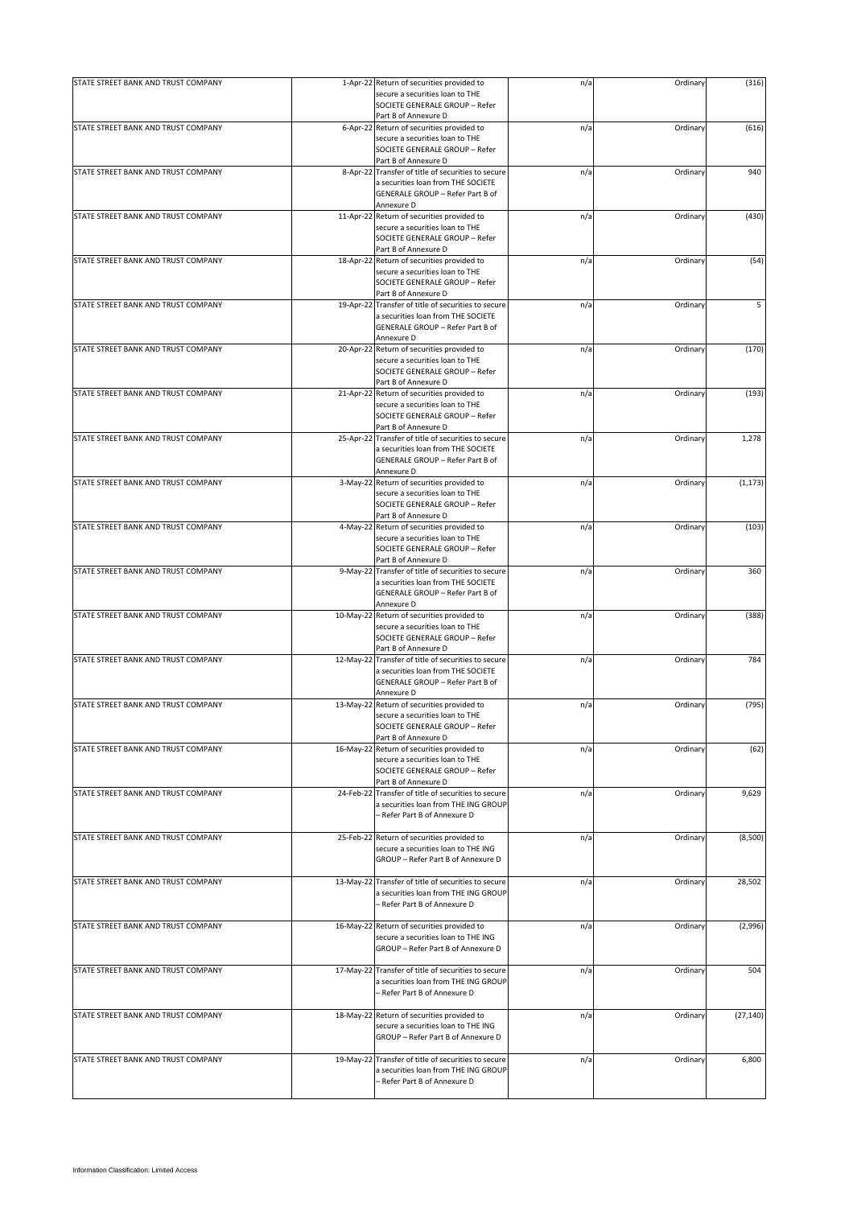| | | | | | |
|---|---|---|---|---|---|
| STATE STREET BANK AND TRUST COMPANY | 1-Apr-22 | Return of securities provided to secure a securities loan to THE SOCIETE GENERALE GROUP – Refer Part B of Annexure D | n/a | Ordinary | (316) |
| STATE STREET BANK AND TRUST COMPANY | 6-Apr-22 | Return of securities provided to secure a securities loan to THE SOCIETE GENERALE GROUP – Refer Part B of Annexure D | n/a | Ordinary | (616) |
| STATE STREET BANK AND TRUST COMPANY | 8-Apr-22 | Transfer of title of securities to secure a securities loan from THE SOCIETE GENERALE GROUP – Refer Part B of Annexure D | n/a | Ordinary | 940 |
| STATE STREET BANK AND TRUST COMPANY | 11-Apr-22 | Return of securities provided to secure a securities loan to THE SOCIETE GENERALE GROUP – Refer Part B of Annexure D | n/a | Ordinary | (430) |
| STATE STREET BANK AND TRUST COMPANY | 18-Apr-22 | Return of securities provided to secure a securities loan to THE SOCIETE GENERALE GROUP – Refer Part B of Annexure D | n/a | Ordinary | (54) |
| STATE STREET BANK AND TRUST COMPANY | 19-Apr-22 | Transfer of title of securities to secure a securities loan from THE SOCIETE GENERALE GROUP – Refer Part B of Annexure D | n/a | Ordinary | 5 |
| STATE STREET BANK AND TRUST COMPANY | 20-Apr-22 | Return of securities provided to secure a securities loan to THE SOCIETE GENERALE GROUP – Refer Part B of Annexure D | n/a | Ordinary | (170) |
| STATE STREET BANK AND TRUST COMPANY | 21-Apr-22 | Return of securities provided to secure a securities loan to THE SOCIETE GENERALE GROUP – Refer Part B of Annexure D | n/a | Ordinary | (193) |
| STATE STREET BANK AND TRUST COMPANY | 25-Apr-22 | Transfer of title of securities to secure a securities loan from THE SOCIETE GENERALE GROUP – Refer Part B of Annexure D | n/a | Ordinary | 1,278 |
| STATE STREET BANK AND TRUST COMPANY | 3-May-22 | Return of securities provided to secure a securities loan to THE SOCIETE GENERALE GROUP – Refer Part B of Annexure D | n/a | Ordinary | (1,173) |
| STATE STREET BANK AND TRUST COMPANY | 4-May-22 | Return of securities provided to secure a securities loan to THE SOCIETE GENERALE GROUP – Refer Part B of Annexure D | n/a | Ordinary | (103) |
| STATE STREET BANK AND TRUST COMPANY | 9-May-22 | Transfer of title of securities to secure a securities loan from THE SOCIETE GENERALE GROUP – Refer Part B of Annexure D | n/a | Ordinary | 360 |
| STATE STREET BANK AND TRUST COMPANY | 10-May-22 | Return of securities provided to secure a securities loan to THE SOCIETE GENERALE GROUP – Refer Part B of Annexure D | n/a | Ordinary | (388) |
| STATE STREET BANK AND TRUST COMPANY | 12-May-22 | Transfer of title of securities to secure a securities loan from THE SOCIETE GENERALE GROUP – Refer Part B of Annexure D | n/a | Ordinary | 784 |
| STATE STREET BANK AND TRUST COMPANY | 13-May-22 | Return of securities provided to secure a securities loan to THE SOCIETE GENERALE GROUP – Refer Part B of Annexure D | n/a | Ordinary | (795) |
| STATE STREET BANK AND TRUST COMPANY | 16-May-22 | Return of securities provided to secure a securities loan to THE SOCIETE GENERALE GROUP – Refer Part B of Annexure D | n/a | Ordinary | (62) |
| STATE STREET BANK AND TRUST COMPANY | 24-Feb-22 | Transfer of title of securities to secure a securities loan from THE ING GROUP – Refer Part B of Annexure D | n/a | Ordinary | 9,629 |
| STATE STREET BANK AND TRUST COMPANY | 25-Feb-22 | Return of securities provided to secure a securities loan to THE ING GROUP – Refer Part B of Annexure D | n/a | Ordinary | (8,500) |
| STATE STREET BANK AND TRUST COMPANY | 13-May-22 | Transfer of title of securities to secure a securities loan from THE ING GROUP – Refer Part B of Annexure D | n/a | Ordinary | 28,502 |
| STATE STREET BANK AND TRUST COMPANY | 16-May-22 | Return of securities provided to secure a securities loan to THE ING GROUP – Refer Part B of Annexure D | n/a | Ordinary | (2,996) |
| STATE STREET BANK AND TRUST COMPANY | 17-May-22 | Transfer of title of securities to secure a securities loan from THE ING GROUP – Refer Part B of Annexure D | n/a | Ordinary | 504 |
| STATE STREET BANK AND TRUST COMPANY | 18-May-22 | Return of securities provided to secure a securities loan to THE ING GROUP – Refer Part B of Annexure D | n/a | Ordinary | (27,140) |
| STATE STREET BANK AND TRUST COMPANY | 19-May-22 | Transfer of title of securities to secure a securities loan from THE ING GROUP – Refer Part B of Annexure D | n/a | Ordinary | 6,800 |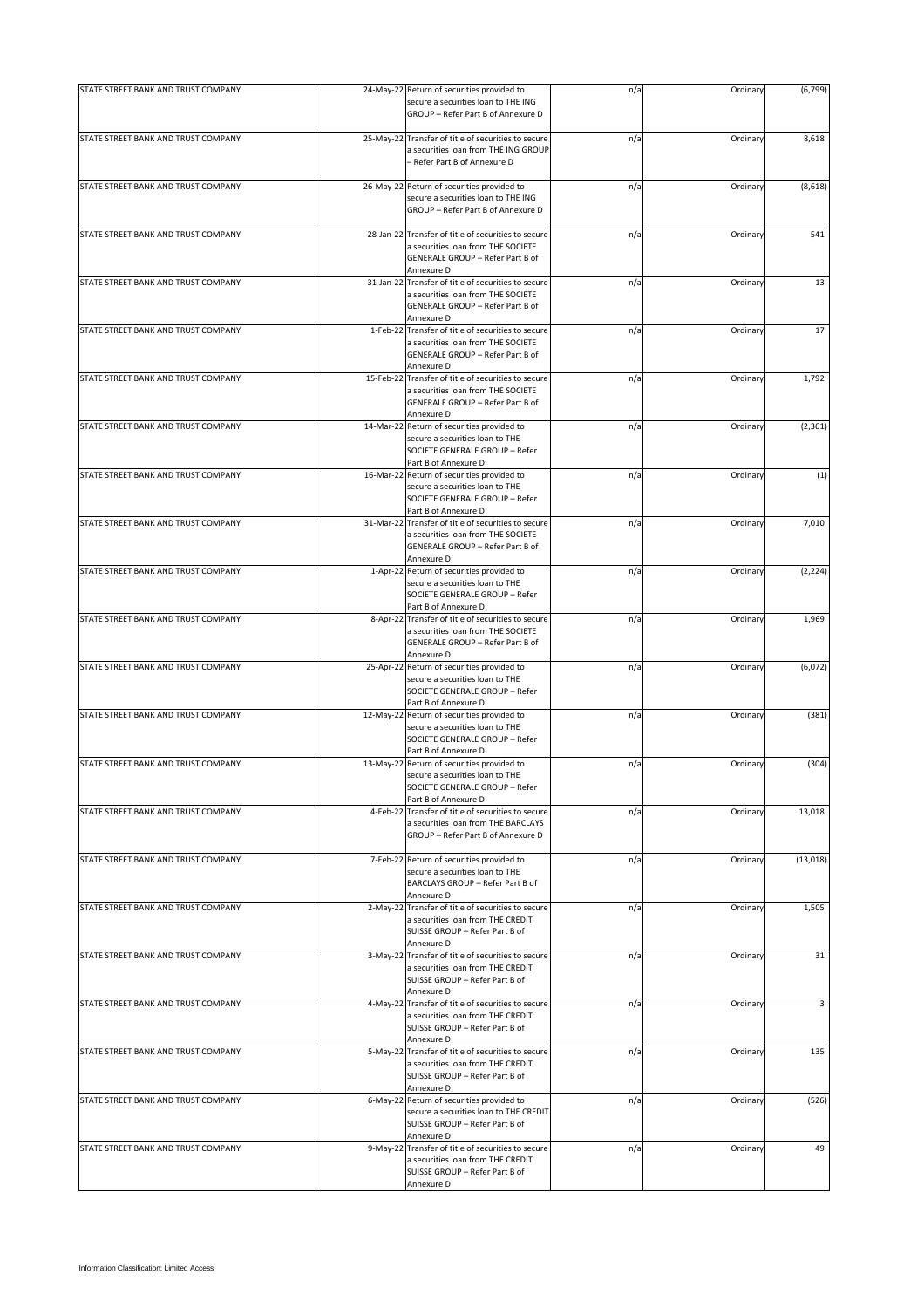| | | | | | |
|---|---|---|---|---|---|
| STATE STREET BANK AND TRUST COMPANY | 24-May-22 | Return of securities provided to secure a securities loan to THE ING GROUP – Refer Part B of Annexure D | n/a | Ordinary | (6,799) |
| STATE STREET BANK AND TRUST COMPANY | 25-May-22 | Transfer of title of securities to secure a securities loan from THE ING GROUP – Refer Part B of Annexure D | n/a | Ordinary | 8,618 |
| STATE STREET BANK AND TRUST COMPANY | 26-May-22 | Return of securities provided to secure a securities loan to THE ING GROUP – Refer Part B of Annexure D | n/a | Ordinary | (8,618) |
| STATE STREET BANK AND TRUST COMPANY | 28-Jan-22 | Transfer of title of securities to secure a securities loan from THE SOCIETE GENERALE GROUP – Refer Part B of Annexure D | n/a | Ordinary | 541 |
| STATE STREET BANK AND TRUST COMPANY | 31-Jan-22 | Transfer of title of securities to secure a securities loan from THE SOCIETE GENERALE GROUP – Refer Part B of Annexure D | n/a | Ordinary | 13 |
| STATE STREET BANK AND TRUST COMPANY | 1-Feb-22 | Transfer of title of securities to secure a securities loan from THE SOCIETE GENERALE GROUP – Refer Part B of Annexure D | n/a | Ordinary | 17 |
| STATE STREET BANK AND TRUST COMPANY | 15-Feb-22 | Transfer of title of securities to secure a securities loan from THE SOCIETE GENERALE GROUP – Refer Part B of Annexure D | n/a | Ordinary | 1,792 |
| STATE STREET BANK AND TRUST COMPANY | 14-Mar-22 | Return of securities provided to secure a securities loan to THE SOCIETE GENERALE GROUP – Refer Part B of Annexure D | n/a | Ordinary | (2,361) |
| STATE STREET BANK AND TRUST COMPANY | 16-Mar-22 | Return of securities provided to secure a securities loan to THE SOCIETE GENERALE GROUP – Refer Part B of Annexure D | n/a | Ordinary | (1) |
| STATE STREET BANK AND TRUST COMPANY | 31-Mar-22 | Transfer of title of securities to secure a securities loan from THE SOCIETE GENERALE GROUP – Refer Part B of Annexure D | n/a | Ordinary | 7,010 |
| STATE STREET BANK AND TRUST COMPANY | 1-Apr-22 | Return of securities provided to secure a securities loan to THE SOCIETE GENERALE GROUP – Refer Part B of Annexure D | n/a | Ordinary | (2,224) |
| STATE STREET BANK AND TRUST COMPANY | 8-Apr-22 | Transfer of title of securities to secure a securities loan from THE SOCIETE GENERALE GROUP – Refer Part B of Annexure D | n/a | Ordinary | 1,969 |
| STATE STREET BANK AND TRUST COMPANY | 25-Apr-22 | Return of securities provided to secure a securities loan to THE SOCIETE GENERALE GROUP – Refer Part B of Annexure D | n/a | Ordinary | (6,072) |
| STATE STREET BANK AND TRUST COMPANY | 12-May-22 | Return of securities provided to secure a securities loan to THE SOCIETE GENERALE GROUP – Refer Part B of Annexure D | n/a | Ordinary | (381) |
| STATE STREET BANK AND TRUST COMPANY | 13-May-22 | Return of securities provided to secure a securities loan to THE SOCIETE GENERALE GROUP – Refer Part B of Annexure D | n/a | Ordinary | (304) |
| STATE STREET BANK AND TRUST COMPANY | 4-Feb-22 | Transfer of title of securities to secure a securities loan from THE BARCLAYS GROUP – Refer Part B of Annexure D | n/a | Ordinary | 13,018 |
| STATE STREET BANK AND TRUST COMPANY | 7-Feb-22 | Return of securities provided to secure a securities loan to THE BARCLAYS GROUP – Refer Part B of Annexure D | n/a | Ordinary | (13,018) |
| STATE STREET BANK AND TRUST COMPANY | 2-May-22 | Transfer of title of securities to secure a securities loan from THE CREDIT SUISSE GROUP – Refer Part B of Annexure D | n/a | Ordinary | 1,505 |
| STATE STREET BANK AND TRUST COMPANY | 3-May-22 | Transfer of title of securities to secure a securities loan from THE CREDIT SUISSE GROUP – Refer Part B of Annexure D | n/a | Ordinary | 31 |
| STATE STREET BANK AND TRUST COMPANY | 4-May-22 | Transfer of title of securities to secure a securities loan from THE CREDIT SUISSE GROUP – Refer Part B of Annexure D | n/a | Ordinary | 3 |
| STATE STREET BANK AND TRUST COMPANY | 5-May-22 | Transfer of title of securities to secure a securities loan from THE CREDIT SUISSE GROUP – Refer Part B of Annexure D | n/a | Ordinary | 135 |
| STATE STREET BANK AND TRUST COMPANY | 6-May-22 | Return of securities provided to secure a securities loan to THE CREDIT SUISSE GROUP – Refer Part B of Annexure D | n/a | Ordinary | (526) |
| STATE STREET BANK AND TRUST COMPANY | 9-May-22 | Transfer of title of securities to secure a securities loan from THE CREDIT SUISSE GROUP – Refer Part B of Annexure D | n/a | Ordinary | 49 |

Information Classification: Limited Access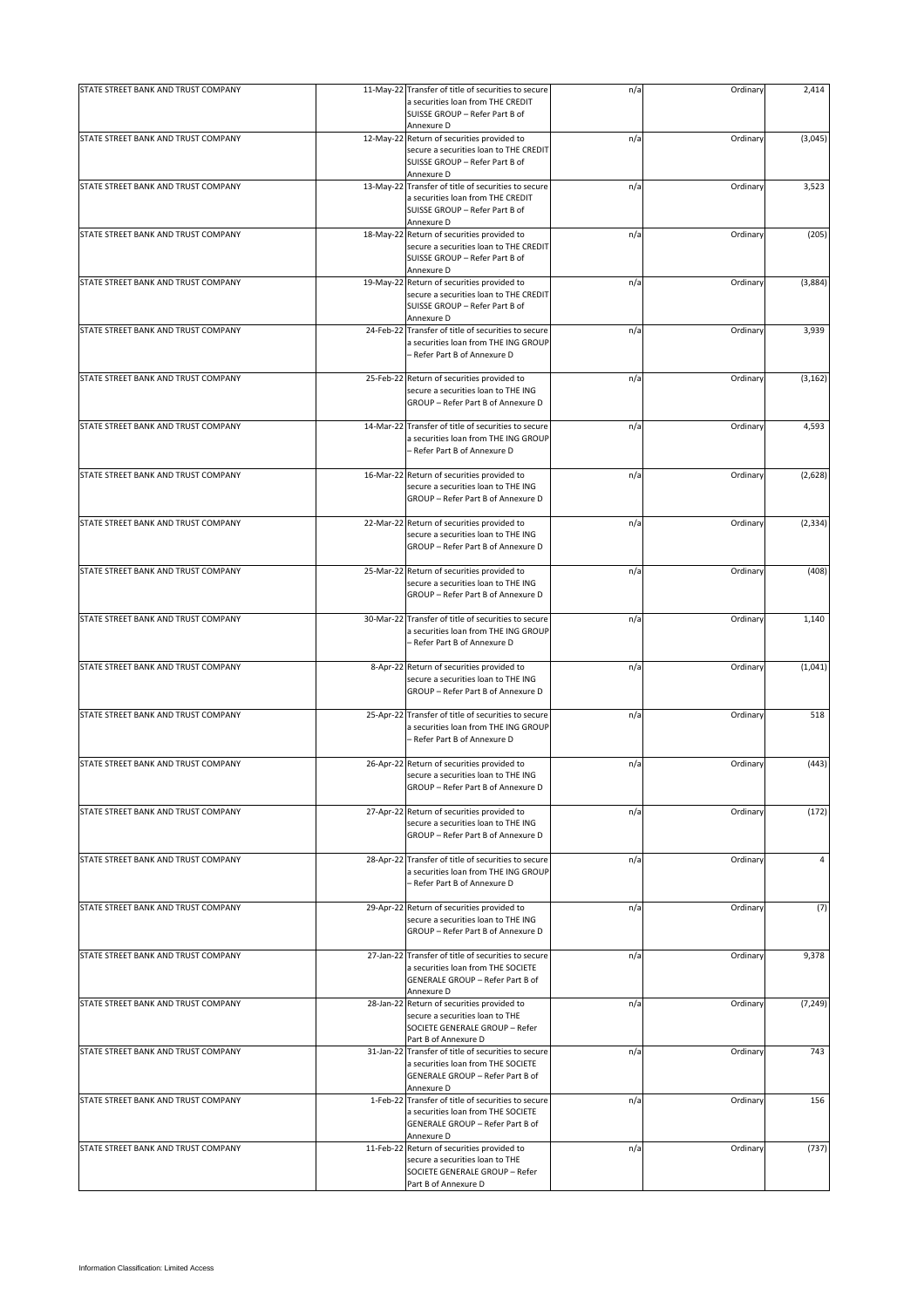| | | | | | |
|---|---|---|---|---|---|
| STATE STREET BANK AND TRUST COMPANY | 11-May-22 | Transfer of title of securities to secure a securities loan from THE CREDIT SUISSE GROUP – Refer Part B of Annexure D | n/a | Ordinary | 2,414 |
| STATE STREET BANK AND TRUST COMPANY | 12-May-22 | Return of securities provided to secure a securities loan to THE CREDIT SUISSE GROUP – Refer Part B of Annexure D | n/a | Ordinary | (3,045) |
| STATE STREET BANK AND TRUST COMPANY | 13-May-22 | Transfer of title of securities to secure a securities loan from THE CREDIT SUISSE GROUP – Refer Part B of Annexure D | n/a | Ordinary | 3,523 |
| STATE STREET BANK AND TRUST COMPANY | 18-May-22 | Return of securities provided to secure a securities loan to THE CREDIT SUISSE GROUP – Refer Part B of Annexure D | n/a | Ordinary | (205) |
| STATE STREET BANK AND TRUST COMPANY | 19-May-22 | Return of securities provided to secure a securities loan to THE CREDIT SUISSE GROUP – Refer Part B of Annexure D | n/a | Ordinary | (3,884) |
| STATE STREET BANK AND TRUST COMPANY | 24-Feb-22 | Transfer of title of securities to secure a securities loan from THE ING GROUP – Refer Part B of Annexure D | n/a | Ordinary | 3,939 |
| STATE STREET BANK AND TRUST COMPANY | 25-Feb-22 | Return of securities provided to secure a securities loan to THE ING GROUP – Refer Part B of Annexure D | n/a | Ordinary | (3,162) |
| STATE STREET BANK AND TRUST COMPANY | 14-Mar-22 | Transfer of title of securities to secure a securities loan from THE ING GROUP – Refer Part B of Annexure D | n/a | Ordinary | 4,593 |
| STATE STREET BANK AND TRUST COMPANY | 16-Mar-22 | Return of securities provided to secure a securities loan to THE ING GROUP – Refer Part B of Annexure D | n/a | Ordinary | (2,628) |
| STATE STREET BANK AND TRUST COMPANY | 22-Mar-22 | Return of securities provided to secure a securities loan to THE ING GROUP – Refer Part B of Annexure D | n/a | Ordinary | (2,334) |
| STATE STREET BANK AND TRUST COMPANY | 25-Mar-22 | Return of securities provided to secure a securities loan to THE ING GROUP – Refer Part B of Annexure D | n/a | Ordinary | (408) |
| STATE STREET BANK AND TRUST COMPANY | 30-Mar-22 | Transfer of title of securities to secure a securities loan from THE ING GROUP – Refer Part B of Annexure D | n/a | Ordinary | 1,140 |
| STATE STREET BANK AND TRUST COMPANY | 8-Apr-22 | Return of securities provided to secure a securities loan to THE ING GROUP – Refer Part B of Annexure D | n/a | Ordinary | (1,041) |
| STATE STREET BANK AND TRUST COMPANY | 25-Apr-22 | Transfer of title of securities to secure a securities loan from THE ING GROUP – Refer Part B of Annexure D | n/a | Ordinary | 518 |
| STATE STREET BANK AND TRUST COMPANY | 26-Apr-22 | Return of securities provided to secure a securities loan to THE ING GROUP – Refer Part B of Annexure D | n/a | Ordinary | (443) |
| STATE STREET BANK AND TRUST COMPANY | 27-Apr-22 | Return of securities provided to secure a securities loan to THE ING GROUP – Refer Part B of Annexure D | n/a | Ordinary | (172) |
| STATE STREET BANK AND TRUST COMPANY | 28-Apr-22 | Transfer of title of securities to secure a securities loan from THE ING GROUP – Refer Part B of Annexure D | n/a | Ordinary | 4 |
| STATE STREET BANK AND TRUST COMPANY | 29-Apr-22 | Return of securities provided to secure a securities loan to THE ING GROUP – Refer Part B of Annexure D | n/a | Ordinary | (7) |
| STATE STREET BANK AND TRUST COMPANY | 27-Jan-22 | Transfer of title of securities to secure a securities loan from THE SOCIETE GENERALE GROUP – Refer Part B of Annexure D | n/a | Ordinary | 9,378 |
| STATE STREET BANK AND TRUST COMPANY | 28-Jan-22 | Return of securities provided to secure a securities loan to THE SOCIETE GENERALE GROUP – Refer Part B of Annexure D | n/a | Ordinary | (7,249) |
| STATE STREET BANK AND TRUST COMPANY | 31-Jan-22 | Transfer of title of securities to secure a securities loan from THE SOCIETE GENERALE GROUP – Refer Part B of Annexure D | n/a | Ordinary | 743 |
| STATE STREET BANK AND TRUST COMPANY | 1-Feb-22 | Transfer of title of securities to secure a securities loan from THE SOCIETE GENERALE GROUP – Refer Part B of Annexure D | n/a | Ordinary | 156 |
| STATE STREET BANK AND TRUST COMPANY | 11-Feb-22 | Return of securities provided to secure a securities loan to THE SOCIETE GENERALE GROUP – Refer Part B of Annexure D | n/a | Ordinary | (737) |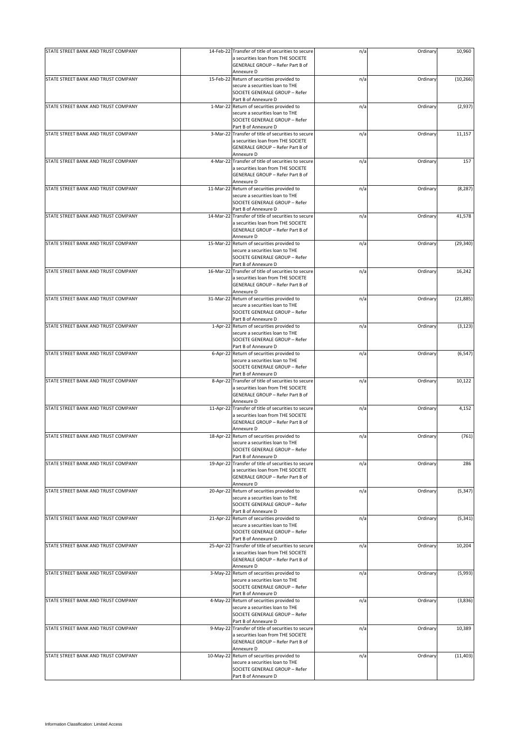| | | | | | |
|---|---|---|---|---|---|
| STATE STREET BANK AND TRUST COMPANY | 14-Feb-22 | Transfer of title of securities to secure a securities loan from THE SOCIETE GENERALE GROUP – Refer Part B of Annexure D | n/a | Ordinary | 10,960 |
| STATE STREET BANK AND TRUST COMPANY | 15-Feb-22 | Return of securities provided to secure a securities loan to THE SOCIETE GENERALE GROUP – Refer Part B of Annexure D | n/a | Ordinary | (10,266) |
| STATE STREET BANK AND TRUST COMPANY | 1-Mar-22 | Return of securities provided to secure a securities loan to THE SOCIETE GENERALE GROUP – Refer Part B of Annexure D | n/a | Ordinary | (2,937) |
| STATE STREET BANK AND TRUST COMPANY | 3-Mar-22 | Transfer of title of securities to secure a securities loan from THE SOCIETE GENERALE GROUP – Refer Part B of Annexure D | n/a | Ordinary | 11,157 |
| STATE STREET BANK AND TRUST COMPANY | 4-Mar-22 | Transfer of title of securities to secure a securities loan from THE SOCIETE GENERALE GROUP – Refer Part B of Annexure D | n/a | Ordinary | 157 |
| STATE STREET BANK AND TRUST COMPANY | 11-Mar-22 | Return of securities provided to secure a securities loan to THE SOCIETE GENERALE GROUP – Refer Part B of Annexure D | n/a | Ordinary | (8,287) |
| STATE STREET BANK AND TRUST COMPANY | 14-Mar-22 | Transfer of title of securities to secure a securities loan from THE SOCIETE GENERALE GROUP – Refer Part B of Annexure D | n/a | Ordinary | 41,578 |
| STATE STREET BANK AND TRUST COMPANY | 15-Mar-22 | Return of securities provided to secure a securities loan to THE SOCIETE GENERALE GROUP – Refer Part B of Annexure D | n/a | Ordinary | (29,340) |
| STATE STREET BANK AND TRUST COMPANY | 16-Mar-22 | Transfer of title of securities to secure a securities loan from THE SOCIETE GENERALE GROUP – Refer Part B of Annexure D | n/a | Ordinary | 16,242 |
| STATE STREET BANK AND TRUST COMPANY | 31-Mar-22 | Return of securities provided to secure a securities loan to THE SOCIETE GENERALE GROUP – Refer Part B of Annexure D | n/a | Ordinary | (21,885) |
| STATE STREET BANK AND TRUST COMPANY | 1-Apr-22 | Return of securities provided to secure a securities loan to THE SOCIETE GENERALE GROUP – Refer Part B of Annexure D | n/a | Ordinary | (3,123) |
| STATE STREET BANK AND TRUST COMPANY | 6-Apr-22 | Return of securities provided to secure a securities loan to THE SOCIETE GENERALE GROUP – Refer Part B of Annexure D | n/a | Ordinary | (6,547) |
| STATE STREET BANK AND TRUST COMPANY | 8-Apr-22 | Transfer of title of securities to secure a securities loan from THE SOCIETE GENERALE GROUP – Refer Part B of Annexure D | n/a | Ordinary | 10,122 |
| STATE STREET BANK AND TRUST COMPANY | 11-Apr-22 | Transfer of title of securities to secure a securities loan from THE SOCIETE GENERALE GROUP – Refer Part B of Annexure D | n/a | Ordinary | 4,152 |
| STATE STREET BANK AND TRUST COMPANY | 18-Apr-22 | Return of securities provided to secure a securities loan to THE SOCIETE GENERALE GROUP – Refer Part B of Annexure D | n/a | Ordinary | (761) |
| STATE STREET BANK AND TRUST COMPANY | 19-Apr-22 | Transfer of title of securities to secure a securities loan from THE SOCIETE GENERALE GROUP – Refer Part B of Annexure D | n/a | Ordinary | 286 |
| STATE STREET BANK AND TRUST COMPANY | 20-Apr-22 | Return of securities provided to secure a securities loan to THE SOCIETE GENERALE GROUP – Refer Part B of Annexure D | n/a | Ordinary | (5,347) |
| STATE STREET BANK AND TRUST COMPANY | 21-Apr-22 | Return of securities provided to secure a securities loan to THE SOCIETE GENERALE GROUP – Refer Part B of Annexure D | n/a | Ordinary | (5,341) |
| STATE STREET BANK AND TRUST COMPANY | 25-Apr-22 | Transfer of title of securities to secure a securities loan from THE SOCIETE GENERALE GROUP – Refer Part B of Annexure D | n/a | Ordinary | 10,204 |
| STATE STREET BANK AND TRUST COMPANY | 3-May-22 | Return of securities provided to secure a securities loan to THE SOCIETE GENERALE GROUP – Refer Part B of Annexure D | n/a | Ordinary | (5,993) |
| STATE STREET BANK AND TRUST COMPANY | 4-May-22 | Return of securities provided to secure a securities loan to THE SOCIETE GENERALE GROUP – Refer Part B of Annexure D | n/a | Ordinary | (3,836) |
| STATE STREET BANK AND TRUST COMPANY | 9-May-22 | Transfer of title of securities to secure a securities loan from THE SOCIETE GENERALE GROUP – Refer Part B of Annexure D | n/a | Ordinary | 10,389 |
| STATE STREET BANK AND TRUST COMPANY | 10-May-22 | Return of securities provided to secure a securities loan to THE SOCIETE GENERALE GROUP – Refer Part B of Annexure D | n/a | Ordinary | (11,403) |

Information Classification: Limited Access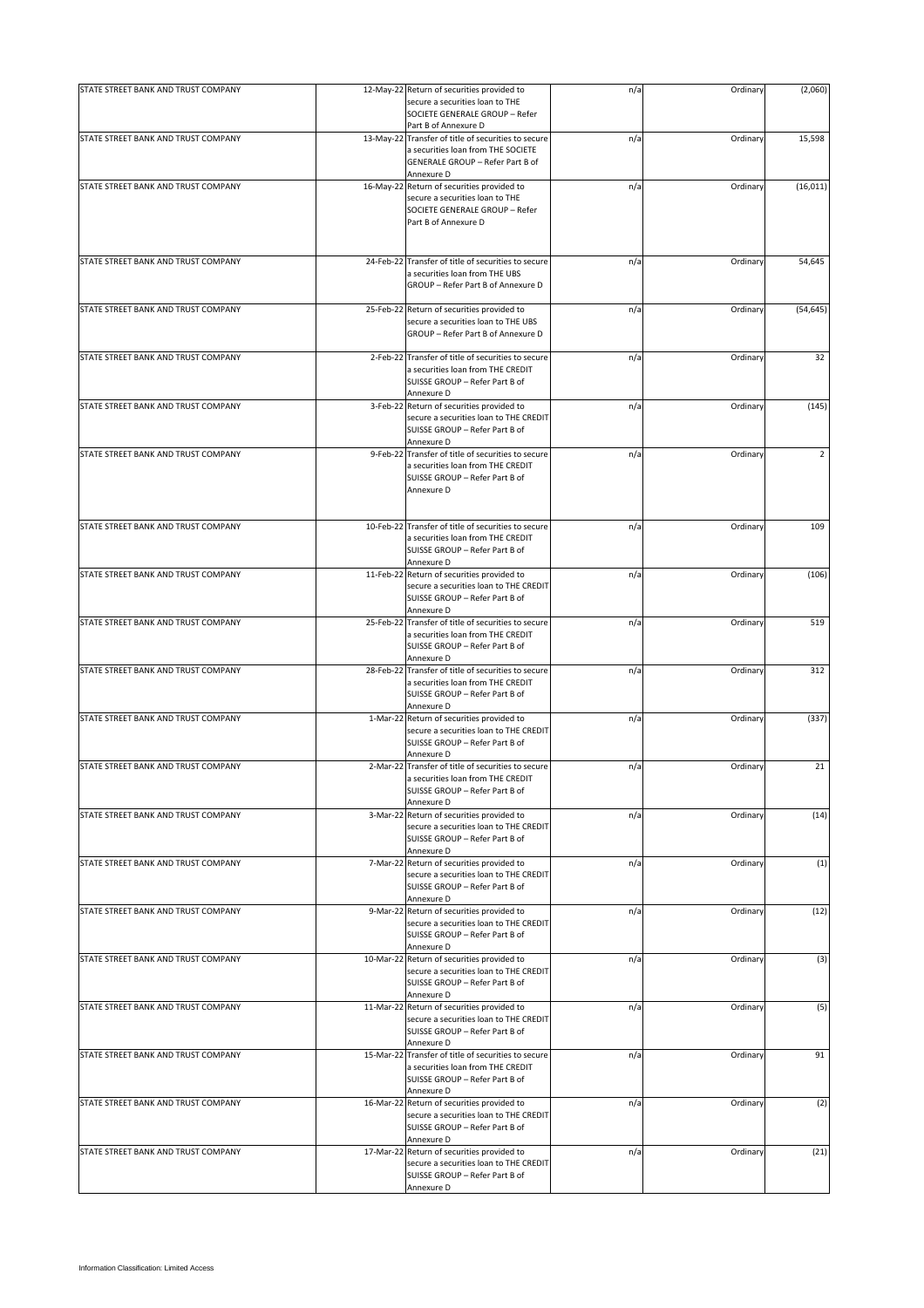| | | | | | |
|---|---|---|---|---|---|
| STATE STREET BANK AND TRUST COMPANY | 12-May-22 | Return of securities provided to secure a securities loan to THE SOCIETE GENERALE GROUP – Refer Part B of Annexure D | n/a | Ordinary | (2,060) |
| STATE STREET BANK AND TRUST COMPANY | 13-May-22 | Transfer of title of securities to secure a securities loan from THE SOCIETE GENERALE GROUP – Refer Part B of Annexure D | n/a | Ordinary | 15,598 |
| STATE STREET BANK AND TRUST COMPANY | 16-May-22 | Return of securities provided to secure a securities loan to THE SOCIETE GENERALE GROUP – Refer Part B of Annexure D | n/a | Ordinary | (16,011) |
| STATE STREET BANK AND TRUST COMPANY | 24-Feb-22 | Transfer of title of securities to secure a securities loan from THE UBS GROUP – Refer Part B of Annexure D | n/a | Ordinary | 54,645 |
| STATE STREET BANK AND TRUST COMPANY | 25-Feb-22 | Return of securities provided to secure a securities loan to THE UBS GROUP – Refer Part B of Annexure D | n/a | Ordinary | (54,645) |
| STATE STREET BANK AND TRUST COMPANY | 2-Feb-22 | Transfer of title of securities to secure a securities loan from THE CREDIT SUISSE GROUP – Refer Part B of Annexure D | n/a | Ordinary | 32 |
| STATE STREET BANK AND TRUST COMPANY | 3-Feb-22 | Return of securities provided to secure a securities loan to THE CREDIT SUISSE GROUP – Refer Part B of Annexure D | n/a | Ordinary | (145) |
| STATE STREET BANK AND TRUST COMPANY | 9-Feb-22 | Transfer of title of securities to secure a securities loan from THE CREDIT SUISSE GROUP – Refer Part B of Annexure D | n/a | Ordinary | 2 |
| STATE STREET BANK AND TRUST COMPANY | 10-Feb-22 | Transfer of title of securities to secure a securities loan from THE CREDIT SUISSE GROUP – Refer Part B of Annexure D | n/a | Ordinary | 109 |
| STATE STREET BANK AND TRUST COMPANY | 11-Feb-22 | Return of securities provided to secure a securities loan to THE CREDIT SUISSE GROUP – Refer Part B of Annexure D | n/a | Ordinary | (106) |
| STATE STREET BANK AND TRUST COMPANY | 25-Feb-22 | Transfer of title of securities to secure a securities loan from THE CREDIT SUISSE GROUP – Refer Part B of Annexure D | n/a | Ordinary | 519 |
| STATE STREET BANK AND TRUST COMPANY | 28-Feb-22 | Transfer of title of securities to secure a securities loan from THE CREDIT SUISSE GROUP – Refer Part B of Annexure D | n/a | Ordinary | 312 |
| STATE STREET BANK AND TRUST COMPANY | 1-Mar-22 | Return of securities provided to secure a securities loan to THE CREDIT SUISSE GROUP – Refer Part B of Annexure D | n/a | Ordinary | (337) |
| STATE STREET BANK AND TRUST COMPANY | 2-Mar-22 | Transfer of title of securities to secure a securities loan from THE CREDIT SUISSE GROUP – Refer Part B of Annexure D | n/a | Ordinary | 21 |
| STATE STREET BANK AND TRUST COMPANY | 3-Mar-22 | Return of securities provided to secure a securities loan to THE CREDIT SUISSE GROUP – Refer Part B of Annexure D | n/a | Ordinary | (14) |
| STATE STREET BANK AND TRUST COMPANY | 7-Mar-22 | Return of securities provided to secure a securities loan to THE CREDIT SUISSE GROUP – Refer Part B of Annexure D | n/a | Ordinary | (1) |
| STATE STREET BANK AND TRUST COMPANY | 9-Mar-22 | Return of securities provided to secure a securities loan to THE CREDIT SUISSE GROUP – Refer Part B of Annexure D | n/a | Ordinary | (12) |
| STATE STREET BANK AND TRUST COMPANY | 10-Mar-22 | Return of securities provided to secure a securities loan to THE CREDIT SUISSE GROUP – Refer Part B of Annexure D | n/a | Ordinary | (3) |
| STATE STREET BANK AND TRUST COMPANY | 11-Mar-22 | Return of securities provided to secure a securities loan to THE CREDIT SUISSE GROUP – Refer Part B of Annexure D | n/a | Ordinary | (5) |
| STATE STREET BANK AND TRUST COMPANY | 15-Mar-22 | Transfer of title of securities to secure a securities loan from THE CREDIT SUISSE GROUP – Refer Part B of Annexure D | n/a | Ordinary | 91 |
| STATE STREET BANK AND TRUST COMPANY | 16-Mar-22 | Return of securities provided to secure a securities loan to THE CREDIT SUISSE GROUP – Refer Part B of Annexure D | n/a | Ordinary | (2) |
| STATE STREET BANK AND TRUST COMPANY | 17-Mar-22 | Return of securities provided to secure a securities loan to THE CREDIT SUISSE GROUP – Refer Part B of Annexure D | n/a | Ordinary | (21) |

Information Classification: Limited Access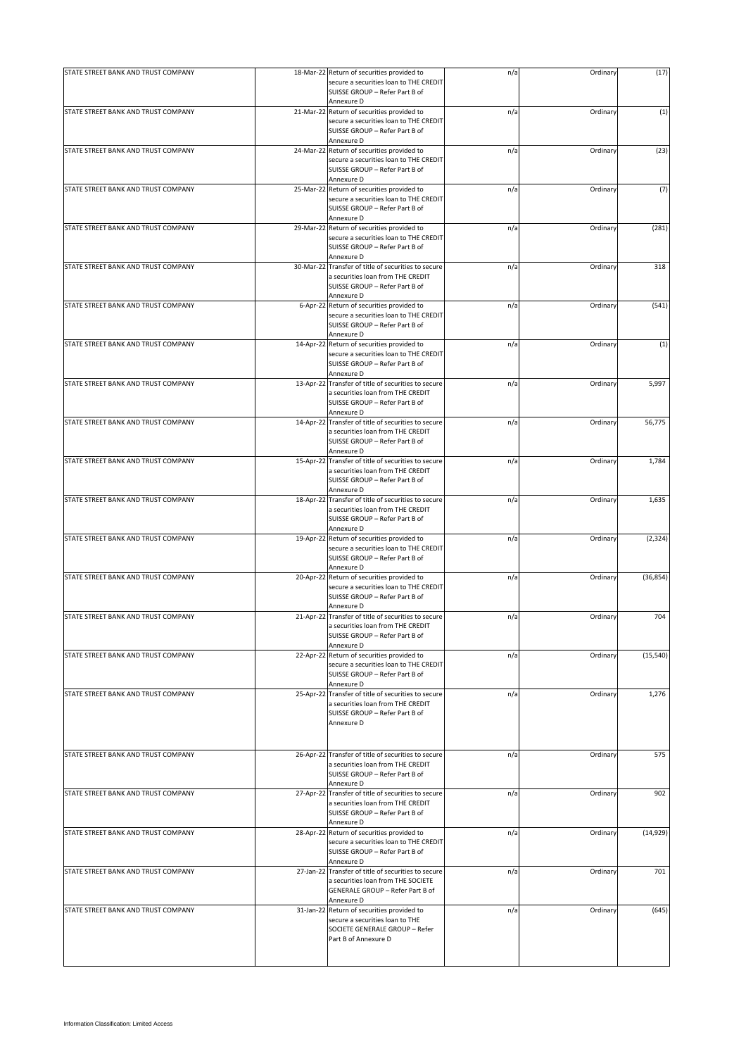| | | | | | |
|---|---|---|---|---|---|
| STATE STREET BANK AND TRUST COMPANY | 18-Mar-22 | Return of securities provided to secure a securities loan to THE CREDIT SUISSE GROUP – Refer Part B of Annexure D | n/a | Ordinary | (17) |
| STATE STREET BANK AND TRUST COMPANY | 21-Mar-22 | Return of securities provided to secure a securities loan to THE CREDIT SUISSE GROUP – Refer Part B of Annexure D | n/a | Ordinary | (1) |
| STATE STREET BANK AND TRUST COMPANY | 24-Mar-22 | Return of securities provided to secure a securities loan to THE CREDIT SUISSE GROUP – Refer Part B of Annexure D | n/a | Ordinary | (23) |
| STATE STREET BANK AND TRUST COMPANY | 25-Mar-22 | Return of securities provided to secure a securities loan to THE CREDIT SUISSE GROUP – Refer Part B of Annexure D | n/a | Ordinary | (7) |
| STATE STREET BANK AND TRUST COMPANY | 29-Mar-22 | Return of securities provided to secure a securities loan to THE CREDIT SUISSE GROUP – Refer Part B of Annexure D | n/a | Ordinary | (281) |
| STATE STREET BANK AND TRUST COMPANY | 30-Mar-22 | Transfer of title of securities to secure a securities loan from THE CREDIT SUISSE GROUP – Refer Part B of Annexure D | n/a | Ordinary | 318 |
| STATE STREET BANK AND TRUST COMPANY | 6-Apr-22 | Return of securities provided to secure a securities loan to THE CREDIT SUISSE GROUP – Refer Part B of Annexure D | n/a | Ordinary | (541) |
| STATE STREET BANK AND TRUST COMPANY | 14-Apr-22 | Return of securities provided to secure a securities loan to THE CREDIT SUISSE GROUP – Refer Part B of Annexure D | n/a | Ordinary | (1) |
| STATE STREET BANK AND TRUST COMPANY | 13-Apr-22 | Transfer of title of securities to secure a securities loan from THE CREDIT SUISSE GROUP – Refer Part B of Annexure D | n/a | Ordinary | 5,997 |
| STATE STREET BANK AND TRUST COMPANY | 14-Apr-22 | Transfer of title of securities to secure a securities loan from THE CREDIT SUISSE GROUP – Refer Part B of Annexure D | n/a | Ordinary | 56,775 |
| STATE STREET BANK AND TRUST COMPANY | 15-Apr-22 | Transfer of title of securities to secure a securities loan from THE CREDIT SUISSE GROUP – Refer Part B of Annexure D | n/a | Ordinary | 1,784 |
| STATE STREET BANK AND TRUST COMPANY | 18-Apr-22 | Transfer of title of securities to secure a securities loan from THE CREDIT SUISSE GROUP – Refer Part B of Annexure D | n/a | Ordinary | 1,635 |
| STATE STREET BANK AND TRUST COMPANY | 19-Apr-22 | Return of securities provided to secure a securities loan to THE CREDIT SUISSE GROUP – Refer Part B of Annexure D | n/a | Ordinary | (2,324) |
| STATE STREET BANK AND TRUST COMPANY | 20-Apr-22 | Return of securities provided to secure a securities loan to THE CREDIT SUISSE GROUP – Refer Part B of Annexure D | n/a | Ordinary | (36,854) |
| STATE STREET BANK AND TRUST COMPANY | 21-Apr-22 | Transfer of title of securities to secure a securities loan from THE CREDIT SUISSE GROUP – Refer Part B of Annexure D | n/a | Ordinary | 704 |
| STATE STREET BANK AND TRUST COMPANY | 22-Apr-22 | Return of securities provided to secure a securities loan to THE CREDIT SUISSE GROUP – Refer Part B of Annexure D | n/a | Ordinary | (15,540) |
| STATE STREET BANK AND TRUST COMPANY | 25-Apr-22 | Transfer of title of securities to secure a securities loan from THE CREDIT SUISSE GROUP – Refer Part B of Annexure D | n/a | Ordinary | 1,276 |
| STATE STREET BANK AND TRUST COMPANY | 26-Apr-22 | Transfer of title of securities to secure a securities loan from THE CREDIT SUISSE GROUP – Refer Part B of Annexure D | n/a | Ordinary | 575 |
| STATE STREET BANK AND TRUST COMPANY | 27-Apr-22 | Transfer of title of securities to secure a securities loan from THE CREDIT SUISSE GROUP – Refer Part B of Annexure D | n/a | Ordinary | 902 |
| STATE STREET BANK AND TRUST COMPANY | 28-Apr-22 | Return of securities provided to secure a securities loan to THE CREDIT SUISSE GROUP – Refer Part B of Annexure D | n/a | Ordinary | (14,929) |
| STATE STREET BANK AND TRUST COMPANY | 27-Jan-22 | Transfer of title of securities to secure a securities loan from THE SOCIETE GENERALE GROUP – Refer Part B of Annexure D | n/a | Ordinary | 701 |
| STATE STREET BANK AND TRUST COMPANY | 31-Jan-22 | Return of securities provided to secure a securities loan to THE SOCIETE GENERALE GROUP – Refer Part B of Annexure D | n/a | Ordinary | (645) |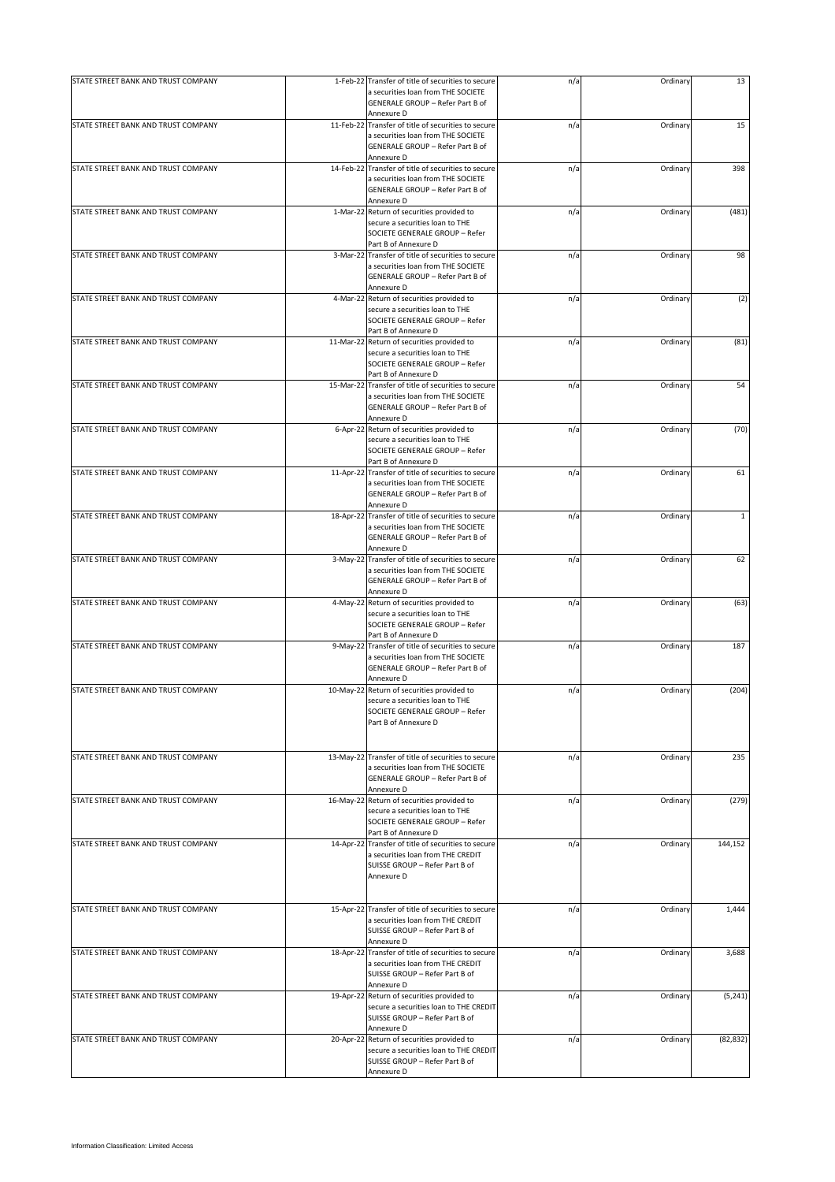| | | | | | |
|---|---|---|---|---|---|
| STATE STREET BANK AND TRUST COMPANY | 1-Feb-22 | Transfer of title of securities to secure a securities loan from THE SOCIETE GENERALE GROUP – Refer Part B of Annexure D | n/a | Ordinary | 13 |
| STATE STREET BANK AND TRUST COMPANY | 11-Feb-22 | Transfer of title of securities to secure a securities loan from THE SOCIETE GENERALE GROUP – Refer Part B of Annexure D | n/a | Ordinary | 15 |
| STATE STREET BANK AND TRUST COMPANY | 14-Feb-22 | Transfer of title of securities to secure a securities loan from THE SOCIETE GENERALE GROUP – Refer Part B of Annexure D | n/a | Ordinary | 398 |
| STATE STREET BANK AND TRUST COMPANY | 1-Mar-22 | Return of securities provided to secure a securities loan to THE SOCIETE GENERALE GROUP – Refer Part B of Annexure D | n/a | Ordinary | (481) |
| STATE STREET BANK AND TRUST COMPANY | 3-Mar-22 | Transfer of title of securities to secure a securities loan from THE SOCIETE GENERALE GROUP – Refer Part B of Annexure D | n/a | Ordinary | 98 |
| STATE STREET BANK AND TRUST COMPANY | 4-Mar-22 | Return of securities provided to secure a securities loan to THE SOCIETE GENERALE GROUP – Refer Part B of Annexure D | n/a | Ordinary | (2) |
| STATE STREET BANK AND TRUST COMPANY | 11-Mar-22 | Return of securities provided to secure a securities loan to THE SOCIETE GENERALE GROUP – Refer Part B of Annexure D | n/a | Ordinary | (81) |
| STATE STREET BANK AND TRUST COMPANY | 15-Mar-22 | Transfer of title of securities to secure a securities loan from THE SOCIETE GENERALE GROUP – Refer Part B of Annexure D | n/a | Ordinary | 54 |
| STATE STREET BANK AND TRUST COMPANY | 6-Apr-22 | Return of securities provided to secure a securities loan to THE SOCIETE GENERALE GROUP – Refer Part B of Annexure D | n/a | Ordinary | (70) |
| STATE STREET BANK AND TRUST COMPANY | 11-Apr-22 | Transfer of title of securities to secure a securities loan from THE SOCIETE GENERALE GROUP – Refer Part B of Annexure D | n/a | Ordinary | 61 |
| STATE STREET BANK AND TRUST COMPANY | 18-Apr-22 | Transfer of title of securities to secure a securities loan from THE SOCIETE GENERALE GROUP – Refer Part B of Annexure D | n/a | Ordinary | 1 |
| STATE STREET BANK AND TRUST COMPANY | 3-May-22 | Transfer of title of securities to secure a securities loan from THE SOCIETE GENERALE GROUP – Refer Part B of Annexure D | n/a | Ordinary | 62 |
| STATE STREET BANK AND TRUST COMPANY | 4-May-22 | Return of securities provided to secure a securities loan to THE SOCIETE GENERALE GROUP – Refer Part B of Annexure D | n/a | Ordinary | (63) |
| STATE STREET BANK AND TRUST COMPANY | 9-May-22 | Transfer of title of securities to secure a securities loan from THE SOCIETE GENERALE GROUP – Refer Part B of Annexure D | n/a | Ordinary | 187 |
| STATE STREET BANK AND TRUST COMPANY | 10-May-22 | Return of securities provided to secure a securities loan to THE SOCIETE GENERALE GROUP – Refer Part B of Annexure D | n/a | Ordinary | (204) |
| STATE STREET BANK AND TRUST COMPANY | 13-May-22 | Transfer of title of securities to secure a securities loan from THE SOCIETE GENERALE GROUP – Refer Part B of Annexure D | n/a | Ordinary | 235 |
| STATE STREET BANK AND TRUST COMPANY | 16-May-22 | Return of securities provided to secure a securities loan to THE SOCIETE GENERALE GROUP – Refer Part B of Annexure D | n/a | Ordinary | (279) |
| STATE STREET BANK AND TRUST COMPANY | 14-Apr-22 | Transfer of title of securities to secure a securities loan from THE CREDIT SUISSE GROUP – Refer Part B of Annexure D | n/a | Ordinary | 144,152 |
| STATE STREET BANK AND TRUST COMPANY | 15-Apr-22 | Transfer of title of securities to secure a securities loan from THE CREDIT SUISSE GROUP – Refer Part B of Annexure D | n/a | Ordinary | 1,444 |
| STATE STREET BANK AND TRUST COMPANY | 18-Apr-22 | Transfer of title of securities to secure a securities loan from THE CREDIT SUISSE GROUP – Refer Part B of Annexure D | n/a | Ordinary | 3,688 |
| STATE STREET BANK AND TRUST COMPANY | 19-Apr-22 | Return of securities provided to secure a securities loan to THE CREDIT SUISSE GROUP – Refer Part B of Annexure D | n/a | Ordinary | (5,241) |
| STATE STREET BANK AND TRUST COMPANY | 20-Apr-22 | Return of securities provided to secure a securities loan to THE CREDIT SUISSE GROUP – Refer Part B of Annexure D | n/a | Ordinary | (82,832) |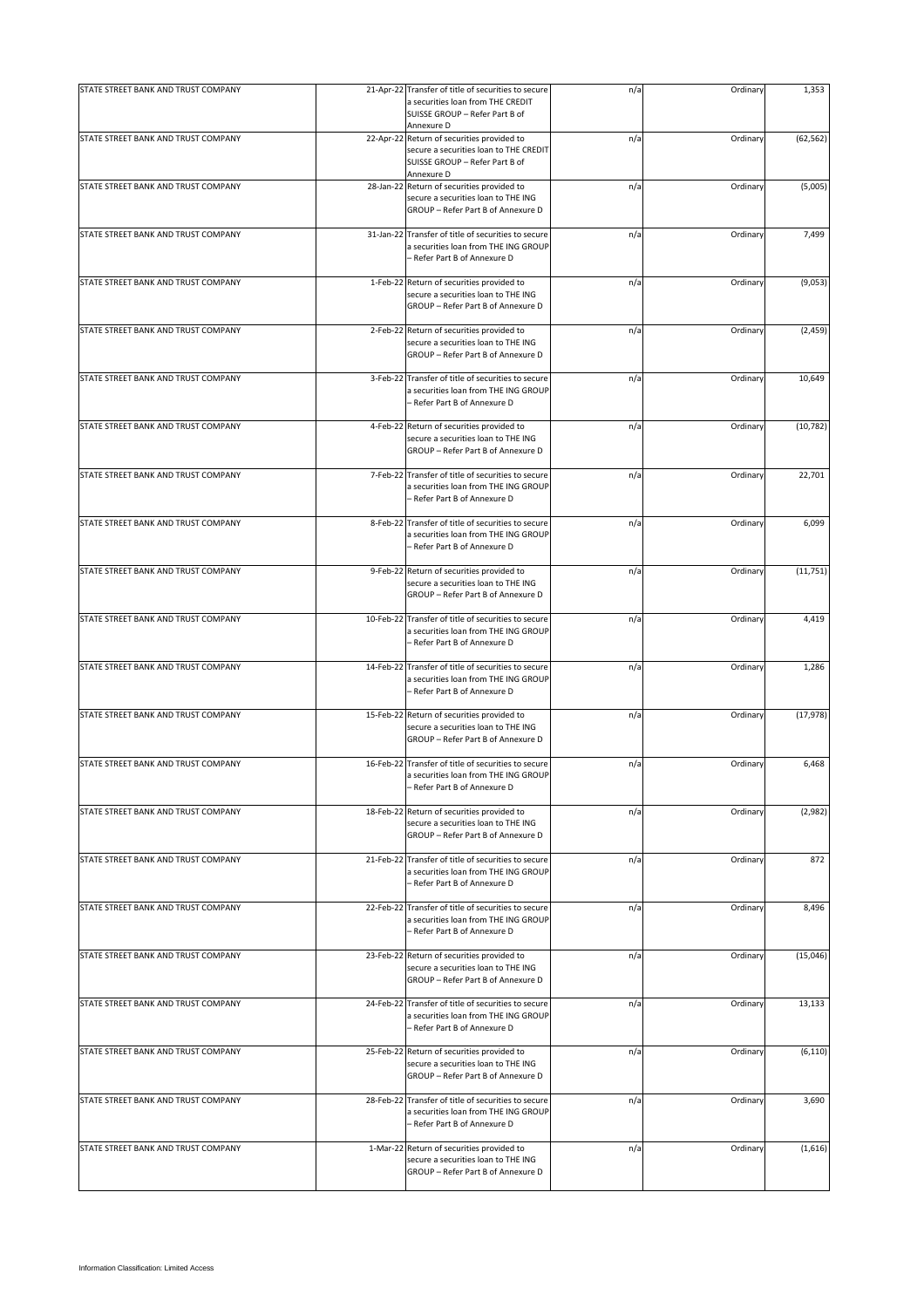| | | | | | |
|---|---|---|---|---|---|
| STATE STREET BANK AND TRUST COMPANY | 21-Apr-22 | Transfer of title of securities to secure a securities loan from THE CREDIT SUISSE GROUP – Refer Part B of Annexure D | n/a | Ordinary | 1,353 |
| STATE STREET BANK AND TRUST COMPANY | 22-Apr-22 | Return of securities provided to secure a securities loan to THE CREDIT SUISSE GROUP – Refer Part B of Annexure D | n/a | Ordinary | (62,562) |
| STATE STREET BANK AND TRUST COMPANY | 28-Jan-22 | Return of securities provided to secure a securities loan to THE ING GROUP – Refer Part B of Annexure D | n/a | Ordinary | (5,005) |
| STATE STREET BANK AND TRUST COMPANY | 31-Jan-22 | Transfer of title of securities to secure a securities loan from THE ING GROUP – Refer Part B of Annexure D | n/a | Ordinary | 7,499 |
| STATE STREET BANK AND TRUST COMPANY | 1-Feb-22 | Return of securities provided to secure a securities loan to THE ING GROUP – Refer Part B of Annexure D | n/a | Ordinary | (9,053) |
| STATE STREET BANK AND TRUST COMPANY | 2-Feb-22 | Return of securities provided to secure a securities loan to THE ING GROUP – Refer Part B of Annexure D | n/a | Ordinary | (2,459) |
| STATE STREET BANK AND TRUST COMPANY | 3-Feb-22 | Transfer of title of securities to secure a securities loan from THE ING GROUP – Refer Part B of Annexure D | n/a | Ordinary | 10,649 |
| STATE STREET BANK AND TRUST COMPANY | 4-Feb-22 | Return of securities provided to secure a securities loan to THE ING GROUP – Refer Part B of Annexure D | n/a | Ordinary | (10,782) |
| STATE STREET BANK AND TRUST COMPANY | 7-Feb-22 | Transfer of title of securities to secure a securities loan from THE ING GROUP – Refer Part B of Annexure D | n/a | Ordinary | 22,701 |
| STATE STREET BANK AND TRUST COMPANY | 8-Feb-22 | Transfer of title of securities to secure a securities loan from THE ING GROUP – Refer Part B of Annexure D | n/a | Ordinary | 6,099 |
| STATE STREET BANK AND TRUST COMPANY | 9-Feb-22 | Return of securities provided to secure a securities loan to THE ING GROUP – Refer Part B of Annexure D | n/a | Ordinary | (11,751) |
| STATE STREET BANK AND TRUST COMPANY | 10-Feb-22 | Transfer of title of securities to secure a securities loan from THE ING GROUP – Refer Part B of Annexure D | n/a | Ordinary | 4,419 |
| STATE STREET BANK AND TRUST COMPANY | 14-Feb-22 | Transfer of title of securities to secure a securities loan from THE ING GROUP – Refer Part B of Annexure D | n/a | Ordinary | 1,286 |
| STATE STREET BANK AND TRUST COMPANY | 15-Feb-22 | Return of securities provided to secure a securities loan to THE ING GROUP – Refer Part B of Annexure D | n/a | Ordinary | (17,978) |
| STATE STREET BANK AND TRUST COMPANY | 16-Feb-22 | Transfer of title of securities to secure a securities loan from THE ING GROUP – Refer Part B of Annexure D | n/a | Ordinary | 6,468 |
| STATE STREET BANK AND TRUST COMPANY | 18-Feb-22 | Return of securities provided to secure a securities loan to THE ING GROUP – Refer Part B of Annexure D | n/a | Ordinary | (2,982) |
| STATE STREET BANK AND TRUST COMPANY | 21-Feb-22 | Transfer of title of securities to secure a securities loan from THE ING GROUP – Refer Part B of Annexure D | n/a | Ordinary | 872 |
| STATE STREET BANK AND TRUST COMPANY | 22-Feb-22 | Transfer of title of securities to secure a securities loan from THE ING GROUP – Refer Part B of Annexure D | n/a | Ordinary | 8,496 |
| STATE STREET BANK AND TRUST COMPANY | 23-Feb-22 | Return of securities provided to secure a securities loan to THE ING GROUP – Refer Part B of Annexure D | n/a | Ordinary | (15,046) |
| STATE STREET BANK AND TRUST COMPANY | 24-Feb-22 | Transfer of title of securities to secure a securities loan from THE ING GROUP – Refer Part B of Annexure D | n/a | Ordinary | 13,133 |
| STATE STREET BANK AND TRUST COMPANY | 25-Feb-22 | Return of securities provided to secure a securities loan to THE ING GROUP – Refer Part B of Annexure D | n/a | Ordinary | (6,110) |
| STATE STREET BANK AND TRUST COMPANY | 28-Feb-22 | Transfer of title of securities to secure a securities loan from THE ING GROUP – Refer Part B of Annexure D | n/a | Ordinary | 3,690 |
| STATE STREET BANK AND TRUST COMPANY | 1-Mar-22 | Return of securities provided to secure a securities loan to THE ING GROUP – Refer Part B of Annexure D | n/a | Ordinary | (1,616) |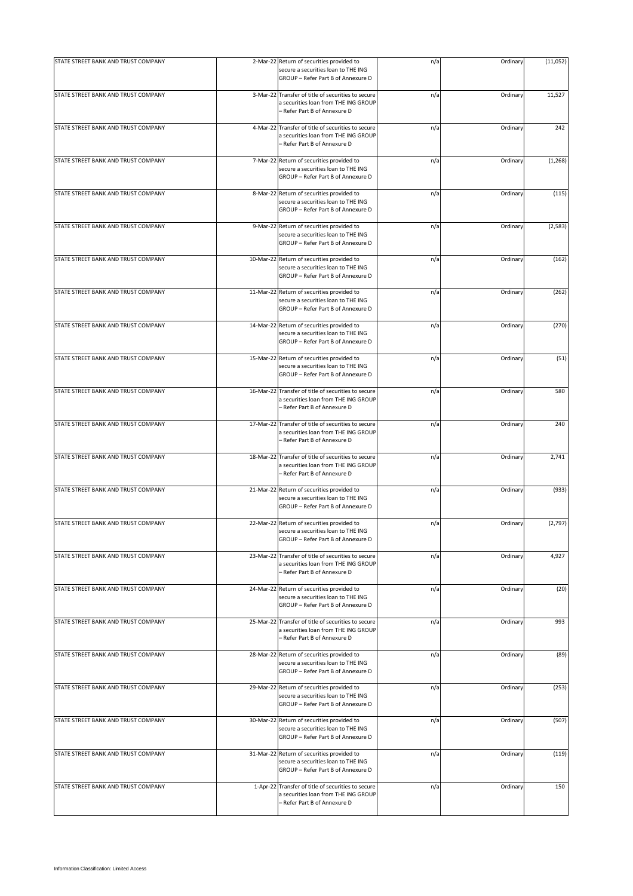| | | | | | |
|---|---|---|---|---|---|
| STATE STREET BANK AND TRUST COMPANY | 2-Mar-22 | Return of securities provided to secure a securities loan to THE ING GROUP – Refer Part B of Annexure D | n/a | Ordinary | (11,052) |
| STATE STREET BANK AND TRUST COMPANY | 3-Mar-22 | Transfer of title of securities to secure a securities loan from THE ING GROUP – Refer Part B of Annexure D | n/a | Ordinary | 11,527 |
| STATE STREET BANK AND TRUST COMPANY | 4-Mar-22 | Transfer of title of securities to secure a securities loan from THE ING GROUP – Refer Part B of Annexure D | n/a | Ordinary | 242 |
| STATE STREET BANK AND TRUST COMPANY | 7-Mar-22 | Return of securities provided to secure a securities loan to THE ING GROUP – Refer Part B of Annexure D | n/a | Ordinary | (1,268) |
| STATE STREET BANK AND TRUST COMPANY | 8-Mar-22 | Return of securities provided to secure a securities loan to THE ING GROUP – Refer Part B of Annexure D | n/a | Ordinary | (115) |
| STATE STREET BANK AND TRUST COMPANY | 9-Mar-22 | Return of securities provided to secure a securities loan to THE ING GROUP – Refer Part B of Annexure D | n/a | Ordinary | (2,583) |
| STATE STREET BANK AND TRUST COMPANY | 10-Mar-22 | Return of securities provided to secure a securities loan to THE ING GROUP – Refer Part B of Annexure D | n/a | Ordinary | (162) |
| STATE STREET BANK AND TRUST COMPANY | 11-Mar-22 | Return of securities provided to secure a securities loan to THE ING GROUP – Refer Part B of Annexure D | n/a | Ordinary | (262) |
| STATE STREET BANK AND TRUST COMPANY | 14-Mar-22 | Return of securities provided to secure a securities loan to THE ING GROUP – Refer Part B of Annexure D | n/a | Ordinary | (270) |
| STATE STREET BANK AND TRUST COMPANY | 15-Mar-22 | Return of securities provided to secure a securities loan to THE ING GROUP – Refer Part B of Annexure D | n/a | Ordinary | (51) |
| STATE STREET BANK AND TRUST COMPANY | 16-Mar-22 | Transfer of title of securities to secure a securities loan from THE ING GROUP – Refer Part B of Annexure D | n/a | Ordinary | 580 |
| STATE STREET BANK AND TRUST COMPANY | 17-Mar-22 | Transfer of title of securities to secure a securities loan from THE ING GROUP – Refer Part B of Annexure D | n/a | Ordinary | 240 |
| STATE STREET BANK AND TRUST COMPANY | 18-Mar-22 | Transfer of title of securities to secure a securities loan from THE ING GROUP – Refer Part B of Annexure D | n/a | Ordinary | 2,741 |
| STATE STREET BANK AND TRUST COMPANY | 21-Mar-22 | Return of securities provided to secure a securities loan to THE ING GROUP – Refer Part B of Annexure D | n/a | Ordinary | (933) |
| STATE STREET BANK AND TRUST COMPANY | 22-Mar-22 | Return of securities provided to secure a securities loan to THE ING GROUP – Refer Part B of Annexure D | n/a | Ordinary | (2,797) |
| STATE STREET BANK AND TRUST COMPANY | 23-Mar-22 | Transfer of title of securities to secure a securities loan from THE ING GROUP – Refer Part B of Annexure D | n/a | Ordinary | 4,927 |
| STATE STREET BANK AND TRUST COMPANY | 24-Mar-22 | Return of securities provided to secure a securities loan to THE ING GROUP – Refer Part B of Annexure D | n/a | Ordinary | (20) |
| STATE STREET BANK AND TRUST COMPANY | 25-Mar-22 | Transfer of title of securities to secure a securities loan from THE ING GROUP – Refer Part B of Annexure D | n/a | Ordinary | 993 |
| STATE STREET BANK AND TRUST COMPANY | 28-Mar-22 | Return of securities provided to secure a securities loan to THE ING GROUP – Refer Part B of Annexure D | n/a | Ordinary | (89) |
| STATE STREET BANK AND TRUST COMPANY | 29-Mar-22 | Return of securities provided to secure a securities loan to THE ING GROUP – Refer Part B of Annexure D | n/a | Ordinary | (253) |
| STATE STREET BANK AND TRUST COMPANY | 30-Mar-22 | Return of securities provided to secure a securities loan to THE ING GROUP – Refer Part B of Annexure D | n/a | Ordinary | (507) |
| STATE STREET BANK AND TRUST COMPANY | 31-Mar-22 | Return of securities provided to secure a securities loan to THE ING GROUP – Refer Part B of Annexure D | n/a | Ordinary | (119) |
| STATE STREET BANK AND TRUST COMPANY | 1-Apr-22 | Transfer of title of securities to secure a securities loan from THE ING GROUP – Refer Part B of Annexure D | n/a | Ordinary | 150 |

Information Classification: Limited Access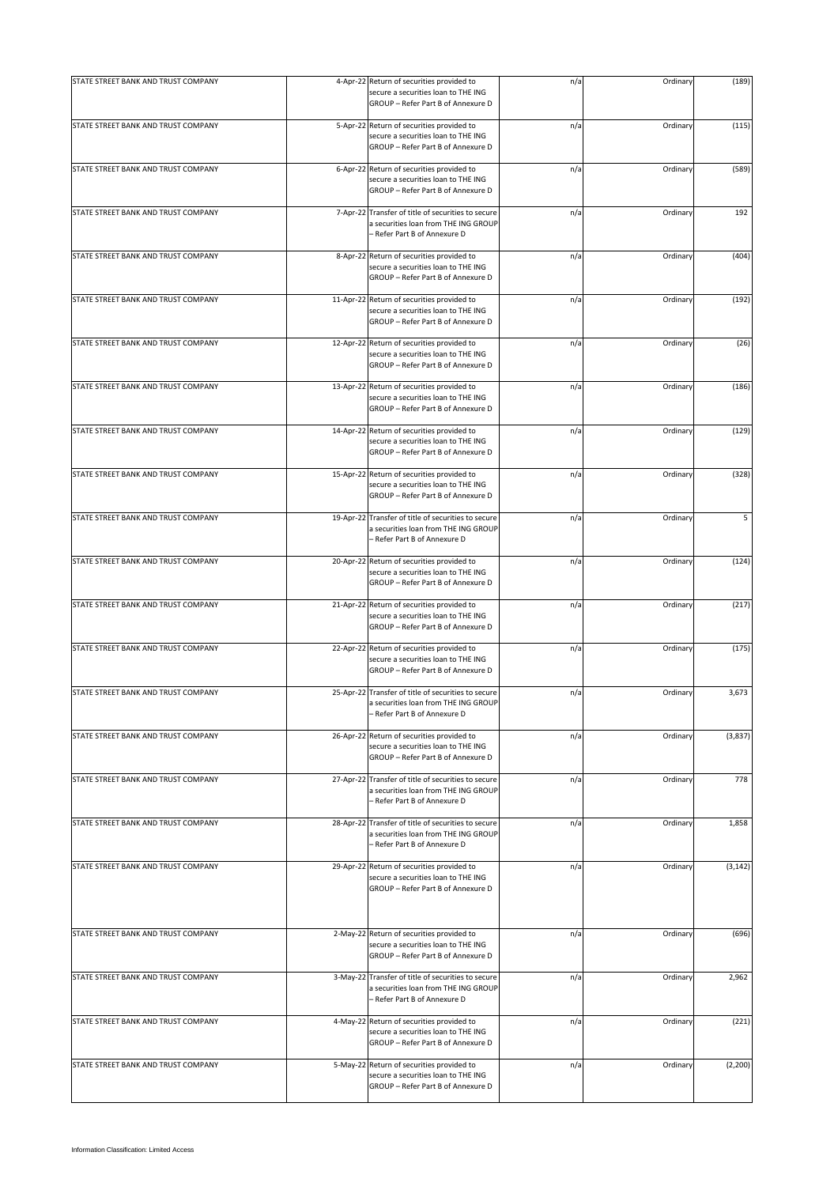| | | | | | |
|---|---|---|---|---|---|
| STATE STREET BANK AND TRUST COMPANY | 4-Apr-22 | Return of securities provided to secure a securities loan to THE ING GROUP – Refer Part B of Annexure D | n/a | Ordinary | (189) |
| STATE STREET BANK AND TRUST COMPANY | 5-Apr-22 | Return of securities provided to secure a securities loan to THE ING GROUP – Refer Part B of Annexure D | n/a | Ordinary | (115) |
| STATE STREET BANK AND TRUST COMPANY | 6-Apr-22 | Return of securities provided to secure a securities loan to THE ING GROUP – Refer Part B of Annexure D | n/a | Ordinary | (589) |
| STATE STREET BANK AND TRUST COMPANY | 7-Apr-22 | Transfer of title of securities to secure a securities loan from THE ING GROUP – Refer Part B of Annexure D | n/a | Ordinary | 192 |
| STATE STREET BANK AND TRUST COMPANY | 8-Apr-22 | Return of securities provided to secure a securities loan to THE ING GROUP – Refer Part B of Annexure D | n/a | Ordinary | (404) |
| STATE STREET BANK AND TRUST COMPANY | 11-Apr-22 | Return of securities provided to secure a securities loan to THE ING GROUP – Refer Part B of Annexure D | n/a | Ordinary | (192) |
| STATE STREET BANK AND TRUST COMPANY | 12-Apr-22 | Return of securities provided to secure a securities loan to THE ING GROUP – Refer Part B of Annexure D | n/a | Ordinary | (26) |
| STATE STREET BANK AND TRUST COMPANY | 13-Apr-22 | Return of securities provided to secure a securities loan to THE ING GROUP – Refer Part B of Annexure D | n/a | Ordinary | (186) |
| STATE STREET BANK AND TRUST COMPANY | 14-Apr-22 | Return of securities provided to secure a securities loan to THE ING GROUP – Refer Part B of Annexure D | n/a | Ordinary | (129) |
| STATE STREET BANK AND TRUST COMPANY | 15-Apr-22 | Return of securities provided to secure a securities loan to THE ING GROUP – Refer Part B of Annexure D | n/a | Ordinary | (328) |
| STATE STREET BANK AND TRUST COMPANY | 19-Apr-22 | Transfer of title of securities to secure a securities loan from THE ING GROUP – Refer Part B of Annexure D | n/a | Ordinary | 5 |
| STATE STREET BANK AND TRUST COMPANY | 20-Apr-22 | Return of securities provided to secure a securities loan to THE ING GROUP – Refer Part B of Annexure D | n/a | Ordinary | (124) |
| STATE STREET BANK AND TRUST COMPANY | 21-Apr-22 | Return of securities provided to secure a securities loan to THE ING GROUP – Refer Part B of Annexure D | n/a | Ordinary | (217) |
| STATE STREET BANK AND TRUST COMPANY | 22-Apr-22 | Return of securities provided to secure a securities loan to THE ING GROUP – Refer Part B of Annexure D | n/a | Ordinary | (175) |
| STATE STREET BANK AND TRUST COMPANY | 25-Apr-22 | Transfer of title of securities to secure a securities loan from THE ING GROUP – Refer Part B of Annexure D | n/a | Ordinary | 3,673 |
| STATE STREET BANK AND TRUST COMPANY | 26-Apr-22 | Return of securities provided to secure a securities loan to THE ING GROUP – Refer Part B of Annexure D | n/a | Ordinary | (3,837) |
| STATE STREET BANK AND TRUST COMPANY | 27-Apr-22 | Transfer of title of securities to secure a securities loan from THE ING GROUP – Refer Part B of Annexure D | n/a | Ordinary | 778 |
| STATE STREET BANK AND TRUST COMPANY | 28-Apr-22 | Transfer of title of securities to secure a securities loan from THE ING GROUP – Refer Part B of Annexure D | n/a | Ordinary | 1,858 |
| STATE STREET BANK AND TRUST COMPANY | 29-Apr-22 | Return of securities provided to secure a securities loan to THE ING GROUP – Refer Part B of Annexure D | n/a | Ordinary | (3,142) |
| STATE STREET BANK AND TRUST COMPANY | 2-May-22 | Return of securities provided to secure a securities loan to THE ING GROUP – Refer Part B of Annexure D | n/a | Ordinary | (696) |
| STATE STREET BANK AND TRUST COMPANY | 3-May-22 | Transfer of title of securities to secure a securities loan from THE ING GROUP – Refer Part B of Annexure D | n/a | Ordinary | 2,962 |
| STATE STREET BANK AND TRUST COMPANY | 4-May-22 | Return of securities provided to secure a securities loan to THE ING GROUP – Refer Part B of Annexure D | n/a | Ordinary | (221) |
| STATE STREET BANK AND TRUST COMPANY | 5-May-22 | Return of securities provided to secure a securities loan to THE ING GROUP – Refer Part B of Annexure D | n/a | Ordinary | (2,200) |

Information Classification: Limited Access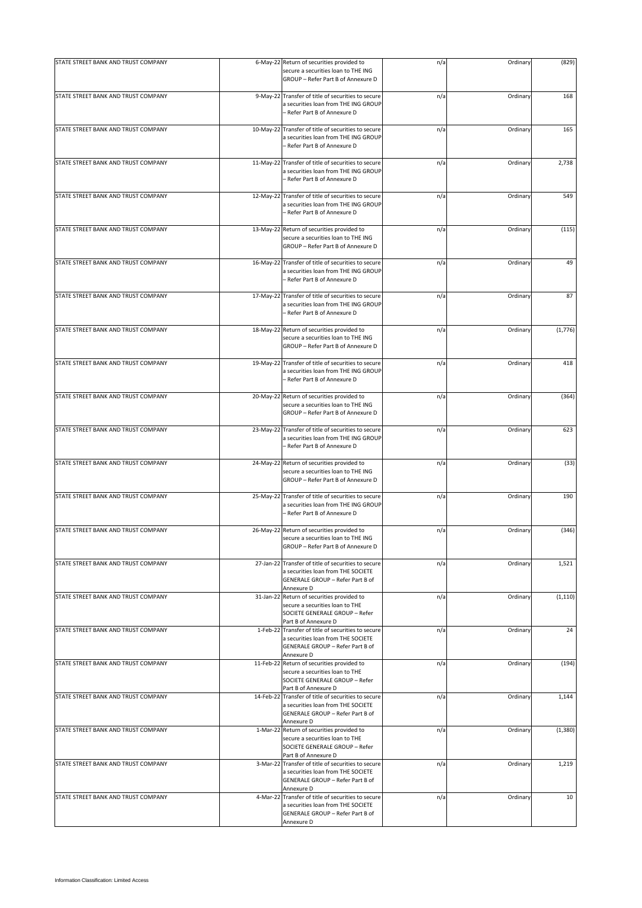| | | | | | |
|---|---|---|---|---|---|
| STATE STREET BANK AND TRUST COMPANY | 6-May-22 | Return of securities provided to secure a securities loan to THE ING GROUP – Refer Part B of Annexure D | n/a | Ordinary | (829) |
| STATE STREET BANK AND TRUST COMPANY | 9-May-22 | Transfer of title of securities to secure a securities loan from THE ING GROUP – Refer Part B of Annexure D | n/a | Ordinary | 168 |
| STATE STREET BANK AND TRUST COMPANY | 10-May-22 | Transfer of title of securities to secure a securities loan from THE ING GROUP – Refer Part B of Annexure D | n/a | Ordinary | 165 |
| STATE STREET BANK AND TRUST COMPANY | 11-May-22 | Transfer of title of securities to secure a securities loan from THE ING GROUP – Refer Part B of Annexure D | n/a | Ordinary | 2,738 |
| STATE STREET BANK AND TRUST COMPANY | 12-May-22 | Transfer of title of securities to secure a securities loan from THE ING GROUP – Refer Part B of Annexure D | n/a | Ordinary | 549 |
| STATE STREET BANK AND TRUST COMPANY | 13-May-22 | Return of securities provided to secure a securities loan to THE ING GROUP – Refer Part B of Annexure D | n/a | Ordinary | (115) |
| STATE STREET BANK AND TRUST COMPANY | 16-May-22 | Transfer of title of securities to secure a securities loan from THE ING GROUP – Refer Part B of Annexure D | n/a | Ordinary | 49 |
| STATE STREET BANK AND TRUST COMPANY | 17-May-22 | Transfer of title of securities to secure a securities loan from THE ING GROUP – Refer Part B of Annexure D | n/a | Ordinary | 87 |
| STATE STREET BANK AND TRUST COMPANY | 18-May-22 | Return of securities provided to secure a securities loan to THE ING GROUP – Refer Part B of Annexure D | n/a | Ordinary | (1,776) |
| STATE STREET BANK AND TRUST COMPANY | 19-May-22 | Transfer of title of securities to secure a securities loan from THE ING GROUP – Refer Part B of Annexure D | n/a | Ordinary | 418 |
| STATE STREET BANK AND TRUST COMPANY | 20-May-22 | Return of securities provided to secure a securities loan to THE ING GROUP – Refer Part B of Annexure D | n/a | Ordinary | (364) |
| STATE STREET BANK AND TRUST COMPANY | 23-May-22 | Transfer of title of securities to secure a securities loan from THE ING GROUP – Refer Part B of Annexure D | n/a | Ordinary | 623 |
| STATE STREET BANK AND TRUST COMPANY | 24-May-22 | Return of securities provided to secure a securities loan to THE ING GROUP – Refer Part B of Annexure D | n/a | Ordinary | (33) |
| STATE STREET BANK AND TRUST COMPANY | 25-May-22 | Transfer of title of securities to secure a securities loan from THE ING GROUP – Refer Part B of Annexure D | n/a | Ordinary | 190 |
| STATE STREET BANK AND TRUST COMPANY | 26-May-22 | Return of securities provided to secure a securities loan to THE ING GROUP – Refer Part B of Annexure D | n/a | Ordinary | (346) |
| STATE STREET BANK AND TRUST COMPANY | 27-Jan-22 | Transfer of title of securities to secure a securities loan from THE SOCIETE GENERALE GROUP – Refer Part B of Annexure D | n/a | Ordinary | 1,521 |
| STATE STREET BANK AND TRUST COMPANY | 31-Jan-22 | Return of securities provided to secure a securities loan to THE SOCIETE GENERALE GROUP – Refer Part B of Annexure D | n/a | Ordinary | (1,110) |
| STATE STREET BANK AND TRUST COMPANY | 1-Feb-22 | Transfer of title of securities to secure a securities loan from THE SOCIETE GENERALE GROUP – Refer Part B of Annexure D | n/a | Ordinary | 24 |
| STATE STREET BANK AND TRUST COMPANY | 11-Feb-22 | Return of securities provided to secure a securities loan to THE SOCIETE GENERALE GROUP – Refer Part B of Annexure D | n/a | Ordinary | (194) |
| STATE STREET BANK AND TRUST COMPANY | 14-Feb-22 | Transfer of title of securities to secure a securities loan from THE SOCIETE GENERALE GROUP – Refer Part B of Annexure D | n/a | Ordinary | 1,144 |
| STATE STREET BANK AND TRUST COMPANY | 1-Mar-22 | Return of securities provided to secure a securities loan to THE SOCIETE GENERALE GROUP – Refer Part B of Annexure D | n/a | Ordinary | (1,380) |
| STATE STREET BANK AND TRUST COMPANY | 3-Mar-22 | Transfer of title of securities to secure a securities loan from THE SOCIETE GENERALE GROUP – Refer Part B of Annexure D | n/a | Ordinary | 1,219 |
| STATE STREET BANK AND TRUST COMPANY | 4-Mar-22 | Transfer of title of securities to secure a securities loan from THE SOCIETE GENERALE GROUP – Refer Part B of Annexure D | n/a | Ordinary | 10 |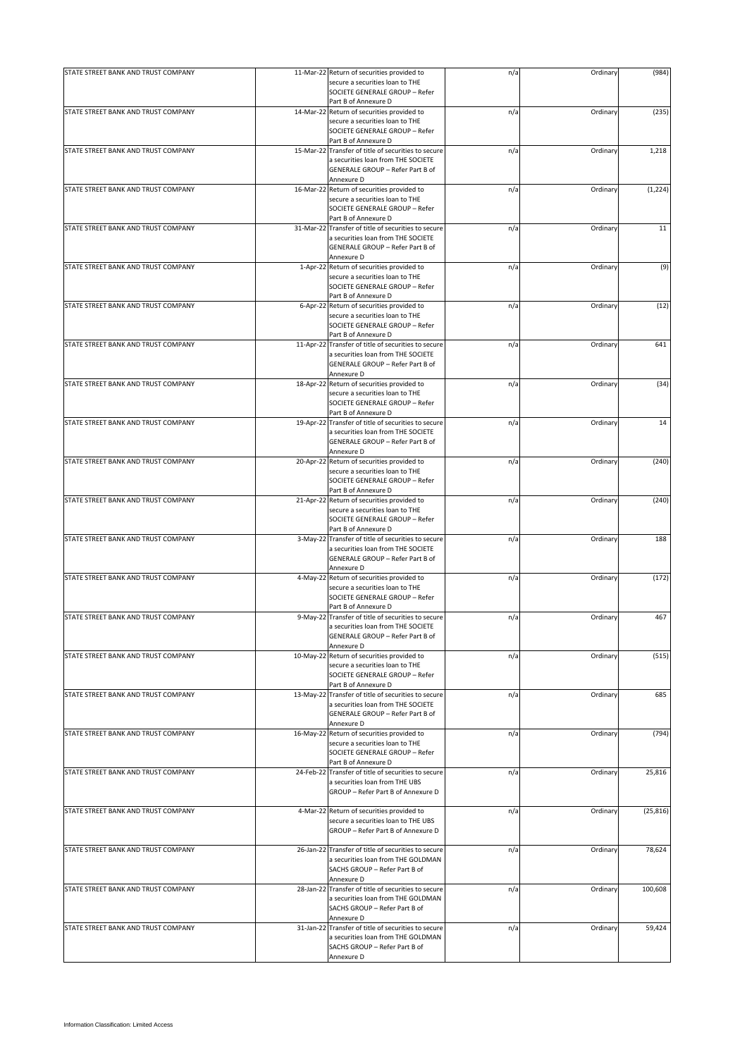| | | | | | |
|---|---|---|---|---|---|
| STATE STREET BANK AND TRUST COMPANY | 11-Mar-22 | Return of securities provided to secure a securities loan to THE SOCIETE GENERALE GROUP – Refer Part B of Annexure D | n/a | Ordinary | (984) |
| STATE STREET BANK AND TRUST COMPANY | 14-Mar-22 | Return of securities provided to secure a securities loan to THE SOCIETE GENERALE GROUP – Refer Part B of Annexure D | n/a | Ordinary | (235) |
| STATE STREET BANK AND TRUST COMPANY | 15-Mar-22 | Transfer of title of securities to secure a securities loan from THE SOCIETE GENERALE GROUP – Refer Part B of Annexure D | n/a | Ordinary | 1,218 |
| STATE STREET BANK AND TRUST COMPANY | 16-Mar-22 | Return of securities provided to secure a securities loan to THE SOCIETE GENERALE GROUP – Refer Part B of Annexure D | n/a | Ordinary | (1,224) |
| STATE STREET BANK AND TRUST COMPANY | 31-Mar-22 | Transfer of title of securities to secure a securities loan from THE SOCIETE GENERALE GROUP – Refer Part B of Annexure D | n/a | Ordinary | 11 |
| STATE STREET BANK AND TRUST COMPANY | 1-Apr-22 | Return of securities provided to secure a securities loan to THE SOCIETE GENERALE GROUP – Refer Part B of Annexure D | n/a | Ordinary | (9) |
| STATE STREET BANK AND TRUST COMPANY | 6-Apr-22 | Return of securities provided to secure a securities loan to THE SOCIETE GENERALE GROUP – Refer Part B of Annexure D | n/a | Ordinary | (12) |
| STATE STREET BANK AND TRUST COMPANY | 11-Apr-22 | Transfer of title of securities to secure a securities loan from THE SOCIETE GENERALE GROUP – Refer Part B of Annexure D | n/a | Ordinary | 641 |
| STATE STREET BANK AND TRUST COMPANY | 18-Apr-22 | Return of securities provided to secure a securities loan to THE SOCIETE GENERALE GROUP – Refer Part B of Annexure D | n/a | Ordinary | (34) |
| STATE STREET BANK AND TRUST COMPANY | 19-Apr-22 | Transfer of title of securities to secure a securities loan from THE SOCIETE GENERALE GROUP – Refer Part B of Annexure D | n/a | Ordinary | 14 |
| STATE STREET BANK AND TRUST COMPANY | 20-Apr-22 | Return of securities provided to secure a securities loan to THE SOCIETE GENERALE GROUP – Refer Part B of Annexure D | n/a | Ordinary | (240) |
| STATE STREET BANK AND TRUST COMPANY | 21-Apr-22 | Return of securities provided to secure a securities loan to THE SOCIETE GENERALE GROUP – Refer Part B of Annexure D | n/a | Ordinary | (240) |
| STATE STREET BANK AND TRUST COMPANY | 3-May-22 | Transfer of title of securities to secure a securities loan from THE SOCIETE GENERALE GROUP – Refer Part B of Annexure D | n/a | Ordinary | 188 |
| STATE STREET BANK AND TRUST COMPANY | 4-May-22 | Return of securities provided to secure a securities loan to THE SOCIETE GENERALE GROUP – Refer Part B of Annexure D | n/a | Ordinary | (172) |
| STATE STREET BANK AND TRUST COMPANY | 9-May-22 | Transfer of title of securities to secure a securities loan from THE SOCIETE GENERALE GROUP – Refer Part B of Annexure D | n/a | Ordinary | 467 |
| STATE STREET BANK AND TRUST COMPANY | 10-May-22 | Return of securities provided to secure a securities loan to THE SOCIETE GENERALE GROUP – Refer Part B of Annexure D | n/a | Ordinary | (515) |
| STATE STREET BANK AND TRUST COMPANY | 13-May-22 | Transfer of title of securities to secure a securities loan from THE SOCIETE GENERALE GROUP – Refer Part B of Annexure D | n/a | Ordinary | 685 |
| STATE STREET BANK AND TRUST COMPANY | 16-May-22 | Return of securities provided to secure a securities loan to THE SOCIETE GENERALE GROUP – Refer Part B of Annexure D | n/a | Ordinary | (794) |
| STATE STREET BANK AND TRUST COMPANY | 24-Feb-22 | Transfer of title of securities to secure a securities loan from THE UBS GROUP – Refer Part B of Annexure D | n/a | Ordinary | 25,816 |
| STATE STREET BANK AND TRUST COMPANY | 4-Mar-22 | Return of securities provided to secure a securities loan to THE UBS GROUP – Refer Part B of Annexure D | n/a | Ordinary | (25,816) |
| STATE STREET BANK AND TRUST COMPANY | 26-Jan-22 | Transfer of title of securities to secure a securities loan from THE GOLDMAN SACHS GROUP – Refer Part B of Annexure D | n/a | Ordinary | 78,624 |
| STATE STREET BANK AND TRUST COMPANY | 28-Jan-22 | Transfer of title of securities to secure a securities loan from THE GOLDMAN SACHS GROUP – Refer Part B of Annexure D | n/a | Ordinary | 100,608 |
| STATE STREET BANK AND TRUST COMPANY | 31-Jan-22 | Transfer of title of securities to secure a securities loan from THE GOLDMAN SACHS GROUP – Refer Part B of Annexure D | n/a | Ordinary | 59,424 |

Information Classification: Limited Access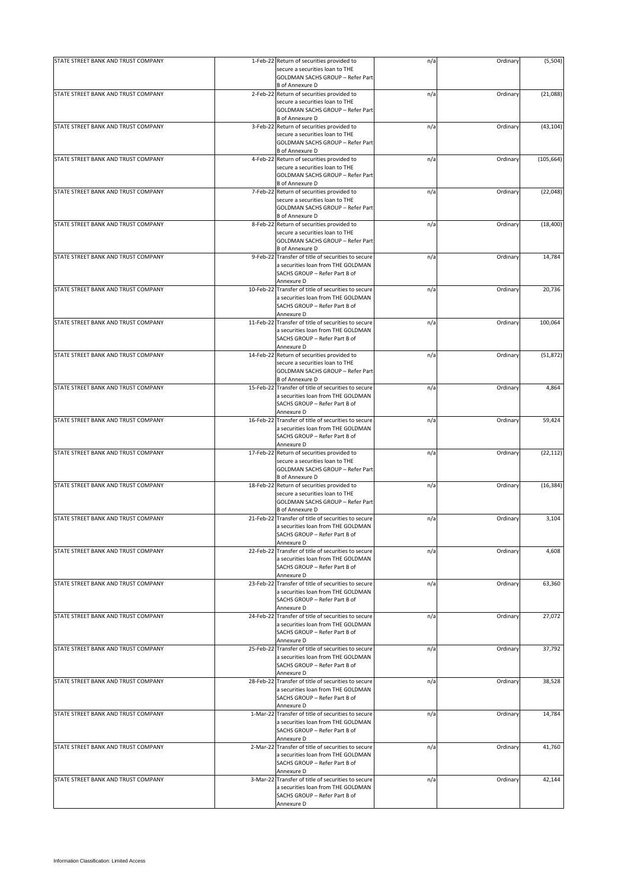| | | | | | |
|---|---|---|---|---|---|
| STATE STREET BANK AND TRUST COMPANY | 1-Feb-22 | Return of securities provided to secure a securities loan to THE GOLDMAN SACHS GROUP – Refer Part B of Annexure D | n/a | Ordinary | (5,504) |
| STATE STREET BANK AND TRUST COMPANY | 2-Feb-22 | Return of securities provided to secure a securities loan to THE GOLDMAN SACHS GROUP – Refer Part B of Annexure D | n/a | Ordinary | (21,088) |
| STATE STREET BANK AND TRUST COMPANY | 3-Feb-22 | Return of securities provided to secure a securities loan to THE GOLDMAN SACHS GROUP – Refer Part B of Annexure D | n/a | Ordinary | (43,104) |
| STATE STREET BANK AND TRUST COMPANY | 4-Feb-22 | Return of securities provided to secure a securities loan to THE GOLDMAN SACHS GROUP – Refer Part B of Annexure D | n/a | Ordinary | (105,664) |
| STATE STREET BANK AND TRUST COMPANY | 7-Feb-22 | Return of securities provided to secure a securities loan to THE GOLDMAN SACHS GROUP – Refer Part B of Annexure D | n/a | Ordinary | (22,048) |
| STATE STREET BANK AND TRUST COMPANY | 8-Feb-22 | Return of securities provided to secure a securities loan to THE GOLDMAN SACHS GROUP – Refer Part B of Annexure D | n/a | Ordinary | (18,400) |
| STATE STREET BANK AND TRUST COMPANY | 9-Feb-22 | Transfer of title of securities to secure a securities loan from THE GOLDMAN SACHS GROUP – Refer Part B of Annexure D | n/a | Ordinary | 14,784 |
| STATE STREET BANK AND TRUST COMPANY | 10-Feb-22 | Transfer of title of securities to secure a securities loan from THE GOLDMAN SACHS GROUP – Refer Part B of Annexure D | n/a | Ordinary | 20,736 |
| STATE STREET BANK AND TRUST COMPANY | 11-Feb-22 | Transfer of title of securities to secure a securities loan from THE GOLDMAN SACHS GROUP – Refer Part B of Annexure D | n/a | Ordinary | 100,064 |
| STATE STREET BANK AND TRUST COMPANY | 14-Feb-22 | Return of securities provided to secure a securities loan to THE GOLDMAN SACHS GROUP – Refer Part B of Annexure D | n/a | Ordinary | (51,872) |
| STATE STREET BANK AND TRUST COMPANY | 15-Feb-22 | Transfer of title of securities to secure a securities loan from THE GOLDMAN SACHS GROUP – Refer Part B of Annexure D | n/a | Ordinary | 4,864 |
| STATE STREET BANK AND TRUST COMPANY | 16-Feb-22 | Transfer of title of securities to secure a securities loan from THE GOLDMAN SACHS GROUP – Refer Part B of Annexure D | n/a | Ordinary | 59,424 |
| STATE STREET BANK AND TRUST COMPANY | 17-Feb-22 | Return of securities provided to secure a securities loan to THE GOLDMAN SACHS GROUP – Refer Part B of Annexure D | n/a | Ordinary | (22,112) |
| STATE STREET BANK AND TRUST COMPANY | 18-Feb-22 | Return of securities provided to secure a securities loan to THE GOLDMAN SACHS GROUP – Refer Part B of Annexure D | n/a | Ordinary | (16,384) |
| STATE STREET BANK AND TRUST COMPANY | 21-Feb-22 | Transfer of title of securities to secure a securities loan from THE GOLDMAN SACHS GROUP – Refer Part B of Annexure D | n/a | Ordinary | 3,104 |
| STATE STREET BANK AND TRUST COMPANY | 22-Feb-22 | Transfer of title of securities to secure a securities loan from THE GOLDMAN SACHS GROUP – Refer Part B of Annexure D | n/a | Ordinary | 4,608 |
| STATE STREET BANK AND TRUST COMPANY | 23-Feb-22 | Transfer of title of securities to secure a securities loan from THE GOLDMAN SACHS GROUP – Refer Part B of Annexure D | n/a | Ordinary | 63,360 |
| STATE STREET BANK AND TRUST COMPANY | 24-Feb-22 | Transfer of title of securities to secure a securities loan from THE GOLDMAN SACHS GROUP – Refer Part B of Annexure D | n/a | Ordinary | 27,072 |
| STATE STREET BANK AND TRUST COMPANY | 25-Feb-22 | Transfer of title of securities to secure a securities loan from THE GOLDMAN SACHS GROUP – Refer Part B of Annexure D | n/a | Ordinary | 37,792 |
| STATE STREET BANK AND TRUST COMPANY | 28-Feb-22 | Transfer of title of securities to secure a securities loan from THE GOLDMAN SACHS GROUP – Refer Part B of Annexure D | n/a | Ordinary | 38,528 |
| STATE STREET BANK AND TRUST COMPANY | 1-Mar-22 | Transfer of title of securities to secure a securities loan from THE GOLDMAN SACHS GROUP – Refer Part B of Annexure D | n/a | Ordinary | 14,784 |
| STATE STREET BANK AND TRUST COMPANY | 2-Mar-22 | Transfer of title of securities to secure a securities loan from THE GOLDMAN SACHS GROUP – Refer Part B of Annexure D | n/a | Ordinary | 41,760 |
| STATE STREET BANK AND TRUST COMPANY | 3-Mar-22 | Transfer of title of securities to secure a securities loan from THE GOLDMAN SACHS GROUP – Refer Part B of Annexure D | n/a | Ordinary | 42,144 |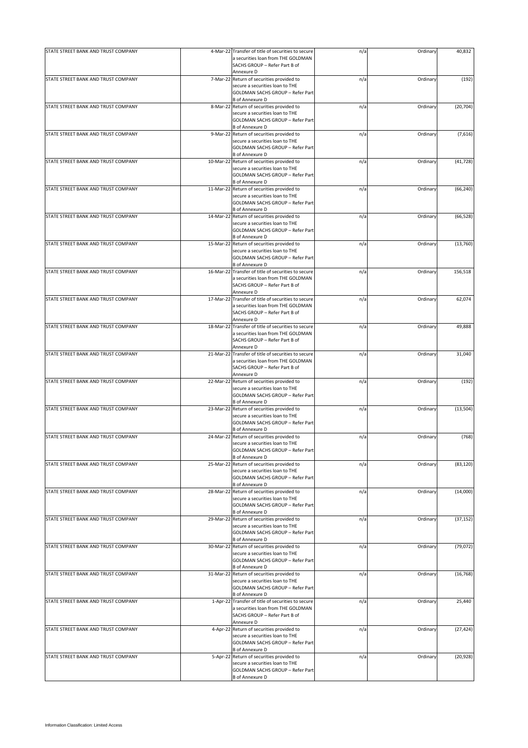| | | | | | |
|---|---|---|---|---|---|
| STATE STREET BANK AND TRUST COMPANY | 4-Mar-22 | Transfer of title of securities to secure a securities loan from THE GOLDMAN SACHS GROUP – Refer Part B of Annexure D | n/a | Ordinary | 40,832 |
| STATE STREET BANK AND TRUST COMPANY | 7-Mar-22 | Return of securities provided to secure a securities loan to THE GOLDMAN SACHS GROUP – Refer Part B of Annexure D | n/a | Ordinary | (192) |
| STATE STREET BANK AND TRUST COMPANY | 8-Mar-22 | Return of securities provided to secure a securities loan to THE GOLDMAN SACHS GROUP – Refer Part B of Annexure D | n/a | Ordinary | (20,704) |
| STATE STREET BANK AND TRUST COMPANY | 9-Mar-22 | Return of securities provided to secure a securities loan to THE GOLDMAN SACHS GROUP – Refer Part B of Annexure D | n/a | Ordinary | (7,616) |
| STATE STREET BANK AND TRUST COMPANY | 10-Mar-22 | Return of securities provided to secure a securities loan to THE GOLDMAN SACHS GROUP – Refer Part B of Annexure D | n/a | Ordinary | (41,728) |
| STATE STREET BANK AND TRUST COMPANY | 11-Mar-22 | Return of securities provided to secure a securities loan to THE GOLDMAN SACHS GROUP – Refer Part B of Annexure D | n/a | Ordinary | (66,240) |
| STATE STREET BANK AND TRUST COMPANY | 14-Mar-22 | Return of securities provided to secure a securities loan to THE GOLDMAN SACHS GROUP – Refer Part B of Annexure D | n/a | Ordinary | (66,528) |
| STATE STREET BANK AND TRUST COMPANY | 15-Mar-22 | Return of securities provided to secure a securities loan to THE GOLDMAN SACHS GROUP – Refer Part B of Annexure D | n/a | Ordinary | (13,760) |
| STATE STREET BANK AND TRUST COMPANY | 16-Mar-22 | Transfer of title of securities to secure a securities loan from THE GOLDMAN SACHS GROUP – Refer Part B of Annexure D | n/a | Ordinary | 156,518 |
| STATE STREET BANK AND TRUST COMPANY | 17-Mar-22 | Transfer of title of securities to secure a securities loan from THE GOLDMAN SACHS GROUP – Refer Part B of Annexure D | n/a | Ordinary | 62,074 |
| STATE STREET BANK AND TRUST COMPANY | 18-Mar-22 | Transfer of title of securities to secure a securities loan from THE GOLDMAN SACHS GROUP – Refer Part B of Annexure D | n/a | Ordinary | 49,888 |
| STATE STREET BANK AND TRUST COMPANY | 21-Mar-22 | Transfer of title of securities to secure a securities loan from THE GOLDMAN SACHS GROUP – Refer Part B of Annexure D | n/a | Ordinary | 31,040 |
| STATE STREET BANK AND TRUST COMPANY | 22-Mar-22 | Return of securities provided to secure a securities loan to THE GOLDMAN SACHS GROUP – Refer Part B of Annexure D | n/a | Ordinary | (192) |
| STATE STREET BANK AND TRUST COMPANY | 23-Mar-22 | Return of securities provided to secure a securities loan to THE GOLDMAN SACHS GROUP – Refer Part B of Annexure D | n/a | Ordinary | (13,504) |
| STATE STREET BANK AND TRUST COMPANY | 24-Mar-22 | Return of securities provided to secure a securities loan to THE GOLDMAN SACHS GROUP – Refer Part B of Annexure D | n/a | Ordinary | (768) |
| STATE STREET BANK AND TRUST COMPANY | 25-Mar-22 | Return of securities provided to secure a securities loan to THE GOLDMAN SACHS GROUP – Refer Part B of Annexure D | n/a | Ordinary | (83,120) |
| STATE STREET BANK AND TRUST COMPANY | 28-Mar-22 | Return of securities provided to secure a securities loan to THE GOLDMAN SACHS GROUP – Refer Part B of Annexure D | n/a | Ordinary | (14,000) |
| STATE STREET BANK AND TRUST COMPANY | 29-Mar-22 | Return of securities provided to secure a securities loan to THE GOLDMAN SACHS GROUP – Refer Part B of Annexure D | n/a | Ordinary | (37,152) |
| STATE STREET BANK AND TRUST COMPANY | 30-Mar-22 | Return of securities provided to secure a securities loan to THE GOLDMAN SACHS GROUP – Refer Part B of Annexure D | n/a | Ordinary | (79,072) |
| STATE STREET BANK AND TRUST COMPANY | 31-Mar-22 | Return of securities provided to secure a securities loan to THE GOLDMAN SACHS GROUP – Refer Part B of Annexure D | n/a | Ordinary | (16,768) |
| STATE STREET BANK AND TRUST COMPANY | 1-Apr-22 | Transfer of title of securities to secure a securities loan from THE GOLDMAN SACHS GROUP – Refer Part B of Annexure D | n/a | Ordinary | 25,440 |
| STATE STREET BANK AND TRUST COMPANY | 4-Apr-22 | Return of securities provided to secure a securities loan to THE GOLDMAN SACHS GROUP – Refer Part B of Annexure D | n/a | Ordinary | (27,424) |
| STATE STREET BANK AND TRUST COMPANY | 5-Apr-22 | Return of securities provided to secure a securities loan to THE GOLDMAN SACHS GROUP – Refer Part B of Annexure D | n/a | Ordinary | (20,928) |

Information Classification: Limited Access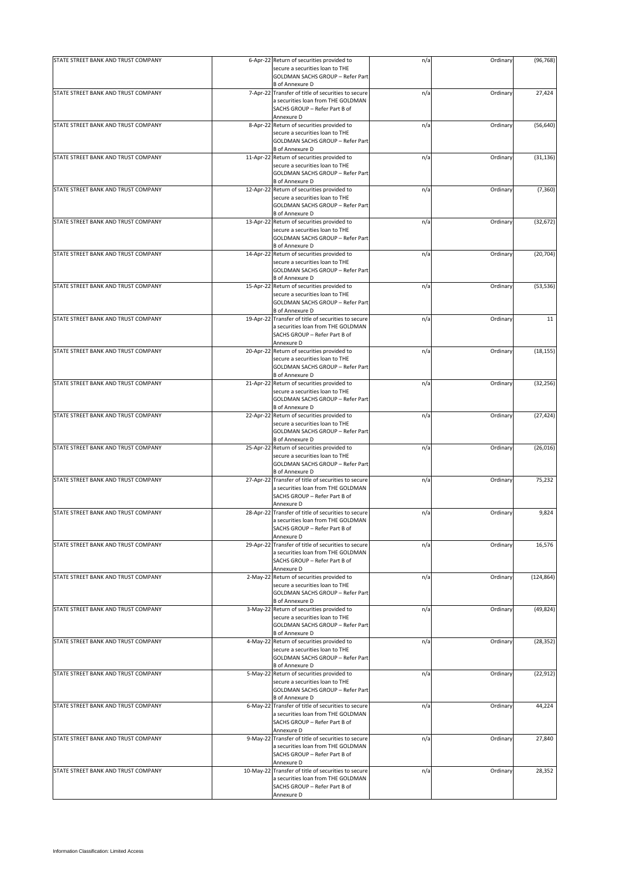| | | | | | |
|---|---|---|---|---|---|
| STATE STREET BANK AND TRUST COMPANY | 6-Apr-22 | Return of securities provided to secure a securities loan to THE GOLDMAN SACHS GROUP – Refer Part B of Annexure D | n/a | Ordinary | (96,768) |
| STATE STREET BANK AND TRUST COMPANY | 7-Apr-22 | Transfer of title of securities to secure a securities loan from THE GOLDMAN SACHS GROUP – Refer Part B of Annexure D | n/a | Ordinary | 27,424 |
| STATE STREET BANK AND TRUST COMPANY | 8-Apr-22 | Return of securities provided to secure a securities loan to THE GOLDMAN SACHS GROUP – Refer Part B of Annexure D | n/a | Ordinary | (56,640) |
| STATE STREET BANK AND TRUST COMPANY | 11-Apr-22 | Return of securities provided to secure a securities loan to THE GOLDMAN SACHS GROUP – Refer Part B of Annexure D | n/a | Ordinary | (31,136) |
| STATE STREET BANK AND TRUST COMPANY | 12-Apr-22 | Return of securities provided to secure a securities loan to THE GOLDMAN SACHS GROUP – Refer Part B of Annexure D | n/a | Ordinary | (7,360) |
| STATE STREET BANK AND TRUST COMPANY | 13-Apr-22 | Return of securities provided to secure a securities loan to THE GOLDMAN SACHS GROUP – Refer Part B of Annexure D | n/a | Ordinary | (32,672) |
| STATE STREET BANK AND TRUST COMPANY | 14-Apr-22 | Return of securities provided to secure a securities loan to THE GOLDMAN SACHS GROUP – Refer Part B of Annexure D | n/a | Ordinary | (20,704) |
| STATE STREET BANK AND TRUST COMPANY | 15-Apr-22 | Return of securities provided to secure a securities loan to THE GOLDMAN SACHS GROUP – Refer Part B of Annexure D | n/a | Ordinary | (53,536) |
| STATE STREET BANK AND TRUST COMPANY | 19-Apr-22 | Transfer of title of securities to secure a securities loan from THE GOLDMAN SACHS GROUP – Refer Part B of Annexure D | n/a | Ordinary | 11 |
| STATE STREET BANK AND TRUST COMPANY | 20-Apr-22 | Return of securities provided to secure a securities loan to THE GOLDMAN SACHS GROUP – Refer Part B of Annexure D | n/a | Ordinary | (18,155) |
| STATE STREET BANK AND TRUST COMPANY | 21-Apr-22 | Return of securities provided to secure a securities loan to THE GOLDMAN SACHS GROUP – Refer Part B of Annexure D | n/a | Ordinary | (32,256) |
| STATE STREET BANK AND TRUST COMPANY | 22-Apr-22 | Return of securities provided to secure a securities loan to THE GOLDMAN SACHS GROUP – Refer Part B of Annexure D | n/a | Ordinary | (27,424) |
| STATE STREET BANK AND TRUST COMPANY | 25-Apr-22 | Return of securities provided to secure a securities loan to THE GOLDMAN SACHS GROUP – Refer Part B of Annexure D | n/a | Ordinary | (26,016) |
| STATE STREET BANK AND TRUST COMPANY | 27-Apr-22 | Transfer of title of securities to secure a securities loan from THE GOLDMAN SACHS GROUP – Refer Part B of Annexure D | n/a | Ordinary | 75,232 |
| STATE STREET BANK AND TRUST COMPANY | 28-Apr-22 | Transfer of title of securities to secure a securities loan from THE GOLDMAN SACHS GROUP – Refer Part B of Annexure D | n/a | Ordinary | 9,824 |
| STATE STREET BANK AND TRUST COMPANY | 29-Apr-22 | Transfer of title of securities to secure a securities loan from THE GOLDMAN SACHS GROUP – Refer Part B of Annexure D | n/a | Ordinary | 16,576 |
| STATE STREET BANK AND TRUST COMPANY | 2-May-22 | Return of securities provided to secure a securities loan to THE GOLDMAN SACHS GROUP – Refer Part B of Annexure D | n/a | Ordinary | (124,864) |
| STATE STREET BANK AND TRUST COMPANY | 3-May-22 | Return of securities provided to secure a securities loan to THE GOLDMAN SACHS GROUP – Refer Part B of Annexure D | n/a | Ordinary | (49,824) |
| STATE STREET BANK AND TRUST COMPANY | 4-May-22 | Return of securities provided to secure a securities loan to THE GOLDMAN SACHS GROUP – Refer Part B of Annexure D | n/a | Ordinary | (28,352) |
| STATE STREET BANK AND TRUST COMPANY | 5-May-22 | Return of securities provided to secure a securities loan to THE GOLDMAN SACHS GROUP – Refer Part B of Annexure D | n/a | Ordinary | (22,912) |
| STATE STREET BANK AND TRUST COMPANY | 6-May-22 | Transfer of title of securities to secure a securities loan from THE GOLDMAN SACHS GROUP – Refer Part B of Annexure D | n/a | Ordinary | 44,224 |
| STATE STREET BANK AND TRUST COMPANY | 9-May-22 | Transfer of title of securities to secure a securities loan from THE GOLDMAN SACHS GROUP – Refer Part B of Annexure D | n/a | Ordinary | 27,840 |
| STATE STREET BANK AND TRUST COMPANY | 10-May-22 | Transfer of title of securities to secure a securities loan from THE GOLDMAN SACHS GROUP – Refer Part B of Annexure D | n/a | Ordinary | 28,352 |

Information Classification: Limited Access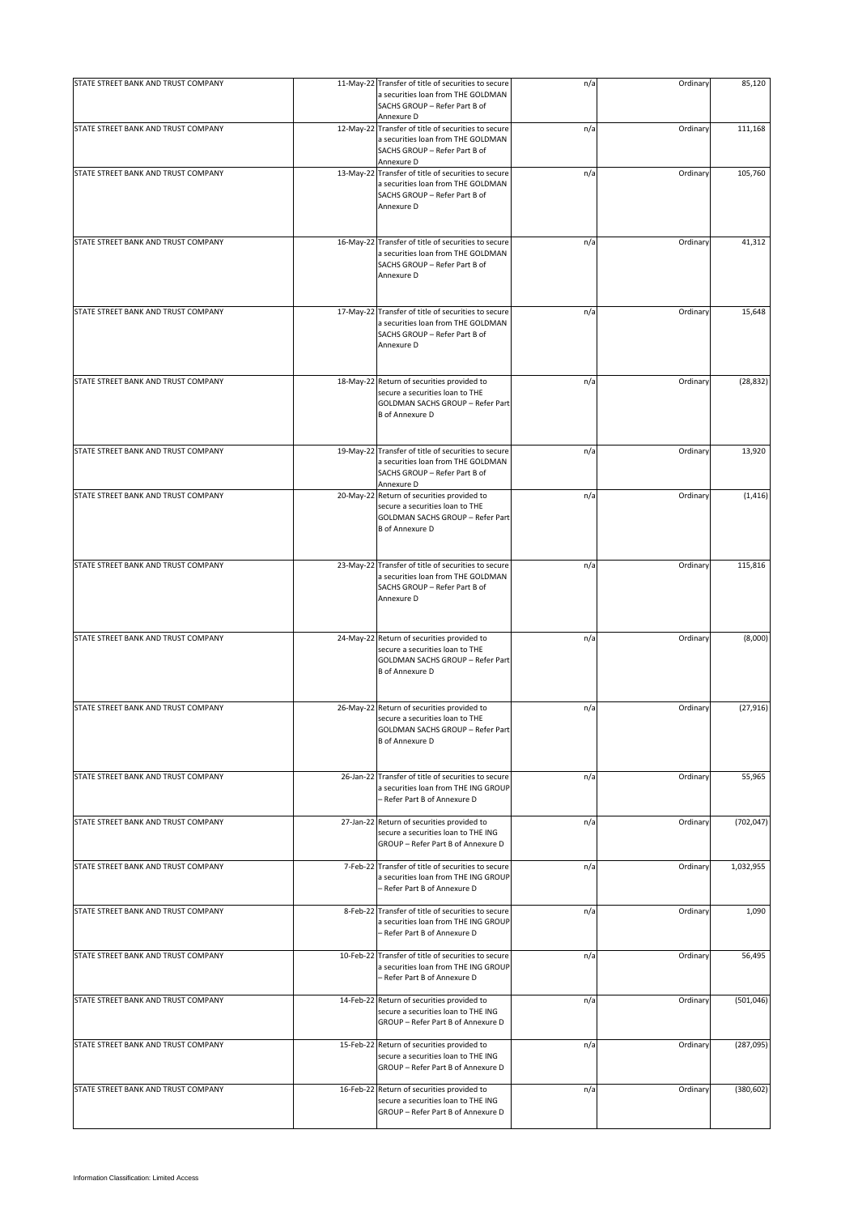| | | | | | |
|---|---|---|---|---|---|
| STATE STREET BANK AND TRUST COMPANY | 11-May-22 | Transfer of title of securities to secure a securities loan from THE GOLDMAN SACHS GROUP – Refer Part B of Annexure D | n/a | Ordinary | 85,120 |
| STATE STREET BANK AND TRUST COMPANY | 12-May-22 | Transfer of title of securities to secure a securities loan from THE GOLDMAN SACHS GROUP – Refer Part B of Annexure D | n/a | Ordinary | 111,168 |
| STATE STREET BANK AND TRUST COMPANY | 13-May-22 | Transfer of title of securities to secure a securities loan from THE GOLDMAN SACHS GROUP – Refer Part B of Annexure D | n/a | Ordinary | 105,760 |
| STATE STREET BANK AND TRUST COMPANY | 16-May-22 | Transfer of title of securities to secure a securities loan from THE GOLDMAN SACHS GROUP – Refer Part B of Annexure D | n/a | Ordinary | 41,312 |
| STATE STREET BANK AND TRUST COMPANY | 17-May-22 | Transfer of title of securities to secure a securities loan from THE GOLDMAN SACHS GROUP – Refer Part B of Annexure D | n/a | Ordinary | 15,648 |
| STATE STREET BANK AND TRUST COMPANY | 18-May-22 | Return of securities provided to secure a securities loan to THE GOLDMAN SACHS GROUP – Refer Part B of Annexure D | n/a | Ordinary | (28,832) |
| STATE STREET BANK AND TRUST COMPANY | 19-May-22 | Transfer of title of securities to secure a securities loan from THE GOLDMAN SACHS GROUP – Refer Part B of Annexure D | n/a | Ordinary | 13,920 |
| STATE STREET BANK AND TRUST COMPANY | 20-May-22 | Return of securities provided to secure a securities loan to THE GOLDMAN SACHS GROUP – Refer Part B of Annexure D | n/a | Ordinary | (1,416) |
| STATE STREET BANK AND TRUST COMPANY | 23-May-22 | Transfer of title of securities to secure a securities loan from THE GOLDMAN SACHS GROUP – Refer Part B of Annexure D | n/a | Ordinary | 115,816 |
| STATE STREET BANK AND TRUST COMPANY | 24-May-22 | Return of securities provided to secure a securities loan to THE GOLDMAN SACHS GROUP – Refer Part B of Annexure D | n/a | Ordinary | (8,000) |
| STATE STREET BANK AND TRUST COMPANY | 26-May-22 | Return of securities provided to secure a securities loan to THE GOLDMAN SACHS GROUP – Refer Part B of Annexure D | n/a | Ordinary | (27,916) |
| STATE STREET BANK AND TRUST COMPANY | 26-Jan-22 | Transfer of title of securities to secure a securities loan from THE ING GROUP – Refer Part B of Annexure D | n/a | Ordinary | 55,965 |
| STATE STREET BANK AND TRUST COMPANY | 27-Jan-22 | Return of securities provided to secure a securities loan to THE ING GROUP – Refer Part B of Annexure D | n/a | Ordinary | (702,047) |
| STATE STREET BANK AND TRUST COMPANY | 7-Feb-22 | Transfer of title of securities to secure a securities loan from THE ING GROUP – Refer Part B of Annexure D | n/a | Ordinary | 1,032,955 |
| STATE STREET BANK AND TRUST COMPANY | 8-Feb-22 | Transfer of title of securities to secure a securities loan from THE ING GROUP – Refer Part B of Annexure D | n/a | Ordinary | 1,090 |
| STATE STREET BANK AND TRUST COMPANY | 10-Feb-22 | Transfer of title of securities to secure a securities loan from THE ING GROUP – Refer Part B of Annexure D | n/a | Ordinary | 56,495 |
| STATE STREET BANK AND TRUST COMPANY | 14-Feb-22 | Return of securities provided to secure a securities loan to THE ING GROUP – Refer Part B of Annexure D | n/a | Ordinary | (501,046) |
| STATE STREET BANK AND TRUST COMPANY | 15-Feb-22 | Return of securities provided to secure a securities loan to THE ING GROUP – Refer Part B of Annexure D | n/a | Ordinary | (287,095) |
| STATE STREET BANK AND TRUST COMPANY | 16-Feb-22 | Return of securities provided to secure a securities loan to THE ING GROUP – Refer Part B of Annexure D | n/a | Ordinary | (380,602) |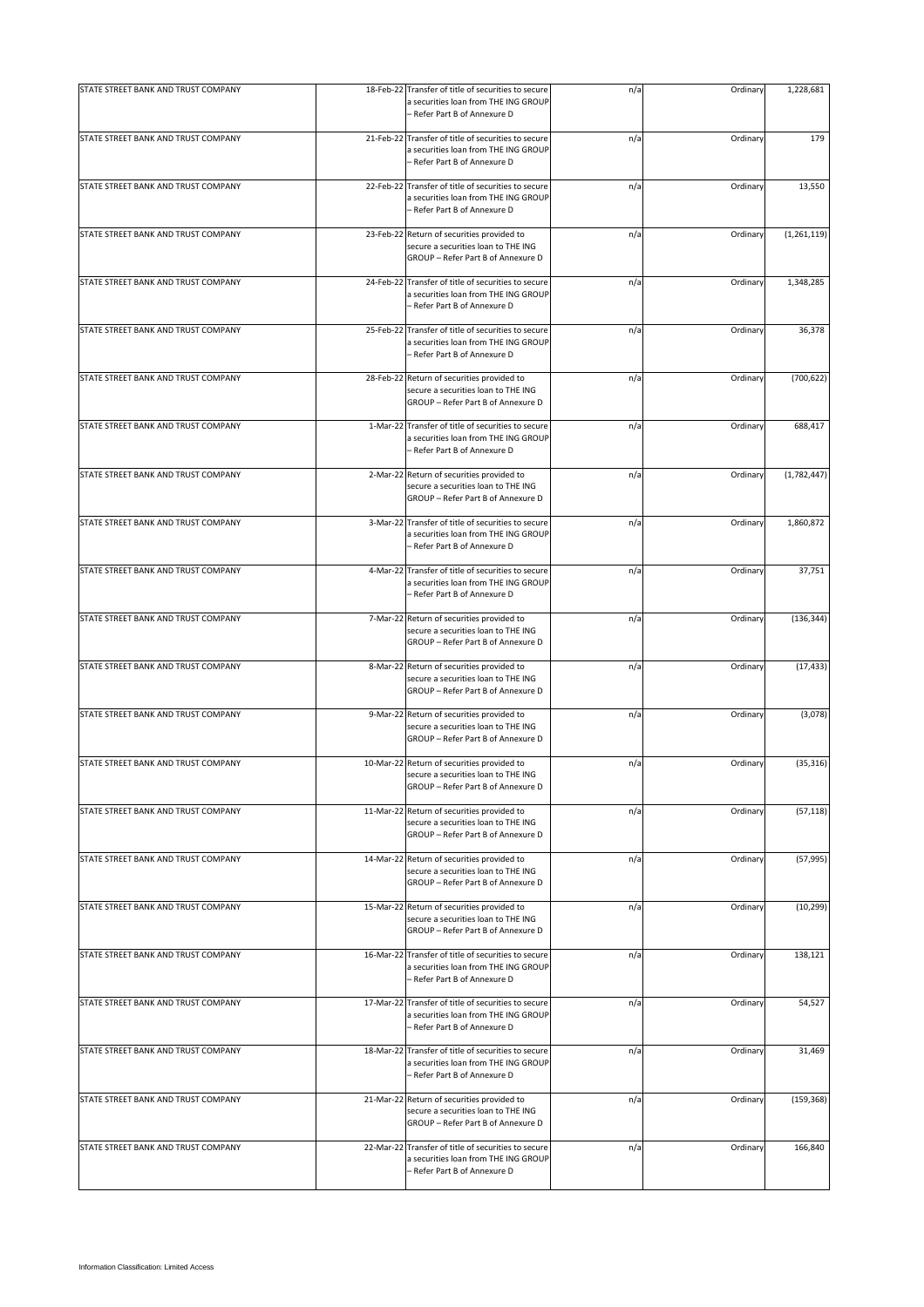| | | | | | |
|---|---|---|---|---|---|
| STATE STREET BANK AND TRUST COMPANY | 18-Feb-22 | Transfer of title of securities to secure a securities loan from THE ING GROUP – Refer Part B of Annexure D | n/a | Ordinary | 1,228,681 |
| STATE STREET BANK AND TRUST COMPANY | 21-Feb-22 | Transfer of title of securities to secure a securities loan from THE ING GROUP – Refer Part B of Annexure D | n/a | Ordinary | 179 |
| STATE STREET BANK AND TRUST COMPANY | 22-Feb-22 | Transfer of title of securities to secure a securities loan from THE ING GROUP – Refer Part B of Annexure D | n/a | Ordinary | 13,550 |
| STATE STREET BANK AND TRUST COMPANY | 23-Feb-22 | Return of securities provided to secure a securities loan to THE ING GROUP – Refer Part B of Annexure D | n/a | Ordinary | (1,261,119) |
| STATE STREET BANK AND TRUST COMPANY | 24-Feb-22 | Transfer of title of securities to secure a securities loan from THE ING GROUP – Refer Part B of Annexure D | n/a | Ordinary | 1,348,285 |
| STATE STREET BANK AND TRUST COMPANY | 25-Feb-22 | Transfer of title of securities to secure a securities loan from THE ING GROUP – Refer Part B of Annexure D | n/a | Ordinary | 36,378 |
| STATE STREET BANK AND TRUST COMPANY | 28-Feb-22 | Return of securities provided to secure a securities loan to THE ING GROUP – Refer Part B of Annexure D | n/a | Ordinary | (700,622) |
| STATE STREET BANK AND TRUST COMPANY | 1-Mar-22 | Transfer of title of securities to secure a securities loan from THE ING GROUP – Refer Part B of Annexure D | n/a | Ordinary | 688,417 |
| STATE STREET BANK AND TRUST COMPANY | 2-Mar-22 | Return of securities provided to secure a securities loan to THE ING GROUP – Refer Part B of Annexure D | n/a | Ordinary | (1,782,447) |
| STATE STREET BANK AND TRUST COMPANY | 3-Mar-22 | Transfer of title of securities to secure a securities loan from THE ING GROUP – Refer Part B of Annexure D | n/a | Ordinary | 1,860,872 |
| STATE STREET BANK AND TRUST COMPANY | 4-Mar-22 | Transfer of title of securities to secure a securities loan from THE ING GROUP – Refer Part B of Annexure D | n/a | Ordinary | 37,751 |
| STATE STREET BANK AND TRUST COMPANY | 7-Mar-22 | Return of securities provided to secure a securities loan to THE ING GROUP – Refer Part B of Annexure D | n/a | Ordinary | (136,344) |
| STATE STREET BANK AND TRUST COMPANY | 8-Mar-22 | Return of securities provided to secure a securities loan to THE ING GROUP – Refer Part B of Annexure D | n/a | Ordinary | (17,433) |
| STATE STREET BANK AND TRUST COMPANY | 9-Mar-22 | Return of securities provided to secure a securities loan to THE ING GROUP – Refer Part B of Annexure D | n/a | Ordinary | (3,078) |
| STATE STREET BANK AND TRUST COMPANY | 10-Mar-22 | Return of securities provided to secure a securities loan to THE ING GROUP – Refer Part B of Annexure D | n/a | Ordinary | (35,316) |
| STATE STREET BANK AND TRUST COMPANY | 11-Mar-22 | Return of securities provided to secure a securities loan to THE ING GROUP – Refer Part B of Annexure D | n/a | Ordinary | (57,118) |
| STATE STREET BANK AND TRUST COMPANY | 14-Mar-22 | Return of securities provided to secure a securities loan to THE ING GROUP – Refer Part B of Annexure D | n/a | Ordinary | (57,995) |
| STATE STREET BANK AND TRUST COMPANY | 15-Mar-22 | Return of securities provided to secure a securities loan to THE ING GROUP – Refer Part B of Annexure D | n/a | Ordinary | (10,299) |
| STATE STREET BANK AND TRUST COMPANY | 16-Mar-22 | Transfer of title of securities to secure a securities loan from THE ING GROUP – Refer Part B of Annexure D | n/a | Ordinary | 138,121 |
| STATE STREET BANK AND TRUST COMPANY | 17-Mar-22 | Transfer of title of securities to secure a securities loan from THE ING GROUP – Refer Part B of Annexure D | n/a | Ordinary | 54,527 |
| STATE STREET BANK AND TRUST COMPANY | 18-Mar-22 | Transfer of title of securities to secure a securities loan from THE ING GROUP – Refer Part B of Annexure D | n/a | Ordinary | 31,469 |
| STATE STREET BANK AND TRUST COMPANY | 21-Mar-22 | Return of securities provided to secure a securities loan to THE ING GROUP – Refer Part B of Annexure D | n/a | Ordinary | (159,368) |
| STATE STREET BANK AND TRUST COMPANY | 22-Mar-22 | Transfer of title of securities to secure a securities loan from THE ING GROUP – Refer Part B of Annexure D | n/a | Ordinary | 166,840 |

Information Classification: Limited Access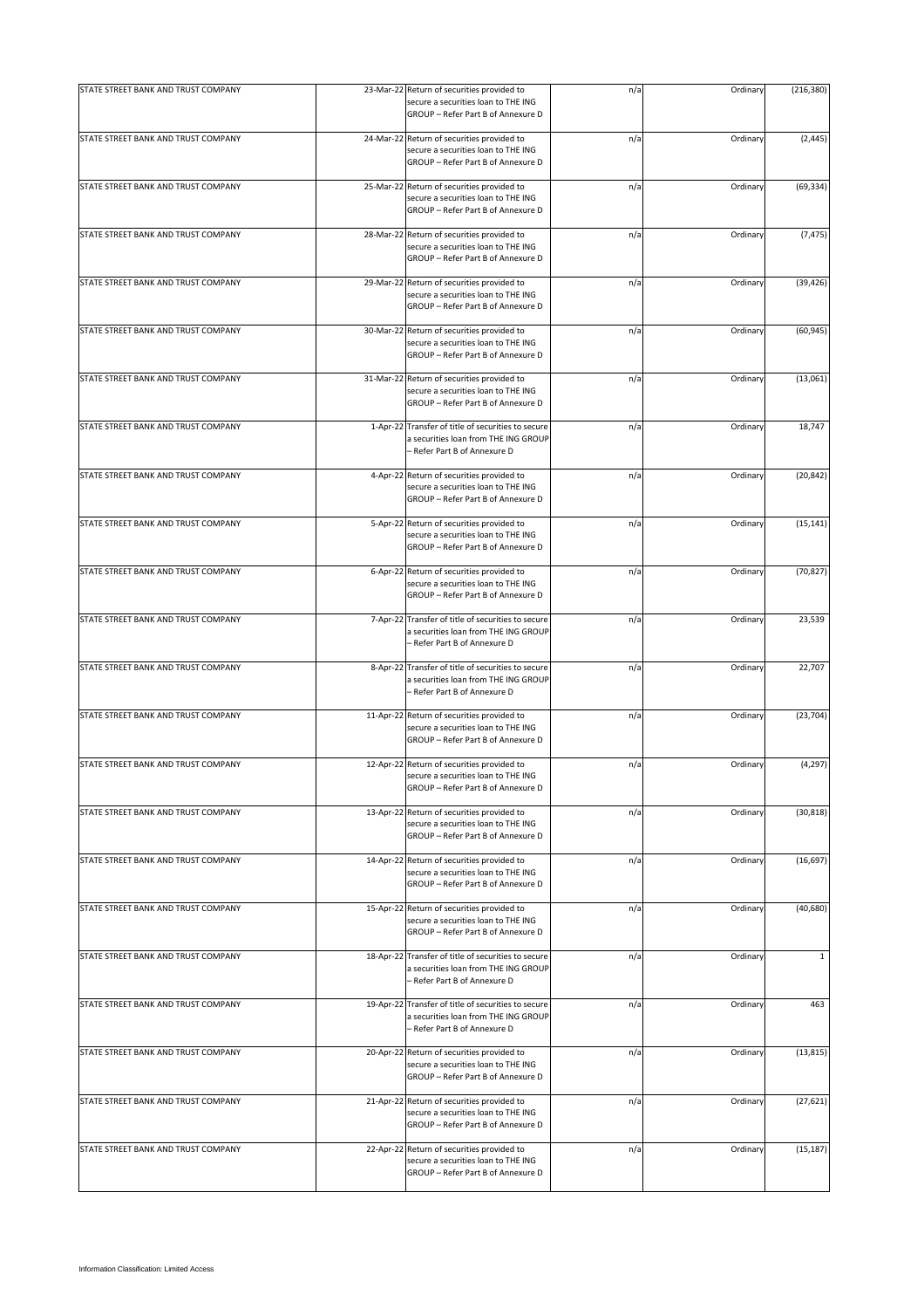| | | | | | |
|---|---|---|---|---|---|
| STATE STREET BANK AND TRUST COMPANY | 23-Mar-22 | Return of securities provided to secure a securities loan to THE ING GROUP – Refer Part B of Annexure D | n/a | Ordinary | (216,380) |
| STATE STREET BANK AND TRUST COMPANY | 24-Mar-22 | Return of securities provided to secure a securities loan to THE ING GROUP – Refer Part B of Annexure D | n/a | Ordinary | (2,445) |
| STATE STREET BANK AND TRUST COMPANY | 25-Mar-22 | Return of securities provided to secure a securities loan to THE ING GROUP – Refer Part B of Annexure D | n/a | Ordinary | (69,334) |
| STATE STREET BANK AND TRUST COMPANY | 28-Mar-22 | Return of securities provided to secure a securities loan to THE ING GROUP – Refer Part B of Annexure D | n/a | Ordinary | (7,475) |
| STATE STREET BANK AND TRUST COMPANY | 29-Mar-22 | Return of securities provided to secure a securities loan to THE ING GROUP – Refer Part B of Annexure D | n/a | Ordinary | (39,426) |
| STATE STREET BANK AND TRUST COMPANY | 30-Mar-22 | Return of securities provided to secure a securities loan to THE ING GROUP – Refer Part B of Annexure D | n/a | Ordinary | (60,945) |
| STATE STREET BANK AND TRUST COMPANY | 31-Mar-22 | Return of securities provided to secure a securities loan to THE ING GROUP – Refer Part B of Annexure D | n/a | Ordinary | (13,061) |
| STATE STREET BANK AND TRUST COMPANY | 1-Apr-22 | Transfer of title of securities to secure a securities loan from THE ING GROUP – Refer Part B of Annexure D | n/a | Ordinary | 18,747 |
| STATE STREET BANK AND TRUST COMPANY | 4-Apr-22 | Return of securities provided to secure a securities loan to THE ING GROUP – Refer Part B of Annexure D | n/a | Ordinary | (20,842) |
| STATE STREET BANK AND TRUST COMPANY | 5-Apr-22 | Return of securities provided to secure a securities loan to THE ING GROUP – Refer Part B of Annexure D | n/a | Ordinary | (15,141) |
| STATE STREET BANK AND TRUST COMPANY | 6-Apr-22 | Return of securities provided to secure a securities loan to THE ING GROUP – Refer Part B of Annexure D | n/a | Ordinary | (70,827) |
| STATE STREET BANK AND TRUST COMPANY | 7-Apr-22 | Transfer of title of securities to secure a securities loan from THE ING GROUP – Refer Part B of Annexure D | n/a | Ordinary | 23,539 |
| STATE STREET BANK AND TRUST COMPANY | 8-Apr-22 | Transfer of title of securities to secure a securities loan from THE ING GROUP – Refer Part B of Annexure D | n/a | Ordinary | 22,707 |
| STATE STREET BANK AND TRUST COMPANY | 11-Apr-22 | Return of securities provided to secure a securities loan to THE ING GROUP – Refer Part B of Annexure D | n/a | Ordinary | (23,704) |
| STATE STREET BANK AND TRUST COMPANY | 12-Apr-22 | Return of securities provided to secure a securities loan to THE ING GROUP – Refer Part B of Annexure D | n/a | Ordinary | (4,297) |
| STATE STREET BANK AND TRUST COMPANY | 13-Apr-22 | Return of securities provided to secure a securities loan to THE ING GROUP – Refer Part B of Annexure D | n/a | Ordinary | (30,818) |
| STATE STREET BANK AND TRUST COMPANY | 14-Apr-22 | Return of securities provided to secure a securities loan to THE ING GROUP – Refer Part B of Annexure D | n/a | Ordinary | (16,697) |
| STATE STREET BANK AND TRUST COMPANY | 15-Apr-22 | Return of securities provided to secure a securities loan to THE ING GROUP – Refer Part B of Annexure D | n/a | Ordinary | (40,680) |
| STATE STREET BANK AND TRUST COMPANY | 18-Apr-22 | Transfer of title of securities to secure a securities loan from THE ING GROUP – Refer Part B of Annexure D | n/a | Ordinary | 1 |
| STATE STREET BANK AND TRUST COMPANY | 19-Apr-22 | Transfer of title of securities to secure a securities loan from THE ING GROUP – Refer Part B of Annexure D | n/a | Ordinary | 463 |
| STATE STREET BANK AND TRUST COMPANY | 20-Apr-22 | Return of securities provided to secure a securities loan to THE ING GROUP – Refer Part B of Annexure D | n/a | Ordinary | (13,815) |
| STATE STREET BANK AND TRUST COMPANY | 21-Apr-22 | Return of securities provided to secure a securities loan to THE ING GROUP – Refer Part B of Annexure D | n/a | Ordinary | (27,621) |
| STATE STREET BANK AND TRUST COMPANY | 22-Apr-22 | Return of securities provided to secure a securities loan to THE ING GROUP – Refer Part B of Annexure D | n/a | Ordinary | (15,187) |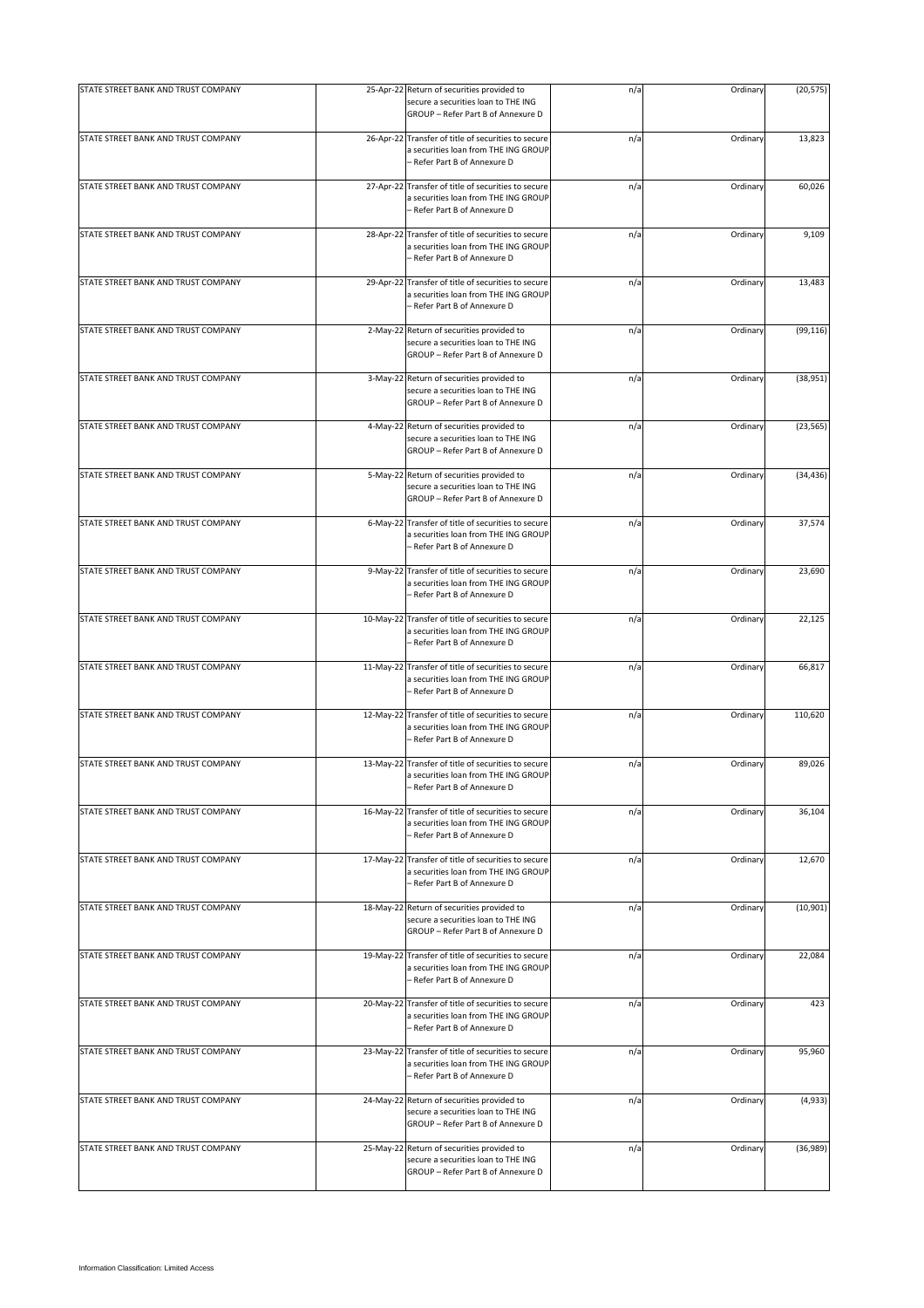| | | | | | |
|---|---|---|---|---|---|
| STATE STREET BANK AND TRUST COMPANY | 25-Apr-22 | Return of securities provided to secure a securities loan to THE ING GROUP – Refer Part B of Annexure D | n/a | Ordinary | (20,575) |
| STATE STREET BANK AND TRUST COMPANY | 26-Apr-22 | Transfer of title of securities to secure a securities loan from THE ING GROUP – Refer Part B of Annexure D | n/a | Ordinary | 13,823 |
| STATE STREET BANK AND TRUST COMPANY | 27-Apr-22 | Transfer of title of securities to secure a securities loan from THE ING GROUP – Refer Part B of Annexure D | n/a | Ordinary | 60,026 |
| STATE STREET BANK AND TRUST COMPANY | 28-Apr-22 | Transfer of title of securities to secure a securities loan from THE ING GROUP – Refer Part B of Annexure D | n/a | Ordinary | 9,109 |
| STATE STREET BANK AND TRUST COMPANY | 29-Apr-22 | Transfer of title of securities to secure a securities loan from THE ING GROUP – Refer Part B of Annexure D | n/a | Ordinary | 13,483 |
| STATE STREET BANK AND TRUST COMPANY | 2-May-22 | Return of securities provided to secure a securities loan to THE ING GROUP – Refer Part B of Annexure D | n/a | Ordinary | (99,116) |
| STATE STREET BANK AND TRUST COMPANY | 3-May-22 | Return of securities provided to secure a securities loan to THE ING GROUP – Refer Part B of Annexure D | n/a | Ordinary | (38,951) |
| STATE STREET BANK AND TRUST COMPANY | 4-May-22 | Return of securities provided to secure a securities loan to THE ING GROUP – Refer Part B of Annexure D | n/a | Ordinary | (23,565) |
| STATE STREET BANK AND TRUST COMPANY | 5-May-22 | Return of securities provided to secure a securities loan to THE ING GROUP – Refer Part B of Annexure D | n/a | Ordinary | (34,436) |
| STATE STREET BANK AND TRUST COMPANY | 6-May-22 | Transfer of title of securities to secure a securities loan from THE ING GROUP – Refer Part B of Annexure D | n/a | Ordinary | 37,574 |
| STATE STREET BANK AND TRUST COMPANY | 9-May-22 | Transfer of title of securities to secure a securities loan from THE ING GROUP – Refer Part B of Annexure D | n/a | Ordinary | 23,690 |
| STATE STREET BANK AND TRUST COMPANY | 10-May-22 | Transfer of title of securities to secure a securities loan from THE ING GROUP – Refer Part B of Annexure D | n/a | Ordinary | 22,125 |
| STATE STREET BANK AND TRUST COMPANY | 11-May-22 | Transfer of title of securities to secure a securities loan from THE ING GROUP – Refer Part B of Annexure D | n/a | Ordinary | 66,817 |
| STATE STREET BANK AND TRUST COMPANY | 12-May-22 | Transfer of title of securities to secure a securities loan from THE ING GROUP – Refer Part B of Annexure D | n/a | Ordinary | 110,620 |
| STATE STREET BANK AND TRUST COMPANY | 13-May-22 | Transfer of title of securities to secure a securities loan from THE ING GROUP – Refer Part B of Annexure D | n/a | Ordinary | 89,026 |
| STATE STREET BANK AND TRUST COMPANY | 16-May-22 | Transfer of title of securities to secure a securities loan from THE ING GROUP – Refer Part B of Annexure D | n/a | Ordinary | 36,104 |
| STATE STREET BANK AND TRUST COMPANY | 17-May-22 | Transfer of title of securities to secure a securities loan from THE ING GROUP – Refer Part B of Annexure D | n/a | Ordinary | 12,670 |
| STATE STREET BANK AND TRUST COMPANY | 18-May-22 | Return of securities provided to secure a securities loan to THE ING GROUP – Refer Part B of Annexure D | n/a | Ordinary | (10,901) |
| STATE STREET BANK AND TRUST COMPANY | 19-May-22 | Transfer of title of securities to secure a securities loan from THE ING GROUP – Refer Part B of Annexure D | n/a | Ordinary | 22,084 |
| STATE STREET BANK AND TRUST COMPANY | 20-May-22 | Transfer of title of securities to secure a securities loan from THE ING GROUP – Refer Part B of Annexure D | n/a | Ordinary | 423 |
| STATE STREET BANK AND TRUST COMPANY | 23-May-22 | Transfer of title of securities to secure a securities loan from THE ING GROUP – Refer Part B of Annexure D | n/a | Ordinary | 95,960 |
| STATE STREET BANK AND TRUST COMPANY | 24-May-22 | Return of securities provided to secure a securities loan to THE ING GROUP – Refer Part B of Annexure D | n/a | Ordinary | (4,933) |
| STATE STREET BANK AND TRUST COMPANY | 25-May-22 | Return of securities provided to secure a securities loan to THE ING GROUP – Refer Part B of Annexure D | n/a | Ordinary | (36,989) |

Information Classification: Limited Access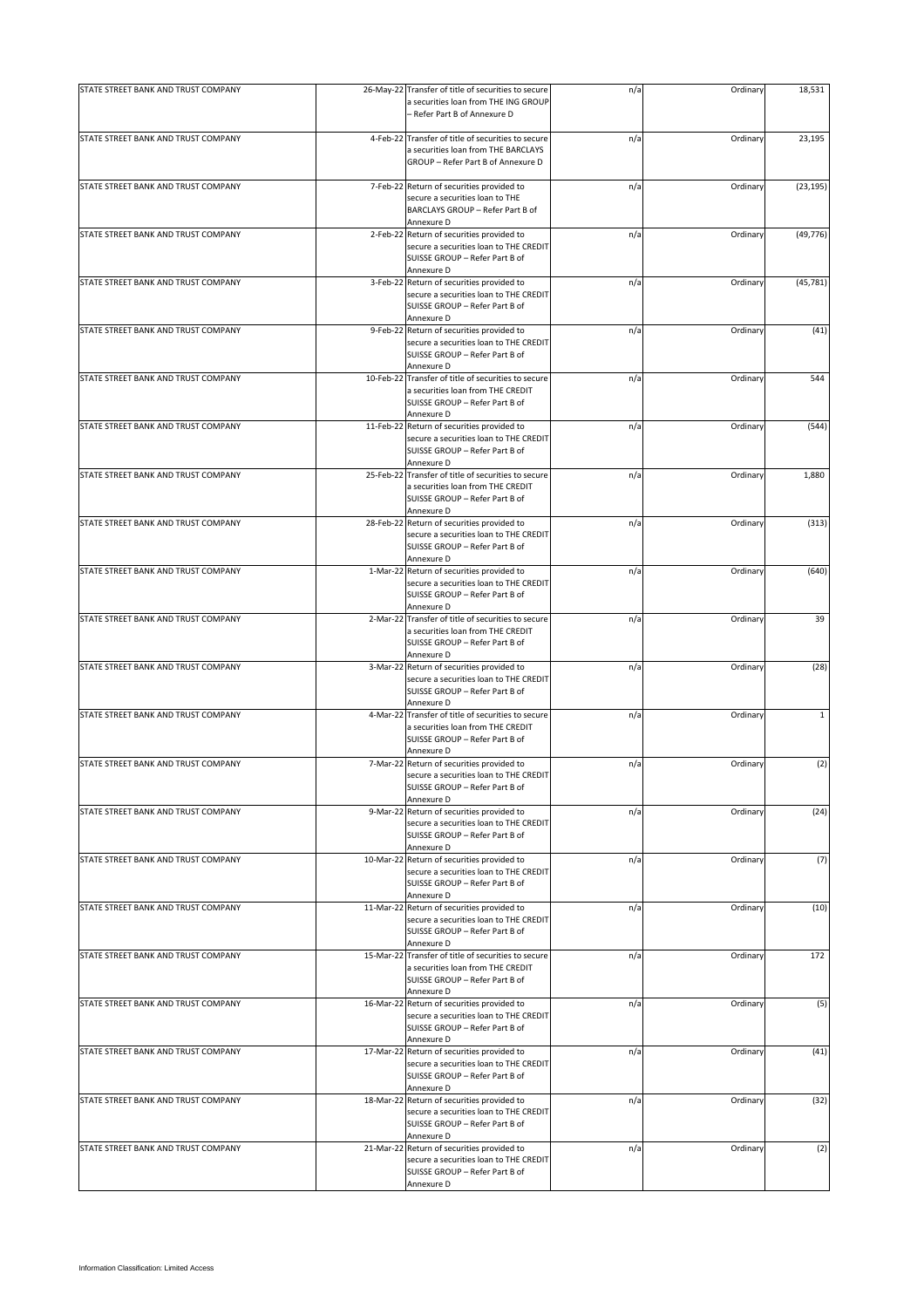| STATE STREET BANK AND TRUST COMPANY | 26-May-22 | Transfer of title of securities to secure a securities loan from THE ING GROUP – Refer Part B of Annexure D | n/a | Ordinary | 18,531 |
|---|---|---|---|---|---|
| STATE STREET BANK AND TRUST COMPANY | 4-Feb-22 | Transfer of title of securities to secure a securities loan from THE BARCLAYS GROUP – Refer Part B of Annexure D | n/a | Ordinary | 23,195 |
| STATE STREET BANK AND TRUST COMPANY | 7-Feb-22 | Return of securities provided to secure a securities loan to THE BARCLAYS GROUP – Refer Part B of Annexure D | n/a | Ordinary | (23,195) |
| STATE STREET BANK AND TRUST COMPANY | 2-Feb-22 | Return of securities provided to secure a securities loan to THE CREDIT SUISSE GROUP – Refer Part B of Annexure D | n/a | Ordinary | (49,776) |
| STATE STREET BANK AND TRUST COMPANY | 3-Feb-22 | Return of securities provided to secure a securities loan to THE CREDIT SUISSE GROUP – Refer Part B of Annexure D | n/a | Ordinary | (45,781) |
| STATE STREET BANK AND TRUST COMPANY | 9-Feb-22 | Return of securities provided to secure a securities loan to THE CREDIT SUISSE GROUP – Refer Part B of Annexure D | n/a | Ordinary | (41) |
| STATE STREET BANK AND TRUST COMPANY | 10-Feb-22 | Transfer of title of securities to secure a securities loan from THE CREDIT SUISSE GROUP – Refer Part B of Annexure D | n/a | Ordinary | 544 |
| STATE STREET BANK AND TRUST COMPANY | 11-Feb-22 | Return of securities provided to secure a securities loan to THE CREDIT SUISSE GROUP – Refer Part B of Annexure D | n/a | Ordinary | (544) |
| STATE STREET BANK AND TRUST COMPANY | 25-Feb-22 | Transfer of title of securities to secure a securities loan from THE CREDIT SUISSE GROUP – Refer Part B of Annexure D | n/a | Ordinary | 1,880 |
| STATE STREET BANK AND TRUST COMPANY | 28-Feb-22 | Return of securities provided to secure a securities loan to THE CREDIT SUISSE GROUP – Refer Part B of Annexure D | n/a | Ordinary | (313) |
| STATE STREET BANK AND TRUST COMPANY | 1-Mar-22 | Return of securities provided to secure a securities loan to THE CREDIT SUISSE GROUP – Refer Part B of Annexure D | n/a | Ordinary | (640) |
| STATE STREET BANK AND TRUST COMPANY | 2-Mar-22 | Transfer of title of securities to secure a securities loan from THE CREDIT SUISSE GROUP – Refer Part B of Annexure D | n/a | Ordinary | 39 |
| STATE STREET BANK AND TRUST COMPANY | 3-Mar-22 | Return of securities provided to secure a securities loan to THE CREDIT SUISSE GROUP – Refer Part B of Annexure D | n/a | Ordinary | (28) |
| STATE STREET BANK AND TRUST COMPANY | 4-Mar-22 | Transfer of title of securities to secure a securities loan from THE CREDIT SUISSE GROUP – Refer Part B of Annexure D | n/a | Ordinary | 1 |
| STATE STREET BANK AND TRUST COMPANY | 7-Mar-22 | Return of securities provided to secure a securities loan to THE CREDIT SUISSE GROUP – Refer Part B of Annexure D | n/a | Ordinary | (2) |
| STATE STREET BANK AND TRUST COMPANY | 9-Mar-22 | Return of securities provided to secure a securities loan to THE CREDIT SUISSE GROUP – Refer Part B of Annexure D | n/a | Ordinary | (24) |
| STATE STREET BANK AND TRUST COMPANY | 10-Mar-22 | Return of securities provided to secure a securities loan to THE CREDIT SUISSE GROUP – Refer Part B of Annexure D | n/a | Ordinary | (7) |
| STATE STREET BANK AND TRUST COMPANY | 11-Mar-22 | Return of securities provided to secure a securities loan to THE CREDIT SUISSE GROUP – Refer Part B of Annexure D | n/a | Ordinary | (10) |
| STATE STREET BANK AND TRUST COMPANY | 15-Mar-22 | Transfer of title of securities to secure a securities loan from THE CREDIT SUISSE GROUP – Refer Part B of Annexure D | n/a | Ordinary | 172 |
| STATE STREET BANK AND TRUST COMPANY | 16-Mar-22 | Return of securities provided to secure a securities loan to THE CREDIT SUISSE GROUP – Refer Part B of Annexure D | n/a | Ordinary | (5) |
| STATE STREET BANK AND TRUST COMPANY | 17-Mar-22 | Return of securities provided to secure a securities loan to THE CREDIT SUISSE GROUP – Refer Part B of Annexure D | n/a | Ordinary | (41) |
| STATE STREET BANK AND TRUST COMPANY | 18-Mar-22 | Return of securities provided to secure a securities loan to THE CREDIT SUISSE GROUP – Refer Part B of Annexure D | n/a | Ordinary | (32) |
| STATE STREET BANK AND TRUST COMPANY | 21-Mar-22 | Return of securities provided to secure a securities loan to THE CREDIT SUISSE GROUP – Refer Part B of Annexure D | n/a | Ordinary | (2) |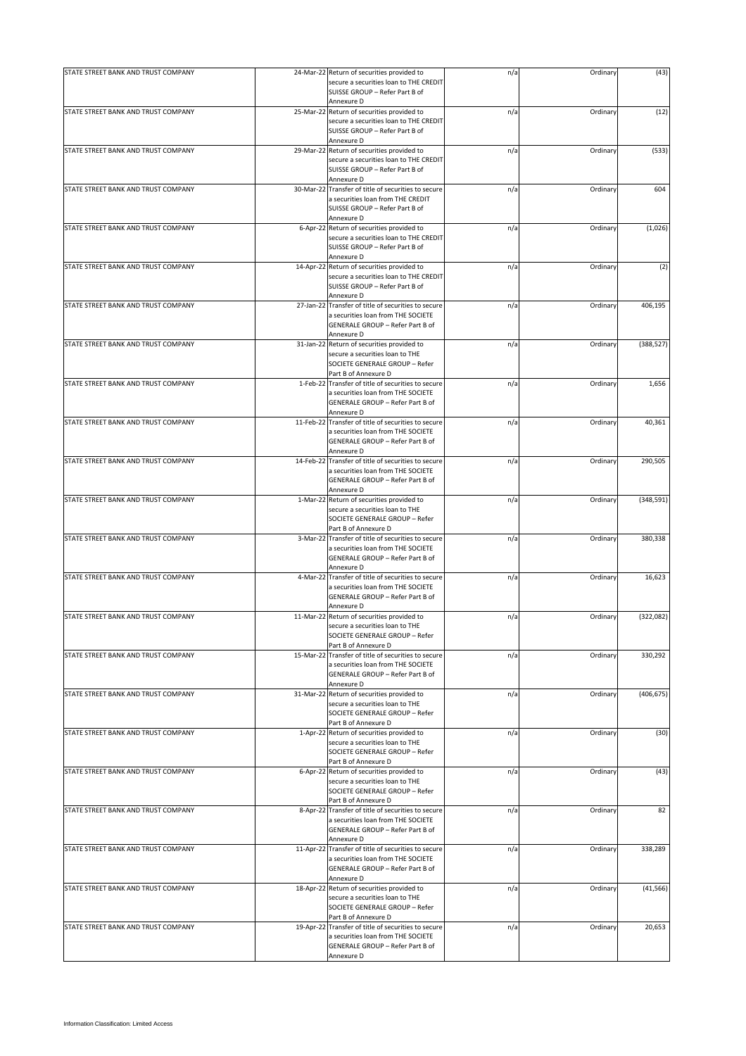| | | | | | |
|---|---|---|---|---|---|
| STATE STREET BANK AND TRUST COMPANY | 24-Mar-22 | Return of securities provided to secure a securities loan to THE CREDIT SUISSE GROUP – Refer Part B of Annexure D | n/a | Ordinary | (43) |
| STATE STREET BANK AND TRUST COMPANY | 25-Mar-22 | Return of securities provided to secure a securities loan to THE CREDIT SUISSE GROUP – Refer Part B of Annexure D | n/a | Ordinary | (12) |
| STATE STREET BANK AND TRUST COMPANY | 29-Mar-22 | Return of securities provided to secure a securities loan to THE CREDIT SUISSE GROUP – Refer Part B of Annexure D | n/a | Ordinary | (533) |
| STATE STREET BANK AND TRUST COMPANY | 30-Mar-22 | Transfer of title of securities to secure a securities loan from THE CREDIT SUISSE GROUP – Refer Part B of Annexure D | n/a | Ordinary | 604 |
| STATE STREET BANK AND TRUST COMPANY | 6-Apr-22 | Return of securities provided to secure a securities loan to THE CREDIT SUISSE GROUP – Refer Part B of Annexure D | n/a | Ordinary | (1,026) |
| STATE STREET BANK AND TRUST COMPANY | 14-Apr-22 | Return of securities provided to secure a securities loan to THE CREDIT SUISSE GROUP – Refer Part B of Annexure D | n/a | Ordinary | (2) |
| STATE STREET BANK AND TRUST COMPANY | 27-Jan-22 | Transfer of title of securities to secure a securities loan from THE SOCIETE GENERALE GROUP – Refer Part B of Annexure D | n/a | Ordinary | 406,195 |
| STATE STREET BANK AND TRUST COMPANY | 31-Jan-22 | Return of securities provided to secure a securities loan to THE SOCIETE GENERALE GROUP – Refer Part B of Annexure D | n/a | Ordinary | (388,527) |
| STATE STREET BANK AND TRUST COMPANY | 1-Feb-22 | Transfer of title of securities to secure a securities loan from THE SOCIETE GENERALE GROUP – Refer Part B of Annexure D | n/a | Ordinary | 1,656 |
| STATE STREET BANK AND TRUST COMPANY | 11-Feb-22 | Transfer of title of securities to secure a securities loan from THE SOCIETE GENERALE GROUP – Refer Part B of Annexure D | n/a | Ordinary | 40,361 |
| STATE STREET BANK AND TRUST COMPANY | 14-Feb-22 | Transfer of title of securities to secure a securities loan from THE SOCIETE GENERALE GROUP – Refer Part B of Annexure D | n/a | Ordinary | 290,505 |
| STATE STREET BANK AND TRUST COMPANY | 1-Mar-22 | Return of securities provided to secure a securities loan to THE SOCIETE GENERALE GROUP – Refer Part B of Annexure D | n/a | Ordinary | (348,591) |
| STATE STREET BANK AND TRUST COMPANY | 3-Mar-22 | Transfer of title of securities to secure a securities loan from THE SOCIETE GENERALE GROUP – Refer Part B of Annexure D | n/a | Ordinary | 380,338 |
| STATE STREET BANK AND TRUST COMPANY | 4-Mar-22 | Transfer of title of securities to secure a securities loan from THE SOCIETE GENERALE GROUP – Refer Part B of Annexure D | n/a | Ordinary | 16,623 |
| STATE STREET BANK AND TRUST COMPANY | 11-Mar-22 | Return of securities provided to secure a securities loan to THE SOCIETE GENERALE GROUP – Refer Part B of Annexure D | n/a | Ordinary | (322,082) |
| STATE STREET BANK AND TRUST COMPANY | 15-Mar-22 | Transfer of title of securities to secure a securities loan from THE SOCIETE GENERALE GROUP – Refer Part B of Annexure D | n/a | Ordinary | 330,292 |
| STATE STREET BANK AND TRUST COMPANY | 31-Mar-22 | Return of securities provided to secure a securities loan to THE SOCIETE GENERALE GROUP – Refer Part B of Annexure D | n/a | Ordinary | (406,675) |
| STATE STREET BANK AND TRUST COMPANY | 1-Apr-22 | Return of securities provided to secure a securities loan to THE SOCIETE GENERALE GROUP – Refer Part B of Annexure D | n/a | Ordinary | (30) |
| STATE STREET BANK AND TRUST COMPANY | 6-Apr-22 | Return of securities provided to secure a securities loan to THE SOCIETE GENERALE GROUP – Refer Part B of Annexure D | n/a | Ordinary | (43) |
| STATE STREET BANK AND TRUST COMPANY | 8-Apr-22 | Transfer of title of securities to secure a securities loan from THE SOCIETE GENERALE GROUP – Refer Part B of Annexure D | n/a | Ordinary | 82 |
| STATE STREET BANK AND TRUST COMPANY | 11-Apr-22 | Transfer of title of securities to secure a securities loan from THE SOCIETE GENERALE GROUP – Refer Part B of Annexure D | n/a | Ordinary | 338,289 |
| STATE STREET BANK AND TRUST COMPANY | 18-Apr-22 | Return of securities provided to secure a securities loan to THE SOCIETE GENERALE GROUP – Refer Part B of Annexure D | n/a | Ordinary | (41,566) |
| STATE STREET BANK AND TRUST COMPANY | 19-Apr-22 | Transfer of title of securities to secure a securities loan from THE SOCIETE GENERALE GROUP – Refer Part B of Annexure D | n/a | Ordinary | 20,653 |

Information Classification: Limited Access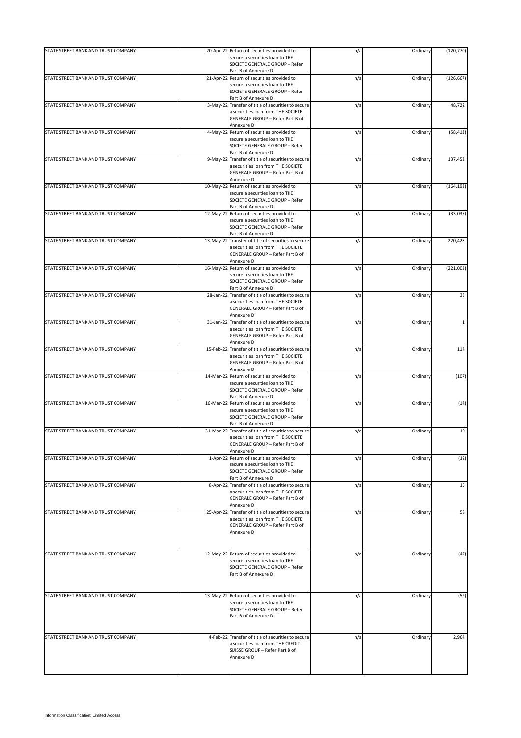| STATE STREET BANK AND TRUST COMPANY | 20-Apr-22 | Return of securities provided to secure a securities loan to THE SOCIETE GENERALE GROUP – Refer Part B of Annexure D | n/a | Ordinary | (120,770) |
|---|---|---|---|---|---|
| STATE STREET BANK AND TRUST COMPANY | 21-Apr-22 | Return of securities provided to secure a securities loan to THE SOCIETE GENERALE GROUP – Refer Part B of Annexure D | n/a | Ordinary | (126,667) |
| STATE STREET BANK AND TRUST COMPANY | 3-May-22 | Transfer of title of securities to secure a securities loan from THE SOCIETE GENERALE GROUP – Refer Part B of Annexure D | n/a | Ordinary | 48,722 |
| STATE STREET BANK AND TRUST COMPANY | 4-May-22 | Return of securities provided to secure a securities loan to THE SOCIETE GENERALE GROUP – Refer Part B of Annexure D | n/a | Ordinary | (58,413) |
| STATE STREET BANK AND TRUST COMPANY | 9-May-22 | Transfer of title of securities to secure a securities loan from THE SOCIETE GENERALE GROUP – Refer Part B of Annexure D | n/a | Ordinary | 137,452 |
| STATE STREET BANK AND TRUST COMPANY | 10-May-22 | Return of securities provided to secure a securities loan to THE SOCIETE GENERALE GROUP – Refer Part B of Annexure D | n/a | Ordinary | (164,192) |
| STATE STREET BANK AND TRUST COMPANY | 12-May-22 | Return of securities provided to secure a securities loan to THE SOCIETE GENERALE GROUP – Refer Part B of Annexure D | n/a | Ordinary | (33,037) |
| STATE STREET BANK AND TRUST COMPANY | 13-May-22 | Transfer of title of securities to secure a securities loan from THE SOCIETE GENERALE GROUP – Refer Part B of Annexure D | n/a | Ordinary | 220,428 |
| STATE STREET BANK AND TRUST COMPANY | 16-May-22 | Return of securities provided to secure a securities loan to THE SOCIETE GENERALE GROUP – Refer Part B of Annexure D | n/a | Ordinary | (221,002) |
| STATE STREET BANK AND TRUST COMPANY | 28-Jan-22 | Transfer of title of securities to secure a securities loan from THE SOCIETE GENERALE GROUP – Refer Part B of Annexure D | n/a | Ordinary | 33 |
| STATE STREET BANK AND TRUST COMPANY | 31-Jan-22 | Transfer of title of securities to secure a securities loan from THE SOCIETE GENERALE GROUP – Refer Part B of Annexure D | n/a | Ordinary | 1 |
| STATE STREET BANK AND TRUST COMPANY | 15-Feb-22 | Transfer of title of securities to secure a securities loan from THE SOCIETE GENERALE GROUP – Refer Part B of Annexure D | n/a | Ordinary | 114 |
| STATE STREET BANK AND TRUST COMPANY | 14-Mar-22 | Return of securities provided to secure a securities loan to THE SOCIETE GENERALE GROUP – Refer Part B of Annexure D | n/a | Ordinary | (107) |
| STATE STREET BANK AND TRUST COMPANY | 16-Mar-22 | Return of securities provided to secure a securities loan to THE SOCIETE GENERALE GROUP – Refer Part B of Annexure D | n/a | Ordinary | (14) |
| STATE STREET BANK AND TRUST COMPANY | 31-Mar-22 | Transfer of title of securities to secure a securities loan from THE SOCIETE GENERALE GROUP – Refer Part B of Annexure D | n/a | Ordinary | 10 |
| STATE STREET BANK AND TRUST COMPANY | 1-Apr-22 | Return of securities provided to secure a securities loan to THE SOCIETE GENERALE GROUP – Refer Part B of Annexure D | n/a | Ordinary | (12) |
| STATE STREET BANK AND TRUST COMPANY | 8-Apr-22 | Transfer of title of securities to secure a securities loan from THE SOCIETE GENERALE GROUP – Refer Part B of Annexure D | n/a | Ordinary | 15 |
| STATE STREET BANK AND TRUST COMPANY | 25-Apr-22 | Transfer of title of securities to secure a securities loan from THE SOCIETE GENERALE GROUP – Refer Part B of Annexure D | n/a | Ordinary | 58 |
| STATE STREET BANK AND TRUST COMPANY | 12-May-22 | Return of securities provided to secure a securities loan to THE SOCIETE GENERALE GROUP – Refer Part B of Annexure D | n/a | Ordinary | (47) |
| STATE STREET BANK AND TRUST COMPANY | 13-May-22 | Return of securities provided to secure a securities loan to THE SOCIETE GENERALE GROUP – Refer Part B of Annexure D | n/a | Ordinary | (52) |
| STATE STREET BANK AND TRUST COMPANY | 4-Feb-22 | Transfer of title of securities to secure a securities loan from THE CREDIT SUISSE GROUP – Refer Part B of Annexure D | n/a | Ordinary | 2,964 |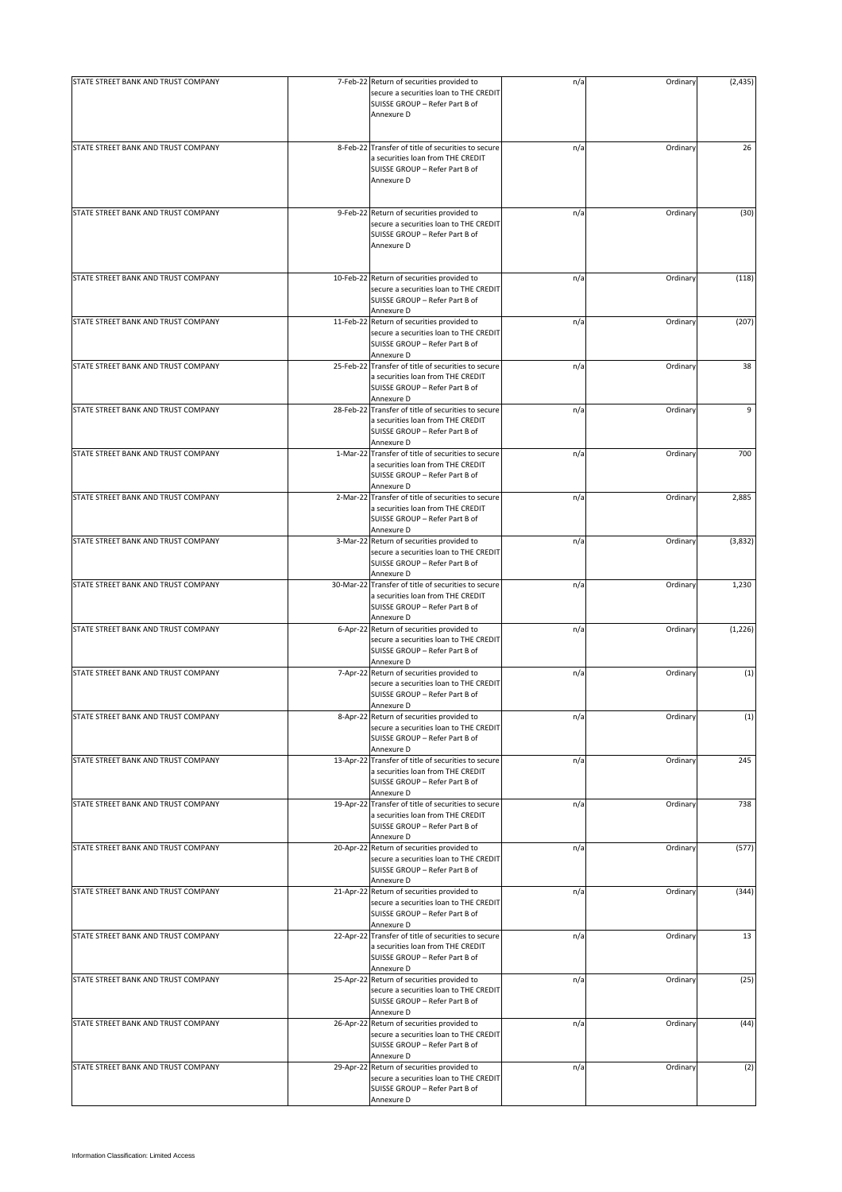| STATE STREET BANK AND TRUST COMPANY | 7-Feb-22 | Return of securities provided to secure a securities loan to THE CREDIT SUISSE GROUP – Refer Part B of Annexure D | n/a | Ordinary | (2,435) |
|---|---|---|---|---|---|
| STATE STREET BANK AND TRUST COMPANY | 8-Feb-22 | Transfer of title of securities to secure a securities loan from THE CREDIT SUISSE GROUP – Refer Part B of Annexure D | n/a | Ordinary | 26 |
| STATE STREET BANK AND TRUST COMPANY | 9-Feb-22 | Return of securities provided to secure a securities loan to THE CREDIT SUISSE GROUP – Refer Part B of Annexure D | n/a | Ordinary | (30) |
| STATE STREET BANK AND TRUST COMPANY | 10-Feb-22 | Return of securities provided to secure a securities loan to THE CREDIT SUISSE GROUP – Refer Part B of Annexure D | n/a | Ordinary | (118) |
| STATE STREET BANK AND TRUST COMPANY | 11-Feb-22 | Return of securities provided to secure a securities loan to THE CREDIT SUISSE GROUP – Refer Part B of Annexure D | n/a | Ordinary | (207) |
| STATE STREET BANK AND TRUST COMPANY | 25-Feb-22 | Transfer of title of securities to secure a securities loan from THE CREDIT SUISSE GROUP – Refer Part B of Annexure D | n/a | Ordinary | 38 |
| STATE STREET BANK AND TRUST COMPANY | 28-Feb-22 | Transfer of title of securities to secure a securities loan from THE CREDIT SUISSE GROUP – Refer Part B of Annexure D | n/a | Ordinary | 9 |
| STATE STREET BANK AND TRUST COMPANY | 1-Mar-22 | Transfer of title of securities to secure a securities loan from THE CREDIT SUISSE GROUP – Refer Part B of Annexure D | n/a | Ordinary | 700 |
| STATE STREET BANK AND TRUST COMPANY | 2-Mar-22 | Transfer of title of securities to secure a securities loan from THE CREDIT SUISSE GROUP – Refer Part B of Annexure D | n/a | Ordinary | 2,885 |
| STATE STREET BANK AND TRUST COMPANY | 3-Mar-22 | Return of securities provided to secure a securities loan to THE CREDIT SUISSE GROUP – Refer Part B of Annexure D | n/a | Ordinary | (3,832) |
| STATE STREET BANK AND TRUST COMPANY | 30-Mar-22 | Transfer of title of securities to secure a securities loan from THE CREDIT SUISSE GROUP – Refer Part B of Annexure D | n/a | Ordinary | 1,230 |
| STATE STREET BANK AND TRUST COMPANY | 6-Apr-22 | Return of securities provided to secure a securities loan to THE CREDIT SUISSE GROUP – Refer Part B of Annexure D | n/a | Ordinary | (1,226) |
| STATE STREET BANK AND TRUST COMPANY | 7-Apr-22 | Return of securities provided to secure a securities loan to THE CREDIT SUISSE GROUP – Refer Part B of Annexure D | n/a | Ordinary | (1) |
| STATE STREET BANK AND TRUST COMPANY | 8-Apr-22 | Return of securities provided to secure a securities loan to THE CREDIT SUISSE GROUP – Refer Part B of Annexure D | n/a | Ordinary | (1) |
| STATE STREET BANK AND TRUST COMPANY | 13-Apr-22 | Transfer of title of securities to secure a securities loan from THE CREDIT SUISSE GROUP – Refer Part B of Annexure D | n/a | Ordinary | 245 |
| STATE STREET BANK AND TRUST COMPANY | 19-Apr-22 | Transfer of title of securities to secure a securities loan from THE CREDIT SUISSE GROUP – Refer Part B of Annexure D | n/a | Ordinary | 738 |
| STATE STREET BANK AND TRUST COMPANY | 20-Apr-22 | Return of securities provided to secure a securities loan to THE CREDIT SUISSE GROUP – Refer Part B of Annexure D | n/a | Ordinary | (577) |
| STATE STREET BANK AND TRUST COMPANY | 21-Apr-22 | Return of securities provided to secure a securities loan to THE CREDIT SUISSE GROUP – Refer Part B of Annexure D | n/a | Ordinary | (344) |
| STATE STREET BANK AND TRUST COMPANY | 22-Apr-22 | Transfer of title of securities to secure a securities loan from THE CREDIT SUISSE GROUP – Refer Part B of Annexure D | n/a | Ordinary | 13 |
| STATE STREET BANK AND TRUST COMPANY | 25-Apr-22 | Return of securities provided to secure a securities loan to THE CREDIT SUISSE GROUP – Refer Part B of Annexure D | n/a | Ordinary | (25) |
| STATE STREET BANK AND TRUST COMPANY | 26-Apr-22 | Return of securities provided to secure a securities loan to THE CREDIT SUISSE GROUP – Refer Part B of Annexure D | n/a | Ordinary | (44) |
| STATE STREET BANK AND TRUST COMPANY | 29-Apr-22 | Return of securities provided to secure a securities loan to THE CREDIT SUISSE GROUP – Refer Part B of Annexure D | n/a | Ordinary | (2) |

Information Classification: Limited Access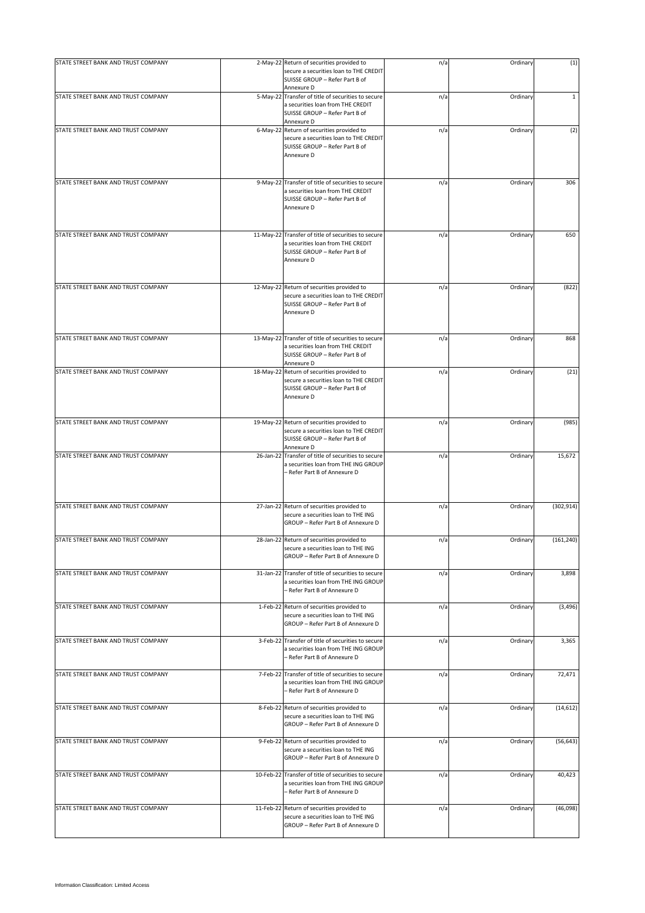| | | | | | |
|---|---|---|---|---|---|
| STATE STREET BANK AND TRUST COMPANY | 2-May-22 | Return of securities provided to secure a securities loan to THE CREDIT SUISSE GROUP – Refer Part B of Annexure D | n/a | Ordinary | (1) |
| STATE STREET BANK AND TRUST COMPANY | 5-May-22 | Transfer of title of securities to secure a securities loan from THE CREDIT SUISSE GROUP – Refer Part B of Annexure D | n/a | Ordinary | 1 |
| STATE STREET BANK AND TRUST COMPANY | 6-May-22 | Return of securities provided to secure a securities loan to THE CREDIT SUISSE GROUP – Refer Part B of Annexure D | n/a | Ordinary | (2) |
| STATE STREET BANK AND TRUST COMPANY | 9-May-22 | Transfer of title of securities to secure a securities loan from THE CREDIT SUISSE GROUP – Refer Part B of Annexure D | n/a | Ordinary | 306 |
| STATE STREET BANK AND TRUST COMPANY | 11-May-22 | Transfer of title of securities to secure a securities loan from THE CREDIT SUISSE GROUP – Refer Part B of Annexure D | n/a | Ordinary | 650 |
| STATE STREET BANK AND TRUST COMPANY | 12-May-22 | Return of securities provided to secure a securities loan to THE CREDIT SUISSE GROUP – Refer Part B of Annexure D | n/a | Ordinary | (822) |
| STATE STREET BANK AND TRUST COMPANY | 13-May-22 | Transfer of title of securities to secure a securities loan from THE CREDIT SUISSE GROUP – Refer Part B of Annexure D | n/a | Ordinary | 868 |
| STATE STREET BANK AND TRUST COMPANY | 18-May-22 | Return of securities provided to secure a securities loan to THE CREDIT SUISSE GROUP – Refer Part B of Annexure D | n/a | Ordinary | (21) |
| STATE STREET BANK AND TRUST COMPANY | 19-May-22 | Return of securities provided to secure a securities loan to THE CREDIT SUISSE GROUP – Refer Part B of Annexure D | n/a | Ordinary | (985) |
| STATE STREET BANK AND TRUST COMPANY | 26-Jan-22 | Transfer of title of securities to secure a securities loan from THE ING GROUP – Refer Part B of Annexure D | n/a | Ordinary | 15,672 |
| STATE STREET BANK AND TRUST COMPANY | 27-Jan-22 | Return of securities provided to secure a securities loan to THE ING GROUP – Refer Part B of Annexure D | n/a | Ordinary | (302,914) |
| STATE STREET BANK AND TRUST COMPANY | 28-Jan-22 | Return of securities provided to secure a securities loan to THE ING GROUP – Refer Part B of Annexure D | n/a | Ordinary | (161,240) |
| STATE STREET BANK AND TRUST COMPANY | 31-Jan-22 | Transfer of title of securities to secure a securities loan from THE ING GROUP – Refer Part B of Annexure D | n/a | Ordinary | 3,898 |
| STATE STREET BANK AND TRUST COMPANY | 1-Feb-22 | Return of securities provided to secure a securities loan to THE ING GROUP – Refer Part B of Annexure D | n/a | Ordinary | (3,496) |
| STATE STREET BANK AND TRUST COMPANY | 3-Feb-22 | Transfer of title of securities to secure a securities loan from THE ING GROUP – Refer Part B of Annexure D | n/a | Ordinary | 3,365 |
| STATE STREET BANK AND TRUST COMPANY | 7-Feb-22 | Transfer of title of securities to secure a securities loan from THE ING GROUP – Refer Part B of Annexure D | n/a | Ordinary | 72,471 |
| STATE STREET BANK AND TRUST COMPANY | 8-Feb-22 | Return of securities provided to secure a securities loan to THE ING GROUP – Refer Part B of Annexure D | n/a | Ordinary | (14,612) |
| STATE STREET BANK AND TRUST COMPANY | 9-Feb-22 | Return of securities provided to secure a securities loan to THE ING GROUP – Refer Part B of Annexure D | n/a | Ordinary | (56,643) |
| STATE STREET BANK AND TRUST COMPANY | 10-Feb-22 | Transfer of title of securities to secure a securities loan from THE ING GROUP – Refer Part B of Annexure D | n/a | Ordinary | 40,423 |
| STATE STREET BANK AND TRUST COMPANY | 11-Feb-22 | Return of securities provided to secure a securities loan to THE ING GROUP – Refer Part B of Annexure D | n/a | Ordinary | (46,098) |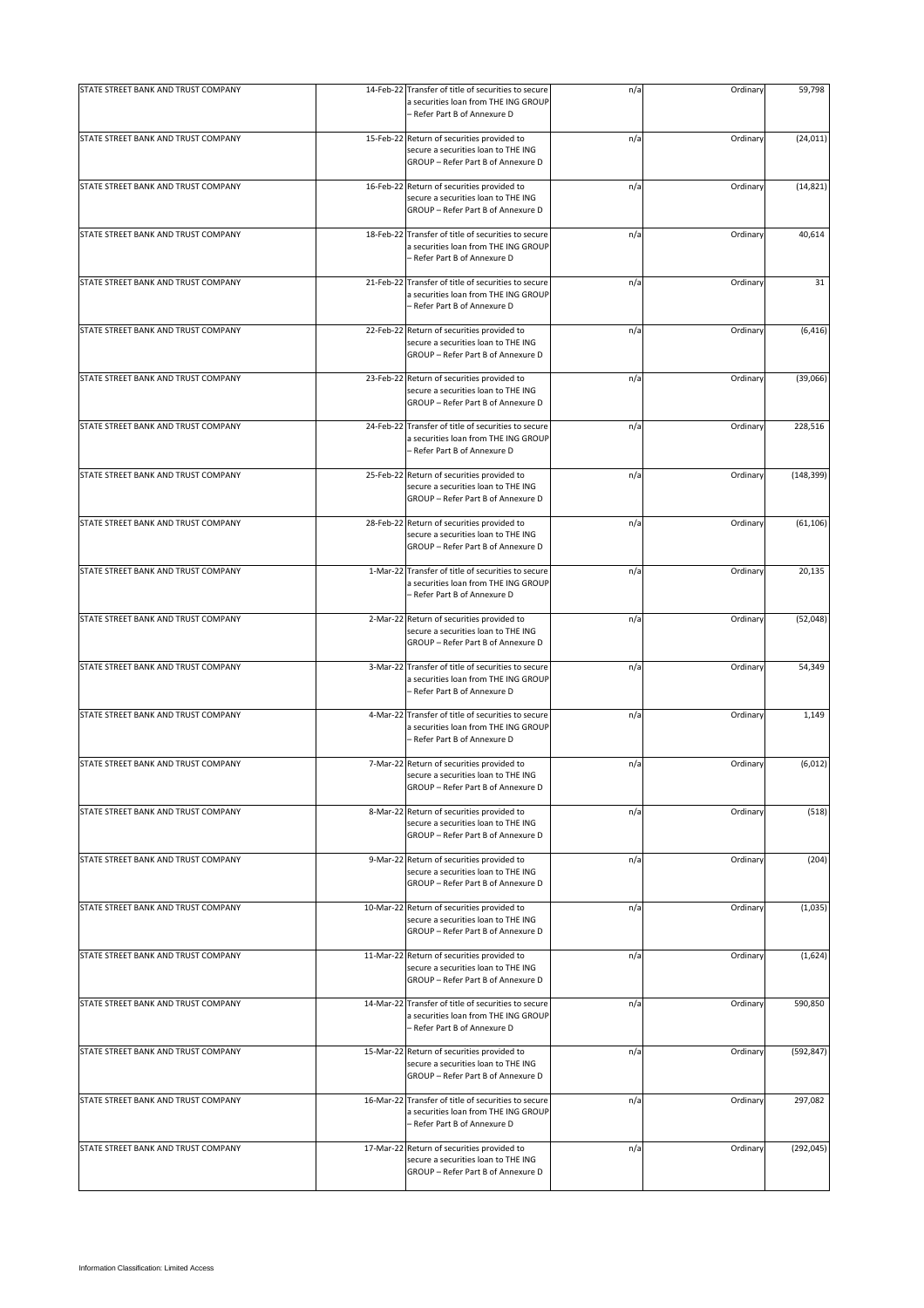| | | | | | |
|---|---|---|---|---|---|
| STATE STREET BANK AND TRUST COMPANY | 14-Feb-22 | Transfer of title of securities to secure a securities loan from THE ING GROUP – Refer Part B of Annexure D | n/a | Ordinary | 59,798 |
| STATE STREET BANK AND TRUST COMPANY | 15-Feb-22 | Return of securities provided to secure a securities loan to THE ING GROUP – Refer Part B of Annexure D | n/a | Ordinary | (24,011) |
| STATE STREET BANK AND TRUST COMPANY | 16-Feb-22 | Return of securities provided to secure a securities loan to THE ING GROUP – Refer Part B of Annexure D | n/a | Ordinary | (14,821) |
| STATE STREET BANK AND TRUST COMPANY | 18-Feb-22 | Transfer of title of securities to secure a securities loan from THE ING GROUP – Refer Part B of Annexure D | n/a | Ordinary | 40,614 |
| STATE STREET BANK AND TRUST COMPANY | 21-Feb-22 | Transfer of title of securities to secure a securities loan from THE ING GROUP – Refer Part B of Annexure D | n/a | Ordinary | 31 |
| STATE STREET BANK AND TRUST COMPANY | 22-Feb-22 | Return of securities provided to secure a securities loan to THE ING GROUP – Refer Part B of Annexure D | n/a | Ordinary | (6,416) |
| STATE STREET BANK AND TRUST COMPANY | 23-Feb-22 | Return of securities provided to secure a securities loan to THE ING GROUP – Refer Part B of Annexure D | n/a | Ordinary | (39,066) |
| STATE STREET BANK AND TRUST COMPANY | 24-Feb-22 | Transfer of title of securities to secure a securities loan from THE ING GROUP – Refer Part B of Annexure D | n/a | Ordinary | 228,516 |
| STATE STREET BANK AND TRUST COMPANY | 25-Feb-22 | Return of securities provided to secure a securities loan to THE ING GROUP – Refer Part B of Annexure D | n/a | Ordinary | (148,399) |
| STATE STREET BANK AND TRUST COMPANY | 28-Feb-22 | Return of securities provided to secure a securities loan to THE ING GROUP – Refer Part B of Annexure D | n/a | Ordinary | (61,106) |
| STATE STREET BANK AND TRUST COMPANY | 1-Mar-22 | Transfer of title of securities to secure a securities loan from THE ING GROUP – Refer Part B of Annexure D | n/a | Ordinary | 20,135 |
| STATE STREET BANK AND TRUST COMPANY | 2-Mar-22 | Return of securities provided to secure a securities loan to THE ING GROUP – Refer Part B of Annexure D | n/a | Ordinary | (52,048) |
| STATE STREET BANK AND TRUST COMPANY | 3-Mar-22 | Transfer of title of securities to secure a securities loan from THE ING GROUP – Refer Part B of Annexure D | n/a | Ordinary | 54,349 |
| STATE STREET BANK AND TRUST COMPANY | 4-Mar-22 | Transfer of title of securities to secure a securities loan from THE ING GROUP – Refer Part B of Annexure D | n/a | Ordinary | 1,149 |
| STATE STREET BANK AND TRUST COMPANY | 7-Mar-22 | Return of securities provided to secure a securities loan to THE ING GROUP – Refer Part B of Annexure D | n/a | Ordinary | (6,012) |
| STATE STREET BANK AND TRUST COMPANY | 8-Mar-22 | Return of securities provided to secure a securities loan to THE ING GROUP – Refer Part B of Annexure D | n/a | Ordinary | (518) |
| STATE STREET BANK AND TRUST COMPANY | 9-Mar-22 | Return of securities provided to secure a securities loan to THE ING GROUP – Refer Part B of Annexure D | n/a | Ordinary | (204) |
| STATE STREET BANK AND TRUST COMPANY | 10-Mar-22 | Return of securities provided to secure a securities loan to THE ING GROUP – Refer Part B of Annexure D | n/a | Ordinary | (1,035) |
| STATE STREET BANK AND TRUST COMPANY | 11-Mar-22 | Return of securities provided to secure a securities loan to THE ING GROUP – Refer Part B of Annexure D | n/a | Ordinary | (1,624) |
| STATE STREET BANK AND TRUST COMPANY | 14-Mar-22 | Transfer of title of securities to secure a securities loan from THE ING GROUP – Refer Part B of Annexure D | n/a | Ordinary | 590,850 |
| STATE STREET BANK AND TRUST COMPANY | 15-Mar-22 | Return of securities provided to secure a securities loan to THE ING GROUP – Refer Part B of Annexure D | n/a | Ordinary | (592,847) |
| STATE STREET BANK AND TRUST COMPANY | 16-Mar-22 | Transfer of title of securities to secure a securities loan from THE ING GROUP – Refer Part B of Annexure D | n/a | Ordinary | 297,082 |
| STATE STREET BANK AND TRUST COMPANY | 17-Mar-22 | Return of securities provided to secure a securities loan to THE ING GROUP – Refer Part B of Annexure D | n/a | Ordinary | (292,045) |

Information Classification: Limited Access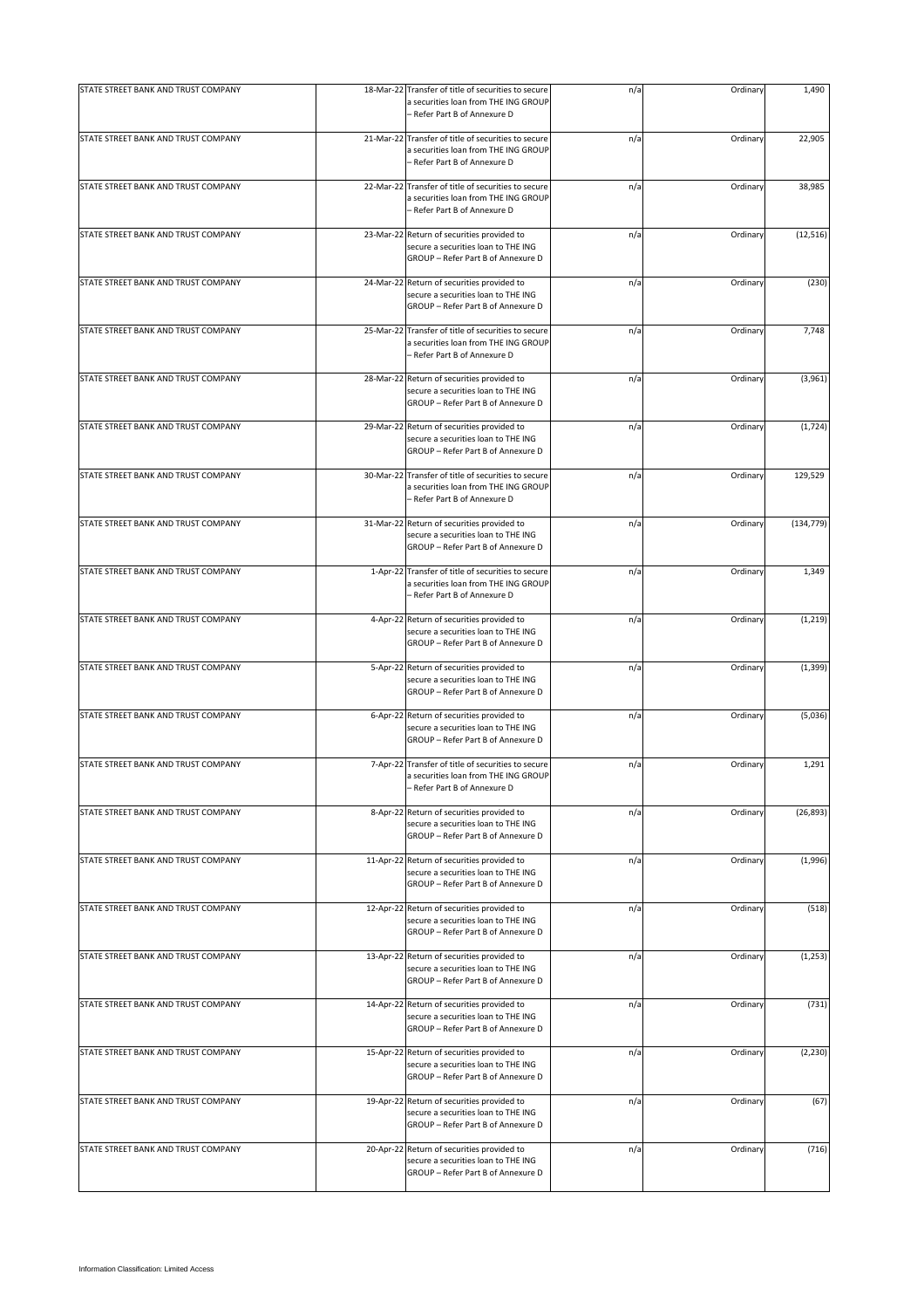| | | | | | |
|---|---|---|---|---|---|
| STATE STREET BANK AND TRUST COMPANY | 18-Mar-22 | Transfer of title of securities to secure a securities loan from THE ING GROUP – Refer Part B of Annexure D | n/a | Ordinary | 1,490 |
| STATE STREET BANK AND TRUST COMPANY | 21-Mar-22 | Transfer of title of securities to secure a securities loan from THE ING GROUP – Refer Part B of Annexure D | n/a | Ordinary | 22,905 |
| STATE STREET BANK AND TRUST COMPANY | 22-Mar-22 | Transfer of title of securities to secure a securities loan from THE ING GROUP – Refer Part B of Annexure D | n/a | Ordinary | 38,985 |
| STATE STREET BANK AND TRUST COMPANY | 23-Mar-22 | Return of securities provided to secure a securities loan to THE ING GROUP – Refer Part B of Annexure D | n/a | Ordinary | (12,516) |
| STATE STREET BANK AND TRUST COMPANY | 24-Mar-22 | Return of securities provided to secure a securities loan to THE ING GROUP – Refer Part B of Annexure D | n/a | Ordinary | (230) |
| STATE STREET BANK AND TRUST COMPANY | 25-Mar-22 | Transfer of title of securities to secure a securities loan from THE ING GROUP – Refer Part B of Annexure D | n/a | Ordinary | 7,748 |
| STATE STREET BANK AND TRUST COMPANY | 28-Mar-22 | Return of securities provided to secure a securities loan to THE ING GROUP – Refer Part B of Annexure D | n/a | Ordinary | (3,961) |
| STATE STREET BANK AND TRUST COMPANY | 29-Mar-22 | Return of securities provided to secure a securities loan to THE ING GROUP – Refer Part B of Annexure D | n/a | Ordinary | (1,724) |
| STATE STREET BANK AND TRUST COMPANY | 30-Mar-22 | Transfer of title of securities to secure a securities loan from THE ING GROUP – Refer Part B of Annexure D | n/a | Ordinary | 129,529 |
| STATE STREET BANK AND TRUST COMPANY | 31-Mar-22 | Return of securities provided to secure a securities loan to THE ING GROUP – Refer Part B of Annexure D | n/a | Ordinary | (134,779) |
| STATE STREET BANK AND TRUST COMPANY | 1-Apr-22 | Transfer of title of securities to secure a securities loan from THE ING GROUP – Refer Part B of Annexure D | n/a | Ordinary | 1,349 |
| STATE STREET BANK AND TRUST COMPANY | 4-Apr-22 | Return of securities provided to secure a securities loan to THE ING GROUP – Refer Part B of Annexure D | n/a | Ordinary | (1,219) |
| STATE STREET BANK AND TRUST COMPANY | 5-Apr-22 | Return of securities provided to secure a securities loan to THE ING GROUP – Refer Part B of Annexure D | n/a | Ordinary | (1,399) |
| STATE STREET BANK AND TRUST COMPANY | 6-Apr-22 | Return of securities provided to secure a securities loan to THE ING GROUP – Refer Part B of Annexure D | n/a | Ordinary | (5,036) |
| STATE STREET BANK AND TRUST COMPANY | 7-Apr-22 | Transfer of title of securities to secure a securities loan from THE ING GROUP – Refer Part B of Annexure D | n/a | Ordinary | 1,291 |
| STATE STREET BANK AND TRUST COMPANY | 8-Apr-22 | Return of securities provided to secure a securities loan to THE ING GROUP – Refer Part B of Annexure D | n/a | Ordinary | (26,893) |
| STATE STREET BANK AND TRUST COMPANY | 11-Apr-22 | Return of securities provided to secure a securities loan to THE ING GROUP – Refer Part B of Annexure D | n/a | Ordinary | (1,996) |
| STATE STREET BANK AND TRUST COMPANY | 12-Apr-22 | Return of securities provided to secure a securities loan to THE ING GROUP – Refer Part B of Annexure D | n/a | Ordinary | (518) |
| STATE STREET BANK AND TRUST COMPANY | 13-Apr-22 | Return of securities provided to secure a securities loan to THE ING GROUP – Refer Part B of Annexure D | n/a | Ordinary | (1,253) |
| STATE STREET BANK AND TRUST COMPANY | 14-Apr-22 | Return of securities provided to secure a securities loan to THE ING GROUP – Refer Part B of Annexure D | n/a | Ordinary | (731) |
| STATE STREET BANK AND TRUST COMPANY | 15-Apr-22 | Return of securities provided to secure a securities loan to THE ING GROUP – Refer Part B of Annexure D | n/a | Ordinary | (2,230) |
| STATE STREET BANK AND TRUST COMPANY | 19-Apr-22 | Return of securities provided to secure a securities loan to THE ING GROUP – Refer Part B of Annexure D | n/a | Ordinary | (67) |
| STATE STREET BANK AND TRUST COMPANY | 20-Apr-22 | Return of securities provided to secure a securities loan to THE ING GROUP – Refer Part B of Annexure D | n/a | Ordinary | (716) |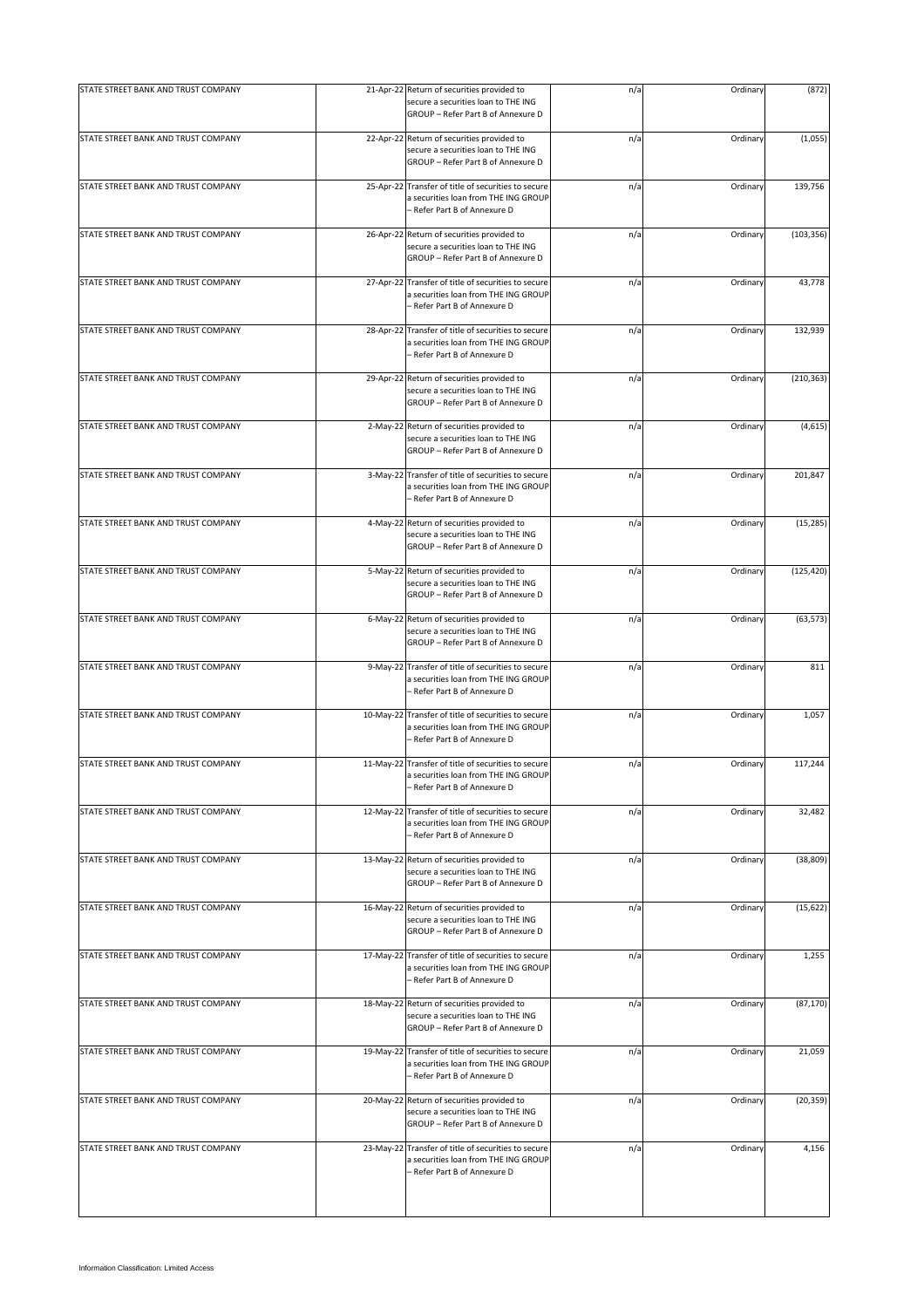| STATE STREET BANK AND TRUST COMPANY | 21-Apr-22 | Return of securities provided to secure a securities loan to THE ING GROUP – Refer Part B of Annexure D | n/a | Ordinary | (872) |
|---|---|---|---|---|---|
| STATE STREET BANK AND TRUST COMPANY | 22-Apr-22 | Return of securities provided to secure a securities loan to THE ING GROUP – Refer Part B of Annexure D | n/a | Ordinary | (1,055) |
| STATE STREET BANK AND TRUST COMPANY | 25-Apr-22 | Transfer of title of securities to secure a securities loan from THE ING GROUP – Refer Part B of Annexure D | n/a | Ordinary | 139,756 |
| STATE STREET BANK AND TRUST COMPANY | 26-Apr-22 | Return of securities provided to secure a securities loan to THE ING GROUP – Refer Part B of Annexure D | n/a | Ordinary | (103,356) |
| STATE STREET BANK AND TRUST COMPANY | 27-Apr-22 | Transfer of title of securities to secure a securities loan from THE ING GROUP – Refer Part B of Annexure D | n/a | Ordinary | 43,778 |
| STATE STREET BANK AND TRUST COMPANY | 28-Apr-22 | Transfer of title of securities to secure a securities loan from THE ING GROUP – Refer Part B of Annexure D | n/a | Ordinary | 132,939 |
| STATE STREET BANK AND TRUST COMPANY | 29-Apr-22 | Return of securities provided to secure a securities loan to THE ING GROUP – Refer Part B of Annexure D | n/a | Ordinary | (210,363) |
| STATE STREET BANK AND TRUST COMPANY | 2-May-22 | Return of securities provided to secure a securities loan to THE ING GROUP – Refer Part B of Annexure D | n/a | Ordinary | (4,615) |
| STATE STREET BANK AND TRUST COMPANY | 3-May-22 | Transfer of title of securities to secure a securities loan from THE ING GROUP – Refer Part B of Annexure D | n/a | Ordinary | 201,847 |
| STATE STREET BANK AND TRUST COMPANY | 4-May-22 | Return of securities provided to secure a securities loan to THE ING GROUP – Refer Part B of Annexure D | n/a | Ordinary | (15,285) |
| STATE STREET BANK AND TRUST COMPANY | 5-May-22 | Return of securities provided to secure a securities loan to THE ING GROUP – Refer Part B of Annexure D | n/a | Ordinary | (125,420) |
| STATE STREET BANK AND TRUST COMPANY | 6-May-22 | Return of securities provided to secure a securities loan to THE ING GROUP – Refer Part B of Annexure D | n/a | Ordinary | (63,573) |
| STATE STREET BANK AND TRUST COMPANY | 9-May-22 | Transfer of title of securities to secure a securities loan from THE ING GROUP – Refer Part B of Annexure D | n/a | Ordinary | 811 |
| STATE STREET BANK AND TRUST COMPANY | 10-May-22 | Transfer of title of securities to secure a securities loan from THE ING GROUP – Refer Part B of Annexure D | n/a | Ordinary | 1,057 |
| STATE STREET BANK AND TRUST COMPANY | 11-May-22 | Transfer of title of securities to secure a securities loan from THE ING GROUP – Refer Part B of Annexure D | n/a | Ordinary | 117,244 |
| STATE STREET BANK AND TRUST COMPANY | 12-May-22 | Transfer of title of securities to secure a securities loan from THE ING GROUP – Refer Part B of Annexure D | n/a | Ordinary | 32,482 |
| STATE STREET BANK AND TRUST COMPANY | 13-May-22 | Return of securities provided to secure a securities loan to THE ING GROUP – Refer Part B of Annexure D | n/a | Ordinary | (38,809) |
| STATE STREET BANK AND TRUST COMPANY | 16-May-22 | Return of securities provided to secure a securities loan to THE ING GROUP – Refer Part B of Annexure D | n/a | Ordinary | (15,622) |
| STATE STREET BANK AND TRUST COMPANY | 17-May-22 | Transfer of title of securities to secure a securities loan from THE ING GROUP – Refer Part B of Annexure D | n/a | Ordinary | 1,255 |
| STATE STREET BANK AND TRUST COMPANY | 18-May-22 | Return of securities provided to secure a securities loan to THE ING GROUP – Refer Part B of Annexure D | n/a | Ordinary | (87,170) |
| STATE STREET BANK AND TRUST COMPANY | 19-May-22 | Transfer of title of securities to secure a securities loan from THE ING GROUP – Refer Part B of Annexure D | n/a | Ordinary | 21,059 |
| STATE STREET BANK AND TRUST COMPANY | 20-May-22 | Return of securities provided to secure a securities loan to THE ING GROUP – Refer Part B of Annexure D | n/a | Ordinary | (20,359) |
| STATE STREET BANK AND TRUST COMPANY | 23-May-22 | Transfer of title of securities to secure a securities loan from THE ING GROUP – Refer Part B of Annexure D | n/a | Ordinary | 4,156 |

Information Classification: Limited Access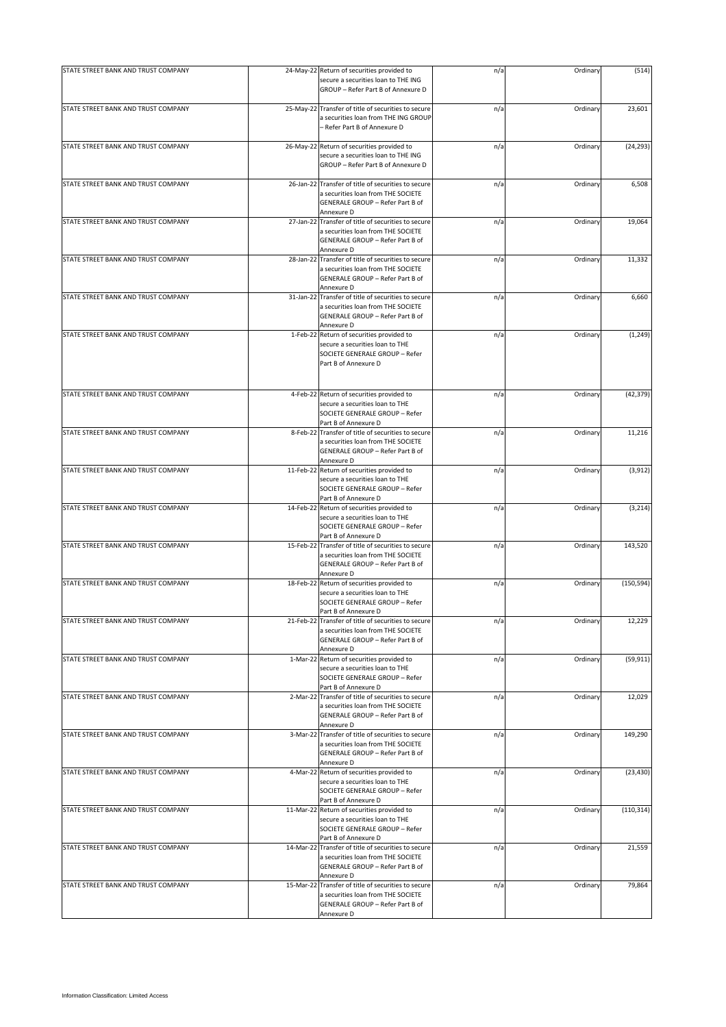| | | | | | |
|---|---|---|---|---|---|
| STATE STREET BANK AND TRUST COMPANY | 24-May-22 | Return of securities provided to secure a securities loan to THE ING GROUP – Refer Part B of Annexure D | n/a | Ordinary | (514) |
| STATE STREET BANK AND TRUST COMPANY | 25-May-22 | Transfer of title of securities to secure a securities loan from THE ING GROUP – Refer Part B of Annexure D | n/a | Ordinary | 23,601 |
| STATE STREET BANK AND TRUST COMPANY | 26-May-22 | Return of securities provided to secure a securities loan to THE ING GROUP – Refer Part B of Annexure D | n/a | Ordinary | (24,293) |
| STATE STREET BANK AND TRUST COMPANY | 26-Jan-22 | Transfer of title of securities to secure a securities loan from THE SOCIETE GENERALE GROUP – Refer Part B of Annexure D | n/a | Ordinary | 6,508 |
| STATE STREET BANK AND TRUST COMPANY | 27-Jan-22 | Transfer of title of securities to secure a securities loan from THE SOCIETE GENERALE GROUP – Refer Part B of Annexure D | n/a | Ordinary | 19,064 |
| STATE STREET BANK AND TRUST COMPANY | 28-Jan-22 | Transfer of title of securities to secure a securities loan from THE SOCIETE GENERALE GROUP – Refer Part B of Annexure D | n/a | Ordinary | 11,332 |
| STATE STREET BANK AND TRUST COMPANY | 31-Jan-22 | Transfer of title of securities to secure a securities loan from THE SOCIETE GENERALE GROUP – Refer Part B of Annexure D | n/a | Ordinary | 6,660 |
| STATE STREET BANK AND TRUST COMPANY | 1-Feb-22 | Return of securities provided to secure a securities loan to THE SOCIETE GENERALE GROUP – Refer Part B of Annexure D | n/a | Ordinary | (1,249) |
| STATE STREET BANK AND TRUST COMPANY | 4-Feb-22 | Return of securities provided to secure a securities loan to THE SOCIETE GENERALE GROUP – Refer Part B of Annexure D | n/a | Ordinary | (42,379) |
| STATE STREET BANK AND TRUST COMPANY | 8-Feb-22 | Transfer of title of securities to secure a securities loan from THE SOCIETE GENERALE GROUP – Refer Part B of Annexure D | n/a | Ordinary | 11,216 |
| STATE STREET BANK AND TRUST COMPANY | 11-Feb-22 | Return of securities provided to secure a securities loan to THE SOCIETE GENERALE GROUP – Refer Part B of Annexure D | n/a | Ordinary | (3,912) |
| STATE STREET BANK AND TRUST COMPANY | 14-Feb-22 | Return of securities provided to secure a securities loan to THE SOCIETE GENERALE GROUP – Refer Part B of Annexure D | n/a | Ordinary | (3,214) |
| STATE STREET BANK AND TRUST COMPANY | 15-Feb-22 | Transfer of title of securities to secure a securities loan from THE SOCIETE GENERALE GROUP – Refer Part B of Annexure D | n/a | Ordinary | 143,520 |
| STATE STREET BANK AND TRUST COMPANY | 18-Feb-22 | Return of securities provided to secure a securities loan to THE SOCIETE GENERALE GROUP – Refer Part B of Annexure D | n/a | Ordinary | (150,594) |
| STATE STREET BANK AND TRUST COMPANY | 21-Feb-22 | Transfer of title of securities to secure a securities loan from THE SOCIETE GENERALE GROUP – Refer Part B of Annexure D | n/a | Ordinary | 12,229 |
| STATE STREET BANK AND TRUST COMPANY | 1-Mar-22 | Return of securities provided to secure a securities loan to THE SOCIETE GENERALE GROUP – Refer Part B of Annexure D | n/a | Ordinary | (59,911) |
| STATE STREET BANK AND TRUST COMPANY | 2-Mar-22 | Transfer of title of securities to secure a securities loan from THE SOCIETE GENERALE GROUP – Refer Part B of Annexure D | n/a | Ordinary | 12,029 |
| STATE STREET BANK AND TRUST COMPANY | 3-Mar-22 | Transfer of title of securities to secure a securities loan from THE SOCIETE GENERALE GROUP – Refer Part B of Annexure D | n/a | Ordinary | 149,290 |
| STATE STREET BANK AND TRUST COMPANY | 4-Mar-22 | Return of securities provided to secure a securities loan to THE SOCIETE GENERALE GROUP – Refer Part B of Annexure D | n/a | Ordinary | (23,430) |
| STATE STREET BANK AND TRUST COMPANY | 11-Mar-22 | Return of securities provided to secure a securities loan to THE SOCIETE GENERALE GROUP – Refer Part B of Annexure D | n/a | Ordinary | (110,314) |
| STATE STREET BANK AND TRUST COMPANY | 14-Mar-22 | Transfer of title of securities to secure a securities loan from THE SOCIETE GENERALE GROUP – Refer Part B of Annexure D | n/a | Ordinary | 21,559 |
| STATE STREET BANK AND TRUST COMPANY | 15-Mar-22 | Transfer of title of securities to secure a securities loan from THE SOCIETE GENERALE GROUP – Refer Part B of Annexure D | n/a | Ordinary | 79,864 |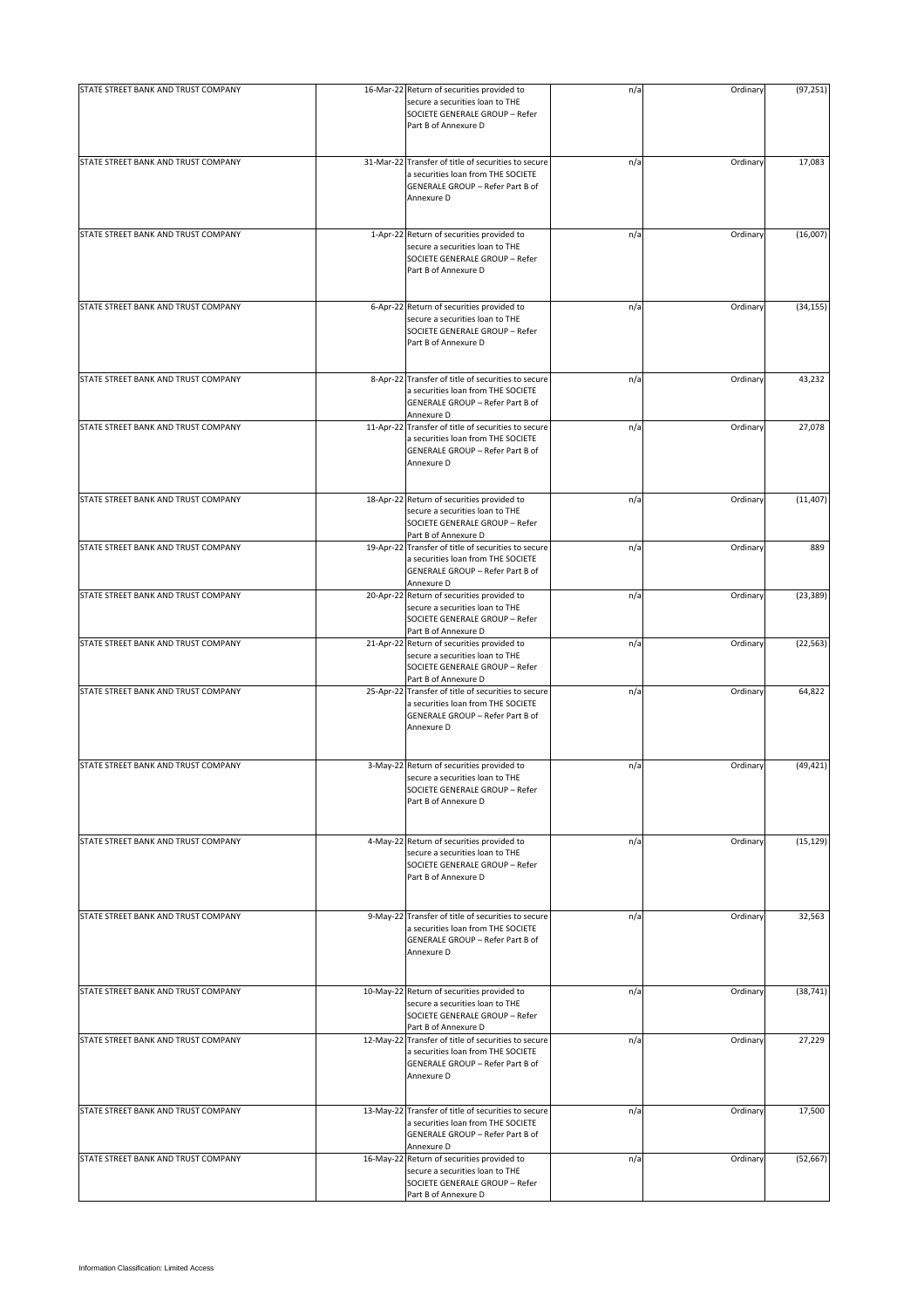| | | | | | |
|---|---|---|---|---|---|
| STATE STREET BANK AND TRUST COMPANY | 16-Mar-22 | Return of securities provided to secure a securities loan to THE SOCIETE GENERALE GROUP – Refer Part B of Annexure D | n/a | Ordinary | (97,251) |
| STATE STREET BANK AND TRUST COMPANY | 31-Mar-22 | Transfer of title of securities to secure a securities loan from THE SOCIETE GENERALE GROUP – Refer Part B of Annexure D | n/a | Ordinary | 17,083 |
| STATE STREET BANK AND TRUST COMPANY | 1-Apr-22 | Return of securities provided to secure a securities loan to THE SOCIETE GENERALE GROUP – Refer Part B of Annexure D | n/a | Ordinary | (16,007) |
| STATE STREET BANK AND TRUST COMPANY | 6-Apr-22 | Return of securities provided to secure a securities loan to THE SOCIETE GENERALE GROUP – Refer Part B of Annexure D | n/a | Ordinary | (34,155) |
| STATE STREET BANK AND TRUST COMPANY | 8-Apr-22 | Transfer of title of securities to secure a securities loan from THE SOCIETE GENERALE GROUP – Refer Part B of Annexure D | n/a | Ordinary | 43,232 |
| STATE STREET BANK AND TRUST COMPANY | 11-Apr-22 | Transfer of title of securities to secure a securities loan from THE SOCIETE GENERALE GROUP – Refer Part B of Annexure D | n/a | Ordinary | 27,078 |
| STATE STREET BANK AND TRUST COMPANY | 18-Apr-22 | Return of securities provided to secure a securities loan to THE SOCIETE GENERALE GROUP – Refer Part B of Annexure D | n/a | Ordinary | (11,407) |
| STATE STREET BANK AND TRUST COMPANY | 19-Apr-22 | Transfer of title of securities to secure a securities loan from THE SOCIETE GENERALE GROUP – Refer Part B of Annexure D | n/a | Ordinary | 889 |
| STATE STREET BANK AND TRUST COMPANY | 20-Apr-22 | Return of securities provided to secure a securities loan to THE SOCIETE GENERALE GROUP – Refer Part B of Annexure D | n/a | Ordinary | (23,389) |
| STATE STREET BANK AND TRUST COMPANY | 21-Apr-22 | Return of securities provided to secure a securities loan to THE SOCIETE GENERALE GROUP – Refer Part B of Annexure D | n/a | Ordinary | (22,563) |
| STATE STREET BANK AND TRUST COMPANY | 25-Apr-22 | Transfer of title of securities to secure a securities loan from THE SOCIETE GENERALE GROUP – Refer Part B of Annexure D | n/a | Ordinary | 64,822 |
| STATE STREET BANK AND TRUST COMPANY | 3-May-22 | Return of securities provided to secure a securities loan to THE SOCIETE GENERALE GROUP – Refer Part B of Annexure D | n/a | Ordinary | (49,421) |
| STATE STREET BANK AND TRUST COMPANY | 4-May-22 | Return of securities provided to secure a securities loan to THE SOCIETE GENERALE GROUP – Refer Part B of Annexure D | n/a | Ordinary | (15,129) |
| STATE STREET BANK AND TRUST COMPANY | 9-May-22 | Transfer of title of securities to secure a securities loan from THE SOCIETE GENERALE GROUP – Refer Part B of Annexure D | n/a | Ordinary | 32,563 |
| STATE STREET BANK AND TRUST COMPANY | 10-May-22 | Return of securities provided to secure a securities loan to THE SOCIETE GENERALE GROUP – Refer Part B of Annexure D | n/a | Ordinary | (38,741) |
| STATE STREET BANK AND TRUST COMPANY | 12-May-22 | Transfer of title of securities to secure a securities loan from THE SOCIETE GENERALE GROUP – Refer Part B of Annexure D | n/a | Ordinary | 27,229 |
| STATE STREET BANK AND TRUST COMPANY | 13-May-22 | Transfer of title of securities to secure a securities loan from THE SOCIETE GENERALE GROUP – Refer Part B of Annexure D | n/a | Ordinary | 17,500 |
| STATE STREET BANK AND TRUST COMPANY | 16-May-22 | Return of securities provided to secure a securities loan to THE SOCIETE GENERALE GROUP – Refer Part B of Annexure D | n/a | Ordinary | (52,667) |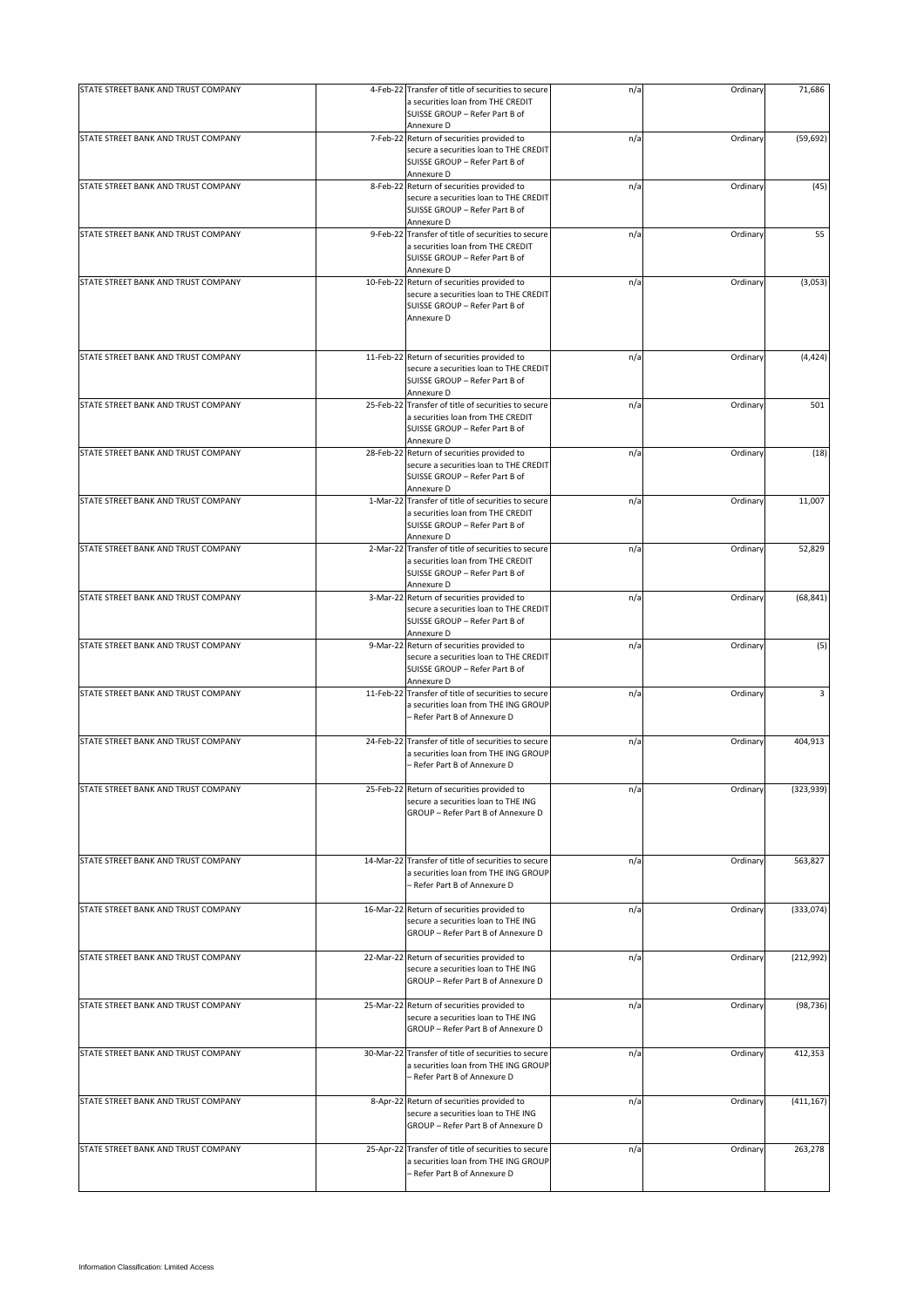| | | | | | |
|---|---|---|---|---|---|
| STATE STREET BANK AND TRUST COMPANY | 4-Feb-22 | Transfer of title of securities to secure a securities loan from THE CREDIT SUISSE GROUP – Refer Part B of Annexure D | n/a | Ordinary | 71,686 |
| STATE STREET BANK AND TRUST COMPANY | 7-Feb-22 | Return of securities provided to secure a securities loan to THE CREDIT SUISSE GROUP – Refer Part B of Annexure D | n/a | Ordinary | (59,692) |
| STATE STREET BANK AND TRUST COMPANY | 8-Feb-22 | Return of securities provided to secure a securities loan to THE CREDIT SUISSE GROUP – Refer Part B of Annexure D | n/a | Ordinary | (45) |
| STATE STREET BANK AND TRUST COMPANY | 9-Feb-22 | Transfer of title of securities to secure a securities loan from THE CREDIT SUISSE GROUP – Refer Part B of Annexure D | n/a | Ordinary | 55 |
| STATE STREET BANK AND TRUST COMPANY | 10-Feb-22 | Return of securities provided to secure a securities loan to THE CREDIT SUISSE GROUP – Refer Part B of Annexure D | n/a | Ordinary | (3,053) |
| STATE STREET BANK AND TRUST COMPANY | 11-Feb-22 | Return of securities provided to secure a securities loan to THE CREDIT SUISSE GROUP – Refer Part B of Annexure D | n/a | Ordinary | (4,424) |
| STATE STREET BANK AND TRUST COMPANY | 25-Feb-22 | Transfer of title of securities to secure a securities loan from THE CREDIT SUISSE GROUP – Refer Part B of Annexure D | n/a | Ordinary | 501 |
| STATE STREET BANK AND TRUST COMPANY | 28-Feb-22 | Return of securities provided to secure a securities loan to THE CREDIT SUISSE GROUP – Refer Part B of Annexure D | n/a | Ordinary | (18) |
| STATE STREET BANK AND TRUST COMPANY | 1-Mar-22 | Transfer of title of securities to secure a securities loan from THE CREDIT SUISSE GROUP – Refer Part B of Annexure D | n/a | Ordinary | 11,007 |
| STATE STREET BANK AND TRUST COMPANY | 2-Mar-22 | Transfer of title of securities to secure a securities loan from THE CREDIT SUISSE GROUP – Refer Part B of Annexure D | n/a | Ordinary | 52,829 |
| STATE STREET BANK AND TRUST COMPANY | 3-Mar-22 | Return of securities provided to secure a securities loan to THE CREDIT SUISSE GROUP – Refer Part B of Annexure D | n/a | Ordinary | (68,841) |
| STATE STREET BANK AND TRUST COMPANY | 9-Mar-22 | Return of securities provided to secure a securities loan to THE CREDIT SUISSE GROUP – Refer Part B of Annexure D | n/a | Ordinary | (5) |
| STATE STREET BANK AND TRUST COMPANY | 11-Feb-22 | Transfer of title of securities to secure a securities loan from THE ING GROUP – Refer Part B of Annexure D | n/a | Ordinary | 3 |
| STATE STREET BANK AND TRUST COMPANY | 24-Feb-22 | Transfer of title of securities to secure a securities loan from THE ING GROUP – Refer Part B of Annexure D | n/a | Ordinary | 404,913 |
| STATE STREET BANK AND TRUST COMPANY | 25-Feb-22 | Return of securities provided to secure a securities loan to THE ING GROUP – Refer Part B of Annexure D | n/a | Ordinary | (323,939) |
| STATE STREET BANK AND TRUST COMPANY | 14-Mar-22 | Transfer of title of securities to secure a securities loan from THE ING GROUP – Refer Part B of Annexure D | n/a | Ordinary | 563,827 |
| STATE STREET BANK AND TRUST COMPANY | 16-Mar-22 | Return of securities provided to secure a securities loan to THE ING GROUP – Refer Part B of Annexure D | n/a | Ordinary | (333,074) |
| STATE STREET BANK AND TRUST COMPANY | 22-Mar-22 | Return of securities provided to secure a securities loan to THE ING GROUP – Refer Part B of Annexure D | n/a | Ordinary | (212,992) |
| STATE STREET BANK AND TRUST COMPANY | 25-Mar-22 | Return of securities provided to secure a securities loan to THE ING GROUP – Refer Part B of Annexure D | n/a | Ordinary | (98,736) |
| STATE STREET BANK AND TRUST COMPANY | 30-Mar-22 | Transfer of title of securities to secure a securities loan from THE ING GROUP – Refer Part B of Annexure D | n/a | Ordinary | 412,353 |
| STATE STREET BANK AND TRUST COMPANY | 8-Apr-22 | Return of securities provided to secure a securities loan to THE ING GROUP – Refer Part B of Annexure D | n/a | Ordinary | (411,167) |
| STATE STREET BANK AND TRUST COMPANY | 25-Apr-22 | Transfer of title of securities to secure a securities loan from THE ING GROUP – Refer Part B of Annexure D | n/a | Ordinary | 263,278 |

Information Classification: Limited Access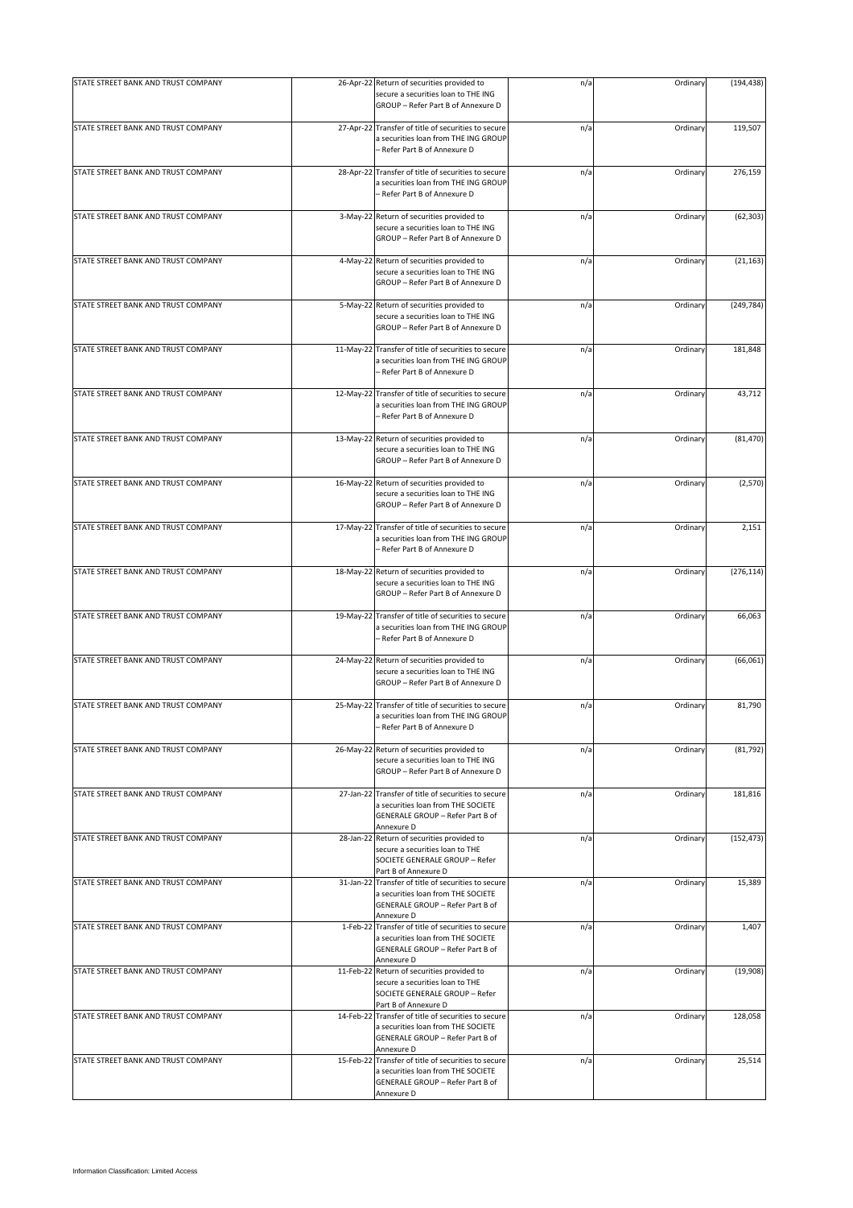| | | | | | |
|---|---|---|---|---|---|
| STATE STREET BANK AND TRUST COMPANY | 26-Apr-22 | Return of securities provided to secure a securities loan to THE ING GROUP – Refer Part B of Annexure D | n/a | Ordinary | (194,438) |
| STATE STREET BANK AND TRUST COMPANY | 27-Apr-22 | Transfer of title of securities to secure a securities loan from THE ING GROUP – Refer Part B of Annexure D | n/a | Ordinary | 119,507 |
| STATE STREET BANK AND TRUST COMPANY | 28-Apr-22 | Transfer of title of securities to secure a securities loan from THE ING GROUP – Refer Part B of Annexure D | n/a | Ordinary | 276,159 |
| STATE STREET BANK AND TRUST COMPANY | 3-May-22 | Return of securities provided to secure a securities loan to THE ING GROUP – Refer Part B of Annexure D | n/a | Ordinary | (62,303) |
| STATE STREET BANK AND TRUST COMPANY | 4-May-22 | Return of securities provided to secure a securities loan to THE ING GROUP – Refer Part B of Annexure D | n/a | Ordinary | (21,163) |
| STATE STREET BANK AND TRUST COMPANY | 5-May-22 | Return of securities provided to secure a securities loan to THE ING GROUP – Refer Part B of Annexure D | n/a | Ordinary | (249,784) |
| STATE STREET BANK AND TRUST COMPANY | 11-May-22 | Transfer of title of securities to secure a securities loan from THE ING GROUP – Refer Part B of Annexure D | n/a | Ordinary | 181,848 |
| STATE STREET BANK AND TRUST COMPANY | 12-May-22 | Transfer of title of securities to secure a securities loan from THE ING GROUP – Refer Part B of Annexure D | n/a | Ordinary | 43,712 |
| STATE STREET BANK AND TRUST COMPANY | 13-May-22 | Return of securities provided to secure a securities loan to THE ING GROUP – Refer Part B of Annexure D | n/a | Ordinary | (81,470) |
| STATE STREET BANK AND TRUST COMPANY | 16-May-22 | Return of securities provided to secure a securities loan to THE ING GROUP – Refer Part B of Annexure D | n/a | Ordinary | (2,570) |
| STATE STREET BANK AND TRUST COMPANY | 17-May-22 | Transfer of title of securities to secure a securities loan from THE ING GROUP – Refer Part B of Annexure D | n/a | Ordinary | 2,151 |
| STATE STREET BANK AND TRUST COMPANY | 18-May-22 | Return of securities provided to secure a securities loan to THE ING GROUP – Refer Part B of Annexure D | n/a | Ordinary | (276,114) |
| STATE STREET BANK AND TRUST COMPANY | 19-May-22 | Transfer of title of securities to secure a securities loan from THE ING GROUP – Refer Part B of Annexure D | n/a | Ordinary | 66,063 |
| STATE STREET BANK AND TRUST COMPANY | 24-May-22 | Return of securities provided to secure a securities loan to THE ING GROUP – Refer Part B of Annexure D | n/a | Ordinary | (66,061) |
| STATE STREET BANK AND TRUST COMPANY | 25-May-22 | Transfer of title of securities to secure a securities loan from THE ING GROUP – Refer Part B of Annexure D | n/a | Ordinary | 81,790 |
| STATE STREET BANK AND TRUST COMPANY | 26-May-22 | Return of securities provided to secure a securities loan to THE ING GROUP – Refer Part B of Annexure D | n/a | Ordinary | (81,792) |
| STATE STREET BANK AND TRUST COMPANY | 27-Jan-22 | Transfer of title of securities to secure a securities loan from THE SOCIETE GENERALE GROUP – Refer Part B of Annexure D | n/a | Ordinary | 181,816 |
| STATE STREET BANK AND TRUST COMPANY | 28-Jan-22 | Return of securities provided to secure a securities loan to THE SOCIETE GENERALE GROUP – Refer Part B of Annexure D | n/a | Ordinary | (152,473) |
| STATE STREET BANK AND TRUST COMPANY | 31-Jan-22 | Transfer of title of securities to secure a securities loan from THE SOCIETE GENERALE GROUP – Refer Part B of Annexure D | n/a | Ordinary | 15,389 |
| STATE STREET BANK AND TRUST COMPANY | 1-Feb-22 | Transfer of title of securities to secure a securities loan from THE SOCIETE GENERALE GROUP – Refer Part B of Annexure D | n/a | Ordinary | 1,407 |
| STATE STREET BANK AND TRUST COMPANY | 11-Feb-22 | Return of securities provided to secure a securities loan to THE SOCIETE GENERALE GROUP – Refer Part B of Annexure D | n/a | Ordinary | (19,908) |
| STATE STREET BANK AND TRUST COMPANY | 14-Feb-22 | Transfer of title of securities to secure a securities loan from THE SOCIETE GENERALE GROUP – Refer Part B of Annexure D | n/a | Ordinary | 128,058 |
| STATE STREET BANK AND TRUST COMPANY | 15-Feb-22 | Transfer of title of securities to secure a securities loan from THE SOCIETE GENERALE GROUP – Refer Part B of Annexure D | n/a | Ordinary | 25,514 |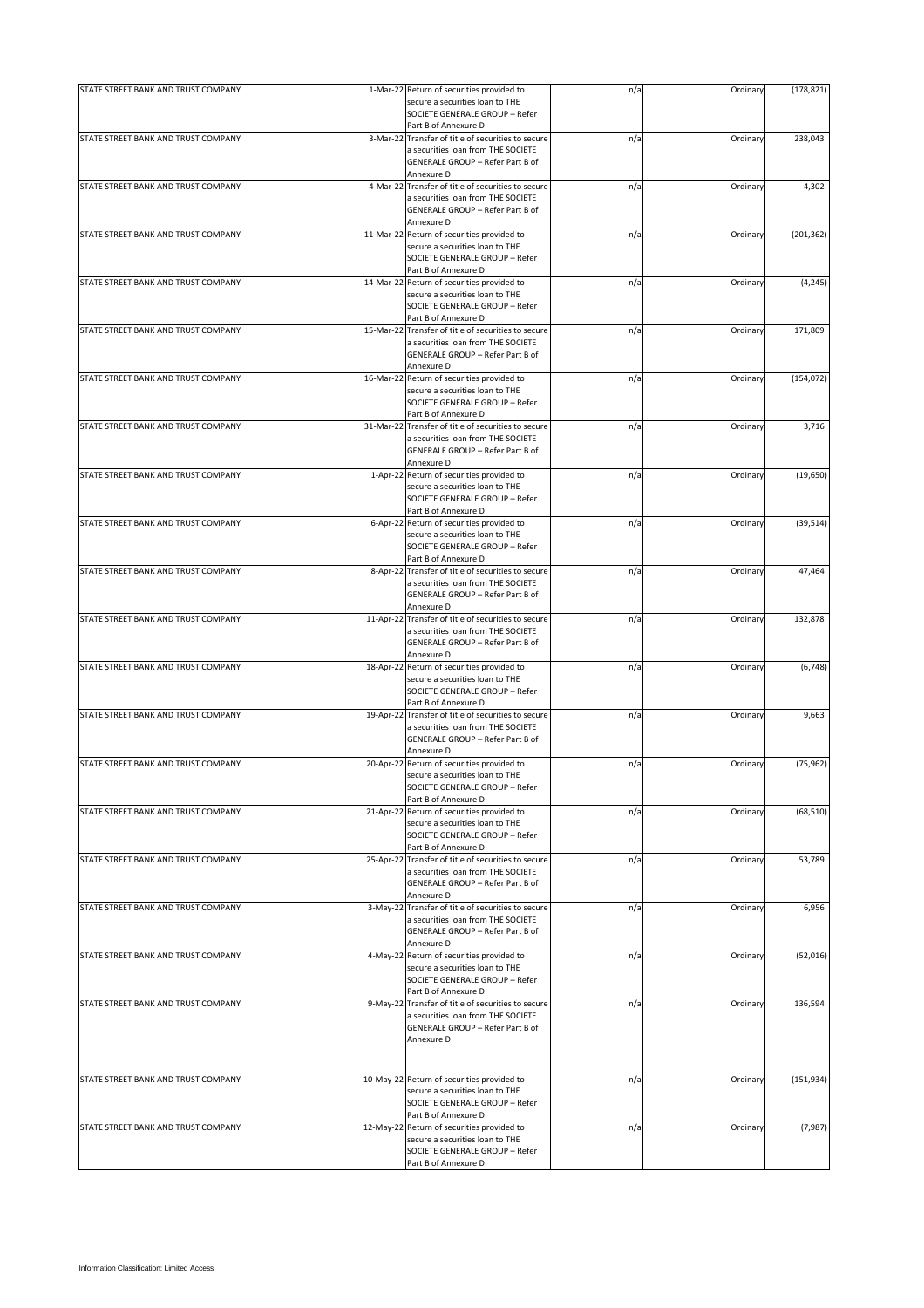| | | | | | |
|---|---|---|---|---|---|
| STATE STREET BANK AND TRUST COMPANY | 1-Mar-22 | Return of securities provided to secure a securities loan to THE SOCIETE GENERALE GROUP – Refer Part B of Annexure D | n/a | Ordinary | (178,821) |
| STATE STREET BANK AND TRUST COMPANY | 3-Mar-22 | Transfer of title of securities to secure a securities loan from THE SOCIETE GENERALE GROUP – Refer Part B of Annexure D | n/a | Ordinary | 238,043 |
| STATE STREET BANK AND TRUST COMPANY | 4-Mar-22 | Transfer of title of securities to secure a securities loan from THE SOCIETE GENERALE GROUP – Refer Part B of Annexure D | n/a | Ordinary | 4,302 |
| STATE STREET BANK AND TRUST COMPANY | 11-Mar-22 | Return of securities provided to secure a securities loan to THE SOCIETE GENERALE GROUP – Refer Part B of Annexure D | n/a | Ordinary | (201,362) |
| STATE STREET BANK AND TRUST COMPANY | 14-Mar-22 | Return of securities provided to secure a securities loan to THE SOCIETE GENERALE GROUP – Refer Part B of Annexure D | n/a | Ordinary | (4,245) |
| STATE STREET BANK AND TRUST COMPANY | 15-Mar-22 | Transfer of title of securities to secure a securities loan from THE SOCIETE GENERALE GROUP – Refer Part B of Annexure D | n/a | Ordinary | 171,809 |
| STATE STREET BANK AND TRUST COMPANY | 16-Mar-22 | Return of securities provided to secure a securities loan to THE SOCIETE GENERALE GROUP – Refer Part B of Annexure D | n/a | Ordinary | (154,072) |
| STATE STREET BANK AND TRUST COMPANY | 31-Mar-22 | Transfer of title of securities to secure a securities loan from THE SOCIETE GENERALE GROUP – Refer Part B of Annexure D | n/a | Ordinary | 3,716 |
| STATE STREET BANK AND TRUST COMPANY | 1-Apr-22 | Return of securities provided to secure a securities loan to THE SOCIETE GENERALE GROUP – Refer Part B of Annexure D | n/a | Ordinary | (19,650) |
| STATE STREET BANK AND TRUST COMPANY | 6-Apr-22 | Return of securities provided to secure a securities loan to THE SOCIETE GENERALE GROUP – Refer Part B of Annexure D | n/a | Ordinary | (39,514) |
| STATE STREET BANK AND TRUST COMPANY | 8-Apr-22 | Transfer of title of securities to secure a securities loan from THE SOCIETE GENERALE GROUP – Refer Part B of Annexure D | n/a | Ordinary | 47,464 |
| STATE STREET BANK AND TRUST COMPANY | 11-Apr-22 | Transfer of title of securities to secure a securities loan from THE SOCIETE GENERALE GROUP – Refer Part B of Annexure D | n/a | Ordinary | 132,878 |
| STATE STREET BANK AND TRUST COMPANY | 18-Apr-22 | Return of securities provided to secure a securities loan to THE SOCIETE GENERALE GROUP – Refer Part B of Annexure D | n/a | Ordinary | (6,748) |
| STATE STREET BANK AND TRUST COMPANY | 19-Apr-22 | Transfer of title of securities to secure a securities loan from THE SOCIETE GENERALE GROUP – Refer Part B of Annexure D | n/a | Ordinary | 9,663 |
| STATE STREET BANK AND TRUST COMPANY | 20-Apr-22 | Return of securities provided to secure a securities loan to THE SOCIETE GENERALE GROUP – Refer Part B of Annexure D | n/a | Ordinary | (75,962) |
| STATE STREET BANK AND TRUST COMPANY | 21-Apr-22 | Return of securities provided to secure a securities loan to THE SOCIETE GENERALE GROUP – Refer Part B of Annexure D | n/a | Ordinary | (68,510) |
| STATE STREET BANK AND TRUST COMPANY | 25-Apr-22 | Transfer of title of securities to secure a securities loan from THE SOCIETE GENERALE GROUP – Refer Part B of Annexure D | n/a | Ordinary | 53,789 |
| STATE STREET BANK AND TRUST COMPANY | 3-May-22 | Transfer of title of securities to secure a securities loan from THE SOCIETE GENERALE GROUP – Refer Part B of Annexure D | n/a | Ordinary | 6,956 |
| STATE STREET BANK AND TRUST COMPANY | 4-May-22 | Return of securities provided to secure a securities loan to THE SOCIETE GENERALE GROUP – Refer Part B of Annexure D | n/a | Ordinary | (52,016) |
| STATE STREET BANK AND TRUST COMPANY | 9-May-22 | Transfer of title of securities to secure a securities loan from THE SOCIETE GENERALE GROUP – Refer Part B of Annexure D | n/a | Ordinary | 136,594 |
| STATE STREET BANK AND TRUST COMPANY | 10-May-22 | Return of securities provided to secure a securities loan to THE SOCIETE GENERALE GROUP – Refer Part B of Annexure D | n/a | Ordinary | (151,934) |
| STATE STREET BANK AND TRUST COMPANY | 12-May-22 | Return of securities provided to secure a securities loan to THE SOCIETE GENERALE GROUP – Refer Part B of Annexure D | n/a | Ordinary | (7,987) |

Information Classification: Limited Access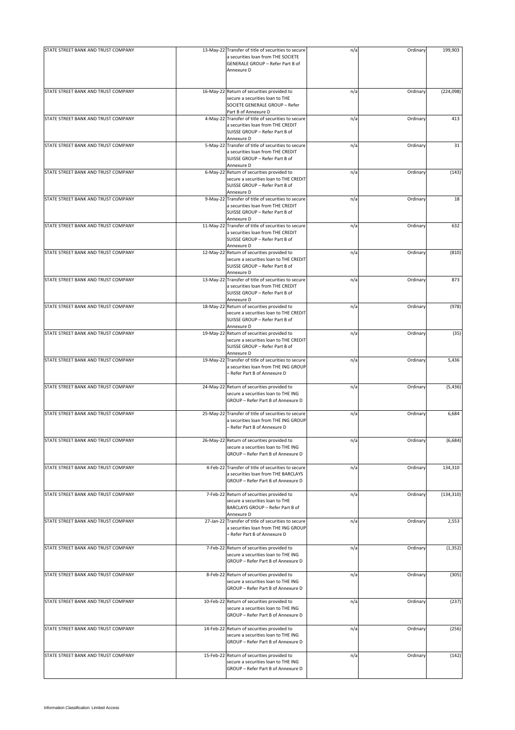| | | | | | |
|---|---|---|---|---|---|
| STATE STREET BANK AND TRUST COMPANY | 13-May-22 | Transfer of title of securities to secure a securities loan from THE SOCIETE GENERALE GROUP – Refer Part B of Annexure D | n/a | Ordinary | 199,903 |
| STATE STREET BANK AND TRUST COMPANY | 16-May-22 | Return of securities provided to secure a securities loan to THE SOCIETE GENERALE GROUP – Refer Part B of Annexure D | n/a | Ordinary | (224,098) |
| STATE STREET BANK AND TRUST COMPANY | 4-May-22 | Transfer of title of securities to secure a securities loan from THE CREDIT SUISSE GROUP – Refer Part B of Annexure D | n/a | Ordinary | 413 |
| STATE STREET BANK AND TRUST COMPANY | 5-May-22 | Transfer of title of securities to secure a securities loan from THE CREDIT SUISSE GROUP – Refer Part B of Annexure D | n/a | Ordinary | 31 |
| STATE STREET BANK AND TRUST COMPANY | 6-May-22 | Return of securities provided to secure a securities loan to THE CREDIT SUISSE GROUP – Refer Part B of Annexure D | n/a | Ordinary | (143) |
| STATE STREET BANK AND TRUST COMPANY | 9-May-22 | Transfer of title of securities to secure a securities loan from THE CREDIT SUISSE GROUP – Refer Part B of Annexure D | n/a | Ordinary | 18 |
| STATE STREET BANK AND TRUST COMPANY | 11-May-22 | Transfer of title of securities to secure a securities loan from THE CREDIT SUISSE GROUP – Refer Part B of Annexure D | n/a | Ordinary | 632 |
| STATE STREET BANK AND TRUST COMPANY | 12-May-22 | Return of securities provided to secure a securities loan to THE CREDIT SUISSE GROUP – Refer Part B of Annexure D | n/a | Ordinary | (810) |
| STATE STREET BANK AND TRUST COMPANY | 13-May-22 | Transfer of title of securities to secure a securities loan from THE CREDIT SUISSE GROUP – Refer Part B of Annexure D | n/a | Ordinary | 873 |
| STATE STREET BANK AND TRUST COMPANY | 18-May-22 | Return of securities provided to secure a securities loan to THE CREDIT SUISSE GROUP – Refer Part B of Annexure D | n/a | Ordinary | (978) |
| STATE STREET BANK AND TRUST COMPANY | 19-May-22 | Return of securities provided to secure a securities loan to THE CREDIT SUISSE GROUP – Refer Part B of Annexure D | n/a | Ordinary | (35) |
| STATE STREET BANK AND TRUST COMPANY | 19-May-22 | Transfer of title of securities to secure a securities loan from THE ING GROUP – Refer Part B of Annexure D | n/a | Ordinary | 5,436 |
| STATE STREET BANK AND TRUST COMPANY | 24-May-22 | Return of securities provided to secure a securities loan to THE ING GROUP – Refer Part B of Annexure D | n/a | Ordinary | (5,436) |
| STATE STREET BANK AND TRUST COMPANY | 25-May-22 | Transfer of title of securities to secure a securities loan from THE ING GROUP – Refer Part B of Annexure D | n/a | Ordinary | 6,684 |
| STATE STREET BANK AND TRUST COMPANY | 26-May-22 | Return of securities provided to secure a securities loan to THE ING GROUP – Refer Part B of Annexure D | n/a | Ordinary | (6,684) |
| STATE STREET BANK AND TRUST COMPANY | 4-Feb-22 | Transfer of title of securities to secure a securities loan from THE BARCLAYS GROUP – Refer Part B of Annexure D | n/a | Ordinary | 134,310 |
| STATE STREET BANK AND TRUST COMPANY | 7-Feb-22 | Return of securities provided to secure a securities loan to THE BARCLAYS GROUP – Refer Part B of Annexure D | n/a | Ordinary | (134,310) |
| STATE STREET BANK AND TRUST COMPANY | 27-Jan-22 | Transfer of title of securities to secure a securities loan from THE ING GROUP – Refer Part B of Annexure D | n/a | Ordinary | 2,553 |
| STATE STREET BANK AND TRUST COMPANY | 7-Feb-22 | Return of securities provided to secure a securities loan to THE ING GROUP – Refer Part B of Annexure D | n/a | Ordinary | (1,352) |
| STATE STREET BANK AND TRUST COMPANY | 8-Feb-22 | Return of securities provided to secure a securities loan to THE ING GROUP – Refer Part B of Annexure D | n/a | Ordinary | (305) |
| STATE STREET BANK AND TRUST COMPANY | 10-Feb-22 | Return of securities provided to secure a securities loan to THE ING GROUP – Refer Part B of Annexure D | n/a | Ordinary | (237) |
| STATE STREET BANK AND TRUST COMPANY | 14-Feb-22 | Return of securities provided to secure a securities loan to THE ING GROUP – Refer Part B of Annexure D | n/a | Ordinary | (256) |
| STATE STREET BANK AND TRUST COMPANY | 15-Feb-22 | Return of securities provided to secure a securities loan to THE ING GROUP – Refer Part B of Annexure D | n/a | Ordinary | (142) |

Information Classification: Limited Access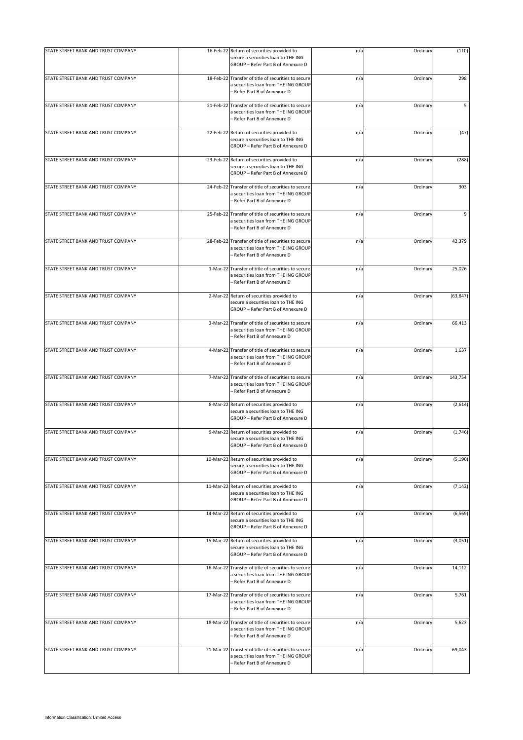| | | | | | |
|---|---|---|---|---|---|
| STATE STREET BANK AND TRUST COMPANY | 16-Feb-22 | Return of securities provided to secure a securities loan to THE ING GROUP – Refer Part B of Annexure D | n/a | Ordinary | (110) |
| STATE STREET BANK AND TRUST COMPANY | 18-Feb-22 | Transfer of title of securities to secure a securities loan from THE ING GROUP – Refer Part B of Annexure D | n/a | Ordinary | 298 |
| STATE STREET BANK AND TRUST COMPANY | 21-Feb-22 | Transfer of title of securities to secure a securities loan from THE ING GROUP – Refer Part B of Annexure D | n/a | Ordinary | 5 |
| STATE STREET BANK AND TRUST COMPANY | 22-Feb-22 | Return of securities provided to secure a securities loan to THE ING GROUP – Refer Part B of Annexure D | n/a | Ordinary | (47) |
| STATE STREET BANK AND TRUST COMPANY | 23-Feb-22 | Return of securities provided to secure a securities loan to THE ING GROUP – Refer Part B of Annexure D | n/a | Ordinary | (288) |
| STATE STREET BANK AND TRUST COMPANY | 24-Feb-22 | Transfer of title of securities to secure a securities loan from THE ING GROUP – Refer Part B of Annexure D | n/a | Ordinary | 303 |
| STATE STREET BANK AND TRUST COMPANY | 25-Feb-22 | Transfer of title of securities to secure a securities loan from THE ING GROUP – Refer Part B of Annexure D | n/a | Ordinary | 9 |
| STATE STREET BANK AND TRUST COMPANY | 28-Feb-22 | Transfer of title of securities to secure a securities loan from THE ING GROUP – Refer Part B of Annexure D | n/a | Ordinary | 42,379 |
| STATE STREET BANK AND TRUST COMPANY | 1-Mar-22 | Transfer of title of securities to secure a securities loan from THE ING GROUP – Refer Part B of Annexure D | n/a | Ordinary | 25,026 |
| STATE STREET BANK AND TRUST COMPANY | 2-Mar-22 | Return of securities provided to secure a securities loan to THE ING GROUP – Refer Part B of Annexure D | n/a | Ordinary | (63,847) |
| STATE STREET BANK AND TRUST COMPANY | 3-Mar-22 | Transfer of title of securities to secure a securities loan from THE ING GROUP – Refer Part B of Annexure D | n/a | Ordinary | 66,413 |
| STATE STREET BANK AND TRUST COMPANY | 4-Mar-22 | Transfer of title of securities to secure a securities loan from THE ING GROUP – Refer Part B of Annexure D | n/a | Ordinary | 1,637 |
| STATE STREET BANK AND TRUST COMPANY | 7-Mar-22 | Transfer of title of securities to secure a securities loan from THE ING GROUP – Refer Part B of Annexure D | n/a | Ordinary | 143,754 |
| STATE STREET BANK AND TRUST COMPANY | 8-Mar-22 | Return of securities provided to secure a securities loan to THE ING GROUP – Refer Part B of Annexure D | n/a | Ordinary | (2,614) |
| STATE STREET BANK AND TRUST COMPANY | 9-Mar-22 | Return of securities provided to secure a securities loan to THE ING GROUP – Refer Part B of Annexure D | n/a | Ordinary | (1,746) |
| STATE STREET BANK AND TRUST COMPANY | 10-Mar-22 | Return of securities provided to secure a securities loan to THE ING GROUP – Refer Part B of Annexure D | n/a | Ordinary | (5,190) |
| STATE STREET BANK AND TRUST COMPANY | 11-Mar-22 | Return of securities provided to secure a securities loan to THE ING GROUP – Refer Part B of Annexure D | n/a | Ordinary | (7,142) |
| STATE STREET BANK AND TRUST COMPANY | 14-Mar-22 | Return of securities provided to secure a securities loan to THE ING GROUP – Refer Part B of Annexure D | n/a | Ordinary | (6,569) |
| STATE STREET BANK AND TRUST COMPANY | 15-Mar-22 | Return of securities provided to secure a securities loan to THE ING GROUP – Refer Part B of Annexure D | n/a | Ordinary | (3,051) |
| STATE STREET BANK AND TRUST COMPANY | 16-Mar-22 | Transfer of title of securities to secure a securities loan from THE ING GROUP – Refer Part B of Annexure D | n/a | Ordinary | 14,112 |
| STATE STREET BANK AND TRUST COMPANY | 17-Mar-22 | Transfer of title of securities to secure a securities loan from THE ING GROUP – Refer Part B of Annexure D | n/a | Ordinary | 5,761 |
| STATE STREET BANK AND TRUST COMPANY | 18-Mar-22 | Transfer of title of securities to secure a securities loan from THE ING GROUP – Refer Part B of Annexure D | n/a | Ordinary | 5,623 |
| STATE STREET BANK AND TRUST COMPANY | 21-Mar-22 | Transfer of title of securities to secure a securities loan from THE ING GROUP – Refer Part B of Annexure D | n/a | Ordinary | 69,043 |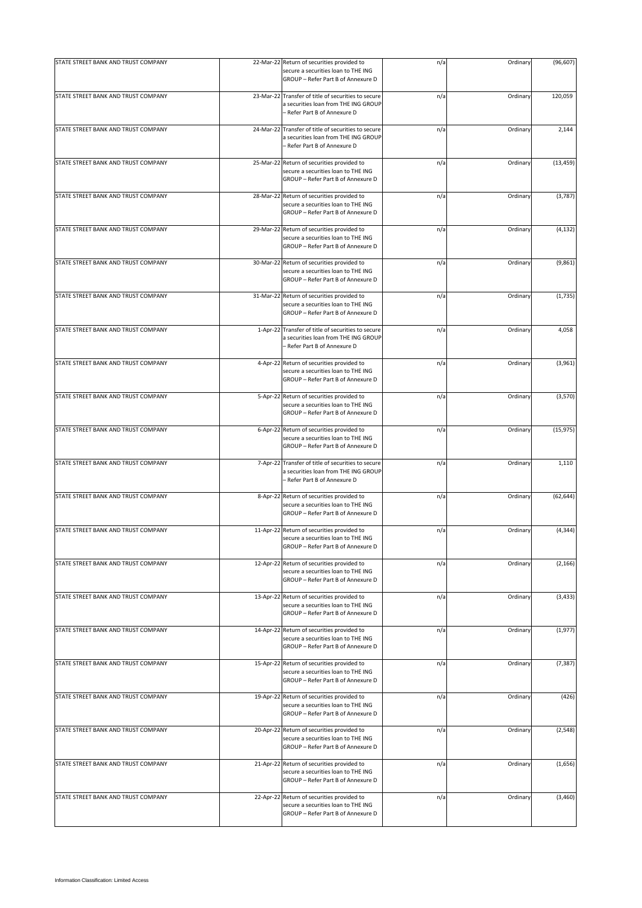| | | | | | |
|---|---|---|---|---|---|
| STATE STREET BANK AND TRUST COMPANY | 22-Mar-22 | Return of securities provided to secure a securities loan to THE ING GROUP – Refer Part B of Annexure D | n/a | Ordinary | (96,607) |
| STATE STREET BANK AND TRUST COMPANY | 23-Mar-22 | Transfer of title of securities to secure a securities loan from THE ING GROUP – Refer Part B of Annexure D | n/a | Ordinary | 120,059 |
| STATE STREET BANK AND TRUST COMPANY | 24-Mar-22 | Transfer of title of securities to secure a securities loan from THE ING GROUP – Refer Part B of Annexure D | n/a | Ordinary | 2,144 |
| STATE STREET BANK AND TRUST COMPANY | 25-Mar-22 | Return of securities provided to secure a securities loan to THE ING GROUP – Refer Part B of Annexure D | n/a | Ordinary | (13,459) |
| STATE STREET BANK AND TRUST COMPANY | 28-Mar-22 | Return of securities provided to secure a securities loan to THE ING GROUP – Refer Part B of Annexure D | n/a | Ordinary | (3,787) |
| STATE STREET BANK AND TRUST COMPANY | 29-Mar-22 | Return of securities provided to secure a securities loan to THE ING GROUP – Refer Part B of Annexure D | n/a | Ordinary | (4,132) |
| STATE STREET BANK AND TRUST COMPANY | 30-Mar-22 | Return of securities provided to secure a securities loan to THE ING GROUP – Refer Part B of Annexure D | n/a | Ordinary | (9,861) |
| STATE STREET BANK AND TRUST COMPANY | 31-Mar-22 | Return of securities provided to secure a securities loan to THE ING GROUP – Refer Part B of Annexure D | n/a | Ordinary | (1,735) |
| STATE STREET BANK AND TRUST COMPANY | 1-Apr-22 | Transfer of title of securities to secure a securities loan from THE ING GROUP – Refer Part B of Annexure D | n/a | Ordinary | 4,058 |
| STATE STREET BANK AND TRUST COMPANY | 4-Apr-22 | Return of securities provided to secure a securities loan to THE ING GROUP – Refer Part B of Annexure D | n/a | Ordinary | (3,961) |
| STATE STREET BANK AND TRUST COMPANY | 5-Apr-22 | Return of securities provided to secure a securities loan to THE ING GROUP – Refer Part B of Annexure D | n/a | Ordinary | (3,570) |
| STATE STREET BANK AND TRUST COMPANY | 6-Apr-22 | Return of securities provided to secure a securities loan to THE ING GROUP – Refer Part B of Annexure D | n/a | Ordinary | (15,975) |
| STATE STREET BANK AND TRUST COMPANY | 7-Apr-22 | Transfer of title of securities to secure a securities loan from THE ING GROUP – Refer Part B of Annexure D | n/a | Ordinary | 1,110 |
| STATE STREET BANK AND TRUST COMPANY | 8-Apr-22 | Return of securities provided to secure a securities loan to THE ING GROUP – Refer Part B of Annexure D | n/a | Ordinary | (62,644) |
| STATE STREET BANK AND TRUST COMPANY | 11-Apr-22 | Return of securities provided to secure a securities loan to THE ING GROUP – Refer Part B of Annexure D | n/a | Ordinary | (4,344) |
| STATE STREET BANK AND TRUST COMPANY | 12-Apr-22 | Return of securities provided to secure a securities loan to THE ING GROUP – Refer Part B of Annexure D | n/a | Ordinary | (2,166) |
| STATE STREET BANK AND TRUST COMPANY | 13-Apr-22 | Return of securities provided to secure a securities loan to THE ING GROUP – Refer Part B of Annexure D | n/a | Ordinary | (3,433) |
| STATE STREET BANK AND TRUST COMPANY | 14-Apr-22 | Return of securities provided to secure a securities loan to THE ING GROUP – Refer Part B of Annexure D | n/a | Ordinary | (1,977) |
| STATE STREET BANK AND TRUST COMPANY | 15-Apr-22 | Return of securities provided to secure a securities loan to THE ING GROUP – Refer Part B of Annexure D | n/a | Ordinary | (7,387) |
| STATE STREET BANK AND TRUST COMPANY | 19-Apr-22 | Return of securities provided to secure a securities loan to THE ING GROUP – Refer Part B of Annexure D | n/a | Ordinary | (426) |
| STATE STREET BANK AND TRUST COMPANY | 20-Apr-22 | Return of securities provided to secure a securities loan to THE ING GROUP – Refer Part B of Annexure D | n/a | Ordinary | (2,548) |
| STATE STREET BANK AND TRUST COMPANY | 21-Apr-22 | Return of securities provided to secure a securities loan to THE ING GROUP – Refer Part B of Annexure D | n/a | Ordinary | (1,656) |
| STATE STREET BANK AND TRUST COMPANY | 22-Apr-22 | Return of securities provided to secure a securities loan to THE ING GROUP – Refer Part B of Annexure D | n/a | Ordinary | (3,460) |

Information Classification: Limited Access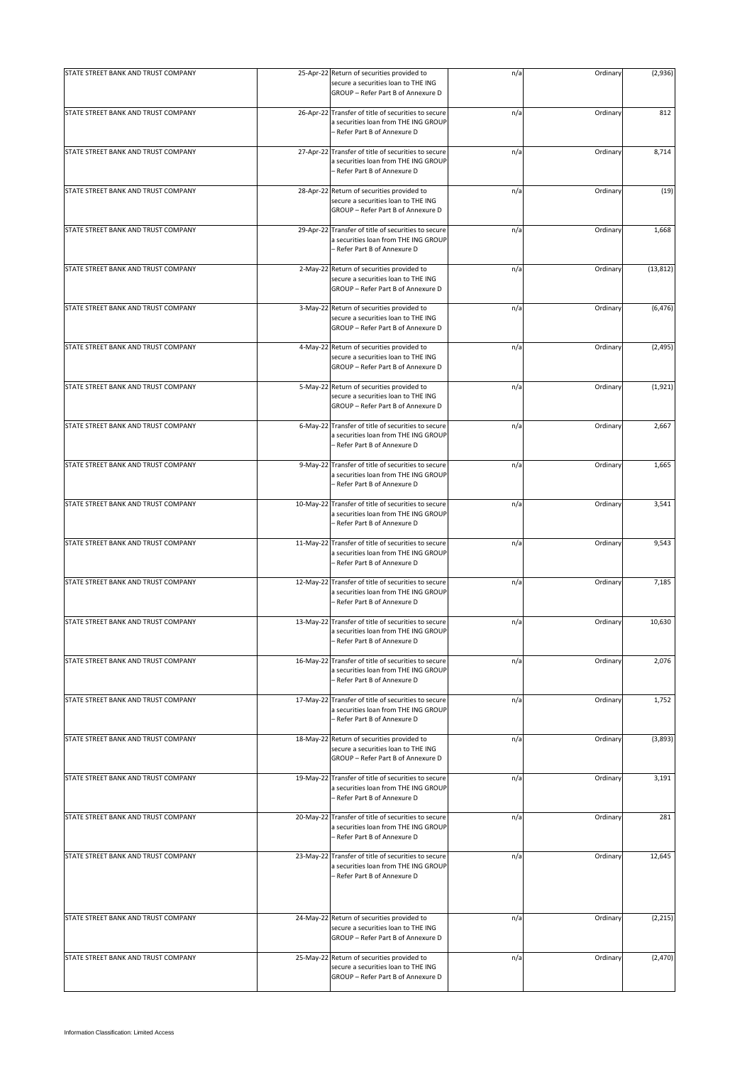| | | | | | |
|---|---|---|---|---|---|
| STATE STREET BANK AND TRUST COMPANY | 25-Apr-22 | Return of securities provided to secure a securities loan to THE ING GROUP – Refer Part B of Annexure D | n/a | Ordinary | (2,936) |
| STATE STREET BANK AND TRUST COMPANY | 26-Apr-22 | Transfer of title of securities to secure a securities loan from THE ING GROUP – Refer Part B of Annexure D | n/a | Ordinary | 812 |
| STATE STREET BANK AND TRUST COMPANY | 27-Apr-22 | Transfer of title of securities to secure a securities loan from THE ING GROUP – Refer Part B of Annexure D | n/a | Ordinary | 8,714 |
| STATE STREET BANK AND TRUST COMPANY | 28-Apr-22 | Return of securities provided to secure a securities loan to THE ING GROUP – Refer Part B of Annexure D | n/a | Ordinary | (19) |
| STATE STREET BANK AND TRUST COMPANY | 29-Apr-22 | Transfer of title of securities to secure a securities loan from THE ING GROUP – Refer Part B of Annexure D | n/a | Ordinary | 1,668 |
| STATE STREET BANK AND TRUST COMPANY | 2-May-22 | Return of securities provided to secure a securities loan to THE ING GROUP – Refer Part B of Annexure D | n/a | Ordinary | (13,812) |
| STATE STREET BANK AND TRUST COMPANY | 3-May-22 | Return of securities provided to secure a securities loan to THE ING GROUP – Refer Part B of Annexure D | n/a | Ordinary | (6,476) |
| STATE STREET BANK AND TRUST COMPANY | 4-May-22 | Return of securities provided to secure a securities loan to THE ING GROUP – Refer Part B of Annexure D | n/a | Ordinary | (2,495) |
| STATE STREET BANK AND TRUST COMPANY | 5-May-22 | Return of securities provided to secure a securities loan to THE ING GROUP – Refer Part B of Annexure D | n/a | Ordinary | (1,921) |
| STATE STREET BANK AND TRUST COMPANY | 6-May-22 | Transfer of title of securities to secure a securities loan from THE ING GROUP – Refer Part B of Annexure D | n/a | Ordinary | 2,667 |
| STATE STREET BANK AND TRUST COMPANY | 9-May-22 | Transfer of title of securities to secure a securities loan from THE ING GROUP – Refer Part B of Annexure D | n/a | Ordinary | 1,665 |
| STATE STREET BANK AND TRUST COMPANY | 10-May-22 | Transfer of title of securities to secure a securities loan from THE ING GROUP – Refer Part B of Annexure D | n/a | Ordinary | 3,541 |
| STATE STREET BANK AND TRUST COMPANY | 11-May-22 | Transfer of title of securities to secure a securities loan from THE ING GROUP – Refer Part B of Annexure D | n/a | Ordinary | 9,543 |
| STATE STREET BANK AND TRUST COMPANY | 12-May-22 | Transfer of title of securities to secure a securities loan from THE ING GROUP – Refer Part B of Annexure D | n/a | Ordinary | 7,185 |
| STATE STREET BANK AND TRUST COMPANY | 13-May-22 | Transfer of title of securities to secure a securities loan from THE ING GROUP – Refer Part B of Annexure D | n/a | Ordinary | 10,630 |
| STATE STREET BANK AND TRUST COMPANY | 16-May-22 | Transfer of title of securities to secure a securities loan from THE ING GROUP – Refer Part B of Annexure D | n/a | Ordinary | 2,076 |
| STATE STREET BANK AND TRUST COMPANY | 17-May-22 | Transfer of title of securities to secure a securities loan from THE ING GROUP – Refer Part B of Annexure D | n/a | Ordinary | 1,752 |
| STATE STREET BANK AND TRUST COMPANY | 18-May-22 | Return of securities provided to secure a securities loan to THE ING GROUP – Refer Part B of Annexure D | n/a | Ordinary | (3,893) |
| STATE STREET BANK AND TRUST COMPANY | 19-May-22 | Transfer of title of securities to secure a securities loan from THE ING GROUP – Refer Part B of Annexure D | n/a | Ordinary | 3,191 |
| STATE STREET BANK AND TRUST COMPANY | 20-May-22 | Transfer of title of securities to secure a securities loan from THE ING GROUP – Refer Part B of Annexure D | n/a | Ordinary | 281 |
| STATE STREET BANK AND TRUST COMPANY | 23-May-22 | Transfer of title of securities to secure a securities loan from THE ING GROUP – Refer Part B of Annexure D | n/a | Ordinary | 12,645 |
| STATE STREET BANK AND TRUST COMPANY | 24-May-22 | Return of securities provided to secure a securities loan to THE ING GROUP – Refer Part B of Annexure D | n/a | Ordinary | (2,215) |
| STATE STREET BANK AND TRUST COMPANY | 25-May-22 | Return of securities provided to secure a securities loan to THE ING GROUP – Refer Part B of Annexure D | n/a | Ordinary | (2,470) |

Information Classification: Limited Access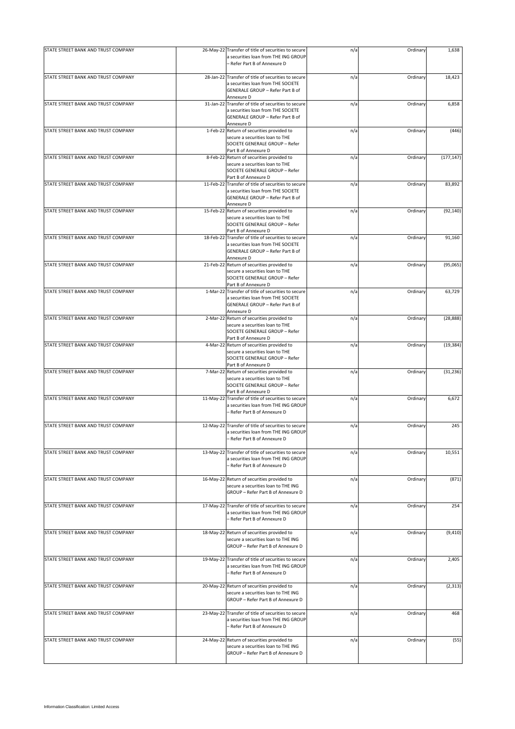| | | | | | |
|---|---|---|---|---|---|
| STATE STREET BANK AND TRUST COMPANY | 26-May-22 | Transfer of title of securities to secure a securities loan from THE ING GROUP – Refer Part B of Annexure D | n/a | Ordinary | 1,638 |
| STATE STREET BANK AND TRUST COMPANY | 28-Jan-22 | Transfer of title of securities to secure a securities loan from THE SOCIETE GENERALE GROUP – Refer Part B of Annexure D | n/a | Ordinary | 18,423 |
| STATE STREET BANK AND TRUST COMPANY | 31-Jan-22 | Transfer of title of securities to secure a securities loan from THE SOCIETE GENERALE GROUP – Refer Part B of Annexure D | n/a | Ordinary | 6,858 |
| STATE STREET BANK AND TRUST COMPANY | 1-Feb-22 | Return of securities provided to secure a securities loan to THE SOCIETE GENERALE GROUP – Refer Part B of Annexure D | n/a | Ordinary | (446) |
| STATE STREET BANK AND TRUST COMPANY | 8-Feb-22 | Return of securities provided to secure a securities loan to THE SOCIETE GENERALE GROUP – Refer Part B of Annexure D | n/a | Ordinary | (177,147) |
| STATE STREET BANK AND TRUST COMPANY | 11-Feb-22 | Transfer of title of securities to secure a securities loan from THE SOCIETE GENERALE GROUP – Refer Part B of Annexure D | n/a | Ordinary | 83,892 |
| STATE STREET BANK AND TRUST COMPANY | 15-Feb-22 | Return of securities provided to secure a securities loan to THE SOCIETE GENERALE GROUP – Refer Part B of Annexure D | n/a | Ordinary | (92,140) |
| STATE STREET BANK AND TRUST COMPANY | 18-Feb-22 | Transfer of title of securities to secure a securities loan from THE SOCIETE GENERALE GROUP – Refer Part B of Annexure D | n/a | Ordinary | 91,160 |
| STATE STREET BANK AND TRUST COMPANY | 21-Feb-22 | Return of securities provided to secure a securities loan to THE SOCIETE GENERALE GROUP – Refer Part B of Annexure D | n/a | Ordinary | (95,065) |
| STATE STREET BANK AND TRUST COMPANY | 1-Mar-22 | Transfer of title of securities to secure a securities loan from THE SOCIETE GENERALE GROUP – Refer Part B of Annexure D | n/a | Ordinary | 63,729 |
| STATE STREET BANK AND TRUST COMPANY | 2-Mar-22 | Return of securities provided to secure a securities loan to THE SOCIETE GENERALE GROUP – Refer Part B of Annexure D | n/a | Ordinary | (28,888) |
| STATE STREET BANK AND TRUST COMPANY | 4-Mar-22 | Return of securities provided to secure a securities loan to THE SOCIETE GENERALE GROUP – Refer Part B of Annexure D | n/a | Ordinary | (19,384) |
| STATE STREET BANK AND TRUST COMPANY | 7-Mar-22 | Return of securities provided to secure a securities loan to THE SOCIETE GENERALE GROUP – Refer Part B of Annexure D | n/a | Ordinary | (31,236) |
| STATE STREET BANK AND TRUST COMPANY | 11-May-22 | Transfer of title of securities to secure a securities loan from THE ING GROUP – Refer Part B of Annexure D | n/a | Ordinary | 6,672 |
| STATE STREET BANK AND TRUST COMPANY | 12-May-22 | Transfer of title of securities to secure a securities loan from THE ING GROUP – Refer Part B of Annexure D | n/a | Ordinary | 245 |
| STATE STREET BANK AND TRUST COMPANY | 13-May-22 | Transfer of title of securities to secure a securities loan from THE ING GROUP – Refer Part B of Annexure D | n/a | Ordinary | 10,551 |
| STATE STREET BANK AND TRUST COMPANY | 16-May-22 | Return of securities provided to secure a securities loan to THE ING GROUP – Refer Part B of Annexure D | n/a | Ordinary | (871) |
| STATE STREET BANK AND TRUST COMPANY | 17-May-22 | Transfer of title of securities to secure a securities loan from THE ING GROUP – Refer Part B of Annexure D | n/a | Ordinary | 254 |
| STATE STREET BANK AND TRUST COMPANY | 18-May-22 | Return of securities provided to secure a securities loan to THE ING GROUP – Refer Part B of Annexure D | n/a | Ordinary | (9,410) |
| STATE STREET BANK AND TRUST COMPANY | 19-May-22 | Transfer of title of securities to secure a securities loan from THE ING GROUP – Refer Part B of Annexure D | n/a | Ordinary | 2,405 |
| STATE STREET BANK AND TRUST COMPANY | 20-May-22 | Return of securities provided to secure a securities loan to THE ING GROUP – Refer Part B of Annexure D | n/a | Ordinary | (2,313) |
| STATE STREET BANK AND TRUST COMPANY | 23-May-22 | Transfer of title of securities to secure a securities loan from THE ING GROUP – Refer Part B of Annexure D | n/a | Ordinary | 468 |
| STATE STREET BANK AND TRUST COMPANY | 24-May-22 | Return of securities provided to secure a securities loan to THE ING GROUP – Refer Part B of Annexure D | n/a | Ordinary | (55) |

Information Classification: Limited Access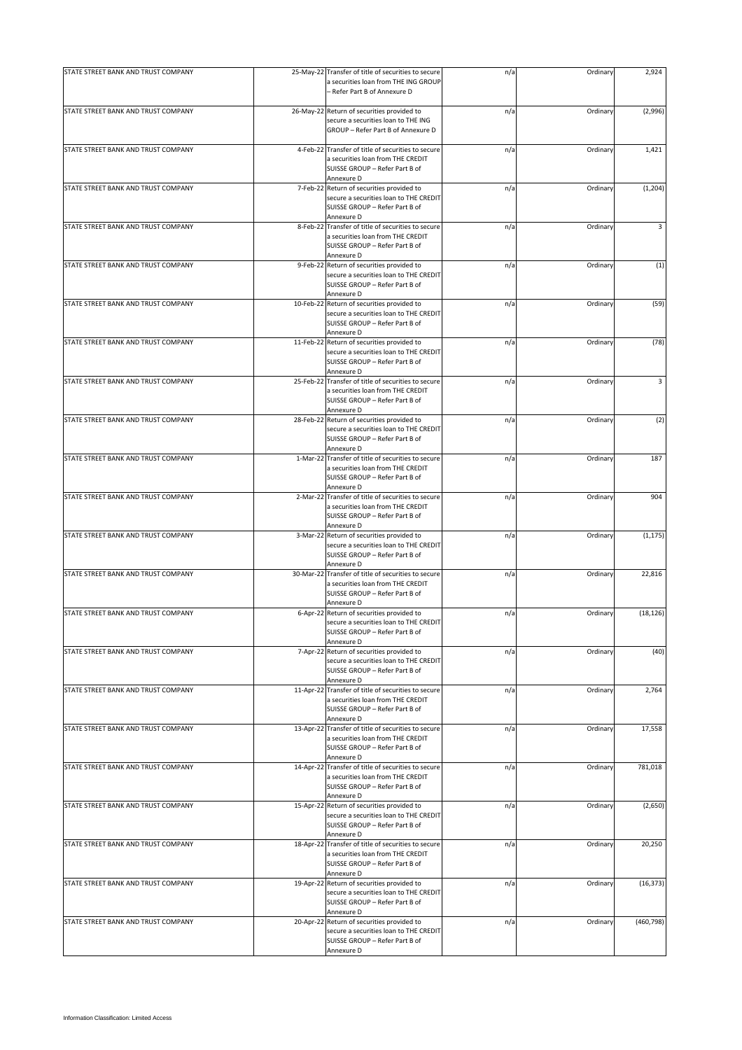| | | | | | |
|---|---|---|---|---|---|
| STATE STREET BANK AND TRUST COMPANY | 25-May-22 | Transfer of title of securities to secure a securities loan from THE ING GROUP – Refer Part B of Annexure D | n/a | Ordinary | 2,924 |
| STATE STREET BANK AND TRUST COMPANY | 26-May-22 | Return of securities provided to secure a securities loan to THE ING GROUP – Refer Part B of Annexure D | n/a | Ordinary | (2,996) |
| STATE STREET BANK AND TRUST COMPANY | 4-Feb-22 | Transfer of title of securities to secure a securities loan from THE CREDIT SUISSE GROUP – Refer Part B of Annexure D | n/a | Ordinary | 1,421 |
| STATE STREET BANK AND TRUST COMPANY | 7-Feb-22 | Return of securities provided to secure a securities loan to THE CREDIT SUISSE GROUP – Refer Part B of Annexure D | n/a | Ordinary | (1,204) |
| STATE STREET BANK AND TRUST COMPANY | 8-Feb-22 | Transfer of title of securities to secure a securities loan from THE CREDIT SUISSE GROUP – Refer Part B of Annexure D | n/a | Ordinary | 3 |
| STATE STREET BANK AND TRUST COMPANY | 9-Feb-22 | Return of securities provided to secure a securities loan to THE CREDIT SUISSE GROUP – Refer Part B of Annexure D | n/a | Ordinary | (1) |
| STATE STREET BANK AND TRUST COMPANY | 10-Feb-22 | Return of securities provided to secure a securities loan to THE CREDIT SUISSE GROUP – Refer Part B of Annexure D | n/a | Ordinary | (59) |
| STATE STREET BANK AND TRUST COMPANY | 11-Feb-22 | Return of securities provided to secure a securities loan to THE CREDIT SUISSE GROUP – Refer Part B of Annexure D | n/a | Ordinary | (78) |
| STATE STREET BANK AND TRUST COMPANY | 25-Feb-22 | Transfer of title of securities to secure a securities loan from THE CREDIT SUISSE GROUP – Refer Part B of Annexure D | n/a | Ordinary | 3 |
| STATE STREET BANK AND TRUST COMPANY | 28-Feb-22 | Return of securities provided to secure a securities loan to THE CREDIT SUISSE GROUP – Refer Part B of Annexure D | n/a | Ordinary | (2) |
| STATE STREET BANK AND TRUST COMPANY | 1-Mar-22 | Transfer of title of securities to secure a securities loan from THE CREDIT SUISSE GROUP – Refer Part B of Annexure D | n/a | Ordinary | 187 |
| STATE STREET BANK AND TRUST COMPANY | 2-Mar-22 | Transfer of title of securities to secure a securities loan from THE CREDIT SUISSE GROUP – Refer Part B of Annexure D | n/a | Ordinary | 904 |
| STATE STREET BANK AND TRUST COMPANY | 3-Mar-22 | Return of securities provided to secure a securities loan to THE CREDIT SUISSE GROUP – Refer Part B of Annexure D | n/a | Ordinary | (1,175) |
| STATE STREET BANK AND TRUST COMPANY | 30-Mar-22 | Transfer of title of securities to secure a securities loan from THE CREDIT SUISSE GROUP – Refer Part B of Annexure D | n/a | Ordinary | 22,816 |
| STATE STREET BANK AND TRUST COMPANY | 6-Apr-22 | Return of securities provided to secure a securities loan to THE CREDIT SUISSE GROUP – Refer Part B of Annexure D | n/a | Ordinary | (18,126) |
| STATE STREET BANK AND TRUST COMPANY | 7-Apr-22 | Return of securities provided to secure a securities loan to THE CREDIT SUISSE GROUP – Refer Part B of Annexure D | n/a | Ordinary | (40) |
| STATE STREET BANK AND TRUST COMPANY | 11-Apr-22 | Transfer of title of securities to secure a securities loan from THE CREDIT SUISSE GROUP – Refer Part B of Annexure D | n/a | Ordinary | 2,764 |
| STATE STREET BANK AND TRUST COMPANY | 13-Apr-22 | Transfer of title of securities to secure a securities loan from THE CREDIT SUISSE GROUP – Refer Part B of Annexure D | n/a | Ordinary | 17,558 |
| STATE STREET BANK AND TRUST COMPANY | 14-Apr-22 | Transfer of title of securities to secure a securities loan from THE CREDIT SUISSE GROUP – Refer Part B of Annexure D | n/a | Ordinary | 781,018 |
| STATE STREET BANK AND TRUST COMPANY | 15-Apr-22 | Return of securities provided to secure a securities loan to THE CREDIT SUISSE GROUP – Refer Part B of Annexure D | n/a | Ordinary | (2,650) |
| STATE STREET BANK AND TRUST COMPANY | 18-Apr-22 | Transfer of title of securities to secure a securities loan from THE CREDIT SUISSE GROUP – Refer Part B of Annexure D | n/a | Ordinary | 20,250 |
| STATE STREET BANK AND TRUST COMPANY | 19-Apr-22 | Return of securities provided to secure a securities loan to THE CREDIT SUISSE GROUP – Refer Part B of Annexure D | n/a | Ordinary | (16,373) |
| STATE STREET BANK AND TRUST COMPANY | 20-Apr-22 | Return of securities provided to secure a securities loan to THE CREDIT SUISSE GROUP – Refer Part B of Annexure D | n/a | Ordinary | (460,798) |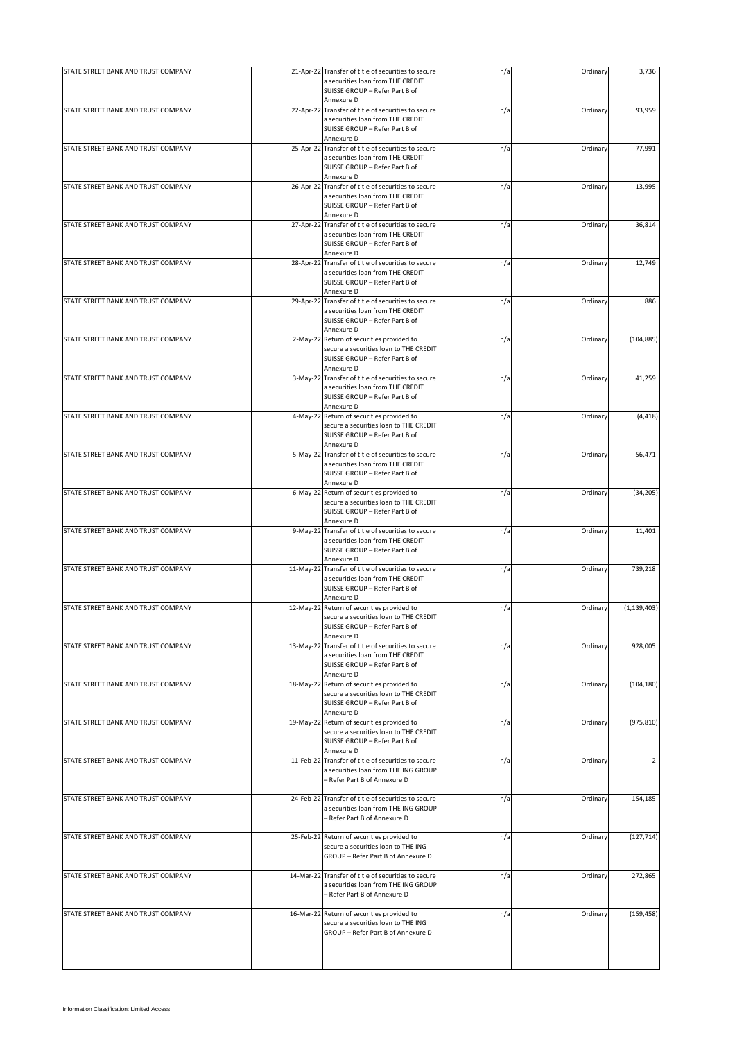| | | | | | |
|---|---|---|---|---|---|
| STATE STREET BANK AND TRUST COMPANY | 21-Apr-22 | Transfer of title of securities to secure a securities loan from THE CREDIT SUISSE GROUP – Refer Part B of Annexure D | n/a | Ordinary | 3,736 |
| STATE STREET BANK AND TRUST COMPANY | 22-Apr-22 | Transfer of title of securities to secure a securities loan from THE CREDIT SUISSE GROUP – Refer Part B of Annexure D | n/a | Ordinary | 93,959 |
| STATE STREET BANK AND TRUST COMPANY | 25-Apr-22 | Transfer of title of securities to secure a securities loan from THE CREDIT SUISSE GROUP – Refer Part B of Annexure D | n/a | Ordinary | 77,991 |
| STATE STREET BANK AND TRUST COMPANY | 26-Apr-22 | Transfer of title of securities to secure a securities loan from THE CREDIT SUISSE GROUP – Refer Part B of Annexure D | n/a | Ordinary | 13,995 |
| STATE STREET BANK AND TRUST COMPANY | 27-Apr-22 | Transfer of title of securities to secure a securities loan from THE CREDIT SUISSE GROUP – Refer Part B of Annexure D | n/a | Ordinary | 36,814 |
| STATE STREET BANK AND TRUST COMPANY | 28-Apr-22 | Transfer of title of securities to secure a securities loan from THE CREDIT SUISSE GROUP – Refer Part B of Annexure D | n/a | Ordinary | 12,749 |
| STATE STREET BANK AND TRUST COMPANY | 29-Apr-22 | Transfer of title of securities to secure a securities loan from THE CREDIT SUISSE GROUP – Refer Part B of Annexure D | n/a | Ordinary | 886 |
| STATE STREET BANK AND TRUST COMPANY | 2-May-22 | Return of securities provided to secure a securities loan to THE CREDIT SUISSE GROUP – Refer Part B of Annexure D | n/a | Ordinary | (104,885) |
| STATE STREET BANK AND TRUST COMPANY | 3-May-22 | Transfer of title of securities to secure a securities loan from THE CREDIT SUISSE GROUP – Refer Part B of Annexure D | n/a | Ordinary | 41,259 |
| STATE STREET BANK AND TRUST COMPANY | 4-May-22 | Return of securities provided to secure a securities loan to THE CREDIT SUISSE GROUP – Refer Part B of Annexure D | n/a | Ordinary | (4,418) |
| STATE STREET BANK AND TRUST COMPANY | 5-May-22 | Transfer of title of securities to secure a securities loan from THE CREDIT SUISSE GROUP – Refer Part B of Annexure D | n/a | Ordinary | 56,471 |
| STATE STREET BANK AND TRUST COMPANY | 6-May-22 | Return of securities provided to secure a securities loan to THE CREDIT SUISSE GROUP – Refer Part B of Annexure D | n/a | Ordinary | (34,205) |
| STATE STREET BANK AND TRUST COMPANY | 9-May-22 | Transfer of title of securities to secure a securities loan from THE CREDIT SUISSE GROUP – Refer Part B of Annexure D | n/a | Ordinary | 11,401 |
| STATE STREET BANK AND TRUST COMPANY | 11-May-22 | Transfer of title of securities to secure a securities loan from THE CREDIT SUISSE GROUP – Refer Part B of Annexure D | n/a | Ordinary | 739,218 |
| STATE STREET BANK AND TRUST COMPANY | 12-May-22 | Return of securities provided to secure a securities loan to THE CREDIT SUISSE GROUP – Refer Part B of Annexure D | n/a | Ordinary | (1,139,403) |
| STATE STREET BANK AND TRUST COMPANY | 13-May-22 | Transfer of title of securities to secure a securities loan from THE CREDIT SUISSE GROUP – Refer Part B of Annexure D | n/a | Ordinary | 928,005 |
| STATE STREET BANK AND TRUST COMPANY | 18-May-22 | Return of securities provided to secure a securities loan to THE CREDIT SUISSE GROUP – Refer Part B of Annexure D | n/a | Ordinary | (104,180) |
| STATE STREET BANK AND TRUST COMPANY | 19-May-22 | Return of securities provided to secure a securities loan to THE CREDIT SUISSE GROUP – Refer Part B of Annexure D | n/a | Ordinary | (975,810) |
| STATE STREET BANK AND TRUST COMPANY | 11-Feb-22 | Transfer of title of securities to secure a securities loan from THE ING GROUP – Refer Part B of Annexure D | n/a | Ordinary | 2 |
| STATE STREET BANK AND TRUST COMPANY | 24-Feb-22 | Transfer of title of securities to secure a securities loan from THE ING GROUP – Refer Part B of Annexure D | n/a | Ordinary | 154,185 |
| STATE STREET BANK AND TRUST COMPANY | 25-Feb-22 | Return of securities provided to secure a securities loan to THE ING GROUP – Refer Part B of Annexure D | n/a | Ordinary | (127,714) |
| STATE STREET BANK AND TRUST COMPANY | 14-Mar-22 | Transfer of title of securities to secure a securities loan from THE ING GROUP – Refer Part B of Annexure D | n/a | Ordinary | 272,865 |
| STATE STREET BANK AND TRUST COMPANY | 16-Mar-22 | Return of securities provided to secure a securities loan to THE ING GROUP – Refer Part B of Annexure D | n/a | Ordinary | (159,458) |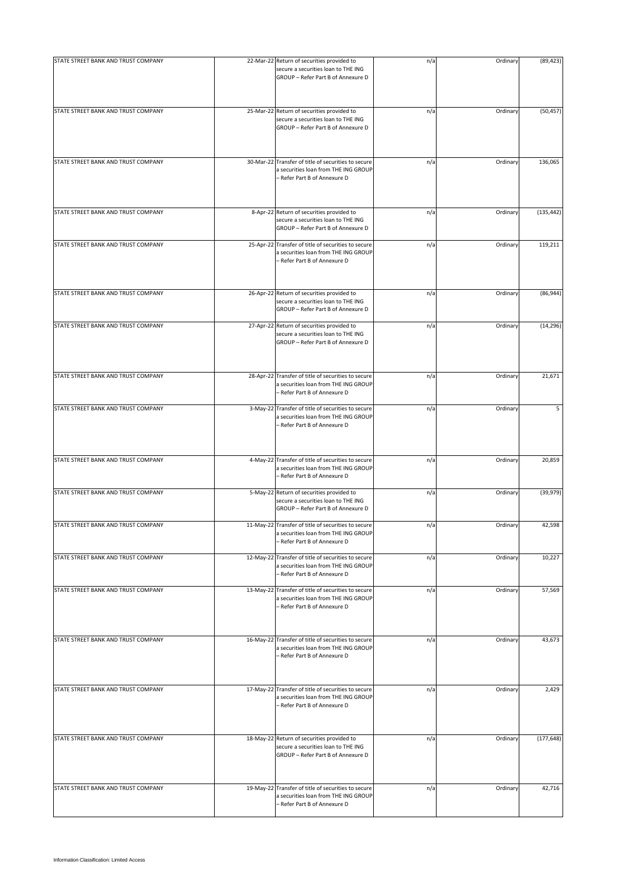| | | | | | |
|---|---|---|---|---|---|
| STATE STREET BANK AND TRUST COMPANY | 22-Mar-22 | Return of securities provided to secure a securities loan to THE ING GROUP – Refer Part B of Annexure D | n/a | Ordinary | (89,423) |
| STATE STREET BANK AND TRUST COMPANY | 25-Mar-22 | Return of securities provided to secure a securities loan to THE ING GROUP – Refer Part B of Annexure D | n/a | Ordinary | (50,457) |
| STATE STREET BANK AND TRUST COMPANY | 30-Mar-22 | Transfer of title of securities to secure a securities loan from THE ING GROUP – Refer Part B of Annexure D | n/a | Ordinary | 136,065 |
| STATE STREET BANK AND TRUST COMPANY | 8-Apr-22 | Return of securities provided to secure a securities loan to THE ING GROUP – Refer Part B of Annexure D | n/a | Ordinary | (135,442) |
| STATE STREET BANK AND TRUST COMPANY | 25-Apr-22 | Transfer of title of securities to secure a securities loan from THE ING GROUP – Refer Part B of Annexure D | n/a | Ordinary | 119,211 |
| STATE STREET BANK AND TRUST COMPANY | 26-Apr-22 | Return of securities provided to secure a securities loan to THE ING GROUP – Refer Part B of Annexure D | n/a | Ordinary | (86,944) |
| STATE STREET BANK AND TRUST COMPANY | 27-Apr-22 | Return of securities provided to secure a securities loan to THE ING GROUP – Refer Part B of Annexure D | n/a | Ordinary | (14,296) |
| STATE STREET BANK AND TRUST COMPANY | 28-Apr-22 | Transfer of title of securities to secure a securities loan from THE ING GROUP – Refer Part B of Annexure D | n/a | Ordinary | 21,671 |
| STATE STREET BANK AND TRUST COMPANY | 3-May-22 | Transfer of title of securities to secure a securities loan from THE ING GROUP – Refer Part B of Annexure D | n/a | Ordinary | 5 |
| STATE STREET BANK AND TRUST COMPANY | 4-May-22 | Transfer of title of securities to secure a securities loan from THE ING GROUP – Refer Part B of Annexure D | n/a | Ordinary | 20,859 |
| STATE STREET BANK AND TRUST COMPANY | 5-May-22 | Return of securities provided to secure a securities loan to THE ING GROUP – Refer Part B of Annexure D | n/a | Ordinary | (39,979) |
| STATE STREET BANK AND TRUST COMPANY | 11-May-22 | Transfer of title of securities to secure a securities loan from THE ING GROUP – Refer Part B of Annexure D | n/a | Ordinary | 42,598 |
| STATE STREET BANK AND TRUST COMPANY | 12-May-22 | Transfer of title of securities to secure a securities loan from THE ING GROUP – Refer Part B of Annexure D | n/a | Ordinary | 10,227 |
| STATE STREET BANK AND TRUST COMPANY | 13-May-22 | Transfer of title of securities to secure a securities loan from THE ING GROUP – Refer Part B of Annexure D | n/a | Ordinary | 57,569 |
| STATE STREET BANK AND TRUST COMPANY | 16-May-22 | Transfer of title of securities to secure a securities loan from THE ING GROUP – Refer Part B of Annexure D | n/a | Ordinary | 43,673 |
| STATE STREET BANK AND TRUST COMPANY | 17-May-22 | Transfer of title of securities to secure a securities loan from THE ING GROUP – Refer Part B of Annexure D | n/a | Ordinary | 2,429 |
| STATE STREET BANK AND TRUST COMPANY | 18-May-22 | Return of securities provided to secure a securities loan to THE ING GROUP – Refer Part B of Annexure D | n/a | Ordinary | (177,648) |
| STATE STREET BANK AND TRUST COMPANY | 19-May-22 | Transfer of title of securities to secure a securities loan from THE ING GROUP – Refer Part B of Annexure D | n/a | Ordinary | 42,716 |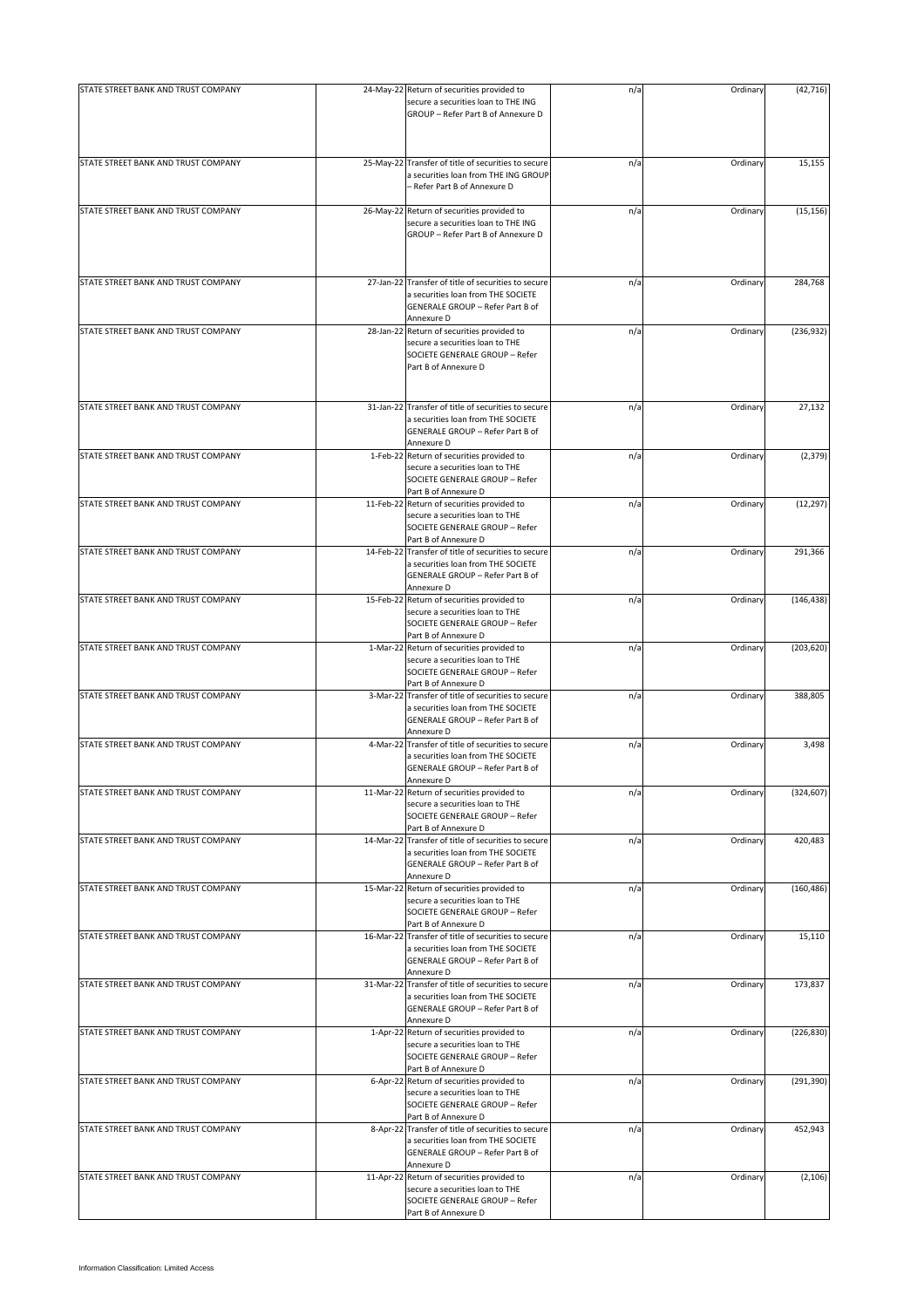| | | | | | |
|---|---|---|---|---|---|
| STATE STREET BANK AND TRUST COMPANY | 24-May-22 | Return of securities provided to secure a securities loan to THE ING GROUP – Refer Part B of Annexure D | n/a | Ordinary | (42,716) |
| STATE STREET BANK AND TRUST COMPANY | 25-May-22 | Transfer of title of securities to secure a securities loan from THE ING GROUP – Refer Part B of Annexure D | n/a | Ordinary | 15,155 |
| STATE STREET BANK AND TRUST COMPANY | 26-May-22 | Return of securities provided to secure a securities loan to THE ING GROUP – Refer Part B of Annexure D | n/a | Ordinary | (15,156) |
| STATE STREET BANK AND TRUST COMPANY | 27-Jan-22 | Transfer of title of securities to secure a securities loan from THE SOCIETE GENERALE GROUP – Refer Part B of Annexure D | n/a | Ordinary | 284,768 |
| STATE STREET BANK AND TRUST COMPANY | 28-Jan-22 | Return of securities provided to secure a securities loan to THE SOCIETE GENERALE GROUP – Refer Part B of Annexure D | n/a | Ordinary | (236,932) |
| STATE STREET BANK AND TRUST COMPANY | 31-Jan-22 | Transfer of title of securities to secure a securities loan from THE SOCIETE GENERALE GROUP – Refer Part B of Annexure D | n/a | Ordinary | 27,132 |
| STATE STREET BANK AND TRUST COMPANY | 1-Feb-22 | Return of securities provided to secure a securities loan to THE SOCIETE GENERALE GROUP – Refer Part B of Annexure D | n/a | Ordinary | (2,379) |
| STATE STREET BANK AND TRUST COMPANY | 11-Feb-22 | Return of securities provided to secure a securities loan to THE SOCIETE GENERALE GROUP – Refer Part B of Annexure D | n/a | Ordinary | (12,297) |
| STATE STREET BANK AND TRUST COMPANY | 14-Feb-22 | Transfer of title of securities to secure a securities loan from THE SOCIETE GENERALE GROUP – Refer Part B of Annexure D | n/a | Ordinary | 291,366 |
| STATE STREET BANK AND TRUST COMPANY | 15-Feb-22 | Return of securities provided to secure a securities loan to THE SOCIETE GENERALE GROUP – Refer Part B of Annexure D | n/a | Ordinary | (146,438) |
| STATE STREET BANK AND TRUST COMPANY | 1-Mar-22 | Return of securities provided to secure a securities loan to THE SOCIETE GENERALE GROUP – Refer Part B of Annexure D | n/a | Ordinary | (203,620) |
| STATE STREET BANK AND TRUST COMPANY | 3-Mar-22 | Transfer of title of securities to secure a securities loan from THE SOCIETE GENERALE GROUP – Refer Part B of Annexure D | n/a | Ordinary | 388,805 |
| STATE STREET BANK AND TRUST COMPANY | 4-Mar-22 | Transfer of title of securities to secure a securities loan from THE SOCIETE GENERALE GROUP – Refer Part B of Annexure D | n/a | Ordinary | 3,498 |
| STATE STREET BANK AND TRUST COMPANY | 11-Mar-22 | Return of securities provided to secure a securities loan to THE SOCIETE GENERALE GROUP – Refer Part B of Annexure D | n/a | Ordinary | (324,607) |
| STATE STREET BANK AND TRUST COMPANY | 14-Mar-22 | Transfer of title of securities to secure a securities loan from THE SOCIETE GENERALE GROUP – Refer Part B of Annexure D | n/a | Ordinary | 420,483 |
| STATE STREET BANK AND TRUST COMPANY | 15-Mar-22 | Return of securities provided to secure a securities loan to THE SOCIETE GENERALE GROUP – Refer Part B of Annexure D | n/a | Ordinary | (160,486) |
| STATE STREET BANK AND TRUST COMPANY | 16-Mar-22 | Transfer of title of securities to secure a securities loan from THE SOCIETE GENERALE GROUP – Refer Part B of Annexure D | n/a | Ordinary | 15,110 |
| STATE STREET BANK AND TRUST COMPANY | 31-Mar-22 | Transfer of title of securities to secure a securities loan from THE SOCIETE GENERALE GROUP – Refer Part B of Annexure D | n/a | Ordinary | 173,837 |
| STATE STREET BANK AND TRUST COMPANY | 1-Apr-22 | Return of securities provided to secure a securities loan to THE SOCIETE GENERALE GROUP – Refer Part B of Annexure D | n/a | Ordinary | (226,830) |
| STATE STREET BANK AND TRUST COMPANY | 6-Apr-22 | Return of securities provided to secure a securities loan to THE SOCIETE GENERALE GROUP – Refer Part B of Annexure D | n/a | Ordinary | (291,390) |
| STATE STREET BANK AND TRUST COMPANY | 8-Apr-22 | Transfer of title of securities to secure a securities loan from THE SOCIETE GENERALE GROUP – Refer Part B of Annexure D | n/a | Ordinary | 452,943 |
| STATE STREET BANK AND TRUST COMPANY | 11-Apr-22 | Return of securities provided to secure a securities loan to THE SOCIETE GENERALE GROUP – Refer Part B of Annexure D | n/a | Ordinary | (2,106) |

Information Classification: Limited Access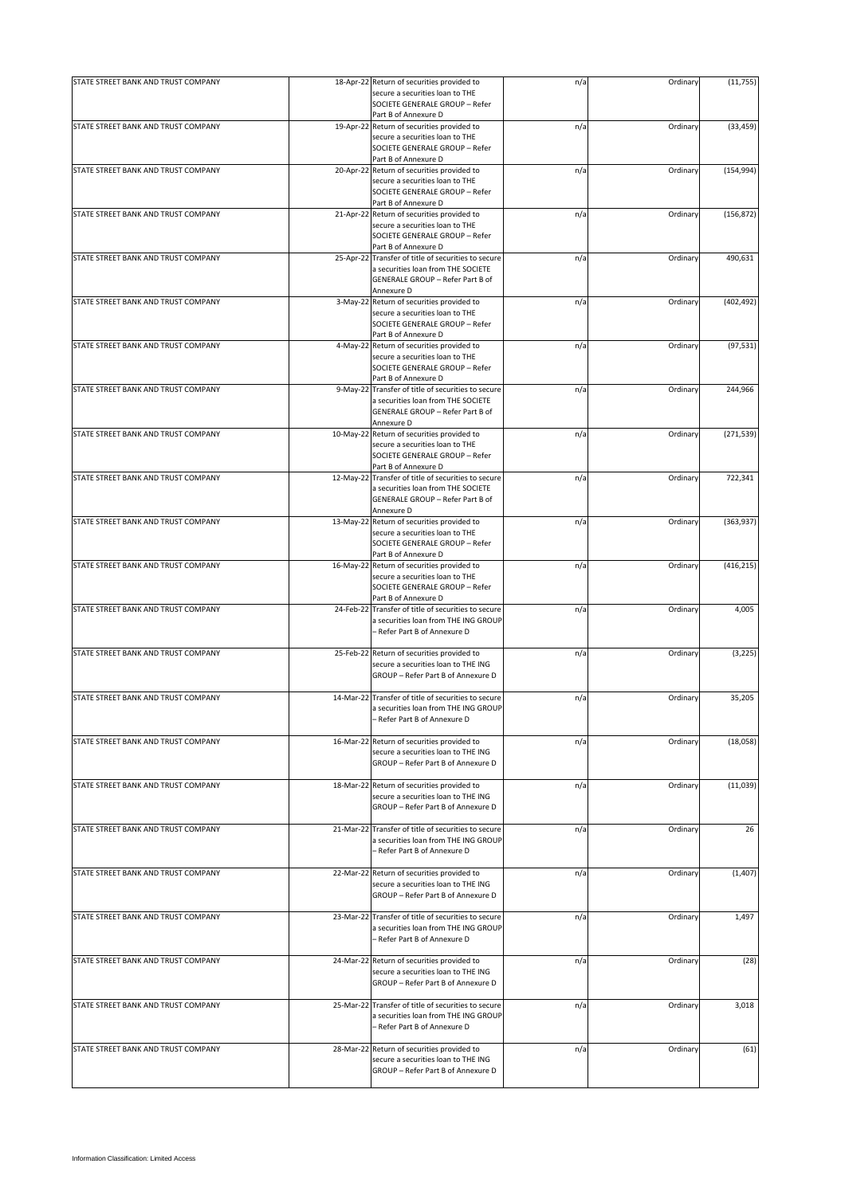| | | | | | |
|---|---|---|---|---|---|
| STATE STREET BANK AND TRUST COMPANY | 18-Apr-22 | Return of securities provided to secure a securities loan to THE SOCIETE GENERALE GROUP – Refer Part B of Annexure D | n/a | Ordinary | (11,755) |
| STATE STREET BANK AND TRUST COMPANY | 19-Apr-22 | Return of securities provided to secure a securities loan to THE SOCIETE GENERALE GROUP – Refer Part B of Annexure D | n/a | Ordinary | (33,459) |
| STATE STREET BANK AND TRUST COMPANY | 20-Apr-22 | Return of securities provided to secure a securities loan to THE SOCIETE GENERALE GROUP – Refer Part B of Annexure D | n/a | Ordinary | (154,994) |
| STATE STREET BANK AND TRUST COMPANY | 21-Apr-22 | Return of securities provided to secure a securities loan to THE SOCIETE GENERALE GROUP – Refer Part B of Annexure D | n/a | Ordinary | (156,872) |
| STATE STREET BANK AND TRUST COMPANY | 25-Apr-22 | Transfer of title of securities to secure a securities loan from THE SOCIETE GENERALE GROUP – Refer Part B of Annexure D | n/a | Ordinary | 490,631 |
| STATE STREET BANK AND TRUST COMPANY | 3-May-22 | Return of securities provided to secure a securities loan to THE SOCIETE GENERALE GROUP – Refer Part B of Annexure D | n/a | Ordinary | (402,492) |
| STATE STREET BANK AND TRUST COMPANY | 4-May-22 | Return of securities provided to secure a securities loan to THE SOCIETE GENERALE GROUP – Refer Part B of Annexure D | n/a | Ordinary | (97,531) |
| STATE STREET BANK AND TRUST COMPANY | 9-May-22 | Transfer of title of securities to secure a securities loan from THE SOCIETE GENERALE GROUP – Refer Part B of Annexure D | n/a | Ordinary | 244,966 |
| STATE STREET BANK AND TRUST COMPANY | 10-May-22 | Return of securities provided to secure a securities loan to THE SOCIETE GENERALE GROUP – Refer Part B of Annexure D | n/a | Ordinary | (271,539) |
| STATE STREET BANK AND TRUST COMPANY | 12-May-22 | Transfer of title of securities to secure a securities loan from THE SOCIETE GENERALE GROUP – Refer Part B of Annexure D | n/a | Ordinary | 722,341 |
| STATE STREET BANK AND TRUST COMPANY | 13-May-22 | Return of securities provided to secure a securities loan to THE SOCIETE GENERALE GROUP – Refer Part B of Annexure D | n/a | Ordinary | (363,937) |
| STATE STREET BANK AND TRUST COMPANY | 16-May-22 | Return of securities provided to secure a securities loan to THE SOCIETE GENERALE GROUP – Refer Part B of Annexure D | n/a | Ordinary | (416,215) |
| STATE STREET BANK AND TRUST COMPANY | 24-Feb-22 | Transfer of title of securities to secure a securities loan from THE ING GROUP – Refer Part B of Annexure D | n/a | Ordinary | 4,005 |
| STATE STREET BANK AND TRUST COMPANY | 25-Feb-22 | Return of securities provided to secure a securities loan to THE ING GROUP – Refer Part B of Annexure D | n/a | Ordinary | (3,225) |
| STATE STREET BANK AND TRUST COMPANY | 14-Mar-22 | Transfer of title of securities to secure a securities loan from THE ING GROUP – Refer Part B of Annexure D | n/a | Ordinary | 35,205 |
| STATE STREET BANK AND TRUST COMPANY | 16-Mar-22 | Return of securities provided to secure a securities loan to THE ING GROUP – Refer Part B of Annexure D | n/a | Ordinary | (18,058) |
| STATE STREET BANK AND TRUST COMPANY | 18-Mar-22 | Return of securities provided to secure a securities loan to THE ING GROUP – Refer Part B of Annexure D | n/a | Ordinary | (11,039) |
| STATE STREET BANK AND TRUST COMPANY | 21-Mar-22 | Transfer of title of securities to secure a securities loan from THE ING GROUP – Refer Part B of Annexure D | n/a | Ordinary | 26 |
| STATE STREET BANK AND TRUST COMPANY | 22-Mar-22 | Return of securities provided to secure a securities loan to THE ING GROUP – Refer Part B of Annexure D | n/a | Ordinary | (1,407) |
| STATE STREET BANK AND TRUST COMPANY | 23-Mar-22 | Transfer of title of securities to secure a securities loan from THE ING GROUP – Refer Part B of Annexure D | n/a | Ordinary | 1,497 |
| STATE STREET BANK AND TRUST COMPANY | 24-Mar-22 | Return of securities provided to secure a securities loan to THE ING GROUP – Refer Part B of Annexure D | n/a | Ordinary | (28) |
| STATE STREET BANK AND TRUST COMPANY | 25-Mar-22 | Transfer of title of securities to secure a securities loan from THE ING GROUP – Refer Part B of Annexure D | n/a | Ordinary | 3,018 |
| STATE STREET BANK AND TRUST COMPANY | 28-Mar-22 | Return of securities provided to secure a securities loan to THE ING GROUP – Refer Part B of Annexure D | n/a | Ordinary | (61) |

Information Classification: Limited Access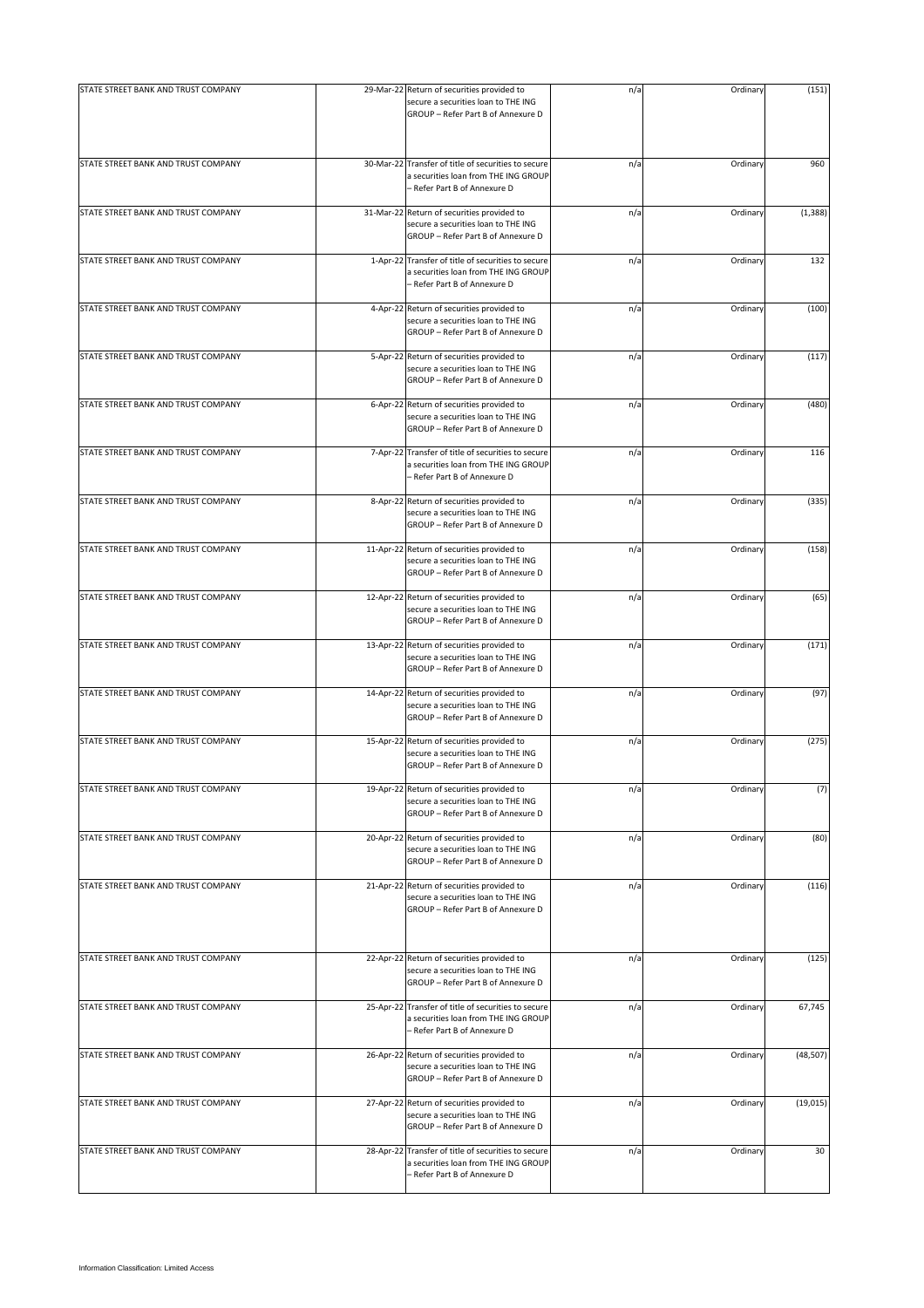| STATE STREET BANK AND TRUST COMPANY | 29-Mar-22 | Return of securities provided to secure a securities loan to THE ING GROUP – Refer Part B of Annexure D | n/a | Ordinary | (151) |
|---|---|---|---|---|---|
| STATE STREET BANK AND TRUST COMPANY | 30-Mar-22 | Transfer of title of securities to secure a securities loan from THE ING GROUP – Refer Part B of Annexure D | n/a | Ordinary | 960 |
| STATE STREET BANK AND TRUST COMPANY | 31-Mar-22 | Return of securities provided to secure a securities loan to THE ING GROUP – Refer Part B of Annexure D | n/a | Ordinary | (1,388) |
| STATE STREET BANK AND TRUST COMPANY | 1-Apr-22 | Transfer of title of securities to secure a securities loan from THE ING GROUP – Refer Part B of Annexure D | n/a | Ordinary | 132 |
| STATE STREET BANK AND TRUST COMPANY | 4-Apr-22 | Return of securities provided to secure a securities loan to THE ING GROUP – Refer Part B of Annexure D | n/a | Ordinary | (100) |
| STATE STREET BANK AND TRUST COMPANY | 5-Apr-22 | Return of securities provided to secure a securities loan to THE ING GROUP – Refer Part B of Annexure D | n/a | Ordinary | (117) |
| STATE STREET BANK AND TRUST COMPANY | 6-Apr-22 | Return of securities provided to secure a securities loan to THE ING GROUP – Refer Part B of Annexure D | n/a | Ordinary | (480) |
| STATE STREET BANK AND TRUST COMPANY | 7-Apr-22 | Transfer of title of securities to secure a securities loan from THE ING GROUP – Refer Part B of Annexure D | n/a | Ordinary | 116 |
| STATE STREET BANK AND TRUST COMPANY | 8-Apr-22 | Return of securities provided to secure a securities loan to THE ING GROUP – Refer Part B of Annexure D | n/a | Ordinary | (335) |
| STATE STREET BANK AND TRUST COMPANY | 11-Apr-22 | Return of securities provided to secure a securities loan to THE ING GROUP – Refer Part B of Annexure D | n/a | Ordinary | (158) |
| STATE STREET BANK AND TRUST COMPANY | 12-Apr-22 | Return of securities provided to secure a securities loan to THE ING GROUP – Refer Part B of Annexure D | n/a | Ordinary | (65) |
| STATE STREET BANK AND TRUST COMPANY | 13-Apr-22 | Return of securities provided to secure a securities loan to THE ING GROUP – Refer Part B of Annexure D | n/a | Ordinary | (171) |
| STATE STREET BANK AND TRUST COMPANY | 14-Apr-22 | Return of securities provided to secure a securities loan to THE ING GROUP – Refer Part B of Annexure D | n/a | Ordinary | (97) |
| STATE STREET BANK AND TRUST COMPANY | 15-Apr-22 | Return of securities provided to secure a securities loan to THE ING GROUP – Refer Part B of Annexure D | n/a | Ordinary | (275) |
| STATE STREET BANK AND TRUST COMPANY | 19-Apr-22 | Return of securities provided to secure a securities loan to THE ING GROUP – Refer Part B of Annexure D | n/a | Ordinary | (7) |
| STATE STREET BANK AND TRUST COMPANY | 20-Apr-22 | Return of securities provided to secure a securities loan to THE ING GROUP – Refer Part B of Annexure D | n/a | Ordinary | (80) |
| STATE STREET BANK AND TRUST COMPANY | 21-Apr-22 | Return of securities provided to secure a securities loan to THE ING GROUP – Refer Part B of Annexure D | n/a | Ordinary | (116) |
| STATE STREET BANK AND TRUST COMPANY | 22-Apr-22 | Return of securities provided to secure a securities loan to THE ING GROUP – Refer Part B of Annexure D | n/a | Ordinary | (125) |
| STATE STREET BANK AND TRUST COMPANY | 25-Apr-22 | Transfer of title of securities to secure a securities loan from THE ING GROUP – Refer Part B of Annexure D | n/a | Ordinary | 67,745 |
| STATE STREET BANK AND TRUST COMPANY | 26-Apr-22 | Return of securities provided to secure a securities loan to THE ING GROUP – Refer Part B of Annexure D | n/a | Ordinary | (48,507) |
| STATE STREET BANK AND TRUST COMPANY | 27-Apr-22 | Return of securities provided to secure a securities loan to THE ING GROUP – Refer Part B of Annexure D | n/a | Ordinary | (19,015) |
| STATE STREET BANK AND TRUST COMPANY | 28-Apr-22 | Transfer of title of securities to secure a securities loan from THE ING GROUP – Refer Part B of Annexure D | n/a | Ordinary | 30 |

Information Classification: Limited Access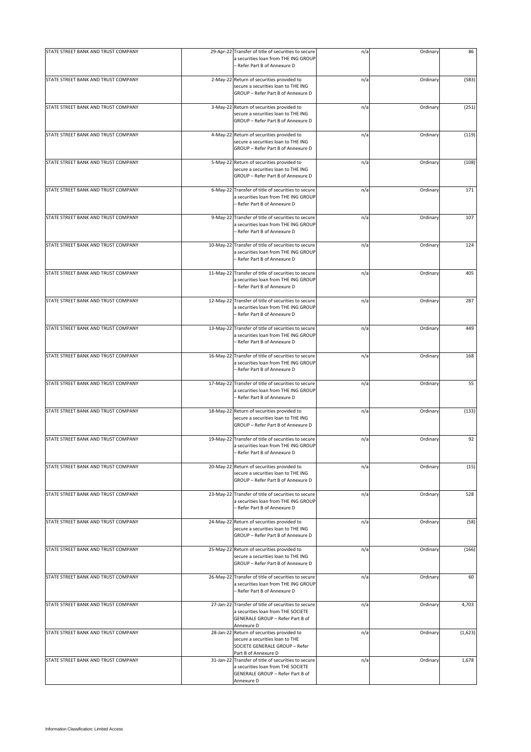| | | | | | |
|---|---|---|---|---|---|
| STATE STREET BANK AND TRUST COMPANY | 29-Apr-22 | Transfer of title of securities to secure a securities loan from THE ING GROUP – Refer Part B of Annexure D | n/a | Ordinary | 86 |
| STATE STREET BANK AND TRUST COMPANY | 2-May-22 | Return of securities provided to secure a securities loan to THE ING GROUP – Refer Part B of Annexure D | n/a | Ordinary | (583) |
| STATE STREET BANK AND TRUST COMPANY | 3-May-22 | Return of securities provided to secure a securities loan to THE ING GROUP – Refer Part B of Annexure D | n/a | Ordinary | (251) |
| STATE STREET BANK AND TRUST COMPANY | 4-May-22 | Return of securities provided to secure a securities loan to THE ING GROUP – Refer Part B of Annexure D | n/a | Ordinary | (119) |
| STATE STREET BANK AND TRUST COMPANY | 5-May-22 | Return of securities provided to secure a securities loan to THE ING GROUP – Refer Part B of Annexure D | n/a | Ordinary | (108) |
| STATE STREET BANK AND TRUST COMPANY | 6-May-22 | Transfer of title of securities to secure a securities loan from THE ING GROUP – Refer Part B of Annexure D | n/a | Ordinary | 171 |
| STATE STREET BANK AND TRUST COMPANY | 9-May-22 | Transfer of title of securities to secure a securities loan from THE ING GROUP – Refer Part B of Annexure D | n/a | Ordinary | 107 |
| STATE STREET BANK AND TRUST COMPANY | 10-May-22 | Transfer of title of securities to secure a securities loan from THE ING GROUP – Refer Part B of Annexure D | n/a | Ordinary | 124 |
| STATE STREET BANK AND TRUST COMPANY | 11-May-22 | Transfer of title of securities to secure a securities loan from THE ING GROUP – Refer Part B of Annexure D | n/a | Ordinary | 405 |
| STATE STREET BANK AND TRUST COMPANY | 12-May-22 | Transfer of title of securities to secure a securities loan from THE ING GROUP – Refer Part B of Annexure D | n/a | Ordinary | 287 |
| STATE STREET BANK AND TRUST COMPANY | 13-May-22 | Transfer of title of securities to secure a securities loan from THE ING GROUP – Refer Part B of Annexure D | n/a | Ordinary | 449 |
| STATE STREET BANK AND TRUST COMPANY | 16-May-22 | Transfer of title of securities to secure a securities loan from THE ING GROUP – Refer Part B of Annexure D | n/a | Ordinary | 168 |
| STATE STREET BANK AND TRUST COMPANY | 17-May-22 | Transfer of title of securities to secure a securities loan from THE ING GROUP – Refer Part B of Annexure D | n/a | Ordinary | 55 |
| STATE STREET BANK AND TRUST COMPANY | 18-May-22 | Return of securities provided to secure a securities loan to THE ING GROUP – Refer Part B of Annexure D | n/a | Ordinary | (133) |
| STATE STREET BANK AND TRUST COMPANY | 19-May-22 | Transfer of title of securities to secure a securities loan from THE ING GROUP – Refer Part B of Annexure D | n/a | Ordinary | 92 |
| STATE STREET BANK AND TRUST COMPANY | 20-May-22 | Return of securities provided to secure a securities loan to THE ING GROUP – Refer Part B of Annexure D | n/a | Ordinary | (15) |
| STATE STREET BANK AND TRUST COMPANY | 23-May-22 | Transfer of title of securities to secure a securities loan from THE ING GROUP – Refer Part B of Annexure D | n/a | Ordinary | 528 |
| STATE STREET BANK AND TRUST COMPANY | 24-May-22 | Return of securities provided to secure a securities loan to THE ING GROUP – Refer Part B of Annexure D | n/a | Ordinary | (58) |
| STATE STREET BANK AND TRUST COMPANY | 25-May-22 | Return of securities provided to secure a securities loan to THE ING GROUP – Refer Part B of Annexure D | n/a | Ordinary | (166) |
| STATE STREET BANK AND TRUST COMPANY | 26-May-22 | Transfer of title of securities to secure a securities loan from THE ING GROUP – Refer Part B of Annexure D | n/a | Ordinary | 60 |
| STATE STREET BANK AND TRUST COMPANY | 27-Jan-22 | Transfer of title of securities to secure a securities loan from THE SOCIETE GENERALE GROUP – Refer Part B of Annexure D | n/a | Ordinary | 4,703 |
| STATE STREET BANK AND TRUST COMPANY | 28-Jan-22 | Return of securities provided to secure a securities loan to THE SOCIETE GENERALE GROUP – Refer Part B of Annexure D | n/a | Ordinary | (1,623) |
| STATE STREET BANK AND TRUST COMPANY | 31-Jan-22 | Transfer of title of securities to secure a securities loan from THE SOCIETE GENERALE GROUP – Refer Part B of Annexure D | n/a | Ordinary | 1,678 |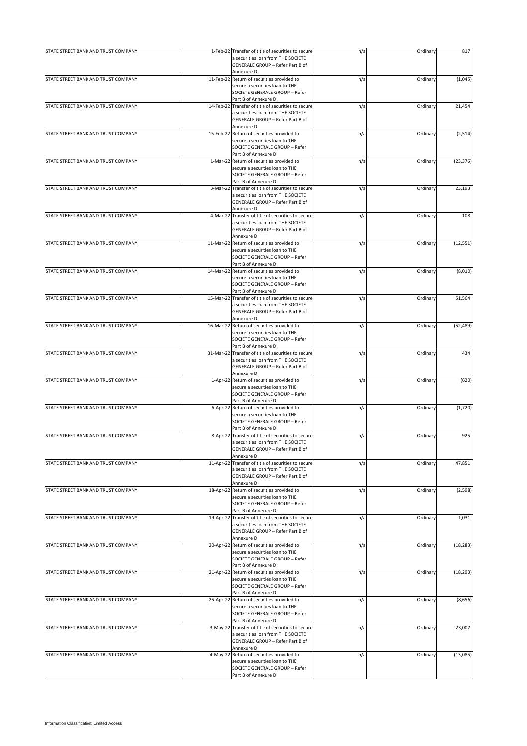| | | | | | |
|---|---|---|---|---|---|
| STATE STREET BANK AND TRUST COMPANY | 1-Feb-22 | Transfer of title of securities to secure a securities loan from THE SOCIETE GENERALE GROUP – Refer Part B of Annexure D | n/a | Ordinary | 817 |
| STATE STREET BANK AND TRUST COMPANY | 11-Feb-22 | Return of securities provided to secure a securities loan to THE SOCIETE GENERALE GROUP – Refer Part B of Annexure D | n/a | Ordinary | (1,045) |
| STATE STREET BANK AND TRUST COMPANY | 14-Feb-22 | Transfer of title of securities to secure a securities loan from THE SOCIETE GENERALE GROUP – Refer Part B of Annexure D | n/a | Ordinary | 21,454 |
| STATE STREET BANK AND TRUST COMPANY | 15-Feb-22 | Return of securities provided to secure a securities loan to THE SOCIETE GENERALE GROUP – Refer Part B of Annexure D | n/a | Ordinary | (2,514) |
| STATE STREET BANK AND TRUST COMPANY | 1-Mar-22 | Return of securities provided to secure a securities loan to THE SOCIETE GENERALE GROUP – Refer Part B of Annexure D | n/a | Ordinary | (23,376) |
| STATE STREET BANK AND TRUST COMPANY | 3-Mar-22 | Transfer of title of securities to secure a securities loan from THE SOCIETE GENERALE GROUP – Refer Part B of Annexure D | n/a | Ordinary | 23,193 |
| STATE STREET BANK AND TRUST COMPANY | 4-Mar-22 | Transfer of title of securities to secure a securities loan from THE SOCIETE GENERALE GROUP – Refer Part B of Annexure D | n/a | Ordinary | 108 |
| STATE STREET BANK AND TRUST COMPANY | 11-Mar-22 | Return of securities provided to secure a securities loan to THE SOCIETE GENERALE GROUP – Refer Part B of Annexure D | n/a | Ordinary | (12,551) |
| STATE STREET BANK AND TRUST COMPANY | 14-Mar-22 | Return of securities provided to secure a securities loan to THE SOCIETE GENERALE GROUP – Refer Part B of Annexure D | n/a | Ordinary | (8,010) |
| STATE STREET BANK AND TRUST COMPANY | 15-Mar-22 | Transfer of title of securities to secure a securities loan from THE SOCIETE GENERALE GROUP – Refer Part B of Annexure D | n/a | Ordinary | 51,564 |
| STATE STREET BANK AND TRUST COMPANY | 16-Mar-22 | Return of securities provided to secure a securities loan to THE SOCIETE GENERALE GROUP – Refer Part B of Annexure D | n/a | Ordinary | (52,489) |
| STATE STREET BANK AND TRUST COMPANY | 31-Mar-22 | Transfer of title of securities to secure a securities loan from THE SOCIETE GENERALE GROUP – Refer Part B of Annexure D | n/a | Ordinary | 434 |
| STATE STREET BANK AND TRUST COMPANY | 1-Apr-22 | Return of securities provided to secure a securities loan to THE SOCIETE GENERALE GROUP – Refer Part B of Annexure D | n/a | Ordinary | (620) |
| STATE STREET BANK AND TRUST COMPANY | 6-Apr-22 | Return of securities provided to secure a securities loan to THE SOCIETE GENERALE GROUP – Refer Part B of Annexure D | n/a | Ordinary | (1,720) |
| STATE STREET BANK AND TRUST COMPANY | 8-Apr-22 | Transfer of title of securities to secure a securities loan from THE SOCIETE GENERALE GROUP – Refer Part B of Annexure D | n/a | Ordinary | 925 |
| STATE STREET BANK AND TRUST COMPANY | 11-Apr-22 | Transfer of title of securities to secure a securities loan from THE SOCIETE GENERALE GROUP – Refer Part B of Annexure D | n/a | Ordinary | 47,851 |
| STATE STREET BANK AND TRUST COMPANY | 18-Apr-22 | Return of securities provided to secure a securities loan to THE SOCIETE GENERALE GROUP – Refer Part B of Annexure D | n/a | Ordinary | (2,598) |
| STATE STREET BANK AND TRUST COMPANY | 19-Apr-22 | Transfer of title of securities to secure a securities loan from THE SOCIETE GENERALE GROUP – Refer Part B of Annexure D | n/a | Ordinary | 1,031 |
| STATE STREET BANK AND TRUST COMPANY | 20-Apr-22 | Return of securities provided to secure a securities loan to THE SOCIETE GENERALE GROUP – Refer Part B of Annexure D | n/a | Ordinary | (18,283) |
| STATE STREET BANK AND TRUST COMPANY | 21-Apr-22 | Return of securities provided to secure a securities loan to THE SOCIETE GENERALE GROUP – Refer Part B of Annexure D | n/a | Ordinary | (18,293) |
| STATE STREET BANK AND TRUST COMPANY | 25-Apr-22 | Return of securities provided to secure a securities loan to THE SOCIETE GENERALE GROUP – Refer Part B of Annexure D | n/a | Ordinary | (8,656) |
| STATE STREET BANK AND TRUST COMPANY | 3-May-22 | Transfer of title of securities to secure a securities loan from THE SOCIETE GENERALE GROUP – Refer Part B of Annexure D | n/a | Ordinary | 23,007 |
| STATE STREET BANK AND TRUST COMPANY | 4-May-22 | Return of securities provided to secure a securities loan to THE SOCIETE GENERALE GROUP – Refer Part B of Annexure D | n/a | Ordinary | (13,085) |

Information Classification: Limited Access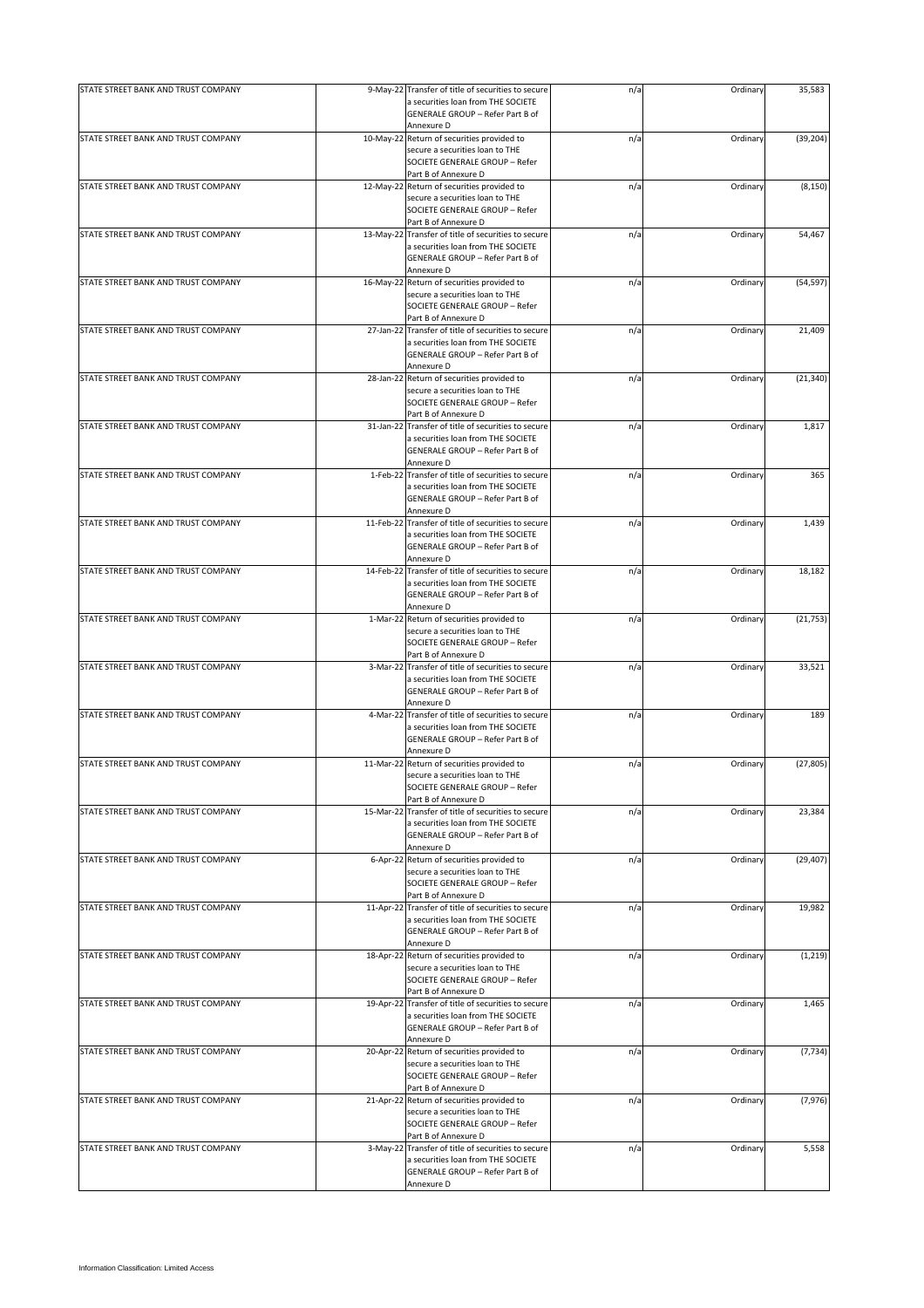| STATE STREET BANK AND TRUST COMPANY | 9-May-22 | Transfer of title of securities to secure a securities loan from THE SOCIETE GENERALE GROUP – Refer Part B of Annexure D | n/a | Ordinary | 35,583 |
|---|---|---|---|---|---|
| STATE STREET BANK AND TRUST COMPANY | 10-May-22 | Return of securities provided to secure a securities loan to THE SOCIETE GENERALE GROUP – Refer Part B of Annexure D | n/a | Ordinary | (39,204) |
| STATE STREET BANK AND TRUST COMPANY | 12-May-22 | Return of securities provided to secure a securities loan to THE SOCIETE GENERALE GROUP – Refer Part B of Annexure D | n/a | Ordinary | (8,150) |
| STATE STREET BANK AND TRUST COMPANY | 13-May-22 | Transfer of title of securities to secure a securities loan from THE SOCIETE GENERALE GROUP – Refer Part B of Annexure D | n/a | Ordinary | 54,467 |
| STATE STREET BANK AND TRUST COMPANY | 16-May-22 | Return of securities provided to secure a securities loan to THE SOCIETE GENERALE GROUP – Refer Part B of Annexure D | n/a | Ordinary | (54,597) |
| STATE STREET BANK AND TRUST COMPANY | 27-Jan-22 | Transfer of title of securities to secure a securities loan from THE SOCIETE GENERALE GROUP – Refer Part B of Annexure D | n/a | Ordinary | 21,409 |
| STATE STREET BANK AND TRUST COMPANY | 28-Jan-22 | Return of securities provided to secure a securities loan to THE SOCIETE GENERALE GROUP – Refer Part B of Annexure D | n/a | Ordinary | (21,340) |
| STATE STREET BANK AND TRUST COMPANY | 31-Jan-22 | Transfer of title of securities to secure a securities loan from THE SOCIETE GENERALE GROUP – Refer Part B of Annexure D | n/a | Ordinary | 1,817 |
| STATE STREET BANK AND TRUST COMPANY | 1-Feb-22 | Transfer of title of securities to secure a securities loan from THE SOCIETE GENERALE GROUP – Refer Part B of Annexure D | n/a | Ordinary | 365 |
| STATE STREET BANK AND TRUST COMPANY | 11-Feb-22 | Transfer of title of securities to secure a securities loan from THE SOCIETE GENERALE GROUP – Refer Part B of Annexure D | n/a | Ordinary | 1,439 |
| STATE STREET BANK AND TRUST COMPANY | 14-Feb-22 | Transfer of title of securities to secure a securities loan from THE SOCIETE GENERALE GROUP – Refer Part B of Annexure D | n/a | Ordinary | 18,182 |
| STATE STREET BANK AND TRUST COMPANY | 1-Mar-22 | Return of securities provided to secure a securities loan to THE SOCIETE GENERALE GROUP – Refer Part B of Annexure D | n/a | Ordinary | (21,753) |
| STATE STREET BANK AND TRUST COMPANY | 3-Mar-22 | Transfer of title of securities to secure a securities loan from THE SOCIETE GENERALE GROUP – Refer Part B of Annexure D | n/a | Ordinary | 33,521 |
| STATE STREET BANK AND TRUST COMPANY | 4-Mar-22 | Transfer of title of securities to secure a securities loan from THE SOCIETE GENERALE GROUP – Refer Part B of Annexure D | n/a | Ordinary | 189 |
| STATE STREET BANK AND TRUST COMPANY | 11-Mar-22 | Return of securities provided to secure a securities loan to THE SOCIETE GENERALE GROUP – Refer Part B of Annexure D | n/a | Ordinary | (27,805) |
| STATE STREET BANK AND TRUST COMPANY | 15-Mar-22 | Transfer of title of securities to secure a securities loan from THE SOCIETE GENERALE GROUP – Refer Part B of Annexure D | n/a | Ordinary | 23,384 |
| STATE STREET BANK AND TRUST COMPANY | 6-Apr-22 | Return of securities provided to secure a securities loan to THE SOCIETE GENERALE GROUP – Refer Part B of Annexure D | n/a | Ordinary | (29,407) |
| STATE STREET BANK AND TRUST COMPANY | 11-Apr-22 | Transfer of title of securities to secure a securities loan from THE SOCIETE GENERALE GROUP – Refer Part B of Annexure D | n/a | Ordinary | 19,982 |
| STATE STREET BANK AND TRUST COMPANY | 18-Apr-22 | Return of securities provided to secure a securities loan to THE SOCIETE GENERALE GROUP – Refer Part B of Annexure D | n/a | Ordinary | (1,219) |
| STATE STREET BANK AND TRUST COMPANY | 19-Apr-22 | Transfer of title of securities to secure a securities loan from THE SOCIETE GENERALE GROUP – Refer Part B of Annexure D | n/a | Ordinary | 1,465 |
| STATE STREET BANK AND TRUST COMPANY | 20-Apr-22 | Return of securities provided to secure a securities loan to THE SOCIETE GENERALE GROUP – Refer Part B of Annexure D | n/a | Ordinary | (7,734) |
| STATE STREET BANK AND TRUST COMPANY | 21-Apr-22 | Return of securities provided to secure a securities loan to THE SOCIETE GENERALE GROUP – Refer Part B of Annexure D | n/a | Ordinary | (7,976) |
| STATE STREET BANK AND TRUST COMPANY | 3-May-22 | Transfer of title of securities to secure a securities loan from THE SOCIETE GENERALE GROUP – Refer Part B of Annexure D | n/a | Ordinary | 5,558 |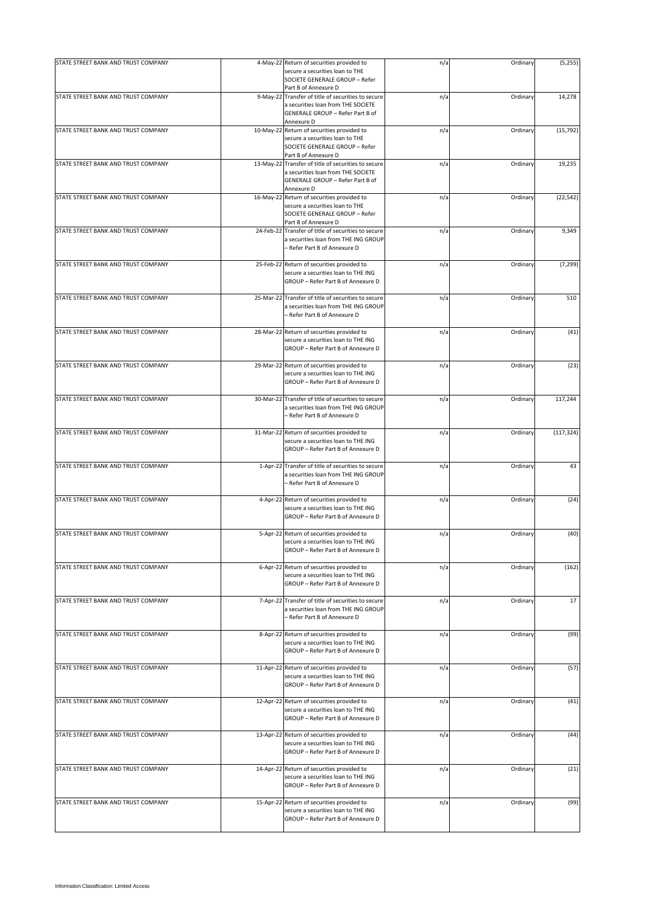| | | | | | |
|---|---|---|---|---|---|
| STATE STREET BANK AND TRUST COMPANY | 4-May-22 | Return of securities provided to secure a securities loan to THE SOCIETE GENERALE GROUP – Refer Part B of Annexure D | n/a | Ordinary | (5,255) |
| STATE STREET BANK AND TRUST COMPANY | 9-May-22 | Transfer of title of securities to secure a securities loan from THE SOCIETE GENERALE GROUP – Refer Part B of Annexure D | n/a | Ordinary | 14,278 |
| STATE STREET BANK AND TRUST COMPANY | 10-May-22 | Return of securities provided to secure a securities loan to THE SOCIETE GENERALE GROUP – Refer Part B of Annexure D | n/a | Ordinary | (15,792) |
| STATE STREET BANK AND TRUST COMPANY | 13-May-22 | Transfer of title of securities to secure a securities loan from THE SOCIETE GENERALE GROUP – Refer Part B of Annexure D | n/a | Ordinary | 19,235 |
| STATE STREET BANK AND TRUST COMPANY | 16-May-22 | Return of securities provided to secure a securities loan to THE SOCIETE GENERALE GROUP – Refer Part B of Annexure D | n/a | Ordinary | (22,542) |
| STATE STREET BANK AND TRUST COMPANY | 24-Feb-22 | Transfer of title of securities to secure a securities loan from THE ING GROUP – Refer Part B of Annexure D | n/a | Ordinary | 9,349 |
| STATE STREET BANK AND TRUST COMPANY | 25-Feb-22 | Return of securities provided to secure a securities loan to THE ING GROUP – Refer Part B of Annexure D | n/a | Ordinary | (7,299) |
| STATE STREET BANK AND TRUST COMPANY | 25-Mar-22 | Transfer of title of securities to secure a securities loan from THE ING GROUP – Refer Part B of Annexure D | n/a | Ordinary | 510 |
| STATE STREET BANK AND TRUST COMPANY | 28-Mar-22 | Return of securities provided to secure a securities loan to THE ING GROUP – Refer Part B of Annexure D | n/a | Ordinary | (41) |
| STATE STREET BANK AND TRUST COMPANY | 29-Mar-22 | Return of securities provided to secure a securities loan to THE ING GROUP – Refer Part B of Annexure D | n/a | Ordinary | (23) |
| STATE STREET BANK AND TRUST COMPANY | 30-Mar-22 | Transfer of title of securities to secure a securities loan from THE ING GROUP – Refer Part B of Annexure D | n/a | Ordinary | 117,244 |
| STATE STREET BANK AND TRUST COMPANY | 31-Mar-22 | Return of securities provided to secure a securities loan to THE ING GROUP – Refer Part B of Annexure D | n/a | Ordinary | (117,324) |
| STATE STREET BANK AND TRUST COMPANY | 1-Apr-22 | Transfer of title of securities to secure a securities loan from THE ING GROUP – Refer Part B of Annexure D | n/a | Ordinary | 43 |
| STATE STREET BANK AND TRUST COMPANY | 4-Apr-22 | Return of securities provided to secure a securities loan to THE ING GROUP – Refer Part B of Annexure D | n/a | Ordinary | (24) |
| STATE STREET BANK AND TRUST COMPANY | 5-Apr-22 | Return of securities provided to secure a securities loan to THE ING GROUP – Refer Part B of Annexure D | n/a | Ordinary | (40) |
| STATE STREET BANK AND TRUST COMPANY | 6-Apr-22 | Return of securities provided to secure a securities loan to THE ING GROUP – Refer Part B of Annexure D | n/a | Ordinary | (162) |
| STATE STREET BANK AND TRUST COMPANY | 7-Apr-22 | Transfer of title of securities to secure a securities loan from THE ING GROUP – Refer Part B of Annexure D | n/a | Ordinary | 17 |
| STATE STREET BANK AND TRUST COMPANY | 8-Apr-22 | Return of securities provided to secure a securities loan to THE ING GROUP – Refer Part B of Annexure D | n/a | Ordinary | (99) |
| STATE STREET BANK AND TRUST COMPANY | 11-Apr-22 | Return of securities provided to secure a securities loan to THE ING GROUP – Refer Part B of Annexure D | n/a | Ordinary | (57) |
| STATE STREET BANK AND TRUST COMPANY | 12-Apr-22 | Return of securities provided to secure a securities loan to THE ING GROUP – Refer Part B of Annexure D | n/a | Ordinary | (41) |
| STATE STREET BANK AND TRUST COMPANY | 13-Apr-22 | Return of securities provided to secure a securities loan to THE ING GROUP – Refer Part B of Annexure D | n/a | Ordinary | (44) |
| STATE STREET BANK AND TRUST COMPANY | 14-Apr-22 | Return of securities provided to secure a securities loan to THE ING GROUP – Refer Part B of Annexure D | n/a | Ordinary | (21) |
| STATE STREET BANK AND TRUST COMPANY | 15-Apr-22 | Return of securities provided to secure a securities loan to THE ING GROUP – Refer Part B of Annexure D | n/a | Ordinary | (99) |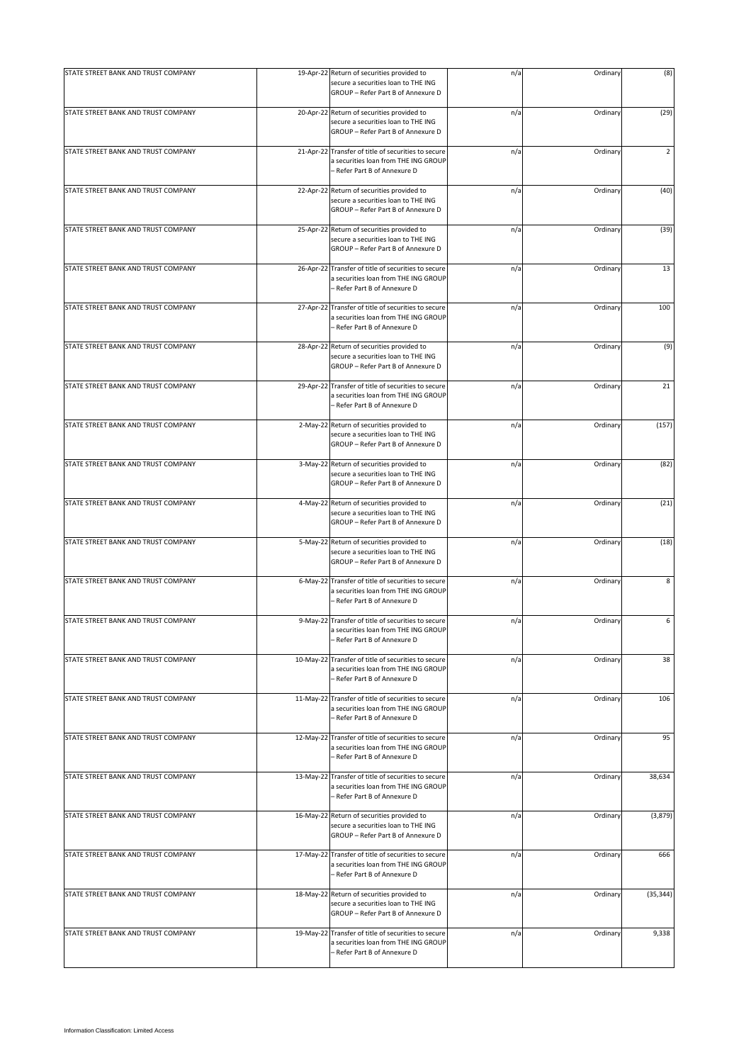| | | | | | |
|---|---|---|---|---|---|
| STATE STREET BANK AND TRUST COMPANY | 19-Apr-22 | Return of securities provided to secure a securities loan to THE ING GROUP – Refer Part B of Annexure D | n/a | Ordinary | (8) |
| STATE STREET BANK AND TRUST COMPANY | 20-Apr-22 | Return of securities provided to secure a securities loan to THE ING GROUP – Refer Part B of Annexure D | n/a | Ordinary | (29) |
| STATE STREET BANK AND TRUST COMPANY | 21-Apr-22 | Transfer of title of securities to secure a securities loan from THE ING GROUP – Refer Part B of Annexure D | n/a | Ordinary | 2 |
| STATE STREET BANK AND TRUST COMPANY | 22-Apr-22 | Return of securities provided to secure a securities loan to THE ING GROUP – Refer Part B of Annexure D | n/a | Ordinary | (40) |
| STATE STREET BANK AND TRUST COMPANY | 25-Apr-22 | Return of securities provided to secure a securities loan to THE ING GROUP – Refer Part B of Annexure D | n/a | Ordinary | (39) |
| STATE STREET BANK AND TRUST COMPANY | 26-Apr-22 | Transfer of title of securities to secure a securities loan from THE ING GROUP – Refer Part B of Annexure D | n/a | Ordinary | 13 |
| STATE STREET BANK AND TRUST COMPANY | 27-Apr-22 | Transfer of title of securities to secure a securities loan from THE ING GROUP – Refer Part B of Annexure D | n/a | Ordinary | 100 |
| STATE STREET BANK AND TRUST COMPANY | 28-Apr-22 | Return of securities provided to secure a securities loan to THE ING GROUP – Refer Part B of Annexure D | n/a | Ordinary | (9) |
| STATE STREET BANK AND TRUST COMPANY | 29-Apr-22 | Transfer of title of securities to secure a securities loan from THE ING GROUP – Refer Part B of Annexure D | n/a | Ordinary | 21 |
| STATE STREET BANK AND TRUST COMPANY | 2-May-22 | Return of securities provided to secure a securities loan to THE ING GROUP – Refer Part B of Annexure D | n/a | Ordinary | (157) |
| STATE STREET BANK AND TRUST COMPANY | 3-May-22 | Return of securities provided to secure a securities loan to THE ING GROUP – Refer Part B of Annexure D | n/a | Ordinary | (82) |
| STATE STREET BANK AND TRUST COMPANY | 4-May-22 | Return of securities provided to secure a securities loan to THE ING GROUP – Refer Part B of Annexure D | n/a | Ordinary | (21) |
| STATE STREET BANK AND TRUST COMPANY | 5-May-22 | Return of securities provided to secure a securities loan to THE ING GROUP – Refer Part B of Annexure D | n/a | Ordinary | (18) |
| STATE STREET BANK AND TRUST COMPANY | 6-May-22 | Transfer of title of securities to secure a securities loan from THE ING GROUP – Refer Part B of Annexure D | n/a | Ordinary | 8 |
| STATE STREET BANK AND TRUST COMPANY | 9-May-22 | Transfer of title of securities to secure a securities loan from THE ING GROUP – Refer Part B of Annexure D | n/a | Ordinary | 6 |
| STATE STREET BANK AND TRUST COMPANY | 10-May-22 | Transfer of title of securities to secure a securities loan from THE ING GROUP – Refer Part B of Annexure D | n/a | Ordinary | 38 |
| STATE STREET BANK AND TRUST COMPANY | 11-May-22 | Transfer of title of securities to secure a securities loan from THE ING GROUP – Refer Part B of Annexure D | n/a | Ordinary | 106 |
| STATE STREET BANK AND TRUST COMPANY | 12-May-22 | Transfer of title of securities to secure a securities loan from THE ING GROUP – Refer Part B of Annexure D | n/a | Ordinary | 95 |
| STATE STREET BANK AND TRUST COMPANY | 13-May-22 | Transfer of title of securities to secure a securities loan from THE ING GROUP – Refer Part B of Annexure D | n/a | Ordinary | 38,634 |
| STATE STREET BANK AND TRUST COMPANY | 16-May-22 | Return of securities provided to secure a securities loan to THE ING GROUP – Refer Part B of Annexure D | n/a | Ordinary | (3,879) |
| STATE STREET BANK AND TRUST COMPANY | 17-May-22 | Transfer of title of securities to secure a securities loan from THE ING GROUP – Refer Part B of Annexure D | n/a | Ordinary | 666 |
| STATE STREET BANK AND TRUST COMPANY | 18-May-22 | Return of securities provided to secure a securities loan to THE ING GROUP – Refer Part B of Annexure D | n/a | Ordinary | (35,344) |
| STATE STREET BANK AND TRUST COMPANY | 19-May-22 | Transfer of title of securities to secure a securities loan from THE ING GROUP – Refer Part B of Annexure D | n/a | Ordinary | 9,338 |

Information Classification: Limited Access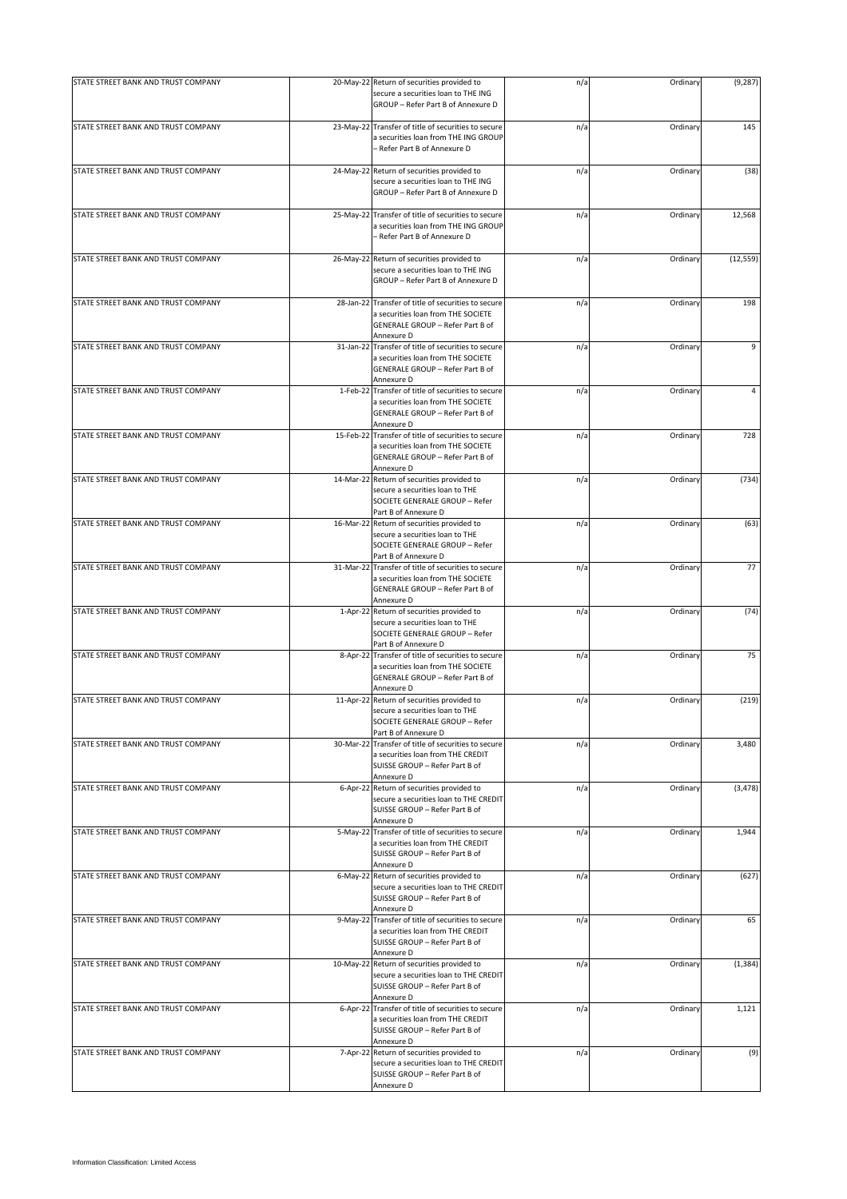| | | | | | |
|---|---|---|---|---|---|
| STATE STREET BANK AND TRUST COMPANY | 20-May-22 | Return of securities provided to secure a securities loan to THE ING GROUP – Refer Part B of Annexure D | n/a | Ordinary | (9,287) |
| STATE STREET BANK AND TRUST COMPANY | 23-May-22 | Transfer of title of securities to secure a securities loan from THE ING GROUP – Refer Part B of Annexure D | n/a | Ordinary | 145 |
| STATE STREET BANK AND TRUST COMPANY | 24-May-22 | Return of securities provided to secure a securities loan to THE ING GROUP – Refer Part B of Annexure D | n/a | Ordinary | (38) |
| STATE STREET BANK AND TRUST COMPANY | 25-May-22 | Transfer of title of securities to secure a securities loan from THE ING GROUP – Refer Part B of Annexure D | n/a | Ordinary | 12,568 |
| STATE STREET BANK AND TRUST COMPANY | 26-May-22 | Return of securities provided to secure a securities loan to THE ING GROUP – Refer Part B of Annexure D | n/a | Ordinary | (12,559) |
| STATE STREET BANK AND TRUST COMPANY | 28-Jan-22 | Transfer of title of securities to secure a securities loan from THE SOCIETE GENERALE GROUP – Refer Part B of Annexure D | n/a | Ordinary | 198 |
| STATE STREET BANK AND TRUST COMPANY | 31-Jan-22 | Transfer of title of securities to secure a securities loan from THE SOCIETE GENERALE GROUP – Refer Part B of Annexure D | n/a | Ordinary | 9 |
| STATE STREET BANK AND TRUST COMPANY | 1-Feb-22 | Transfer of title of securities to secure a securities loan from THE SOCIETE GENERALE GROUP – Refer Part B of Annexure D | n/a | Ordinary | 4 |
| STATE STREET BANK AND TRUST COMPANY | 15-Feb-22 | Transfer of title of securities to secure a securities loan from THE SOCIETE GENERALE GROUP – Refer Part B of Annexure D | n/a | Ordinary | 728 |
| STATE STREET BANK AND TRUST COMPANY | 14-Mar-22 | Return of securities provided to secure a securities loan to THE SOCIETE GENERALE GROUP – Refer Part B of Annexure D | n/a | Ordinary | (734) |
| STATE STREET BANK AND TRUST COMPANY | 16-Mar-22 | Return of securities provided to secure a securities loan to THE SOCIETE GENERALE GROUP – Refer Part B of Annexure D | n/a | Ordinary | (63) |
| STATE STREET BANK AND TRUST COMPANY | 31-Mar-22 | Transfer of title of securities to secure a securities loan from THE SOCIETE GENERALE GROUP – Refer Part B of Annexure D | n/a | Ordinary | 77 |
| STATE STREET BANK AND TRUST COMPANY | 1-Apr-22 | Return of securities provided to secure a securities loan to THE SOCIETE GENERALE GROUP – Refer Part B of Annexure D | n/a | Ordinary | (74) |
| STATE STREET BANK AND TRUST COMPANY | 8-Apr-22 | Transfer of title of securities to secure a securities loan from THE SOCIETE GENERALE GROUP – Refer Part B of Annexure D | n/a | Ordinary | 75 |
| STATE STREET BANK AND TRUST COMPANY | 11-Apr-22 | Return of securities provided to secure a securities loan to THE SOCIETE GENERALE GROUP – Refer Part B of Annexure D | n/a | Ordinary | (219) |
| STATE STREET BANK AND TRUST COMPANY | 30-Mar-22 | Transfer of title of securities to secure a securities loan from THE CREDIT SUISSE GROUP – Refer Part B of Annexure D | n/a | Ordinary | 3,480 |
| STATE STREET BANK AND TRUST COMPANY | 6-Apr-22 | Return of securities provided to secure a securities loan to THE CREDIT SUISSE GROUP – Refer Part B of Annexure D | n/a | Ordinary | (3,478) |
| STATE STREET BANK AND TRUST COMPANY | 5-May-22 | Transfer of title of securities to secure a securities loan from THE CREDIT SUISSE GROUP – Refer Part B of Annexure D | n/a | Ordinary | 1,944 |
| STATE STREET BANK AND TRUST COMPANY | 6-May-22 | Return of securities provided to secure a securities loan to THE CREDIT SUISSE GROUP – Refer Part B of Annexure D | n/a | Ordinary | (627) |
| STATE STREET BANK AND TRUST COMPANY | 9-May-22 | Transfer of title of securities to secure a securities loan from THE CREDIT SUISSE GROUP – Refer Part B of Annexure D | n/a | Ordinary | 65 |
| STATE STREET BANK AND TRUST COMPANY | 10-May-22 | Return of securities provided to secure a securities loan to THE CREDIT SUISSE GROUP – Refer Part B of Annexure D | n/a | Ordinary | (1,384) |
| STATE STREET BANK AND TRUST COMPANY | 6-Apr-22 | Transfer of title of securities to secure a securities loan from THE CREDIT SUISSE GROUP – Refer Part B of Annexure D | n/a | Ordinary | 1,121 |
| STATE STREET BANK AND TRUST COMPANY | 7-Apr-22 | Return of securities provided to secure a securities loan to THE CREDIT SUISSE GROUP – Refer Part B of Annexure D | n/a | Ordinary | (9) |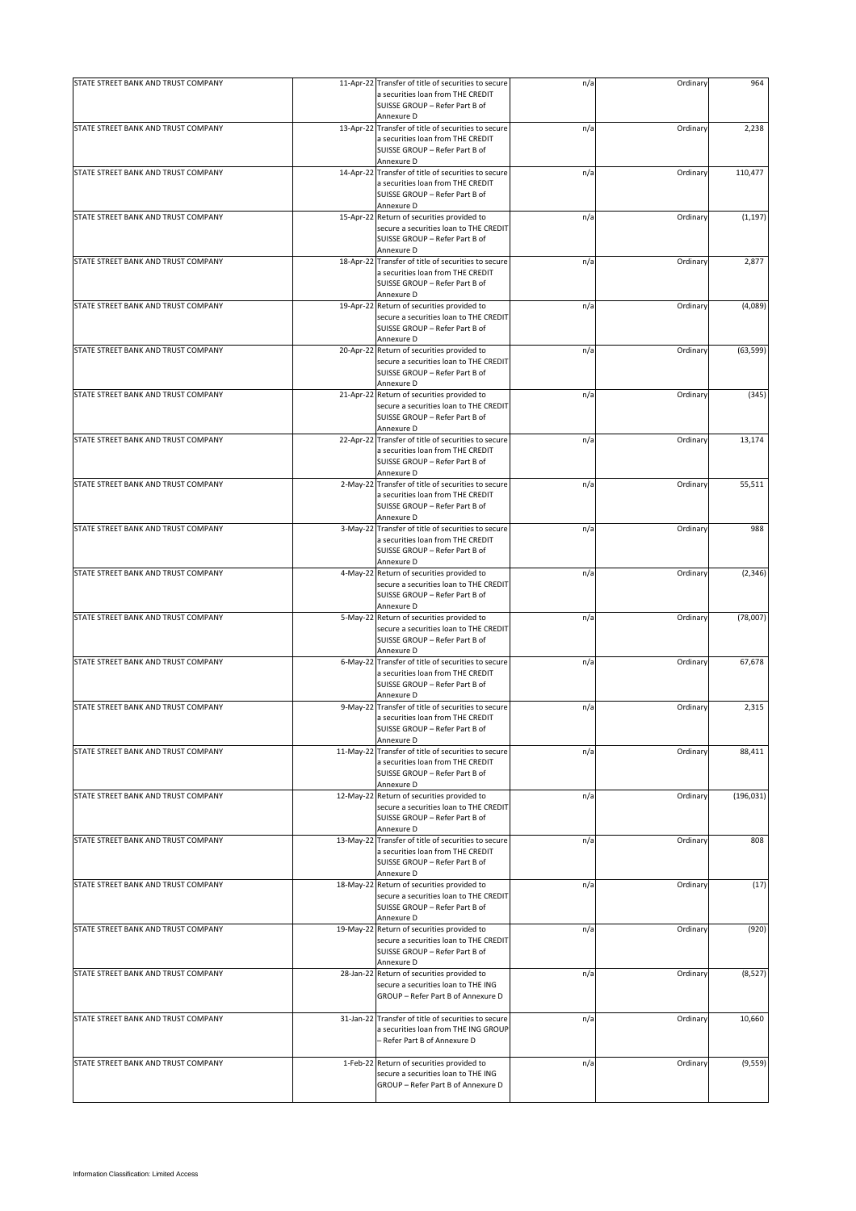| STATE STREET BANK AND TRUST COMPANY | 11-Apr-22 | Transfer of title of securities to secure a securities loan from THE CREDIT SUISSE GROUP – Refer Part B of Annexure D | n/a | Ordinary | 964 |
|---|---|---|---|---|---|
| STATE STREET BANK AND TRUST COMPANY | 13-Apr-22 | Transfer of title of securities to secure a securities loan from THE CREDIT SUISSE GROUP – Refer Part B of Annexure D | n/a | Ordinary | 2,238 |
| STATE STREET BANK AND TRUST COMPANY | 14-Apr-22 | Transfer of title of securities to secure a securities loan from THE CREDIT SUISSE GROUP – Refer Part B of Annexure D | n/a | Ordinary | 110,477 |
| STATE STREET BANK AND TRUST COMPANY | 15-Apr-22 | Return of securities provided to secure a securities loan to THE CREDIT SUISSE GROUP – Refer Part B of Annexure D | n/a | Ordinary | (1,197) |
| STATE STREET BANK AND TRUST COMPANY | 18-Apr-22 | Transfer of title of securities to secure a securities loan from THE CREDIT SUISSE GROUP – Refer Part B of Annexure D | n/a | Ordinary | 2,877 |
| STATE STREET BANK AND TRUST COMPANY | 19-Apr-22 | Return of securities provided to secure a securities loan to THE CREDIT SUISSE GROUP – Refer Part B of Annexure D | n/a | Ordinary | (4,089) |
| STATE STREET BANK AND TRUST COMPANY | 20-Apr-22 | Return of securities provided to secure a securities loan to THE CREDIT SUISSE GROUP – Refer Part B of Annexure D | n/a | Ordinary | (63,599) |
| STATE STREET BANK AND TRUST COMPANY | 21-Apr-22 | Return of securities provided to secure a securities loan to THE CREDIT SUISSE GROUP – Refer Part B of Annexure D | n/a | Ordinary | (345) |
| STATE STREET BANK AND TRUST COMPANY | 22-Apr-22 | Transfer of title of securities to secure a securities loan from THE CREDIT SUISSE GROUP – Refer Part B of Annexure D | n/a | Ordinary | 13,174 |
| STATE STREET BANK AND TRUST COMPANY | 2-May-22 | Transfer of title of securities to secure a securities loan from THE CREDIT SUISSE GROUP – Refer Part B of Annexure D | n/a | Ordinary | 55,511 |
| STATE STREET BANK AND TRUST COMPANY | 3-May-22 | Transfer of title of securities to secure a securities loan from THE CREDIT SUISSE GROUP – Refer Part B of Annexure D | n/a | Ordinary | 988 |
| STATE STREET BANK AND TRUST COMPANY | 4-May-22 | Return of securities provided to secure a securities loan to THE CREDIT SUISSE GROUP – Refer Part B of Annexure D | n/a | Ordinary | (2,346) |
| STATE STREET BANK AND TRUST COMPANY | 5-May-22 | Return of securities provided to secure a securities loan to THE CREDIT SUISSE GROUP – Refer Part B of Annexure D | n/a | Ordinary | (78,007) |
| STATE STREET BANK AND TRUST COMPANY | 6-May-22 | Transfer of title of securities to secure a securities loan from THE CREDIT SUISSE GROUP – Refer Part B of Annexure D | n/a | Ordinary | 67,678 |
| STATE STREET BANK AND TRUST COMPANY | 9-May-22 | Transfer of title of securities to secure a securities loan from THE CREDIT SUISSE GROUP – Refer Part B of Annexure D | n/a | Ordinary | 2,315 |
| STATE STREET BANK AND TRUST COMPANY | 11-May-22 | Transfer of title of securities to secure a securities loan from THE CREDIT SUISSE GROUP – Refer Part B of Annexure D | n/a | Ordinary | 88,411 |
| STATE STREET BANK AND TRUST COMPANY | 12-May-22 | Return of securities provided to secure a securities loan to THE CREDIT SUISSE GROUP – Refer Part B of Annexure D | n/a | Ordinary | (196,031) |
| STATE STREET BANK AND TRUST COMPANY | 13-May-22 | Transfer of title of securities to secure a securities loan from THE CREDIT SUISSE GROUP – Refer Part B of Annexure D | n/a | Ordinary | 808 |
| STATE STREET BANK AND TRUST COMPANY | 18-May-22 | Return of securities provided to secure a securities loan to THE CREDIT SUISSE GROUP – Refer Part B of Annexure D | n/a | Ordinary | (17) |
| STATE STREET BANK AND TRUST COMPANY | 19-May-22 | Return of securities provided to secure a securities loan to THE CREDIT SUISSE GROUP – Refer Part B of Annexure D | n/a | Ordinary | (920) |
| STATE STREET BANK AND TRUST COMPANY | 28-Jan-22 | Return of securities provided to secure a securities loan to THE ING GROUP – Refer Part B of Annexure D | n/a | Ordinary | (8,527) |
| STATE STREET BANK AND TRUST COMPANY | 31-Jan-22 | Transfer of title of securities to secure a securities loan from THE ING GROUP – Refer Part B of Annexure D | n/a | Ordinary | 10,660 |
| STATE STREET BANK AND TRUST COMPANY | 1-Feb-22 | Return of securities provided to secure a securities loan to THE ING GROUP – Refer Part B of Annexure D | n/a | Ordinary | (9,559) |

Information Classification: Limited Access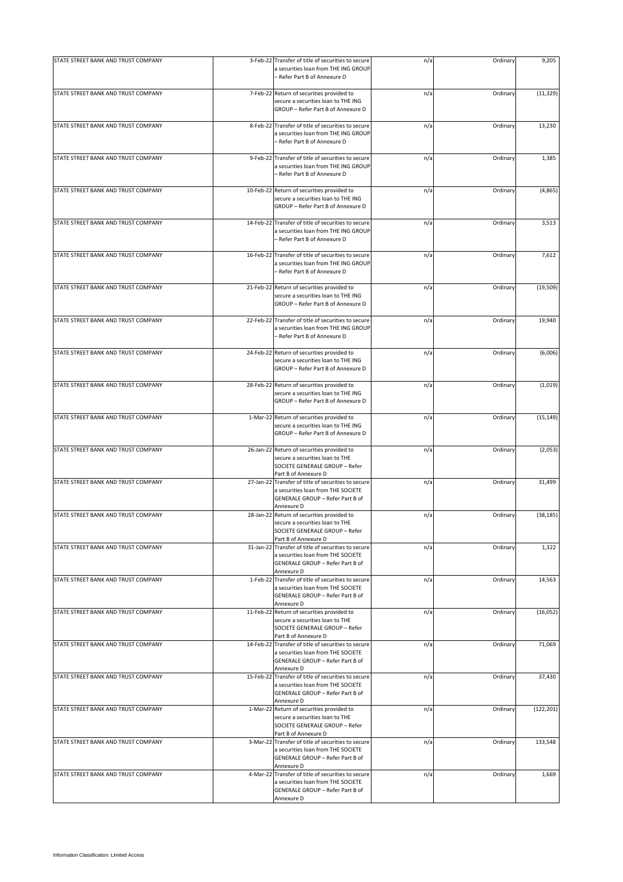| | | | | | |
|---|---|---|---|---|---|
| STATE STREET BANK AND TRUST COMPANY | 3-Feb-22 | Transfer of title of securities to secure a securities loan from THE ING GROUP – Refer Part B of Annexure D | n/a | Ordinary | 9,205 |
| STATE STREET BANK AND TRUST COMPANY | 7-Feb-22 | Return of securities provided to secure a securities loan to THE ING GROUP – Refer Part B of Annexure D | n/a | Ordinary | (11,329) |
| STATE STREET BANK AND TRUST COMPANY | 8-Feb-22 | Transfer of title of securities to secure a securities loan from THE ING GROUP – Refer Part B of Annexure D | n/a | Ordinary | 13,230 |
| STATE STREET BANK AND TRUST COMPANY | 9-Feb-22 | Transfer of title of securities to secure a securities loan from THE ING GROUP – Refer Part B of Annexure D | n/a | Ordinary | 1,385 |
| STATE STREET BANK AND TRUST COMPANY | 10-Feb-22 | Return of securities provided to secure a securities loan to THE ING GROUP – Refer Part B of Annexure D | n/a | Ordinary | (4,865) |
| STATE STREET BANK AND TRUST COMPANY | 14-Feb-22 | Transfer of title of securities to secure a securities loan from THE ING GROUP – Refer Part B of Annexure D | n/a | Ordinary | 3,513 |
| STATE STREET BANK AND TRUST COMPANY | 16-Feb-22 | Transfer of title of securities to secure a securities loan from THE ING GROUP – Refer Part B of Annexure D | n/a | Ordinary | 7,612 |
| STATE STREET BANK AND TRUST COMPANY | 21-Feb-22 | Return of securities provided to secure a securities loan to THE ING GROUP – Refer Part B of Annexure D | n/a | Ordinary | (19,509) |
| STATE STREET BANK AND TRUST COMPANY | 22-Feb-22 | Transfer of title of securities to secure a securities loan from THE ING GROUP – Refer Part B of Annexure D | n/a | Ordinary | 19,940 |
| STATE STREET BANK AND TRUST COMPANY | 24-Feb-22 | Return of securities provided to secure a securities loan to THE ING GROUP – Refer Part B of Annexure D | n/a | Ordinary | (6,006) |
| STATE STREET BANK AND TRUST COMPANY | 28-Feb-22 | Return of securities provided to secure a securities loan to THE ING GROUP – Refer Part B of Annexure D | n/a | Ordinary | (1,019) |
| STATE STREET BANK AND TRUST COMPANY | 1-Mar-22 | Return of securities provided to secure a securities loan to THE ING GROUP – Refer Part B of Annexure D | n/a | Ordinary | (15,149) |
| STATE STREET BANK AND TRUST COMPANY | 26-Jan-22 | Return of securities provided to secure a securities loan to THE SOCIETE GENERALE GROUP – Refer Part B of Annexure D | n/a | Ordinary | (2,053) |
| STATE STREET BANK AND TRUST COMPANY | 27-Jan-22 | Transfer of title of securities to secure a securities loan from THE SOCIETE GENERALE GROUP – Refer Part B of Annexure D | n/a | Ordinary | 31,499 |
| STATE STREET BANK AND TRUST COMPANY | 28-Jan-22 | Return of securities provided to secure a securities loan to THE SOCIETE GENERALE GROUP – Refer Part B of Annexure D | n/a | Ordinary | (38,185) |
| STATE STREET BANK AND TRUST COMPANY | 31-Jan-22 | Transfer of title of securities to secure a securities loan from THE SOCIETE GENERALE GROUP – Refer Part B of Annexure D | n/a | Ordinary | 1,322 |
| STATE STREET BANK AND TRUST COMPANY | 1-Feb-22 | Transfer of title of securities to secure a securities loan from THE SOCIETE GENERALE GROUP – Refer Part B of Annexure D | n/a | Ordinary | 14,563 |
| STATE STREET BANK AND TRUST COMPANY | 11-Feb-22 | Return of securities provided to secure a securities loan to THE SOCIETE GENERALE GROUP – Refer Part B of Annexure D | n/a | Ordinary | (16,052) |
| STATE STREET BANK AND TRUST COMPANY | 14-Feb-22 | Transfer of title of securities to secure a securities loan from THE SOCIETE GENERALE GROUP – Refer Part B of Annexure D | n/a | Ordinary | 71,069 |
| STATE STREET BANK AND TRUST COMPANY | 15-Feb-22 | Transfer of title of securities to secure a securities loan from THE SOCIETE GENERALE GROUP – Refer Part B of Annexure D | n/a | Ordinary | 37,430 |
| STATE STREET BANK AND TRUST COMPANY | 1-Mar-22 | Return of securities provided to secure a securities loan to THE SOCIETE GENERALE GROUP – Refer Part B of Annexure D | n/a | Ordinary | (122,201) |
| STATE STREET BANK AND TRUST COMPANY | 3-Mar-22 | Transfer of title of securities to secure a securities loan from THE SOCIETE GENERALE GROUP – Refer Part B of Annexure D | n/a | Ordinary | 133,548 |
| STATE STREET BANK AND TRUST COMPANY | 4-Mar-22 | Transfer of title of securities to secure a securities loan from THE SOCIETE GENERALE GROUP – Refer Part B of Annexure D | n/a | Ordinary | 1,669 |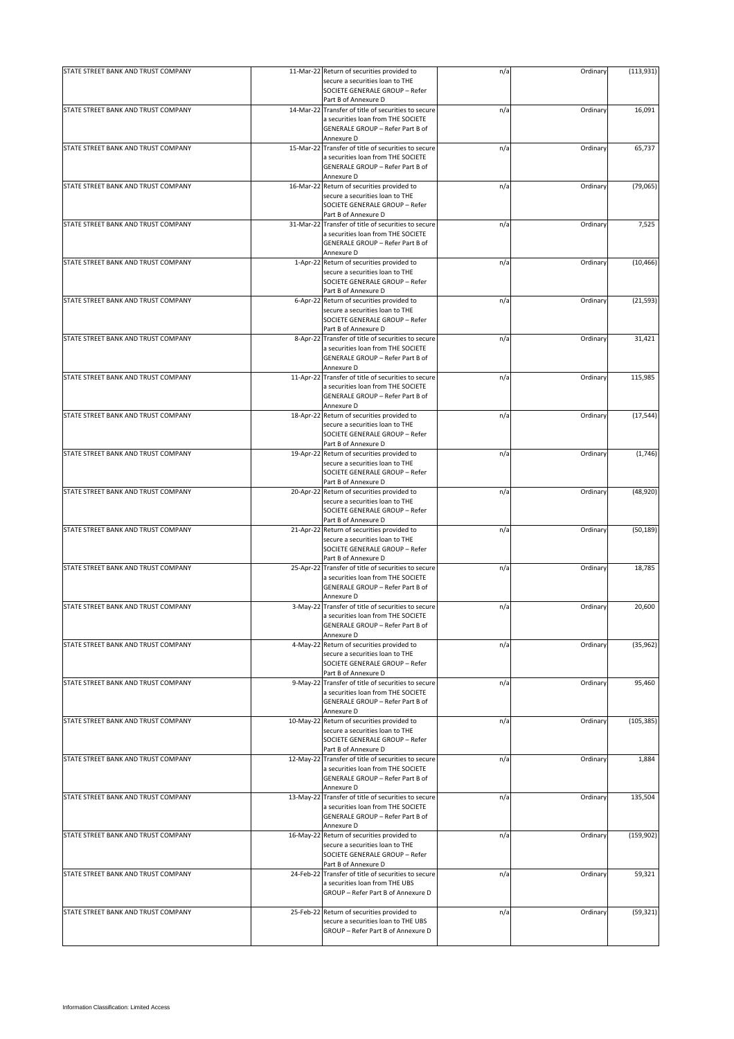| | | | | | |
|---|---|---|---|---|---|
| STATE STREET BANK AND TRUST COMPANY | 11-Mar-22 | Return of securities provided to secure a securities loan to THE SOCIETE GENERALE GROUP – Refer Part B of Annexure D | n/a | Ordinary | (113,931) |
| STATE STREET BANK AND TRUST COMPANY | 14-Mar-22 | Transfer of title of securities to secure a securities loan from THE SOCIETE GENERALE GROUP – Refer Part B of Annexure D | n/a | Ordinary | 16,091 |
| STATE STREET BANK AND TRUST COMPANY | 15-Mar-22 | Transfer of title of securities to secure a securities loan from THE SOCIETE GENERALE GROUP – Refer Part B of Annexure D | n/a | Ordinary | 65,737 |
| STATE STREET BANK AND TRUST COMPANY | 16-Mar-22 | Return of securities provided to secure a securities loan to THE SOCIETE GENERALE GROUP – Refer Part B of Annexure D | n/a | Ordinary | (79,065) |
| STATE STREET BANK AND TRUST COMPANY | 31-Mar-22 | Transfer of title of securities to secure a securities loan from THE SOCIETE GENERALE GROUP – Refer Part B of Annexure D | n/a | Ordinary | 7,525 |
| STATE STREET BANK AND TRUST COMPANY | 1-Apr-22 | Return of securities provided to secure a securities loan to THE SOCIETE GENERALE GROUP – Refer Part B of Annexure D | n/a | Ordinary | (10,466) |
| STATE STREET BANK AND TRUST COMPANY | 6-Apr-22 | Return of securities provided to secure a securities loan to THE SOCIETE GENERALE GROUP – Refer Part B of Annexure D | n/a | Ordinary | (21,593) |
| STATE STREET BANK AND TRUST COMPANY | 8-Apr-22 | Transfer of title of securities to secure a securities loan from THE SOCIETE GENERALE GROUP – Refer Part B of Annexure D | n/a | Ordinary | 31,421 |
| STATE STREET BANK AND TRUST COMPANY | 11-Apr-22 | Transfer of title of securities to secure a securities loan from THE SOCIETE GENERALE GROUP – Refer Part B of Annexure D | n/a | Ordinary | 115,985 |
| STATE STREET BANK AND TRUST COMPANY | 18-Apr-22 | Return of securities provided to secure a securities loan to THE SOCIETE GENERALE GROUP – Refer Part B of Annexure D | n/a | Ordinary | (17,544) |
| STATE STREET BANK AND TRUST COMPANY | 19-Apr-22 | Return of securities provided to secure a securities loan to THE SOCIETE GENERALE GROUP – Refer Part B of Annexure D | n/a | Ordinary | (1,746) |
| STATE STREET BANK AND TRUST COMPANY | 20-Apr-22 | Return of securities provided to secure a securities loan to THE SOCIETE GENERALE GROUP – Refer Part B of Annexure D | n/a | Ordinary | (48,920) |
| STATE STREET BANK AND TRUST COMPANY | 21-Apr-22 | Return of securities provided to secure a securities loan to THE SOCIETE GENERALE GROUP – Refer Part B of Annexure D | n/a | Ordinary | (50,189) |
| STATE STREET BANK AND TRUST COMPANY | 25-Apr-22 | Transfer of title of securities to secure a securities loan from THE SOCIETE GENERALE GROUP – Refer Part B of Annexure D | n/a | Ordinary | 18,785 |
| STATE STREET BANK AND TRUST COMPANY | 3-May-22 | Transfer of title of securities to secure a securities loan from THE SOCIETE GENERALE GROUP – Refer Part B of Annexure D | n/a | Ordinary | 20,600 |
| STATE STREET BANK AND TRUST COMPANY | 4-May-22 | Return of securities provided to secure a securities loan to THE SOCIETE GENERALE GROUP – Refer Part B of Annexure D | n/a | Ordinary | (35,962) |
| STATE STREET BANK AND TRUST COMPANY | 9-May-22 | Transfer of title of securities to secure a securities loan from THE SOCIETE GENERALE GROUP – Refer Part B of Annexure D | n/a | Ordinary | 95,460 |
| STATE STREET BANK AND TRUST COMPANY | 10-May-22 | Return of securities provided to secure a securities loan to THE SOCIETE GENERALE GROUP – Refer Part B of Annexure D | n/a | Ordinary | (105,385) |
| STATE STREET BANK AND TRUST COMPANY | 12-May-22 | Transfer of title of securities to secure a securities loan from THE SOCIETE GENERALE GROUP – Refer Part B of Annexure D | n/a | Ordinary | 1,884 |
| STATE STREET BANK AND TRUST COMPANY | 13-May-22 | Transfer of title of securities to secure a securities loan from THE SOCIETE GENERALE GROUP – Refer Part B of Annexure D | n/a | Ordinary | 135,504 |
| STATE STREET BANK AND TRUST COMPANY | 16-May-22 | Return of securities provided to secure a securities loan to THE SOCIETE GENERALE GROUP – Refer Part B of Annexure D | n/a | Ordinary | (159,902) |
| STATE STREET BANK AND TRUST COMPANY | 24-Feb-22 | Transfer of title of securities to secure a securities loan from THE UBS GROUP – Refer Part B of Annexure D | n/a | Ordinary | 59,321 |
| STATE STREET BANK AND TRUST COMPANY | 25-Feb-22 | Return of securities provided to secure a securities loan to THE UBS GROUP – Refer Part B of Annexure D | n/a | Ordinary | (59,321) |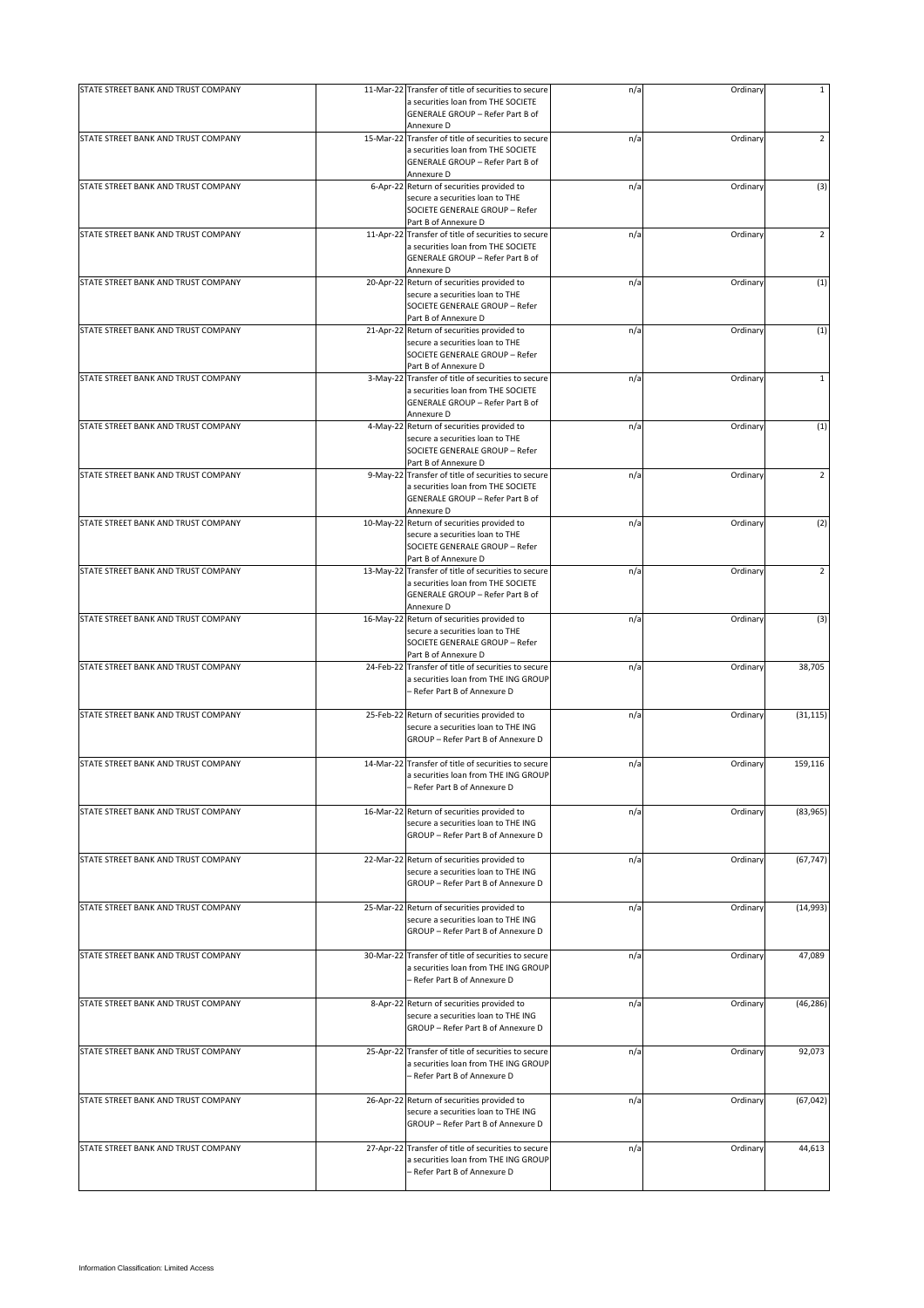| | | | | | |
|---|---|---|---|---|---|
| STATE STREET BANK AND TRUST COMPANY | 11-Mar-22 | Transfer of title of securities to secure a securities loan from THE SOCIETE GENERALE GROUP – Refer Part B of Annexure D | n/a | Ordinary | 1 |
| STATE STREET BANK AND TRUST COMPANY | 15-Mar-22 | Transfer of title of securities to secure a securities loan from THE SOCIETE GENERALE GROUP – Refer Part B of Annexure D | n/a | Ordinary | 2 |
| STATE STREET BANK AND TRUST COMPANY | 6-Apr-22 | Return of securities provided to secure a securities loan to THE SOCIETE GENERALE GROUP – Refer Part B of Annexure D | n/a | Ordinary | (3) |
| STATE STREET BANK AND TRUST COMPANY | 11-Apr-22 | Transfer of title of securities to secure a securities loan from THE SOCIETE GENERALE GROUP – Refer Part B of Annexure D | n/a | Ordinary | 2 |
| STATE STREET BANK AND TRUST COMPANY | 20-Apr-22 | Return of securities provided to secure a securities loan to THE SOCIETE GENERALE GROUP – Refer Part B of Annexure D | n/a | Ordinary | (1) |
| STATE STREET BANK AND TRUST COMPANY | 21-Apr-22 | Return of securities provided to secure a securities loan to THE SOCIETE GENERALE GROUP – Refer Part B of Annexure D | n/a | Ordinary | (1) |
| STATE STREET BANK AND TRUST COMPANY | 3-May-22 | Transfer of title of securities to secure a securities loan from THE SOCIETE GENERALE GROUP – Refer Part B of Annexure D | n/a | Ordinary | 1 |
| STATE STREET BANK AND TRUST COMPANY | 4-May-22 | Return of securities provided to secure a securities loan to THE SOCIETE GENERALE GROUP – Refer Part B of Annexure D | n/a | Ordinary | (1) |
| STATE STREET BANK AND TRUST COMPANY | 9-May-22 | Transfer of title of securities to secure a securities loan from THE SOCIETE GENERALE GROUP – Refer Part B of Annexure D | n/a | Ordinary | 2 |
| STATE STREET BANK AND TRUST COMPANY | 10-May-22 | Return of securities provided to secure a securities loan to THE SOCIETE GENERALE GROUP – Refer Part B of Annexure D | n/a | Ordinary | (2) |
| STATE STREET BANK AND TRUST COMPANY | 13-May-22 | Transfer of title of securities to secure a securities loan from THE SOCIETE GENERALE GROUP – Refer Part B of Annexure D | n/a | Ordinary | 2 |
| STATE STREET BANK AND TRUST COMPANY | 16-May-22 | Return of securities provided to secure a securities loan to THE SOCIETE GENERALE GROUP – Refer Part B of Annexure D | n/a | Ordinary | (3) |
| STATE STREET BANK AND TRUST COMPANY | 24-Feb-22 | Transfer of title of securities to secure a securities loan from THE ING GROUP – Refer Part B of Annexure D | n/a | Ordinary | 38,705 |
| STATE STREET BANK AND TRUST COMPANY | 25-Feb-22 | Return of securities provided to secure a securities loan to THE ING GROUP – Refer Part B of Annexure D | n/a | Ordinary | (31,115) |
| STATE STREET BANK AND TRUST COMPANY | 14-Mar-22 | Transfer of title of securities to secure a securities loan from THE ING GROUP – Refer Part B of Annexure D | n/a | Ordinary | 159,116 |
| STATE STREET BANK AND TRUST COMPANY | 16-Mar-22 | Return of securities provided to secure a securities loan to THE ING GROUP – Refer Part B of Annexure D | n/a | Ordinary | (83,965) |
| STATE STREET BANK AND TRUST COMPANY | 22-Mar-22 | Return of securities provided to secure a securities loan to THE ING GROUP – Refer Part B of Annexure D | n/a | Ordinary | (67,747) |
| STATE STREET BANK AND TRUST COMPANY | 25-Mar-22 | Return of securities provided to secure a securities loan to THE ING GROUP – Refer Part B of Annexure D | n/a | Ordinary | (14,993) |
| STATE STREET BANK AND TRUST COMPANY | 30-Mar-22 | Transfer of title of securities to secure a securities loan from THE ING GROUP – Refer Part B of Annexure D | n/a | Ordinary | 47,089 |
| STATE STREET BANK AND TRUST COMPANY | 8-Apr-22 | Return of securities provided to secure a securities loan to THE ING GROUP – Refer Part B of Annexure D | n/a | Ordinary | (46,286) |
| STATE STREET BANK AND TRUST COMPANY | 25-Apr-22 | Transfer of title of securities to secure a securities loan from THE ING GROUP – Refer Part B of Annexure D | n/a | Ordinary | 92,073 |
| STATE STREET BANK AND TRUST COMPANY | 26-Apr-22 | Return of securities provided to secure a securities loan to THE ING GROUP – Refer Part B of Annexure D | n/a | Ordinary | (67,042) |
| STATE STREET BANK AND TRUST COMPANY | 27-Apr-22 | Transfer of title of securities to secure a securities loan from THE ING GROUP – Refer Part B of Annexure D | n/a | Ordinary | 44,613 |

Information Classification: Limited Access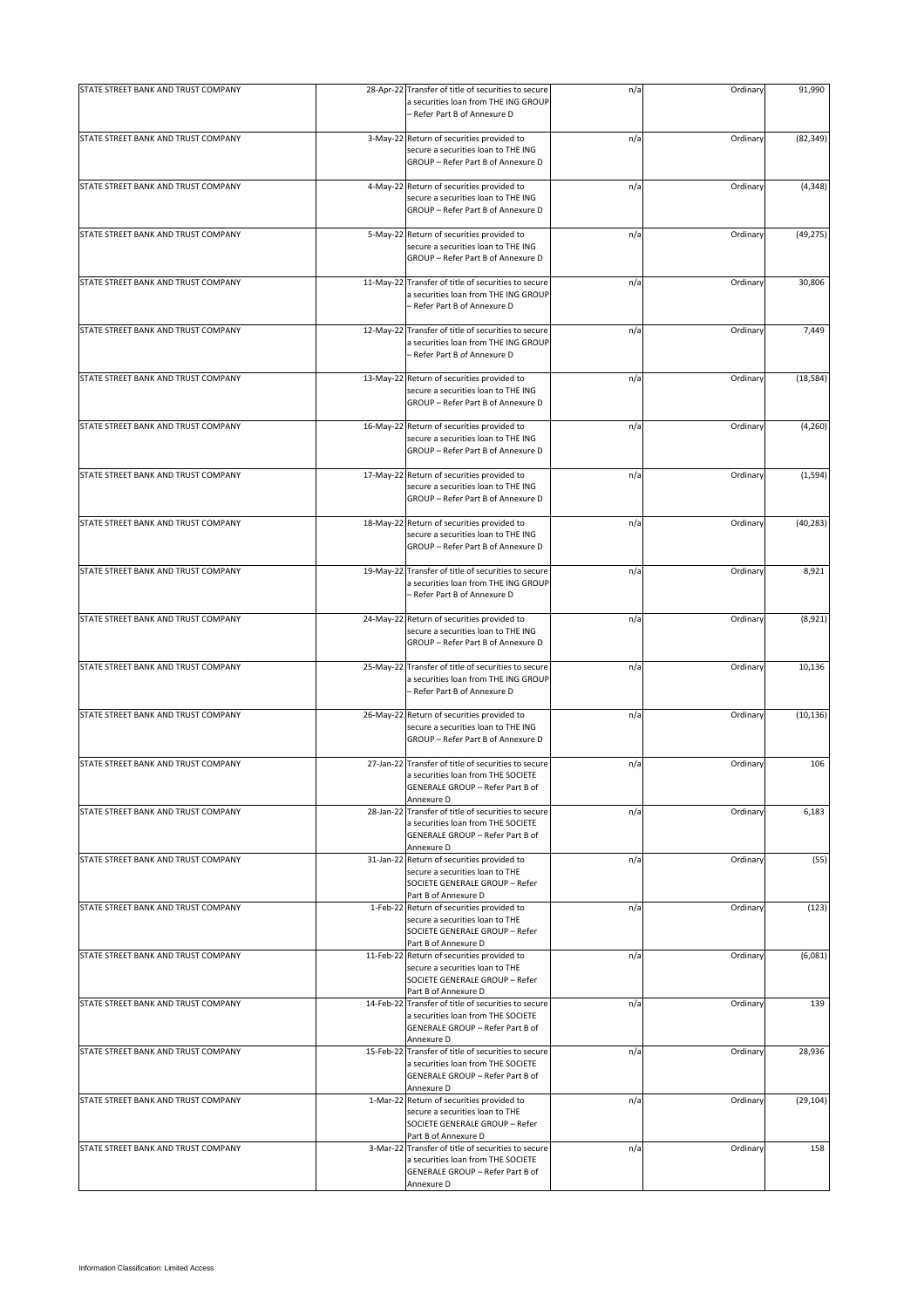| | | | | | |
|---|---|---|---|---|---|
| STATE STREET BANK AND TRUST COMPANY | 28-Apr-22 | Transfer of title of securities to secure a securities loan from THE ING GROUP – Refer Part B of Annexure D | n/a | Ordinary | 91,990 |
| STATE STREET BANK AND TRUST COMPANY | 3-May-22 | Return of securities provided to secure a securities loan to THE ING GROUP – Refer Part B of Annexure D | n/a | Ordinary | (82,349) |
| STATE STREET BANK AND TRUST COMPANY | 4-May-22 | Return of securities provided to secure a securities loan to THE ING GROUP – Refer Part B of Annexure D | n/a | Ordinary | (4,348) |
| STATE STREET BANK AND TRUST COMPANY | 5-May-22 | Return of securities provided to secure a securities loan to THE ING GROUP – Refer Part B of Annexure D | n/a | Ordinary | (49,275) |
| STATE STREET BANK AND TRUST COMPANY | 11-May-22 | Transfer of title of securities to secure a securities loan from THE ING GROUP – Refer Part B of Annexure D | n/a | Ordinary | 30,806 |
| STATE STREET BANK AND TRUST COMPANY | 12-May-22 | Transfer of title of securities to secure a securities loan from THE ING GROUP – Refer Part B of Annexure D | n/a | Ordinary | 7,449 |
| STATE STREET BANK AND TRUST COMPANY | 13-May-22 | Return of securities provided to secure a securities loan to THE ING GROUP – Refer Part B of Annexure D | n/a | Ordinary | (18,584) |
| STATE STREET BANK AND TRUST COMPANY | 16-May-22 | Return of securities provided to secure a securities loan to THE ING GROUP – Refer Part B of Annexure D | n/a | Ordinary | (4,260) |
| STATE STREET BANK AND TRUST COMPANY | 17-May-22 | Return of securities provided to secure a securities loan to THE ING GROUP – Refer Part B of Annexure D | n/a | Ordinary | (1,594) |
| STATE STREET BANK AND TRUST COMPANY | 18-May-22 | Return of securities provided to secure a securities loan to THE ING GROUP – Refer Part B of Annexure D | n/a | Ordinary | (40,283) |
| STATE STREET BANK AND TRUST COMPANY | 19-May-22 | Transfer of title of securities to secure a securities loan from THE ING GROUP – Refer Part B of Annexure D | n/a | Ordinary | 8,921 |
| STATE STREET BANK AND TRUST COMPANY | 24-May-22 | Return of securities provided to secure a securities loan to THE ING GROUP – Refer Part B of Annexure D | n/a | Ordinary | (8,921) |
| STATE STREET BANK AND TRUST COMPANY | 25-May-22 | Transfer of title of securities to secure a securities loan from THE ING GROUP – Refer Part B of Annexure D | n/a | Ordinary | 10,136 |
| STATE STREET BANK AND TRUST COMPANY | 26-May-22 | Return of securities provided to secure a securities loan to THE ING GROUP – Refer Part B of Annexure D | n/a | Ordinary | (10,136) |
| STATE STREET BANK AND TRUST COMPANY | 27-Jan-22 | Transfer of title of securities to secure a securities loan from THE SOCIETE GENERALE GROUP – Refer Part B of Annexure D | n/a | Ordinary | 106 |
| STATE STREET BANK AND TRUST COMPANY | 28-Jan-22 | Transfer of title of securities to secure a securities loan from THE SOCIETE GENERALE GROUP – Refer Part B of Annexure D | n/a | Ordinary | 6,183 |
| STATE STREET BANK AND TRUST COMPANY | 31-Jan-22 | Return of securities provided to secure a securities loan to THE SOCIETE GENERALE GROUP – Refer Part B of Annexure D | n/a | Ordinary | (55) |
| STATE STREET BANK AND TRUST COMPANY | 1-Feb-22 | Return of securities provided to secure a securities loan to THE SOCIETE GENERALE GROUP – Refer Part B of Annexure D | n/a | Ordinary | (123) |
| STATE STREET BANK AND TRUST COMPANY | 11-Feb-22 | Return of securities provided to secure a securities loan to THE SOCIETE GENERALE GROUP – Refer Part B of Annexure D | n/a | Ordinary | (6,081) |
| STATE STREET BANK AND TRUST COMPANY | 14-Feb-22 | Transfer of title of securities to secure a securities loan from THE SOCIETE GENERALE GROUP – Refer Part B of Annexure D | n/a | Ordinary | 139 |
| STATE STREET BANK AND TRUST COMPANY | 15-Feb-22 | Transfer of title of securities to secure a securities loan from THE SOCIETE GENERALE GROUP – Refer Part B of Annexure D | n/a | Ordinary | 28,936 |
| STATE STREET BANK AND TRUST COMPANY | 1-Mar-22 | Return of securities provided to secure a securities loan to THE SOCIETE GENERALE GROUP – Refer Part B of Annexure D | n/a | Ordinary | (29,104) |
| STATE STREET BANK AND TRUST COMPANY | 3-Mar-22 | Transfer of title of securities to secure a securities loan from THE SOCIETE GENERALE GROUP – Refer Part B of Annexure D | n/a | Ordinary | 158 |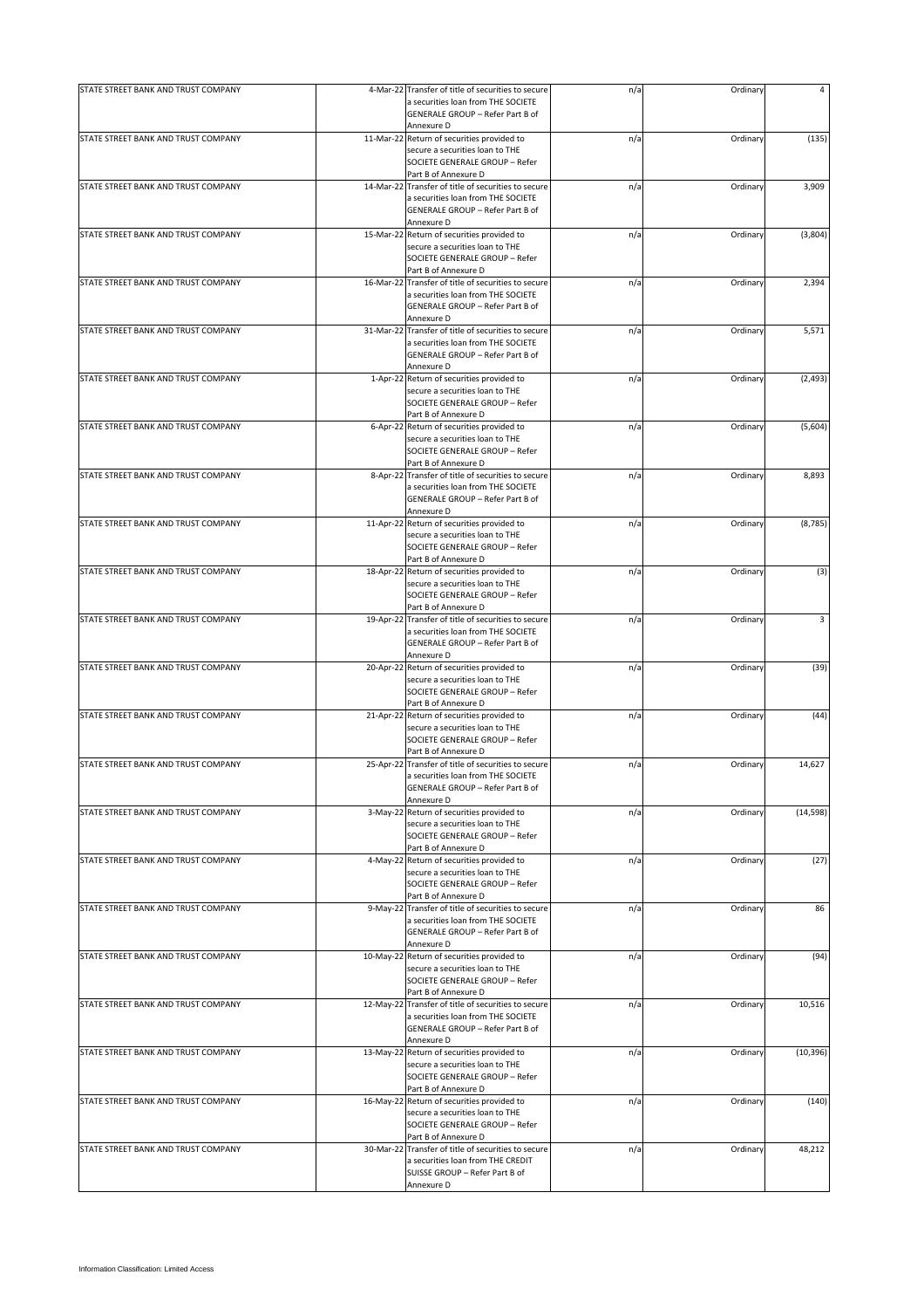| | | | | | |
|---|---|---|---|---|---|
| STATE STREET BANK AND TRUST COMPANY | 4-Mar-22 | Transfer of title of securities to secure a securities loan from THE SOCIETE GENERALE GROUP – Refer Part B of Annexure D | n/a | Ordinary | 4 |
| STATE STREET BANK AND TRUST COMPANY | 11-Mar-22 | Return of securities provided to secure a securities loan to THE SOCIETE GENERALE GROUP – Refer Part B of Annexure D | n/a | Ordinary | (135) |
| STATE STREET BANK AND TRUST COMPANY | 14-Mar-22 | Transfer of title of securities to secure a securities loan from THE SOCIETE GENERALE GROUP – Refer Part B of Annexure D | n/a | Ordinary | 3,909 |
| STATE STREET BANK AND TRUST COMPANY | 15-Mar-22 | Return of securities provided to secure a securities loan to THE SOCIETE GENERALE GROUP – Refer Part B of Annexure D | n/a | Ordinary | (3,804) |
| STATE STREET BANK AND TRUST COMPANY | 16-Mar-22 | Transfer of title of securities to secure a securities loan from THE SOCIETE GENERALE GROUP – Refer Part B of Annexure D | n/a | Ordinary | 2,394 |
| STATE STREET BANK AND TRUST COMPANY | 31-Mar-22 | Transfer of title of securities to secure a securities loan from THE SOCIETE GENERALE GROUP – Refer Part B of Annexure D | n/a | Ordinary | 5,571 |
| STATE STREET BANK AND TRUST COMPANY | 1-Apr-22 | Return of securities provided to secure a securities loan to THE SOCIETE GENERALE GROUP – Refer Part B of Annexure D | n/a | Ordinary | (2,493) |
| STATE STREET BANK AND TRUST COMPANY | 6-Apr-22 | Return of securities provided to secure a securities loan to THE SOCIETE GENERALE GROUP – Refer Part B of Annexure D | n/a | Ordinary | (5,604) |
| STATE STREET BANK AND TRUST COMPANY | 8-Apr-22 | Transfer of title of securities to secure a securities loan from THE SOCIETE GENERALE GROUP – Refer Part B of Annexure D | n/a | Ordinary | 8,893 |
| STATE STREET BANK AND TRUST COMPANY | 11-Apr-22 | Return of securities provided to secure a securities loan to THE SOCIETE GENERALE GROUP – Refer Part B of Annexure D | n/a | Ordinary | (8,785) |
| STATE STREET BANK AND TRUST COMPANY | 18-Apr-22 | Return of securities provided to secure a securities loan to THE SOCIETE GENERALE GROUP – Refer Part B of Annexure D | n/a | Ordinary | (3) |
| STATE STREET BANK AND TRUST COMPANY | 19-Apr-22 | Transfer of title of securities to secure a securities loan from THE SOCIETE GENERALE GROUP – Refer Part B of Annexure D | n/a | Ordinary | 3 |
| STATE STREET BANK AND TRUST COMPANY | 20-Apr-22 | Return of securities provided to secure a securities loan to THE SOCIETE GENERALE GROUP – Refer Part B of Annexure D | n/a | Ordinary | (39) |
| STATE STREET BANK AND TRUST COMPANY | 21-Apr-22 | Return of securities provided to secure a securities loan to THE SOCIETE GENERALE GROUP – Refer Part B of Annexure D | n/a | Ordinary | (44) |
| STATE STREET BANK AND TRUST COMPANY | 25-Apr-22 | Transfer of title of securities to secure a securities loan from THE SOCIETE GENERALE GROUP – Refer Part B of Annexure D | n/a | Ordinary | 14,627 |
| STATE STREET BANK AND TRUST COMPANY | 3-May-22 | Return of securities provided to secure a securities loan to THE SOCIETE GENERALE GROUP – Refer Part B of Annexure D | n/a | Ordinary | (14,598) |
| STATE STREET BANK AND TRUST COMPANY | 4-May-22 | Return of securities provided to secure a securities loan to THE SOCIETE GENERALE GROUP – Refer Part B of Annexure D | n/a | Ordinary | (27) |
| STATE STREET BANK AND TRUST COMPANY | 9-May-22 | Transfer of title of securities to secure a securities loan from THE SOCIETE GENERALE GROUP – Refer Part B of Annexure D | n/a | Ordinary | 86 |
| STATE STREET BANK AND TRUST COMPANY | 10-May-22 | Return of securities provided to secure a securities loan to THE SOCIETE GENERALE GROUP – Refer Part B of Annexure D | n/a | Ordinary | (94) |
| STATE STREET BANK AND TRUST COMPANY | 12-May-22 | Transfer of title of securities to secure a securities loan from THE SOCIETE GENERALE GROUP – Refer Part B of Annexure D | n/a | Ordinary | 10,516 |
| STATE STREET BANK AND TRUST COMPANY | 13-May-22 | Return of securities provided to secure a securities loan to THE SOCIETE GENERALE GROUP – Refer Part B of Annexure D | n/a | Ordinary | (10,396) |
| STATE STREET BANK AND TRUST COMPANY | 16-May-22 | Return of securities provided to secure a securities loan to THE SOCIETE GENERALE GROUP – Refer Part B of Annexure D | n/a | Ordinary | (140) |
| STATE STREET BANK AND TRUST COMPANY | 30-Mar-22 | Transfer of title of securities to secure a securities loan from THE CREDIT SUISSE GROUP – Refer Part B of Annexure D | n/a | Ordinary | 48,212 |

Information Classification: Limited Access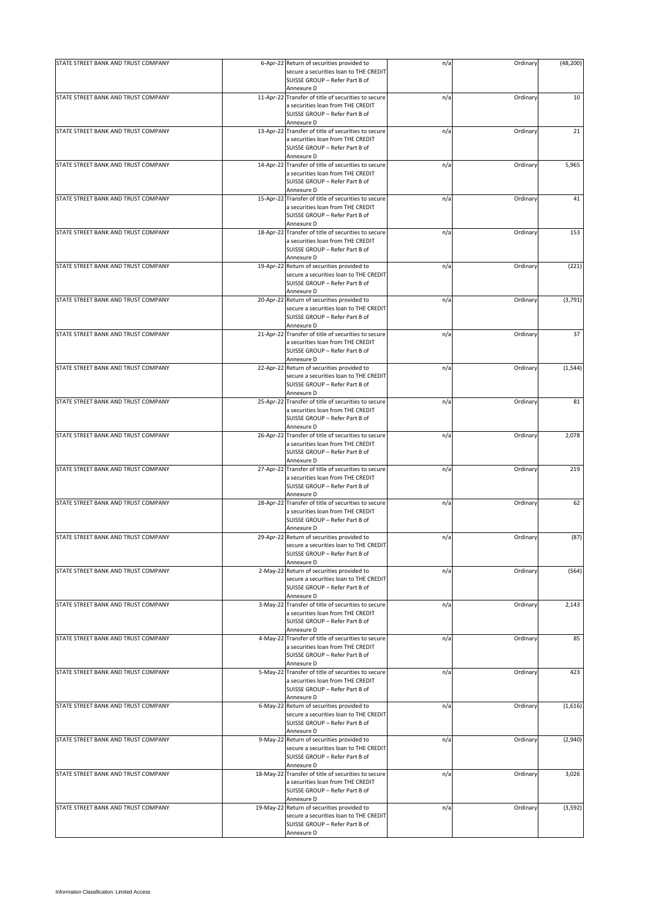| STATE STREET BANK AND TRUST COMPANY | 6-Apr-22 | Return of securities provided to secure a securities loan to THE CREDIT SUISSE GROUP – Refer Part B of Annexure D | n/a | Ordinary | (48,200) |
|---|---|---|---|---|---|
| STATE STREET BANK AND TRUST COMPANY | 11-Apr-22 | Transfer of title of securities to secure a securities loan from THE CREDIT SUISSE GROUP – Refer Part B of Annexure D | n/a | Ordinary | 10 |
| STATE STREET BANK AND TRUST COMPANY | 13-Apr-22 | Transfer of title of securities to secure a securities loan from THE CREDIT SUISSE GROUP – Refer Part B of Annexure D | n/a | Ordinary | 21 |
| STATE STREET BANK AND TRUST COMPANY | 14-Apr-22 | Transfer of title of securities to secure a securities loan from THE CREDIT SUISSE GROUP – Refer Part B of Annexure D | n/a | Ordinary | 5,965 |
| STATE STREET BANK AND TRUST COMPANY | 15-Apr-22 | Transfer of title of securities to secure a securities loan from THE CREDIT SUISSE GROUP – Refer Part B of Annexure D | n/a | Ordinary | 41 |
| STATE STREET BANK AND TRUST COMPANY | 18-Apr-22 | Transfer of title of securities to secure a securities loan from THE CREDIT SUISSE GROUP – Refer Part B of Annexure D | n/a | Ordinary | 153 |
| STATE STREET BANK AND TRUST COMPANY | 19-Apr-22 | Return of securities provided to secure a securities loan to THE CREDIT SUISSE GROUP – Refer Part B of Annexure D | n/a | Ordinary | (221) |
| STATE STREET BANK AND TRUST COMPANY | 20-Apr-22 | Return of securities provided to secure a securities loan to THE CREDIT SUISSE GROUP – Refer Part B of Annexure D | n/a | Ordinary | (3,791) |
| STATE STREET BANK AND TRUST COMPANY | 21-Apr-22 | Transfer of title of securities to secure a securities loan from THE CREDIT SUISSE GROUP – Refer Part B of Annexure D | n/a | Ordinary | 37 |
| STATE STREET BANK AND TRUST COMPANY | 22-Apr-22 | Return of securities provided to secure a securities loan to THE CREDIT SUISSE GROUP – Refer Part B of Annexure D | n/a | Ordinary | (1,544) |
| STATE STREET BANK AND TRUST COMPANY | 25-Apr-22 | Transfer of title of securities to secure a securities loan from THE CREDIT SUISSE GROUP – Refer Part B of Annexure D | n/a | Ordinary | 81 |
| STATE STREET BANK AND TRUST COMPANY | 26-Apr-22 | Transfer of title of securities to secure a securities loan from THE CREDIT SUISSE GROUP – Refer Part B of Annexure D | n/a | Ordinary | 2,078 |
| STATE STREET BANK AND TRUST COMPANY | 27-Apr-22 | Transfer of title of securities to secure a securities loan from THE CREDIT SUISSE GROUP – Refer Part B of Annexure D | n/a | Ordinary | 219 |
| STATE STREET BANK AND TRUST COMPANY | 28-Apr-22 | Transfer of title of securities to secure a securities loan from THE CREDIT SUISSE GROUP – Refer Part B of Annexure D | n/a | Ordinary | 62 |
| STATE STREET BANK AND TRUST COMPANY | 29-Apr-22 | Return of securities provided to secure a securities loan to THE CREDIT SUISSE GROUP – Refer Part B of Annexure D | n/a | Ordinary | (87) |
| STATE STREET BANK AND TRUST COMPANY | 2-May-22 | Return of securities provided to secure a securities loan to THE CREDIT SUISSE GROUP – Refer Part B of Annexure D | n/a | Ordinary | (564) |
| STATE STREET BANK AND TRUST COMPANY | 3-May-22 | Transfer of title of securities to secure a securities loan from THE CREDIT SUISSE GROUP – Refer Part B of Annexure D | n/a | Ordinary | 2,143 |
| STATE STREET BANK AND TRUST COMPANY | 4-May-22 | Transfer of title of securities to secure a securities loan from THE CREDIT SUISSE GROUP – Refer Part B of Annexure D | n/a | Ordinary | 85 |
| STATE STREET BANK AND TRUST COMPANY | 5-May-22 | Transfer of title of securities to secure a securities loan from THE CREDIT SUISSE GROUP – Refer Part B of Annexure D | n/a | Ordinary | 423 |
| STATE STREET BANK AND TRUST COMPANY | 6-May-22 | Return of securities provided to secure a securities loan to THE CREDIT SUISSE GROUP – Refer Part B of Annexure D | n/a | Ordinary | (1,616) |
| STATE STREET BANK AND TRUST COMPANY | 9-May-22 | Return of securities provided to secure a securities loan to THE CREDIT SUISSE GROUP – Refer Part B of Annexure D | n/a | Ordinary | (2,940) |
| STATE STREET BANK AND TRUST COMPANY | 18-May-22 | Transfer of title of securities to secure a securities loan from THE CREDIT SUISSE GROUP – Refer Part B of Annexure D | n/a | Ordinary | 3,026 |
| STATE STREET BANK AND TRUST COMPANY | 19-May-22 | Return of securities provided to secure a securities loan to THE CREDIT SUISSE GROUP – Refer Part B of Annexure D | n/a | Ordinary | (3,592) |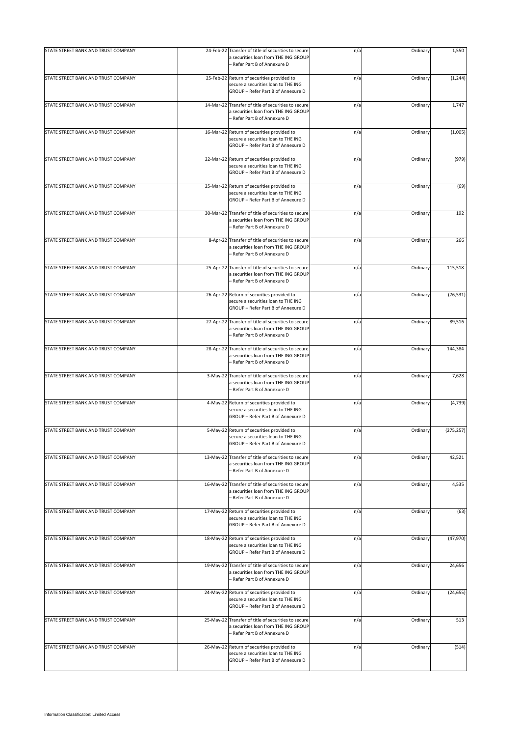| | | | | | |
|---|---|---|---|---|---|
| STATE STREET BANK AND TRUST COMPANY | 24-Feb-22 | Transfer of title of securities to secure a securities loan from THE ING GROUP – Refer Part B of Annexure D | n/a | Ordinary | 1,550 |
| STATE STREET BANK AND TRUST COMPANY | 25-Feb-22 | Return of securities provided to secure a securities loan to THE ING GROUP – Refer Part B of Annexure D | n/a | Ordinary | (1,244) |
| STATE STREET BANK AND TRUST COMPANY | 14-Mar-22 | Transfer of title of securities to secure a securities loan from THE ING GROUP – Refer Part B of Annexure D | n/a | Ordinary | 1,747 |
| STATE STREET BANK AND TRUST COMPANY | 16-Mar-22 | Return of securities provided to secure a securities loan to THE ING GROUP – Refer Part B of Annexure D | n/a | Ordinary | (1,005) |
| STATE STREET BANK AND TRUST COMPANY | 22-Mar-22 | Return of securities provided to secure a securities loan to THE ING GROUP – Refer Part B of Annexure D | n/a | Ordinary | (979) |
| STATE STREET BANK AND TRUST COMPANY | 25-Mar-22 | Return of securities provided to secure a securities loan to THE ING GROUP – Refer Part B of Annexure D | n/a | Ordinary | (69) |
| STATE STREET BANK AND TRUST COMPANY | 30-Mar-22 | Transfer of title of securities to secure a securities loan from THE ING GROUP – Refer Part B of Annexure D | n/a | Ordinary | 192 |
| STATE STREET BANK AND TRUST COMPANY | 8-Apr-22 | Transfer of title of securities to secure a securities loan from THE ING GROUP – Refer Part B of Annexure D | n/a | Ordinary | 266 |
| STATE STREET BANK AND TRUST COMPANY | 25-Apr-22 | Transfer of title of securities to secure a securities loan from THE ING GROUP – Refer Part B of Annexure D | n/a | Ordinary | 115,518 |
| STATE STREET BANK AND TRUST COMPANY | 26-Apr-22 | Return of securities provided to secure a securities loan to THE ING GROUP – Refer Part B of Annexure D | n/a | Ordinary | (76,531) |
| STATE STREET BANK AND TRUST COMPANY | 27-Apr-22 | Transfer of title of securities to secure a securities loan from THE ING GROUP – Refer Part B of Annexure D | n/a | Ordinary | 89,516 |
| STATE STREET BANK AND TRUST COMPANY | 28-Apr-22 | Transfer of title of securities to secure a securities loan from THE ING GROUP – Refer Part B of Annexure D | n/a | Ordinary | 144,384 |
| STATE STREET BANK AND TRUST COMPANY | 3-May-22 | Transfer of title of securities to secure a securities loan from THE ING GROUP – Refer Part B of Annexure D | n/a | Ordinary | 7,628 |
| STATE STREET BANK AND TRUST COMPANY | 4-May-22 | Return of securities provided to secure a securities loan to THE ING GROUP – Refer Part B of Annexure D | n/a | Ordinary | (4,739) |
| STATE STREET BANK AND TRUST COMPANY | 5-May-22 | Return of securities provided to secure a securities loan to THE ING GROUP – Refer Part B of Annexure D | n/a | Ordinary | (275,257) |
| STATE STREET BANK AND TRUST COMPANY | 13-May-22 | Transfer of title of securities to secure a securities loan from THE ING GROUP – Refer Part B of Annexure D | n/a | Ordinary | 42,521 |
| STATE STREET BANK AND TRUST COMPANY | 16-May-22 | Transfer of title of securities to secure a securities loan from THE ING GROUP – Refer Part B of Annexure D | n/a | Ordinary | 4,535 |
| STATE STREET BANK AND TRUST COMPANY | 17-May-22 | Return of securities provided to secure a securities loan to THE ING GROUP – Refer Part B of Annexure D | n/a | Ordinary | (63) |
| STATE STREET BANK AND TRUST COMPANY | 18-May-22 | Return of securities provided to secure a securities loan to THE ING GROUP – Refer Part B of Annexure D | n/a | Ordinary | (47,970) |
| STATE STREET BANK AND TRUST COMPANY | 19-May-22 | Transfer of title of securities to secure a securities loan from THE ING GROUP – Refer Part B of Annexure D | n/a | Ordinary | 24,656 |
| STATE STREET BANK AND TRUST COMPANY | 24-May-22 | Return of securities provided to secure a securities loan to THE ING GROUP – Refer Part B of Annexure D | n/a | Ordinary | (24,655) |
| STATE STREET BANK AND TRUST COMPANY | 25-May-22 | Transfer of title of securities to secure a securities loan from THE ING GROUP – Refer Part B of Annexure D | n/a | Ordinary | 513 |
| STATE STREET BANK AND TRUST COMPANY | 26-May-22 | Return of securities provided to secure a securities loan to THE ING GROUP – Refer Part B of Annexure D | n/a | Ordinary | (514) |

Information Classification: Limited Access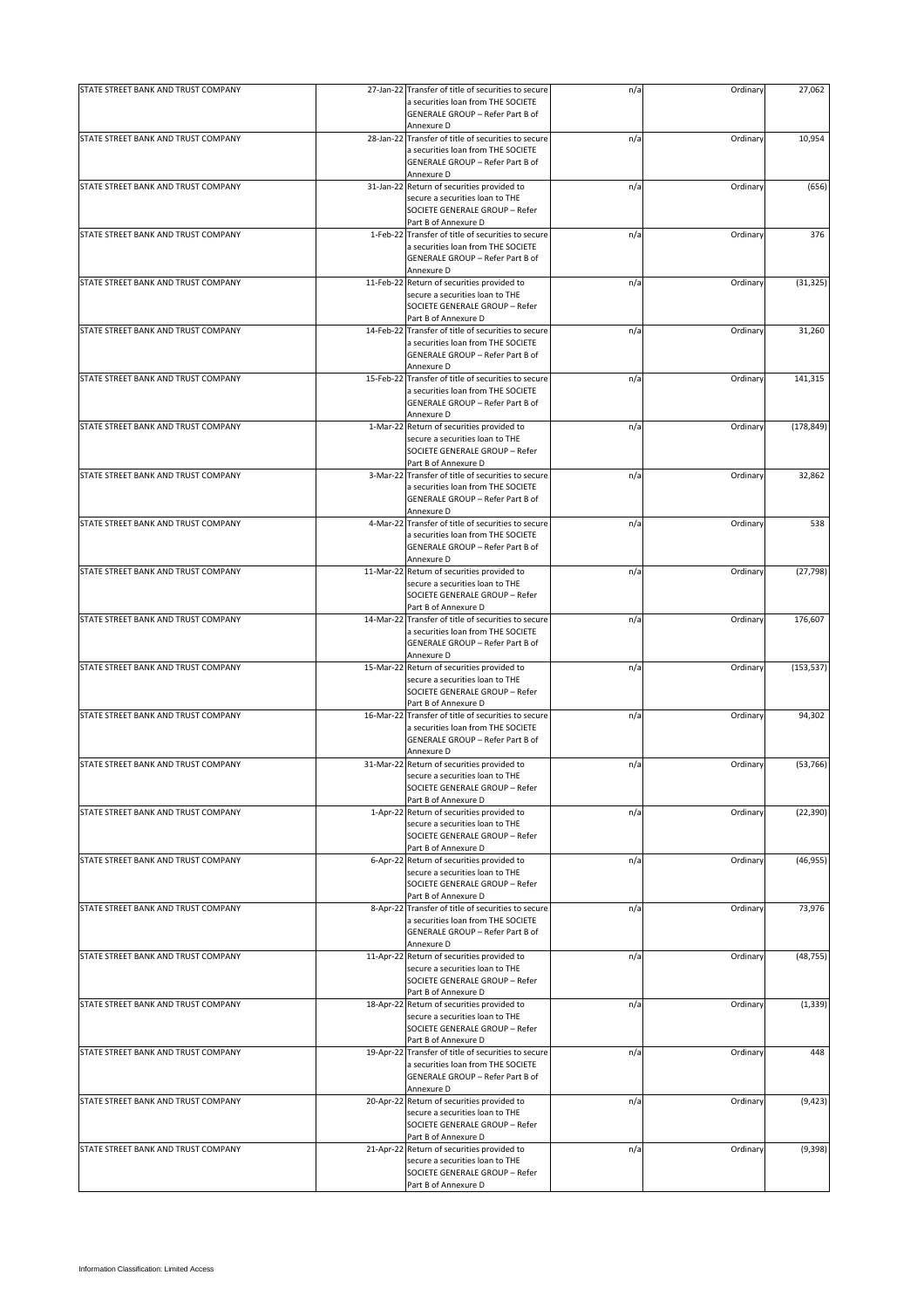| | | | | | |
|---|---|---|---|---|---|
| STATE STREET BANK AND TRUST COMPANY | 27-Jan-22 | Transfer of title of securities to secure a securities loan from THE SOCIETE GENERALE GROUP – Refer Part B of Annexure D | n/a | Ordinary | 27,062 |
| STATE STREET BANK AND TRUST COMPANY | 28-Jan-22 | Transfer of title of securities to secure a securities loan from THE SOCIETE GENERALE GROUP – Refer Part B of Annexure D | n/a | Ordinary | 10,954 |
| STATE STREET BANK AND TRUST COMPANY | 31-Jan-22 | Return of securities provided to secure a securities loan to THE SOCIETE GENERALE GROUP – Refer Part B of Annexure D | n/a | Ordinary | (656) |
| STATE STREET BANK AND TRUST COMPANY | 1-Feb-22 | Transfer of title of securities to secure a securities loan from THE SOCIETE GENERALE GROUP – Refer Part B of Annexure D | n/a | Ordinary | 376 |
| STATE STREET BANK AND TRUST COMPANY | 11-Feb-22 | Return of securities provided to secure a securities loan to THE SOCIETE GENERALE GROUP – Refer Part B of Annexure D | n/a | Ordinary | (31,325) |
| STATE STREET BANK AND TRUST COMPANY | 14-Feb-22 | Transfer of title of securities to secure a securities loan from THE SOCIETE GENERALE GROUP – Refer Part B of Annexure D | n/a | Ordinary | 31,260 |
| STATE STREET BANK AND TRUST COMPANY | 15-Feb-22 | Transfer of title of securities to secure a securities loan from THE SOCIETE GENERALE GROUP – Refer Part B of Annexure D | n/a | Ordinary | 141,315 |
| STATE STREET BANK AND TRUST COMPANY | 1-Mar-22 | Return of securities provided to secure a securities loan to THE SOCIETE GENERALE GROUP – Refer Part B of Annexure D | n/a | Ordinary | (178,849) |
| STATE STREET BANK AND TRUST COMPANY | 3-Mar-22 | Transfer of title of securities to secure a securities loan from THE SOCIETE GENERALE GROUP – Refer Part B of Annexure D | n/a | Ordinary | 32,862 |
| STATE STREET BANK AND TRUST COMPANY | 4-Mar-22 | Transfer of title of securities to secure a securities loan from THE SOCIETE GENERALE GROUP – Refer Part B of Annexure D | n/a | Ordinary | 538 |
| STATE STREET BANK AND TRUST COMPANY | 11-Mar-22 | Return of securities provided to secure a securities loan to THE SOCIETE GENERALE GROUP – Refer Part B of Annexure D | n/a | Ordinary | (27,798) |
| STATE STREET BANK AND TRUST COMPANY | 14-Mar-22 | Transfer of title of securities to secure a securities loan from THE SOCIETE GENERALE GROUP – Refer Part B of Annexure D | n/a | Ordinary | 176,607 |
| STATE STREET BANK AND TRUST COMPANY | 15-Mar-22 | Return of securities provided to secure a securities loan to THE SOCIETE GENERALE GROUP – Refer Part B of Annexure D | n/a | Ordinary | (153,537) |
| STATE STREET BANK AND TRUST COMPANY | 16-Mar-22 | Transfer of title of securities to secure a securities loan from THE SOCIETE GENERALE GROUP – Refer Part B of Annexure D | n/a | Ordinary | 94,302 |
| STATE STREET BANK AND TRUST COMPANY | 31-Mar-22 | Return of securities provided to secure a securities loan to THE SOCIETE GENERALE GROUP – Refer Part B of Annexure D | n/a | Ordinary | (53,766) |
| STATE STREET BANK AND TRUST COMPANY | 1-Apr-22 | Return of securities provided to secure a securities loan to THE SOCIETE GENERALE GROUP – Refer Part B of Annexure D | n/a | Ordinary | (22,390) |
| STATE STREET BANK AND TRUST COMPANY | 6-Apr-22 | Return of securities provided to secure a securities loan to THE SOCIETE GENERALE GROUP – Refer Part B of Annexure D | n/a | Ordinary | (46,955) |
| STATE STREET BANK AND TRUST COMPANY | 8-Apr-22 | Transfer of title of securities to secure a securities loan from THE SOCIETE GENERALE GROUP – Refer Part B of Annexure D | n/a | Ordinary | 73,976 |
| STATE STREET BANK AND TRUST COMPANY | 11-Apr-22 | Return of securities provided to secure a securities loan to THE SOCIETE GENERALE GROUP – Refer Part B of Annexure D | n/a | Ordinary | (48,755) |
| STATE STREET BANK AND TRUST COMPANY | 18-Apr-22 | Return of securities provided to secure a securities loan to THE SOCIETE GENERALE GROUP – Refer Part B of Annexure D | n/a | Ordinary | (1,339) |
| STATE STREET BANK AND TRUST COMPANY | 19-Apr-22 | Transfer of title of securities to secure a securities loan from THE SOCIETE GENERALE GROUP – Refer Part B of Annexure D | n/a | Ordinary | 448 |
| STATE STREET BANK AND TRUST COMPANY | 20-Apr-22 | Return of securities provided to secure a securities loan to THE SOCIETE GENERALE GROUP – Refer Part B of Annexure D | n/a | Ordinary | (9,423) |
| STATE STREET BANK AND TRUST COMPANY | 21-Apr-22 | Return of securities provided to secure a securities loan to THE SOCIETE GENERALE GROUP – Refer Part B of Annexure D | n/a | Ordinary | (9,398) |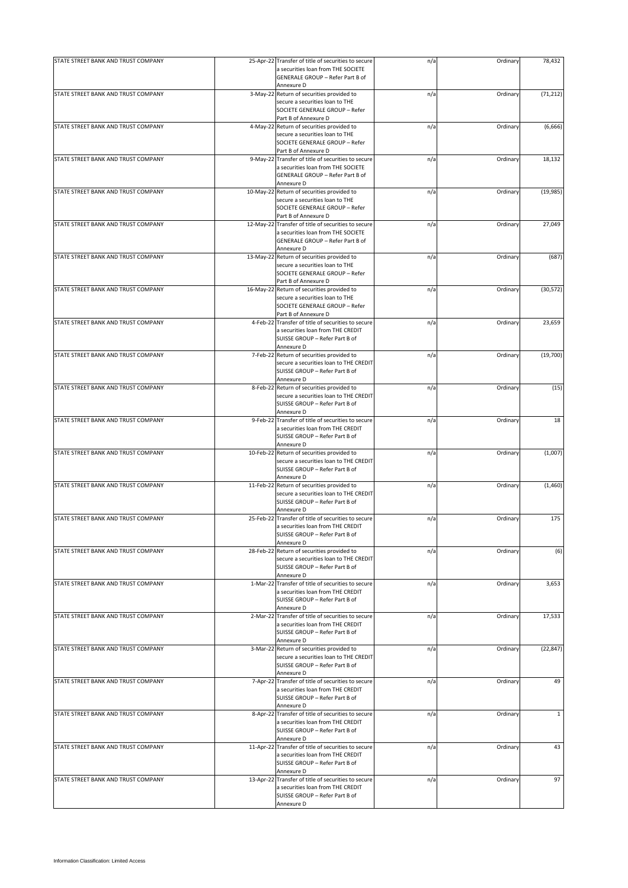| | | | | | |
|---|---|---|---|---|---|
| STATE STREET BANK AND TRUST COMPANY | 25-Apr-22 | Transfer of title of securities to secure a securities loan from THE SOCIETE GENERALE GROUP – Refer Part B of Annexure D | n/a | Ordinary | 78,432 |
| STATE STREET BANK AND TRUST COMPANY | 3-May-22 | Return of securities provided to secure a securities loan to THE SOCIETE GENERALE GROUP – Refer Part B of Annexure D | n/a | Ordinary | (71,212) |
| STATE STREET BANK AND TRUST COMPANY | 4-May-22 | Return of securities provided to secure a securities loan to THE SOCIETE GENERALE GROUP – Refer Part B of Annexure D | n/a | Ordinary | (6,666) |
| STATE STREET BANK AND TRUST COMPANY | 9-May-22 | Transfer of title of securities to secure a securities loan from THE SOCIETE GENERALE GROUP – Refer Part B of Annexure D | n/a | Ordinary | 18,132 |
| STATE STREET BANK AND TRUST COMPANY | 10-May-22 | Return of securities provided to secure a securities loan to THE SOCIETE GENERALE GROUP – Refer Part B of Annexure D | n/a | Ordinary | (19,985) |
| STATE STREET BANK AND TRUST COMPANY | 12-May-22 | Transfer of title of securities to secure a securities loan from THE SOCIETE GENERALE GROUP – Refer Part B of Annexure D | n/a | Ordinary | 27,049 |
| STATE STREET BANK AND TRUST COMPANY | 13-May-22 | Return of securities provided to secure a securities loan to THE SOCIETE GENERALE GROUP – Refer Part B of Annexure D | n/a | Ordinary | (687) |
| STATE STREET BANK AND TRUST COMPANY | 16-May-22 | Return of securities provided to secure a securities loan to THE SOCIETE GENERALE GROUP – Refer Part B of Annexure D | n/a | Ordinary | (30,572) |
| STATE STREET BANK AND TRUST COMPANY | 4-Feb-22 | Transfer of title of securities to secure a securities loan from THE CREDIT SUISSE GROUP – Refer Part B of Annexure D | n/a | Ordinary | 23,659 |
| STATE STREET BANK AND TRUST COMPANY | 7-Feb-22 | Return of securities provided to secure a securities loan to THE CREDIT SUISSE GROUP – Refer Part B of Annexure D | n/a | Ordinary | (19,700) |
| STATE STREET BANK AND TRUST COMPANY | 8-Feb-22 | Return of securities provided to secure a securities loan to THE CREDIT SUISSE GROUP – Refer Part B of Annexure D | n/a | Ordinary | (15) |
| STATE STREET BANK AND TRUST COMPANY | 9-Feb-22 | Transfer of title of securities to secure a securities loan from THE CREDIT SUISSE GROUP – Refer Part B of Annexure D | n/a | Ordinary | 18 |
| STATE STREET BANK AND TRUST COMPANY | 10-Feb-22 | Return of securities provided to secure a securities loan to THE CREDIT SUISSE GROUP – Refer Part B of Annexure D | n/a | Ordinary | (1,007) |
| STATE STREET BANK AND TRUST COMPANY | 11-Feb-22 | Return of securities provided to secure a securities loan to THE CREDIT SUISSE GROUP – Refer Part B of Annexure D | n/a | Ordinary | (1,460) |
| STATE STREET BANK AND TRUST COMPANY | 25-Feb-22 | Transfer of title of securities to secure a securities loan from THE CREDIT SUISSE GROUP – Refer Part B of Annexure D | n/a | Ordinary | 175 |
| STATE STREET BANK AND TRUST COMPANY | 28-Feb-22 | Return of securities provided to secure a securities loan to THE CREDIT SUISSE GROUP – Refer Part B of Annexure D | n/a | Ordinary | (6) |
| STATE STREET BANK AND TRUST COMPANY | 1-Mar-22 | Transfer of title of securities to secure a securities loan from THE CREDIT SUISSE GROUP – Refer Part B of Annexure D | n/a | Ordinary | 3,653 |
| STATE STREET BANK AND TRUST COMPANY | 2-Mar-22 | Transfer of title of securities to secure a securities loan from THE CREDIT SUISSE GROUP – Refer Part B of Annexure D | n/a | Ordinary | 17,533 |
| STATE STREET BANK AND TRUST COMPANY | 3-Mar-22 | Return of securities provided to secure a securities loan to THE CREDIT SUISSE GROUP – Refer Part B of Annexure D | n/a | Ordinary | (22,847) |
| STATE STREET BANK AND TRUST COMPANY | 7-Apr-22 | Transfer of title of securities to secure a securities loan from THE CREDIT SUISSE GROUP – Refer Part B of Annexure D | n/a | Ordinary | 49 |
| STATE STREET BANK AND TRUST COMPANY | 8-Apr-22 | Transfer of title of securities to secure a securities loan from THE CREDIT SUISSE GROUP – Refer Part B of Annexure D | n/a | Ordinary | 1 |
| STATE STREET BANK AND TRUST COMPANY | 11-Apr-22 | Transfer of title of securities to secure a securities loan from THE CREDIT SUISSE GROUP – Refer Part B of Annexure D | n/a | Ordinary | 43 |
| STATE STREET BANK AND TRUST COMPANY | 13-Apr-22 | Transfer of title of securities to secure a securities loan from THE CREDIT SUISSE GROUP – Refer Part B of Annexure D | n/a | Ordinary | 97 |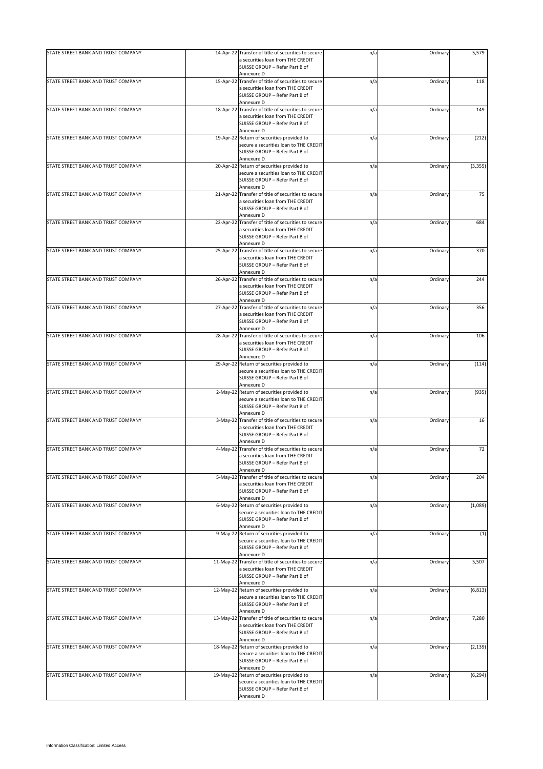| | | | | | |
|---|---|---|---|---|---|
| STATE STREET BANK AND TRUST COMPANY | 14-Apr-22 | Transfer of title of securities to secure a securities loan from THE CREDIT SUISSE GROUP – Refer Part B of Annexure D | n/a | Ordinary | 5,579 |
| STATE STREET BANK AND TRUST COMPANY | 15-Apr-22 | Transfer of title of securities to secure a securities loan from THE CREDIT SUISSE GROUP – Refer Part B of Annexure D | n/a | Ordinary | 118 |
| STATE STREET BANK AND TRUST COMPANY | 18-Apr-22 | Transfer of title of securities to secure a securities loan from THE CREDIT SUISSE GROUP – Refer Part B of Annexure D | n/a | Ordinary | 149 |
| STATE STREET BANK AND TRUST COMPANY | 19-Apr-22 | Return of securities provided to secure a securities loan to THE CREDIT SUISSE GROUP – Refer Part B of Annexure D | n/a | Ordinary | (212) |
| STATE STREET BANK AND TRUST COMPANY | 20-Apr-22 | Return of securities provided to secure a securities loan to THE CREDIT SUISSE GROUP – Refer Part B of Annexure D | n/a | Ordinary | (3,355) |
| STATE STREET BANK AND TRUST COMPANY | 21-Apr-22 | Transfer of title of securities to secure a securities loan from THE CREDIT SUISSE GROUP – Refer Part B of Annexure D | n/a | Ordinary | 75 |
| STATE STREET BANK AND TRUST COMPANY | 22-Apr-22 | Transfer of title of securities to secure a securities loan from THE CREDIT SUISSE GROUP – Refer Part B of Annexure D | n/a | Ordinary | 684 |
| STATE STREET BANK AND TRUST COMPANY | 25-Apr-22 | Transfer of title of securities to secure a securities loan from THE CREDIT SUISSE GROUP – Refer Part B of Annexure D | n/a | Ordinary | 370 |
| STATE STREET BANK AND TRUST COMPANY | 26-Apr-22 | Transfer of title of securities to secure a securities loan from THE CREDIT SUISSE GROUP – Refer Part B of Annexure D | n/a | Ordinary | 244 |
| STATE STREET BANK AND TRUST COMPANY | 27-Apr-22 | Transfer of title of securities to secure a securities loan from THE CREDIT SUISSE GROUP – Refer Part B of Annexure D | n/a | Ordinary | 356 |
| STATE STREET BANK AND TRUST COMPANY | 28-Apr-22 | Transfer of title of securities to secure a securities loan from THE CREDIT SUISSE GROUP – Refer Part B of Annexure D | n/a | Ordinary | 106 |
| STATE STREET BANK AND TRUST COMPANY | 29-Apr-22 | Return of securities provided to secure a securities loan to THE CREDIT SUISSE GROUP – Refer Part B of Annexure D | n/a | Ordinary | (114) |
| STATE STREET BANK AND TRUST COMPANY | 2-May-22 | Return of securities provided to secure a securities loan to THE CREDIT SUISSE GROUP – Refer Part B of Annexure D | n/a | Ordinary | (935) |
| STATE STREET BANK AND TRUST COMPANY | 3-May-22 | Transfer of title of securities to secure a securities loan from THE CREDIT SUISSE GROUP – Refer Part B of Annexure D | n/a | Ordinary | 16 |
| STATE STREET BANK AND TRUST COMPANY | 4-May-22 | Transfer of title of securities to secure a securities loan from THE CREDIT SUISSE GROUP – Refer Part B of Annexure D | n/a | Ordinary | 72 |
| STATE STREET BANK AND TRUST COMPANY | 5-May-22 | Transfer of title of securities to secure a securities loan from THE CREDIT SUISSE GROUP – Refer Part B of Annexure D | n/a | Ordinary | 204 |
| STATE STREET BANK AND TRUST COMPANY | 6-May-22 | Return of securities provided to secure a securities loan to THE CREDIT SUISSE GROUP – Refer Part B of Annexure D | n/a | Ordinary | (1,089) |
| STATE STREET BANK AND TRUST COMPANY | 9-May-22 | Return of securities provided to secure a securities loan to THE CREDIT SUISSE GROUP – Refer Part B of Annexure D | n/a | Ordinary | (1) |
| STATE STREET BANK AND TRUST COMPANY | 11-May-22 | Transfer of title of securities to secure a securities loan from THE CREDIT SUISSE GROUP – Refer Part B of Annexure D | n/a | Ordinary | 5,507 |
| STATE STREET BANK AND TRUST COMPANY | 12-May-22 | Return of securities provided to secure a securities loan to THE CREDIT SUISSE GROUP – Refer Part B of Annexure D | n/a | Ordinary | (6,813) |
| STATE STREET BANK AND TRUST COMPANY | 13-May-22 | Transfer of title of securities to secure a securities loan from THE CREDIT SUISSE GROUP – Refer Part B of Annexure D | n/a | Ordinary | 7,280 |
| STATE STREET BANK AND TRUST COMPANY | 18-May-22 | Return of securities provided to secure a securities loan to THE CREDIT SUISSE GROUP – Refer Part B of Annexure D | n/a | Ordinary | (2,139) |
| STATE STREET BANK AND TRUST COMPANY | 19-May-22 | Return of securities provided to secure a securities loan to THE CREDIT SUISSE GROUP – Refer Part B of Annexure D | n/a | Ordinary | (6,294) |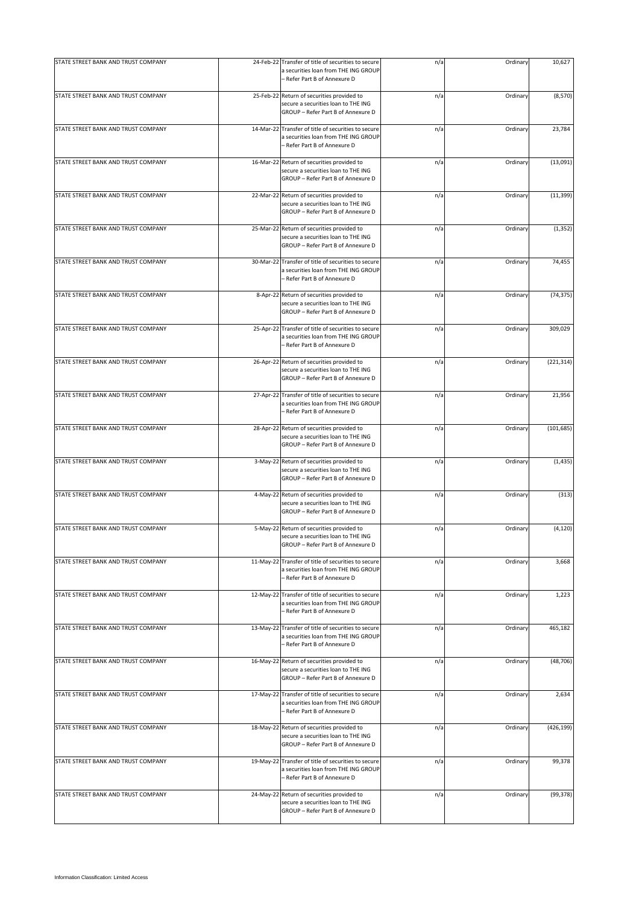| | | | | | |
|---|---|---|---|---|---|
| STATE STREET BANK AND TRUST COMPANY | 24-Feb-22 | Transfer of title of securities to secure a securities loan from THE ING GROUP – Refer Part B of Annexure D | n/a | Ordinary | 10,627 |
| STATE STREET BANK AND TRUST COMPANY | 25-Feb-22 | Return of securities provided to secure a securities loan to THE ING GROUP – Refer Part B of Annexure D | n/a | Ordinary | (8,570) |
| STATE STREET BANK AND TRUST COMPANY | 14-Mar-22 | Transfer of title of securities to secure a securities loan from THE ING GROUP – Refer Part B of Annexure D | n/a | Ordinary | 23,784 |
| STATE STREET BANK AND TRUST COMPANY | 16-Mar-22 | Return of securities provided to secure a securities loan to THE ING GROUP – Refer Part B of Annexure D | n/a | Ordinary | (13,091) |
| STATE STREET BANK AND TRUST COMPANY | 22-Mar-22 | Return of securities provided to secure a securities loan to THE ING GROUP – Refer Part B of Annexure D | n/a | Ordinary | (11,399) |
| STATE STREET BANK AND TRUST COMPANY | 25-Mar-22 | Return of securities provided to secure a securities loan to THE ING GROUP – Refer Part B of Annexure D | n/a | Ordinary | (1,352) |
| STATE STREET BANK AND TRUST COMPANY | 30-Mar-22 | Transfer of title of securities to secure a securities loan from THE ING GROUP – Refer Part B of Annexure D | n/a | Ordinary | 74,455 |
| STATE STREET BANK AND TRUST COMPANY | 8-Apr-22 | Return of securities provided to secure a securities loan to THE ING GROUP – Refer Part B of Annexure D | n/a | Ordinary | (74,375) |
| STATE STREET BANK AND TRUST COMPANY | 25-Apr-22 | Transfer of title of securities to secure a securities loan from THE ING GROUP – Refer Part B of Annexure D | n/a | Ordinary | 309,029 |
| STATE STREET BANK AND TRUST COMPANY | 26-Apr-22 | Return of securities provided to secure a securities loan to THE ING GROUP – Refer Part B of Annexure D | n/a | Ordinary | (221,314) |
| STATE STREET BANK AND TRUST COMPANY | 27-Apr-22 | Transfer of title of securities to secure a securities loan from THE ING GROUP – Refer Part B of Annexure D | n/a | Ordinary | 21,956 |
| STATE STREET BANK AND TRUST COMPANY | 28-Apr-22 | Return of securities provided to secure a securities loan to THE ING GROUP – Refer Part B of Annexure D | n/a | Ordinary | (101,685) |
| STATE STREET BANK AND TRUST COMPANY | 3-May-22 | Return of securities provided to secure a securities loan to THE ING GROUP – Refer Part B of Annexure D | n/a | Ordinary | (1,435) |
| STATE STREET BANK AND TRUST COMPANY | 4-May-22 | Return of securities provided to secure a securities loan to THE ING GROUP – Refer Part B of Annexure D | n/a | Ordinary | (313) |
| STATE STREET BANK AND TRUST COMPANY | 5-May-22 | Return of securities provided to secure a securities loan to THE ING GROUP – Refer Part B of Annexure D | n/a | Ordinary | (4,120) |
| STATE STREET BANK AND TRUST COMPANY | 11-May-22 | Transfer of title of securities to secure a securities loan from THE ING GROUP – Refer Part B of Annexure D | n/a | Ordinary | 3,668 |
| STATE STREET BANK AND TRUST COMPANY | 12-May-22 | Transfer of title of securities to secure a securities loan from THE ING GROUP – Refer Part B of Annexure D | n/a | Ordinary | 1,223 |
| STATE STREET BANK AND TRUST COMPANY | 13-May-22 | Transfer of title of securities to secure a securities loan from THE ING GROUP – Refer Part B of Annexure D | n/a | Ordinary | 465,182 |
| STATE STREET BANK AND TRUST COMPANY | 16-May-22 | Return of securities provided to secure a securities loan to THE ING GROUP – Refer Part B of Annexure D | n/a | Ordinary | (48,706) |
| STATE STREET BANK AND TRUST COMPANY | 17-May-22 | Transfer of title of securities to secure a securities loan from THE ING GROUP – Refer Part B of Annexure D | n/a | Ordinary | 2,634 |
| STATE STREET BANK AND TRUST COMPANY | 18-May-22 | Return of securities provided to secure a securities loan to THE ING GROUP – Refer Part B of Annexure D | n/a | Ordinary | (426,199) |
| STATE STREET BANK AND TRUST COMPANY | 19-May-22 | Transfer of title of securities to secure a securities loan from THE ING GROUP – Refer Part B of Annexure D | n/a | Ordinary | 99,378 |
| STATE STREET BANK AND TRUST COMPANY | 24-May-22 | Return of securities provided to secure a securities loan to THE ING GROUP – Refer Part B of Annexure D | n/a | Ordinary | (99,378) |

Information Classification: Limited Access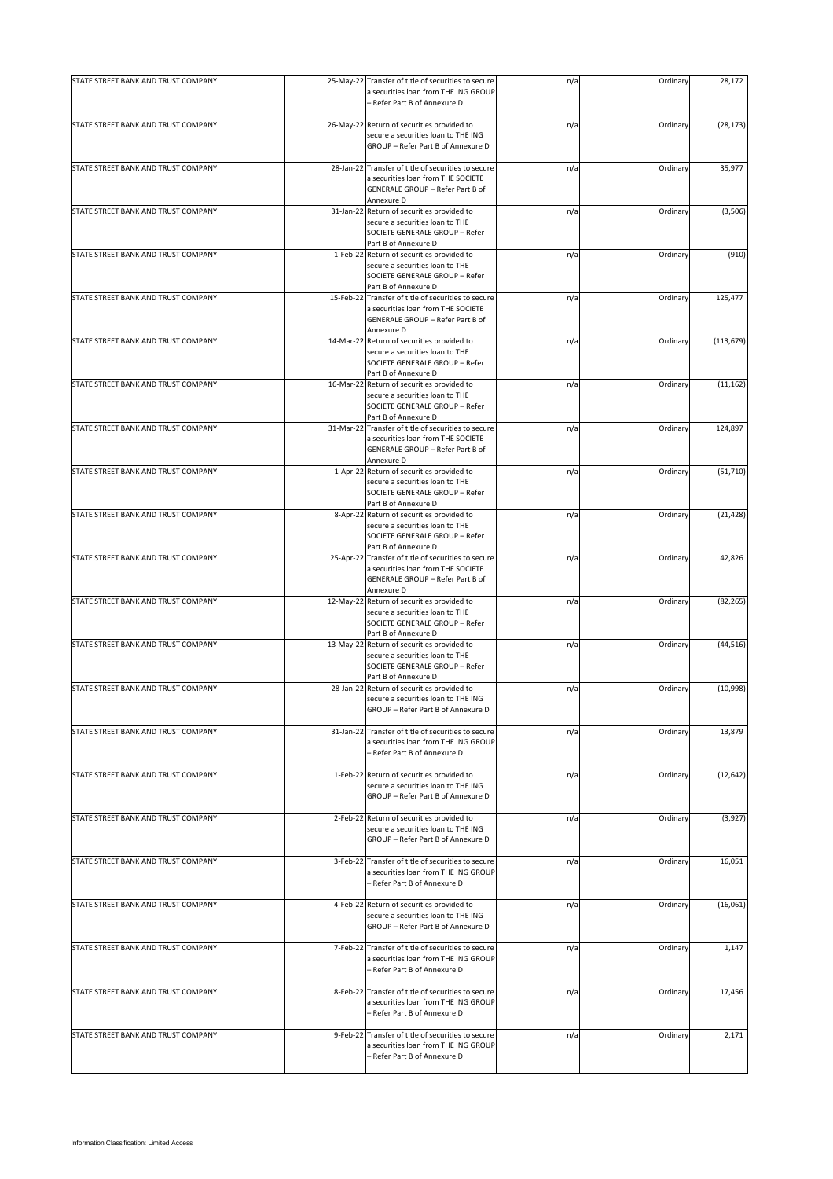| | | | | | |
|---|---|---|---|---|---|
| STATE STREET BANK AND TRUST COMPANY | 25-May-22 | Transfer of title of securities to secure a securities loan from THE ING GROUP – Refer Part B of Annexure D | n/a | Ordinary | 28,172 |
| STATE STREET BANK AND TRUST COMPANY | 26-May-22 | Return of securities provided to secure a securities loan to THE ING GROUP – Refer Part B of Annexure D | n/a | Ordinary | (28,173) |
| STATE STREET BANK AND TRUST COMPANY | 28-Jan-22 | Transfer of title of securities to secure a securities loan from THE SOCIETE GENERALE GROUP – Refer Part B of Annexure D | n/a | Ordinary | 35,977 |
| STATE STREET BANK AND TRUST COMPANY | 31-Jan-22 | Return of securities provided to secure a securities loan to THE SOCIETE GENERALE GROUP – Refer Part B of Annexure D | n/a | Ordinary | (3,506) |
| STATE STREET BANK AND TRUST COMPANY | 1-Feb-22 | Return of securities provided to secure a securities loan to THE SOCIETE GENERALE GROUP – Refer Part B of Annexure D | n/a | Ordinary | (910) |
| STATE STREET BANK AND TRUST COMPANY | 15-Feb-22 | Transfer of title of securities to secure a securities loan from THE SOCIETE GENERALE GROUP – Refer Part B of Annexure D | n/a | Ordinary | 125,477 |
| STATE STREET BANK AND TRUST COMPANY | 14-Mar-22 | Return of securities provided to secure a securities loan to THE SOCIETE GENERALE GROUP – Refer Part B of Annexure D | n/a | Ordinary | (113,679) |
| STATE STREET BANK AND TRUST COMPANY | 16-Mar-22 | Return of securities provided to secure a securities loan to THE SOCIETE GENERALE GROUP – Refer Part B of Annexure D | n/a | Ordinary | (11,162) |
| STATE STREET BANK AND TRUST COMPANY | 31-Mar-22 | Transfer of title of securities to secure a securities loan from THE SOCIETE GENERALE GROUP – Refer Part B of Annexure D | n/a | Ordinary | 124,897 |
| STATE STREET BANK AND TRUST COMPANY | 1-Apr-22 | Return of securities provided to secure a securities loan to THE SOCIETE GENERALE GROUP – Refer Part B of Annexure D | n/a | Ordinary | (51,710) |
| STATE STREET BANK AND TRUST COMPANY | 8-Apr-22 | Return of securities provided to secure a securities loan to THE SOCIETE GENERALE GROUP – Refer Part B of Annexure D | n/a | Ordinary | (21,428) |
| STATE STREET BANK AND TRUST COMPANY | 25-Apr-22 | Transfer of title of securities to secure a securities loan from THE SOCIETE GENERALE GROUP – Refer Part B of Annexure D | n/a | Ordinary | 42,826 |
| STATE STREET BANK AND TRUST COMPANY | 12-May-22 | Return of securities provided to secure a securities loan to THE SOCIETE GENERALE GROUP – Refer Part B of Annexure D | n/a | Ordinary | (82,265) |
| STATE STREET BANK AND TRUST COMPANY | 13-May-22 | Return of securities provided to secure a securities loan to THE SOCIETE GENERALE GROUP – Refer Part B of Annexure D | n/a | Ordinary | (44,516) |
| STATE STREET BANK AND TRUST COMPANY | 28-Jan-22 | Return of securities provided to secure a securities loan to THE ING GROUP – Refer Part B of Annexure D | n/a | Ordinary | (10,998) |
| STATE STREET BANK AND TRUST COMPANY | 31-Jan-22 | Transfer of title of securities to secure a securities loan from THE ING GROUP – Refer Part B of Annexure D | n/a | Ordinary | 13,879 |
| STATE STREET BANK AND TRUST COMPANY | 1-Feb-22 | Return of securities provided to secure a securities loan to THE ING GROUP – Refer Part B of Annexure D | n/a | Ordinary | (12,642) |
| STATE STREET BANK AND TRUST COMPANY | 2-Feb-22 | Return of securities provided to secure a securities loan to THE ING GROUP – Refer Part B of Annexure D | n/a | Ordinary | (3,927) |
| STATE STREET BANK AND TRUST COMPANY | 3-Feb-22 | Transfer of title of securities to secure a securities loan from THE ING GROUP – Refer Part B of Annexure D | n/a | Ordinary | 16,051 |
| STATE STREET BANK AND TRUST COMPANY | 4-Feb-22 | Return of securities provided to secure a securities loan to THE ING GROUP – Refer Part B of Annexure D | n/a | Ordinary | (16,061) |
| STATE STREET BANK AND TRUST COMPANY | 7-Feb-22 | Transfer of title of securities to secure a securities loan from THE ING GROUP – Refer Part B of Annexure D | n/a | Ordinary | 1,147 |
| STATE STREET BANK AND TRUST COMPANY | 8-Feb-22 | Transfer of title of securities to secure a securities loan from THE ING GROUP – Refer Part B of Annexure D | n/a | Ordinary | 17,456 |
| STATE STREET BANK AND TRUST COMPANY | 9-Feb-22 | Transfer of title of securities to secure a securities loan from THE ING GROUP – Refer Part B of Annexure D | n/a | Ordinary | 2,171 |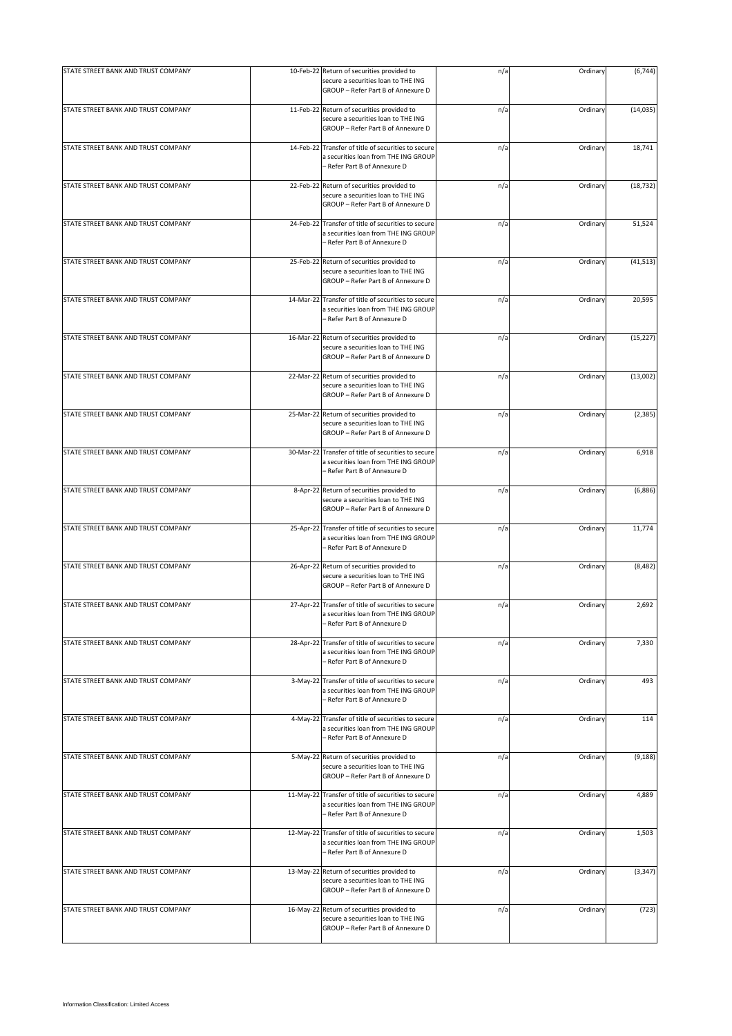| STATE STREET BANK AND TRUST COMPANY | 10-Feb-22 | Return of securities provided to secure a securities loan to THE ING GROUP – Refer Part B of Annexure D | n/a | Ordinary | (6,744) |
|---|---|---|---|---|---|
| STATE STREET BANK AND TRUST COMPANY | 11-Feb-22 | Return of securities provided to secure a securities loan to THE ING GROUP – Refer Part B of Annexure D | n/a | Ordinary | (14,035) |
| STATE STREET BANK AND TRUST COMPANY | 14-Feb-22 | Transfer of title of securities to secure a securities loan from THE ING GROUP – Refer Part B of Annexure D | n/a | Ordinary | 18,741 |
| STATE STREET BANK AND TRUST COMPANY | 22-Feb-22 | Return of securities provided to secure a securities loan to THE ING GROUP – Refer Part B of Annexure D | n/a | Ordinary | (18,732) |
| STATE STREET BANK AND TRUST COMPANY | 24-Feb-22 | Transfer of title of securities to secure a securities loan from THE ING GROUP – Refer Part B of Annexure D | n/a | Ordinary | 51,524 |
| STATE STREET BANK AND TRUST COMPANY | 25-Feb-22 | Return of securities provided to secure a securities loan to THE ING GROUP – Refer Part B of Annexure D | n/a | Ordinary | (41,513) |
| STATE STREET BANK AND TRUST COMPANY | 14-Mar-22 | Transfer of title of securities to secure a securities loan from THE ING GROUP – Refer Part B of Annexure D | n/a | Ordinary | 20,595 |
| STATE STREET BANK AND TRUST COMPANY | 16-Mar-22 | Return of securities provided to secure a securities loan to THE ING GROUP – Refer Part B of Annexure D | n/a | Ordinary | (15,227) |
| STATE STREET BANK AND TRUST COMPANY | 22-Mar-22 | Return of securities provided to secure a securities loan to THE ING GROUP – Refer Part B of Annexure D | n/a | Ordinary | (13,002) |
| STATE STREET BANK AND TRUST COMPANY | 25-Mar-22 | Return of securities provided to secure a securities loan to THE ING GROUP – Refer Part B of Annexure D | n/a | Ordinary | (2,385) |
| STATE STREET BANK AND TRUST COMPANY | 30-Mar-22 | Transfer of title of securities to secure a securities loan from THE ING GROUP – Refer Part B of Annexure D | n/a | Ordinary | 6,918 |
| STATE STREET BANK AND TRUST COMPANY | 8-Apr-22 | Return of securities provided to secure a securities loan to THE ING GROUP – Refer Part B of Annexure D | n/a | Ordinary | (6,886) |
| STATE STREET BANK AND TRUST COMPANY | 25-Apr-22 | Transfer of title of securities to secure a securities loan from THE ING GROUP – Refer Part B of Annexure D | n/a | Ordinary | 11,774 |
| STATE STREET BANK AND TRUST COMPANY | 26-Apr-22 | Return of securities provided to secure a securities loan to THE ING GROUP – Refer Part B of Annexure D | n/a | Ordinary | (8,482) |
| STATE STREET BANK AND TRUST COMPANY | 27-Apr-22 | Transfer of title of securities to secure a securities loan from THE ING GROUP – Refer Part B of Annexure D | n/a | Ordinary | 2,692 |
| STATE STREET BANK AND TRUST COMPANY | 28-Apr-22 | Transfer of title of securities to secure a securities loan from THE ING GROUP – Refer Part B of Annexure D | n/a | Ordinary | 7,330 |
| STATE STREET BANK AND TRUST COMPANY | 3-May-22 | Transfer of title of securities to secure a securities loan from THE ING GROUP – Refer Part B of Annexure D | n/a | Ordinary | 493 |
| STATE STREET BANK AND TRUST COMPANY | 4-May-22 | Transfer of title of securities to secure a securities loan from THE ING GROUP – Refer Part B of Annexure D | n/a | Ordinary | 114 |
| STATE STREET BANK AND TRUST COMPANY | 5-May-22 | Return of securities provided to secure a securities loan to THE ING GROUP – Refer Part B of Annexure D | n/a | Ordinary | (9,188) |
| STATE STREET BANK AND TRUST COMPANY | 11-May-22 | Transfer of title of securities to secure a securities loan from THE ING GROUP – Refer Part B of Annexure D | n/a | Ordinary | 4,889 |
| STATE STREET BANK AND TRUST COMPANY | 12-May-22 | Transfer of title of securities to secure a securities loan from THE ING GROUP – Refer Part B of Annexure D | n/a | Ordinary | 1,503 |
| STATE STREET BANK AND TRUST COMPANY | 13-May-22 | Return of securities provided to secure a securities loan to THE ING GROUP – Refer Part B of Annexure D | n/a | Ordinary | (3,347) |
| STATE STREET BANK AND TRUST COMPANY | 16-May-22 | Return of securities provided to secure a securities loan to THE ING GROUP – Refer Part B of Annexure D | n/a | Ordinary | (723) |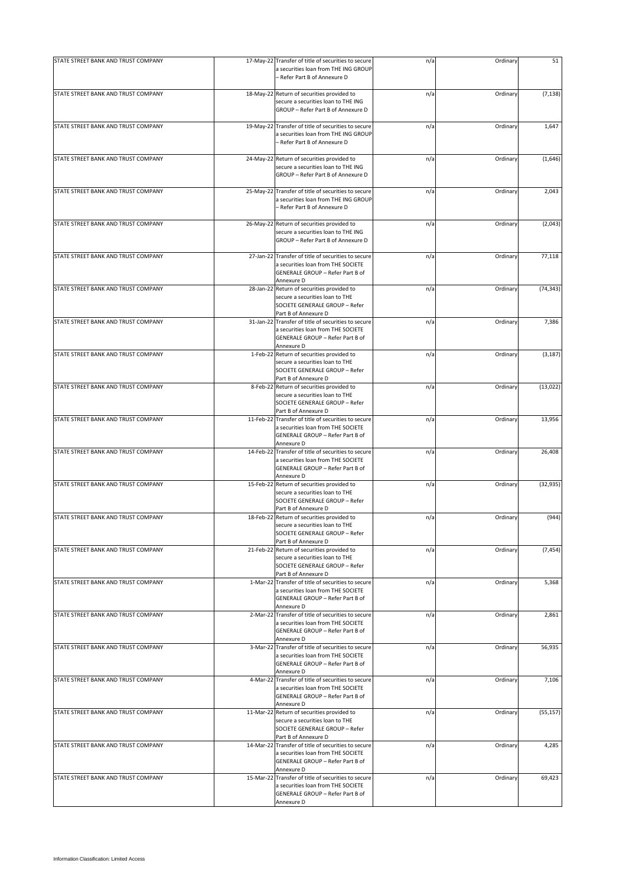| | | | | | |
|---|---|---|---|---|---|
| STATE STREET BANK AND TRUST COMPANY | 17-May-22 | Transfer of title of securities to secure a securities loan from THE ING GROUP – Refer Part B of Annexure D | n/a | Ordinary | 51 |
| STATE STREET BANK AND TRUST COMPANY | 18-May-22 | Return of securities provided to secure a securities loan to THE ING GROUP – Refer Part B of Annexure D | n/a | Ordinary | (7,138) |
| STATE STREET BANK AND TRUST COMPANY | 19-May-22 | Transfer of title of securities to secure a securities loan from THE ING GROUP – Refer Part B of Annexure D | n/a | Ordinary | 1,647 |
| STATE STREET BANK AND TRUST COMPANY | 24-May-22 | Return of securities provided to secure a securities loan to THE ING GROUP – Refer Part B of Annexure D | n/a | Ordinary | (1,646) |
| STATE STREET BANK AND TRUST COMPANY | 25-May-22 | Transfer of title of securities to secure a securities loan from THE ING GROUP – Refer Part B of Annexure D | n/a | Ordinary | 2,043 |
| STATE STREET BANK AND TRUST COMPANY | 26-May-22 | Return of securities provided to secure a securities loan to THE ING GROUP – Refer Part B of Annexure D | n/a | Ordinary | (2,043) |
| STATE STREET BANK AND TRUST COMPANY | 27-Jan-22 | Transfer of title of securities to secure a securities loan from THE SOCIETE GENERALE GROUP – Refer Part B of Annexure D | n/a | Ordinary | 77,118 |
| STATE STREET BANK AND TRUST COMPANY | 28-Jan-22 | Return of securities provided to secure a securities loan to THE SOCIETE GENERALE GROUP – Refer Part B of Annexure D | n/a | Ordinary | (74,343) |
| STATE STREET BANK AND TRUST COMPANY | 31-Jan-22 | Transfer of title of securities to secure a securities loan from THE SOCIETE GENERALE GROUP – Refer Part B of Annexure D | n/a | Ordinary | 7,386 |
| STATE STREET BANK AND TRUST COMPANY | 1-Feb-22 | Return of securities provided to secure a securities loan to THE SOCIETE GENERALE GROUP – Refer Part B of Annexure D | n/a | Ordinary | (3,187) |
| STATE STREET BANK AND TRUST COMPANY | 8-Feb-22 | Return of securities provided to secure a securities loan to THE SOCIETE GENERALE GROUP – Refer Part B of Annexure D | n/a | Ordinary | (13,022) |
| STATE STREET BANK AND TRUST COMPANY | 11-Feb-22 | Transfer of title of securities to secure a securities loan from THE SOCIETE GENERALE GROUP – Refer Part B of Annexure D | n/a | Ordinary | 13,956 |
| STATE STREET BANK AND TRUST COMPANY | 14-Feb-22 | Transfer of title of securities to secure a securities loan from THE SOCIETE GENERALE GROUP – Refer Part B of Annexure D | n/a | Ordinary | 26,408 |
| STATE STREET BANK AND TRUST COMPANY | 15-Feb-22 | Return of securities provided to secure a securities loan to THE SOCIETE GENERALE GROUP – Refer Part B of Annexure D | n/a | Ordinary | (32,935) |
| STATE STREET BANK AND TRUST COMPANY | 18-Feb-22 | Return of securities provided to secure a securities loan to THE SOCIETE GENERALE GROUP – Refer Part B of Annexure D | n/a | Ordinary | (944) |
| STATE STREET BANK AND TRUST COMPANY | 21-Feb-22 | Return of securities provided to secure a securities loan to THE SOCIETE GENERALE GROUP – Refer Part B of Annexure D | n/a | Ordinary | (7,454) |
| STATE STREET BANK AND TRUST COMPANY | 1-Mar-22 | Transfer of title of securities to secure a securities loan from THE SOCIETE GENERALE GROUP – Refer Part B of Annexure D | n/a | Ordinary | 5,368 |
| STATE STREET BANK AND TRUST COMPANY | 2-Mar-22 | Transfer of title of securities to secure a securities loan from THE SOCIETE GENERALE GROUP – Refer Part B of Annexure D | n/a | Ordinary | 2,861 |
| STATE STREET BANK AND TRUST COMPANY | 3-Mar-22 | Transfer of title of securities to secure a securities loan from THE SOCIETE GENERALE GROUP – Refer Part B of Annexure D | n/a | Ordinary | 56,935 |
| STATE STREET BANK AND TRUST COMPANY | 4-Mar-22 | Transfer of title of securities to secure a securities loan from THE SOCIETE GENERALE GROUP – Refer Part B of Annexure D | n/a | Ordinary | 7,106 |
| STATE STREET BANK AND TRUST COMPANY | 11-Mar-22 | Return of securities provided to secure a securities loan to THE SOCIETE GENERALE GROUP – Refer Part B of Annexure D | n/a | Ordinary | (55,157) |
| STATE STREET BANK AND TRUST COMPANY | 14-Mar-22 | Transfer of title of securities to secure a securities loan from THE SOCIETE GENERALE GROUP – Refer Part B of Annexure D | n/a | Ordinary | 4,285 |
| STATE STREET BANK AND TRUST COMPANY | 15-Mar-22 | Transfer of title of securities to secure a securities loan from THE SOCIETE GENERALE GROUP – Refer Part B of Annexure D | n/a | Ordinary | 69,423 |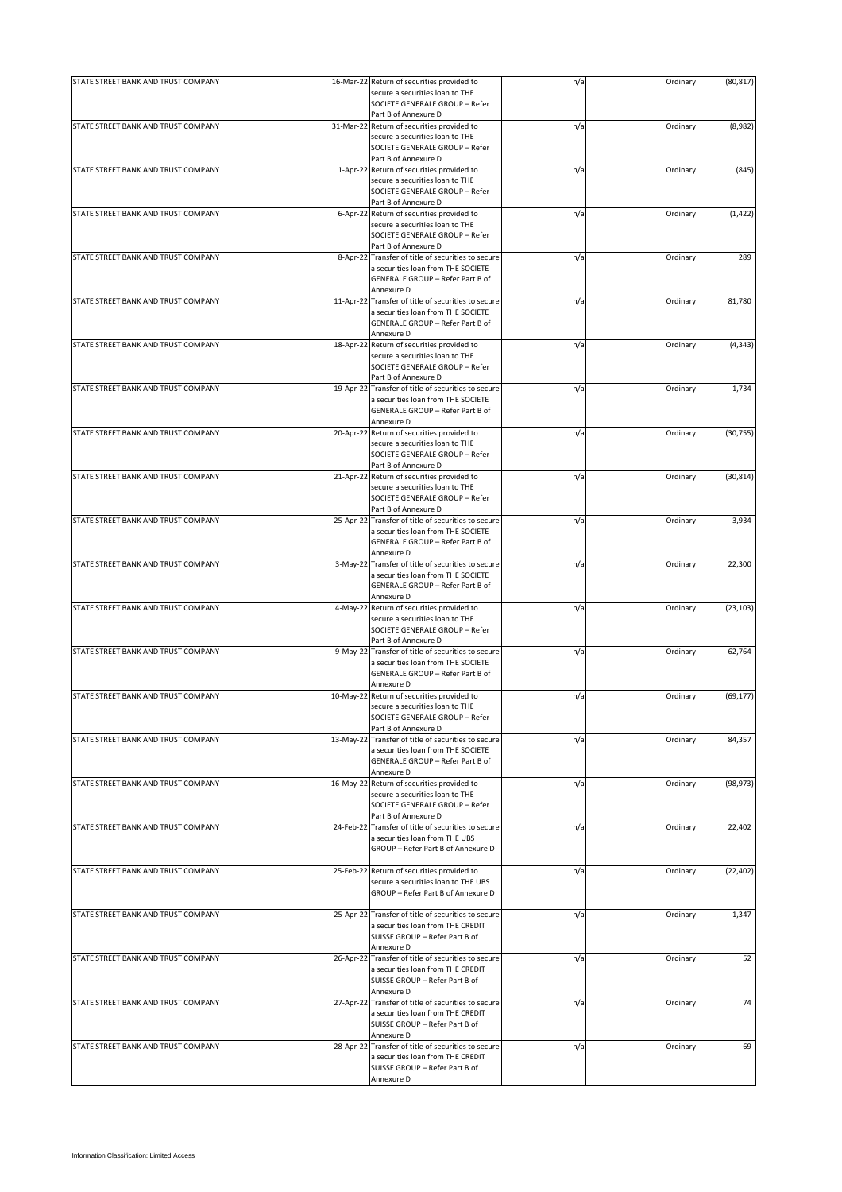| | | | | | |
|---|---|---|---|---|---|
| STATE STREET BANK AND TRUST COMPANY | 16-Mar-22 | Return of securities provided to secure a securities loan to THE SOCIETE GENERALE GROUP – Refer Part B of Annexure D | n/a | Ordinary | (80,817) |
| STATE STREET BANK AND TRUST COMPANY | 31-Mar-22 | Return of securities provided to secure a securities loan to THE SOCIETE GENERALE GROUP – Refer Part B of Annexure D | n/a | Ordinary | (8,982) |
| STATE STREET BANK AND TRUST COMPANY | 1-Apr-22 | Return of securities provided to secure a securities loan to THE SOCIETE GENERALE GROUP – Refer Part B of Annexure D | n/a | Ordinary | (845) |
| STATE STREET BANK AND TRUST COMPANY | 6-Apr-22 | Return of securities provided to secure a securities loan to THE SOCIETE GENERALE GROUP – Refer Part B of Annexure D | n/a | Ordinary | (1,422) |
| STATE STREET BANK AND TRUST COMPANY | 8-Apr-22 | Transfer of title of securities to secure a securities loan from THE SOCIETE GENERALE GROUP – Refer Part B of Annexure D | n/a | Ordinary | 289 |
| STATE STREET BANK AND TRUST COMPANY | 11-Apr-22 | Transfer of title of securities to secure a securities loan from THE SOCIETE GENERALE GROUP – Refer Part B of Annexure D | n/a | Ordinary | 81,780 |
| STATE STREET BANK AND TRUST COMPANY | 18-Apr-22 | Return of securities provided to secure a securities loan to THE SOCIETE GENERALE GROUP – Refer Part B of Annexure D | n/a | Ordinary | (4,343) |
| STATE STREET BANK AND TRUST COMPANY | 19-Apr-22 | Transfer of title of securities to secure a securities loan from THE SOCIETE GENERALE GROUP – Refer Part B of Annexure D | n/a | Ordinary | 1,734 |
| STATE STREET BANK AND TRUST COMPANY | 20-Apr-22 | Return of securities provided to secure a securities loan to THE SOCIETE GENERALE GROUP – Refer Part B of Annexure D | n/a | Ordinary | (30,755) |
| STATE STREET BANK AND TRUST COMPANY | 21-Apr-22 | Return of securities provided to secure a securities loan to THE SOCIETE GENERALE GROUP – Refer Part B of Annexure D | n/a | Ordinary | (30,814) |
| STATE STREET BANK AND TRUST COMPANY | 25-Apr-22 | Transfer of title of securities to secure a securities loan from THE SOCIETE GENERALE GROUP – Refer Part B of Annexure D | n/a | Ordinary | 3,934 |
| STATE STREET BANK AND TRUST COMPANY | 3-May-22 | Transfer of title of securities to secure a securities loan from THE SOCIETE GENERALE GROUP – Refer Part B of Annexure D | n/a | Ordinary | 22,300 |
| STATE STREET BANK AND TRUST COMPANY | 4-May-22 | Return of securities provided to secure a securities loan to THE SOCIETE GENERALE GROUP – Refer Part B of Annexure D | n/a | Ordinary | (23,103) |
| STATE STREET BANK AND TRUST COMPANY | 9-May-22 | Transfer of title of securities to secure a securities loan from THE SOCIETE GENERALE GROUP – Refer Part B of Annexure D | n/a | Ordinary | 62,764 |
| STATE STREET BANK AND TRUST COMPANY | 10-May-22 | Return of securities provided to secure a securities loan to THE SOCIETE GENERALE GROUP – Refer Part B of Annexure D | n/a | Ordinary | (69,177) |
| STATE STREET BANK AND TRUST COMPANY | 13-May-22 | Transfer of title of securities to secure a securities loan from THE SOCIETE GENERALE GROUP – Refer Part B of Annexure D | n/a | Ordinary | 84,357 |
| STATE STREET BANK AND TRUST COMPANY | 16-May-22 | Return of securities provided to secure a securities loan to THE SOCIETE GENERALE GROUP – Refer Part B of Annexure D | n/a | Ordinary | (98,973) |
| STATE STREET BANK AND TRUST COMPANY | 24-Feb-22 | Transfer of title of securities to secure a securities loan from THE UBS GROUP – Refer Part B of Annexure D | n/a | Ordinary | 22,402 |
| STATE STREET BANK AND TRUST COMPANY | 25-Feb-22 | Return of securities provided to secure a securities loan to THE UBS GROUP – Refer Part B of Annexure D | n/a | Ordinary | (22,402) |
| STATE STREET BANK AND TRUST COMPANY | 25-Apr-22 | Transfer of title of securities to secure a securities loan from THE CREDIT SUISSE GROUP – Refer Part B of Annexure D | n/a | Ordinary | 1,347 |
| STATE STREET BANK AND TRUST COMPANY | 26-Apr-22 | Transfer of title of securities to secure a securities loan from THE CREDIT SUISSE GROUP – Refer Part B of Annexure D | n/a | Ordinary | 52 |
| STATE STREET BANK AND TRUST COMPANY | 27-Apr-22 | Transfer of title of securities to secure a securities loan from THE CREDIT SUISSE GROUP – Refer Part B of Annexure D | n/a | Ordinary | 74 |
| STATE STREET BANK AND TRUST COMPANY | 28-Apr-22 | Transfer of title of securities to secure a securities loan from THE CREDIT SUISSE GROUP – Refer Part B of Annexure D | n/a | Ordinary | 69 |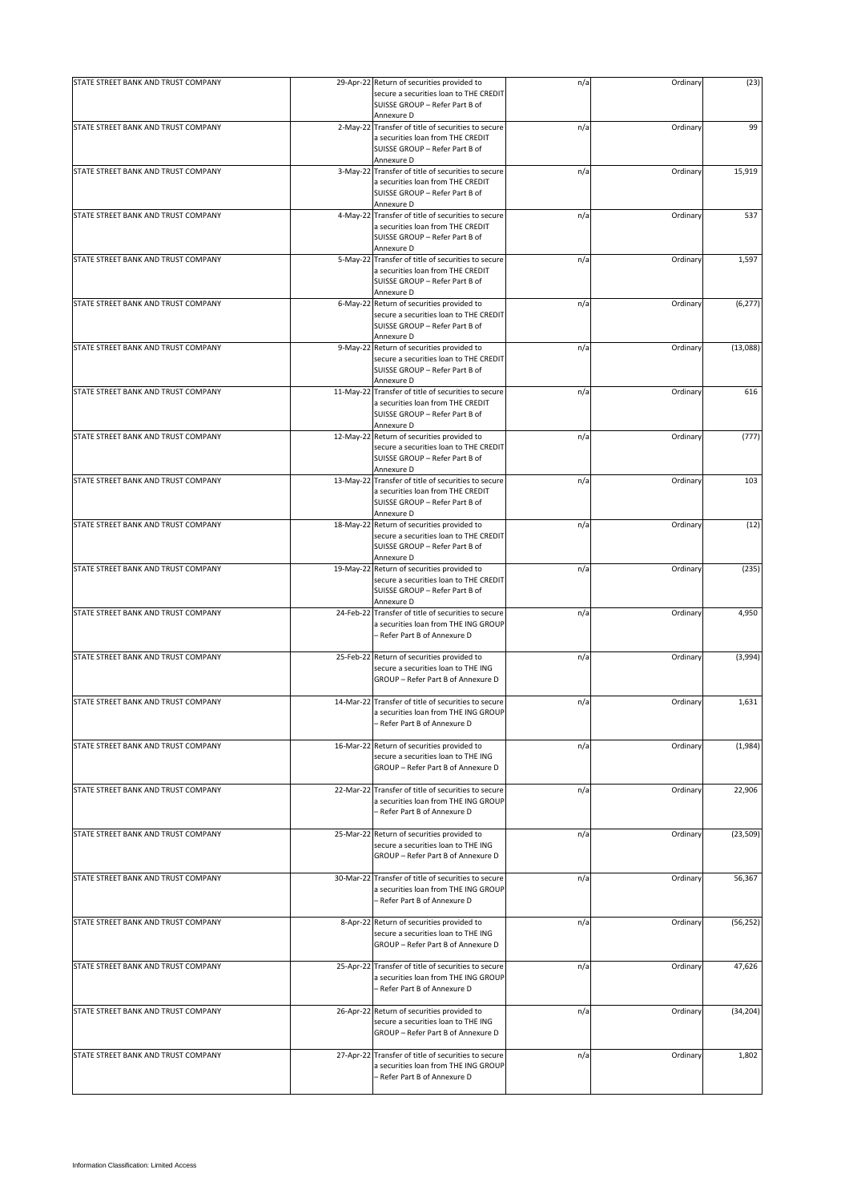| | | | | | |
|---|---|---|---|---|---|
| STATE STREET BANK AND TRUST COMPANY | 29-Apr-22 | Return of securities provided to secure a securities loan to THE CREDIT SUISSE GROUP – Refer Part B of Annexure D | n/a | Ordinary | (23) |
| STATE STREET BANK AND TRUST COMPANY | 2-May-22 | Transfer of title of securities to secure a securities loan from THE CREDIT SUISSE GROUP – Refer Part B of Annexure D | n/a | Ordinary | 99 |
| STATE STREET BANK AND TRUST COMPANY | 3-May-22 | Transfer of title of securities to secure a securities loan from THE CREDIT SUISSE GROUP – Refer Part B of Annexure D | n/a | Ordinary | 15,919 |
| STATE STREET BANK AND TRUST COMPANY | 4-May-22 | Transfer of title of securities to secure a securities loan from THE CREDIT SUISSE GROUP – Refer Part B of Annexure D | n/a | Ordinary | 537 |
| STATE STREET BANK AND TRUST COMPANY | 5-May-22 | Transfer of title of securities to secure a securities loan from THE CREDIT SUISSE GROUP – Refer Part B of Annexure D | n/a | Ordinary | 1,597 |
| STATE STREET BANK AND TRUST COMPANY | 6-May-22 | Return of securities provided to secure a securities loan to THE CREDIT SUISSE GROUP – Refer Part B of Annexure D | n/a | Ordinary | (6,277) |
| STATE STREET BANK AND TRUST COMPANY | 9-May-22 | Return of securities provided to secure a securities loan to THE CREDIT SUISSE GROUP – Refer Part B of Annexure D | n/a | Ordinary | (13,088) |
| STATE STREET BANK AND TRUST COMPANY | 11-May-22 | Transfer of title of securities to secure a securities loan from THE CREDIT SUISSE GROUP – Refer Part B of Annexure D | n/a | Ordinary | 616 |
| STATE STREET BANK AND TRUST COMPANY | 12-May-22 | Return of securities provided to secure a securities loan to THE CREDIT SUISSE GROUP – Refer Part B of Annexure D | n/a | Ordinary | (777) |
| STATE STREET BANK AND TRUST COMPANY | 13-May-22 | Transfer of title of securities to secure a securities loan from THE CREDIT SUISSE GROUP – Refer Part B of Annexure D | n/a | Ordinary | 103 |
| STATE STREET BANK AND TRUST COMPANY | 18-May-22 | Return of securities provided to secure a securities loan to THE CREDIT SUISSE GROUP – Refer Part B of Annexure D | n/a | Ordinary | (12) |
| STATE STREET BANK AND TRUST COMPANY | 19-May-22 | Return of securities provided to secure a securities loan to THE CREDIT SUISSE GROUP – Refer Part B of Annexure D | n/a | Ordinary | (235) |
| STATE STREET BANK AND TRUST COMPANY | 24-Feb-22 | Transfer of title of securities to secure a securities loan from THE ING GROUP – Refer Part B of Annexure D | n/a | Ordinary | 4,950 |
| STATE STREET BANK AND TRUST COMPANY | 25-Feb-22 | Return of securities provided to secure a securities loan to THE ING GROUP – Refer Part B of Annexure D | n/a | Ordinary | (3,994) |
| STATE STREET BANK AND TRUST COMPANY | 14-Mar-22 | Transfer of title of securities to secure a securities loan from THE ING GROUP – Refer Part B of Annexure D | n/a | Ordinary | 1,631 |
| STATE STREET BANK AND TRUST COMPANY | 16-Mar-22 | Return of securities provided to secure a securities loan to THE ING GROUP – Refer Part B of Annexure D | n/a | Ordinary | (1,984) |
| STATE STREET BANK AND TRUST COMPANY | 22-Mar-22 | Transfer of title of securities to secure a securities loan from THE ING GROUP – Refer Part B of Annexure D | n/a | Ordinary | 22,906 |
| STATE STREET BANK AND TRUST COMPANY | 25-Mar-22 | Return of securities provided to secure a securities loan to THE ING GROUP – Refer Part B of Annexure D | n/a | Ordinary | (23,509) |
| STATE STREET BANK AND TRUST COMPANY | 30-Mar-22 | Transfer of title of securities to secure a securities loan from THE ING GROUP – Refer Part B of Annexure D | n/a | Ordinary | 56,367 |
| STATE STREET BANK AND TRUST COMPANY | 8-Apr-22 | Return of securities provided to secure a securities loan to THE ING GROUP – Refer Part B of Annexure D | n/a | Ordinary | (56,252) |
| STATE STREET BANK AND TRUST COMPANY | 25-Apr-22 | Transfer of title of securities to secure a securities loan from THE ING GROUP – Refer Part B of Annexure D | n/a | Ordinary | 47,626 |
| STATE STREET BANK AND TRUST COMPANY | 26-Apr-22 | Return of securities provided to secure a securities loan to THE ING GROUP – Refer Part B of Annexure D | n/a | Ordinary | (34,204) |
| STATE STREET BANK AND TRUST COMPANY | 27-Apr-22 | Transfer of title of securities to secure a securities loan from THE ING GROUP – Refer Part B of Annexure D | n/a | Ordinary | 1,802 |

Information Classification: Limited Access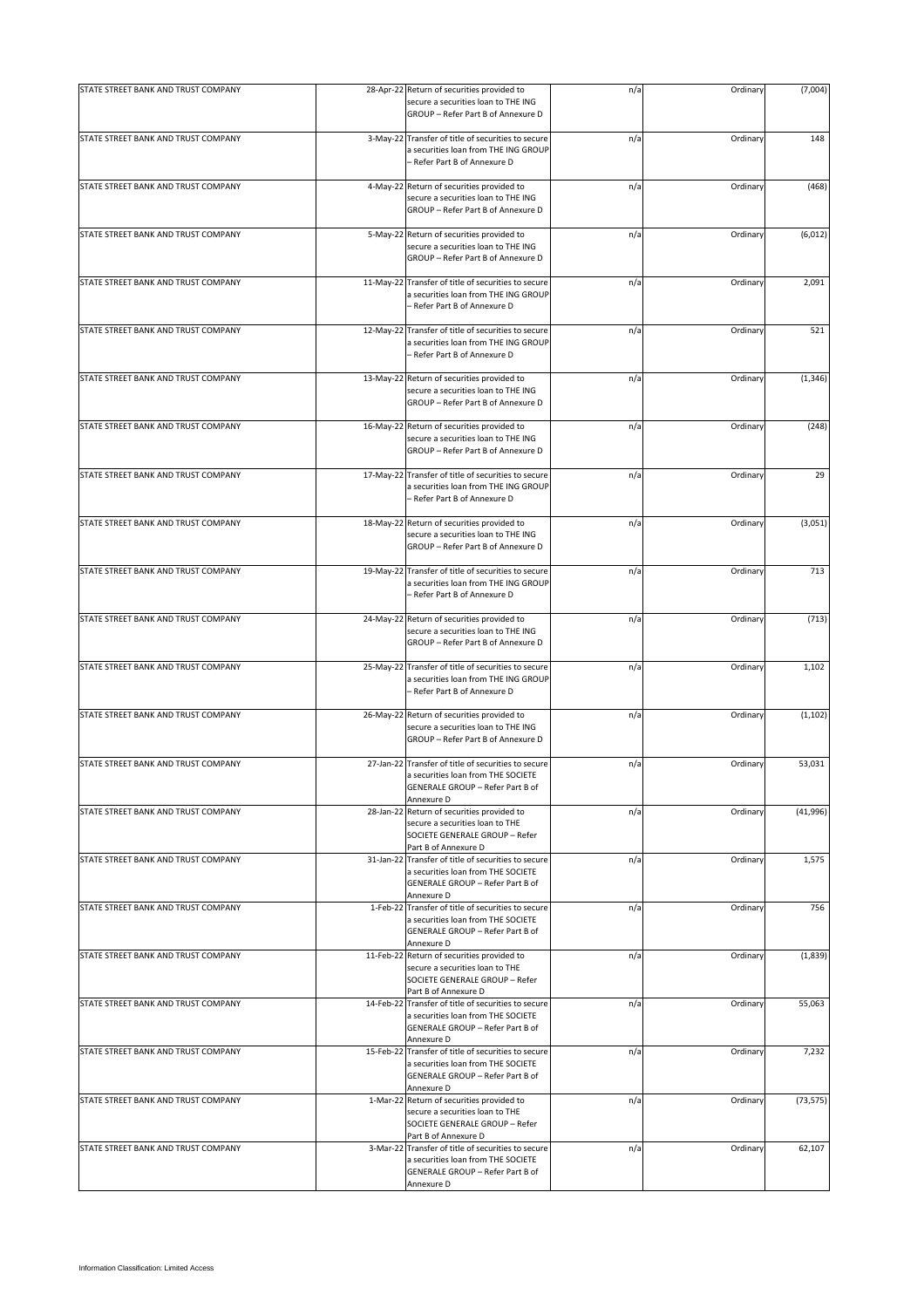| | | | | | |
|---|---|---|---|---|---|
| STATE STREET BANK AND TRUST COMPANY | 28-Apr-22 | Return of securities provided to secure a securities loan to THE ING GROUP – Refer Part B of Annexure D | n/a | Ordinary | (7,004) |
| STATE STREET BANK AND TRUST COMPANY | 3-May-22 | Transfer of title of securities to secure a securities loan from THE ING GROUP – Refer Part B of Annexure D | n/a | Ordinary | 148 |
| STATE STREET BANK AND TRUST COMPANY | 4-May-22 | Return of securities provided to secure a securities loan to THE ING GROUP – Refer Part B of Annexure D | n/a | Ordinary | (468) |
| STATE STREET BANK AND TRUST COMPANY | 5-May-22 | Return of securities provided to secure a securities loan to THE ING GROUP – Refer Part B of Annexure D | n/a | Ordinary | (6,012) |
| STATE STREET BANK AND TRUST COMPANY | 11-May-22 | Transfer of title of securities to secure a securities loan from THE ING GROUP – Refer Part B of Annexure D | n/a | Ordinary | 2,091 |
| STATE STREET BANK AND TRUST COMPANY | 12-May-22 | Transfer of title of securities to secure a securities loan from THE ING GROUP – Refer Part B of Annexure D | n/a | Ordinary | 521 |
| STATE STREET BANK AND TRUST COMPANY | 13-May-22 | Return of securities provided to secure a securities loan to THE ING GROUP – Refer Part B of Annexure D | n/a | Ordinary | (1,346) |
| STATE STREET BANK AND TRUST COMPANY | 16-May-22 | Return of securities provided to secure a securities loan to THE ING GROUP – Refer Part B of Annexure D | n/a | Ordinary | (248) |
| STATE STREET BANK AND TRUST COMPANY | 17-May-22 | Transfer of title of securities to secure a securities loan from THE ING GROUP – Refer Part B of Annexure D | n/a | Ordinary | 29 |
| STATE STREET BANK AND TRUST COMPANY | 18-May-22 | Return of securities provided to secure a securities loan to THE ING GROUP – Refer Part B of Annexure D | n/a | Ordinary | (3,051) |
| STATE STREET BANK AND TRUST COMPANY | 19-May-22 | Transfer of title of securities to secure a securities loan from THE ING GROUP – Refer Part B of Annexure D | n/a | Ordinary | 713 |
| STATE STREET BANK AND TRUST COMPANY | 24-May-22 | Return of securities provided to secure a securities loan to THE ING GROUP – Refer Part B of Annexure D | n/a | Ordinary | (713) |
| STATE STREET BANK AND TRUST COMPANY | 25-May-22 | Transfer of title of securities to secure a securities loan from THE ING GROUP – Refer Part B of Annexure D | n/a | Ordinary | 1,102 |
| STATE STREET BANK AND TRUST COMPANY | 26-May-22 | Return of securities provided to secure a securities loan to THE ING GROUP – Refer Part B of Annexure D | n/a | Ordinary | (1,102) |
| STATE STREET BANK AND TRUST COMPANY | 27-Jan-22 | Transfer of title of securities to secure a securities loan from THE SOCIETE GENERALE GROUP – Refer Part B of Annexure D | n/a | Ordinary | 53,031 |
| STATE STREET BANK AND TRUST COMPANY | 28-Jan-22 | Return of securities provided to secure a securities loan to THE SOCIETE GENERALE GROUP – Refer Part B of Annexure D | n/a | Ordinary | (41,996) |
| STATE STREET BANK AND TRUST COMPANY | 31-Jan-22 | Transfer of title of securities to secure a securities loan from THE SOCIETE GENERALE GROUP – Refer Part B of Annexure D | n/a | Ordinary | 1,575 |
| STATE STREET BANK AND TRUST COMPANY | 1-Feb-22 | Transfer of title of securities to secure a securities loan from THE SOCIETE GENERALE GROUP – Refer Part B of Annexure D | n/a | Ordinary | 756 |
| STATE STREET BANK AND TRUST COMPANY | 11-Feb-22 | Return of securities provided to secure a securities loan to THE SOCIETE GENERALE GROUP – Refer Part B of Annexure D | n/a | Ordinary | (1,839) |
| STATE STREET BANK AND TRUST COMPANY | 14-Feb-22 | Transfer of title of securities to secure a securities loan from THE SOCIETE GENERALE GROUP – Refer Part B of Annexure D | n/a | Ordinary | 55,063 |
| STATE STREET BANK AND TRUST COMPANY | 15-Feb-22 | Transfer of title of securities to secure a securities loan from THE SOCIETE GENERALE GROUP – Refer Part B of Annexure D | n/a | Ordinary | 7,232 |
| STATE STREET BANK AND TRUST COMPANY | 1-Mar-22 | Return of securities provided to secure a securities loan to THE SOCIETE GENERALE GROUP – Refer Part B of Annexure D | n/a | Ordinary | (73,575) |
| STATE STREET BANK AND TRUST COMPANY | 3-Mar-22 | Transfer of title of securities to secure a securities loan from THE SOCIETE GENERALE GROUP – Refer Part B of Annexure D | n/a | Ordinary | 62,107 |

Information Classification: Limited Access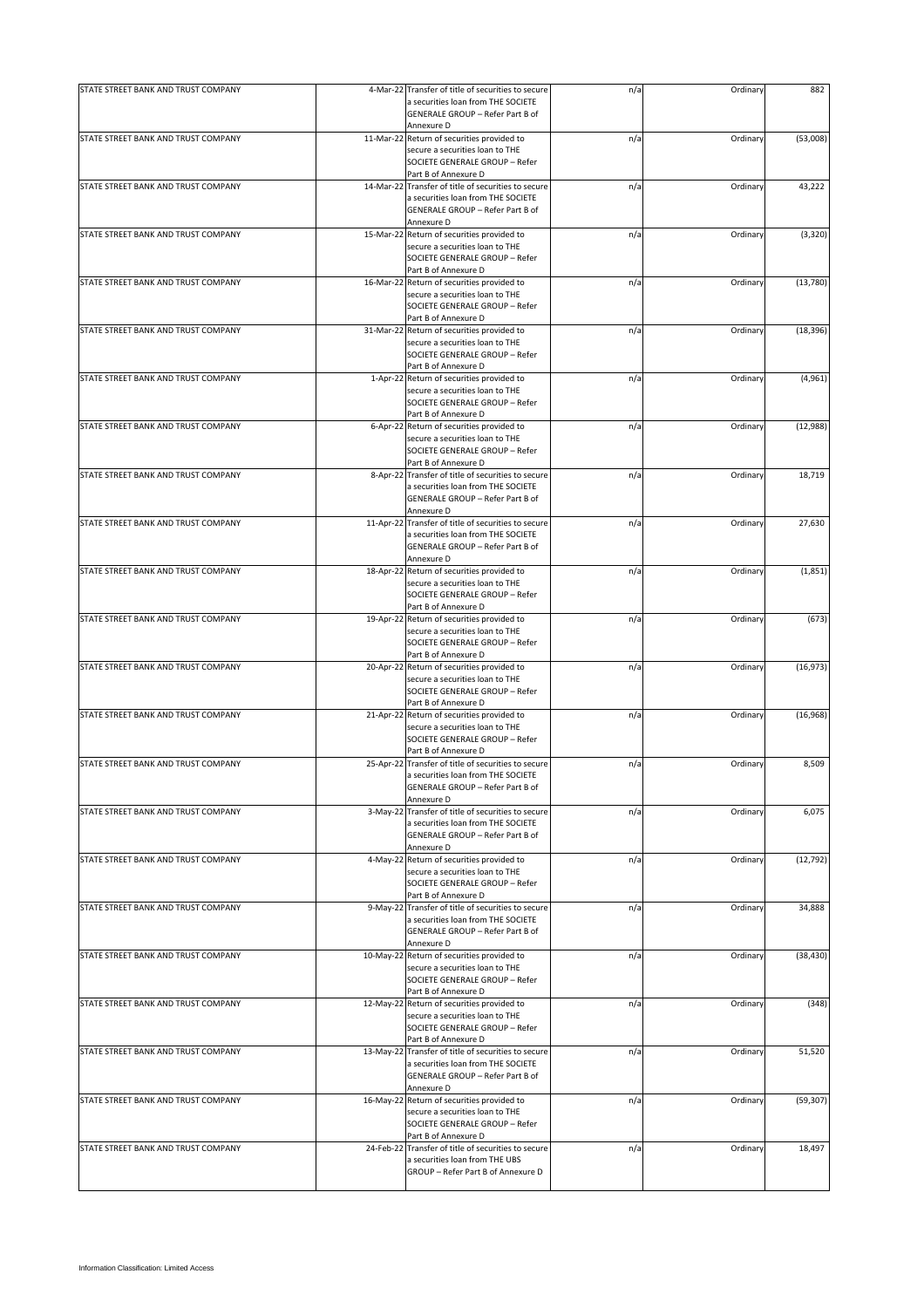| | | | | | |
|---|---|---|---|---|---|
| STATE STREET BANK AND TRUST COMPANY | 4-Mar-22 | Transfer of title of securities to secure a securities loan from THE SOCIETE GENERALE GROUP – Refer Part B of Annexure D | n/a | Ordinary | 882 |
| STATE STREET BANK AND TRUST COMPANY | 11-Mar-22 | Return of securities provided to secure a securities loan to THE SOCIETE GENERALE GROUP – Refer Part B of Annexure D | n/a | Ordinary | (53,008) |
| STATE STREET BANK AND TRUST COMPANY | 14-Mar-22 | Transfer of title of securities to secure a securities loan from THE SOCIETE GENERALE GROUP – Refer Part B of Annexure D | n/a | Ordinary | 43,222 |
| STATE STREET BANK AND TRUST COMPANY | 15-Mar-22 | Return of securities provided to secure a securities loan to THE SOCIETE GENERALE GROUP – Refer Part B of Annexure D | n/a | Ordinary | (3,320) |
| STATE STREET BANK AND TRUST COMPANY | 16-Mar-22 | Return of securities provided to secure a securities loan to THE SOCIETE GENERALE GROUP – Refer Part B of Annexure D | n/a | Ordinary | (13,780) |
| STATE STREET BANK AND TRUST COMPANY | 31-Mar-22 | Return of securities provided to secure a securities loan to THE SOCIETE GENERALE GROUP – Refer Part B of Annexure D | n/a | Ordinary | (18,396) |
| STATE STREET BANK AND TRUST COMPANY | 1-Apr-22 | Return of securities provided to secure a securities loan to THE SOCIETE GENERALE GROUP – Refer Part B of Annexure D | n/a | Ordinary | (4,961) |
| STATE STREET BANK AND TRUST COMPANY | 6-Apr-22 | Return of securities provided to secure a securities loan to THE SOCIETE GENERALE GROUP – Refer Part B of Annexure D | n/a | Ordinary | (12,988) |
| STATE STREET BANK AND TRUST COMPANY | 8-Apr-22 | Transfer of title of securities to secure a securities loan from THE SOCIETE GENERALE GROUP – Refer Part B of Annexure D | n/a | Ordinary | 18,719 |
| STATE STREET BANK AND TRUST COMPANY | 11-Apr-22 | Transfer of title of securities to secure a securities loan from THE SOCIETE GENERALE GROUP – Refer Part B of Annexure D | n/a | Ordinary | 27,630 |
| STATE STREET BANK AND TRUST COMPANY | 18-Apr-22 | Return of securities provided to secure a securities loan to THE SOCIETE GENERALE GROUP – Refer Part B of Annexure D | n/a | Ordinary | (1,851) |
| STATE STREET BANK AND TRUST COMPANY | 19-Apr-22 | Return of securities provided to secure a securities loan to THE SOCIETE GENERALE GROUP – Refer Part B of Annexure D | n/a | Ordinary | (673) |
| STATE STREET BANK AND TRUST COMPANY | 20-Apr-22 | Return of securities provided to secure a securities loan to THE SOCIETE GENERALE GROUP – Refer Part B of Annexure D | n/a | Ordinary | (16,973) |
| STATE STREET BANK AND TRUST COMPANY | 21-Apr-22 | Return of securities provided to secure a securities loan to THE SOCIETE GENERALE GROUP – Refer Part B of Annexure D | n/a | Ordinary | (16,968) |
| STATE STREET BANK AND TRUST COMPANY | 25-Apr-22 | Transfer of title of securities to secure a securities loan from THE SOCIETE GENERALE GROUP – Refer Part B of Annexure D | n/a | Ordinary | 8,509 |
| STATE STREET BANK AND TRUST COMPANY | 3-May-22 | Transfer of title of securities to secure a securities loan from THE SOCIETE GENERALE GROUP – Refer Part B of Annexure D | n/a | Ordinary | 6,075 |
| STATE STREET BANK AND TRUST COMPANY | 4-May-22 | Return of securities provided to secure a securities loan to THE SOCIETE GENERALE GROUP – Refer Part B of Annexure D | n/a | Ordinary | (12,792) |
| STATE STREET BANK AND TRUST COMPANY | 9-May-22 | Transfer of title of securities to secure a securities loan from THE SOCIETE GENERALE GROUP – Refer Part B of Annexure D | n/a | Ordinary | 34,888 |
| STATE STREET BANK AND TRUST COMPANY | 10-May-22 | Return of securities provided to secure a securities loan to THE SOCIETE GENERALE GROUP – Refer Part B of Annexure D | n/a | Ordinary | (38,430) |
| STATE STREET BANK AND TRUST COMPANY | 12-May-22 | Return of securities provided to secure a securities loan to THE SOCIETE GENERALE GROUP – Refer Part B of Annexure D | n/a | Ordinary | (348) |
| STATE STREET BANK AND TRUST COMPANY | 13-May-22 | Transfer of title of securities to secure a securities loan from THE SOCIETE GENERALE GROUP – Refer Part B of Annexure D | n/a | Ordinary | 51,520 |
| STATE STREET BANK AND TRUST COMPANY | 16-May-22 | Return of securities provided to secure a securities loan to THE SOCIETE GENERALE GROUP – Refer Part B of Annexure D | n/a | Ordinary | (59,307) |
| STATE STREET BANK AND TRUST COMPANY | 24-Feb-22 | Transfer of title of securities to secure a securities loan from THE UBS GROUP – Refer Part B of Annexure D | n/a | Ordinary | 18,497 |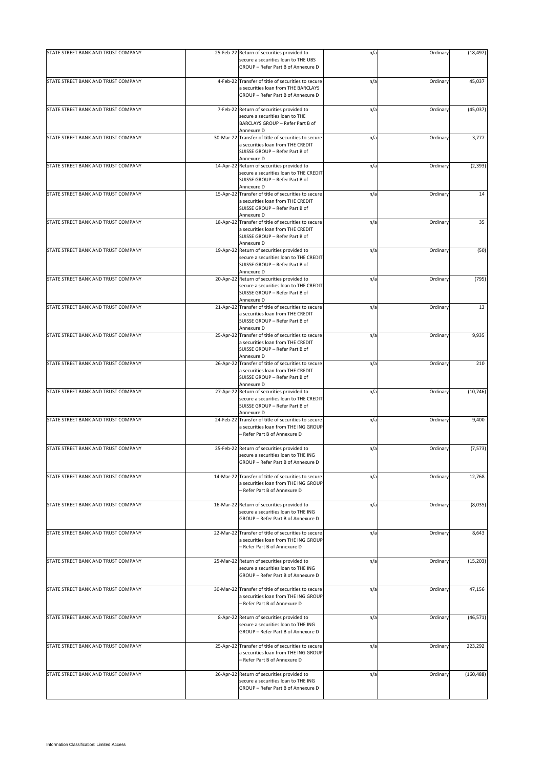| | | | | | |
|---|---|---|---|---|---|
| STATE STREET BANK AND TRUST COMPANY | 25-Feb-22 | Return of securities provided to secure a securities loan to THE UBS GROUP – Refer Part B of Annexure D | n/a | Ordinary | (18,497) |
| STATE STREET BANK AND TRUST COMPANY | 4-Feb-22 | Transfer of title of securities to secure a securities loan from THE BARCLAYS GROUP – Refer Part B of Annexure D | n/a | Ordinary | 45,037 |
| STATE STREET BANK AND TRUST COMPANY | 7-Feb-22 | Return of securities provided to secure a securities loan to THE BARCLAYS GROUP – Refer Part B of Annexure D | n/a | Ordinary | (45,037) |
| STATE STREET BANK AND TRUST COMPANY | 30-Mar-22 | Transfer of title of securities to secure a securities loan from THE CREDIT SUISSE GROUP – Refer Part B of Annexure D | n/a | Ordinary | 3,777 |
| STATE STREET BANK AND TRUST COMPANY | 14-Apr-22 | Return of securities provided to secure a securities loan to THE CREDIT SUISSE GROUP – Refer Part B of Annexure D | n/a | Ordinary | (2,393) |
| STATE STREET BANK AND TRUST COMPANY | 15-Apr-22 | Transfer of title of securities to secure a securities loan from THE CREDIT SUISSE GROUP – Refer Part B of Annexure D | n/a | Ordinary | 14 |
| STATE STREET BANK AND TRUST COMPANY | 18-Apr-22 | Transfer of title of securities to secure a securities loan from THE CREDIT SUISSE GROUP – Refer Part B of Annexure D | n/a | Ordinary | 35 |
| STATE STREET BANK AND TRUST COMPANY | 19-Apr-22 | Return of securities provided to secure a securities loan to THE CREDIT SUISSE GROUP – Refer Part B of Annexure D | n/a | Ordinary | (50) |
| STATE STREET BANK AND TRUST COMPANY | 20-Apr-22 | Return of securities provided to secure a securities loan to THE CREDIT SUISSE GROUP – Refer Part B of Annexure D | n/a | Ordinary | (795) |
| STATE STREET BANK AND TRUST COMPANY | 21-Apr-22 | Transfer of title of securities to secure a securities loan from THE CREDIT SUISSE GROUP – Refer Part B of Annexure D | n/a | Ordinary | 13 |
| STATE STREET BANK AND TRUST COMPANY | 25-Apr-22 | Transfer of title of securities to secure a securities loan from THE CREDIT SUISSE GROUP – Refer Part B of Annexure D | n/a | Ordinary | 9,935 |
| STATE STREET BANK AND TRUST COMPANY | 26-Apr-22 | Transfer of title of securities to secure a securities loan from THE CREDIT SUISSE GROUP – Refer Part B of Annexure D | n/a | Ordinary | 210 |
| STATE STREET BANK AND TRUST COMPANY | 27-Apr-22 | Return of securities provided to secure a securities loan to THE CREDIT SUISSE GROUP – Refer Part B of Annexure D | n/a | Ordinary | (10,746) |
| STATE STREET BANK AND TRUST COMPANY | 24-Feb-22 | Transfer of title of securities to secure a securities loan from THE ING GROUP – Refer Part B of Annexure D | n/a | Ordinary | 9,400 |
| STATE STREET BANK AND TRUST COMPANY | 25-Feb-22 | Return of securities provided to secure a securities loan to THE ING GROUP – Refer Part B of Annexure D | n/a | Ordinary | (7,573) |
| STATE STREET BANK AND TRUST COMPANY | 14-Mar-22 | Transfer of title of securities to secure a securities loan from THE ING GROUP – Refer Part B of Annexure D | n/a | Ordinary | 12,768 |
| STATE STREET BANK AND TRUST COMPANY | 16-Mar-22 | Return of securities provided to secure a securities loan to THE ING GROUP – Refer Part B of Annexure D | n/a | Ordinary | (8,035) |
| STATE STREET BANK AND TRUST COMPANY | 22-Mar-22 | Transfer of title of securities to secure a securities loan from THE ING GROUP – Refer Part B of Annexure D | n/a | Ordinary | 8,643 |
| STATE STREET BANK AND TRUST COMPANY | 25-Mar-22 | Return of securities provided to secure a securities loan to THE ING GROUP – Refer Part B of Annexure D | n/a | Ordinary | (15,203) |
| STATE STREET BANK AND TRUST COMPANY | 30-Mar-22 | Transfer of title of securities to secure a securities loan from THE ING GROUP – Refer Part B of Annexure D | n/a | Ordinary | 47,156 |
| STATE STREET BANK AND TRUST COMPANY | 8-Apr-22 | Return of securities provided to secure a securities loan to THE ING GROUP – Refer Part B of Annexure D | n/a | Ordinary | (46,571) |
| STATE STREET BANK AND TRUST COMPANY | 25-Apr-22 | Transfer of title of securities to secure a securities loan from THE ING GROUP – Refer Part B of Annexure D | n/a | Ordinary | 223,292 |
| STATE STREET BANK AND TRUST COMPANY | 26-Apr-22 | Return of securities provided to secure a securities loan to THE ING GROUP – Refer Part B of Annexure D | n/a | Ordinary | (160,488) |

Information Classification: Limited Access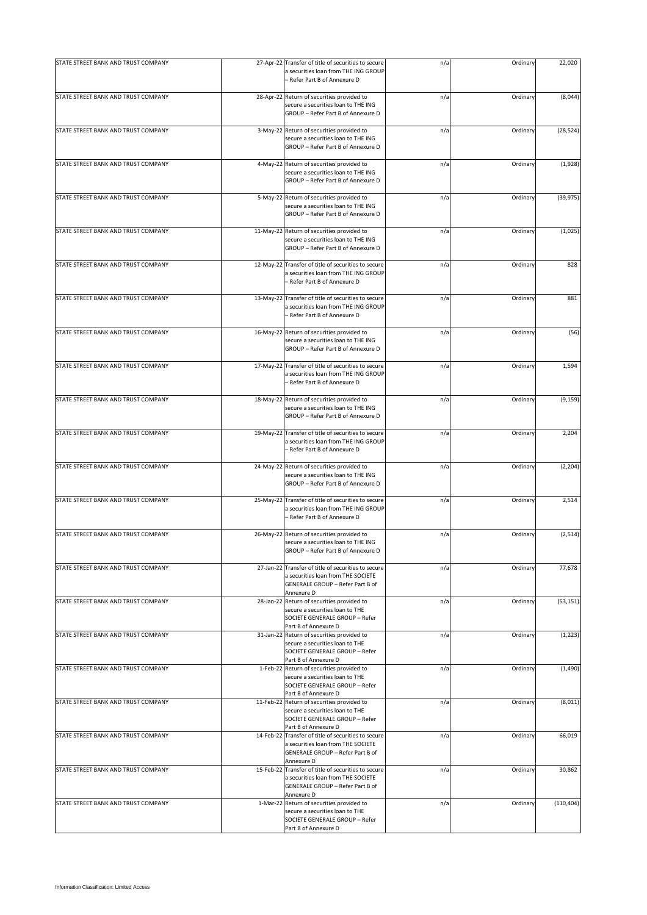| | | | | | |
|---|---|---|---|---|---|
| STATE STREET BANK AND TRUST COMPANY | 27-Apr-22 | Transfer of title of securities to secure a securities loan from THE ING GROUP – Refer Part B of Annexure D | n/a | Ordinary | 22,020 |
| STATE STREET BANK AND TRUST COMPANY | 28-Apr-22 | Return of securities provided to secure a securities loan to THE ING GROUP – Refer Part B of Annexure D | n/a | Ordinary | (8,044) |
| STATE STREET BANK AND TRUST COMPANY | 3-May-22 | Return of securities provided to secure a securities loan to THE ING GROUP – Refer Part B of Annexure D | n/a | Ordinary | (28,524) |
| STATE STREET BANK AND TRUST COMPANY | 4-May-22 | Return of securities provided to secure a securities loan to THE ING GROUP – Refer Part B of Annexure D | n/a | Ordinary | (1,928) |
| STATE STREET BANK AND TRUST COMPANY | 5-May-22 | Return of securities provided to secure a securities loan to THE ING GROUP – Refer Part B of Annexure D | n/a | Ordinary | (39,975) |
| STATE STREET BANK AND TRUST COMPANY | 11-May-22 | Return of securities provided to secure a securities loan to THE ING GROUP – Refer Part B of Annexure D | n/a | Ordinary | (1,025) |
| STATE STREET BANK AND TRUST COMPANY | 12-May-22 | Transfer of title of securities to secure a securities loan from THE ING GROUP – Refer Part B of Annexure D | n/a | Ordinary | 828 |
| STATE STREET BANK AND TRUST COMPANY | 13-May-22 | Transfer of title of securities to secure a securities loan from THE ING GROUP – Refer Part B of Annexure D | n/a | Ordinary | 881 |
| STATE STREET BANK AND TRUST COMPANY | 16-May-22 | Return of securities provided to secure a securities loan to THE ING GROUP – Refer Part B of Annexure D | n/a | Ordinary | (56) |
| STATE STREET BANK AND TRUST COMPANY | 17-May-22 | Transfer of title of securities to secure a securities loan from THE ING GROUP – Refer Part B of Annexure D | n/a | Ordinary | 1,594 |
| STATE STREET BANK AND TRUST COMPANY | 18-May-22 | Return of securities provided to secure a securities loan to THE ING GROUP – Refer Part B of Annexure D | n/a | Ordinary | (9,159) |
| STATE STREET BANK AND TRUST COMPANY | 19-May-22 | Transfer of title of securities to secure a securities loan from THE ING GROUP – Refer Part B of Annexure D | n/a | Ordinary | 2,204 |
| STATE STREET BANK AND TRUST COMPANY | 24-May-22 | Return of securities provided to secure a securities loan to THE ING GROUP – Refer Part B of Annexure D | n/a | Ordinary | (2,204) |
| STATE STREET BANK AND TRUST COMPANY | 25-May-22 | Transfer of title of securities to secure a securities loan from THE ING GROUP – Refer Part B of Annexure D | n/a | Ordinary | 2,514 |
| STATE STREET BANK AND TRUST COMPANY | 26-May-22 | Return of securities provided to secure a securities loan to THE ING GROUP – Refer Part B of Annexure D | n/a | Ordinary | (2,514) |
| STATE STREET BANK AND TRUST COMPANY | 27-Jan-22 | Transfer of title of securities to secure a securities loan from THE SOCIETE GENERALE GROUP – Refer Part B of Annexure D | n/a | Ordinary | 77,678 |
| STATE STREET BANK AND TRUST COMPANY | 28-Jan-22 | Return of securities provided to secure a securities loan to THE SOCIETE GENERALE GROUP – Refer Part B of Annexure D | n/a | Ordinary | (53,151) |
| STATE STREET BANK AND TRUST COMPANY | 31-Jan-22 | Return of securities provided to secure a securities loan to THE SOCIETE GENERALE GROUP – Refer Part B of Annexure D | n/a | Ordinary | (1,223) |
| STATE STREET BANK AND TRUST COMPANY | 1-Feb-22 | Return of securities provided to secure a securities loan to THE SOCIETE GENERALE GROUP – Refer Part B of Annexure D | n/a | Ordinary | (1,490) |
| STATE STREET BANK AND TRUST COMPANY | 11-Feb-22 | Return of securities provided to secure a securities loan to THE SOCIETE GENERALE GROUP – Refer Part B of Annexure D | n/a | Ordinary | (8,011) |
| STATE STREET BANK AND TRUST COMPANY | 14-Feb-22 | Transfer of title of securities to secure a securities loan from THE SOCIETE GENERALE GROUP – Refer Part B of Annexure D | n/a | Ordinary | 66,019 |
| STATE STREET BANK AND TRUST COMPANY | 15-Feb-22 | Transfer of title of securities to secure a securities loan from THE SOCIETE GENERALE GROUP – Refer Part B of Annexure D | n/a | Ordinary | 30,862 |
| STATE STREET BANK AND TRUST COMPANY | 1-Mar-22 | Return of securities provided to secure a securities loan to THE SOCIETE GENERALE GROUP – Refer Part B of Annexure D | n/a | Ordinary | (110,404) |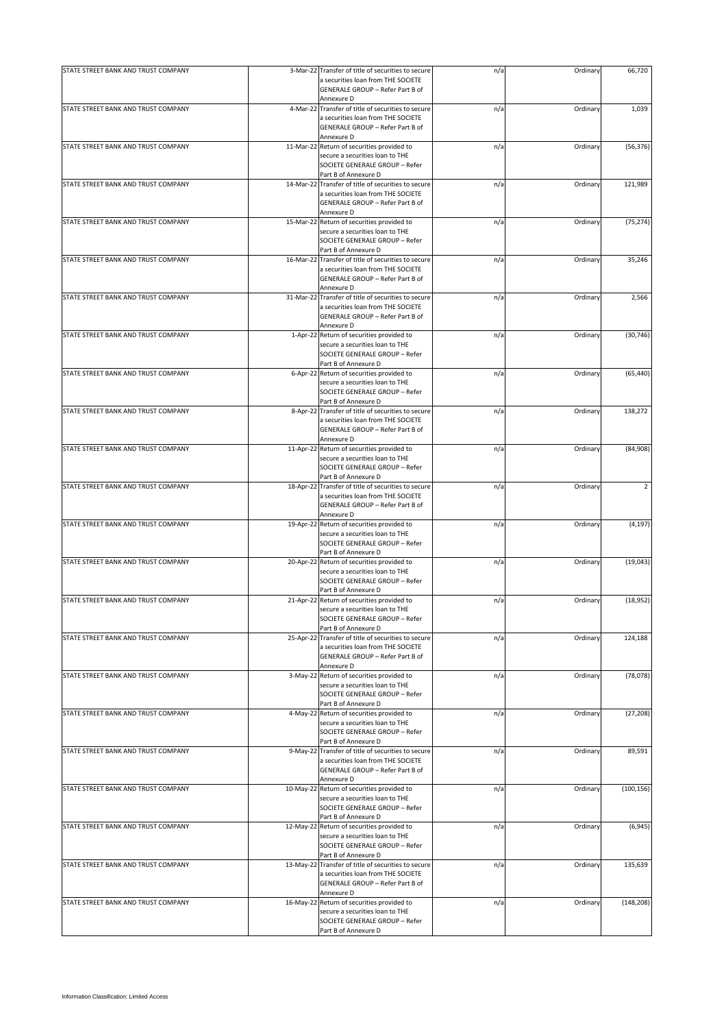| | | | | | |
|---|---|---|---|---|---|
| STATE STREET BANK AND TRUST COMPANY | 3-Mar-22 | Transfer of title of securities to secure a securities loan from THE SOCIETE GENERALE GROUP – Refer Part B of Annexure D | n/a | Ordinary | 66,720 |
| STATE STREET BANK AND TRUST COMPANY | 4-Mar-22 | Transfer of title of securities to secure a securities loan from THE SOCIETE GENERALE GROUP – Refer Part B of Annexure D | n/a | Ordinary | 1,039 |
| STATE STREET BANK AND TRUST COMPANY | 11-Mar-22 | Return of securities provided to secure a securities loan to THE SOCIETE GENERALE GROUP – Refer Part B of Annexure D | n/a | Ordinary | (56,376) |
| STATE STREET BANK AND TRUST COMPANY | 14-Mar-22 | Transfer of title of securities to secure a securities loan from THE SOCIETE GENERALE GROUP – Refer Part B of Annexure D | n/a | Ordinary | 121,989 |
| STATE STREET BANK AND TRUST COMPANY | 15-Mar-22 | Return of securities provided to secure a securities loan to THE SOCIETE GENERALE GROUP – Refer Part B of Annexure D | n/a | Ordinary | (75,274) |
| STATE STREET BANK AND TRUST COMPANY | 16-Mar-22 | Transfer of title of securities to secure a securities loan from THE SOCIETE GENERALE GROUP – Refer Part B of Annexure D | n/a | Ordinary | 35,246 |
| STATE STREET BANK AND TRUST COMPANY | 31-Mar-22 | Transfer of title of securities to secure a securities loan from THE SOCIETE GENERALE GROUP – Refer Part B of Annexure D | n/a | Ordinary | 2,566 |
| STATE STREET BANK AND TRUST COMPANY | 1-Apr-22 | Return of securities provided to secure a securities loan to THE SOCIETE GENERALE GROUP – Refer Part B of Annexure D | n/a | Ordinary | (30,746) |
| STATE STREET BANK AND TRUST COMPANY | 6-Apr-22 | Return of securities provided to secure a securities loan to THE SOCIETE GENERALE GROUP – Refer Part B of Annexure D | n/a | Ordinary | (65,440) |
| STATE STREET BANK AND TRUST COMPANY | 8-Apr-22 | Transfer of title of securities to secure a securities loan from THE SOCIETE GENERALE GROUP – Refer Part B of Annexure D | n/a | Ordinary | 138,272 |
| STATE STREET BANK AND TRUST COMPANY | 11-Apr-22 | Return of securities provided to secure a securities loan to THE SOCIETE GENERALE GROUP – Refer Part B of Annexure D | n/a | Ordinary | (84,908) |
| STATE STREET BANK AND TRUST COMPANY | 18-Apr-22 | Transfer of title of securities to secure a securities loan from THE SOCIETE GENERALE GROUP – Refer Part B of Annexure D | n/a | Ordinary | 2 |
| STATE STREET BANK AND TRUST COMPANY | 19-Apr-22 | Return of securities provided to secure a securities loan to THE SOCIETE GENERALE GROUP – Refer Part B of Annexure D | n/a | Ordinary | (4,197) |
| STATE STREET BANK AND TRUST COMPANY | 20-Apr-22 | Return of securities provided to secure a securities loan to THE SOCIETE GENERALE GROUP – Refer Part B of Annexure D | n/a | Ordinary | (19,043) |
| STATE STREET BANK AND TRUST COMPANY | 21-Apr-22 | Return of securities provided to secure a securities loan to THE SOCIETE GENERALE GROUP – Refer Part B of Annexure D | n/a | Ordinary | (18,952) |
| STATE STREET BANK AND TRUST COMPANY | 25-Apr-22 | Transfer of title of securities to secure a securities loan from THE SOCIETE GENERALE GROUP – Refer Part B of Annexure D | n/a | Ordinary | 124,188 |
| STATE STREET BANK AND TRUST COMPANY | 3-May-22 | Return of securities provided to secure a securities loan to THE SOCIETE GENERALE GROUP – Refer Part B of Annexure D | n/a | Ordinary | (78,078) |
| STATE STREET BANK AND TRUST COMPANY | 4-May-22 | Return of securities provided to secure a securities loan to THE SOCIETE GENERALE GROUP – Refer Part B of Annexure D | n/a | Ordinary | (27,208) |
| STATE STREET BANK AND TRUST COMPANY | 9-May-22 | Transfer of title of securities to secure a securities loan from THE SOCIETE GENERALE GROUP – Refer Part B of Annexure D | n/a | Ordinary | 89,591 |
| STATE STREET BANK AND TRUST COMPANY | 10-May-22 | Return of securities provided to secure a securities loan to THE SOCIETE GENERALE GROUP – Refer Part B of Annexure D | n/a | Ordinary | (100,156) |
| STATE STREET BANK AND TRUST COMPANY | 12-May-22 | Return of securities provided to secure a securities loan to THE SOCIETE GENERALE GROUP – Refer Part B of Annexure D | n/a | Ordinary | (6,945) |
| STATE STREET BANK AND TRUST COMPANY | 13-May-22 | Transfer of title of securities to secure a securities loan from THE SOCIETE GENERALE GROUP – Refer Part B of Annexure D | n/a | Ordinary | 135,639 |
| STATE STREET BANK AND TRUST COMPANY | 16-May-22 | Return of securities provided to secure a securities loan to THE SOCIETE GENERALE GROUP – Refer Part B of Annexure D | n/a | Ordinary | (148,208) |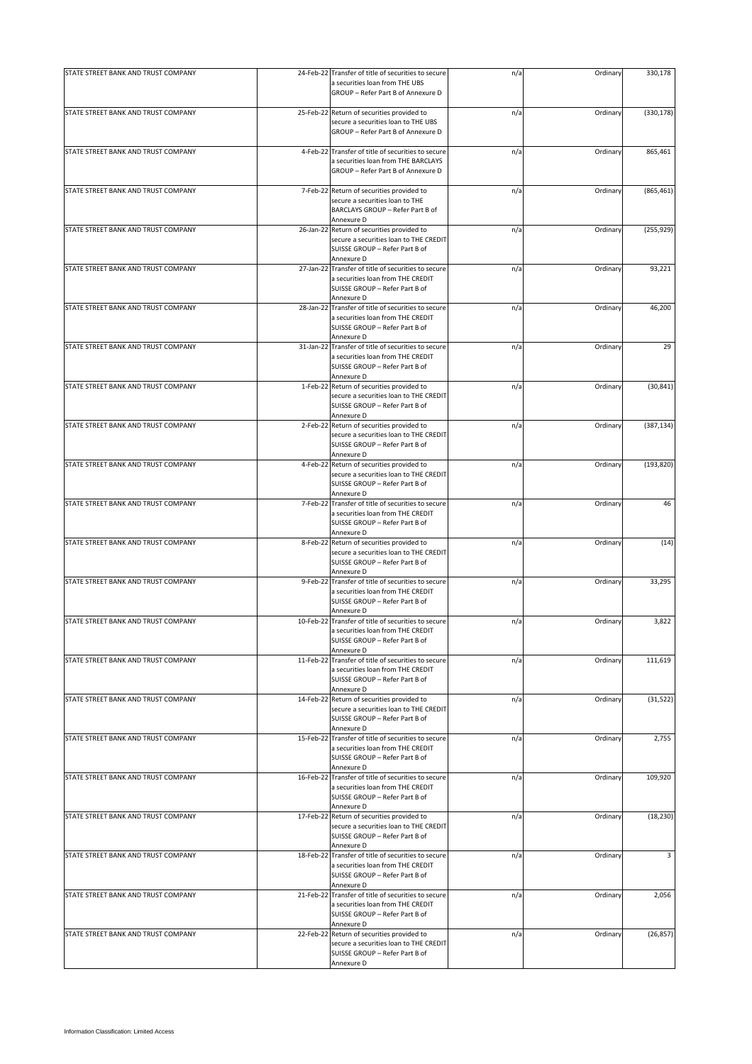| | | | | | |
|---|---|---|---|---|---|
| STATE STREET BANK AND TRUST COMPANY | 24-Feb-22 | Transfer of title of securities to secure a securities loan from THE UBS GROUP – Refer Part B of Annexure D | n/a | Ordinary | 330,178 |
| STATE STREET BANK AND TRUST COMPANY | 25-Feb-22 | Return of securities provided to secure a securities loan to THE UBS GROUP – Refer Part B of Annexure D | n/a | Ordinary | (330,178) |
| STATE STREET BANK AND TRUST COMPANY | 4-Feb-22 | Transfer of title of securities to secure a securities loan from THE BARCLAYS GROUP – Refer Part B of Annexure D | n/a | Ordinary | 865,461 |
| STATE STREET BANK AND TRUST COMPANY | 7-Feb-22 | Return of securities provided to secure a securities loan to THE BARCLAYS GROUP – Refer Part B of Annexure D | n/a | Ordinary | (865,461) |
| STATE STREET BANK AND TRUST COMPANY | 26-Jan-22 | Return of securities provided to secure a securities loan to THE CREDIT SUISSE GROUP – Refer Part B of Annexure D | n/a | Ordinary | (255,929) |
| STATE STREET BANK AND TRUST COMPANY | 27-Jan-22 | Transfer of title of securities to secure a securities loan from THE CREDIT SUISSE GROUP – Refer Part B of Annexure D | n/a | Ordinary | 93,221 |
| STATE STREET BANK AND TRUST COMPANY | 28-Jan-22 | Transfer of title of securities to secure a securities loan from THE CREDIT SUISSE GROUP – Refer Part B of Annexure D | n/a | Ordinary | 46,200 |
| STATE STREET BANK AND TRUST COMPANY | 31-Jan-22 | Transfer of title of securities to secure a securities loan from THE CREDIT SUISSE GROUP – Refer Part B of Annexure D | n/a | Ordinary | 29 |
| STATE STREET BANK AND TRUST COMPANY | 1-Feb-22 | Return of securities provided to secure a securities loan to THE CREDIT SUISSE GROUP – Refer Part B of Annexure D | n/a | Ordinary | (30,841) |
| STATE STREET BANK AND TRUST COMPANY | 2-Feb-22 | Return of securities provided to secure a securities loan to THE CREDIT SUISSE GROUP – Refer Part B of Annexure D | n/a | Ordinary | (387,134) |
| STATE STREET BANK AND TRUST COMPANY | 4-Feb-22 | Return of securities provided to secure a securities loan to THE CREDIT SUISSE GROUP – Refer Part B of Annexure D | n/a | Ordinary | (193,820) |
| STATE STREET BANK AND TRUST COMPANY | 7-Feb-22 | Transfer of title of securities to secure a securities loan from THE CREDIT SUISSE GROUP – Refer Part B of Annexure D | n/a | Ordinary | 46 |
| STATE STREET BANK AND TRUST COMPANY | 8-Feb-22 | Return of securities provided to secure a securities loan to THE CREDIT SUISSE GROUP – Refer Part B of Annexure D | n/a | Ordinary | (14) |
| STATE STREET BANK AND TRUST COMPANY | 9-Feb-22 | Transfer of title of securities to secure a securities loan from THE CREDIT SUISSE GROUP – Refer Part B of Annexure D | n/a | Ordinary | 33,295 |
| STATE STREET BANK AND TRUST COMPANY | 10-Feb-22 | Transfer of title of securities to secure a securities loan from THE CREDIT SUISSE GROUP – Refer Part B of Annexure D | n/a | Ordinary | 3,822 |
| STATE STREET BANK AND TRUST COMPANY | 11-Feb-22 | Transfer of title of securities to secure a securities loan from THE CREDIT SUISSE GROUP – Refer Part B of Annexure D | n/a | Ordinary | 111,619 |
| STATE STREET BANK AND TRUST COMPANY | 14-Feb-22 | Return of securities provided to secure a securities loan to THE CREDIT SUISSE GROUP – Refer Part B of Annexure D | n/a | Ordinary | (31,522) |
| STATE STREET BANK AND TRUST COMPANY | 15-Feb-22 | Transfer of title of securities to secure a securities loan from THE CREDIT SUISSE GROUP – Refer Part B of Annexure D | n/a | Ordinary | 2,755 |
| STATE STREET BANK AND TRUST COMPANY | 16-Feb-22 | Transfer of title of securities to secure a securities loan from THE CREDIT SUISSE GROUP – Refer Part B of Annexure D | n/a | Ordinary | 109,920 |
| STATE STREET BANK AND TRUST COMPANY | 17-Feb-22 | Return of securities provided to secure a securities loan to THE CREDIT SUISSE GROUP – Refer Part B of Annexure D | n/a | Ordinary | (18,230) |
| STATE STREET BANK AND TRUST COMPANY | 18-Feb-22 | Transfer of title of securities to secure a securities loan from THE CREDIT SUISSE GROUP – Refer Part B of Annexure D | n/a | Ordinary | 3 |
| STATE STREET BANK AND TRUST COMPANY | 21-Feb-22 | Transfer of title of securities to secure a securities loan from THE CREDIT SUISSE GROUP – Refer Part B of Annexure D | n/a | Ordinary | 2,056 |
| STATE STREET BANK AND TRUST COMPANY | 22-Feb-22 | Return of securities provided to secure a securities loan to THE CREDIT SUISSE GROUP – Refer Part B of Annexure D | n/a | Ordinary | (26,857) |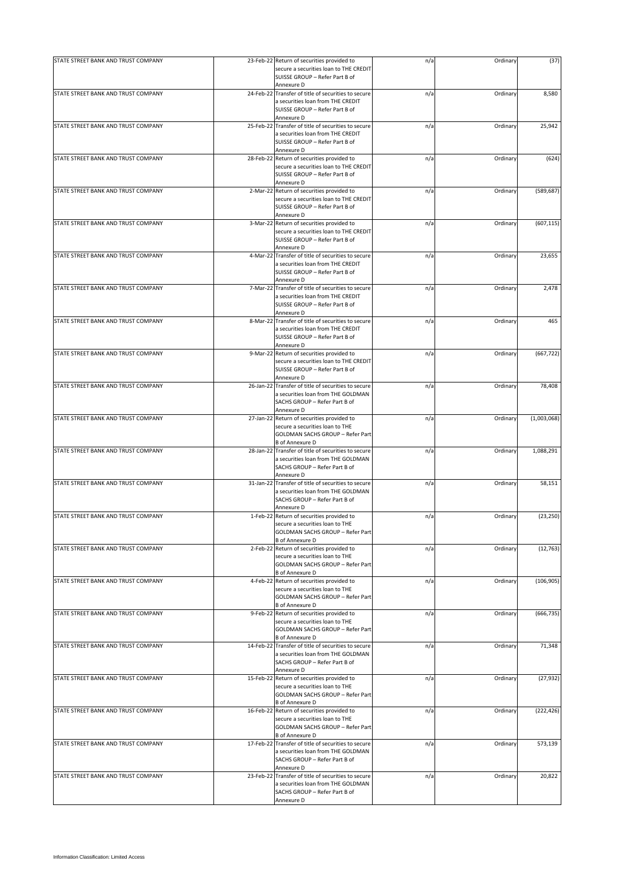| | | | | | |
|---|---|---|---|---|---|
| STATE STREET BANK AND TRUST COMPANY | 23-Feb-22 | Return of securities provided to secure a securities loan to THE CREDIT SUISSE GROUP – Refer Part B of Annexure D | n/a | Ordinary | (37) |
| STATE STREET BANK AND TRUST COMPANY | 24-Feb-22 | Transfer of title of securities to secure a securities loan from THE CREDIT SUISSE GROUP – Refer Part B of Annexure D | n/a | Ordinary | 8,580 |
| STATE STREET BANK AND TRUST COMPANY | 25-Feb-22 | Transfer of title of securities to secure a securities loan from THE CREDIT SUISSE GROUP – Refer Part B of Annexure D | n/a | Ordinary | 25,942 |
| STATE STREET BANK AND TRUST COMPANY | 28-Feb-22 | Return of securities provided to secure a securities loan to THE CREDIT SUISSE GROUP – Refer Part B of Annexure D | n/a | Ordinary | (624) |
| STATE STREET BANK AND TRUST COMPANY | 2-Mar-22 | Return of securities provided to secure a securities loan to THE CREDIT SUISSE GROUP – Refer Part B of Annexure D | n/a | Ordinary | (589,687) |
| STATE STREET BANK AND TRUST COMPANY | 3-Mar-22 | Return of securities provided to secure a securities loan to THE CREDIT SUISSE GROUP – Refer Part B of Annexure D | n/a | Ordinary | (607,115) |
| STATE STREET BANK AND TRUST COMPANY | 4-Mar-22 | Transfer of title of securities to secure a securities loan from THE CREDIT SUISSE GROUP – Refer Part B of Annexure D | n/a | Ordinary | 23,655 |
| STATE STREET BANK AND TRUST COMPANY | 7-Mar-22 | Transfer of title of securities to secure a securities loan from THE CREDIT SUISSE GROUP – Refer Part B of Annexure D | n/a | Ordinary | 2,478 |
| STATE STREET BANK AND TRUST COMPANY | 8-Mar-22 | Transfer of title of securities to secure a securities loan from THE CREDIT SUISSE GROUP – Refer Part B of Annexure D | n/a | Ordinary | 465 |
| STATE STREET BANK AND TRUST COMPANY | 9-Mar-22 | Return of securities provided to secure a securities loan to THE CREDIT SUISSE GROUP – Refer Part B of Annexure D | n/a | Ordinary | (667,722) |
| STATE STREET BANK AND TRUST COMPANY | 26-Jan-22 | Transfer of title of securities to secure a securities loan from THE GOLDMAN SACHS GROUP – Refer Part B of Annexure D | n/a | Ordinary | 78,408 |
| STATE STREET BANK AND TRUST COMPANY | 27-Jan-22 | Return of securities provided to secure a securities loan to THE GOLDMAN SACHS GROUP – Refer Part B of Annexure D | n/a | Ordinary | (1,003,068) |
| STATE STREET BANK AND TRUST COMPANY | 28-Jan-22 | Transfer of title of securities to secure a securities loan from THE GOLDMAN SACHS GROUP – Refer Part B of Annexure D | n/a | Ordinary | 1,088,291 |
| STATE STREET BANK AND TRUST COMPANY | 31-Jan-22 | Transfer of title of securities to secure a securities loan from THE GOLDMAN SACHS GROUP – Refer Part B of Annexure D | n/a | Ordinary | 58,151 |
| STATE STREET BANK AND TRUST COMPANY | 1-Feb-22 | Return of securities provided to secure a securities loan to THE GOLDMAN SACHS GROUP – Refer Part B of Annexure D | n/a | Ordinary | (23,250) |
| STATE STREET BANK AND TRUST COMPANY | 2-Feb-22 | Return of securities provided to secure a securities loan to THE GOLDMAN SACHS GROUP – Refer Part B of Annexure D | n/a | Ordinary | (12,763) |
| STATE STREET BANK AND TRUST COMPANY | 4-Feb-22 | Return of securities provided to secure a securities loan to THE GOLDMAN SACHS GROUP – Refer Part B of Annexure D | n/a | Ordinary | (106,905) |
| STATE STREET BANK AND TRUST COMPANY | 9-Feb-22 | Return of securities provided to secure a securities loan to THE GOLDMAN SACHS GROUP – Refer Part B of Annexure D | n/a | Ordinary | (666,735) |
| STATE STREET BANK AND TRUST COMPANY | 14-Feb-22 | Transfer of title of securities to secure a securities loan from THE GOLDMAN SACHS GROUP – Refer Part B of Annexure D | n/a | Ordinary | 71,348 |
| STATE STREET BANK AND TRUST COMPANY | 15-Feb-22 | Return of securities provided to secure a securities loan to THE GOLDMAN SACHS GROUP – Refer Part B of Annexure D | n/a | Ordinary | (27,932) |
| STATE STREET BANK AND TRUST COMPANY | 16-Feb-22 | Return of securities provided to secure a securities loan to THE GOLDMAN SACHS GROUP – Refer Part B of Annexure D | n/a | Ordinary | (222,426) |
| STATE STREET BANK AND TRUST COMPANY | 17-Feb-22 | Transfer of title of securities to secure a securities loan from THE GOLDMAN SACHS GROUP – Refer Part B of Annexure D | n/a | Ordinary | 573,139 |
| STATE STREET BANK AND TRUST COMPANY | 23-Feb-22 | Transfer of title of securities to secure a securities loan from THE GOLDMAN SACHS GROUP – Refer Part B of Annexure D | n/a | Ordinary | 20,822 |

Information Classification: Limited Access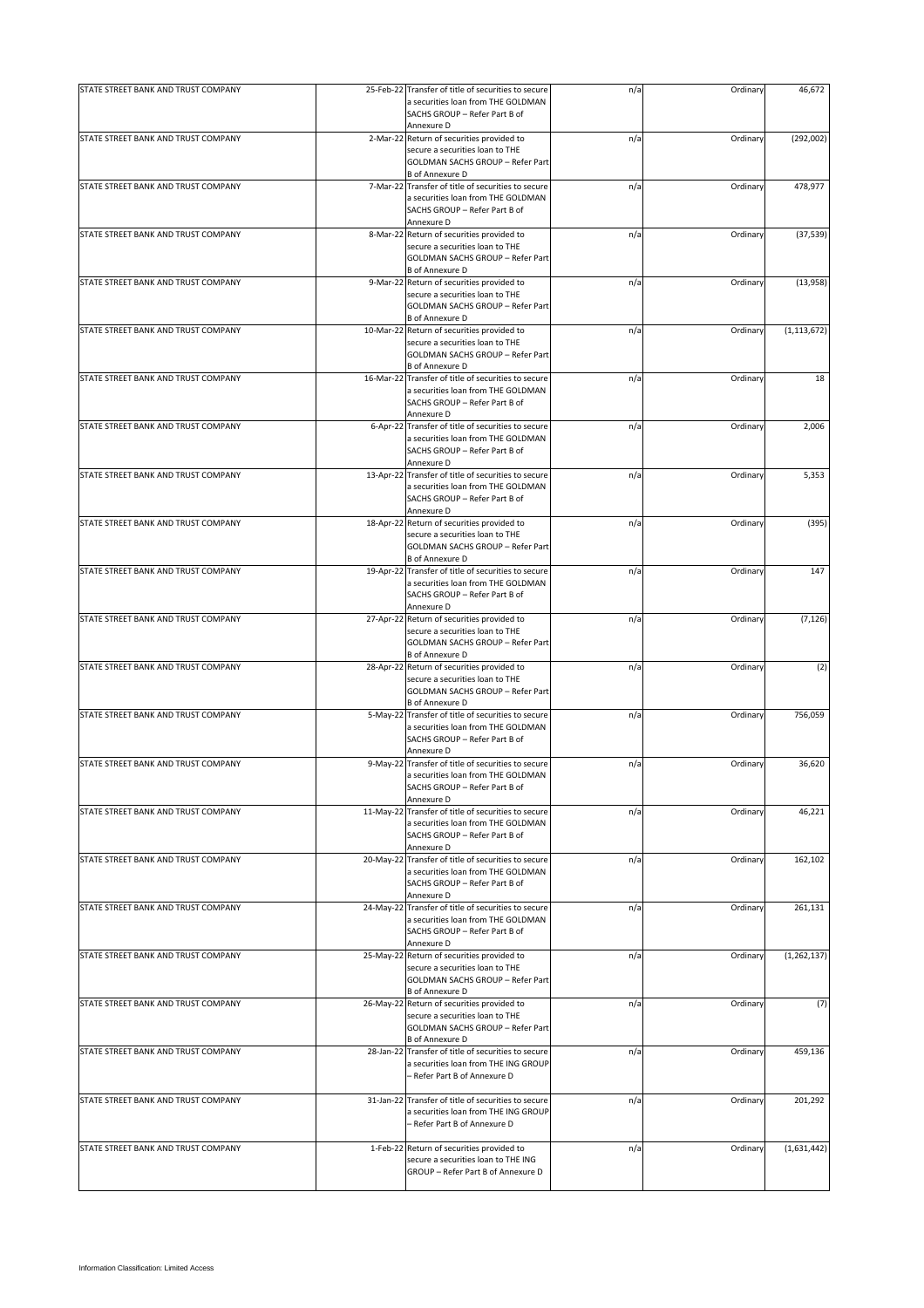| | | | | | |
|---|---|---|---|---|---|
| STATE STREET BANK AND TRUST COMPANY | 25-Feb-22 | Transfer of title of securities to secure a securities loan from THE GOLDMAN SACHS GROUP – Refer Part B of Annexure D | n/a | Ordinary | 46,672 |
| STATE STREET BANK AND TRUST COMPANY | 2-Mar-22 | Return of securities provided to secure a securities loan to THE GOLDMAN SACHS GROUP – Refer Part B of Annexure D | n/a | Ordinary | (292,002) |
| STATE STREET BANK AND TRUST COMPANY | 7-Mar-22 | Transfer of title of securities to secure a securities loan from THE GOLDMAN SACHS GROUP – Refer Part B of Annexure D | n/a | Ordinary | 478,977 |
| STATE STREET BANK AND TRUST COMPANY | 8-Mar-22 | Return of securities provided to secure a securities loan to THE GOLDMAN SACHS GROUP – Refer Part B of Annexure D | n/a | Ordinary | (37,539) |
| STATE STREET BANK AND TRUST COMPANY | 9-Mar-22 | Return of securities provided to secure a securities loan to THE GOLDMAN SACHS GROUP – Refer Part B of Annexure D | n/a | Ordinary | (13,958) |
| STATE STREET BANK AND TRUST COMPANY | 10-Mar-22 | Return of securities provided to secure a securities loan to THE GOLDMAN SACHS GROUP – Refer Part B of Annexure D | n/a | Ordinary | (1,113,672) |
| STATE STREET BANK AND TRUST COMPANY | 16-Mar-22 | Transfer of title of securities to secure a securities loan from THE GOLDMAN SACHS GROUP – Refer Part B of Annexure D | n/a | Ordinary | 18 |
| STATE STREET BANK AND TRUST COMPANY | 6-Apr-22 | Transfer of title of securities to secure a securities loan from THE GOLDMAN SACHS GROUP – Refer Part B of Annexure D | n/a | Ordinary | 2,006 |
| STATE STREET BANK AND TRUST COMPANY | 13-Apr-22 | Transfer of title of securities to secure a securities loan from THE GOLDMAN SACHS GROUP – Refer Part B of Annexure D | n/a | Ordinary | 5,353 |
| STATE STREET BANK AND TRUST COMPANY | 18-Apr-22 | Return of securities provided to secure a securities loan to THE GOLDMAN SACHS GROUP – Refer Part B of Annexure D | n/a | Ordinary | (395) |
| STATE STREET BANK AND TRUST COMPANY | 19-Apr-22 | Transfer of title of securities to secure a securities loan from THE GOLDMAN SACHS GROUP – Refer Part B of Annexure D | n/a | Ordinary | 147 |
| STATE STREET BANK AND TRUST COMPANY | 27-Apr-22 | Return of securities provided to secure a securities loan to THE GOLDMAN SACHS GROUP – Refer Part B of Annexure D | n/a | Ordinary | (7,126) |
| STATE STREET BANK AND TRUST COMPANY | 28-Apr-22 | Return of securities provided to secure a securities loan to THE GOLDMAN SACHS GROUP – Refer Part B of Annexure D | n/a | Ordinary | (2) |
| STATE STREET BANK AND TRUST COMPANY | 5-May-22 | Transfer of title of securities to secure a securities loan from THE GOLDMAN SACHS GROUP – Refer Part B of Annexure D | n/a | Ordinary | 756,059 |
| STATE STREET BANK AND TRUST COMPANY | 9-May-22 | Transfer of title of securities to secure a securities loan from THE GOLDMAN SACHS GROUP – Refer Part B of Annexure D | n/a | Ordinary | 36,620 |
| STATE STREET BANK AND TRUST COMPANY | 11-May-22 | Transfer of title of securities to secure a securities loan from THE GOLDMAN SACHS GROUP – Refer Part B of Annexure D | n/a | Ordinary | 46,221 |
| STATE STREET BANK AND TRUST COMPANY | 20-May-22 | Transfer of title of securities to secure a securities loan from THE GOLDMAN SACHS GROUP – Refer Part B of Annexure D | n/a | Ordinary | 162,102 |
| STATE STREET BANK AND TRUST COMPANY | 24-May-22 | Transfer of title of securities to secure a securities loan from THE GOLDMAN SACHS GROUP – Refer Part B of Annexure D | n/a | Ordinary | 261,131 |
| STATE STREET BANK AND TRUST COMPANY | 25-May-22 | Return of securities provided to secure a securities loan to THE GOLDMAN SACHS GROUP – Refer Part B of Annexure D | n/a | Ordinary | (1,262,137) |
| STATE STREET BANK AND TRUST COMPANY | 26-May-22 | Return of securities provided to secure a securities loan to THE GOLDMAN SACHS GROUP – Refer Part B of Annexure D | n/a | Ordinary | (7) |
| STATE STREET BANK AND TRUST COMPANY | 28-Jan-22 | Transfer of title of securities to secure a securities loan from THE ING GROUP – Refer Part B of Annexure D | n/a | Ordinary | 459,136 |
| STATE STREET BANK AND TRUST COMPANY | 31-Jan-22 | Transfer of title of securities to secure a securities loan from THE ING GROUP – Refer Part B of Annexure D | n/a | Ordinary | 201,292 |
| STATE STREET BANK AND TRUST COMPANY | 1-Feb-22 | Return of securities provided to secure a securities loan to THE ING GROUP – Refer Part B of Annexure D | n/a | Ordinary | (1,631,442) |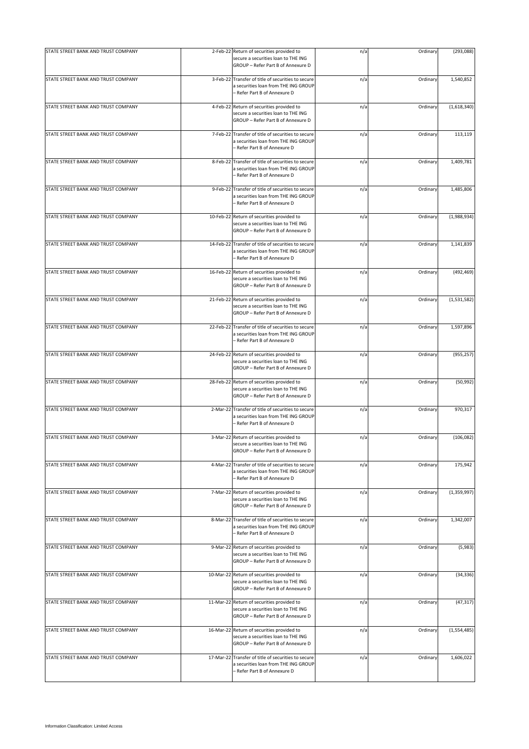| | | | | | |
|---|---|---|---|---|---|
| STATE STREET BANK AND TRUST COMPANY | 2-Feb-22 | Return of securities provided to secure a securities loan to THE ING GROUP – Refer Part B of Annexure D | n/a | Ordinary | (293,088) |
| STATE STREET BANK AND TRUST COMPANY | 3-Feb-22 | Transfer of title of securities to secure a securities loan from THE ING GROUP – Refer Part B of Annexure D | n/a | Ordinary | 1,540,852 |
| STATE STREET BANK AND TRUST COMPANY | 4-Feb-22 | Return of securities provided to secure a securities loan to THE ING GROUP – Refer Part B of Annexure D | n/a | Ordinary | (1,618,340) |
| STATE STREET BANK AND TRUST COMPANY | 7-Feb-22 | Transfer of title of securities to secure a securities loan from THE ING GROUP – Refer Part B of Annexure D | n/a | Ordinary | 113,119 |
| STATE STREET BANK AND TRUST COMPANY | 8-Feb-22 | Transfer of title of securities to secure a securities loan from THE ING GROUP – Refer Part B of Annexure D | n/a | Ordinary | 1,409,781 |
| STATE STREET BANK AND TRUST COMPANY | 9-Feb-22 | Transfer of title of securities to secure a securities loan from THE ING GROUP – Refer Part B of Annexure D | n/a | Ordinary | 1,485,806 |
| STATE STREET BANK AND TRUST COMPANY | 10-Feb-22 | Return of securities provided to secure a securities loan to THE ING GROUP – Refer Part B of Annexure D | n/a | Ordinary | (1,988,934) |
| STATE STREET BANK AND TRUST COMPANY | 14-Feb-22 | Transfer of title of securities to secure a securities loan from THE ING GROUP – Refer Part B of Annexure D | n/a | Ordinary | 1,141,839 |
| STATE STREET BANK AND TRUST COMPANY | 16-Feb-22 | Return of securities provided to secure a securities loan to THE ING GROUP – Refer Part B of Annexure D | n/a | Ordinary | (492,469) |
| STATE STREET BANK AND TRUST COMPANY | 21-Feb-22 | Return of securities provided to secure a securities loan to THE ING GROUP – Refer Part B of Annexure D | n/a | Ordinary | (1,531,582) |
| STATE STREET BANK AND TRUST COMPANY | 22-Feb-22 | Transfer of title of securities to secure a securities loan from THE ING GROUP – Refer Part B of Annexure D | n/a | Ordinary | 1,597,896 |
| STATE STREET BANK AND TRUST COMPANY | 24-Feb-22 | Return of securities provided to secure a securities loan to THE ING GROUP – Refer Part B of Annexure D | n/a | Ordinary | (955,257) |
| STATE STREET BANK AND TRUST COMPANY | 28-Feb-22 | Return of securities provided to secure a securities loan to THE ING GROUP – Refer Part B of Annexure D | n/a | Ordinary | (50,992) |
| STATE STREET BANK AND TRUST COMPANY | 2-Mar-22 | Transfer of title of securities to secure a securities loan from THE ING GROUP – Refer Part B of Annexure D | n/a | Ordinary | 970,317 |
| STATE STREET BANK AND TRUST COMPANY | 3-Mar-22 | Return of securities provided to secure a securities loan to THE ING GROUP – Refer Part B of Annexure D | n/a | Ordinary | (106,082) |
| STATE STREET BANK AND TRUST COMPANY | 4-Mar-22 | Transfer of title of securities to secure a securities loan from THE ING GROUP – Refer Part B of Annexure D | n/a | Ordinary | 175,942 |
| STATE STREET BANK AND TRUST COMPANY | 7-Mar-22 | Return of securities provided to secure a securities loan to THE ING GROUP – Refer Part B of Annexure D | n/a | Ordinary | (1,359,997) |
| STATE STREET BANK AND TRUST COMPANY | 8-Mar-22 | Transfer of title of securities to secure a securities loan from THE ING GROUP – Refer Part B of Annexure D | n/a | Ordinary | 1,342,007 |
| STATE STREET BANK AND TRUST COMPANY | 9-Mar-22 | Return of securities provided to secure a securities loan to THE ING GROUP – Refer Part B of Annexure D | n/a | Ordinary | (5,983) |
| STATE STREET BANK AND TRUST COMPANY | 10-Mar-22 | Return of securities provided to secure a securities loan to THE ING GROUP – Refer Part B of Annexure D | n/a | Ordinary | (34,336) |
| STATE STREET BANK AND TRUST COMPANY | 11-Mar-22 | Return of securities provided to secure a securities loan to THE ING GROUP – Refer Part B of Annexure D | n/a | Ordinary | (47,317) |
| STATE STREET BANK AND TRUST COMPANY | 16-Mar-22 | Return of securities provided to secure a securities loan to THE ING GROUP – Refer Part B of Annexure D | n/a | Ordinary | (1,554,485) |
| STATE STREET BANK AND TRUST COMPANY | 17-Mar-22 | Transfer of title of securities to secure a securities loan from THE ING GROUP – Refer Part B of Annexure D | n/a | Ordinary | 1,606,022 |

Information Classification: Limited Access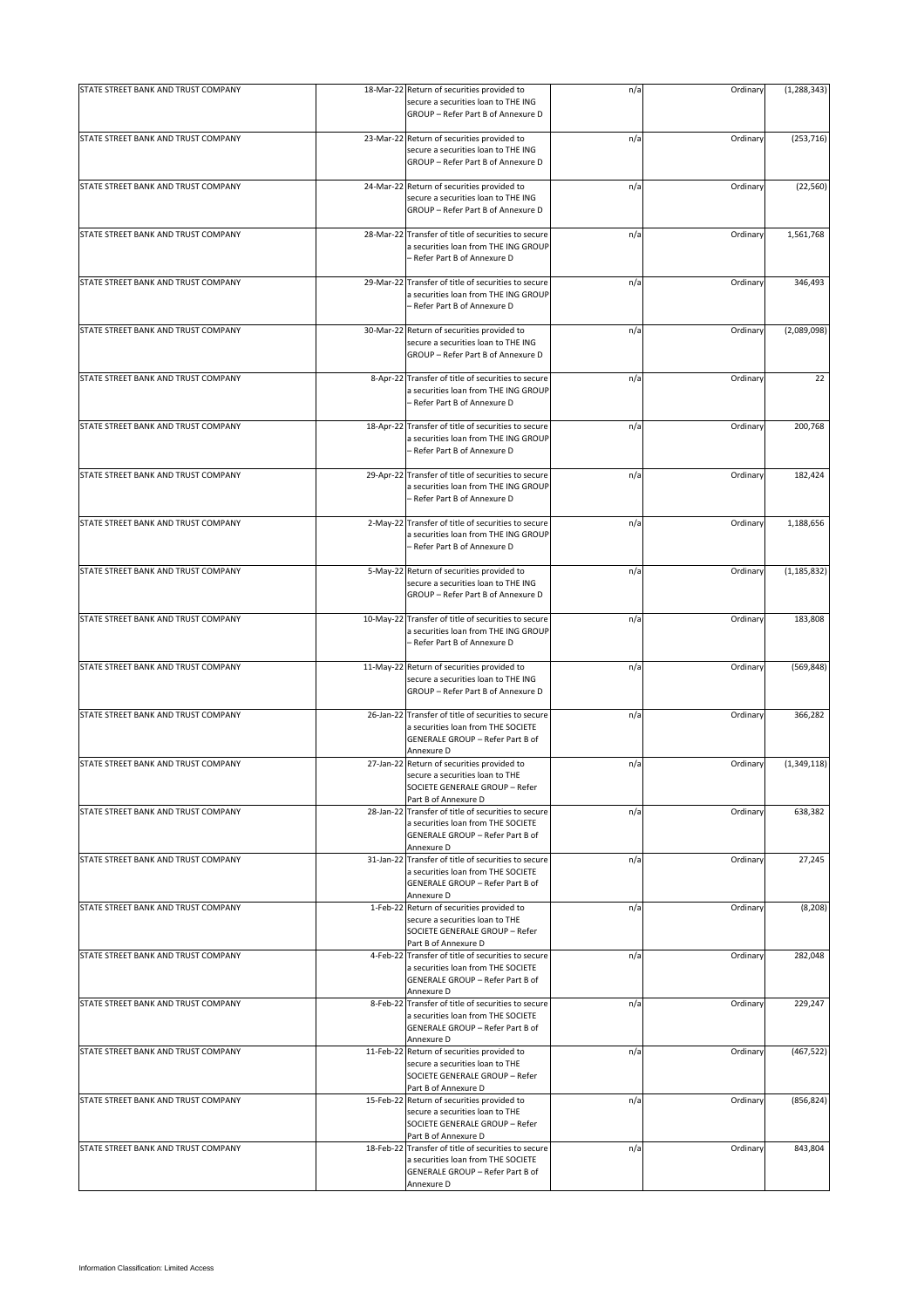| | | | | | |
|---|---|---|---|---|---|
| STATE STREET BANK AND TRUST COMPANY | 18-Mar-22 | Return of securities provided to secure a securities loan to THE ING GROUP – Refer Part B of Annexure D | n/a | Ordinary | (1,288,343) |
| STATE STREET BANK AND TRUST COMPANY | 23-Mar-22 | Return of securities provided to secure a securities loan to THE ING GROUP – Refer Part B of Annexure D | n/a | Ordinary | (253,716) |
| STATE STREET BANK AND TRUST COMPANY | 24-Mar-22 | Return of securities provided to secure a securities loan to THE ING GROUP – Refer Part B of Annexure D | n/a | Ordinary | (22,560) |
| STATE STREET BANK AND TRUST COMPANY | 28-Mar-22 | Transfer of title of securities to secure a securities loan from THE ING GROUP – Refer Part B of Annexure D | n/a | Ordinary | 1,561,768 |
| STATE STREET BANK AND TRUST COMPANY | 29-Mar-22 | Transfer of title of securities to secure a securities loan from THE ING GROUP – Refer Part B of Annexure D | n/a | Ordinary | 346,493 |
| STATE STREET BANK AND TRUST COMPANY | 30-Mar-22 | Return of securities provided to secure a securities loan to THE ING GROUP – Refer Part B of Annexure D | n/a | Ordinary | (2,089,098) |
| STATE STREET BANK AND TRUST COMPANY | 8-Apr-22 | Transfer of title of securities to secure a securities loan from THE ING GROUP – Refer Part B of Annexure D | n/a | Ordinary | 22 |
| STATE STREET BANK AND TRUST COMPANY | 18-Apr-22 | Transfer of title of securities to secure a securities loan from THE ING GROUP – Refer Part B of Annexure D | n/a | Ordinary | 200,768 |
| STATE STREET BANK AND TRUST COMPANY | 29-Apr-22 | Transfer of title of securities to secure a securities loan from THE ING GROUP – Refer Part B of Annexure D | n/a | Ordinary | 182,424 |
| STATE STREET BANK AND TRUST COMPANY | 2-May-22 | Transfer of title of securities to secure a securities loan from THE ING GROUP – Refer Part B of Annexure D | n/a | Ordinary | 1,188,656 |
| STATE STREET BANK AND TRUST COMPANY | 5-May-22 | Return of securities provided to secure a securities loan to THE ING GROUP – Refer Part B of Annexure D | n/a | Ordinary | (1,185,832) |
| STATE STREET BANK AND TRUST COMPANY | 10-May-22 | Transfer of title of securities to secure a securities loan from THE ING GROUP – Refer Part B of Annexure D | n/a | Ordinary | 183,808 |
| STATE STREET BANK AND TRUST COMPANY | 11-May-22 | Return of securities provided to secure a securities loan to THE ING GROUP – Refer Part B of Annexure D | n/a | Ordinary | (569,848) |
| STATE STREET BANK AND TRUST COMPANY | 26-Jan-22 | Transfer of title of securities to secure a securities loan from THE SOCIETE GENERALE GROUP – Refer Part B of Annexure D | n/a | Ordinary | 366,282 |
| STATE STREET BANK AND TRUST COMPANY | 27-Jan-22 | Return of securities provided to secure a securities loan to THE SOCIETE GENERALE GROUP – Refer Part B of Annexure D | n/a | Ordinary | (1,349,118) |
| STATE STREET BANK AND TRUST COMPANY | 28-Jan-22 | Transfer of title of securities to secure a securities loan from THE SOCIETE GENERALE GROUP – Refer Part B of Annexure D | n/a | Ordinary | 638,382 |
| STATE STREET BANK AND TRUST COMPANY | 31-Jan-22 | Transfer of title of securities to secure a securities loan from THE SOCIETE GENERALE GROUP – Refer Part B of Annexure D | n/a | Ordinary | 27,245 |
| STATE STREET BANK AND TRUST COMPANY | 1-Feb-22 | Return of securities provided to secure a securities loan to THE SOCIETE GENERALE GROUP – Refer Part B of Annexure D | n/a | Ordinary | (8,208) |
| STATE STREET BANK AND TRUST COMPANY | 4-Feb-22 | Transfer of title of securities to secure a securities loan from THE SOCIETE GENERALE GROUP – Refer Part B of Annexure D | n/a | Ordinary | 282,048 |
| STATE STREET BANK AND TRUST COMPANY | 8-Feb-22 | Transfer of title of securities to secure a securities loan from THE SOCIETE GENERALE GROUP – Refer Part B of Annexure D | n/a | Ordinary | 229,247 |
| STATE STREET BANK AND TRUST COMPANY | 11-Feb-22 | Return of securities provided to secure a securities loan to THE SOCIETE GENERALE GROUP – Refer Part B of Annexure D | n/a | Ordinary | (467,522) |
| STATE STREET BANK AND TRUST COMPANY | 15-Feb-22 | Return of securities provided to secure a securities loan to THE SOCIETE GENERALE GROUP – Refer Part B of Annexure D | n/a | Ordinary | (856,824) |
| STATE STREET BANK AND TRUST COMPANY | 18-Feb-22 | Transfer of title of securities to secure a securities loan from THE SOCIETE GENERALE GROUP – Refer Part B of Annexure D | n/a | Ordinary | 843,804 |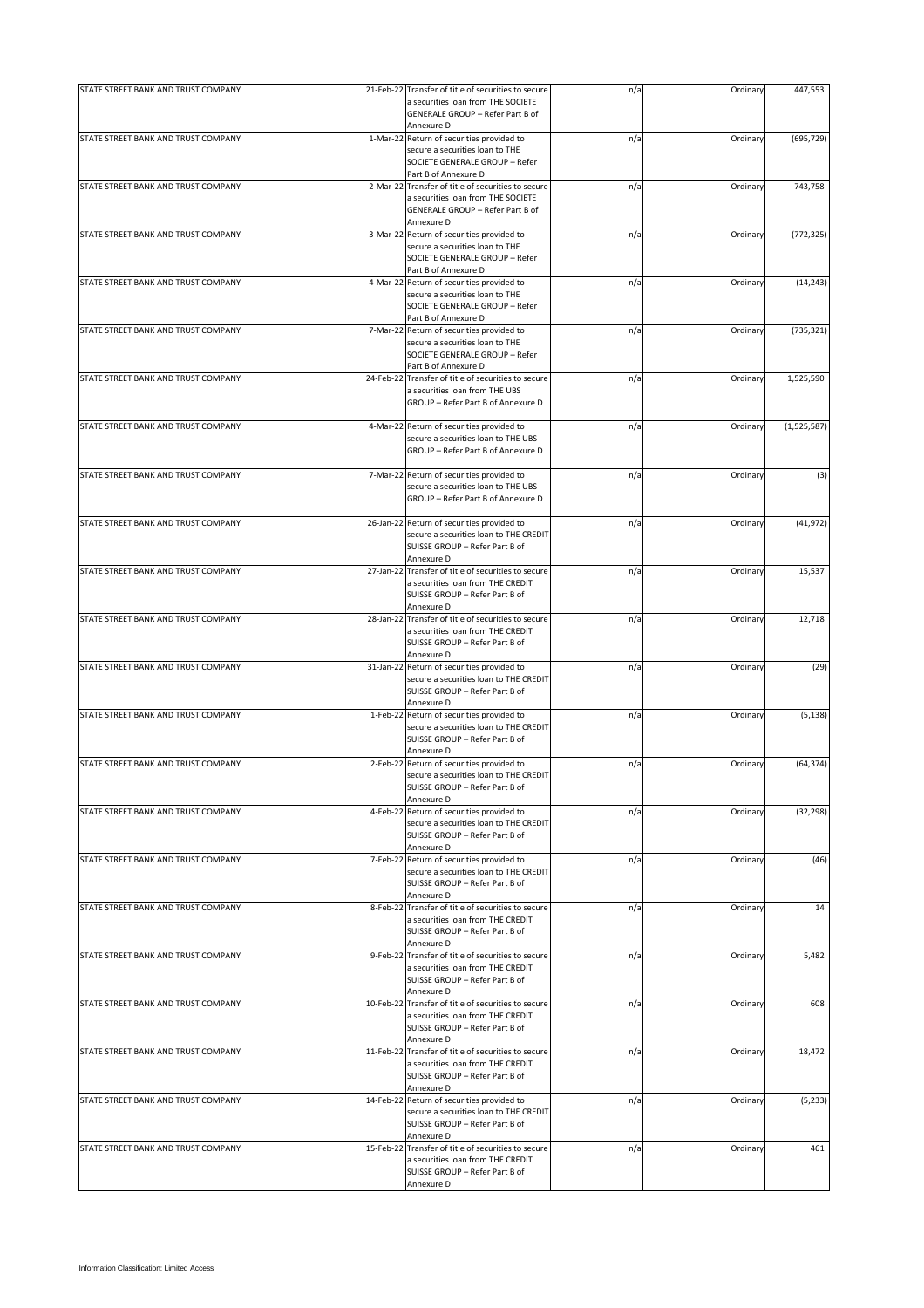| | | | | | |
|---|---|---|---|---|---|
| STATE STREET BANK AND TRUST COMPANY | 21-Feb-22 | Transfer of title of securities to secure a securities loan from THE SOCIETE GENERALE GROUP – Refer Part B of Annexure D | n/a | Ordinary | 447,553 |
| STATE STREET BANK AND TRUST COMPANY | 1-Mar-22 | Return of securities provided to secure a securities loan to THE SOCIETE GENERALE GROUP – Refer Part B of Annexure D | n/a | Ordinary | (695,729) |
| STATE STREET BANK AND TRUST COMPANY | 2-Mar-22 | Transfer of title of securities to secure a securities loan from THE SOCIETE GENERALE GROUP – Refer Part B of Annexure D | n/a | Ordinary | 743,758 |
| STATE STREET BANK AND TRUST COMPANY | 3-Mar-22 | Return of securities provided to secure a securities loan to THE SOCIETE GENERALE GROUP – Refer Part B of Annexure D | n/a | Ordinary | (772,325) |
| STATE STREET BANK AND TRUST COMPANY | 4-Mar-22 | Return of securities provided to secure a securities loan to THE SOCIETE GENERALE GROUP – Refer Part B of Annexure D | n/a | Ordinary | (14,243) |
| STATE STREET BANK AND TRUST COMPANY | 7-Mar-22 | Return of securities provided to secure a securities loan to THE SOCIETE GENERALE GROUP – Refer Part B of Annexure D | n/a | Ordinary | (735,321) |
| STATE STREET BANK AND TRUST COMPANY | 24-Feb-22 | Transfer of title of securities to secure a securities loan from THE UBS GROUP – Refer Part B of Annexure D | n/a | Ordinary | 1,525,590 |
| STATE STREET BANK AND TRUST COMPANY | 4-Mar-22 | Return of securities provided to secure a securities loan to THE UBS GROUP – Refer Part B of Annexure D | n/a | Ordinary | (1,525,587) |
| STATE STREET BANK AND TRUST COMPANY | 7-Mar-22 | Return of securities provided to secure a securities loan to THE UBS GROUP – Refer Part B of Annexure D | n/a | Ordinary | (3) |
| STATE STREET BANK AND TRUST COMPANY | 26-Jan-22 | Return of securities provided to secure a securities loan to THE CREDIT SUISSE GROUP – Refer Part B of Annexure D | n/a | Ordinary | (41,972) |
| STATE STREET BANK AND TRUST COMPANY | 27-Jan-22 | Transfer of title of securities to secure a securities loan from THE CREDIT SUISSE GROUP – Refer Part B of Annexure D | n/a | Ordinary | 15,537 |
| STATE STREET BANK AND TRUST COMPANY | 28-Jan-22 | Transfer of title of securities to secure a securities loan from THE CREDIT SUISSE GROUP – Refer Part B of Annexure D | n/a | Ordinary | 12,718 |
| STATE STREET BANK AND TRUST COMPANY | 31-Jan-22 | Return of securities provided to secure a securities loan to THE CREDIT SUISSE GROUP – Refer Part B of Annexure D | n/a | Ordinary | (29) |
| STATE STREET BANK AND TRUST COMPANY | 1-Feb-22 | Return of securities provided to secure a securities loan to THE CREDIT SUISSE GROUP – Refer Part B of Annexure D | n/a | Ordinary | (5,138) |
| STATE STREET BANK AND TRUST COMPANY | 2-Feb-22 | Return of securities provided to secure a securities loan to THE CREDIT SUISSE GROUP – Refer Part B of Annexure D | n/a | Ordinary | (64,374) |
| STATE STREET BANK AND TRUST COMPANY | 4-Feb-22 | Return of securities provided to secure a securities loan to THE CREDIT SUISSE GROUP – Refer Part B of Annexure D | n/a | Ordinary | (32,298) |
| STATE STREET BANK AND TRUST COMPANY | 7-Feb-22 | Return of securities provided to secure a securities loan to THE CREDIT SUISSE GROUP – Refer Part B of Annexure D | n/a | Ordinary | (46) |
| STATE STREET BANK AND TRUST COMPANY | 8-Feb-22 | Transfer of title of securities to secure a securities loan from THE CREDIT SUISSE GROUP – Refer Part B of Annexure D | n/a | Ordinary | 14 |
| STATE STREET BANK AND TRUST COMPANY | 9-Feb-22 | Transfer of title of securities to secure a securities loan from THE CREDIT SUISSE GROUP – Refer Part B of Annexure D | n/a | Ordinary | 5,482 |
| STATE STREET BANK AND TRUST COMPANY | 10-Feb-22 | Transfer of title of securities to secure a securities loan from THE CREDIT SUISSE GROUP – Refer Part B of Annexure D | n/a | Ordinary | 608 |
| STATE STREET BANK AND TRUST COMPANY | 11-Feb-22 | Transfer of title of securities to secure a securities loan from THE CREDIT SUISSE GROUP – Refer Part B of Annexure D | n/a | Ordinary | 18,472 |
| STATE STREET BANK AND TRUST COMPANY | 14-Feb-22 | Return of securities provided to secure a securities loan to THE CREDIT SUISSE GROUP – Refer Part B of Annexure D | n/a | Ordinary | (5,233) |
| STATE STREET BANK AND TRUST COMPANY | 15-Feb-22 | Transfer of title of securities to secure a securities loan from THE CREDIT SUISSE GROUP – Refer Part B of Annexure D | n/a | Ordinary | 461 |

Information Classification: Limited Access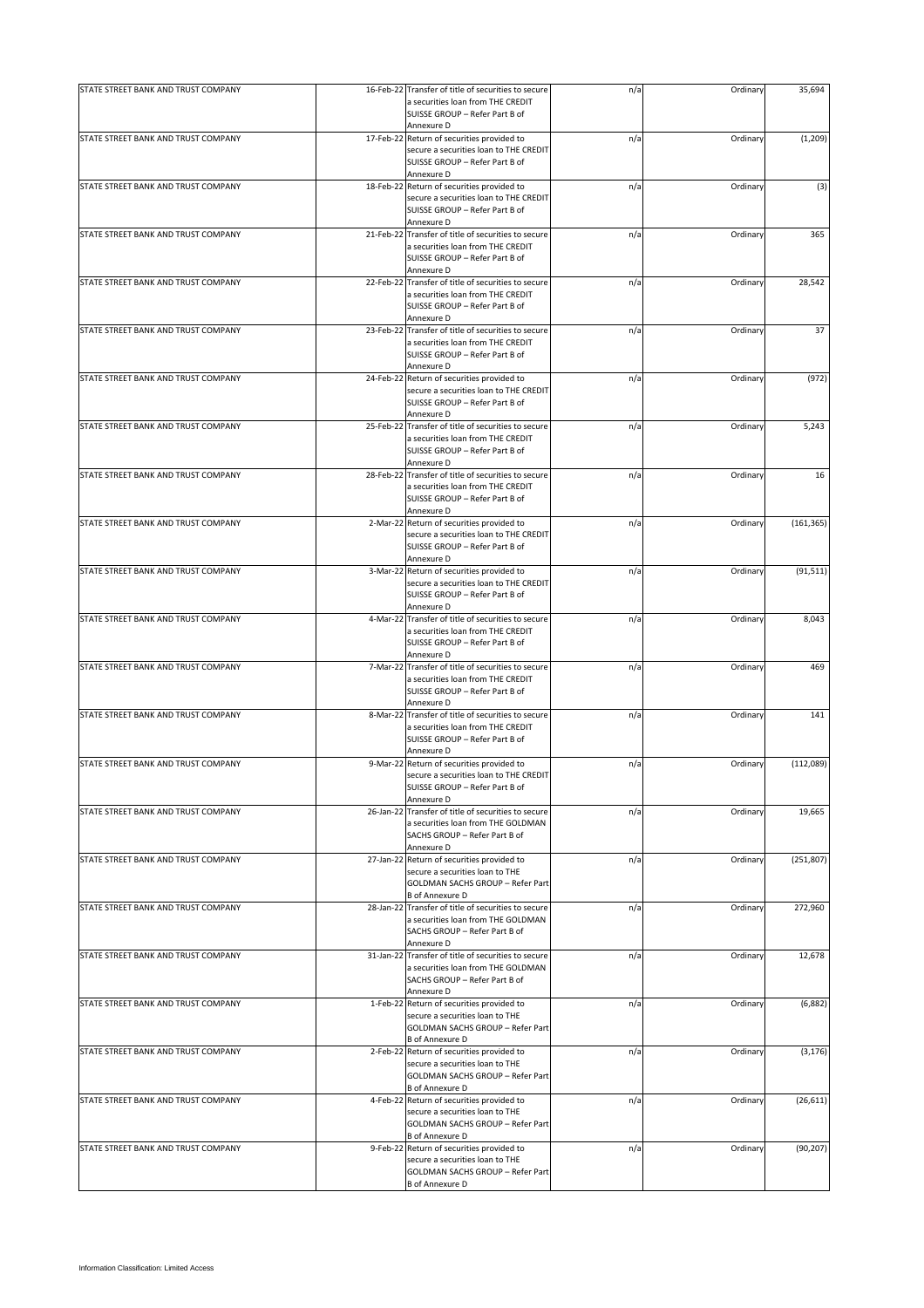| | | | | | |
|---|---|---|---|---|---|
| STATE STREET BANK AND TRUST COMPANY | 16-Feb-22 | Transfer of title of securities to secure a securities loan from THE CREDIT SUISSE GROUP – Refer Part B of Annexure D | n/a | Ordinary | 35,694 |
| STATE STREET BANK AND TRUST COMPANY | 17-Feb-22 | Return of securities provided to secure a securities loan to THE CREDIT SUISSE GROUP – Refer Part B of Annexure D | n/a | Ordinary | (1,209) |
| STATE STREET BANK AND TRUST COMPANY | 18-Feb-22 | Return of securities provided to secure a securities loan to THE CREDIT SUISSE GROUP – Refer Part B of Annexure D | n/a | Ordinary | (3) |
| STATE STREET BANK AND TRUST COMPANY | 21-Feb-22 | Transfer of title of securities to secure a securities loan from THE CREDIT SUISSE GROUP – Refer Part B of Annexure D | n/a | Ordinary | 365 |
| STATE STREET BANK AND TRUST COMPANY | 22-Feb-22 | Transfer of title of securities to secure a securities loan from THE CREDIT SUISSE GROUP – Refer Part B of Annexure D | n/a | Ordinary | 28,542 |
| STATE STREET BANK AND TRUST COMPANY | 23-Feb-22 | Transfer of title of securities to secure a securities loan from THE CREDIT SUISSE GROUP – Refer Part B of Annexure D | n/a | Ordinary | 37 |
| STATE STREET BANK AND TRUST COMPANY | 24-Feb-22 | Return of securities provided to secure a securities loan to THE CREDIT SUISSE GROUP – Refer Part B of Annexure D | n/a | Ordinary | (972) |
| STATE STREET BANK AND TRUST COMPANY | 25-Feb-22 | Transfer of title of securities to secure a securities loan from THE CREDIT SUISSE GROUP – Refer Part B of Annexure D | n/a | Ordinary | 5,243 |
| STATE STREET BANK AND TRUST COMPANY | 28-Feb-22 | Transfer of title of securities to secure a securities loan from THE CREDIT SUISSE GROUP – Refer Part B of Annexure D | n/a | Ordinary | 16 |
| STATE STREET BANK AND TRUST COMPANY | 2-Mar-22 | Return of securities provided to secure a securities loan to THE CREDIT SUISSE GROUP – Refer Part B of Annexure D | n/a | Ordinary | (161,365) |
| STATE STREET BANK AND TRUST COMPANY | 3-Mar-22 | Return of securities provided to secure a securities loan to THE CREDIT SUISSE GROUP – Refer Part B of Annexure D | n/a | Ordinary | (91,511) |
| STATE STREET BANK AND TRUST COMPANY | 4-Mar-22 | Transfer of title of securities to secure a securities loan from THE CREDIT SUISSE GROUP – Refer Part B of Annexure D | n/a | Ordinary | 8,043 |
| STATE STREET BANK AND TRUST COMPANY | 7-Mar-22 | Transfer of title of securities to secure a securities loan from THE CREDIT SUISSE GROUP – Refer Part B of Annexure D | n/a | Ordinary | 469 |
| STATE STREET BANK AND TRUST COMPANY | 8-Mar-22 | Transfer of title of securities to secure a securities loan from THE CREDIT SUISSE GROUP – Refer Part B of Annexure D | n/a | Ordinary | 141 |
| STATE STREET BANK AND TRUST COMPANY | 9-Mar-22 | Return of securities provided to secure a securities loan to THE CREDIT SUISSE GROUP – Refer Part B of Annexure D | n/a | Ordinary | (112,089) |
| STATE STREET BANK AND TRUST COMPANY | 26-Jan-22 | Transfer of title of securities to secure a securities loan from THE GOLDMAN SACHS GROUP – Refer Part B of Annexure D | n/a | Ordinary | 19,665 |
| STATE STREET BANK AND TRUST COMPANY | 27-Jan-22 | Return of securities provided to secure a securities loan to THE GOLDMAN SACHS GROUP – Refer Part B of Annexure D | n/a | Ordinary | (251,807) |
| STATE STREET BANK AND TRUST COMPANY | 28-Jan-22 | Transfer of title of securities to secure a securities loan from THE GOLDMAN SACHS GROUP – Refer Part B of Annexure D | n/a | Ordinary | 272,960 |
| STATE STREET BANK AND TRUST COMPANY | 31-Jan-22 | Transfer of title of securities to secure a securities loan from THE GOLDMAN SACHS GROUP – Refer Part B of Annexure D | n/a | Ordinary | 12,678 |
| STATE STREET BANK AND TRUST COMPANY | 1-Feb-22 | Return of securities provided to secure a securities loan to THE GOLDMAN SACHS GROUP – Refer Part B of Annexure D | n/a | Ordinary | (6,882) |
| STATE STREET BANK AND TRUST COMPANY | 2-Feb-22 | Return of securities provided to secure a securities loan to THE GOLDMAN SACHS GROUP – Refer Part B of Annexure D | n/a | Ordinary | (3,176) |
| STATE STREET BANK AND TRUST COMPANY | 4-Feb-22 | Return of securities provided to secure a securities loan to THE GOLDMAN SACHS GROUP – Refer Part B of Annexure D | n/a | Ordinary | (26,611) |
| STATE STREET BANK AND TRUST COMPANY | 9-Feb-22 | Return of securities provided to secure a securities loan to THE GOLDMAN SACHS GROUP – Refer Part B of Annexure D | n/a | Ordinary | (90,207) |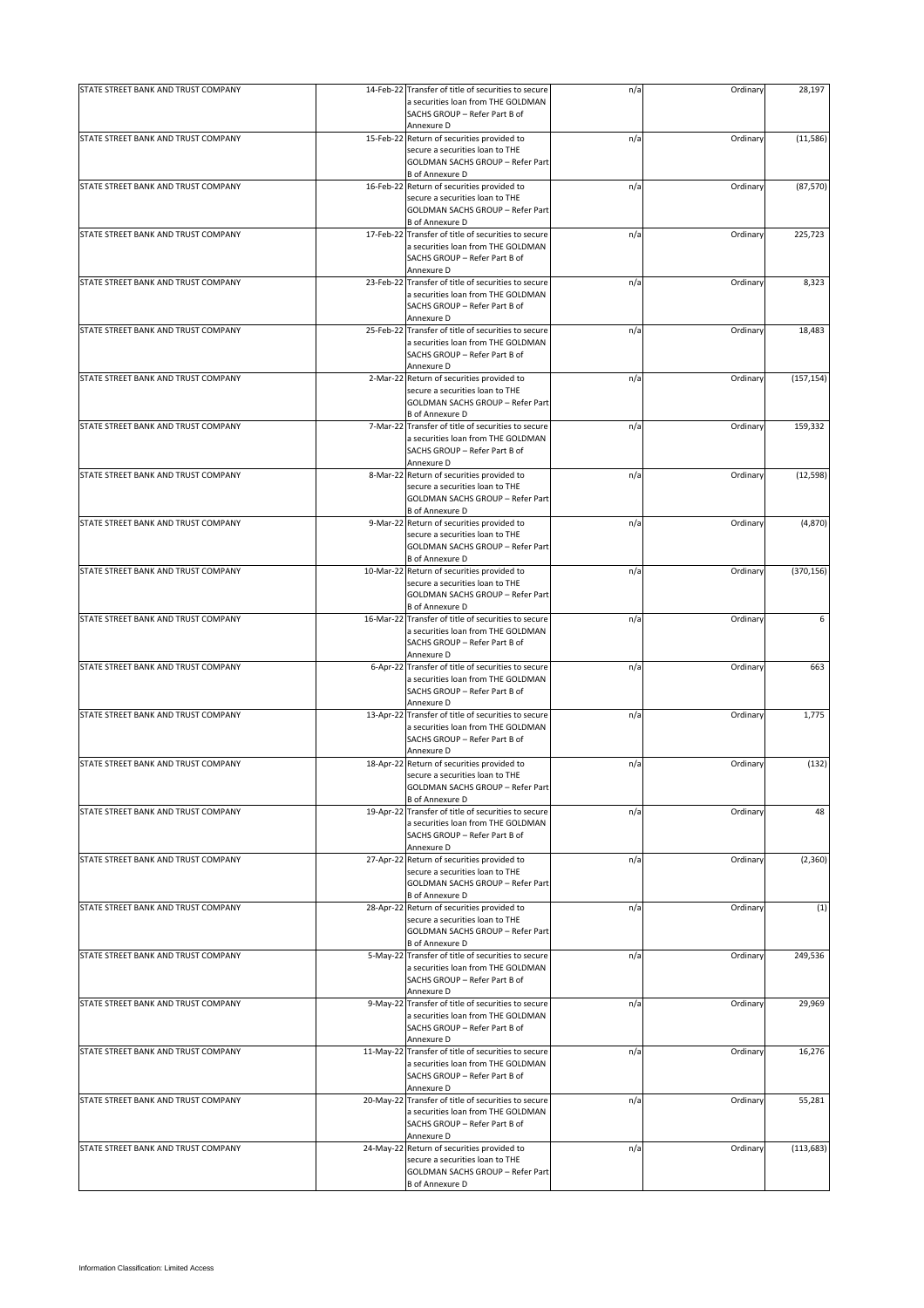| STATE STREET BANK AND TRUST COMPANY | 14-Feb-22 | Transfer of title of securities to secure a securities loan from THE GOLDMAN SACHS GROUP – Refer Part B of Annexure D | n/a | Ordinary | 28,197 |
|---|---|---|---|---|---|
| STATE STREET BANK AND TRUST COMPANY | 15-Feb-22 | Return of securities provided to secure a securities loan to THE GOLDMAN SACHS GROUP – Refer Part B of Annexure D | n/a | Ordinary | (11,586) |
| STATE STREET BANK AND TRUST COMPANY | 16-Feb-22 | Return of securities provided to secure a securities loan to THE GOLDMAN SACHS GROUP – Refer Part B of Annexure D | n/a | Ordinary | (87,570) |
| STATE STREET BANK AND TRUST COMPANY | 17-Feb-22 | Transfer of title of securities to secure a securities loan from THE GOLDMAN SACHS GROUP – Refer Part B of Annexure D | n/a | Ordinary | 225,723 |
| STATE STREET BANK AND TRUST COMPANY | 23-Feb-22 | Transfer of title of securities to secure a securities loan from THE GOLDMAN SACHS GROUP – Refer Part B of Annexure D | n/a | Ordinary | 8,323 |
| STATE STREET BANK AND TRUST COMPANY | 25-Feb-22 | Transfer of title of securities to secure a securities loan from THE GOLDMAN SACHS GROUP – Refer Part B of Annexure D | n/a | Ordinary | 18,483 |
| STATE STREET BANK AND TRUST COMPANY | 2-Mar-22 | Return of securities provided to secure a securities loan to THE GOLDMAN SACHS GROUP – Refer Part B of Annexure D | n/a | Ordinary | (157,154) |
| STATE STREET BANK AND TRUST COMPANY | 7-Mar-22 | Transfer of title of securities to secure a securities loan from THE GOLDMAN SACHS GROUP – Refer Part B of Annexure D | n/a | Ordinary | 159,332 |
| STATE STREET BANK AND TRUST COMPANY | 8-Mar-22 | Return of securities provided to secure a securities loan to THE GOLDMAN SACHS GROUP – Refer Part B of Annexure D | n/a | Ordinary | (12,598) |
| STATE STREET BANK AND TRUST COMPANY | 9-Mar-22 | Return of securities provided to secure a securities loan to THE GOLDMAN SACHS GROUP – Refer Part B of Annexure D | n/a | Ordinary | (4,870) |
| STATE STREET BANK AND TRUST COMPANY | 10-Mar-22 | Return of securities provided to secure a securities loan to THE GOLDMAN SACHS GROUP – Refer Part B of Annexure D | n/a | Ordinary | (370,156) |
| STATE STREET BANK AND TRUST COMPANY | 16-Mar-22 | Transfer of title of securities to secure a securities loan from THE GOLDMAN SACHS GROUP – Refer Part B of Annexure D | n/a | Ordinary | 6 |
| STATE STREET BANK AND TRUST COMPANY | 6-Apr-22 | Transfer of title of securities to secure a securities loan from THE GOLDMAN SACHS GROUP – Refer Part B of Annexure D | n/a | Ordinary | 663 |
| STATE STREET BANK AND TRUST COMPANY | 13-Apr-22 | Transfer of title of securities to secure a securities loan from THE GOLDMAN SACHS GROUP – Refer Part B of Annexure D | n/a | Ordinary | 1,775 |
| STATE STREET BANK AND TRUST COMPANY | 18-Apr-22 | Return of securities provided to secure a securities loan to THE GOLDMAN SACHS GROUP – Refer Part B of Annexure D | n/a | Ordinary | (132) |
| STATE STREET BANK AND TRUST COMPANY | 19-Apr-22 | Transfer of title of securities to secure a securities loan from THE GOLDMAN SACHS GROUP – Refer Part B of Annexure D | n/a | Ordinary | 48 |
| STATE STREET BANK AND TRUST COMPANY | 27-Apr-22 | Return of securities provided to secure a securities loan to THE GOLDMAN SACHS GROUP – Refer Part B of Annexure D | n/a | Ordinary | (2,360) |
| STATE STREET BANK AND TRUST COMPANY | 28-Apr-22 | Return of securities provided to secure a securities loan to THE GOLDMAN SACHS GROUP – Refer Part B of Annexure D | n/a | Ordinary | (1) |
| STATE STREET BANK AND TRUST COMPANY | 5-May-22 | Transfer of title of securities to secure a securities loan from THE GOLDMAN SACHS GROUP – Refer Part B of Annexure D | n/a | Ordinary | 249,536 |
| STATE STREET BANK AND TRUST COMPANY | 9-May-22 | Transfer of title of securities to secure a securities loan from THE GOLDMAN SACHS GROUP – Refer Part B of Annexure D | n/a | Ordinary | 29,969 |
| STATE STREET BANK AND TRUST COMPANY | 11-May-22 | Transfer of title of securities to secure a securities loan from THE GOLDMAN SACHS GROUP – Refer Part B of Annexure D | n/a | Ordinary | 16,276 |
| STATE STREET BANK AND TRUST COMPANY | 20-May-22 | Transfer of title of securities to secure a securities loan from THE GOLDMAN SACHS GROUP – Refer Part B of Annexure D | n/a | Ordinary | 55,281 |
| STATE STREET BANK AND TRUST COMPANY | 24-May-22 | Return of securities provided to secure a securities loan to THE GOLDMAN SACHS GROUP – Refer Part B of Annexure D | n/a | Ordinary | (113,683) |

Information Classification: Limited Access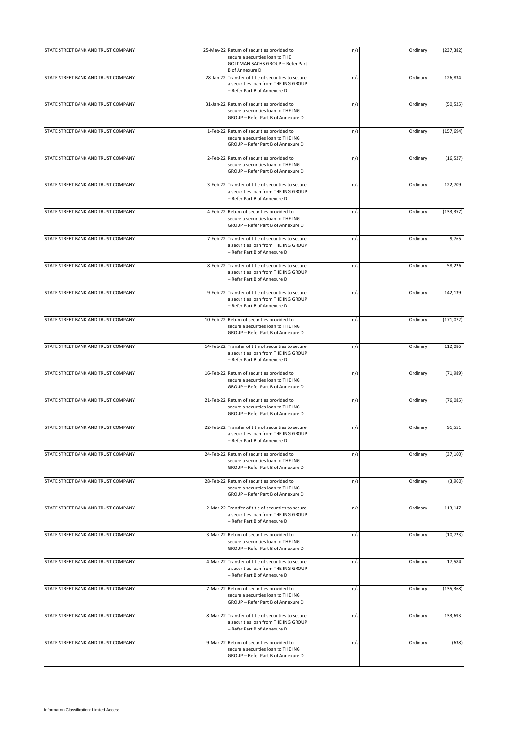| | | | | | |
|---|---|---|---|---|---|
| STATE STREET BANK AND TRUST COMPANY | 25-May-22 | Return of securities provided to secure a securities loan to THE GOLDMAN SACHS GROUP – Refer Part B of Annexure D | n/a | Ordinary | (237,382) |
| STATE STREET BANK AND TRUST COMPANY | 28-Jan-22 | Transfer of title of securities to secure a securities loan from THE ING GROUP – Refer Part B of Annexure D | n/a | Ordinary | 126,834 |
| STATE STREET BANK AND TRUST COMPANY | 31-Jan-22 | Return of securities provided to secure a securities loan to THE ING GROUP – Refer Part B of Annexure D | n/a | Ordinary | (50,525) |
| STATE STREET BANK AND TRUST COMPANY | 1-Feb-22 | Return of securities provided to secure a securities loan to THE ING GROUP – Refer Part B of Annexure D | n/a | Ordinary | (157,694) |
| STATE STREET BANK AND TRUST COMPANY | 2-Feb-22 | Return of securities provided to secure a securities loan to THE ING GROUP – Refer Part B of Annexure D | n/a | Ordinary | (16,527) |
| STATE STREET BANK AND TRUST COMPANY | 3-Feb-22 | Transfer of title of securities to secure a securities loan from THE ING GROUP – Refer Part B of Annexure D | n/a | Ordinary | 122,709 |
| STATE STREET BANK AND TRUST COMPANY | 4-Feb-22 | Return of securities provided to secure a securities loan to THE ING GROUP – Refer Part B of Annexure D | n/a | Ordinary | (133,357) |
| STATE STREET BANK AND TRUST COMPANY | 7-Feb-22 | Transfer of title of securities to secure a securities loan from THE ING GROUP – Refer Part B of Annexure D | n/a | Ordinary | 9,765 |
| STATE STREET BANK AND TRUST COMPANY | 8-Feb-22 | Transfer of title of securities to secure a securities loan from THE ING GROUP – Refer Part B of Annexure D | n/a | Ordinary | 58,226 |
| STATE STREET BANK AND TRUST COMPANY | 9-Feb-22 | Transfer of title of securities to secure a securities loan from THE ING GROUP – Refer Part B of Annexure D | n/a | Ordinary | 142,139 |
| STATE STREET BANK AND TRUST COMPANY | 10-Feb-22 | Return of securities provided to secure a securities loan to THE ING GROUP – Refer Part B of Annexure D | n/a | Ordinary | (171,072) |
| STATE STREET BANK AND TRUST COMPANY | 14-Feb-22 | Transfer of title of securities to secure a securities loan from THE ING GROUP – Refer Part B of Annexure D | n/a | Ordinary | 112,086 |
| STATE STREET BANK AND TRUST COMPANY | 16-Feb-22 | Return of securities provided to secure a securities loan to THE ING GROUP – Refer Part B of Annexure D | n/a | Ordinary | (71,989) |
| STATE STREET BANK AND TRUST COMPANY | 21-Feb-22 | Return of securities provided to secure a securities loan to THE ING GROUP – Refer Part B of Annexure D | n/a | Ordinary | (76,085) |
| STATE STREET BANK AND TRUST COMPANY | 22-Feb-22 | Transfer of title of securities to secure a securities loan from THE ING GROUP – Refer Part B of Annexure D | n/a | Ordinary | 91,551 |
| STATE STREET BANK AND TRUST COMPANY | 24-Feb-22 | Return of securities provided to secure a securities loan to THE ING GROUP – Refer Part B of Annexure D | n/a | Ordinary | (37,160) |
| STATE STREET BANK AND TRUST COMPANY | 28-Feb-22 | Return of securities provided to secure a securities loan to THE ING GROUP – Refer Part B of Annexure D | n/a | Ordinary | (3,960) |
| STATE STREET BANK AND TRUST COMPANY | 2-Mar-22 | Transfer of title of securities to secure a securities loan from THE ING GROUP – Refer Part B of Annexure D | n/a | Ordinary | 113,147 |
| STATE STREET BANK AND TRUST COMPANY | 3-Mar-22 | Return of securities provided to secure a securities loan to THE ING GROUP – Refer Part B of Annexure D | n/a | Ordinary | (10,723) |
| STATE STREET BANK AND TRUST COMPANY | 4-Mar-22 | Transfer of title of securities to secure a securities loan from THE ING GROUP – Refer Part B of Annexure D | n/a | Ordinary | 17,584 |
| STATE STREET BANK AND TRUST COMPANY | 7-Mar-22 | Return of securities provided to secure a securities loan to THE ING GROUP – Refer Part B of Annexure D | n/a | Ordinary | (135,368) |
| STATE STREET BANK AND TRUST COMPANY | 8-Mar-22 | Transfer of title of securities to secure a securities loan from THE ING GROUP – Refer Part B of Annexure D | n/a | Ordinary | 133,693 |
| STATE STREET BANK AND TRUST COMPANY | 9-Mar-22 | Return of securities provided to secure a securities loan to THE ING GROUP – Refer Part B of Annexure D | n/a | Ordinary | (638) |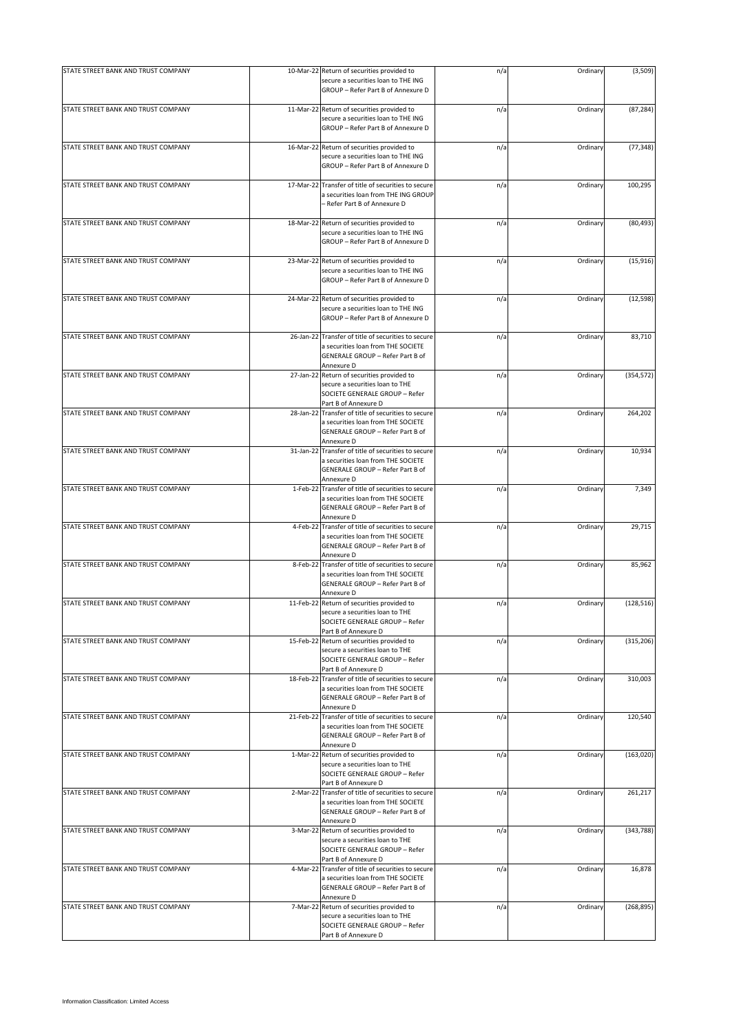| | | | | | |
|---|---|---|---|---|---|
| STATE STREET BANK AND TRUST COMPANY | 10-Mar-22 | Return of securities provided to secure a securities loan to THE ING GROUP – Refer Part B of Annexure D | n/a | Ordinary | (3,509) |
| STATE STREET BANK AND TRUST COMPANY | 11-Mar-22 | Return of securities provided to secure a securities loan to THE ING GROUP – Refer Part B of Annexure D | n/a | Ordinary | (87,284) |
| STATE STREET BANK AND TRUST COMPANY | 16-Mar-22 | Return of securities provided to secure a securities loan to THE ING GROUP – Refer Part B of Annexure D | n/a | Ordinary | (77,348) |
| STATE STREET BANK AND TRUST COMPANY | 17-Mar-22 | Transfer of title of securities to secure a securities loan from THE ING GROUP – Refer Part B of Annexure D | n/a | Ordinary | 100,295 |
| STATE STREET BANK AND TRUST COMPANY | 18-Mar-22 | Return of securities provided to secure a securities loan to THE ING GROUP – Refer Part B of Annexure D | n/a | Ordinary | (80,493) |
| STATE STREET BANK AND TRUST COMPANY | 23-Mar-22 | Return of securities provided to secure a securities loan to THE ING GROUP – Refer Part B of Annexure D | n/a | Ordinary | (15,916) |
| STATE STREET BANK AND TRUST COMPANY | 24-Mar-22 | Return of securities provided to secure a securities loan to THE ING GROUP – Refer Part B of Annexure D | n/a | Ordinary | (12,598) |
| STATE STREET BANK AND TRUST COMPANY | 26-Jan-22 | Transfer of title of securities to secure a securities loan from THE SOCIETE GENERALE GROUP – Refer Part B of Annexure D | n/a | Ordinary | 83,710 |
| STATE STREET BANK AND TRUST COMPANY | 27-Jan-22 | Return of securities provided to secure a securities loan to THE SOCIETE GENERALE GROUP – Refer Part B of Annexure D | n/a | Ordinary | (354,572) |
| STATE STREET BANK AND TRUST COMPANY | 28-Jan-22 | Transfer of title of securities to secure a securities loan from THE SOCIETE GENERALE GROUP – Refer Part B of Annexure D | n/a | Ordinary | 264,202 |
| STATE STREET BANK AND TRUST COMPANY | 31-Jan-22 | Transfer of title of securities to secure a securities loan from THE SOCIETE GENERALE GROUP – Refer Part B of Annexure D | n/a | Ordinary | 10,934 |
| STATE STREET BANK AND TRUST COMPANY | 1-Feb-22 | Transfer of title of securities to secure a securities loan from THE SOCIETE GENERALE GROUP – Refer Part B of Annexure D | n/a | Ordinary | 7,349 |
| STATE STREET BANK AND TRUST COMPANY | 4-Feb-22 | Transfer of title of securities to secure a securities loan from THE SOCIETE GENERALE GROUP – Refer Part B of Annexure D | n/a | Ordinary | 29,715 |
| STATE STREET BANK AND TRUST COMPANY | 8-Feb-22 | Transfer of title of securities to secure a securities loan from THE SOCIETE GENERALE GROUP – Refer Part B of Annexure D | n/a | Ordinary | 85,962 |
| STATE STREET BANK AND TRUST COMPANY | 11-Feb-22 | Return of securities provided to secure a securities loan to THE SOCIETE GENERALE GROUP – Refer Part B of Annexure D | n/a | Ordinary | (128,516) |
| STATE STREET BANK AND TRUST COMPANY | 15-Feb-22 | Return of securities provided to secure a securities loan to THE SOCIETE GENERALE GROUP – Refer Part B of Annexure D | n/a | Ordinary | (315,206) |
| STATE STREET BANK AND TRUST COMPANY | 18-Feb-22 | Transfer of title of securities to secure a securities loan from THE SOCIETE GENERALE GROUP – Refer Part B of Annexure D | n/a | Ordinary | 310,003 |
| STATE STREET BANK AND TRUST COMPANY | 21-Feb-22 | Transfer of title of securities to secure a securities loan from THE SOCIETE GENERALE GROUP – Refer Part B of Annexure D | n/a | Ordinary | 120,540 |
| STATE STREET BANK AND TRUST COMPANY | 1-Mar-22 | Return of securities provided to secure a securities loan to THE SOCIETE GENERALE GROUP – Refer Part B of Annexure D | n/a | Ordinary | (163,020) |
| STATE STREET BANK AND TRUST COMPANY | 2-Mar-22 | Transfer of title of securities to secure a securities loan from THE SOCIETE GENERALE GROUP – Refer Part B of Annexure D | n/a | Ordinary | 261,217 |
| STATE STREET BANK AND TRUST COMPANY | 3-Mar-22 | Return of securities provided to secure a securities loan to THE SOCIETE GENERALE GROUP – Refer Part B of Annexure D | n/a | Ordinary | (343,788) |
| STATE STREET BANK AND TRUST COMPANY | 4-Mar-22 | Transfer of title of securities to secure a securities loan from THE SOCIETE GENERALE GROUP – Refer Part B of Annexure D | n/a | Ordinary | 16,878 |
| STATE STREET BANK AND TRUST COMPANY | 7-Mar-22 | Return of securities provided to secure a securities loan to THE SOCIETE GENERALE GROUP – Refer Part B of Annexure D | n/a | Ordinary | (268,895) |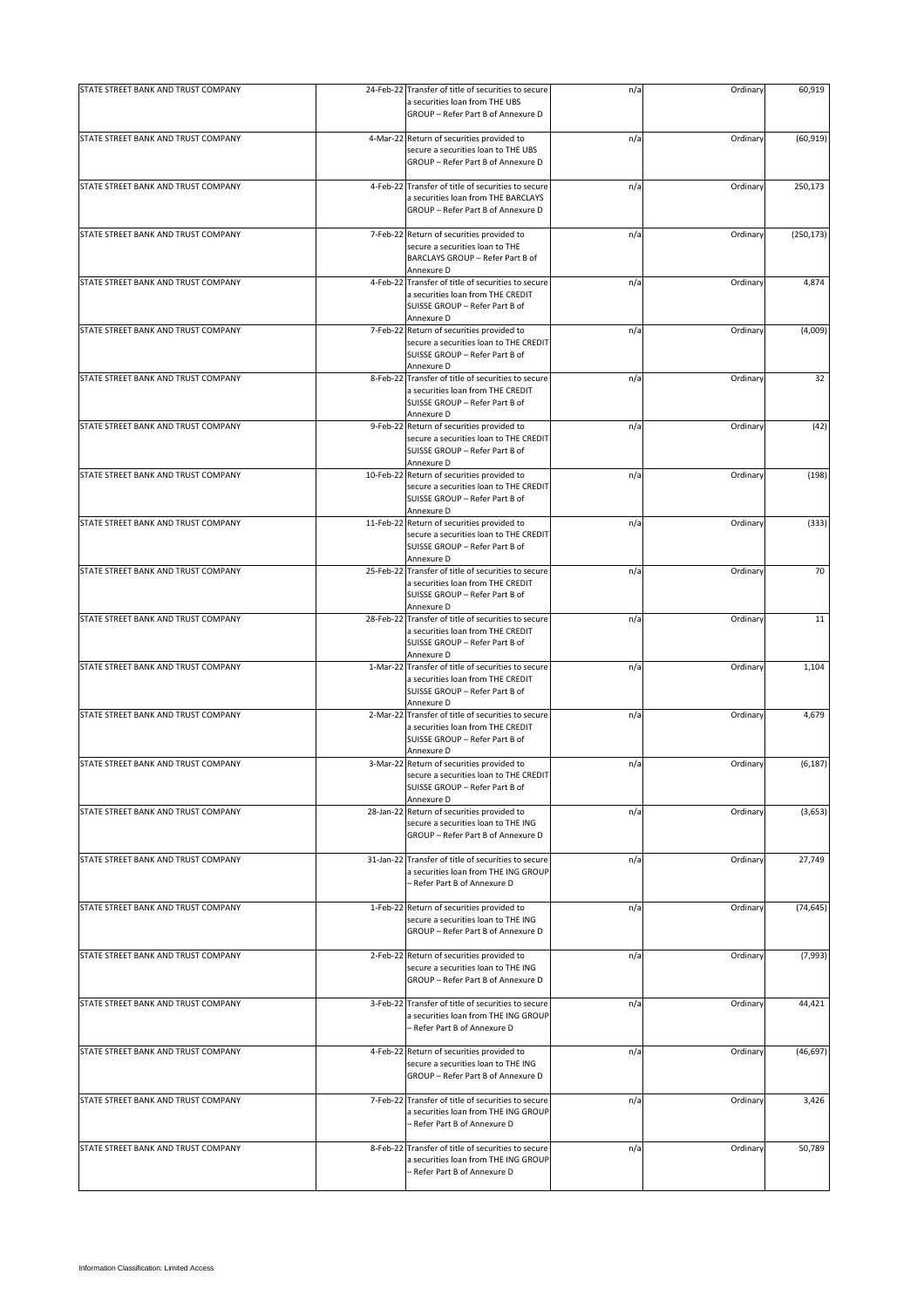| | | | | | |
|---|---|---|---|---|---|
| STATE STREET BANK AND TRUST COMPANY | 24-Feb-22 | Transfer of title of securities to secure a securities loan from THE UBS GROUP – Refer Part B of Annexure D | n/a | Ordinary | 60,919 |
| STATE STREET BANK AND TRUST COMPANY | 4-Mar-22 | Return of securities provided to secure a securities loan to THE UBS GROUP – Refer Part B of Annexure D | n/a | Ordinary | (60,919) |
| STATE STREET BANK AND TRUST COMPANY | 4-Feb-22 | Transfer of title of securities to secure a securities loan from THE BARCLAYS GROUP – Refer Part B of Annexure D | n/a | Ordinary | 250,173 |
| STATE STREET BANK AND TRUST COMPANY | 7-Feb-22 | Return of securities provided to secure a securities loan to THE BARCLAYS GROUP – Refer Part B of Annexure D | n/a | Ordinary | (250,173) |
| STATE STREET BANK AND TRUST COMPANY | 4-Feb-22 | Transfer of title of securities to secure a securities loan from THE CREDIT SUISSE GROUP – Refer Part B of Annexure D | n/a | Ordinary | 4,874 |
| STATE STREET BANK AND TRUST COMPANY | 7-Feb-22 | Return of securities provided to secure a securities loan to THE CREDIT SUISSE GROUP – Refer Part B of Annexure D | n/a | Ordinary | (4,009) |
| STATE STREET BANK AND TRUST COMPANY | 8-Feb-22 | Transfer of title of securities to secure a securities loan from THE CREDIT SUISSE GROUP – Refer Part B of Annexure D | n/a | Ordinary | 32 |
| STATE STREET BANK AND TRUST COMPANY | 9-Feb-22 | Return of securities provided to secure a securities loan to THE CREDIT SUISSE GROUP – Refer Part B of Annexure D | n/a | Ordinary | (42) |
| STATE STREET BANK AND TRUST COMPANY | 10-Feb-22 | Return of securities provided to secure a securities loan to THE CREDIT SUISSE GROUP – Refer Part B of Annexure D | n/a | Ordinary | (198) |
| STATE STREET BANK AND TRUST COMPANY | 11-Feb-22 | Return of securities provided to secure a securities loan to THE CREDIT SUISSE GROUP – Refer Part B of Annexure D | n/a | Ordinary | (333) |
| STATE STREET BANK AND TRUST COMPANY | 25-Feb-22 | Transfer of title of securities to secure a securities loan from THE CREDIT SUISSE GROUP – Refer Part B of Annexure D | n/a | Ordinary | 70 |
| STATE STREET BANK AND TRUST COMPANY | 28-Feb-22 | Transfer of title of securities to secure a securities loan from THE CREDIT SUISSE GROUP – Refer Part B of Annexure D | n/a | Ordinary | 11 |
| STATE STREET BANK AND TRUST COMPANY | 1-Mar-22 | Transfer of title of securities to secure a securities loan from THE CREDIT SUISSE GROUP – Refer Part B of Annexure D | n/a | Ordinary | 1,104 |
| STATE STREET BANK AND TRUST COMPANY | 2-Mar-22 | Transfer of title of securities to secure a securities loan from THE CREDIT SUISSE GROUP – Refer Part B of Annexure D | n/a | Ordinary | 4,679 |
| STATE STREET BANK AND TRUST COMPANY | 3-Mar-22 | Return of securities provided to secure a securities loan to THE CREDIT SUISSE GROUP – Refer Part B of Annexure D | n/a | Ordinary | (6,187) |
| STATE STREET BANK AND TRUST COMPANY | 28-Jan-22 | Return of securities provided to secure a securities loan to THE ING GROUP – Refer Part B of Annexure D | n/a | Ordinary | (3,653) |
| STATE STREET BANK AND TRUST COMPANY | 31-Jan-22 | Transfer of title of securities to secure a securities loan from THE ING GROUP – Refer Part B of Annexure D | n/a | Ordinary | 27,749 |
| STATE STREET BANK AND TRUST COMPANY | 1-Feb-22 | Return of securities provided to secure a securities loan to THE ING GROUP – Refer Part B of Annexure D | n/a | Ordinary | (74,645) |
| STATE STREET BANK AND TRUST COMPANY | 2-Feb-22 | Return of securities provided to secure a securities loan to THE ING GROUP – Refer Part B of Annexure D | n/a | Ordinary | (7,993) |
| STATE STREET BANK AND TRUST COMPANY | 3-Feb-22 | Transfer of title of securities to secure a securities loan from THE ING GROUP – Refer Part B of Annexure D | n/a | Ordinary | 44,421 |
| STATE STREET BANK AND TRUST COMPANY | 4-Feb-22 | Return of securities provided to secure a securities loan to THE ING GROUP – Refer Part B of Annexure D | n/a | Ordinary | (46,697) |
| STATE STREET BANK AND TRUST COMPANY | 7-Feb-22 | Transfer of title of securities to secure a securities loan from THE ING GROUP – Refer Part B of Annexure D | n/a | Ordinary | 3,426 |
| STATE STREET BANK AND TRUST COMPANY | 8-Feb-22 | Transfer of title of securities to secure a securities loan from THE ING GROUP – Refer Part B of Annexure D | n/a | Ordinary | 50,789 |

Information Classification: Limited Access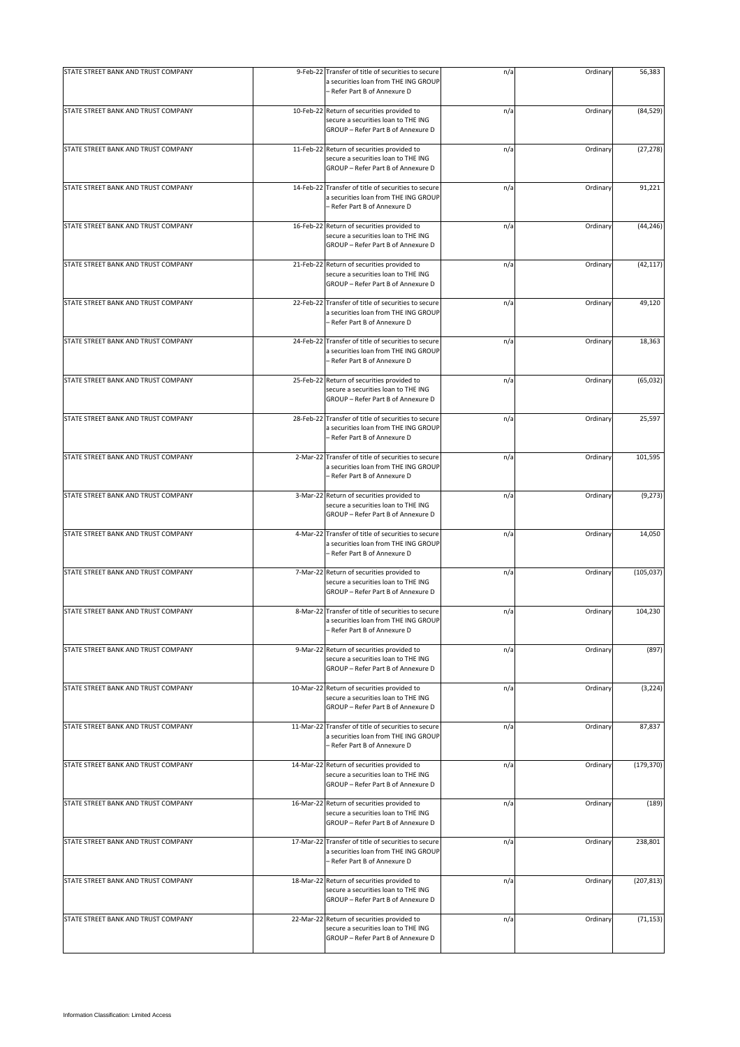| | | | | | |
|---|---|---|---|---|---|
| STATE STREET BANK AND TRUST COMPANY | 9-Feb-22 | Transfer of title of securities to secure a securities loan from THE ING GROUP – Refer Part B of Annexure D | n/a | Ordinary | 56,383 |
| STATE STREET BANK AND TRUST COMPANY | 10-Feb-22 | Return of securities provided to secure a securities loan to THE ING GROUP – Refer Part B of Annexure D | n/a | Ordinary | (84,529) |
| STATE STREET BANK AND TRUST COMPANY | 11-Feb-22 | Return of securities provided to secure a securities loan to THE ING GROUP – Refer Part B of Annexure D | n/a | Ordinary | (27,278) |
| STATE STREET BANK AND TRUST COMPANY | 14-Feb-22 | Transfer of title of securities to secure a securities loan from THE ING GROUP – Refer Part B of Annexure D | n/a | Ordinary | 91,221 |
| STATE STREET BANK AND TRUST COMPANY | 16-Feb-22 | Return of securities provided to secure a securities loan to THE ING GROUP – Refer Part B of Annexure D | n/a | Ordinary | (44,246) |
| STATE STREET BANK AND TRUST COMPANY | 21-Feb-22 | Return of securities provided to secure a securities loan to THE ING GROUP – Refer Part B of Annexure D | n/a | Ordinary | (42,117) |
| STATE STREET BANK AND TRUST COMPANY | 22-Feb-22 | Transfer of title of securities to secure a securities loan from THE ING GROUP – Refer Part B of Annexure D | n/a | Ordinary | 49,120 |
| STATE STREET BANK AND TRUST COMPANY | 24-Feb-22 | Transfer of title of securities to secure a securities loan from THE ING GROUP – Refer Part B of Annexure D | n/a | Ordinary | 18,363 |
| STATE STREET BANK AND TRUST COMPANY | 25-Feb-22 | Return of securities provided to secure a securities loan to THE ING GROUP – Refer Part B of Annexure D | n/a | Ordinary | (65,032) |
| STATE STREET BANK AND TRUST COMPANY | 28-Feb-22 | Transfer of title of securities to secure a securities loan from THE ING GROUP – Refer Part B of Annexure D | n/a | Ordinary | 25,597 |
| STATE STREET BANK AND TRUST COMPANY | 2-Mar-22 | Transfer of title of securities to secure a securities loan from THE ING GROUP – Refer Part B of Annexure D | n/a | Ordinary | 101,595 |
| STATE STREET BANK AND TRUST COMPANY | 3-Mar-22 | Return of securities provided to secure a securities loan to THE ING GROUP – Refer Part B of Annexure D | n/a | Ordinary | (9,273) |
| STATE STREET BANK AND TRUST COMPANY | 4-Mar-22 | Transfer of title of securities to secure a securities loan from THE ING GROUP – Refer Part B of Annexure D | n/a | Ordinary | 14,050 |
| STATE STREET BANK AND TRUST COMPANY | 7-Mar-22 | Return of securities provided to secure a securities loan to THE ING GROUP – Refer Part B of Annexure D | n/a | Ordinary | (105,037) |
| STATE STREET BANK AND TRUST COMPANY | 8-Mar-22 | Transfer of title of securities to secure a securities loan from THE ING GROUP – Refer Part B of Annexure D | n/a | Ordinary | 104,230 |
| STATE STREET BANK AND TRUST COMPANY | 9-Mar-22 | Return of securities provided to secure a securities loan to THE ING GROUP – Refer Part B of Annexure D | n/a | Ordinary | (897) |
| STATE STREET BANK AND TRUST COMPANY | 10-Mar-22 | Return of securities provided to secure a securities loan to THE ING GROUP – Refer Part B of Annexure D | n/a | Ordinary | (3,224) |
| STATE STREET BANK AND TRUST COMPANY | 11-Mar-22 | Transfer of title of securities to secure a securities loan from THE ING GROUP – Refer Part B of Annexure D | n/a | Ordinary | 87,837 |
| STATE STREET BANK AND TRUST COMPANY | 14-Mar-22 | Return of securities provided to secure a securities loan to THE ING GROUP – Refer Part B of Annexure D | n/a | Ordinary | (179,370) |
| STATE STREET BANK AND TRUST COMPANY | 16-Mar-22 | Return of securities provided to secure a securities loan to THE ING GROUP – Refer Part B of Annexure D | n/a | Ordinary | (189) |
| STATE STREET BANK AND TRUST COMPANY | 17-Mar-22 | Transfer of title of securities to secure a securities loan from THE ING GROUP – Refer Part B of Annexure D | n/a | Ordinary | 238,801 |
| STATE STREET BANK AND TRUST COMPANY | 18-Mar-22 | Return of securities provided to secure a securities loan to THE ING GROUP – Refer Part B of Annexure D | n/a | Ordinary | (207,813) |
| STATE STREET BANK AND TRUST COMPANY | 22-Mar-22 | Return of securities provided to secure a securities loan to THE ING GROUP – Refer Part B of Annexure D | n/a | Ordinary | (71,153) |

Information Classification: Limited Access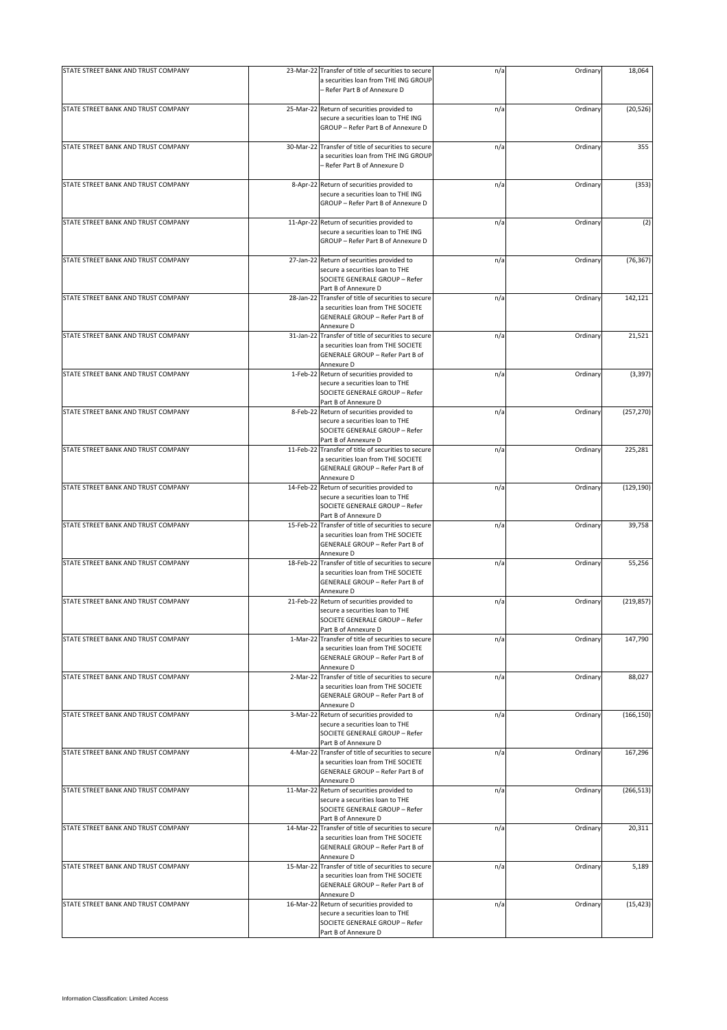| | | | | | |
|---|---|---|---|---|---|
| STATE STREET BANK AND TRUST COMPANY | 23-Mar-22 | Transfer of title of securities to secure a securities loan from THE ING GROUP – Refer Part B of Annexure D | n/a | Ordinary | 18,064 |
| STATE STREET BANK AND TRUST COMPANY | 25-Mar-22 | Return of securities provided to secure a securities loan to THE ING GROUP – Refer Part B of Annexure D | n/a | Ordinary | (20,526) |
| STATE STREET BANK AND TRUST COMPANY | 30-Mar-22 | Transfer of title of securities to secure a securities loan from THE ING GROUP – Refer Part B of Annexure D | n/a | Ordinary | 355 |
| STATE STREET BANK AND TRUST COMPANY | 8-Apr-22 | Return of securities provided to secure a securities loan to THE ING GROUP – Refer Part B of Annexure D | n/a | Ordinary | (353) |
| STATE STREET BANK AND TRUST COMPANY | 11-Apr-22 | Return of securities provided to secure a securities loan to THE ING GROUP – Refer Part B of Annexure D | n/a | Ordinary | (2) |
| STATE STREET BANK AND TRUST COMPANY | 27-Jan-22 | Return of securities provided to secure a securities loan to THE SOCIETE GENERALE GROUP – Refer Part B of Annexure D | n/a | Ordinary | (76,367) |
| STATE STREET BANK AND TRUST COMPANY | 28-Jan-22 | Transfer of title of securities to secure a securities loan from THE SOCIETE GENERALE GROUP – Refer Part B of Annexure D | n/a | Ordinary | 142,121 |
| STATE STREET BANK AND TRUST COMPANY | 31-Jan-22 | Transfer of title of securities to secure a securities loan from THE SOCIETE GENERALE GROUP – Refer Part B of Annexure D | n/a | Ordinary | 21,521 |
| STATE STREET BANK AND TRUST COMPANY | 1-Feb-22 | Return of securities provided to secure a securities loan to THE SOCIETE GENERALE GROUP – Refer Part B of Annexure D | n/a | Ordinary | (3,397) |
| STATE STREET BANK AND TRUST COMPANY | 8-Feb-22 | Return of securities provided to secure a securities loan to THE SOCIETE GENERALE GROUP – Refer Part B of Annexure D | n/a | Ordinary | (257,270) |
| STATE STREET BANK AND TRUST COMPANY | 11-Feb-22 | Transfer of title of securities to secure a securities loan from THE SOCIETE GENERALE GROUP – Refer Part B of Annexure D | n/a | Ordinary | 225,281 |
| STATE STREET BANK AND TRUST COMPANY | 14-Feb-22 | Return of securities provided to secure a securities loan to THE SOCIETE GENERALE GROUP – Refer Part B of Annexure D | n/a | Ordinary | (129,190) |
| STATE STREET BANK AND TRUST COMPANY | 15-Feb-22 | Transfer of title of securities to secure a securities loan from THE SOCIETE GENERALE GROUP – Refer Part B of Annexure D | n/a | Ordinary | 39,758 |
| STATE STREET BANK AND TRUST COMPANY | 18-Feb-22 | Transfer of title of securities to secure a securities loan from THE SOCIETE GENERALE GROUP – Refer Part B of Annexure D | n/a | Ordinary | 55,256 |
| STATE STREET BANK AND TRUST COMPANY | 21-Feb-22 | Return of securities provided to secure a securities loan to THE SOCIETE GENERALE GROUP – Refer Part B of Annexure D | n/a | Ordinary | (219,857) |
| STATE STREET BANK AND TRUST COMPANY | 1-Mar-22 | Transfer of title of securities to secure a securities loan from THE SOCIETE GENERALE GROUP – Refer Part B of Annexure D | n/a | Ordinary | 147,790 |
| STATE STREET BANK AND TRUST COMPANY | 2-Mar-22 | Transfer of title of securities to secure a securities loan from THE SOCIETE GENERALE GROUP – Refer Part B of Annexure D | n/a | Ordinary | 88,027 |
| STATE STREET BANK AND TRUST COMPANY | 3-Mar-22 | Return of securities provided to secure a securities loan to THE SOCIETE GENERALE GROUP – Refer Part B of Annexure D | n/a | Ordinary | (166,150) |
| STATE STREET BANK AND TRUST COMPANY | 4-Mar-22 | Transfer of title of securities to secure a securities loan from THE SOCIETE GENERALE GROUP – Refer Part B of Annexure D | n/a | Ordinary | 167,296 |
| STATE STREET BANK AND TRUST COMPANY | 11-Mar-22 | Return of securities provided to secure a securities loan to THE SOCIETE GENERALE GROUP – Refer Part B of Annexure D | n/a | Ordinary | (266,513) |
| STATE STREET BANK AND TRUST COMPANY | 14-Mar-22 | Transfer of title of securities to secure a securities loan from THE SOCIETE GENERALE GROUP – Refer Part B of Annexure D | n/a | Ordinary | 20,311 |
| STATE STREET BANK AND TRUST COMPANY | 15-Mar-22 | Transfer of title of securities to secure a securities loan from THE SOCIETE GENERALE GROUP – Refer Part B of Annexure D | n/a | Ordinary | 5,189 |
| STATE STREET BANK AND TRUST COMPANY | 16-Mar-22 | Return of securities provided to secure a securities loan to THE SOCIETE GENERALE GROUP – Refer Part B of Annexure D | n/a | Ordinary | (15,423) |

Information Classification: Limited Access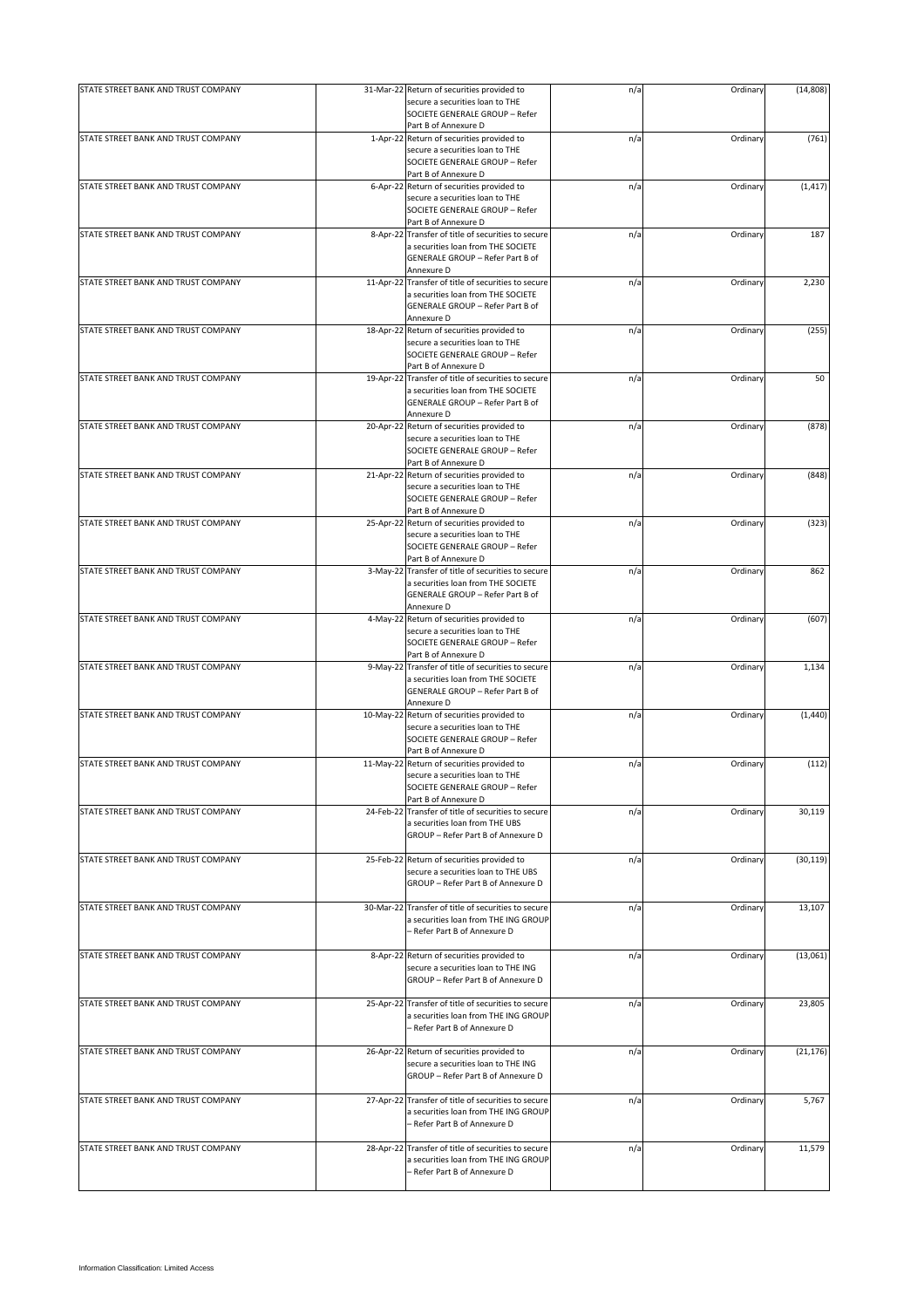| | | | | | |
|---|---|---|---|---|---|
| STATE STREET BANK AND TRUST COMPANY | 31-Mar-22 | Return of securities provided to secure a securities loan to THE SOCIETE GENERALE GROUP – Refer Part B of Annexure D | n/a | Ordinary | (14,808) |
| STATE STREET BANK AND TRUST COMPANY | 1-Apr-22 | Return of securities provided to secure a securities loan to THE SOCIETE GENERALE GROUP – Refer Part B of Annexure D | n/a | Ordinary | (761) |
| STATE STREET BANK AND TRUST COMPANY | 6-Apr-22 | Return of securities provided to secure a securities loan to THE SOCIETE GENERALE GROUP – Refer Part B of Annexure D | n/a | Ordinary | (1,417) |
| STATE STREET BANK AND TRUST COMPANY | 8-Apr-22 | Transfer of title of securities to secure a securities loan from THE SOCIETE GENERALE GROUP – Refer Part B of Annexure D | n/a | Ordinary | 187 |
| STATE STREET BANK AND TRUST COMPANY | 11-Apr-22 | Transfer of title of securities to secure a securities loan from THE SOCIETE GENERALE GROUP – Refer Part B of Annexure D | n/a | Ordinary | 2,230 |
| STATE STREET BANK AND TRUST COMPANY | 18-Apr-22 | Return of securities provided to secure a securities loan to THE SOCIETE GENERALE GROUP – Refer Part B of Annexure D | n/a | Ordinary | (255) |
| STATE STREET BANK AND TRUST COMPANY | 19-Apr-22 | Transfer of title of securities to secure a securities loan from THE SOCIETE GENERALE GROUP – Refer Part B of Annexure D | n/a | Ordinary | 50 |
| STATE STREET BANK AND TRUST COMPANY | 20-Apr-22 | Return of securities provided to secure a securities loan to THE SOCIETE GENERALE GROUP – Refer Part B of Annexure D | n/a | Ordinary | (878) |
| STATE STREET BANK AND TRUST COMPANY | 21-Apr-22 | Return of securities provided to secure a securities loan to THE SOCIETE GENERALE GROUP – Refer Part B of Annexure D | n/a | Ordinary | (848) |
| STATE STREET BANK AND TRUST COMPANY | 25-Apr-22 | Return of securities provided to secure a securities loan to THE SOCIETE GENERALE GROUP – Refer Part B of Annexure D | n/a | Ordinary | (323) |
| STATE STREET BANK AND TRUST COMPANY | 3-May-22 | Transfer of title of securities to secure a securities loan from THE SOCIETE GENERALE GROUP – Refer Part B of Annexure D | n/a | Ordinary | 862 |
| STATE STREET BANK AND TRUST COMPANY | 4-May-22 | Return of securities provided to secure a securities loan to THE SOCIETE GENERALE GROUP – Refer Part B of Annexure D | n/a | Ordinary | (607) |
| STATE STREET BANK AND TRUST COMPANY | 9-May-22 | Transfer of title of securities to secure a securities loan from THE SOCIETE GENERALE GROUP – Refer Part B of Annexure D | n/a | Ordinary | 1,134 |
| STATE STREET BANK AND TRUST COMPANY | 10-May-22 | Return of securities provided to secure a securities loan to THE SOCIETE GENERALE GROUP – Refer Part B of Annexure D | n/a | Ordinary | (1,440) |
| STATE STREET BANK AND TRUST COMPANY | 11-May-22 | Return of securities provided to secure a securities loan to THE SOCIETE GENERALE GROUP – Refer Part B of Annexure D | n/a | Ordinary | (112) |
| STATE STREET BANK AND TRUST COMPANY | 24-Feb-22 | Transfer of title of securities to secure a securities loan from THE UBS GROUP – Refer Part B of Annexure D | n/a | Ordinary | 30,119 |
| STATE STREET BANK AND TRUST COMPANY | 25-Feb-22 | Return of securities provided to secure a securities loan to THE UBS GROUP – Refer Part B of Annexure D | n/a | Ordinary | (30,119) |
| STATE STREET BANK AND TRUST COMPANY | 30-Mar-22 | Transfer of title of securities to secure a securities loan from THE ING GROUP – Refer Part B of Annexure D | n/a | Ordinary | 13,107 |
| STATE STREET BANK AND TRUST COMPANY | 8-Apr-22 | Return of securities provided to secure a securities loan to THE ING GROUP – Refer Part B of Annexure D | n/a | Ordinary | (13,061) |
| STATE STREET BANK AND TRUST COMPANY | 25-Apr-22 | Transfer of title of securities to secure a securities loan from THE ING GROUP – Refer Part B of Annexure D | n/a | Ordinary | 23,805 |
| STATE STREET BANK AND TRUST COMPANY | 26-Apr-22 | Return of securities provided to secure a securities loan to THE ING GROUP – Refer Part B of Annexure D | n/a | Ordinary | (21,176) |
| STATE STREET BANK AND TRUST COMPANY | 27-Apr-22 | Transfer of title of securities to secure a securities loan from THE ING GROUP – Refer Part B of Annexure D | n/a | Ordinary | 5,767 |
| STATE STREET BANK AND TRUST COMPANY | 28-Apr-22 | Transfer of title of securities to secure a securities loan from THE ING GROUP – Refer Part B of Annexure D | n/a | Ordinary | 11,579 |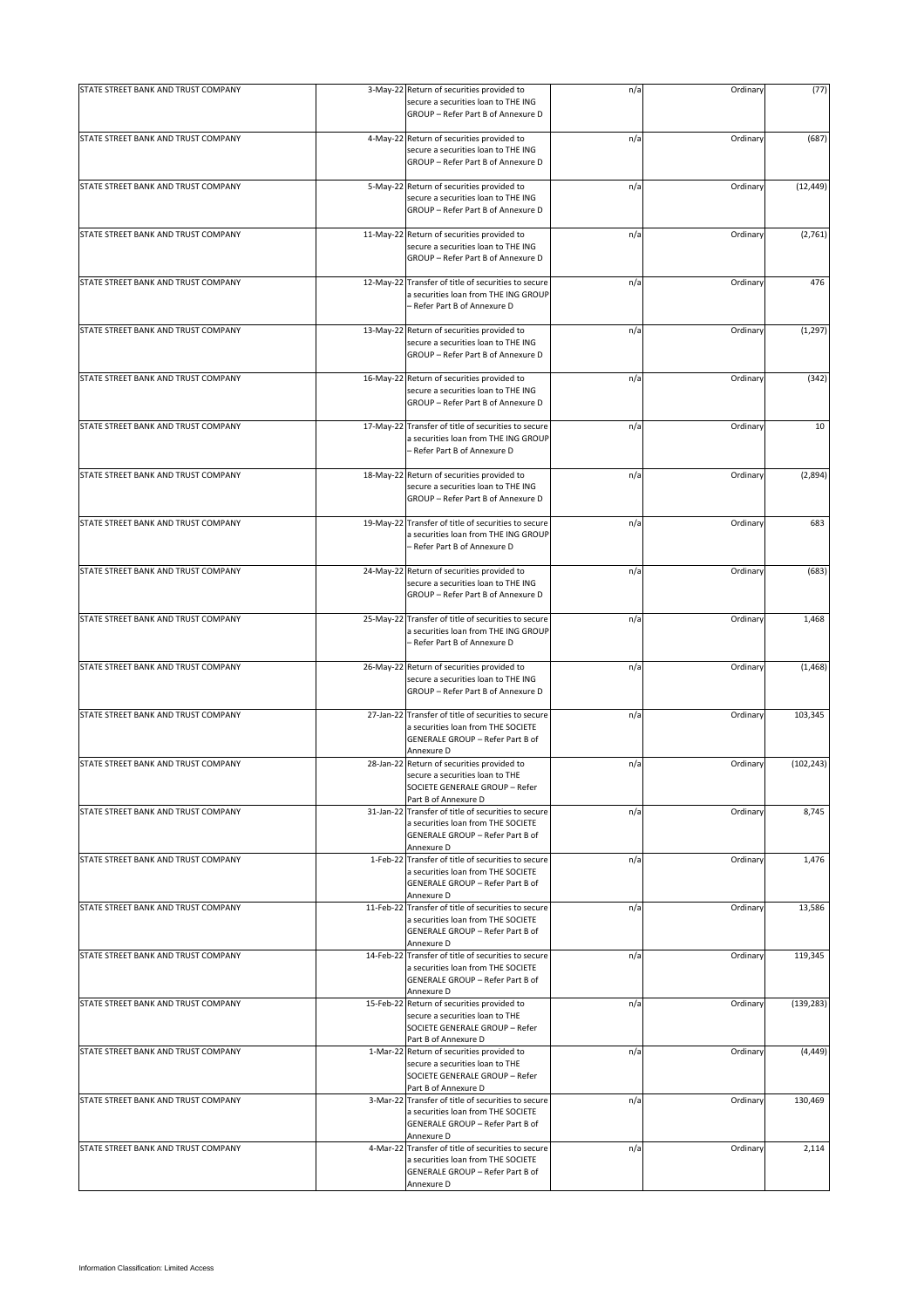| | | | | | |
|---|---|---|---|---|---|
| STATE STREET BANK AND TRUST COMPANY | 3-May-22 | Return of securities provided to secure a securities loan to THE ING GROUP – Refer Part B of Annexure D | n/a | Ordinary | (77) |
| STATE STREET BANK AND TRUST COMPANY | 4-May-22 | Return of securities provided to secure a securities loan to THE ING GROUP – Refer Part B of Annexure D | n/a | Ordinary | (687) |
| STATE STREET BANK AND TRUST COMPANY | 5-May-22 | Return of securities provided to secure a securities loan to THE ING GROUP – Refer Part B of Annexure D | n/a | Ordinary | (12,449) |
| STATE STREET BANK AND TRUST COMPANY | 11-May-22 | Return of securities provided to secure a securities loan to THE ING GROUP – Refer Part B of Annexure D | n/a | Ordinary | (2,761) |
| STATE STREET BANK AND TRUST COMPANY | 12-May-22 | Transfer of title of securities to secure a securities loan from THE ING GROUP – Refer Part B of Annexure D | n/a | Ordinary | 476 |
| STATE STREET BANK AND TRUST COMPANY | 13-May-22 | Return of securities provided to secure a securities loan to THE ING GROUP – Refer Part B of Annexure D | n/a | Ordinary | (1,297) |
| STATE STREET BANK AND TRUST COMPANY | 16-May-22 | Return of securities provided to secure a securities loan to THE ING GROUP – Refer Part B of Annexure D | n/a | Ordinary | (342) |
| STATE STREET BANK AND TRUST COMPANY | 17-May-22 | Transfer of title of securities to secure a securities loan from THE ING GROUP – Refer Part B of Annexure D | n/a | Ordinary | 10 |
| STATE STREET BANK AND TRUST COMPANY | 18-May-22 | Return of securities provided to secure a securities loan to THE ING GROUP – Refer Part B of Annexure D | n/a | Ordinary | (2,894) |
| STATE STREET BANK AND TRUST COMPANY | 19-May-22 | Transfer of title of securities to secure a securities loan from THE ING GROUP – Refer Part B of Annexure D | n/a | Ordinary | 683 |
| STATE STREET BANK AND TRUST COMPANY | 24-May-22 | Return of securities provided to secure a securities loan to THE ING GROUP – Refer Part B of Annexure D | n/a | Ordinary | (683) |
| STATE STREET BANK AND TRUST COMPANY | 25-May-22 | Transfer of title of securities to secure a securities loan from THE ING GROUP – Refer Part B of Annexure D | n/a | Ordinary | 1,468 |
| STATE STREET BANK AND TRUST COMPANY | 26-May-22 | Return of securities provided to secure a securities loan to THE ING GROUP – Refer Part B of Annexure D | n/a | Ordinary | (1,468) |
| STATE STREET BANK AND TRUST COMPANY | 27-Jan-22 | Transfer of title of securities to secure a securities loan from THE SOCIETE GENERALE GROUP – Refer Part B of Annexure D | n/a | Ordinary | 103,345 |
| STATE STREET BANK AND TRUST COMPANY | 28-Jan-22 | Return of securities provided to secure a securities loan to THE SOCIETE GENERALE GROUP – Refer Part B of Annexure D | n/a | Ordinary | (102,243) |
| STATE STREET BANK AND TRUST COMPANY | 31-Jan-22 | Transfer of title of securities to secure a securities loan from THE SOCIETE GENERALE GROUP – Refer Part B of Annexure D | n/a | Ordinary | 8,745 |
| STATE STREET BANK AND TRUST COMPANY | 1-Feb-22 | Transfer of title of securities to secure a securities loan from THE SOCIETE GENERALE GROUP – Refer Part B of Annexure D | n/a | Ordinary | 1,476 |
| STATE STREET BANK AND TRUST COMPANY | 11-Feb-22 | Transfer of title of securities to secure a securities loan from THE SOCIETE GENERALE GROUP – Refer Part B of Annexure D | n/a | Ordinary | 13,586 |
| STATE STREET BANK AND TRUST COMPANY | 14-Feb-22 | Transfer of title of securities to secure a securities loan from THE SOCIETE GENERALE GROUP – Refer Part B of Annexure D | n/a | Ordinary | 119,345 |
| STATE STREET BANK AND TRUST COMPANY | 15-Feb-22 | Return of securities provided to secure a securities loan to THE SOCIETE GENERALE GROUP – Refer Part B of Annexure D | n/a | Ordinary | (139,283) |
| STATE STREET BANK AND TRUST COMPANY | 1-Mar-22 | Return of securities provided to secure a securities loan to THE SOCIETE GENERALE GROUP – Refer Part B of Annexure D | n/a | Ordinary | (4,449) |
| STATE STREET BANK AND TRUST COMPANY | 3-Mar-22 | Transfer of title of securities to secure a securities loan from THE SOCIETE GENERALE GROUP – Refer Part B of Annexure D | n/a | Ordinary | 130,469 |
| STATE STREET BANK AND TRUST COMPANY | 4-Mar-22 | Transfer of title of securities to secure a securities loan from THE SOCIETE GENERALE GROUP – Refer Part B of Annexure D | n/a | Ordinary | 2,114 |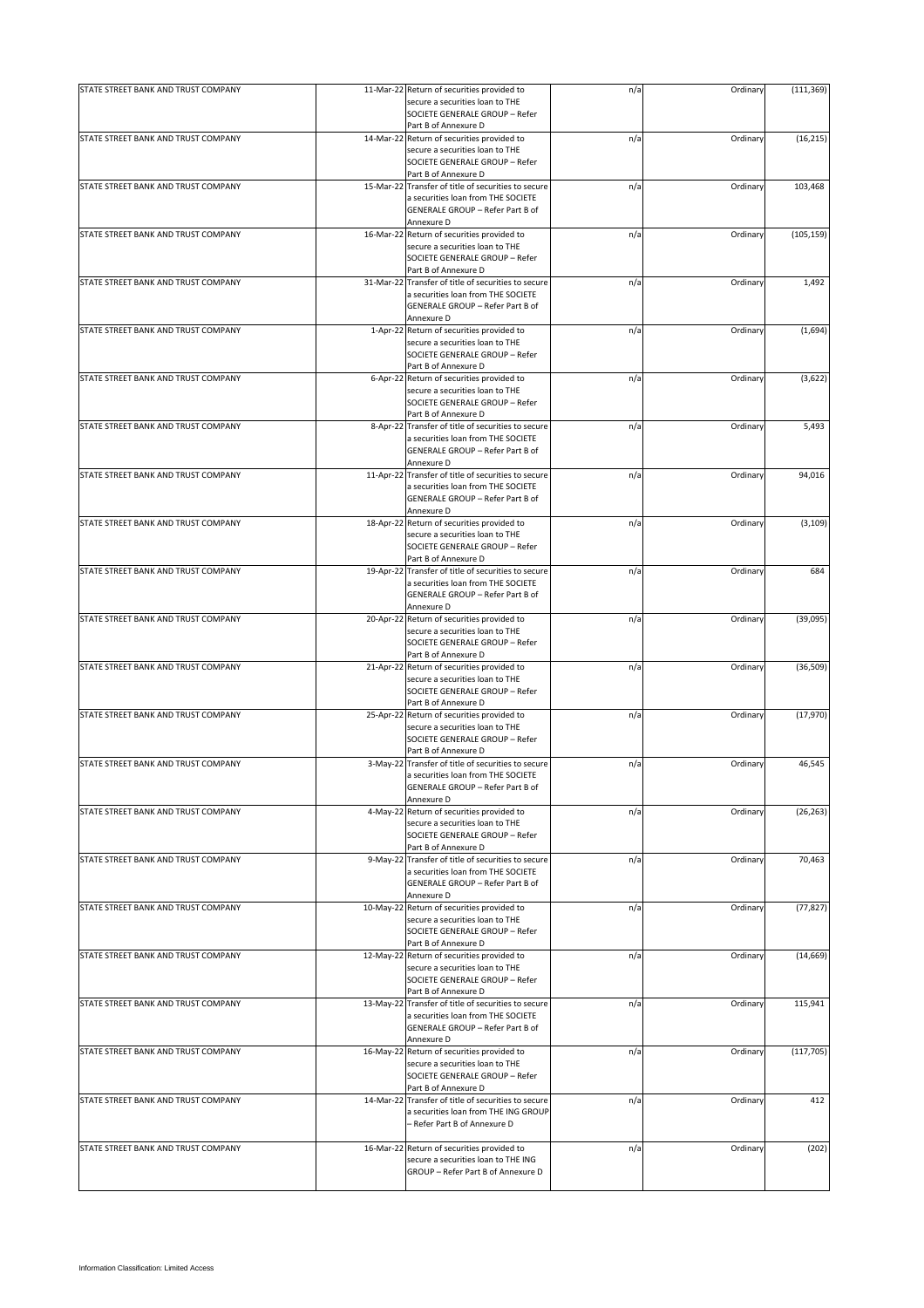| | | | | | |
|---|---|---|---|---|---|
| STATE STREET BANK AND TRUST COMPANY | 11-Mar-22 | Return of securities provided to secure a securities loan to THE SOCIETE GENERALE GROUP – Refer Part B of Annexure D | n/a | Ordinary | (111,369) |
| STATE STREET BANK AND TRUST COMPANY | 14-Mar-22 | Return of securities provided to secure a securities loan to THE SOCIETE GENERALE GROUP – Refer Part B of Annexure D | n/a | Ordinary | (16,215) |
| STATE STREET BANK AND TRUST COMPANY | 15-Mar-22 | Transfer of title of securities to secure a securities loan from THE SOCIETE GENERALE GROUP – Refer Part B of Annexure D | n/a | Ordinary | 103,468 |
| STATE STREET BANK AND TRUST COMPANY | 16-Mar-22 | Return of securities provided to secure a securities loan to THE SOCIETE GENERALE GROUP – Refer Part B of Annexure D | n/a | Ordinary | (105,159) |
| STATE STREET BANK AND TRUST COMPANY | 31-Mar-22 | Transfer of title of securities to secure a securities loan from THE SOCIETE GENERALE GROUP – Refer Part B of Annexure D | n/a | Ordinary | 1,492 |
| STATE STREET BANK AND TRUST COMPANY | 1-Apr-22 | Return of securities provided to secure a securities loan to THE SOCIETE GENERALE GROUP – Refer Part B of Annexure D | n/a | Ordinary | (1,694) |
| STATE STREET BANK AND TRUST COMPANY | 6-Apr-22 | Return of securities provided to secure a securities loan to THE SOCIETE GENERALE GROUP – Refer Part B of Annexure D | n/a | Ordinary | (3,622) |
| STATE STREET BANK AND TRUST COMPANY | 8-Apr-22 | Transfer of title of securities to secure a securities loan from THE SOCIETE GENERALE GROUP – Refer Part B of Annexure D | n/a | Ordinary | 5,493 |
| STATE STREET BANK AND TRUST COMPANY | 11-Apr-22 | Transfer of title of securities to secure a securities loan from THE SOCIETE GENERALE GROUP – Refer Part B of Annexure D | n/a | Ordinary | 94,016 |
| STATE STREET BANK AND TRUST COMPANY | 18-Apr-22 | Return of securities provided to secure a securities loan to THE SOCIETE GENERALE GROUP – Refer Part B of Annexure D | n/a | Ordinary | (3,109) |
| STATE STREET BANK AND TRUST COMPANY | 19-Apr-22 | Transfer of title of securities to secure a securities loan from THE SOCIETE GENERALE GROUP – Refer Part B of Annexure D | n/a | Ordinary | 684 |
| STATE STREET BANK AND TRUST COMPANY | 20-Apr-22 | Return of securities provided to secure a securities loan to THE SOCIETE GENERALE GROUP – Refer Part B of Annexure D | n/a | Ordinary | (39,095) |
| STATE STREET BANK AND TRUST COMPANY | 21-Apr-22 | Return of securities provided to secure a securities loan to THE SOCIETE GENERALE GROUP – Refer Part B of Annexure D | n/a | Ordinary | (36,509) |
| STATE STREET BANK AND TRUST COMPANY | 25-Apr-22 | Return of securities provided to secure a securities loan to THE SOCIETE GENERALE GROUP – Refer Part B of Annexure D | n/a | Ordinary | (17,970) |
| STATE STREET BANK AND TRUST COMPANY | 3-May-22 | Transfer of title of securities to secure a securities loan from THE SOCIETE GENERALE GROUP – Refer Part B of Annexure D | n/a | Ordinary | 46,545 |
| STATE STREET BANK AND TRUST COMPANY | 4-May-22 | Return of securities provided to secure a securities loan to THE SOCIETE GENERALE GROUP – Refer Part B of Annexure D | n/a | Ordinary | (26,263) |
| STATE STREET BANK AND TRUST COMPANY | 9-May-22 | Transfer of title of securities to secure a securities loan from THE SOCIETE GENERALE GROUP – Refer Part B of Annexure D | n/a | Ordinary | 70,463 |
| STATE STREET BANK AND TRUST COMPANY | 10-May-22 | Return of securities provided to secure a securities loan to THE SOCIETE GENERALE GROUP – Refer Part B of Annexure D | n/a | Ordinary | (77,827) |
| STATE STREET BANK AND TRUST COMPANY | 12-May-22 | Return of securities provided to secure a securities loan to THE SOCIETE GENERALE GROUP – Refer Part B of Annexure D | n/a | Ordinary | (14,669) |
| STATE STREET BANK AND TRUST COMPANY | 13-May-22 | Transfer of title of securities to secure a securities loan from THE SOCIETE GENERALE GROUP – Refer Part B of Annexure D | n/a | Ordinary | 115,941 |
| STATE STREET BANK AND TRUST COMPANY | 16-May-22 | Return of securities provided to secure a securities loan to THE SOCIETE GENERALE GROUP – Refer Part B of Annexure D | n/a | Ordinary | (117,705) |
| STATE STREET BANK AND TRUST COMPANY | 14-Mar-22 | Transfer of title of securities to secure a securities loan from THE ING GROUP – Refer Part B of Annexure D | n/a | Ordinary | 412 |
| STATE STREET BANK AND TRUST COMPANY | 16-Mar-22 | Return of securities provided to secure a securities loan to THE ING GROUP – Refer Part B of Annexure D | n/a | Ordinary | (202) |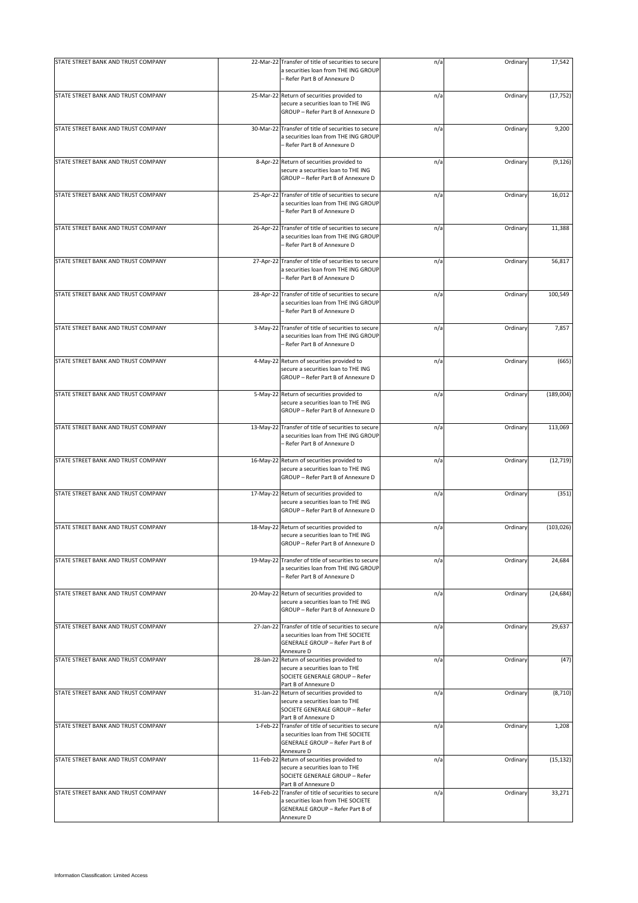| | | | | | |
|---|---|---|---|---|---|
| STATE STREET BANK AND TRUST COMPANY | 22-Mar-22 | Transfer of title of securities to secure a securities loan from THE ING GROUP – Refer Part B of Annexure D | n/a | Ordinary | 17,542 |
| STATE STREET BANK AND TRUST COMPANY | 25-Mar-22 | Return of securities provided to secure a securities loan to THE ING GROUP – Refer Part B of Annexure D | n/a | Ordinary | (17,752) |
| STATE STREET BANK AND TRUST COMPANY | 30-Mar-22 | Transfer of title of securities to secure a securities loan from THE ING GROUP – Refer Part B of Annexure D | n/a | Ordinary | 9,200 |
| STATE STREET BANK AND TRUST COMPANY | 8-Apr-22 | Return of securities provided to secure a securities loan to THE ING GROUP – Refer Part B of Annexure D | n/a | Ordinary | (9,126) |
| STATE STREET BANK AND TRUST COMPANY | 25-Apr-22 | Transfer of title of securities to secure a securities loan from THE ING GROUP – Refer Part B of Annexure D | n/a | Ordinary | 16,012 |
| STATE STREET BANK AND TRUST COMPANY | 26-Apr-22 | Transfer of title of securities to secure a securities loan from THE ING GROUP – Refer Part B of Annexure D | n/a | Ordinary | 11,388 |
| STATE STREET BANK AND TRUST COMPANY | 27-Apr-22 | Transfer of title of securities to secure a securities loan from THE ING GROUP – Refer Part B of Annexure D | n/a | Ordinary | 56,817 |
| STATE STREET BANK AND TRUST COMPANY | 28-Apr-22 | Transfer of title of securities to secure a securities loan from THE ING GROUP – Refer Part B of Annexure D | n/a | Ordinary | 100,549 |
| STATE STREET BANK AND TRUST COMPANY | 3-May-22 | Transfer of title of securities to secure a securities loan from THE ING GROUP – Refer Part B of Annexure D | n/a | Ordinary | 7,857 |
| STATE STREET BANK AND TRUST COMPANY | 4-May-22 | Return of securities provided to secure a securities loan to THE ING GROUP – Refer Part B of Annexure D | n/a | Ordinary | (665) |
| STATE STREET BANK AND TRUST COMPANY | 5-May-22 | Return of securities provided to secure a securities loan to THE ING GROUP – Refer Part B of Annexure D | n/a | Ordinary | (189,004) |
| STATE STREET BANK AND TRUST COMPANY | 13-May-22 | Transfer of title of securities to secure a securities loan from THE ING GROUP – Refer Part B of Annexure D | n/a | Ordinary | 113,069 |
| STATE STREET BANK AND TRUST COMPANY | 16-May-22 | Return of securities provided to secure a securities loan to THE ING GROUP – Refer Part B of Annexure D | n/a | Ordinary | (12,719) |
| STATE STREET BANK AND TRUST COMPANY | 17-May-22 | Return of securities provided to secure a securities loan to THE ING GROUP – Refer Part B of Annexure D | n/a | Ordinary | (351) |
| STATE STREET BANK AND TRUST COMPANY | 18-May-22 | Return of securities provided to secure a securities loan to THE ING GROUP – Refer Part B of Annexure D | n/a | Ordinary | (103,026) |
| STATE STREET BANK AND TRUST COMPANY | 19-May-22 | Transfer of title of securities to secure a securities loan from THE ING GROUP – Refer Part B of Annexure D | n/a | Ordinary | 24,684 |
| STATE STREET BANK AND TRUST COMPANY | 20-May-22 | Return of securities provided to secure a securities loan to THE ING GROUP – Refer Part B of Annexure D | n/a | Ordinary | (24,684) |
| STATE STREET BANK AND TRUST COMPANY | 27-Jan-22 | Transfer of title of securities to secure a securities loan from THE SOCIETE GENERALE GROUP – Refer Part B of Annexure D | n/a | Ordinary | 29,637 |
| STATE STREET BANK AND TRUST COMPANY | 28-Jan-22 | Return of securities provided to secure a securities loan to THE SOCIETE GENERALE GROUP – Refer Part B of Annexure D | n/a | Ordinary | (47) |
| STATE STREET BANK AND TRUST COMPANY | 31-Jan-22 | Return of securities provided to secure a securities loan to THE SOCIETE GENERALE GROUP – Refer Part B of Annexure D | n/a | Ordinary | (8,710) |
| STATE STREET BANK AND TRUST COMPANY | 1-Feb-22 | Transfer of title of securities to secure a securities loan from THE SOCIETE GENERALE GROUP – Refer Part B of Annexure D | n/a | Ordinary | 1,208 |
| STATE STREET BANK AND TRUST COMPANY | 11-Feb-22 | Return of securities provided to secure a securities loan to THE SOCIETE GENERALE GROUP – Refer Part B of Annexure D | n/a | Ordinary | (15,132) |
| STATE STREET BANK AND TRUST COMPANY | 14-Feb-22 | Transfer of title of securities to secure a securities loan from THE SOCIETE GENERALE GROUP – Refer Part B of Annexure D | n/a | Ordinary | 33,271 |

Information Classification: Limited Access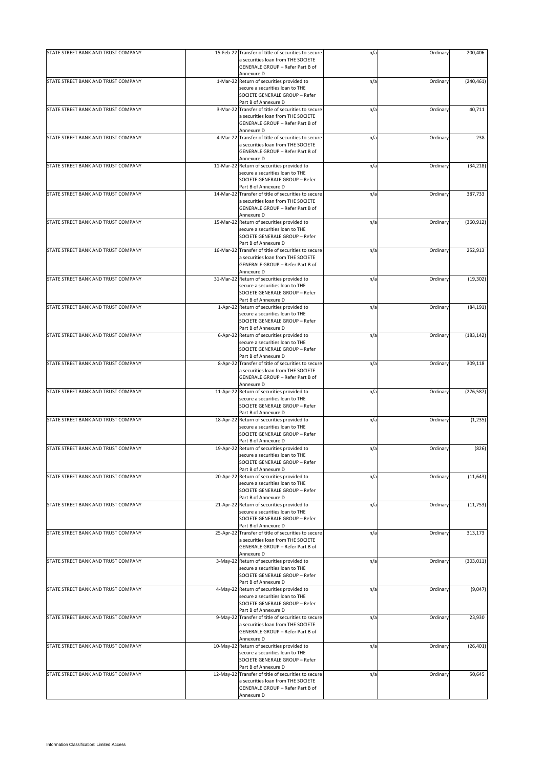| | | | | | |
|---|---|---|---|---|---|
| STATE STREET BANK AND TRUST COMPANY | 15-Feb-22 | Transfer of title of securities to secure a securities loan from THE SOCIETE GENERALE GROUP – Refer Part B of Annexure D | n/a | Ordinary | 200,406 |
| STATE STREET BANK AND TRUST COMPANY | 1-Mar-22 | Return of securities provided to secure a securities loan to THE SOCIETE GENERALE GROUP – Refer Part B of Annexure D | n/a | Ordinary | (240,461) |
| STATE STREET BANK AND TRUST COMPANY | 3-Mar-22 | Transfer of title of securities to secure a securities loan from THE SOCIETE GENERALE GROUP – Refer Part B of Annexure D | n/a | Ordinary | 40,711 |
| STATE STREET BANK AND TRUST COMPANY | 4-Mar-22 | Transfer of title of securities to secure a securities loan from THE SOCIETE GENERALE GROUP – Refer Part B of Annexure D | n/a | Ordinary | 238 |
| STATE STREET BANK AND TRUST COMPANY | 11-Mar-22 | Return of securities provided to secure a securities loan to THE SOCIETE GENERALE GROUP – Refer Part B of Annexure D | n/a | Ordinary | (34,218) |
| STATE STREET BANK AND TRUST COMPANY | 14-Mar-22 | Transfer of title of securities to secure a securities loan from THE SOCIETE GENERALE GROUP – Refer Part B of Annexure D | n/a | Ordinary | 387,733 |
| STATE STREET BANK AND TRUST COMPANY | 15-Mar-22 | Return of securities provided to secure a securities loan to THE SOCIETE GENERALE GROUP – Refer Part B of Annexure D | n/a | Ordinary | (360,912) |
| STATE STREET BANK AND TRUST COMPANY | 16-Mar-22 | Transfer of title of securities to secure a securities loan from THE SOCIETE GENERALE GROUP – Refer Part B of Annexure D | n/a | Ordinary | 252,913 |
| STATE STREET BANK AND TRUST COMPANY | 31-Mar-22 | Return of securities provided to secure a securities loan to THE SOCIETE GENERALE GROUP – Refer Part B of Annexure D | n/a | Ordinary | (19,302) |
| STATE STREET BANK AND TRUST COMPANY | 1-Apr-22 | Return of securities provided to secure a securities loan to THE SOCIETE GENERALE GROUP – Refer Part B of Annexure D | n/a | Ordinary | (84,191) |
| STATE STREET BANK AND TRUST COMPANY | 6-Apr-22 | Return of securities provided to secure a securities loan to THE SOCIETE GENERALE GROUP – Refer Part B of Annexure D | n/a | Ordinary | (183,142) |
| STATE STREET BANK AND TRUST COMPANY | 8-Apr-22 | Transfer of title of securities to secure a securities loan from THE SOCIETE GENERALE GROUP – Refer Part B of Annexure D | n/a | Ordinary | 309,118 |
| STATE STREET BANK AND TRUST COMPANY | 11-Apr-22 | Return of securities provided to secure a securities loan to THE SOCIETE GENERALE GROUP – Refer Part B of Annexure D | n/a | Ordinary | (276,587) |
| STATE STREET BANK AND TRUST COMPANY | 18-Apr-22 | Return of securities provided to secure a securities loan to THE SOCIETE GENERALE GROUP – Refer Part B of Annexure D | n/a | Ordinary | (1,235) |
| STATE STREET BANK AND TRUST COMPANY | 19-Apr-22 | Return of securities provided to secure a securities loan to THE SOCIETE GENERALE GROUP – Refer Part B of Annexure D | n/a | Ordinary | (826) |
| STATE STREET BANK AND TRUST COMPANY | 20-Apr-22 | Return of securities provided to secure a securities loan to THE SOCIETE GENERALE GROUP – Refer Part B of Annexure D | n/a | Ordinary | (11,643) |
| STATE STREET BANK AND TRUST COMPANY | 21-Apr-22 | Return of securities provided to secure a securities loan to THE SOCIETE GENERALE GROUP – Refer Part B of Annexure D | n/a | Ordinary | (11,753) |
| STATE STREET BANK AND TRUST COMPANY | 25-Apr-22 | Transfer of title of securities to secure a securities loan from THE SOCIETE GENERALE GROUP – Refer Part B of Annexure D | n/a | Ordinary | 313,173 |
| STATE STREET BANK AND TRUST COMPANY | 3-May-22 | Return of securities provided to secure a securities loan to THE SOCIETE GENERALE GROUP – Refer Part B of Annexure D | n/a | Ordinary | (303,011) |
| STATE STREET BANK AND TRUST COMPANY | 4-May-22 | Return of securities provided to secure a securities loan to THE SOCIETE GENERALE GROUP – Refer Part B of Annexure D | n/a | Ordinary | (9,047) |
| STATE STREET BANK AND TRUST COMPANY | 9-May-22 | Transfer of title of securities to secure a securities loan from THE SOCIETE GENERALE GROUP – Refer Part B of Annexure D | n/a | Ordinary | 23,930 |
| STATE STREET BANK AND TRUST COMPANY | 10-May-22 | Return of securities provided to secure a securities loan to THE SOCIETE GENERALE GROUP – Refer Part B of Annexure D | n/a | Ordinary | (26,401) |
| STATE STREET BANK AND TRUST COMPANY | 12-May-22 | Transfer of title of securities to secure a securities loan from THE SOCIETE GENERALE GROUP – Refer Part B of Annexure D | n/a | Ordinary | 50,645 |

Information Classification: Limited Access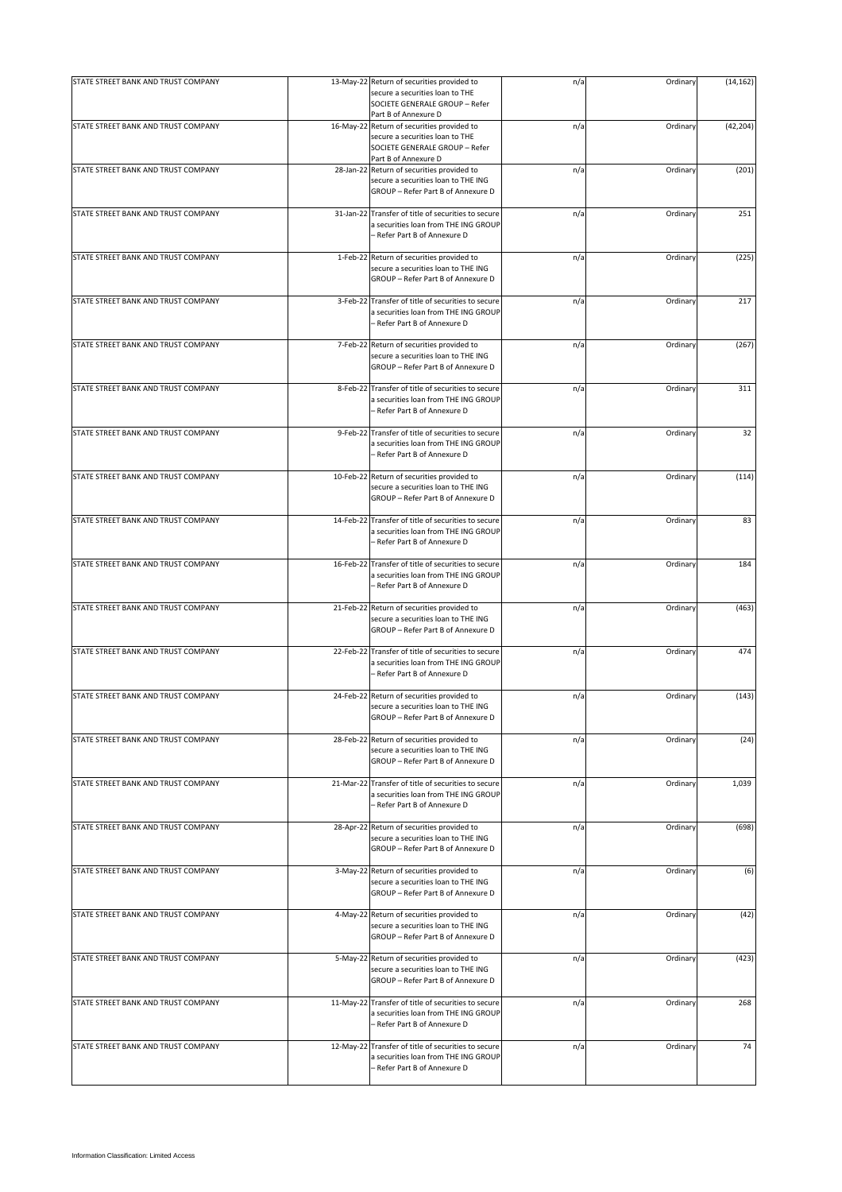| STATE STREET BANK AND TRUST COMPANY | 13-May-22 | Return of securities provided to secure a securities loan to THE SOCIETE GENERALE GROUP – Refer Part B of Annexure D | n/a | Ordinary | (14,162) |
|---|---|---|---|---|---|
| STATE STREET BANK AND TRUST COMPANY | 16-May-22 | Return of securities provided to secure a securities loan to THE SOCIETE GENERALE GROUP – Refer Part B of Annexure D | n/a | Ordinary | (42,204) |
| STATE STREET BANK AND TRUST COMPANY | 28-Jan-22 | Return of securities provided to secure a securities loan to THE ING GROUP – Refer Part B of Annexure D | n/a | Ordinary | (201) |
| STATE STREET BANK AND TRUST COMPANY | 31-Jan-22 | Transfer of title of securities to secure a securities loan from THE ING GROUP – Refer Part B of Annexure D | n/a | Ordinary | 251 |
| STATE STREET BANK AND TRUST COMPANY | 1-Feb-22 | Return of securities provided to secure a securities loan to THE ING GROUP – Refer Part B of Annexure D | n/a | Ordinary | (225) |
| STATE STREET BANK AND TRUST COMPANY | 3-Feb-22 | Transfer of title of securities to secure a securities loan from THE ING GROUP – Refer Part B of Annexure D | n/a | Ordinary | 217 |
| STATE STREET BANK AND TRUST COMPANY | 7-Feb-22 | Return of securities provided to secure a securities loan to THE ING GROUP – Refer Part B of Annexure D | n/a | Ordinary | (267) |
| STATE STREET BANK AND TRUST COMPANY | 8-Feb-22 | Transfer of title of securities to secure a securities loan from THE ING GROUP – Refer Part B of Annexure D | n/a | Ordinary | 311 |
| STATE STREET BANK AND TRUST COMPANY | 9-Feb-22 | Transfer of title of securities to secure a securities loan from THE ING GROUP – Refer Part B of Annexure D | n/a | Ordinary | 32 |
| STATE STREET BANK AND TRUST COMPANY | 10-Feb-22 | Return of securities provided to secure a securities loan to THE ING GROUP – Refer Part B of Annexure D | n/a | Ordinary | (114) |
| STATE STREET BANK AND TRUST COMPANY | 14-Feb-22 | Transfer of title of securities to secure a securities loan from THE ING GROUP – Refer Part B of Annexure D | n/a | Ordinary | 83 |
| STATE STREET BANK AND TRUST COMPANY | 16-Feb-22 | Transfer of title of securities to secure a securities loan from THE ING GROUP – Refer Part B of Annexure D | n/a | Ordinary | 184 |
| STATE STREET BANK AND TRUST COMPANY | 21-Feb-22 | Return of securities provided to secure a securities loan to THE ING GROUP – Refer Part B of Annexure D | n/a | Ordinary | (463) |
| STATE STREET BANK AND TRUST COMPANY | 22-Feb-22 | Transfer of title of securities to secure a securities loan from THE ING GROUP – Refer Part B of Annexure D | n/a | Ordinary | 474 |
| STATE STREET BANK AND TRUST COMPANY | 24-Feb-22 | Return of securities provided to secure a securities loan to THE ING GROUP – Refer Part B of Annexure D | n/a | Ordinary | (143) |
| STATE STREET BANK AND TRUST COMPANY | 28-Feb-22 | Return of securities provided to secure a securities loan to THE ING GROUP – Refer Part B of Annexure D | n/a | Ordinary | (24) |
| STATE STREET BANK AND TRUST COMPANY | 21-Mar-22 | Transfer of title of securities to secure a securities loan from THE ING GROUP – Refer Part B of Annexure D | n/a | Ordinary | 1,039 |
| STATE STREET BANK AND TRUST COMPANY | 28-Apr-22 | Return of securities provided to secure a securities loan to THE ING GROUP – Refer Part B of Annexure D | n/a | Ordinary | (698) |
| STATE STREET BANK AND TRUST COMPANY | 3-May-22 | Return of securities provided to secure a securities loan to THE ING GROUP – Refer Part B of Annexure D | n/a | Ordinary | (6) |
| STATE STREET BANK AND TRUST COMPANY | 4-May-22 | Return of securities provided to secure a securities loan to THE ING GROUP – Refer Part B of Annexure D | n/a | Ordinary | (42) |
| STATE STREET BANK AND TRUST COMPANY | 5-May-22 | Return of securities provided to secure a securities loan to THE ING GROUP – Refer Part B of Annexure D | n/a | Ordinary | (423) |
| STATE STREET BANK AND TRUST COMPANY | 11-May-22 | Transfer of title of securities to secure a securities loan from THE ING GROUP – Refer Part B of Annexure D | n/a | Ordinary | 268 |
| STATE STREET BANK AND TRUST COMPANY | 12-May-22 | Transfer of title of securities to secure a securities loan from THE ING GROUP – Refer Part B of Annexure D | n/a | Ordinary | 74 |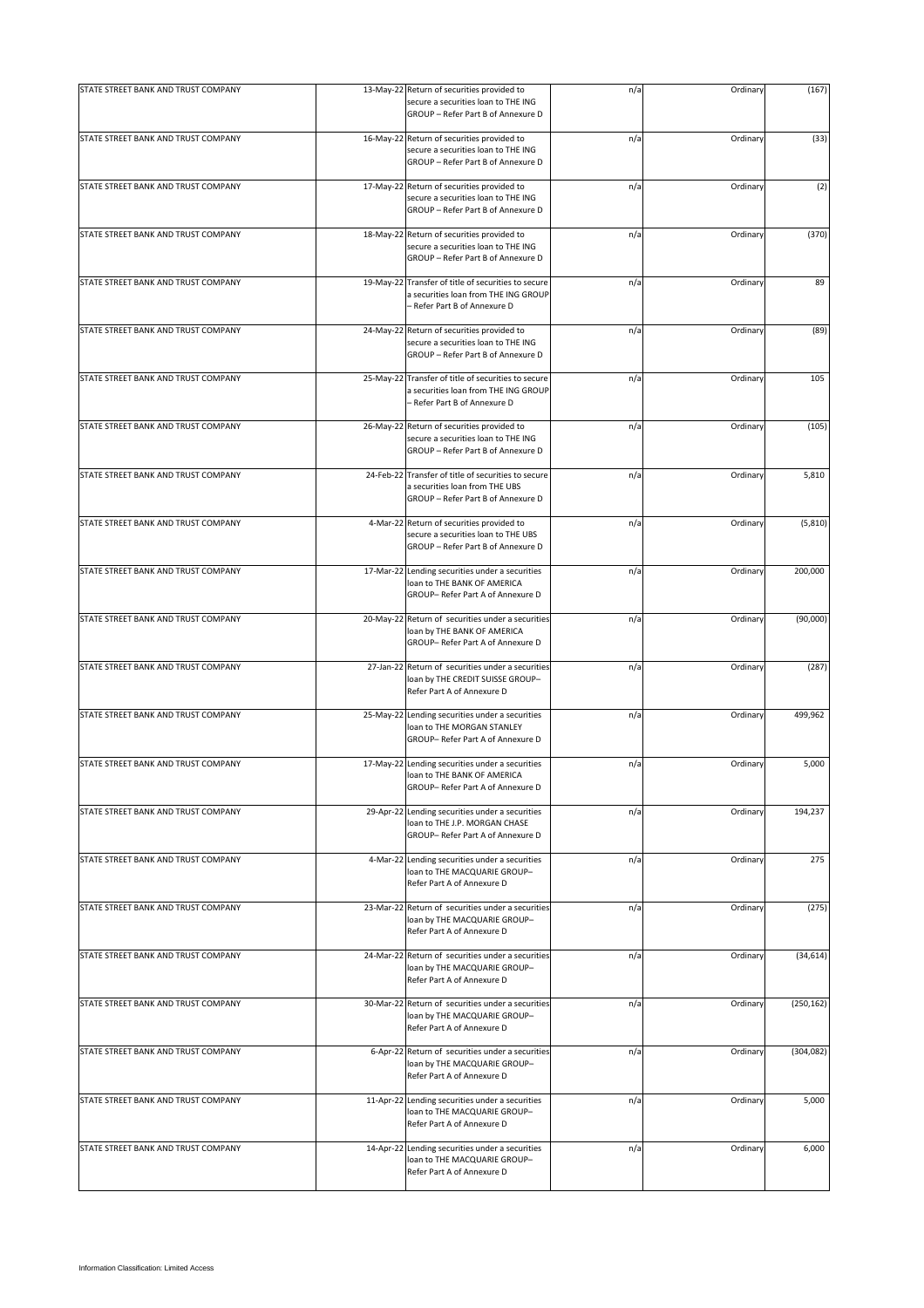| | | | | | |
|---|---|---|---|---|---|
| STATE STREET BANK AND TRUST COMPANY | 13-May-22 | Return of securities provided to secure a securities loan to THE ING GROUP – Refer Part B of Annexure D | n/a | Ordinary | (167) |
| STATE STREET BANK AND TRUST COMPANY | 16-May-22 | Return of securities provided to secure a securities loan to THE ING GROUP – Refer Part B of Annexure D | n/a | Ordinary | (33) |
| STATE STREET BANK AND TRUST COMPANY | 17-May-22 | Return of securities provided to secure a securities loan to THE ING GROUP – Refer Part B of Annexure D | n/a | Ordinary | (2) |
| STATE STREET BANK AND TRUST COMPANY | 18-May-22 | Return of securities provided to secure a securities loan to THE ING GROUP – Refer Part B of Annexure D | n/a | Ordinary | (370) |
| STATE STREET BANK AND TRUST COMPANY | 19-May-22 | Transfer of title of securities to secure a securities loan from THE ING GROUP – Refer Part B of Annexure D | n/a | Ordinary | 89 |
| STATE STREET BANK AND TRUST COMPANY | 24-May-22 | Return of securities provided to secure a securities loan to THE ING GROUP – Refer Part B of Annexure D | n/a | Ordinary | (89) |
| STATE STREET BANK AND TRUST COMPANY | 25-May-22 | Transfer of title of securities to secure a securities loan from THE ING GROUP – Refer Part B of Annexure D | n/a | Ordinary | 105 |
| STATE STREET BANK AND TRUST COMPANY | 26-May-22 | Return of securities provided to secure a securities loan to THE ING GROUP – Refer Part B of Annexure D | n/a | Ordinary | (105) |
| STATE STREET BANK AND TRUST COMPANY | 24-Feb-22 | Transfer of title of securities to secure a securities loan from THE UBS GROUP – Refer Part B of Annexure D | n/a | Ordinary | 5,810 |
| STATE STREET BANK AND TRUST COMPANY | 4-Mar-22 | Return of securities provided to secure a securities loan to THE UBS GROUP – Refer Part B of Annexure D | n/a | Ordinary | (5,810) |
| STATE STREET BANK AND TRUST COMPANY | 17-Mar-22 | Lending securities under a securities loan to THE BANK OF AMERICA GROUP– Refer Part A of Annexure D | n/a | Ordinary | 200,000 |
| STATE STREET BANK AND TRUST COMPANY | 20-May-22 | Return of securities under a securities loan by THE BANK OF AMERICA GROUP– Refer Part A of Annexure D | n/a | Ordinary | (90,000) |
| STATE STREET BANK AND TRUST COMPANY | 27-Jan-22 | Return of securities under a securities loan by THE CREDIT SUISSE GROUP– Refer Part A of Annexure D | n/a | Ordinary | (287) |
| STATE STREET BANK AND TRUST COMPANY | 25-May-22 | Lending securities under a securities loan to THE MORGAN STANLEY GROUP– Refer Part A of Annexure D | n/a | Ordinary | 499,962 |
| STATE STREET BANK AND TRUST COMPANY | 17-May-22 | Lending securities under a securities loan to THE BANK OF AMERICA GROUP– Refer Part A of Annexure D | n/a | Ordinary | 5,000 |
| STATE STREET BANK AND TRUST COMPANY | 29-Apr-22 | Lending securities under a securities loan to THE J.P. MORGAN CHASE GROUP– Refer Part A of Annexure D | n/a | Ordinary | 194,237 |
| STATE STREET BANK AND TRUST COMPANY | 4-Mar-22 | Lending securities under a securities loan to THE MACQUARIE GROUP– Refer Part A of Annexure D | n/a | Ordinary | 275 |
| STATE STREET BANK AND TRUST COMPANY | 23-Mar-22 | Return of securities under a securities loan by THE MACQUARIE GROUP– Refer Part A of Annexure D | n/a | Ordinary | (275) |
| STATE STREET BANK AND TRUST COMPANY | 24-Mar-22 | Return of securities under a securities loan by THE MACQUARIE GROUP– Refer Part A of Annexure D | n/a | Ordinary | (34,614) |
| STATE STREET BANK AND TRUST COMPANY | 30-Mar-22 | Return of securities under a securities loan by THE MACQUARIE GROUP– Refer Part A of Annexure D | n/a | Ordinary | (250,162) |
| STATE STREET BANK AND TRUST COMPANY | 6-Apr-22 | Return of securities under a securities loan by THE MACQUARIE GROUP– Refer Part A of Annexure D | n/a | Ordinary | (304,082) |
| STATE STREET BANK AND TRUST COMPANY | 11-Apr-22 | Lending securities under a securities loan to THE MACQUARIE GROUP– Refer Part A of Annexure D | n/a | Ordinary | 5,000 |
| STATE STREET BANK AND TRUST COMPANY | 14-Apr-22 | Lending securities under a securities loan to THE MACQUARIE GROUP– Refer Part A of Annexure D | n/a | Ordinary | 6,000 |

Information Classification: Limited Access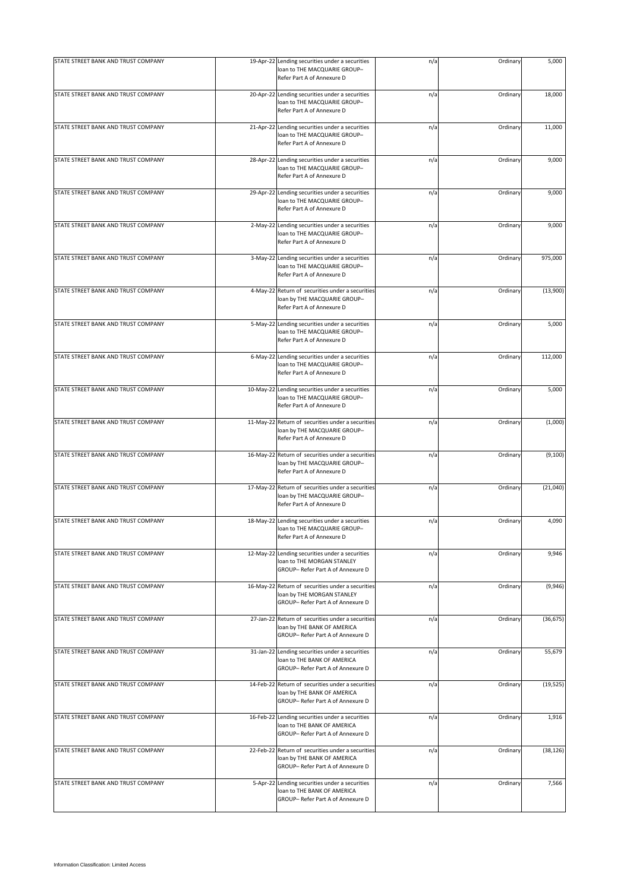| | | | | | |
|---|---|---|---|---|---|
| STATE STREET BANK AND TRUST COMPANY | 19-Apr-22 | Lending securities under a securities loan to THE MACQUARIE GROUP– Refer Part A of Annexure D | n/a | Ordinary | 5,000 |
| STATE STREET BANK AND TRUST COMPANY | 20-Apr-22 | Lending securities under a securities loan to THE MACQUARIE GROUP– Refer Part A of Annexure D | n/a | Ordinary | 18,000 |
| STATE STREET BANK AND TRUST COMPANY | 21-Apr-22 | Lending securities under a securities loan to THE MACQUARIE GROUP– Refer Part A of Annexure D | n/a | Ordinary | 11,000 |
| STATE STREET BANK AND TRUST COMPANY | 28-Apr-22 | Lending securities under a securities loan to THE MACQUARIE GROUP– Refer Part A of Annexure D | n/a | Ordinary | 9,000 |
| STATE STREET BANK AND TRUST COMPANY | 29-Apr-22 | Lending securities under a securities loan to THE MACQUARIE GROUP– Refer Part A of Annexure D | n/a | Ordinary | 9,000 |
| STATE STREET BANK AND TRUST COMPANY | 2-May-22 | Lending securities under a securities loan to THE MACQUARIE GROUP– Refer Part A of Annexure D | n/a | Ordinary | 9,000 |
| STATE STREET BANK AND TRUST COMPANY | 3-May-22 | Lending securities under a securities loan to THE MACQUARIE GROUP– Refer Part A of Annexure D | n/a | Ordinary | 975,000 |
| STATE STREET BANK AND TRUST COMPANY | 4-May-22 | Return of securities under a securities loan by THE MACQUARIE GROUP– Refer Part A of Annexure D | n/a | Ordinary | (13,900) |
| STATE STREET BANK AND TRUST COMPANY | 5-May-22 | Lending securities under a securities loan to THE MACQUARIE GROUP– Refer Part A of Annexure D | n/a | Ordinary | 5,000 |
| STATE STREET BANK AND TRUST COMPANY | 6-May-22 | Lending securities under a securities loan to THE MACQUARIE GROUP– Refer Part A of Annexure D | n/a | Ordinary | 112,000 |
| STATE STREET BANK AND TRUST COMPANY | 10-May-22 | Lending securities under a securities loan to THE MACQUARIE GROUP– Refer Part A of Annexure D | n/a | Ordinary | 5,000 |
| STATE STREET BANK AND TRUST COMPANY | 11-May-22 | Return of securities under a securities loan by THE MACQUARIE GROUP– Refer Part A of Annexure D | n/a | Ordinary | (1,000) |
| STATE STREET BANK AND TRUST COMPANY | 16-May-22 | Return of securities under a securities loan by THE MACQUARIE GROUP– Refer Part A of Annexure D | n/a | Ordinary | (9,100) |
| STATE STREET BANK AND TRUST COMPANY | 17-May-22 | Return of securities under a securities loan by THE MACQUARIE GROUP– Refer Part A of Annexure D | n/a | Ordinary | (21,040) |
| STATE STREET BANK AND TRUST COMPANY | 18-May-22 | Lending securities under a securities loan to THE MACQUARIE GROUP– Refer Part A of Annexure D | n/a | Ordinary | 4,090 |
| STATE STREET BANK AND TRUST COMPANY | 12-May-22 | Lending securities under a securities loan to THE MORGAN STANLEY GROUP– Refer Part A of Annexure D | n/a | Ordinary | 9,946 |
| STATE STREET BANK AND TRUST COMPANY | 16-May-22 | Return of securities under a securities loan by THE MORGAN STANLEY GROUP– Refer Part A of Annexure D | n/a | Ordinary | (9,946) |
| STATE STREET BANK AND TRUST COMPANY | 27-Jan-22 | Return of securities under a securities loan by THE BANK OF AMERICA GROUP– Refer Part A of Annexure D | n/a | Ordinary | (36,675) |
| STATE STREET BANK AND TRUST COMPANY | 31-Jan-22 | Lending securities under a securities loan to THE BANK OF AMERICA GROUP– Refer Part A of Annexure D | n/a | Ordinary | 55,679 |
| STATE STREET BANK AND TRUST COMPANY | 14-Feb-22 | Return of securities under a securities loan by THE BANK OF AMERICA GROUP– Refer Part A of Annexure D | n/a | Ordinary | (19,525) |
| STATE STREET BANK AND TRUST COMPANY | 16-Feb-22 | Lending securities under a securities loan to THE BANK OF AMERICA GROUP– Refer Part A of Annexure D | n/a | Ordinary | 1,916 |
| STATE STREET BANK AND TRUST COMPANY | 22-Feb-22 | Return of securities under a securities loan by THE BANK OF AMERICA GROUP– Refer Part A of Annexure D | n/a | Ordinary | (38,126) |
| STATE STREET BANK AND TRUST COMPANY | 5-Apr-22 | Lending securities under a securities loan to THE BANK OF AMERICA GROUP– Refer Part A of Annexure D | n/a | Ordinary | 7,566 |

Information Classification: Limited Access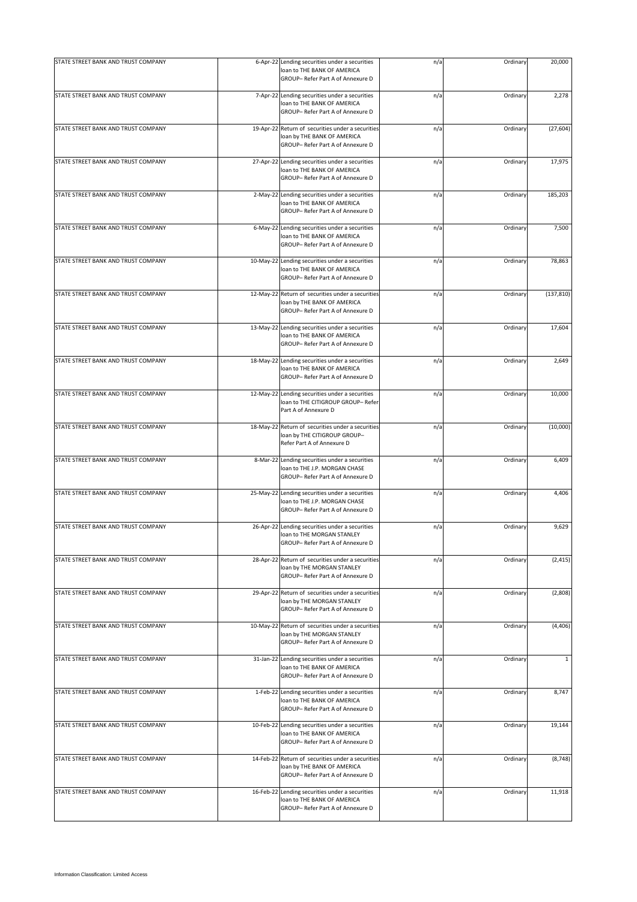| | | | | | |
|---|---|---|---|---|---|
| STATE STREET BANK AND TRUST COMPANY | 6-Apr-22 | Lending securities under a securities loan to THE BANK OF AMERICA GROUP– Refer Part A of Annexure D | n/a | Ordinary | 20,000 |
| STATE STREET BANK AND TRUST COMPANY | 7-Apr-22 | Lending securities under a securities loan to THE BANK OF AMERICA GROUP– Refer Part A of Annexure D | n/a | Ordinary | 2,278 |
| STATE STREET BANK AND TRUST COMPANY | 19-Apr-22 | Return of securities under a securities loan by THE BANK OF AMERICA GROUP– Refer Part A of Annexure D | n/a | Ordinary | (27,604) |
| STATE STREET BANK AND TRUST COMPANY | 27-Apr-22 | Lending securities under a securities loan to THE BANK OF AMERICA GROUP– Refer Part A of Annexure D | n/a | Ordinary | 17,975 |
| STATE STREET BANK AND TRUST COMPANY | 2-May-22 | Lending securities under a securities loan to THE BANK OF AMERICA GROUP– Refer Part A of Annexure D | n/a | Ordinary | 185,203 |
| STATE STREET BANK AND TRUST COMPANY | 6-May-22 | Lending securities under a securities loan to THE BANK OF AMERICA GROUP– Refer Part A of Annexure D | n/a | Ordinary | 7,500 |
| STATE STREET BANK AND TRUST COMPANY | 10-May-22 | Lending securities under a securities loan to THE BANK OF AMERICA GROUP– Refer Part A of Annexure D | n/a | Ordinary | 78,863 |
| STATE STREET BANK AND TRUST COMPANY | 12-May-22 | Return of securities under a securities loan by THE BANK OF AMERICA GROUP– Refer Part A of Annexure D | n/a | Ordinary | (137,810) |
| STATE STREET BANK AND TRUST COMPANY | 13-May-22 | Lending securities under a securities loan to THE BANK OF AMERICA GROUP– Refer Part A of Annexure D | n/a | Ordinary | 17,604 |
| STATE STREET BANK AND TRUST COMPANY | 18-May-22 | Lending securities under a securities loan to THE BANK OF AMERICA GROUP– Refer Part A of Annexure D | n/a | Ordinary | 2,649 |
| STATE STREET BANK AND TRUST COMPANY | 12-May-22 | Lending securities under a securities loan to THE CITIGROUP GROUP– Refer Part A of Annexure D | n/a | Ordinary | 10,000 |
| STATE STREET BANK AND TRUST COMPANY | 18-May-22 | Return of securities under a securities loan by THE CITIGROUP GROUP– Refer Part A of Annexure D | n/a | Ordinary | (10,000) |
| STATE STREET BANK AND TRUST COMPANY | 8-Mar-22 | Lending securities under a securities loan to THE J.P. MORGAN CHASE GROUP– Refer Part A of Annexure D | n/a | Ordinary | 6,409 |
| STATE STREET BANK AND TRUST COMPANY | 25-May-22 | Lending securities under a securities loan to THE J.P. MORGAN CHASE GROUP– Refer Part A of Annexure D | n/a | Ordinary | 4,406 |
| STATE STREET BANK AND TRUST COMPANY | 26-Apr-22 | Lending securities under a securities loan to THE MORGAN STANLEY GROUP– Refer Part A of Annexure D | n/a | Ordinary | 9,629 |
| STATE STREET BANK AND TRUST COMPANY | 28-Apr-22 | Return of securities under a securities loan by THE MORGAN STANLEY GROUP– Refer Part A of Annexure D | n/a | Ordinary | (2,415) |
| STATE STREET BANK AND TRUST COMPANY | 29-Apr-22 | Return of securities under a securities loan by THE MORGAN STANLEY GROUP– Refer Part A of Annexure D | n/a | Ordinary | (2,808) |
| STATE STREET BANK AND TRUST COMPANY | 10-May-22 | Return of securities under a securities loan by THE MORGAN STANLEY GROUP– Refer Part A of Annexure D | n/a | Ordinary | (4,406) |
| STATE STREET BANK AND TRUST COMPANY | 31-Jan-22 | Lending securities under a securities loan to THE BANK OF AMERICA GROUP– Refer Part A of Annexure D | n/a | Ordinary | 1 |
| STATE STREET BANK AND TRUST COMPANY | 1-Feb-22 | Lending securities under a securities loan to THE BANK OF AMERICA GROUP– Refer Part A of Annexure D | n/a | Ordinary | 8,747 |
| STATE STREET BANK AND TRUST COMPANY | 10-Feb-22 | Lending securities under a securities loan to THE BANK OF AMERICA GROUP– Refer Part A of Annexure D | n/a | Ordinary | 19,144 |
| STATE STREET BANK AND TRUST COMPANY | 14-Feb-22 | Return of securities under a securities loan by THE BANK OF AMERICA GROUP– Refer Part A of Annexure D | n/a | Ordinary | (8,748) |
| STATE STREET BANK AND TRUST COMPANY | 16-Feb-22 | Lending securities under a securities loan to THE BANK OF AMERICA GROUP– Refer Part A of Annexure D | n/a | Ordinary | 11,918 |

Information Classification: Limited Access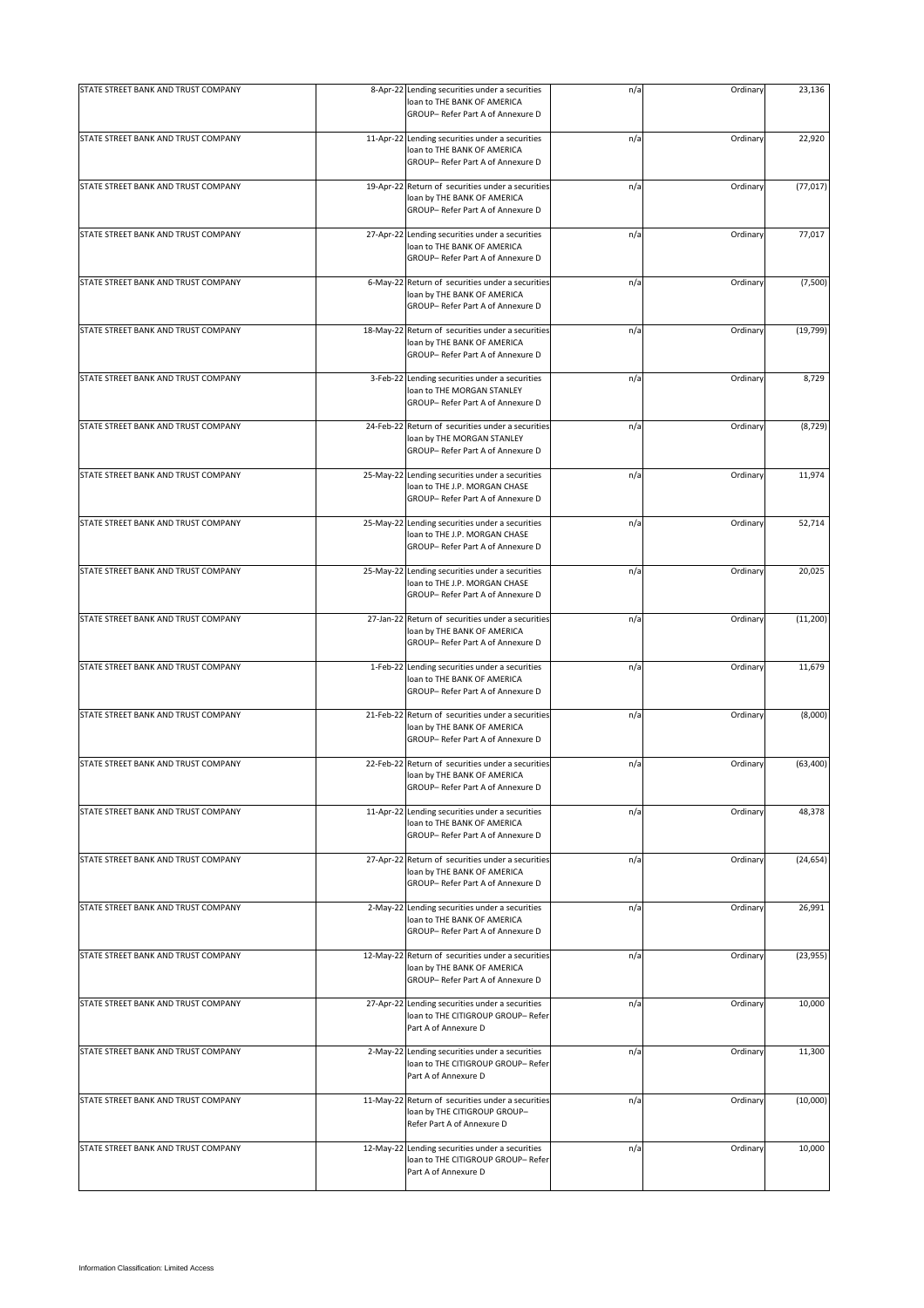| | | | | | |
|---|---|---|---|---|---|
| STATE STREET BANK AND TRUST COMPANY | 8-Apr-22 | Lending securities under a securities loan to THE BANK OF AMERICA GROUP– Refer Part A of Annexure D | n/a | Ordinary | 23,136 |
| STATE STREET BANK AND TRUST COMPANY | 11-Apr-22 | Lending securities under a securities loan to THE BANK OF AMERICA GROUP– Refer Part A of Annexure D | n/a | Ordinary | 22,920 |
| STATE STREET BANK AND TRUST COMPANY | 19-Apr-22 | Return of securities under a securities loan by THE BANK OF AMERICA GROUP– Refer Part A of Annexure D | n/a | Ordinary | (77,017) |
| STATE STREET BANK AND TRUST COMPANY | 27-Apr-22 | Lending securities under a securities loan to THE BANK OF AMERICA GROUP– Refer Part A of Annexure D | n/a | Ordinary | 77,017 |
| STATE STREET BANK AND TRUST COMPANY | 6-May-22 | Return of securities under a securities loan by THE BANK OF AMERICA GROUP– Refer Part A of Annexure D | n/a | Ordinary | (7,500) |
| STATE STREET BANK AND TRUST COMPANY | 18-May-22 | Return of securities under a securities loan by THE BANK OF AMERICA GROUP– Refer Part A of Annexure D | n/a | Ordinary | (19,799) |
| STATE STREET BANK AND TRUST COMPANY | 3-Feb-22 | Lending securities under a securities loan to THE MORGAN STANLEY GROUP– Refer Part A of Annexure D | n/a | Ordinary | 8,729 |
| STATE STREET BANK AND TRUST COMPANY | 24-Feb-22 | Return of securities under a securities loan by THE MORGAN STANLEY GROUP– Refer Part A of Annexure D | n/a | Ordinary | (8,729) |
| STATE STREET BANK AND TRUST COMPANY | 25-May-22 | Lending securities under a securities loan to THE J.P. MORGAN CHASE GROUP– Refer Part A of Annexure D | n/a | Ordinary | 11,974 |
| STATE STREET BANK AND TRUST COMPANY | 25-May-22 | Lending securities under a securities loan to THE J.P. MORGAN CHASE GROUP– Refer Part A of Annexure D | n/a | Ordinary | 52,714 |
| STATE STREET BANK AND TRUST COMPANY | 25-May-22 | Lending securities under a securities loan to THE J.P. MORGAN CHASE GROUP– Refer Part A of Annexure D | n/a | Ordinary | 20,025 |
| STATE STREET BANK AND TRUST COMPANY | 27-Jan-22 | Return of securities under a securities loan by THE BANK OF AMERICA GROUP– Refer Part A of Annexure D | n/a | Ordinary | (11,200) |
| STATE STREET BANK AND TRUST COMPANY | 1-Feb-22 | Lending securities under a securities loan to THE BANK OF AMERICA GROUP– Refer Part A of Annexure D | n/a | Ordinary | 11,679 |
| STATE STREET BANK AND TRUST COMPANY | 21-Feb-22 | Return of securities under a securities loan by THE BANK OF AMERICA GROUP– Refer Part A of Annexure D | n/a | Ordinary | (8,000) |
| STATE STREET BANK AND TRUST COMPANY | 22-Feb-22 | Return of securities under a securities loan by THE BANK OF AMERICA GROUP– Refer Part A of Annexure D | n/a | Ordinary | (63,400) |
| STATE STREET BANK AND TRUST COMPANY | 11-Apr-22 | Lending securities under a securities loan to THE BANK OF AMERICA GROUP– Refer Part A of Annexure D | n/a | Ordinary | 48,378 |
| STATE STREET BANK AND TRUST COMPANY | 27-Apr-22 | Return of securities under a securities loan by THE BANK OF AMERICA GROUP– Refer Part A of Annexure D | n/a | Ordinary | (24,654) |
| STATE STREET BANK AND TRUST COMPANY | 2-May-22 | Lending securities under a securities loan to THE BANK OF AMERICA GROUP– Refer Part A of Annexure D | n/a | Ordinary | 26,991 |
| STATE STREET BANK AND TRUST COMPANY | 12-May-22 | Return of securities under a securities loan by THE BANK OF AMERICA GROUP– Refer Part A of Annexure D | n/a | Ordinary | (23,955) |
| STATE STREET BANK AND TRUST COMPANY | 27-Apr-22 | Lending securities under a securities loan to THE CITIGROUP GROUP– Refer Part A of Annexure D | n/a | Ordinary | 10,000 |
| STATE STREET BANK AND TRUST COMPANY | 2-May-22 | Lending securities under a securities loan to THE CITIGROUP GROUP– Refer Part A of Annexure D | n/a | Ordinary | 11,300 |
| STATE STREET BANK AND TRUST COMPANY | 11-May-22 | Return of securities under a securities loan by THE CITIGROUP GROUP– Refer Part A of Annexure D | n/a | Ordinary | (10,000) |
| STATE STREET BANK AND TRUST COMPANY | 12-May-22 | Lending securities under a securities loan to THE CITIGROUP GROUP– Refer Part A of Annexure D | n/a | Ordinary | 10,000 |

Information Classification: Limited Access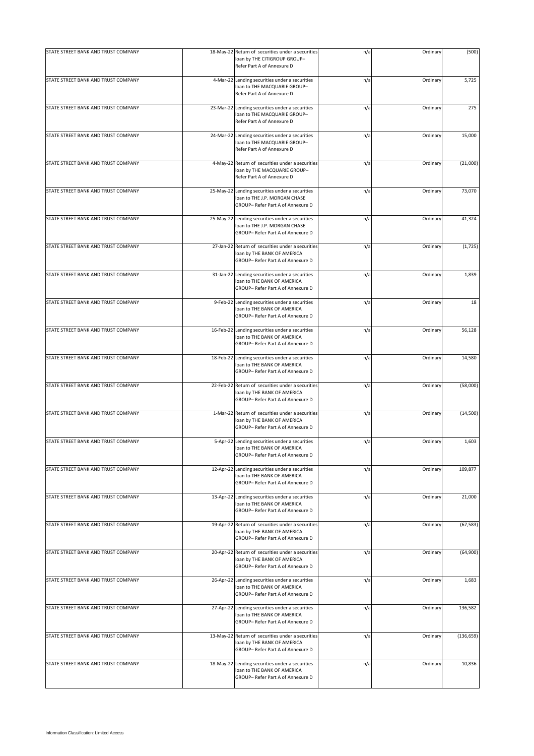| | | | | | |
|---|---|---|---|---|---|
| STATE STREET BANK AND TRUST COMPANY | 18-May-22 | Return of securities under a securities loan by THE CITIGROUP GROUP– Refer Part A of Annexure D | n/a | Ordinary | (500) |
| STATE STREET BANK AND TRUST COMPANY | 4-Mar-22 | Lending securities under a securities loan to THE MACQUARIE GROUP– Refer Part A of Annexure D | n/a | Ordinary | 5,725 |
| STATE STREET BANK AND TRUST COMPANY | 23-Mar-22 | Lending securities under a securities loan to THE MACQUARIE GROUP– Refer Part A of Annexure D | n/a | Ordinary | 275 |
| STATE STREET BANK AND TRUST COMPANY | 24-Mar-22 | Lending securities under a securities loan to THE MACQUARIE GROUP– Refer Part A of Annexure D | n/a | Ordinary | 15,000 |
| STATE STREET BANK AND TRUST COMPANY | 4-May-22 | Return of securities under a securities loan by THE MACQUARIE GROUP– Refer Part A of Annexure D | n/a | Ordinary | (21,000) |
| STATE STREET BANK AND TRUST COMPANY | 25-May-22 | Lending securities under a securities loan to THE J.P. MORGAN CHASE GROUP– Refer Part A of Annexure D | n/a | Ordinary | 73,070 |
| STATE STREET BANK AND TRUST COMPANY | 25-May-22 | Lending securities under a securities loan to THE J.P. MORGAN CHASE GROUP– Refer Part A of Annexure D | n/a | Ordinary | 41,324 |
| STATE STREET BANK AND TRUST COMPANY | 27-Jan-22 | Return of securities under a securities loan by THE BANK OF AMERICA GROUP– Refer Part A of Annexure D | n/a | Ordinary | (1,725) |
| STATE STREET BANK AND TRUST COMPANY | 31-Jan-22 | Lending securities under a securities loan to THE BANK OF AMERICA GROUP– Refer Part A of Annexure D | n/a | Ordinary | 1,839 |
| STATE STREET BANK AND TRUST COMPANY | 9-Feb-22 | Lending securities under a securities loan to THE BANK OF AMERICA GROUP– Refer Part A of Annexure D | n/a | Ordinary | 18 |
| STATE STREET BANK AND TRUST COMPANY | 16-Feb-22 | Lending securities under a securities loan to THE BANK OF AMERICA GROUP– Refer Part A of Annexure D | n/a | Ordinary | 56,128 |
| STATE STREET BANK AND TRUST COMPANY | 18-Feb-22 | Lending securities under a securities loan to THE BANK OF AMERICA GROUP– Refer Part A of Annexure D | n/a | Ordinary | 14,580 |
| STATE STREET BANK AND TRUST COMPANY | 22-Feb-22 | Return of securities under a securities loan by THE BANK OF AMERICA GROUP– Refer Part A of Annexure D | n/a | Ordinary | (58,000) |
| STATE STREET BANK AND TRUST COMPANY | 1-Mar-22 | Return of securities under a securities loan by THE BANK OF AMERICA GROUP– Refer Part A of Annexure D | n/a | Ordinary | (14,500) |
| STATE STREET BANK AND TRUST COMPANY | 5-Apr-22 | Lending securities under a securities loan to THE BANK OF AMERICA GROUP– Refer Part A of Annexure D | n/a | Ordinary | 1,603 |
| STATE STREET BANK AND TRUST COMPANY | 12-Apr-22 | Lending securities under a securities loan to THE BANK OF AMERICA GROUP– Refer Part A of Annexure D | n/a | Ordinary | 109,877 |
| STATE STREET BANK AND TRUST COMPANY | 13-Apr-22 | Lending securities under a securities loan to THE BANK OF AMERICA GROUP– Refer Part A of Annexure D | n/a | Ordinary | 21,000 |
| STATE STREET BANK AND TRUST COMPANY | 19-Apr-22 | Return of securities under a securities loan by THE BANK OF AMERICA GROUP– Refer Part A of Annexure D | n/a | Ordinary | (67,583) |
| STATE STREET BANK AND TRUST COMPANY | 20-Apr-22 | Return of securities under a securities loan by THE BANK OF AMERICA GROUP– Refer Part A of Annexure D | n/a | Ordinary | (64,900) |
| STATE STREET BANK AND TRUST COMPANY | 26-Apr-22 | Lending securities under a securities loan to THE BANK OF AMERICA GROUP– Refer Part A of Annexure D | n/a | Ordinary | 1,683 |
| STATE STREET BANK AND TRUST COMPANY | 27-Apr-22 | Lending securities under a securities loan to THE BANK OF AMERICA GROUP– Refer Part A of Annexure D | n/a | Ordinary | 136,582 |
| STATE STREET BANK AND TRUST COMPANY | 13-May-22 | Return of securities under a securities loan by THE BANK OF AMERICA GROUP– Refer Part A of Annexure D | n/a | Ordinary | (136,659) |
| STATE STREET BANK AND TRUST COMPANY | 18-May-22 | Lending securities under a securities loan to THE BANK OF AMERICA GROUP– Refer Part A of Annexure D | n/a | Ordinary | 10,836 |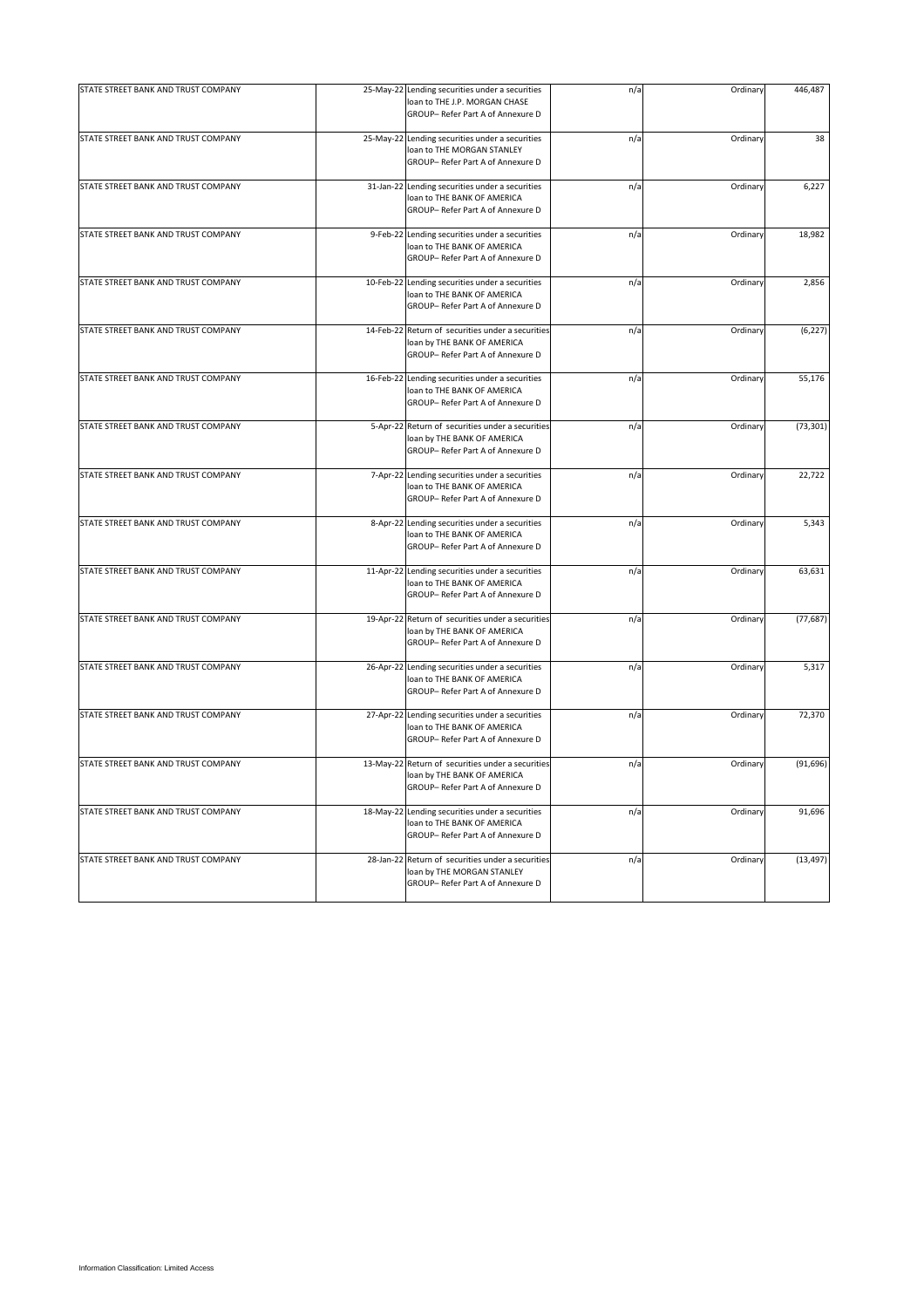| | | | | | |
|---|---|---|---|---|---|
| STATE STREET BANK AND TRUST COMPANY | 25-May-22 | Lending securities under a securities loan to THE J.P. MORGAN CHASE GROUP– Refer Part A of Annexure D | n/a | Ordinary | 446,487 |
| STATE STREET BANK AND TRUST COMPANY | 25-May-22 | Lending securities under a securities loan to THE MORGAN STANLEY GROUP– Refer Part A of Annexure D | n/a | Ordinary | 38 |
| STATE STREET BANK AND TRUST COMPANY | 31-Jan-22 | Lending securities under a securities loan to THE BANK OF AMERICA GROUP– Refer Part A of Annexure D | n/a | Ordinary | 6,227 |
| STATE STREET BANK AND TRUST COMPANY | 9-Feb-22 | Lending securities under a securities loan to THE BANK OF AMERICA GROUP– Refer Part A of Annexure D | n/a | Ordinary | 18,982 |
| STATE STREET BANK AND TRUST COMPANY | 10-Feb-22 | Lending securities under a securities loan to THE BANK OF AMERICA GROUP– Refer Part A of Annexure D | n/a | Ordinary | 2,856 |
| STATE STREET BANK AND TRUST COMPANY | 14-Feb-22 | Return of securities under a securities loan by THE BANK OF AMERICA GROUP– Refer Part A of Annexure D | n/a | Ordinary | (6,227) |
| STATE STREET BANK AND TRUST COMPANY | 16-Feb-22 | Lending securities under a securities loan to THE BANK OF AMERICA GROUP– Refer Part A of Annexure D | n/a | Ordinary | 55,176 |
| STATE STREET BANK AND TRUST COMPANY | 5-Apr-22 | Return of securities under a securities loan by THE BANK OF AMERICA GROUP– Refer Part A of Annexure D | n/a | Ordinary | (73,301) |
| STATE STREET BANK AND TRUST COMPANY | 7-Apr-22 | Lending securities under a securities loan to THE BANK OF AMERICA GROUP– Refer Part A of Annexure D | n/a | Ordinary | 22,722 |
| STATE STREET BANK AND TRUST COMPANY | 8-Apr-22 | Lending securities under a securities loan to THE BANK OF AMERICA GROUP– Refer Part A of Annexure D | n/a | Ordinary | 5,343 |
| STATE STREET BANK AND TRUST COMPANY | 11-Apr-22 | Lending securities under a securities loan to THE BANK OF AMERICA GROUP– Refer Part A of Annexure D | n/a | Ordinary | 63,631 |
| STATE STREET BANK AND TRUST COMPANY | 19-Apr-22 | Return of securities under a securities loan by THE BANK OF AMERICA GROUP– Refer Part A of Annexure D | n/a | Ordinary | (77,687) |
| STATE STREET BANK AND TRUST COMPANY | 26-Apr-22 | Lending securities under a securities loan to THE BANK OF AMERICA GROUP– Refer Part A of Annexure D | n/a | Ordinary | 5,317 |
| STATE STREET BANK AND TRUST COMPANY | 27-Apr-22 | Lending securities under a securities loan to THE BANK OF AMERICA GROUP– Refer Part A of Annexure D | n/a | Ordinary | 72,370 |
| STATE STREET BANK AND TRUST COMPANY | 13-May-22 | Return of securities under a securities loan by THE BANK OF AMERICA GROUP– Refer Part A of Annexure D | n/a | Ordinary | (91,696) |
| STATE STREET BANK AND TRUST COMPANY | 18-May-22 | Lending securities under a securities loan to THE BANK OF AMERICA GROUP– Refer Part A of Annexure D | n/a | Ordinary | 91,696 |
| STATE STREET BANK AND TRUST COMPANY | 28-Jan-22 | Return of securities under a securities loan by THE MORGAN STANLEY GROUP– Refer Part A of Annexure D | n/a | Ordinary | (13,497) |

Information Classification: Limited Access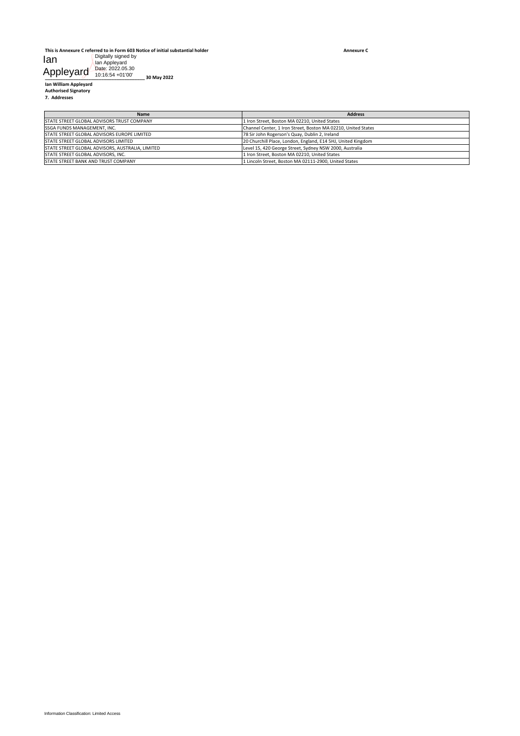**This is Annexure C referred to in Form 603 Notice of initial substantial holder** **Annexure C**

Ian Appleyard — Digitally signed by Ian Appleyard Date: 2022.05.30 10:16:54 +01'00' **30 May 2022**

**Ian William Appleyard**
**Authorised Signatory**

**7. Addresses**

| Name | Address |
|---|---|
| STATE STREET GLOBAL ADVISORS TRUST COMPANY | 1 Iron Street, Boston MA 02210, United States |
| SSGA FUNDS MANAGEMENT, INC. | Channel Center, 1 Iron Street, Boston MA 02210, United States |
| STATE STREET GLOBAL ADVISORS EUROPE LIMITED | 78 Sir John Rogerson's Quay, Dublin 2, Ireland |
| STATE STREET GLOBAL ADVISORS LIMITED | 20 Churchill Place, London, England, E14 5HJ, United Kingdom |
| STATE STREET GLOBAL ADVISORS, AUSTRALIA, LIMITED | Level 15, 420 George Street, Sydney NSW 2000, Australia |
| STATE STREET GLOBAL ADVISORS, INC. | 1 Iron Street, Boston MA 02210, United States |
| STATE STREET BANK AND TRUST COMPANY | 1 Lincoln Street, Boston MA 02111-2900, United States |

Information Classification: Limited Access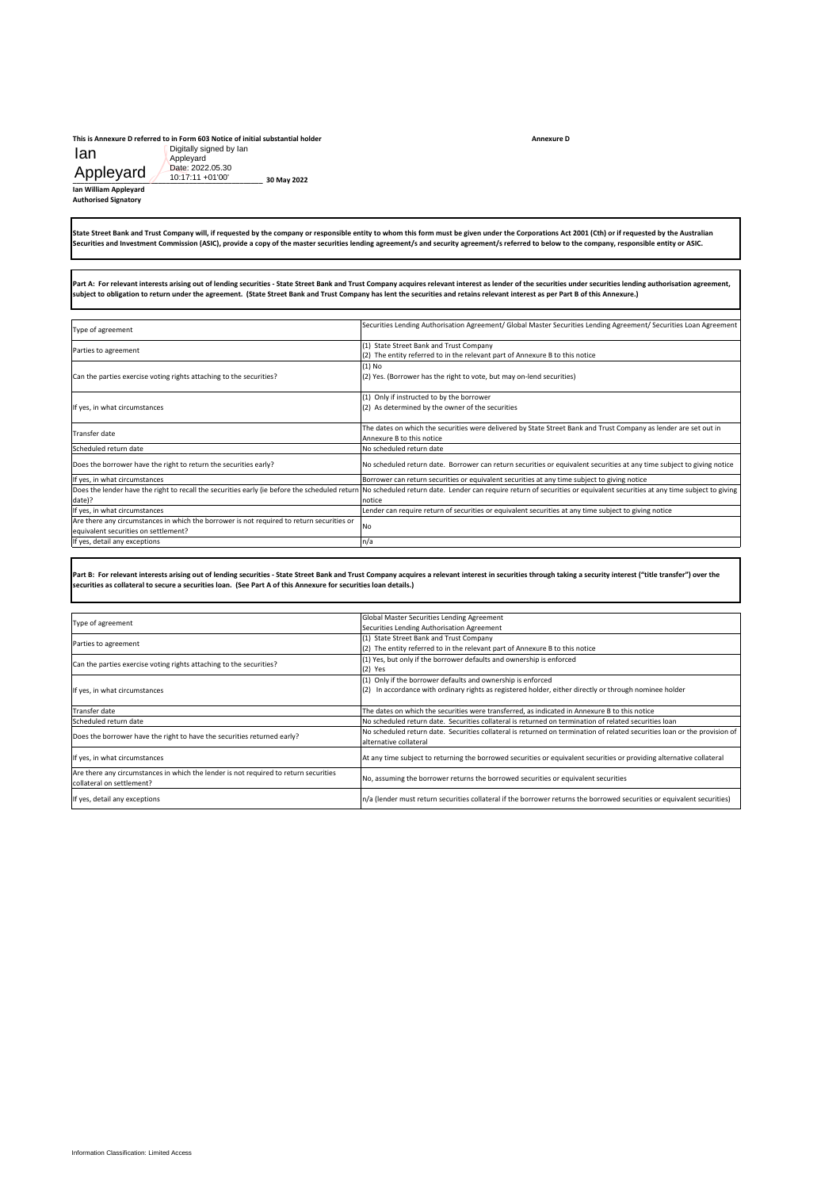**This is Annexure D referred to in Form 603 Notice of initial substantial holder** **Annexure D**

Ian Appleyard — Digitally signed by Ian Appleyard Date: 2022.05.30 10:17:11 +01'00' **30 May 2022**

**Ian William Appleyard**
**Authorised Signatory**

**State Street Bank and Trust Company will, if requested by the company or responsible entity to whom this form must be given under the Corporations Act 2001 (Cth) or if requested by the Australian Securities and Investment Commission (ASIC), provide a copy of the master securities lending agreement/s and security agreement/s referred to below to the company, responsible entity or ASIC.**

**Part A: For relevant interests arising out of lending securities - State Street Bank and Trust Company acquires relevant interest as lender of the securities under securities lending authorisation agreement, subject to obligation to return under the agreement. (State Street Bank and Trust Company has lent the securities and retains relevant interest as per Part B of this Annexure.)**

| | |
|---|---|
| Type of agreement | Securities Lending Authorisation Agreement/ Global Master Securities Lending Agreement/ Securities Loan Agreement |
| Parties to agreement | (1) State Street Bank and Trust Company<br>(2) The entity referred to in the relevant part of Annexure B to this notice |
| Can the parties exercise voting rights attaching to the securities? | (1) No<br>(2) Yes. (Borrower has the right to vote, but may on-lend securities) |
| If yes, in what circumstances | (1) Only if instructed to by the borrower<br>(2) As determined by the owner of the securities |
| Transfer date | The dates on which the securities were delivered by State Street Bank and Trust Company as lender are set out in Annexure B to this notice |
| Scheduled return date | No scheduled return date |
| Does the borrower have the right to return the securities early? | No scheduled return date. Borrower can return securities or equivalent securities at any time subject to giving notice |
| If yes, in what circumstances | Borrower can return securities or equivalent securities at any time subject to giving notice |
| Does the lender have the right to recall the securities early (ie before the scheduled return date)? | No scheduled return date. Lender can require return of securities or equivalent securities at any time subject to giving notice |
| If yes, in what circumstances | Lender can require return of securities or equivalent securities at any time subject to giving notice |
| Are there any circumstances in which the borrower is not required to return securities or equivalent securities on settlement? | No |
| If yes, detail any exceptions | n/a |

**Part B: For relevant interests arising out of lending securities - State Street Bank and Trust Company acquires a relevant interest in securities through taking a security interest ("title transfer") over the securities as collateral to secure a securities loan. (See Part A of this Annexure for securities loan details.)**

| | |
|---|---|
| Type of agreement | Global Master Securities Lending Agreement<br>Securities Lending Authorisation Agreement |
| Parties to agreement | (1) State Street Bank and Trust Company<br>(2) The entity referred to in the relevant part of Annexure B to this notice |
| Can the parties exercise voting rights attaching to the securities? | (1) Yes, but only if the borrower defaults and ownership is enforced<br>(2) Yes |
| If yes, in what circumstances | (1) Only if the borrower defaults and ownership is enforced<br>(2) In accordance with ordinary rights as registered holder, either directly or through nominee holder |
| Transfer date | The dates on which the securities were transferred, as indicated in Annexure B to this notice |
| Scheduled return date | No scheduled return date. Securities collateral is returned on termination of related securities loan |
| Does the borrower have the right to have the securities returned early? | No scheduled return date. Securities collateral is returned on termination of related securities loan or the provision of alternative collateral |
| If yes, in what circumstances | At any time subject to returning the borrowed securities or equivalent securities or providing alternative collateral |
| Are there any circumstances in which the lender is not required to return securities collateral on settlement? | No, assuming the borrower returns the borrowed securities or equivalent securities |
| If yes, detail any exceptions | n/a (lender must return securities collateral if the borrower returns the borrowed securities or equivalent securities) |

Information Classification: Limited Access